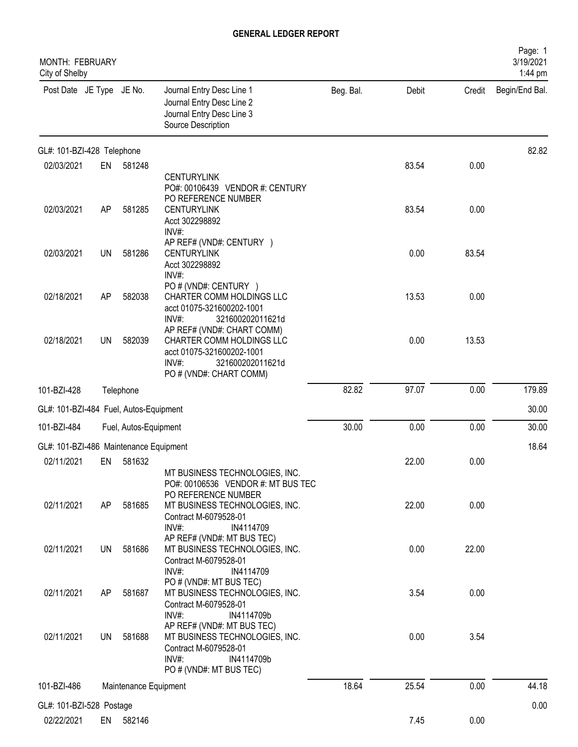# GENERAL LEDGER REPORT

MONTH: FEBRUARY
City of Shelby

Page: 1
3/19/2021
1:44 pm

| Post Date | JE Type | JE No. | Journal Entry Desc Line 1<br>Journal Entry Desc Line 2<br>Journal Entry Desc Line 3<br>Source Description | Beg. Bal. | Debit | Credit | Begin/End Bal. |
|---|---|---|---|---|---|---|---|
| GL#: 101-BZI-428 Telephone | | | | | | | 82.82 |
| 02/03/2021 | EN | 581248 | CENTURYLINK<br>PO#: 00106439 VENDOR #: CENTURY<br>PO REFERENCE NUMBER | | 83.54 | 0.00 | |
| 02/03/2021 | AP | 581285 | CENTURYLINK<br>Acct 302298892<br>INV#:<br>AP REF# (VND#: CENTURY ) | | 83.54 | 0.00 | |
| 02/03/2021 | UN | 581286 | CENTURYLINK<br>Acct 302298892<br>INV#:<br>PO # (VND#: CENTURY ) | | 0.00 | 83.54 | |
| 02/18/2021 | AP | 582038 | CHARTER COMM HOLDINGS LLC<br>acct 01075-321600202-1001<br>INV#: 321600202011621d<br>AP REF# (VND#: CHART COMM) | | 13.53 | 0.00 | |
| 02/18/2021 | UN | 582039 | CHARTER COMM HOLDINGS LLC<br>acct 01075-321600202-1001<br>INV#: 321600202011621d<br>PO # (VND#: CHART COMM) | | 0.00 | 13.53 | |
| 101-BZI-428 | | Telephone | | 82.82 | 97.07 | 0.00 | 179.89 |
| GL#: 101-BZI-484 Fuel, Autos-Equipment | | | | | | | 30.00 |
| 101-BZI-484 | | Fuel, Autos-Equipment | | 30.00 | 0.00 | 0.00 | 30.00 |
| GL#: 101-BZI-486 Maintenance Equipment | | | | | | | 18.64 |
| 02/11/2021 | EN | 581632 | MT BUSINESS TECHNOLOGIES, INC.<br>PO#: 00106536 VENDOR #: MT BUS TEC<br>PO REFERENCE NUMBER | | 22.00 | 0.00 | |
| 02/11/2021 | AP | 581685 | MT BUSINESS TECHNOLOGIES, INC.<br>Contract M-6079528-01<br>INV#: IN4114709<br>AP REF# (VND#: MT BUS TEC) | | 22.00 | 0.00 | |
| 02/11/2021 | UN | 581686 | MT BUSINESS TECHNOLOGIES, INC.<br>Contract M-6079528-01<br>INV#: IN4114709<br>PO # (VND#: MT BUS TEC) | | 0.00 | 22.00 | |
| 02/11/2021 | AP | 581687 | MT BUSINESS TECHNOLOGIES, INC.<br>Contract M-6079528-01<br>INV#: IN4114709b<br>AP REF# (VND#: MT BUS TEC) | | 3.54 | 0.00 | |
| 02/11/2021 | UN | 581688 | MT BUSINESS TECHNOLOGIES, INC.<br>Contract M-6079528-01<br>INV#: IN4114709b<br>PO # (VND#: MT BUS TEC) | | 0.00 | 3.54 | |
| 101-BZI-486 | | Maintenance Equipment | | 18.64 | 25.54 | 0.00 | 44.18 |
| GL#: 101-BZI-528 Postage | | | | | | | 0.00 |
| 02/22/2021 | EN | 582146 | | | 7.45 | 0.00 | |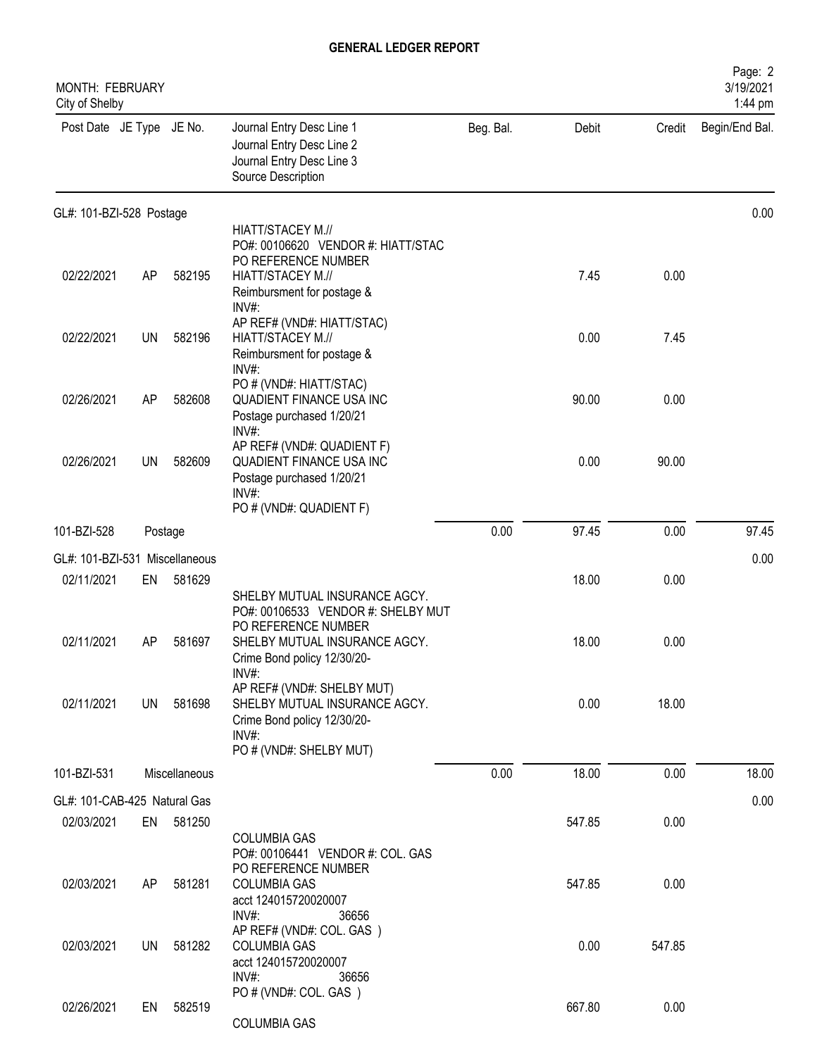# GENERAL LEDGER REPORT

MONTH: FEBRUARY
City of Shelby

| Post Date | JE Type | JE No. | Journal Entry Desc Line 1 / Journal Entry Desc Line 2 / Journal Entry Desc Line 3 / Source Description | Beg. Bal. | Debit | Credit | Begin/End Bal. |
|---|---|---|---|---|---|---|---|
| GL#: 101-BZI-528 Postage | | | | | | | 0.00 |
| | | | HIATT/STACEY M.// PO#: 00106620 VENDOR #: HIATT/STAC PO REFERENCE NUMBER | | | | |
| 02/22/2021 | AP | 582195 | HIATT/STACEY M.// Reimbursment for postage & INV#: AP REF# (VND#: HIATT/STAC) | | 7.45 | 0.00 | |
| 02/22/2021 | UN | 582196 | HIATT/STACEY M.// Reimbursment for postage & INV#: PO # (VND#: HIATT/STAC) | | 0.00 | 7.45 | |
| 02/26/2021 | AP | 582608 | QUADIENT FINANCE USA INC Postage purchased 1/20/21 INV#: AP REF# (VND#: QUADIENT F) | | 90.00 | 0.00 | |
| 02/26/2021 | UN | 582609 | QUADIENT FINANCE USA INC Postage purchased 1/20/21 INV#: PO # (VND#: QUADIENT F) | | 0.00 | 90.00 | |
| 101-BZI-528 | Postage | | | 0.00 | 97.45 | 0.00 | 97.45 |
| GL#: 101-BZI-531 Miscellaneous | | | | | | | 0.00 |
| 02/11/2021 | EN | 581629 | SHELBY MUTUAL INSURANCE AGCY. PO#: 00106533 VENDOR #: SHELBY MUT PO REFERENCE NUMBER | | 18.00 | 0.00 | |
| 02/11/2021 | AP | 581697 | SHELBY MUTUAL INSURANCE AGCY. Crime Bond policy 12/30/20- INV#: AP REF# (VND#: SHELBY MUT) | | 18.00 | 0.00 | |
| 02/11/2021 | UN | 581698 | SHELBY MUTUAL INSURANCE AGCY. Crime Bond policy 12/30/20- INV#: PO # (VND#: SHELBY MUT) | | 0.00 | 18.00 | |
| 101-BZI-531 | Miscellaneous | | | 0.00 | 18.00 | 0.00 | 18.00 |
| GL#: 101-CAB-425 Natural Gas | | | | | | | 0.00 |
| 02/03/2021 | EN | 581250 | COLUMBIA GAS PO#: 00106441 VENDOR #: COL. GAS PO REFERENCE NUMBER | | 547.85 | 0.00 | |
| 02/03/2021 | AP | 581281 | COLUMBIA GAS acct 124015720020007 INV#: 36656 AP REF# (VND#: COL. GAS ) | | 547.85 | 0.00 | |
| 02/03/2021 | UN | 581282 | COLUMBIA GAS acct 124015720020007 INV#: 36656 PO # (VND#: COL. GAS ) | | 0.00 | 547.85 | |
| 02/26/2021 | EN | 582519 | COLUMBIA GAS | | 667.80 | 0.00 | |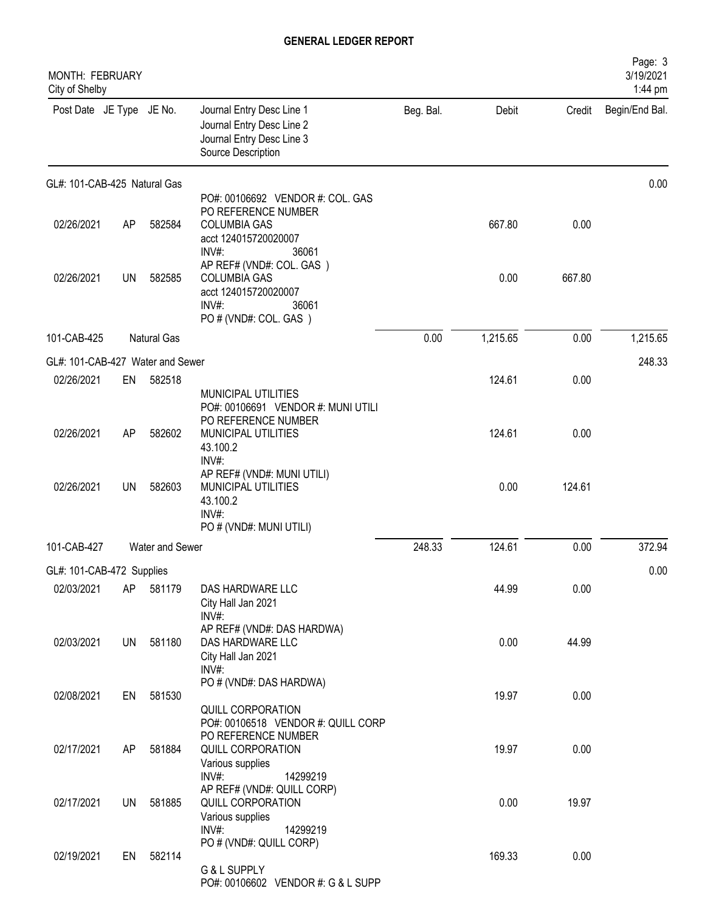# GENERAL LEDGER REPORT

MONTH: FEBRUARY
City of Shelby

| Post Date | JE Type | JE No. | Journal Entry Desc Line 1 / Journal Entry Desc Line 2 / Journal Entry Desc Line 3 / Source Description | Beg. Bal. | Debit | Credit | Begin/End Bal. |
|---|---|---|---|---|---|---|---|
| GL#: 101-CAB-425 Natural Gas | | | | | | | 0.00 |
| | | | PO#: 00106692 VENDOR #: COL. GAS PO REFERENCE NUMBER | | | | |
| 02/26/2021 | AP | 582584 | COLUMBIA GAS acct 124015720020007 INV#: 36061 AP REF# (VND#: COL. GAS ) | | 667.80 | 0.00 | |
| 02/26/2021 | UN | 582585 | COLUMBIA GAS acct 124015720020007 INV#: 36061 PO # (VND#: COL. GAS ) | | 0.00 | 667.80 | |
| 101-CAB-425 | | Natural Gas | | 0.00 | 1,215.65 | 0.00 | 1,215.65 |
| GL#: 101-CAB-427 Water and Sewer | | | | | | | 248.33 |
| 02/26/2021 | EN | 582518 | MUNICIPAL UTILITIES PO#: 00106691 VENDOR #: MUNI UTILI PO REFERENCE NUMBER | | 124.61 | 0.00 | |
| 02/26/2021 | AP | 582602 | MUNICIPAL UTILITIES 43.100.2 INV#: AP REF# (VND#: MUNI UTILI) | | 124.61 | 0.00 | |
| 02/26/2021 | UN | 582603 | MUNICIPAL UTILITIES 43.100.2 INV#: PO # (VND#: MUNI UTILI) | | 0.00 | 124.61 | |
| 101-CAB-427 | | Water and Sewer | | 248.33 | 124.61 | 0.00 | 372.94 |
| GL#: 101-CAB-472 Supplies | | | | | | | 0.00 |
| 02/03/2021 | AP | 581179 | DAS HARDWARE LLC City Hall Jan 2021 INV#: AP REF# (VND#: DAS HARDWA) | | 44.99 | 0.00 | |
| 02/03/2021 | UN | 581180 | DAS HARDWARE LLC City Hall Jan 2021 INV#: PO # (VND#: DAS HARDWA) | | 0.00 | 44.99 | |
| 02/08/2021 | EN | 581530 | QUILL CORPORATION PO#: 00106518 VENDOR #: QUILL CORP PO REFERENCE NUMBER | | 19.97 | 0.00 | |
| 02/17/2021 | AP | 581884 | QUILL CORPORATION Various supplies INV#: 14299219 AP REF# (VND#: QUILL CORP) | | 19.97 | 0.00 | |
| 02/17/2021 | UN | 581885 | QUILL CORPORATION Various supplies INV#: 14299219 PO # (VND#: QUILL CORP) | | 0.00 | 19.97 | |
| 02/19/2021 | EN | 582114 | G & L SUPPLY PO#: 00106602 VENDOR #: G & L SUPP | | 169.33 | 0.00 | |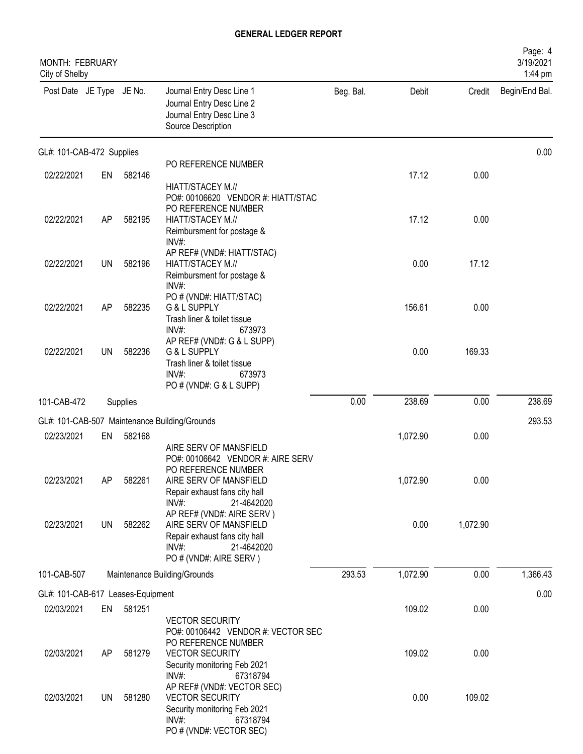# GENERAL LEDGER REPORT

MONTH: FEBRUARY
City of Shelby

| Post Date | JE Type | JE No. | Journal Entry Desc Line 1 / Journal Entry Desc Line 2 / Journal Entry Desc Line 3 / Source Description | Beg. Bal. | Debit | Credit | Begin/End Bal. |
|---|---|---|---|---|---|---|---|
| **GL#: 101-CAB-472 Supplies** | | | | | | | 0.00 |
| 02/22/2021 | EN | 582146 | PO REFERENCE NUMBER<br>HIATT/STACEY M.//<br>PO#: 00106620 VENDOR #: HIATT/STAC | | 17.12 | 0.00 | |
| 02/22/2021 | AP | 582195 | PO REFERENCE NUMBER<br>HIATT/STACEY M.//<br>Reimbursment for postage &<br>INV#:<br>AP REF# (VND#: HIATT/STAC) | | 17.12 | 0.00 | |
| 02/22/2021 | UN | 582196 | HIATT/STACEY M.//<br>Reimbursment for postage &<br>INV#:<br>PO # (VND#: HIATT/STAC) | | 0.00 | 17.12 | |
| 02/22/2021 | AP | 582235 | G & L SUPPLY<br>Trash liner & toilet tissue<br>INV#: 673973<br>AP REF# (VND#: G & L SUPP) | | 156.61 | 0.00 | |
| 02/22/2021 | UN | 582236 | G & L SUPPLY<br>Trash liner & toilet tissue<br>INV#: 673973<br>PO # (VND#: G & L SUPP) | | 0.00 | 169.33 | |
| 101-CAB-472 | | Supplies | | 0.00 | 238.69 | 0.00 | 238.69 |
| **GL#: 101-CAB-507 Maintenance Building/Grounds** | | | | | | | 293.53 |
| 02/23/2021 | EN | 582168 | AIRE SERV OF MANSFIELD<br>PO#: 00106642 VENDOR #: AIRE SERV | | 1,072.90 | 0.00 | |
| 02/23/2021 | AP | 582261 | PO REFERENCE NUMBER<br>AIRE SERV OF MANSFIELD<br>Repair exhaust fans city hall<br>INV#: 21-4642020<br>AP REF# (VND#: AIRE SERV ) | | 1,072.90 | 0.00 | |
| 02/23/2021 | UN | 582262 | AIRE SERV OF MANSFIELD<br>Repair exhaust fans city hall<br>INV#: 21-4642020<br>PO # (VND#: AIRE SERV ) | | 0.00 | 1,072.90 | |
| 101-CAB-507 | | Maintenance Building/Grounds | | 293.53 | 1,072.90 | 0.00 | 1,366.43 |
| **GL#: 101-CAB-617 Leases-Equipment** | | | | | | | 0.00 |
| 02/03/2021 | EN | 581251 | VECTOR SECURITY<br>PO#: 00106442 VENDOR #: VECTOR SEC | | 109.02 | 0.00 | |
| 02/03/2021 | AP | 581279 | PO REFERENCE NUMBER<br>VECTOR SECURITY<br>Security monitoring Feb 2021<br>INV#: 67318794<br>AP REF# (VND#: VECTOR SEC) | | 109.02 | 0.00 | |
| 02/03/2021 | UN | 581280 | VECTOR SECURITY<br>Security monitoring Feb 2021<br>INV#: 67318794<br>PO # (VND#: VECTOR SEC) | | 0.00 | 109.02 | |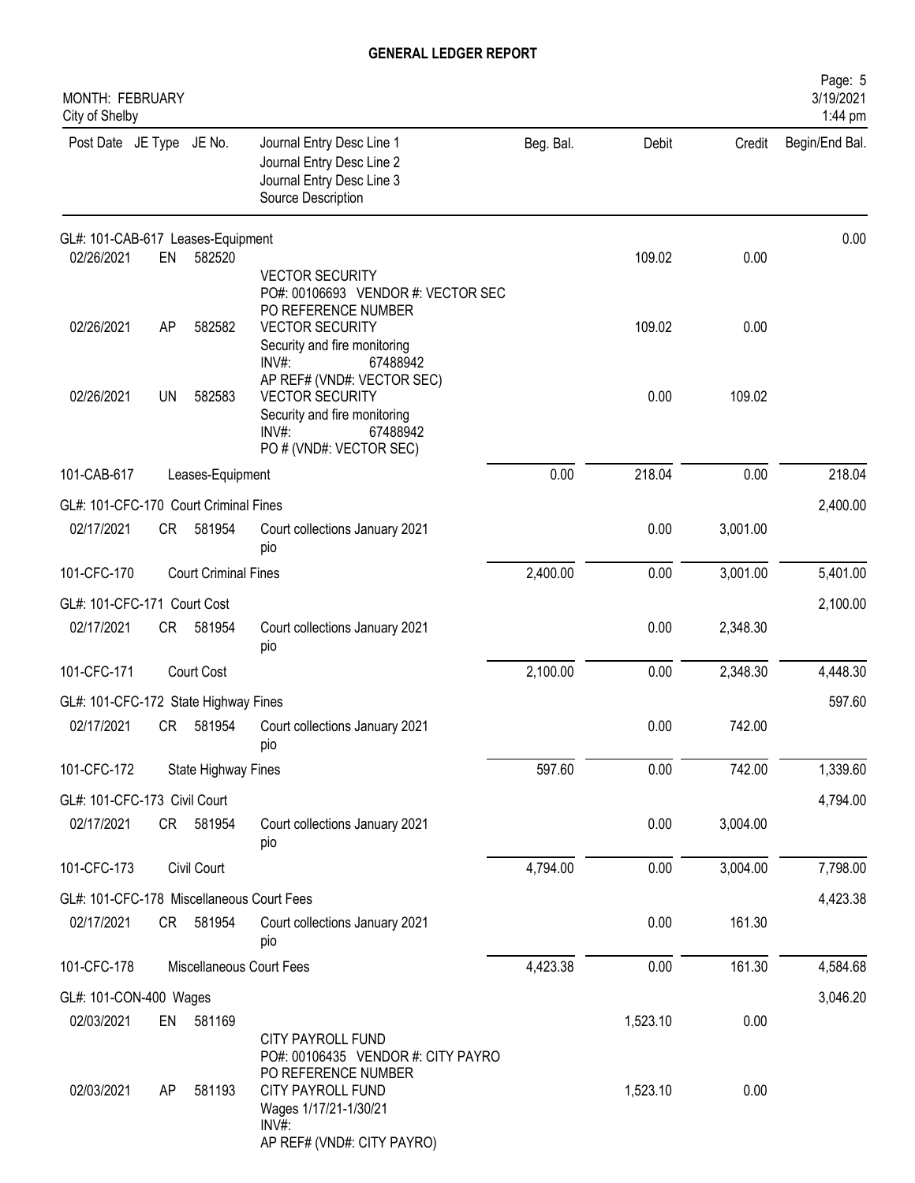# GENERAL LEDGER REPORT

MONTH: FEBRUARY
City of Shelby

Page: 5
3/19/2021
1:44 pm

| Post Date | JE Type | JE No. | Journal Entry Desc Line 1 / Journal Entry Desc Line 2 / Journal Entry Desc Line 3 / Source Description | Beg. Bal. | Debit | Credit | Begin/End Bal. |
|---|---|---|---|---|---|---|---|
| GL#: 101-CAB-617 Leases-Equipment | | | | | | | 0.00 |
| 02/26/2021 | EN | 582520 | VECTOR SECURITY<br>PO#: 00106693 VENDOR #: VECTOR SEC<br>PO REFERENCE NUMBER | | 109.02 | 0.00 | |
| 02/26/2021 | AP | 582582 | VECTOR SECURITY<br>Security and fire monitoring<br>INV#: 67488942<br>AP REF# (VND#: VECTOR SEC) | | 109.02 | 0.00 | |
| 02/26/2021 | UN | 582583 | VECTOR SECURITY<br>Security and fire monitoring<br>INV#: 67488942<br>PO # (VND#: VECTOR SEC) | | 0.00 | 109.02 | |
| 101-CAB-617 | | Leases-Equipment | | 0.00 | 218.04 | 0.00 | 218.04 |
| GL#: 101-CFC-170 Court Criminal Fines | | | | | | | 2,400.00 |
| 02/17/2021 | CR | 581954 | Court collections January 2021<br>pio | | 0.00 | 3,001.00 | |
| 101-CFC-170 | | Court Criminal Fines | | 2,400.00 | 0.00 | 3,001.00 | 5,401.00 |
| GL#: 101-CFC-171 Court Cost | | | | | | | 2,100.00 |
| 02/17/2021 | CR | 581954 | Court collections January 2021<br>pio | | 0.00 | 2,348.30 | |
| 101-CFC-171 | | Court Cost | | 2,100.00 | 0.00 | 2,348.30 | 4,448.30 |
| GL#: 101-CFC-172 State Highway Fines | | | | | | | 597.60 |
| 02/17/2021 | CR | 581954 | Court collections January 2021<br>pio | | 0.00 | 742.00 | |
| 101-CFC-172 | | State Highway Fines | | 597.60 | 0.00 | 742.00 | 1,339.60 |
| GL#: 101-CFC-173 Civil Court | | | | | | | 4,794.00 |
| 02/17/2021 | CR | 581954 | Court collections January 2021<br>pio | | 0.00 | 3,004.00 | |
| 101-CFC-173 | | Civil Court | | 4,794.00 | 0.00 | 3,004.00 | 7,798.00 |
| GL#: 101-CFC-178 Miscellaneous Court Fees | | | | | | | 4,423.38 |
| 02/17/2021 | CR | 581954 | Court collections January 2021<br>pio | | 0.00 | 161.30 | |
| 101-CFC-178 | | Miscellaneous Court Fees | | 4,423.38 | 0.00 | 161.30 | 4,584.68 |
| GL#: 101-CON-400 Wages | | | | | | | 3,046.20 |
| 02/03/2021 | EN | 581169 | CITY PAYROLL FUND<br>PO#: 00106435 VENDOR #: CITY PAYRO<br>PO REFERENCE NUMBER | | 1,523.10 | 0.00 | |
| 02/03/2021 | AP | 581193 | CITY PAYROLL FUND<br>Wages 1/17/21-1/30/21<br>INV#:<br>AP REF# (VND#: CITY PAYRO) | | 1,523.10 | 0.00 | |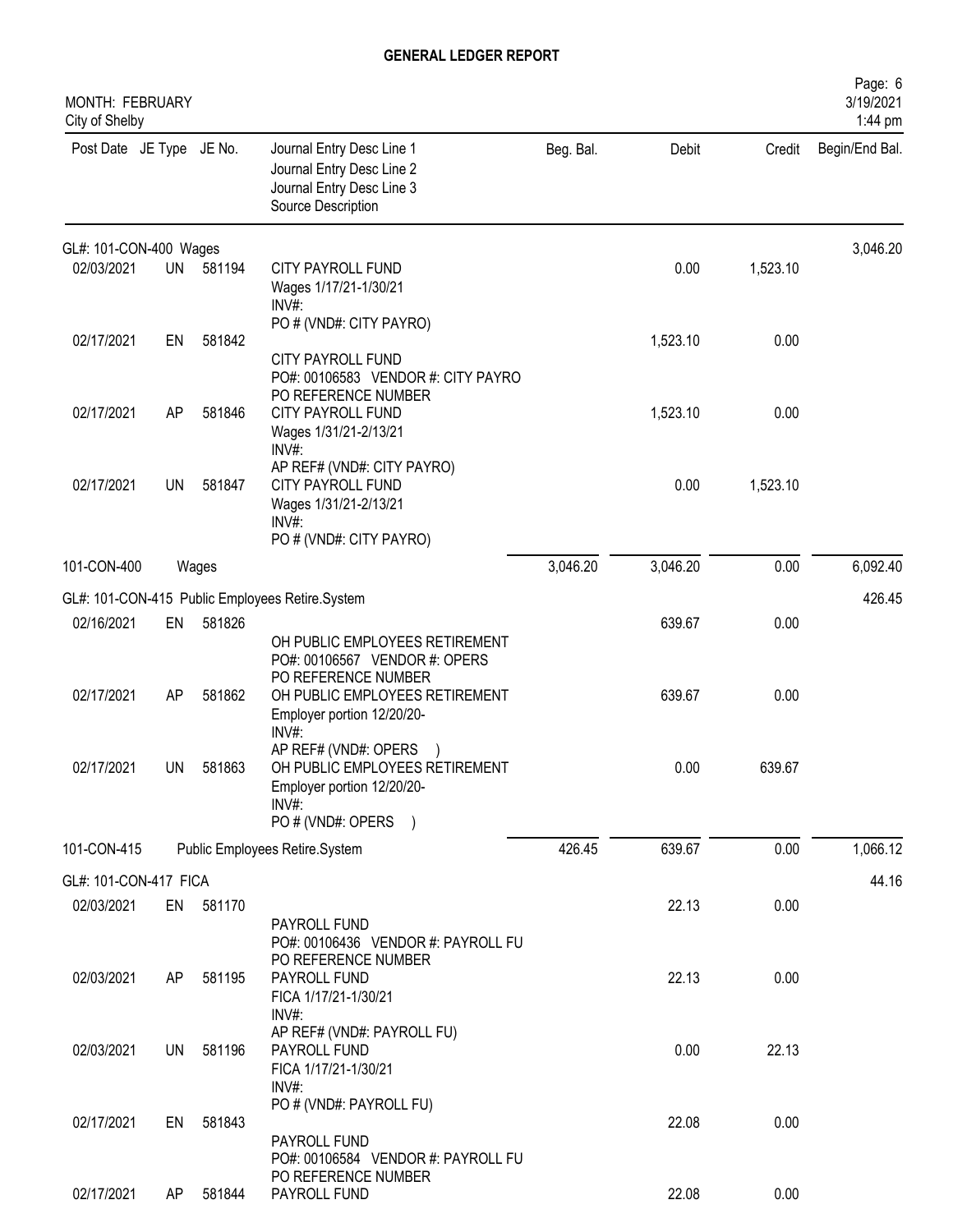# GENERAL LEDGER REPORT

MONTH: FEBRUARY
City of Shelby

Page: 6
3/19/2021
1:44 pm

| Post Date | JE Type | JE No. | Journal Entry Desc Line 1<br>Journal Entry Desc Line 2<br>Journal Entry Desc Line 3<br>Source Description | Beg. Bal. | Debit | Credit | Begin/End Bal. |
|---|---|---|---|---|---|---|---|
| GL#: 101-CON-400 Wages | | | | | | | 3,046.20 |
| 02/03/2021 | UN | 581194 | CITY PAYROLL FUND<br>Wages 1/17/21-1/30/21<br>INV#:<br>PO # (VND#: CITY PAYRO) | | 0.00 | 1,523.10 | |
| 02/17/2021 | EN | 581842 | CITY PAYROLL FUND<br>PO#: 00106583 VENDOR #: CITY PAYRO<br>PO REFERENCE NUMBER | | 1,523.10 | 0.00 | |
| 02/17/2021 | AP | 581846 | CITY PAYROLL FUND<br>Wages 1/31/21-2/13/21<br>INV#:<br>AP REF# (VND#: CITY PAYRO) | | 1,523.10 | 0.00 | |
| 02/17/2021 | UN | 581847 | CITY PAYROLL FUND<br>Wages 1/31/21-2/13/21<br>INV#:<br>PO # (VND#: CITY PAYRO) | | 0.00 | 1,523.10 | |
| 101-CON-400 | | Wages | | 3,046.20 | 3,046.20 | 0.00 | 6,092.40 |
| GL#: 101-CON-415 Public Employees Retire.System | | | | | | | 426.45 |
| 02/16/2021 | EN | 581826 | OH PUBLIC EMPLOYEES RETIREMENT<br>PO#: 00106567 VENDOR #: OPERS<br>PO REFERENCE NUMBER | | 639.67 | 0.00 | |
| 02/17/2021 | AP | 581862 | OH PUBLIC EMPLOYEES RETIREMENT<br>Employer portion 12/20/20-<br>INV#:<br>AP REF# (VND#: OPERS ) | | 639.67 | 0.00 | |
| 02/17/2021 | UN | 581863 | OH PUBLIC EMPLOYEES RETIREMENT<br>Employer portion 12/20/20-<br>INV#:<br>PO # (VND#: OPERS ) | | 0.00 | 639.67 | |
| 101-CON-415 | | Public Employees Retire.System | | 426.45 | 639.67 | 0.00 | 1,066.12 |
| GL#: 101-CON-417 FICA | | | | | | | 44.16 |
| 02/03/2021 | EN | 581170 | PAYROLL FUND<br>PO#: 00106436 VENDOR #: PAYROLL FU<br>PO REFERENCE NUMBER | | 22.13 | 0.00 | |
| 02/03/2021 | AP | 581195 | PAYROLL FUND<br>FICA 1/17/21-1/30/21<br>INV#:<br>AP REF# (VND#: PAYROLL FU) | | 22.13 | 0.00 | |
| 02/03/2021 | UN | 581196 | PAYROLL FUND<br>FICA 1/17/21-1/30/21<br>INV#:<br>PO # (VND#: PAYROLL FU) | | 0.00 | 22.13 | |
| 02/17/2021 | EN | 581843 | PAYROLL FUND<br>PO#: 00106584 VENDOR #: PAYROLL FU<br>PO REFERENCE NUMBER | | 22.08 | 0.00 | |
| 02/17/2021 | AP | 581844 | PAYROLL FUND | | 22.08 | 0.00 | |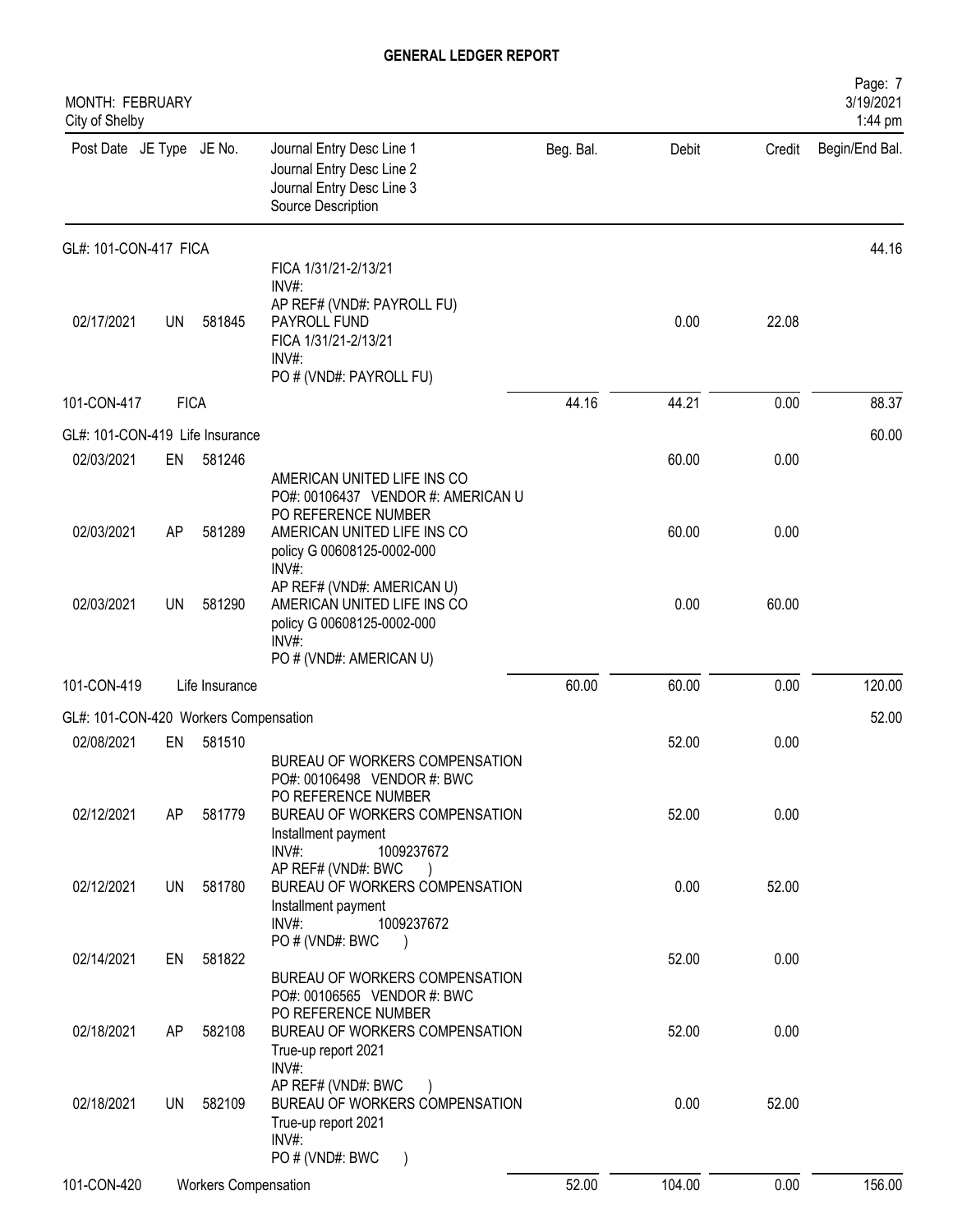# GENERAL LEDGER REPORT

MONTH: FEBRUARY
City of Shelby

Page: 7
3/19/2021
1:44 pm

| Post Date | JE Type | JE No. | Journal Entry Desc Line 1 / Journal Entry Desc Line 2 / Journal Entry Desc Line 3 / Source Description | Beg. Bal. | Debit | Credit | Begin/End Bal. |
|---|---|---|---|---|---|---|---|
| GL#: 101-CON-417 FICA | | | | | | | 44.16 |
| | | | FICA 1/31/21-2/13/21<br>INV#:<br>AP REF# (VND#: PAYROLL FU) | | | | |
| 02/17/2021 | UN | 581845 | PAYROLL FUND<br>FICA 1/31/21-2/13/21<br>INV#:<br>PO # (VND#: PAYROLL FU) | | 0.00 | 22.08 | |
| 101-CON-417 | FICA | | | 44.16 | 44.21 | 0.00 | 88.37 |
| GL#: 101-CON-419 Life Insurance | | | | | | | 60.00 |
| 02/03/2021 | EN | 581246 | | | 60.00 | 0.00 | |
| | | | AMERICAN UNITED LIFE INS CO<br>PO#: 00106437 VENDOR #: AMERICAN U<br>PO REFERENCE NUMBER | | | | |
| 02/03/2021 | AP | 581289 | AMERICAN UNITED LIFE INS CO<br>policy G 00608125-0002-000<br>INV#:<br>AP REF# (VND#: AMERICAN U) | | 60.00 | 0.00 | |
| 02/03/2021 | UN | 581290 | AMERICAN UNITED LIFE INS CO<br>policy G 00608125-0002-000<br>INV#:<br>PO # (VND#: AMERICAN U) | | 0.00 | 60.00 | |
| 101-CON-419 | Life Insurance | | | 60.00 | 60.00 | 0.00 | 120.00 |
| GL#: 101-CON-420 Workers Compensation | | | | | | | 52.00 |
| 02/08/2021 | EN | 581510 | | | 52.00 | 0.00 | |
| | | | BUREAU OF WORKERS COMPENSATION<br>PO#: 00106498 VENDOR #: BWC<br>PO REFERENCE NUMBER | | | | |
| 02/12/2021 | AP | 581779 | BUREAU OF WORKERS COMPENSATION<br>Installment payment<br>INV#: 1009237672<br>AP REF# (VND#: BWC ) | | 52.00 | 0.00 | |
| 02/12/2021 | UN | 581780 | BUREAU OF WORKERS COMPENSATION<br>Installment payment<br>INV#: 1009237672<br>PO # (VND#: BWC ) | | 0.00 | 52.00 | |
| 02/14/2021 | EN | 581822 | | | 52.00 | 0.00 | |
| | | | BUREAU OF WORKERS COMPENSATION<br>PO#: 00106565 VENDOR #: BWC<br>PO REFERENCE NUMBER | | | | |
| 02/18/2021 | AP | 582108 | BUREAU OF WORKERS COMPENSATION<br>True-up report 2021<br>INV#:<br>AP REF# (VND#: BWC ) | | 52.00 | 0.00 | |
| 02/18/2021 | UN | 582109 | BUREAU OF WORKERS COMPENSATION<br>True-up report 2021<br>INV#:<br>PO # (VND#: BWC ) | | 0.00 | 52.00 | |
| 101-CON-420 | Workers Compensation | | | 52.00 | 104.00 | 0.00 | 156.00 |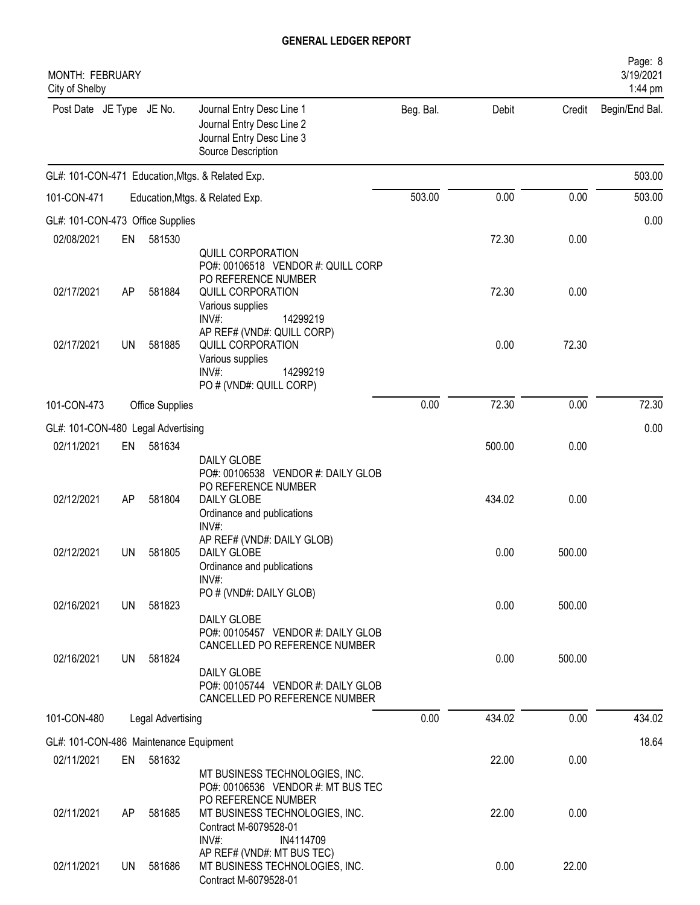# GENERAL LEDGER REPORT

MONTH: FEBRUARY
City of Shelby

| Post Date | JE Type | JE No. | Journal Entry Desc Line 1<br>Journal Entry Desc Line 2<br>Journal Entry Desc Line 3<br>Source Description | Beg. Bal. | Debit | Credit | Begin/End Bal. |
|---|---|---|---|---|---|---|---|
| GL#: 101-CON-471 Education,Mtgs. & Related Exp. | | | | | | | 503.00 |
| 101-CON-471 | | | Education,Mtgs. & Related Exp. | 503.00 | 0.00 | 0.00 | 503.00 |
| GL#: 101-CON-473 Office Supplies | | | | | | | 0.00 |
| 02/08/2021 | EN | 581530 | QUILL CORPORATION<br>PO#: 00106518 VENDOR #: QUILL CORP<br>PO REFERENCE NUMBER | | 72.30 | 0.00 | |
| 02/17/2021 | AP | 581884 | QUILL CORPORATION<br>Various supplies<br>INV#: 14299219<br>AP REF# (VND#: QUILL CORP) | | 72.30 | 0.00 | |
| 02/17/2021 | UN | 581885 | QUILL CORPORATION<br>Various supplies<br>INV#: 14299219<br>PO # (VND#: QUILL CORP) | | 0.00 | 72.30 | |
| 101-CON-473 | | | Office Supplies | 0.00 | 72.30 | 0.00 | 72.30 |
| GL#: 101-CON-480 Legal Advertising | | | | | | | 0.00 |
| 02/11/2021 | EN | 581634 | DAILY GLOBE<br>PO#: 00106538 VENDOR #: DAILY GLOB<br>PO REFERENCE NUMBER | | 500.00 | 0.00 | |
| 02/12/2021 | AP | 581804 | DAILY GLOBE<br>Ordinance and publications<br>INV#:<br>AP REF# (VND#: DAILY GLOB) | | 434.02 | 0.00 | |
| 02/12/2021 | UN | 581805 | DAILY GLOBE<br>Ordinance and publications<br>INV#:<br>PO # (VND#: DAILY GLOB) | | 0.00 | 500.00 | |
| 02/16/2021 | UN | 581823 | DAILY GLOBE<br>PO#: 00105457 VENDOR #: DAILY GLOB<br>CANCELLED PO REFERENCE NUMBER | | 0.00 | 500.00 | |
| 02/16/2021 | UN | 581824 | DAILY GLOBE<br>PO#: 00105744 VENDOR #: DAILY GLOB<br>CANCELLED PO REFERENCE NUMBER | | 0.00 | 500.00 | |
| 101-CON-480 | | | Legal Advertising | 0.00 | 434.02 | 0.00 | 434.02 |
| GL#: 101-CON-486 Maintenance Equipment | | | | | | | 18.64 |
| 02/11/2021 | EN | 581632 | MT BUSINESS TECHNOLOGIES, INC.<br>PO#: 00106536 VENDOR #: MT BUS TEC<br>PO REFERENCE NUMBER | | 22.00 | 0.00 | |
| 02/11/2021 | AP | 581685 | MT BUSINESS TECHNOLOGIES, INC.<br>Contract M-6079528-01<br>INV#: IN4114709<br>AP REF# (VND#: MT BUS TEC) | | 22.00 | 0.00 | |
| 02/11/2021 | UN | 581686 | MT BUSINESS TECHNOLOGIES, INC.<br>Contract M-6079528-01 | | 0.00 | 22.00 | |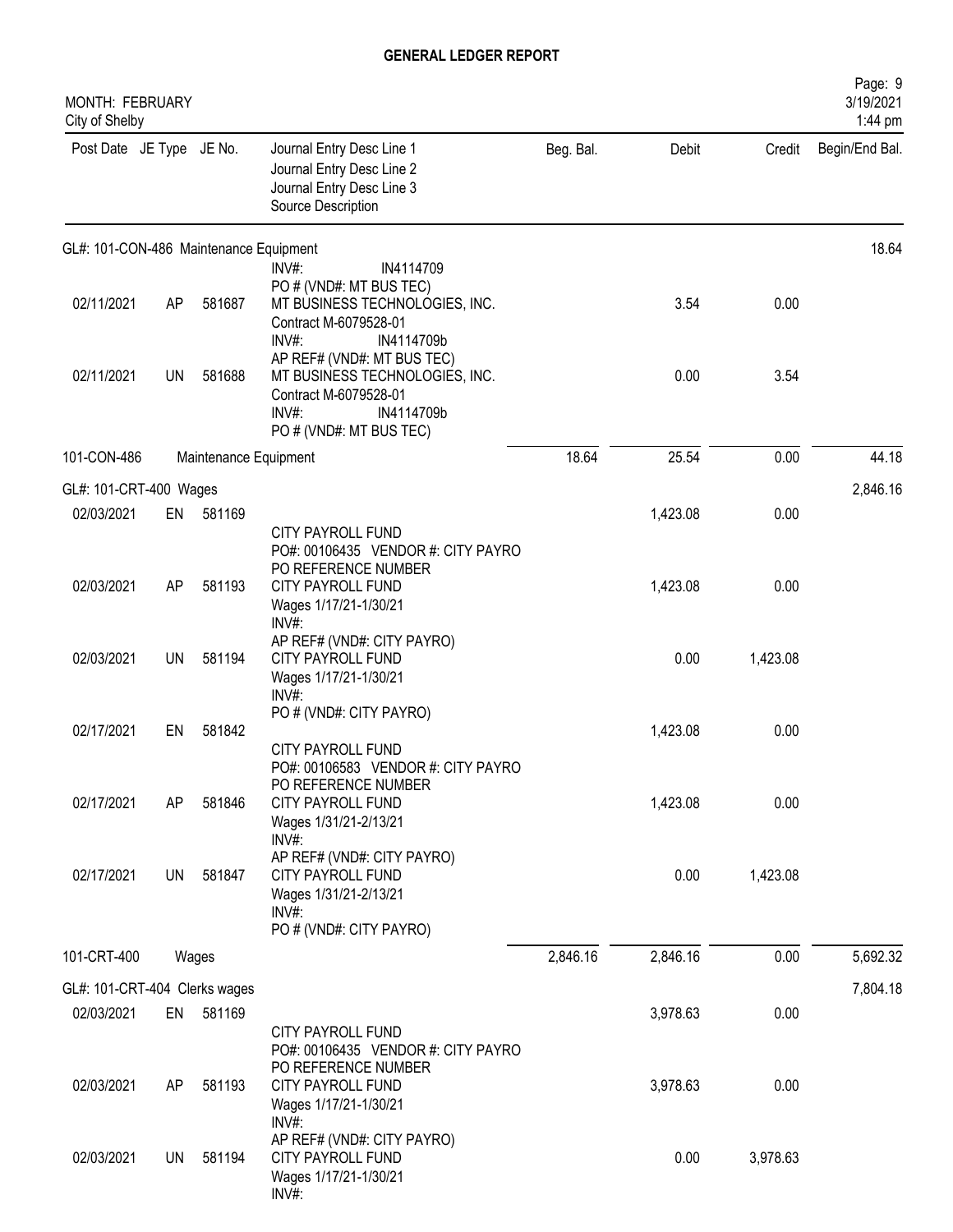# GENERAL LEDGER REPORT

MONTH: FEBRUARY
City of Shelby

| Post Date | JE Type | JE No. | Journal Entry Desc Line 1 / Journal Entry Desc Line 2 / Journal Entry Desc Line 3 / Source Description | Beg. Bal. | Debit | Credit | Begin/End Bal. |
|---|---|---|---|---|---|---|---|
| **GL#: 101-CON-486 Maintenance Equipment** | | | | | | | 18.64 |
| | | | INV#: IN4114709 / PO # (VND#: MT BUS TEC) | | | | |
| 02/11/2021 | AP | 581687 | MT BUSINESS TECHNOLOGIES, INC. / Contract M-6079528-01 / INV#: IN4114709b / AP REF# (VND#: MT BUS TEC) | | 3.54 | 0.00 | |
| 02/11/2021 | UN | 581688 | MT BUSINESS TECHNOLOGIES, INC. / Contract M-6079528-01 / INV#: IN4114709b / PO # (VND#: MT BUS TEC) | | 0.00 | 3.54 | |
| 101-CON-486 | | | Maintenance Equipment | 18.64 | 25.54 | 0.00 | 44.18 |
| **GL#: 101-CRT-400 Wages** | | | | | | | 2,846.16 |
| 02/03/2021 | EN | 581169 | CITY PAYROLL FUND / PO#: 00106435 VENDOR #: CITY PAYRO / PO REFERENCE NUMBER | | 1,423.08 | 0.00 | |
| 02/03/2021 | AP | 581193 | CITY PAYROLL FUND / Wages 1/17/21-1/30/21 / INV#: / AP REF# (VND#: CITY PAYRO) | | 1,423.08 | 0.00 | |
| 02/03/2021 | UN | 581194 | CITY PAYROLL FUND / Wages 1/17/21-1/30/21 / INV#: / PO # (VND#: CITY PAYRO) | | 0.00 | 1,423.08 | |
| 02/17/2021 | EN | 581842 | CITY PAYROLL FUND / PO#: 00106583 VENDOR #: CITY PAYRO / PO REFERENCE NUMBER | | 1,423.08 | 0.00 | |
| 02/17/2021 | AP | 581846 | CITY PAYROLL FUND / Wages 1/31/21-2/13/21 / INV#: / AP REF# (VND#: CITY PAYRO) | | 1,423.08 | 0.00 | |
| 02/17/2021 | UN | 581847 | CITY PAYROLL FUND / Wages 1/31/21-2/13/21 / INV#: / PO # (VND#: CITY PAYRO) | | 0.00 | 1,423.08 | |
| 101-CRT-400 | | | Wages | 2,846.16 | 2,846.16 | 0.00 | 5,692.32 |
| **GL#: 101-CRT-404 Clerks wages** | | | | | | | 7,804.18 |
| 02/03/2021 | EN | 581169 | CITY PAYROLL FUND / PO#: 00106435 VENDOR #: CITY PAYRO / PO REFERENCE NUMBER | | 3,978.63 | 0.00 | |
| 02/03/2021 | AP | 581193 | CITY PAYROLL FUND / Wages 1/17/21-1/30/21 / INV#: / AP REF# (VND#: CITY PAYRO) | | 3,978.63 | 0.00 | |
| 02/03/2021 | UN | 581194 | CITY PAYROLL FUND / Wages 1/17/21-1/30/21 / INV#: | | 0.00 | 3,978.63 | |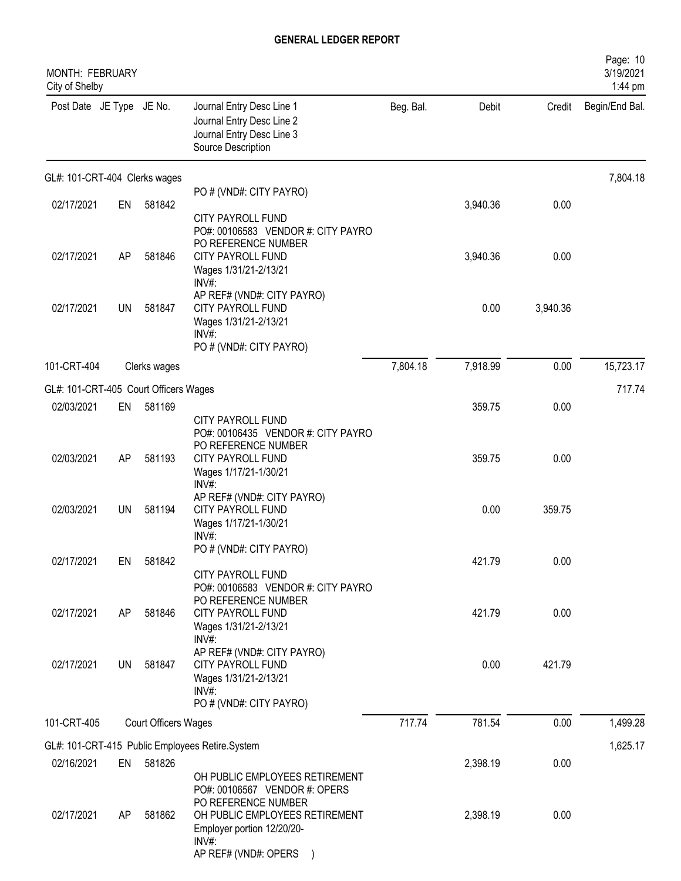# GENERAL LEDGER REPORT

MONTH: FEBRUARY
City of Shelby

| Post Date | JE Type | JE No. | Journal Entry Desc Line 1 / Journal Entry Desc Line 2 / Journal Entry Desc Line 3 / Source Description | Beg. Bal. | Debit | Credit | Begin/End Bal. |
|---|---|---|---|---|---|---|---|
| **GL#: 101-CRT-404 Clerks wages** | | | | | | | 7,804.18 |
| | | | PO # (VND#: CITY PAYRO) | | | | |
| 02/17/2021 | EN | 581842 | CITY PAYROLL FUND<br>PO#: 00106583 VENDOR #: CITY PAYRO<br>PO REFERENCE NUMBER | | 3,940.36 | 0.00 | |
| 02/17/2021 | AP | 581846 | CITY PAYROLL FUND<br>Wages 1/31/21-2/13/21<br>INV#:<br>AP REF# (VND#: CITY PAYRO) | | 3,940.36 | 0.00 | |
| 02/17/2021 | UN | 581847 | CITY PAYROLL FUND<br>Wages 1/31/21-2/13/21<br>INV#:<br>PO # (VND#: CITY PAYRO) | | 0.00 | 3,940.36 | |
| 101-CRT-404 | | | Clerks wages | 7,804.18 | 7,918.99 | 0.00 | 15,723.17 |
| **GL#: 101-CRT-405 Court Officers Wages** | | | | | | | 717.74 |
| 02/03/2021 | EN | 581169 | CITY PAYROLL FUND<br>PO#: 00106435 VENDOR #: CITY PAYRO<br>PO REFERENCE NUMBER | | 359.75 | 0.00 | |
| 02/03/2021 | AP | 581193 | CITY PAYROLL FUND<br>Wages 1/17/21-1/30/21<br>INV#:<br>AP REF# (VND#: CITY PAYRO) | | 359.75 | 0.00 | |
| 02/03/2021 | UN | 581194 | CITY PAYROLL FUND<br>Wages 1/17/21-1/30/21<br>INV#:<br>PO # (VND#: CITY PAYRO) | | 0.00 | 359.75 | |
| 02/17/2021 | EN | 581842 | CITY PAYROLL FUND<br>PO#: 00106583 VENDOR #: CITY PAYRO<br>PO REFERENCE NUMBER | | 421.79 | 0.00 | |
| 02/17/2021 | AP | 581846 | CITY PAYROLL FUND<br>Wages 1/31/21-2/13/21<br>INV#:<br>AP REF# (VND#: CITY PAYRO) | | 421.79 | 0.00 | |
| 02/17/2021 | UN | 581847 | CITY PAYROLL FUND<br>Wages 1/31/21-2/13/21<br>INV#:<br>PO # (VND#: CITY PAYRO) | | 0.00 | 421.79 | |
| 101-CRT-405 | | | Court Officers Wages | 717.74 | 781.54 | 0.00 | 1,499.28 |
| **GL#: 101-CRT-415 Public Employees Retire.System** | | | | | | | 1,625.17 |
| 02/16/2021 | EN | 581826 | OH PUBLIC EMPLOYEES RETIREMENT<br>PO#: 00106567 VENDOR #: OPERS<br>PO REFERENCE NUMBER | | 2,398.19 | 0.00 | |
| 02/17/2021 | AP | 581862 | OH PUBLIC EMPLOYEES RETIREMENT<br>Employer portion 12/20/20-<br>INV#:<br>AP REF# (VND#: OPERS ) | | 2,398.19 | 0.00 | |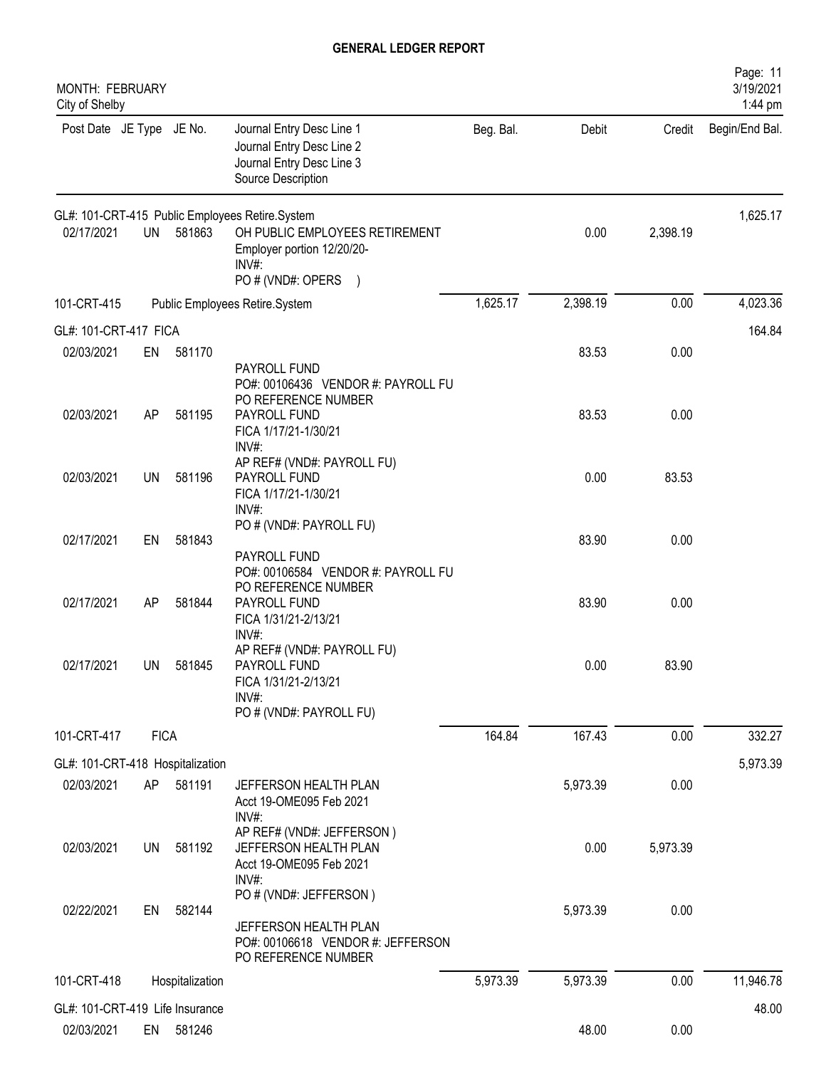# GENERAL LEDGER REPORT

MONTH: FEBRUARY
City of Shelby

| Post Date | JE Type | JE No. | Journal Entry Desc Line 1 / Journal Entry Desc Line 2 / Journal Entry Desc Line 3 / Source Description | Beg. Bal. | Debit | Credit | Begin/End Bal. |
|---|---|---|---|---|---|---|---|
| GL#: 101-CRT-415 Public Employees Retire.System | | | | | | | 1,625.17 |
| 02/17/2021 | UN | 581863 | OH PUBLIC EMPLOYEES RETIREMENT<br>Employer portion 12/20/20-<br>INV#:<br>PO # (VND#: OPERS ) | | 0.00 | 2,398.19 | |
| 101-CRT-415 | | | Public Employees Retire.System | 1,625.17 | 2,398.19 | 0.00 | 4,023.36 |
| GL#: 101-CRT-417 FICA | | | | | | | 164.84 |
| 02/03/2021 | EN | 581170 | PAYROLL FUND<br>PO#: 00106436 VENDOR #: PAYROLL FU<br>PO REFERENCE NUMBER | | 83.53 | 0.00 | |
| 02/03/2021 | AP | 581195 | PAYROLL FUND<br>FICA 1/17/21-1/30/21<br>INV#:<br>AP REF# (VND#: PAYROLL FU) | | 83.53 | 0.00 | |
| 02/03/2021 | UN | 581196 | PAYROLL FUND<br>FICA 1/17/21-1/30/21<br>INV#:<br>PO # (VND#: PAYROLL FU) | | 0.00 | 83.53 | |
| 02/17/2021 | EN | 581843 | PAYROLL FUND<br>PO#: 00106584 VENDOR #: PAYROLL FU<br>PO REFERENCE NUMBER | | 83.90 | 0.00 | |
| 02/17/2021 | AP | 581844 | PAYROLL FUND<br>FICA 1/31/21-2/13/21<br>INV#:<br>AP REF# (VND#: PAYROLL FU) | | 83.90 | 0.00 | |
| 02/17/2021 | UN | 581845 | PAYROLL FUND<br>FICA 1/31/21-2/13/21<br>INV#:<br>PO # (VND#: PAYROLL FU) | | 0.00 | 83.90 | |
| 101-CRT-417 | FICA | | | 164.84 | 167.43 | 0.00 | 332.27 |
| GL#: 101-CRT-418 Hospitalization | | | | | | | 5,973.39 |
| 02/03/2021 | AP | 581191 | JEFFERSON HEALTH PLAN<br>Acct 19-OME095 Feb 2021<br>INV#:<br>AP REF# (VND#: JEFFERSON ) | | 5,973.39 | 0.00 | |
| 02/03/2021 | UN | 581192 | JEFFERSON HEALTH PLAN<br>Acct 19-OME095 Feb 2021<br>INV#:<br>PO # (VND#: JEFFERSON ) | | 0.00 | 5,973.39 | |
| 02/22/2021 | EN | 582144 | JEFFERSON HEALTH PLAN<br>PO#: 00106618 VENDOR #: JEFFERSON<br>PO REFERENCE NUMBER | | 5,973.39 | 0.00 | |
| 101-CRT-418 | Hospitalization | | | 5,973.39 | 5,973.39 | 0.00 | 11,946.78 |
| GL#: 101-CRT-419 Life Insurance | | | | | | | 48.00 |
| 02/03/2021 | EN | 581246 | | | 48.00 | 0.00 | |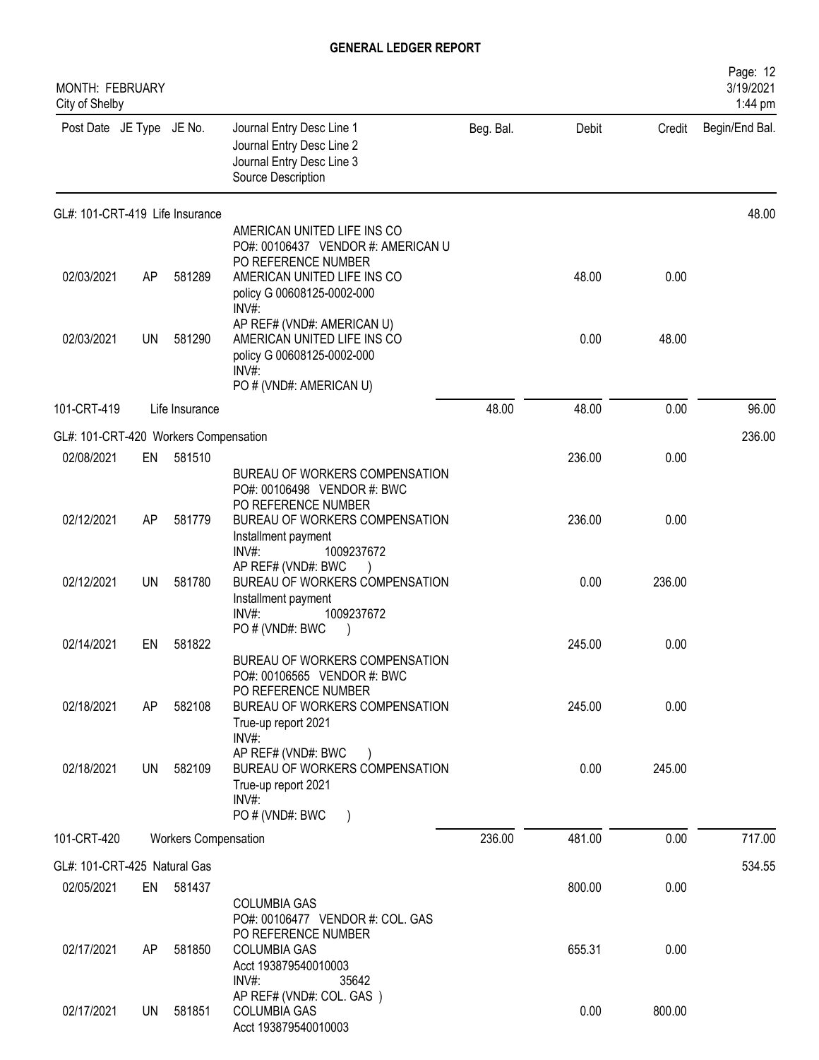# GENERAL LEDGER REPORT

MONTH: FEBRUARY
City of Shelby

Page: 12
3/19/2021
1:44 pm

| Post Date | JE Type | JE No. | Journal Entry Desc Line 1 / Journal Entry Desc Line 2 / Journal Entry Desc Line 3 / Source Description | Beg. Bal. | Debit | Credit | Begin/End Bal. |
|---|---|---|---|---|---|---|---|
| GL#: 101-CRT-419 Life Insurance | | | | | | | 48.00 |
| 02/03/2021 | AP | 581289 | AMERICAN UNITED LIFE INS CO / PO#: 00106437 VENDOR #: AMERICAN U / PO REFERENCE NUMBER / AMERICAN UNITED LIFE INS CO / policy G 00608125-0002-000 / INV#: / AP REF# (VND#: AMERICAN U) | | 48.00 | 0.00 | |
| 02/03/2021 | UN | 581290 | AMERICAN UNITED LIFE INS CO / policy G 00608125-0002-000 / INV#: / PO # (VND#: AMERICAN U) | | 0.00 | 48.00 | |
| 101-CRT-419 | | Life Insurance | | 48.00 | 48.00 | 0.00 | 96.00 |
| GL#: 101-CRT-420 Workers Compensation | | | | | | | 236.00 |
| 02/08/2021 | EN | 581510 | | | 236.00 | 0.00 | |
| 02/12/2021 | AP | 581779 | BUREAU OF WORKERS COMPENSATION / PO#: 00106498 VENDOR #: BWC / PO REFERENCE NUMBER / BUREAU OF WORKERS COMPENSATION / Installment payment / INV#: 1009237672 / AP REF# (VND#: BWC ) | | 236.00 | 0.00 | |
| 02/12/2021 | UN | 581780 | BUREAU OF WORKERS COMPENSATION / Installment payment / INV#: 1009237672 / PO # (VND#: BWC ) | | 0.00 | 236.00 | |
| 02/14/2021 | EN | 581822 | | | 245.00 | 0.00 | |
| 02/18/2021 | AP | 582108 | BUREAU OF WORKERS COMPENSATION / PO#: 00106565 VENDOR #: BWC / PO REFERENCE NUMBER / BUREAU OF WORKERS COMPENSATION / True-up report 2021 / INV#: / AP REF# (VND#: BWC ) | | 245.00 | 0.00 | |
| 02/18/2021 | UN | 582109 | BUREAU OF WORKERS COMPENSATION / True-up report 2021 / INV#: / PO # (VND#: BWC ) | | 0.00 | 245.00 | |
| 101-CRT-420 | | Workers Compensation | | 236.00 | 481.00 | 0.00 | 717.00 |
| GL#: 101-CRT-425 Natural Gas | | | | | | | 534.55 |
| 02/05/2021 | EN | 581437 | | | 800.00 | 0.00 | |
| 02/17/2021 | AP | 581850 | COLUMBIA GAS / PO#: 00106477 VENDOR #: COL. GAS / PO REFERENCE NUMBER / COLUMBIA GAS / Acct 193879540010003 / INV#: 35642 / AP REF# (VND#: COL. GAS ) | | 655.31 | 0.00 | |
| 02/17/2021 | UN | 581851 | COLUMBIA GAS / Acct 193879540010003 | | 0.00 | 800.00 | |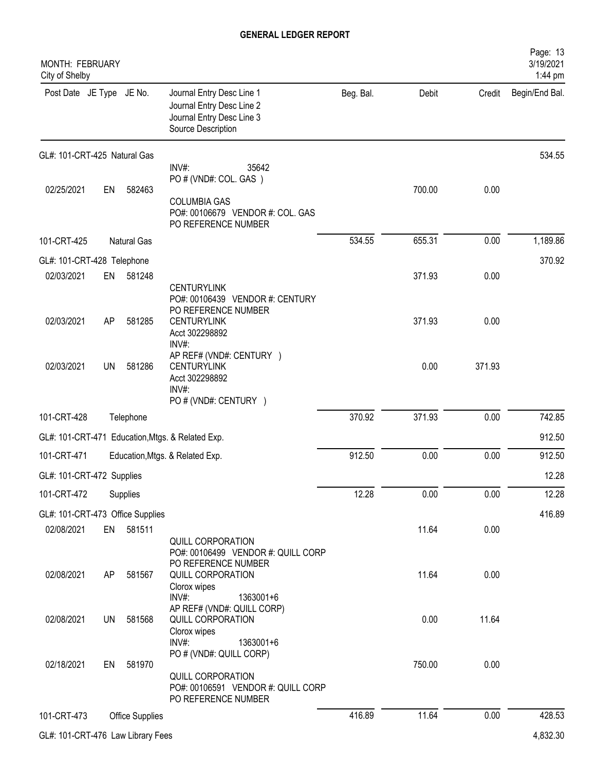# GENERAL LEDGER REPORT

MONTH: FEBRUARY
City of Shelby

| Post Date | JE Type | JE No. | Journal Entry Desc Line 1 / Journal Entry Desc Line 2 / Journal Entry Desc Line 3 / Source Description | Beg. Bal. | Debit | Credit | Begin/End Bal. |
|---|---|---|---|---|---|---|---|
| GL#: 101-CRT-425 Natural Gas | | | | | | | 534.55 |
| | | | INV#: 35642<br>PO # (VND#: COL. GAS ) | | | | |
| 02/25/2021 | EN | 582463 | COLUMBIA GAS<br>PO#: 00106679 VENDOR #: COL. GAS<br>PO REFERENCE NUMBER | | 700.00 | 0.00 | |
| 101-CRT-425 | | Natural Gas | | 534.55 | 655.31 | 0.00 | 1,189.86 |
| GL#: 101-CRT-428 Telephone | | | | | | | 370.92 |
| 02/03/2021 | EN | 581248 | CENTURYLINK<br>PO#: 00106439 VENDOR #: CENTURY<br>PO REFERENCE NUMBER | | 371.93 | 0.00 | |
| 02/03/2021 | AP | 581285 | CENTURYLINK<br>Acct 302298892<br>INV#:<br>AP REF# (VND#: CENTURY ) | | 371.93 | 0.00 | |
| 02/03/2021 | UN | 581286 | CENTURYLINK<br>Acct 302298892<br>INV#:<br>PO # (VND#: CENTURY ) | | 0.00 | 371.93 | |
| 101-CRT-428 | | Telephone | | 370.92 | 371.93 | 0.00 | 742.85 |
| GL#: 101-CRT-471 Education,Mtgs. & Related Exp. | | | | | | | 912.50 |
| 101-CRT-471 | | Education,Mtgs. & Related Exp. | | 912.50 | 0.00 | 0.00 | 912.50 |
| GL#: 101-CRT-472 Supplies | | | | | | | 12.28 |
| 101-CRT-472 | | Supplies | | 12.28 | 0.00 | 0.00 | 12.28 |
| GL#: 101-CRT-473 Office Supplies | | | | | | | 416.89 |
| 02/08/2021 | EN | 581511 | QUILL CORPORATION<br>PO#: 00106499 VENDOR #: QUILL CORP<br>PO REFERENCE NUMBER | | 11.64 | 0.00 | |
| 02/08/2021 | AP | 581567 | QUILL CORPORATION<br>Clorox wipes<br>INV#: 1363001+6<br>AP REF# (VND#: QUILL CORP) | | 11.64 | 0.00 | |
| 02/08/2021 | UN | 581568 | QUILL CORPORATION<br>Clorox wipes<br>INV#: 1363001+6<br>PO # (VND#: QUILL CORP) | | 0.00 | 11.64 | |
| 02/18/2021 | EN | 581970 | QUILL CORPORATION<br>PO#: 00106591 VENDOR #: QUILL CORP<br>PO REFERENCE NUMBER | | 750.00 | 0.00 | |
| 101-CRT-473 | | Office Supplies | | 416.89 | 11.64 | 0.00 | 428.53 |
| GL#: 101-CRT-476 Law Library Fees | | | | | | | 4,832.30 |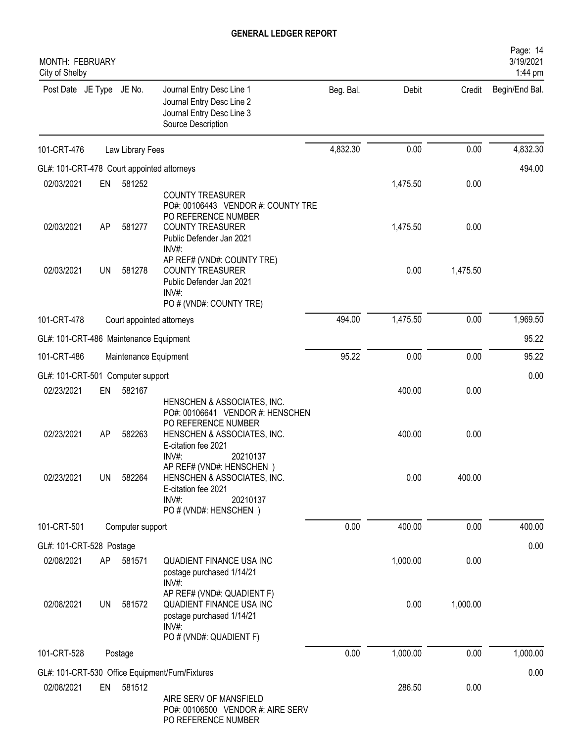# GENERAL LEDGER REPORT

MONTH: FEBRUARY
City of Shelby

| Post Date | JE Type | JE No. | Journal Entry Desc Line 1<br>Journal Entry Desc Line 2<br>Journal Entry Desc Line 3<br>Source Description | Beg. Bal. | Debit | Credit | Begin/End Bal. |
|---|---|---|---|---|---|---|---|
| 101-CRT-476 | | | Law Library Fees | 4,832.30 | 0.00 | 0.00 | 4,832.30 |
| GL#: 101-CRT-478 Court appointed attorneys | | | | | | | 494.00 |
| 02/03/2021 | EN | 581252 | COUNTY TREASURER<br>PO#: 00106443 VENDOR #: COUNTY TRE<br>PO REFERENCE NUMBER | | 1,475.50 | 0.00 | |
| 02/03/2021 | AP | 581277 | COUNTY TREASURER<br>Public Defender Jan 2021<br>INV#:<br>AP REF# (VND#: COUNTY TRE) | | 1,475.50 | 0.00 | |
| 02/03/2021 | UN | 581278 | COUNTY TREASURER<br>Public Defender Jan 2021<br>INV#:<br>PO # (VND#: COUNTY TRE) | | 0.00 | 1,475.50 | |
| 101-CRT-478 | | | Court appointed attorneys | 494.00 | 1,475.50 | 0.00 | 1,969.50 |
| GL#: 101-CRT-486 Maintenance Equipment | | | | | | | 95.22 |
| 101-CRT-486 | | | Maintenance Equipment | 95.22 | 0.00 | 0.00 | 95.22 |
| GL#: 101-CRT-501 Computer support | | | | | | | 0.00 |
| 02/23/2021 | EN | 582167 | HENSCHEN & ASSOCIATES, INC.<br>PO#: 00106641 VENDOR #: HENSCHEN<br>PO REFERENCE NUMBER | | 400.00 | 0.00 | |
| 02/23/2021 | AP | 582263 | HENSCHEN & ASSOCIATES, INC.<br>E-citation fee 2021<br>INV#: 20210137<br>AP REF# (VND#: HENSCHEN ) | | 400.00 | 0.00 | |
| 02/23/2021 | UN | 582264 | HENSCHEN & ASSOCIATES, INC.<br>E-citation fee 2021<br>INV#: 20210137<br>PO # (VND#: HENSCHEN ) | | 0.00 | 400.00 | |
| 101-CRT-501 | | | Computer support | 0.00 | 400.00 | 0.00 | 400.00 |
| GL#: 101-CRT-528 Postage | | | | | | | 0.00 |
| 02/08/2021 | AP | 581571 | QUADIENT FINANCE USA INC<br>postage purchased 1/14/21<br>INV#:<br>AP REF# (VND#: QUADIENT F) | | 1,000.00 | 0.00 | |
| 02/08/2021 | UN | 581572 | QUADIENT FINANCE USA INC<br>postage purchased 1/14/21<br>INV#:<br>PO # (VND#: QUADIENT F) | | 0.00 | 1,000.00 | |
| 101-CRT-528 | | | Postage | 0.00 | 1,000.00 | 0.00 | 1,000.00 |
| GL#: 101-CRT-530 Office Equipment/Furn/Fixtures | | | | | | | 0.00 |
| 02/08/2021 | EN | 581512 | AIRE SERV OF MANSFIELD<br>PO#: 00106500 VENDOR #: AIRE SERV<br>PO REFERENCE NUMBER | | 286.50 | 0.00 | |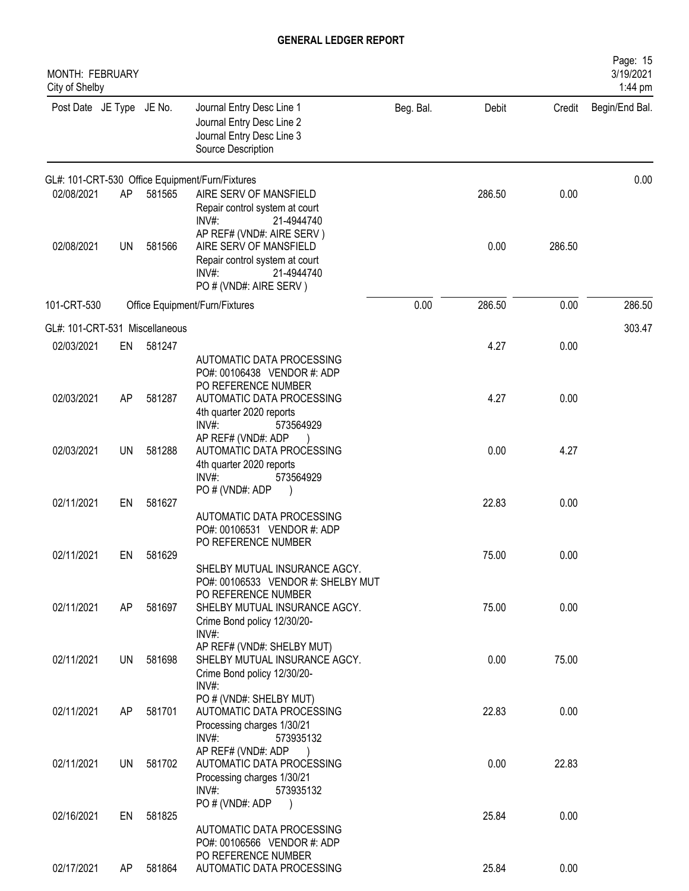# GENERAL LEDGER REPORT

MONTH: FEBRUARY
City of Shelby

| Post Date | JE Type | JE No. | Journal Entry Desc Line 1 / Journal Entry Desc Line 2 / Journal Entry Desc Line 3 / Source Description | Beg. Bal. | Debit | Credit | Begin/End Bal. |
|---|---|---|---|---|---|---|---|
| GL#: 101-CRT-530 Office Equipment/Furn/Fixtures | | | | | | | 0.00 |
| 02/08/2021 | AP | 581565 | AIRE SERV OF MANSFIELD<br>Repair control system at court<br>INV#: 21-4944740<br>AP REF# (VND#: AIRE SERV ) | | 286.50 | 0.00 | |
| 02/08/2021 | UN | 581566 | AIRE SERV OF MANSFIELD<br>Repair control system at court<br>INV#: 21-4944740<br>PO # (VND#: AIRE SERV ) | | 0.00 | 286.50 | |
| 101-CRT-530 | | | Office Equipment/Furn/Fixtures | 0.00 | 286.50 | 0.00 | 286.50 |
| GL#: 101-CRT-531 Miscellaneous | | | | | | | 303.47 |
| 02/03/2021 | EN | 581247 | AUTOMATIC DATA PROCESSING<br>PO#: 00106438 VENDOR #: ADP<br>PO REFERENCE NUMBER | | 4.27 | 0.00 | |
| 02/03/2021 | AP | 581287 | AUTOMATIC DATA PROCESSING<br>4th quarter 2020 reports<br>INV#: 573564929<br>AP REF# (VND#: ADP ) | | 4.27 | 0.00 | |
| 02/03/2021 | UN | 581288 | AUTOMATIC DATA PROCESSING<br>4th quarter 2020 reports<br>INV#: 573564929<br>PO # (VND#: ADP ) | | 0.00 | 4.27 | |
| 02/11/2021 | EN | 581627 | AUTOMATIC DATA PROCESSING<br>PO#: 00106531 VENDOR #: ADP<br>PO REFERENCE NUMBER | | 22.83 | 0.00 | |
| 02/11/2021 | EN | 581629 | SHELBY MUTUAL INSURANCE AGCY.<br>PO#: 00106533 VENDOR #: SHELBY MUT<br>PO REFERENCE NUMBER | | 75.00 | 0.00 | |
| 02/11/2021 | AP | 581697 | SHELBY MUTUAL INSURANCE AGCY.<br>Crime Bond policy 12/30/20-<br>INV#:<br>AP REF# (VND#: SHELBY MUT) | | 75.00 | 0.00 | |
| 02/11/2021 | UN | 581698 | SHELBY MUTUAL INSURANCE AGCY.<br>Crime Bond policy 12/30/20-<br>INV#:<br>PO # (VND#: SHELBY MUT) | | 0.00 | 75.00 | |
| 02/11/2021 | AP | 581701 | AUTOMATIC DATA PROCESSING<br>Processing charges 1/30/21<br>INV#: 573935132<br>AP REF# (VND#: ADP ) | | 22.83 | 0.00 | |
| 02/11/2021 | UN | 581702 | AUTOMATIC DATA PROCESSING<br>Processing charges 1/30/21<br>INV#: 573935132<br>PO # (VND#: ADP ) | | 0.00 | 22.83 | |
| 02/16/2021 | EN | 581825 | AUTOMATIC DATA PROCESSING<br>PO#: 00106566 VENDOR #: ADP<br>PO REFERENCE NUMBER | | 25.84 | 0.00 | |
| 02/17/2021 | AP | 581864 | AUTOMATIC DATA PROCESSING | | 25.84 | 0.00 | |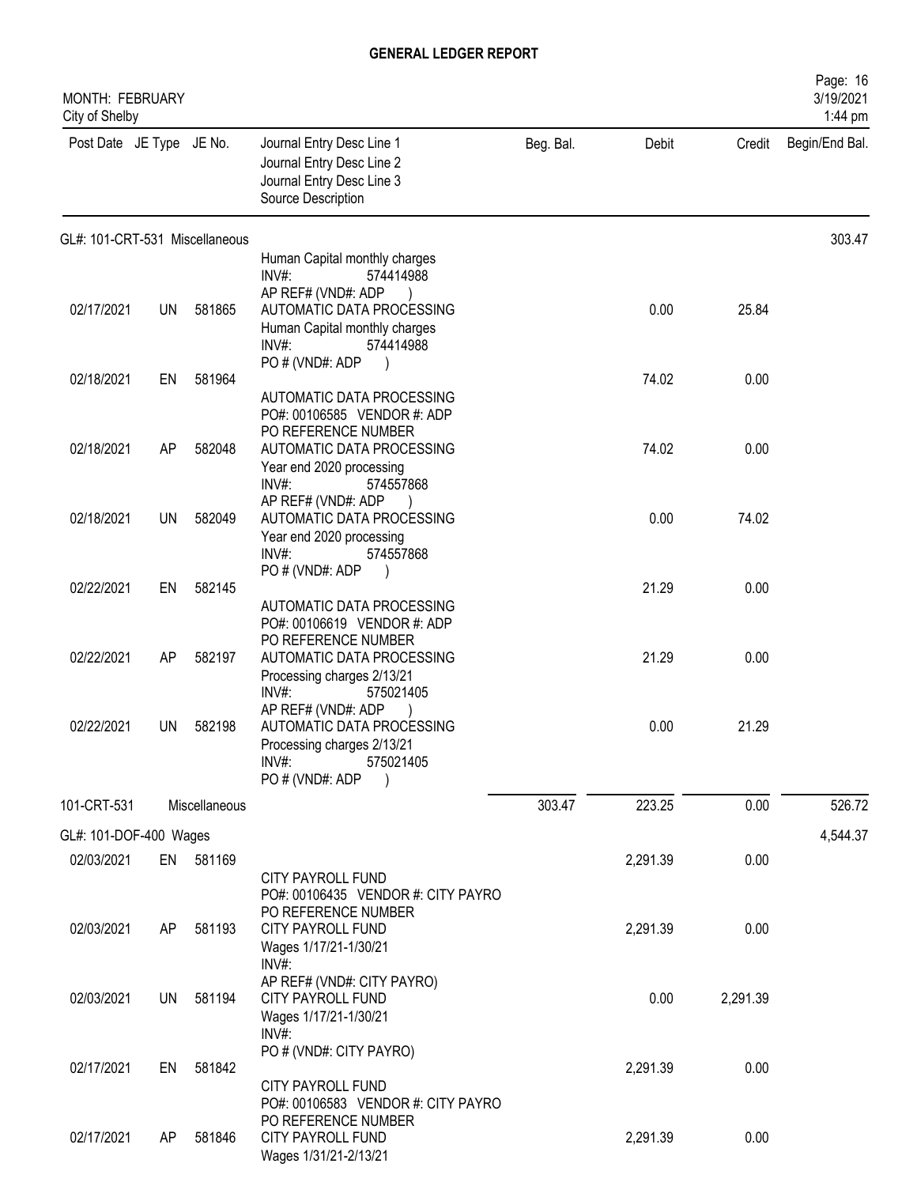# GENERAL LEDGER REPORT

MONTH: FEBRUARY
City of Shelby

3/19/2021
1:44 pm

| Post Date | JE Type | JE No. | Journal Entry Desc Line 1 / Journal Entry Desc Line 2 / Journal Entry Desc Line 3 / Source Description | Beg. Bal. | Debit | Credit | Begin/End Bal. |
|---|---|---|---|---|---|---|---|
| GL#: 101-CRT-531 Miscellaneous | | | | | | | 303.47 |
| | | | Human Capital monthly charges INV#: 574414988 AP REF# (VND#: ADP ) | | | | |
| 02/17/2021 | UN | 581865 | AUTOMATIC DATA PROCESSING Human Capital monthly charges INV#: 574414988 PO # (VND#: ADP ) | | 0.00 | 25.84 | |
| 02/18/2021 | EN | 581964 | AUTOMATIC DATA PROCESSING PO#: 00106585 VENDOR #: ADP PO REFERENCE NUMBER | | 74.02 | 0.00 | |
| 02/18/2021 | AP | 582048 | AUTOMATIC DATA PROCESSING Year end 2020 processing INV#: 574557868 AP REF# (VND#: ADP ) | | 74.02 | 0.00 | |
| 02/18/2021 | UN | 582049 | AUTOMATIC DATA PROCESSING Year end 2020 processing INV#: 574557868 PO # (VND#: ADP ) | | 0.00 | 74.02 | |
| 02/22/2021 | EN | 582145 | AUTOMATIC DATA PROCESSING PO#: 00106619 VENDOR #: ADP PO REFERENCE NUMBER | | 21.29 | 0.00 | |
| 02/22/2021 | AP | 582197 | AUTOMATIC DATA PROCESSING Processing charges 2/13/21 INV#: 575021405 AP REF# (VND#: ADP ) | | 21.29 | 0.00 | |
| 02/22/2021 | UN | 582198 | AUTOMATIC DATA PROCESSING Processing charges 2/13/21 INV#: 575021405 PO # (VND#: ADP ) | | 0.00 | 21.29 | |
| 101-CRT-531 | | Miscellaneous | | 303.47 | 223.25 | 0.00 | 526.72 |
| GL#: 101-DOF-400 Wages | | | | | | | 4,544.37 |
| 02/03/2021 | EN | 581169 | CITY PAYROLL FUND PO#: 00106435 VENDOR #: CITY PAYRO PO REFERENCE NUMBER | | 2,291.39 | 0.00 | |
| 02/03/2021 | AP | 581193 | CITY PAYROLL FUND Wages 1/17/21-1/30/21 INV#: AP REF# (VND#: CITY PAYRO) | | 2,291.39 | 0.00 | |
| 02/03/2021 | UN | 581194 | CITY PAYROLL FUND Wages 1/17/21-1/30/21 INV#: PO # (VND#: CITY PAYRO) | | 0.00 | 2,291.39 | |
| 02/17/2021 | EN | 581842 | CITY PAYROLL FUND PO#: 00106583 VENDOR #: CITY PAYRO PO REFERENCE NUMBER | | 2,291.39 | 0.00 | |
| 02/17/2021 | AP | 581846 | CITY PAYROLL FUND Wages 1/31/21-2/13/21 | | 2,291.39 | 0.00 | |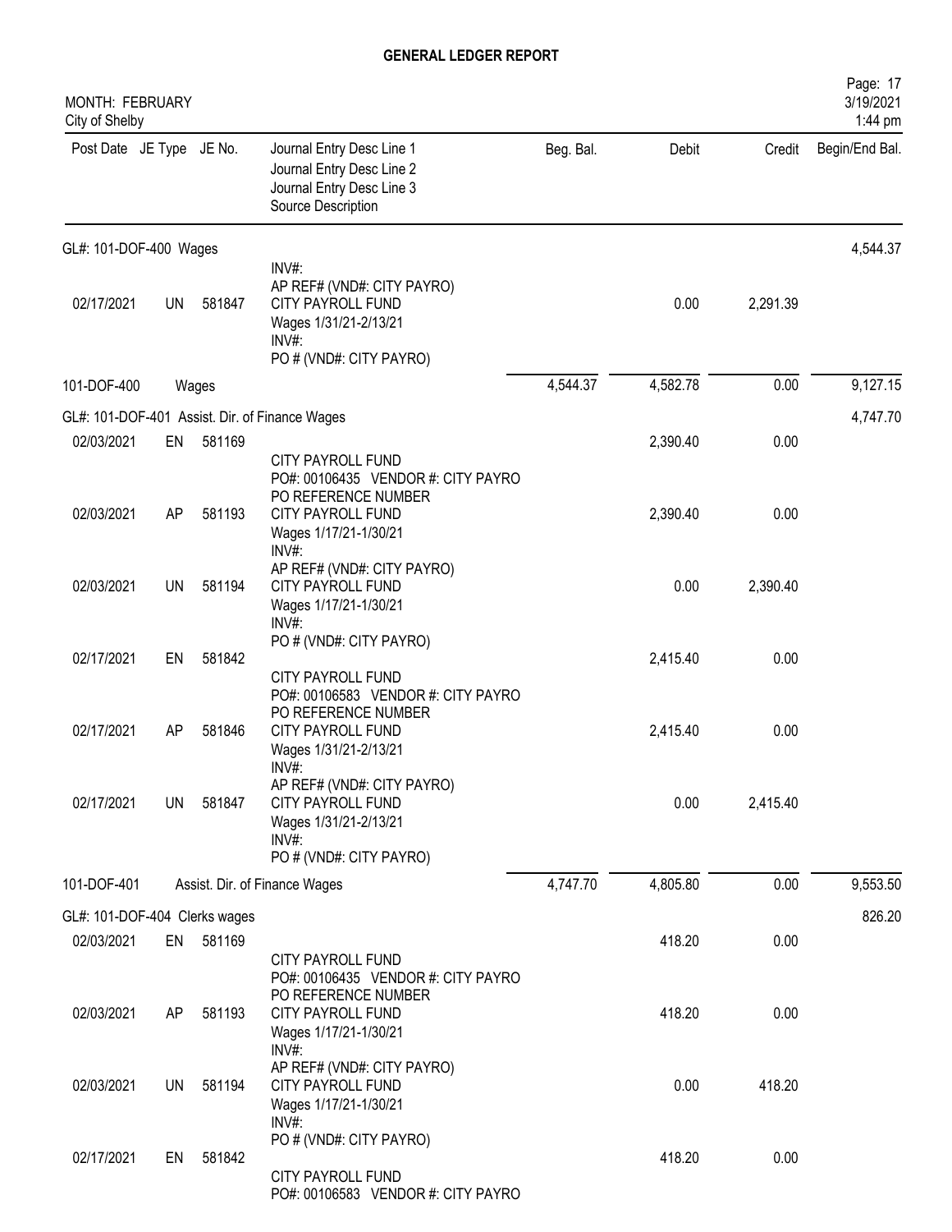**GENERAL LEDGER REPORT**

MONTH: FEBRUARY
City of Shelby

| Post Date | JE Type | JE No. | Journal Entry Desc Line 1 / Journal Entry Desc Line 2 / Journal Entry Desc Line 3 / Source Description | Beg. Bal. | Debit | Credit | Begin/End Bal. |
|---|---|---|---|---|---|---|---|
| GL#: 101-DOF-400 Wages | | | | | | | 4,544.37 |
| | | | INV#: AP REF# (VND#: CITY PAYRO) | | | | |
| 02/17/2021 | UN | 581847 | CITY PAYROLL FUND Wages 1/31/21-2/13/21 INV#: PO # (VND#: CITY PAYRO) | | 0.00 | 2,291.39 | |
| 101-DOF-400 | | Wages | | 4,544.37 | 4,582.78 | 0.00 | 9,127.15 |
| GL#: 101-DOF-401 Assist. Dir. of Finance Wages | | | | | | | 4,747.70 |
| 02/03/2021 | EN | 581169 | CITY PAYROLL FUND PO#: 00106435 VENDOR #: CITY PAYRO PO REFERENCE NUMBER | | 2,390.40 | 0.00 | |
| 02/03/2021 | AP | 581193 | CITY PAYROLL FUND Wages 1/17/21-1/30/21 INV#: AP REF# (VND#: CITY PAYRO) | | 2,390.40 | 0.00 | |
| 02/03/2021 | UN | 581194 | CITY PAYROLL FUND Wages 1/17/21-1/30/21 INV#: PO # (VND#: CITY PAYRO) | | 0.00 | 2,390.40 | |
| 02/17/2021 | EN | 581842 | CITY PAYROLL FUND PO#: 00106583 VENDOR #: CITY PAYRO PO REFERENCE NUMBER | | 2,415.40 | 0.00 | |
| 02/17/2021 | AP | 581846 | CITY PAYROLL FUND Wages 1/31/21-2/13/21 INV#: AP REF# (VND#: CITY PAYRO) | | 2,415.40 | 0.00 | |
| 02/17/2021 | UN | 581847 | CITY PAYROLL FUND Wages 1/31/21-2/13/21 INV#: PO # (VND#: CITY PAYRO) | | 0.00 | 2,415.40 | |
| 101-DOF-401 | | Assist. Dir. of Finance Wages | | 4,747.70 | 4,805.80 | 0.00 | 9,553.50 |
| GL#: 101-DOF-404 Clerks wages | | | | | | | 826.20 |
| 02/03/2021 | EN | 581169 | CITY PAYROLL FUND PO#: 00106435 VENDOR #: CITY PAYRO PO REFERENCE NUMBER | | 418.20 | 0.00 | |
| 02/03/2021 | AP | 581193 | CITY PAYROLL FUND Wages 1/17/21-1/30/21 INV#: AP REF# (VND#: CITY PAYRO) | | 418.20 | 0.00 | |
| 02/03/2021 | UN | 581194 | CITY PAYROLL FUND Wages 1/17/21-1/30/21 INV#: PO # (VND#: CITY PAYRO) | | 0.00 | 418.20 | |
| 02/17/2021 | EN | 581842 | CITY PAYROLL FUND PO#: 00106583 VENDOR #: CITY PAYRO | | 418.20 | 0.00 | |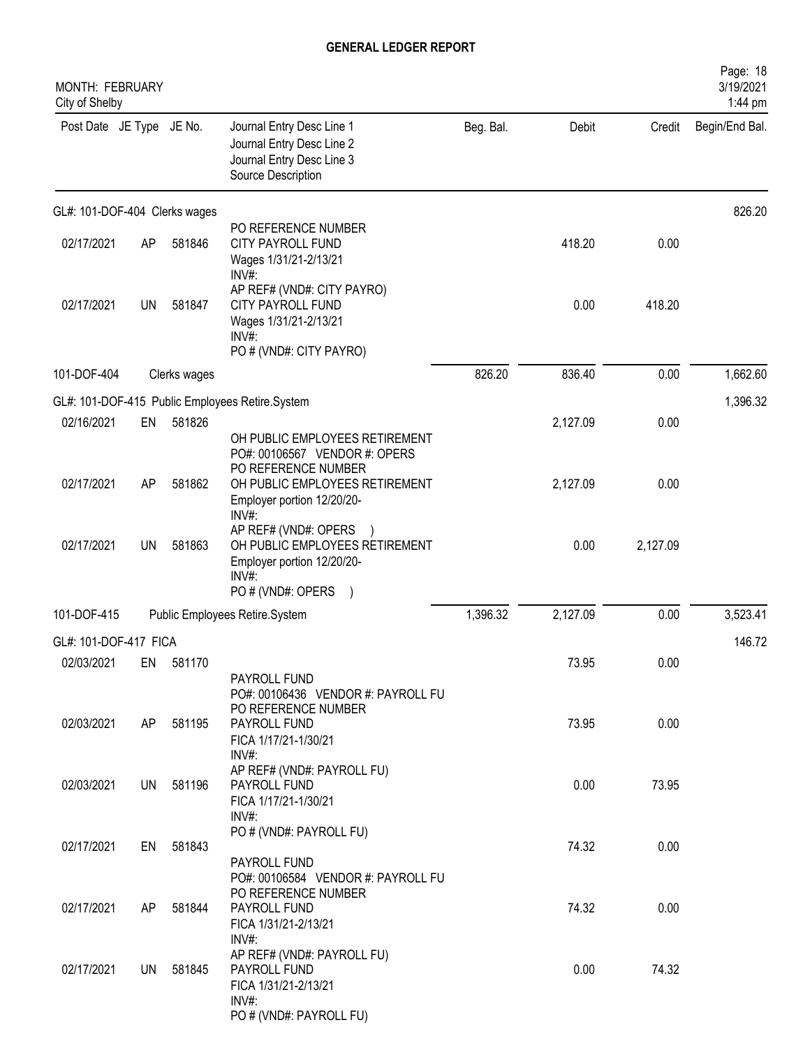# GENERAL LEDGER REPORT

MONTH: FEBRUARY
City of Shelby

| Post Date | JE Type | JE No. | Journal Entry Desc Line 1 / Journal Entry Desc Line 2 / Journal Entry Desc Line 3 / Source Description | Beg. Bal. | Debit | Credit | Begin/End Bal. |
|---|---|---|---|---|---|---|---|
| GL#: 101-DOF-404 Clerks wages | | | | | | | 826.20 |
| 02/17/2021 | AP | 581846 | PO REFERENCE NUMBER CITY PAYROLL FUND Wages 1/31/21-2/13/21 INV#: AP REF# (VND#: CITY PAYRO) | | 418.20 | 0.00 | |
| 02/17/2021 | UN | 581847 | CITY PAYROLL FUND Wages 1/31/21-2/13/21 INV#: PO # (VND#: CITY PAYRO) | | 0.00 | 418.20 | |
| 101-DOF-404 | | | Clerks wages | 826.20 | 836.40 | 0.00 | 1,662.60 |
| GL#: 101-DOF-415 Public Employees Retire.System | | | | | | | 1,396.32 |
| 02/16/2021 | EN | 581826 | OH PUBLIC EMPLOYEES RETIREMENT PO#: 00106567 VENDOR #: OPERS | | 2,127.09 | 0.00 | |
| 02/17/2021 | AP | 581862 | PO REFERENCE NUMBER OH PUBLIC EMPLOYEES RETIREMENT Employer portion 12/20/20- INV#: AP REF# (VND#: OPERS ) | | 2,127.09 | 0.00 | |
| 02/17/2021 | UN | 581863 | OH PUBLIC EMPLOYEES RETIREMENT Employer portion 12/20/20- INV#: PO # (VND#: OPERS ) | | 0.00 | 2,127.09 | |
| 101-DOF-415 | | | Public Employees Retire.System | 1,396.32 | 2,127.09 | 0.00 | 3,523.41 |
| GL#: 101-DOF-417 FICA | | | | | | | 146.72 |
| 02/03/2021 | EN | 581170 | PAYROLL FUND PO#: 00106436 VENDOR #: PAYROLL FU | | 73.95 | 0.00 | |
| 02/03/2021 | AP | 581195 | PO REFERENCE NUMBER PAYROLL FUND FICA 1/17/21-1/30/21 INV#: AP REF# (VND#: PAYROLL FU) | | 73.95 | 0.00 | |
| 02/03/2021 | UN | 581196 | PAYROLL FUND FICA 1/17/21-1/30/21 INV#: PO # (VND#: PAYROLL FU) | | 0.00 | 73.95 | |
| 02/17/2021 | EN | 581843 | PAYROLL FUND PO#: 00106584 VENDOR #: PAYROLL FU | | 74.32 | 0.00 | |
| 02/17/2021 | AP | 581844 | PO REFERENCE NUMBER PAYROLL FUND FICA 1/31/21-2/13/21 INV#: AP REF# (VND#: PAYROLL FU) | | 74.32 | 0.00 | |
| 02/17/2021 | UN | 581845 | PAYROLL FUND FICA 1/31/21-2/13/21 INV#: PO # (VND#: PAYROLL FU) | | 0.00 | 74.32 | |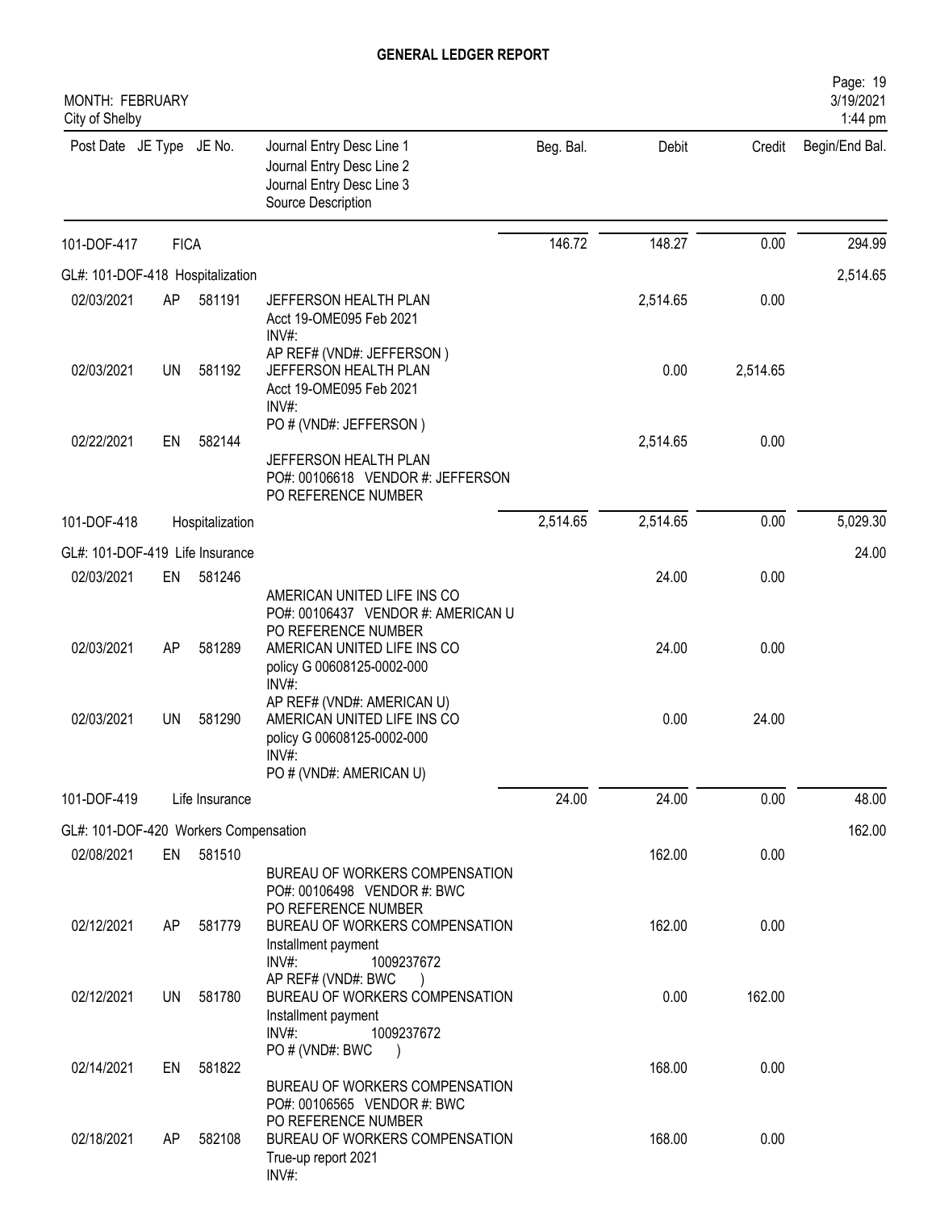# GENERAL LEDGER REPORT

MONTH: FEBRUARY
City of Shelby

Page: 19
3/19/2021
1:44 pm

| Post Date | JE Type | JE No. | Journal Entry Desc Line 1 / Journal Entry Desc Line 2 / Journal Entry Desc Line 3 / Source Description | Beg. Bal. | Debit | Credit | Begin/End Bal. |
|---|---|---|---|---|---|---|---|
| 101-DOF-417 | FICA | | | 146.72 | 148.27 | 0.00 | 294.99 |
| GL#: 101-DOF-418 Hospitalization | | | | | | | 2,514.65 |
| 02/03/2021 | AP | 581191 | JEFFERSON HEALTH PLAN<br>Acct 19-OME095 Feb 2021<br>INV#:<br>AP REF# (VND#: JEFFERSON ) | | 2,514.65 | 0.00 | |
| 02/03/2021 | UN | 581192 | JEFFERSON HEALTH PLAN<br>Acct 19-OME095 Feb 2021<br>INV#:<br>PO # (VND#: JEFFERSON ) | | 0.00 | 2,514.65 | |
| 02/22/2021 | EN | 582144 | JEFFERSON HEALTH PLAN<br>PO#: 00106618 VENDOR #: JEFFERSON<br>PO REFERENCE NUMBER | | 2,514.65 | 0.00 | |
| 101-DOF-418 | Hospitalization | | | 2,514.65 | 2,514.65 | 0.00 | 5,029.30 |
| GL#: 101-DOF-419 Life Insurance | | | | | | | 24.00 |
| 02/03/2021 | EN | 581246 | AMERICAN UNITED LIFE INS CO<br>PO#: 00106437 VENDOR #: AMERICAN U<br>PO REFERENCE NUMBER | | 24.00 | 0.00 | |
| 02/03/2021 | AP | 581289 | AMERICAN UNITED LIFE INS CO<br>policy G 00608125-0002-000<br>INV#:<br>AP REF# (VND#: AMERICAN U) | | 24.00 | 0.00 | |
| 02/03/2021 | UN | 581290 | AMERICAN UNITED LIFE INS CO<br>policy G 00608125-0002-000<br>INV#:<br>PO # (VND#: AMERICAN U) | | 0.00 | 24.00 | |
| 101-DOF-419 | Life Insurance | | | 24.00 | 24.00 | 0.00 | 48.00 |
| GL#: 101-DOF-420 Workers Compensation | | | | | | | 162.00 |
| 02/08/2021 | EN | 581510 | BUREAU OF WORKERS COMPENSATION<br>PO#: 00106498 VENDOR #: BWC<br>PO REFERENCE NUMBER | | 162.00 | 0.00 | |
| 02/12/2021 | AP | 581779 | BUREAU OF WORKERS COMPENSATION<br>Installment payment<br>INV#: 1009237672<br>AP REF# (VND#: BWC ) | | 162.00 | 0.00 | |
| 02/12/2021 | UN | 581780 | BUREAU OF WORKERS COMPENSATION<br>Installment payment<br>INV#: 1009237672<br>PO # (VND#: BWC ) | | 0.00 | 162.00 | |
| 02/14/2021 | EN | 581822 | BUREAU OF WORKERS COMPENSATION<br>PO#: 00106565 VENDOR #: BWC<br>PO REFERENCE NUMBER | | 168.00 | 0.00 | |
| 02/18/2021 | AP | 582108 | BUREAU OF WORKERS COMPENSATION<br>True-up report 2021<br>INV#: | | 168.00 | 0.00 | |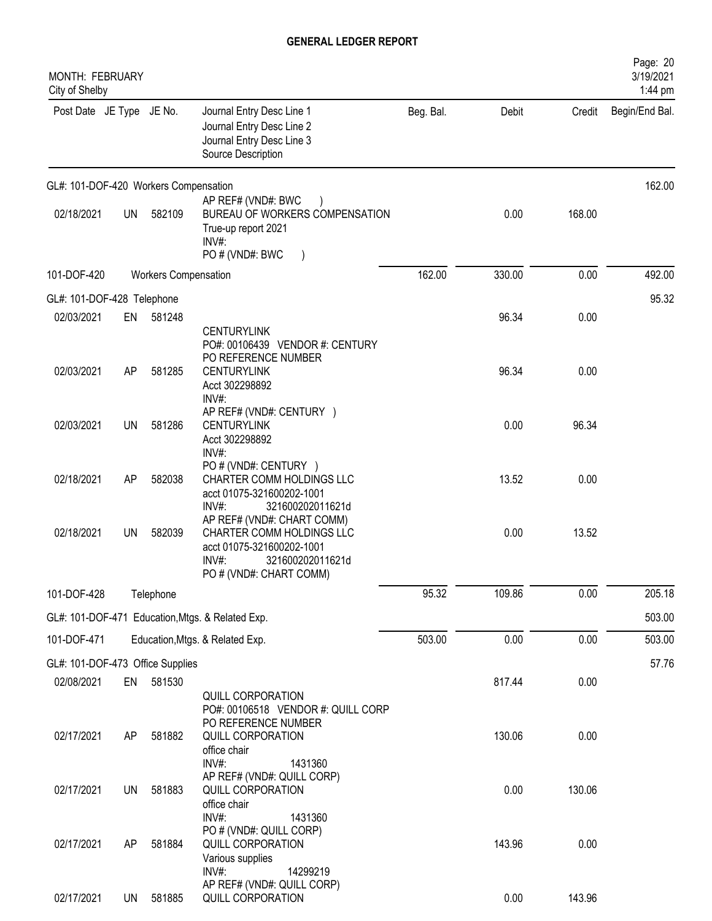# GENERAL LEDGER REPORT

MONTH: FEBRUARY
City of Shelby

| Post Date | JE Type | JE No. | Journal Entry Desc Line 1 / Journal Entry Desc Line 2 / Journal Entry Desc Line 3 / Source Description | Beg. Bal. | Debit | Credit | Begin/End Bal. |
|---|---|---|---|---|---|---|---|
| GL#: 101-DOF-420 Workers Compensation | | | | | | | 162.00 |
| | | | AP REF# (VND#: BWC ) | | | | |
| 02/18/2021 | UN | 582109 | BUREAU OF WORKERS COMPENSATION<br>True-up report 2021<br>INV#:<br>PO # (VND#: BWC ) | | 0.00 | 168.00 | |
| 101-DOF-420 | | Workers Compensation | | 162.00 | 330.00 | 0.00 | 492.00 |
| GL#: 101-DOF-428 Telephone | | | | | | | 95.32 |
| 02/03/2021 | EN | 581248 | CENTURYLINK<br>PO#: 00106439 VENDOR #: CENTURY<br>PO REFERENCE NUMBER | | 96.34 | 0.00 | |
| 02/03/2021 | AP | 581285 | CENTURYLINK<br>Acct 302298892<br>INV#:<br>AP REF# (VND#: CENTURY ) | | 96.34 | 0.00 | |
| 02/03/2021 | UN | 581286 | CENTURYLINK<br>Acct 302298892<br>INV#:<br>PO # (VND#: CENTURY ) | | 0.00 | 96.34 | |
| 02/18/2021 | AP | 582038 | CHARTER COMM HOLDINGS LLC<br>acct 01075-321600202-1001<br>INV#: 321600202011621d<br>AP REF# (VND#: CHART COMM) | | 13.52 | 0.00 | |
| 02/18/2021 | UN | 582039 | CHARTER COMM HOLDINGS LLC<br>acct 01075-321600202-1001<br>INV#: 321600202011621d<br>PO # (VND#: CHART COMM) | | 0.00 | 13.52 | |
| 101-DOF-428 | | Telephone | | 95.32 | 109.86 | 0.00 | 205.18 |
| GL#: 101-DOF-471 Education,Mtgs. & Related Exp. | | | | | | | 503.00 |
| 101-DOF-471 | | Education,Mtgs. & Related Exp. | | 503.00 | 0.00 | 0.00 | 503.00 |
| GL#: 101-DOF-473 Office Supplies | | | | | | | 57.76 |
| 02/08/2021 | EN | 581530 | QUILL CORPORATION<br>PO#: 00106518 VENDOR #: QUILL CORP<br>PO REFERENCE NUMBER | | 817.44 | 0.00 | |
| 02/17/2021 | AP | 581882 | QUILL CORPORATION<br>office chair<br>INV#: 1431360<br>AP REF# (VND#: QUILL CORP) | | 130.06 | 0.00 | |
| 02/17/2021 | UN | 581883 | QUILL CORPORATION<br>office chair<br>INV#: 1431360<br>PO # (VND#: QUILL CORP) | | 0.00 | 130.06 | |
| 02/17/2021 | AP | 581884 | QUILL CORPORATION<br>Various supplies<br>INV#: 14299219<br>AP REF# (VND#: QUILL CORP) | | 143.96 | 0.00 | |
| 02/17/2021 | UN | 581885 | QUILL CORPORATION | | 0.00 | 143.96 | |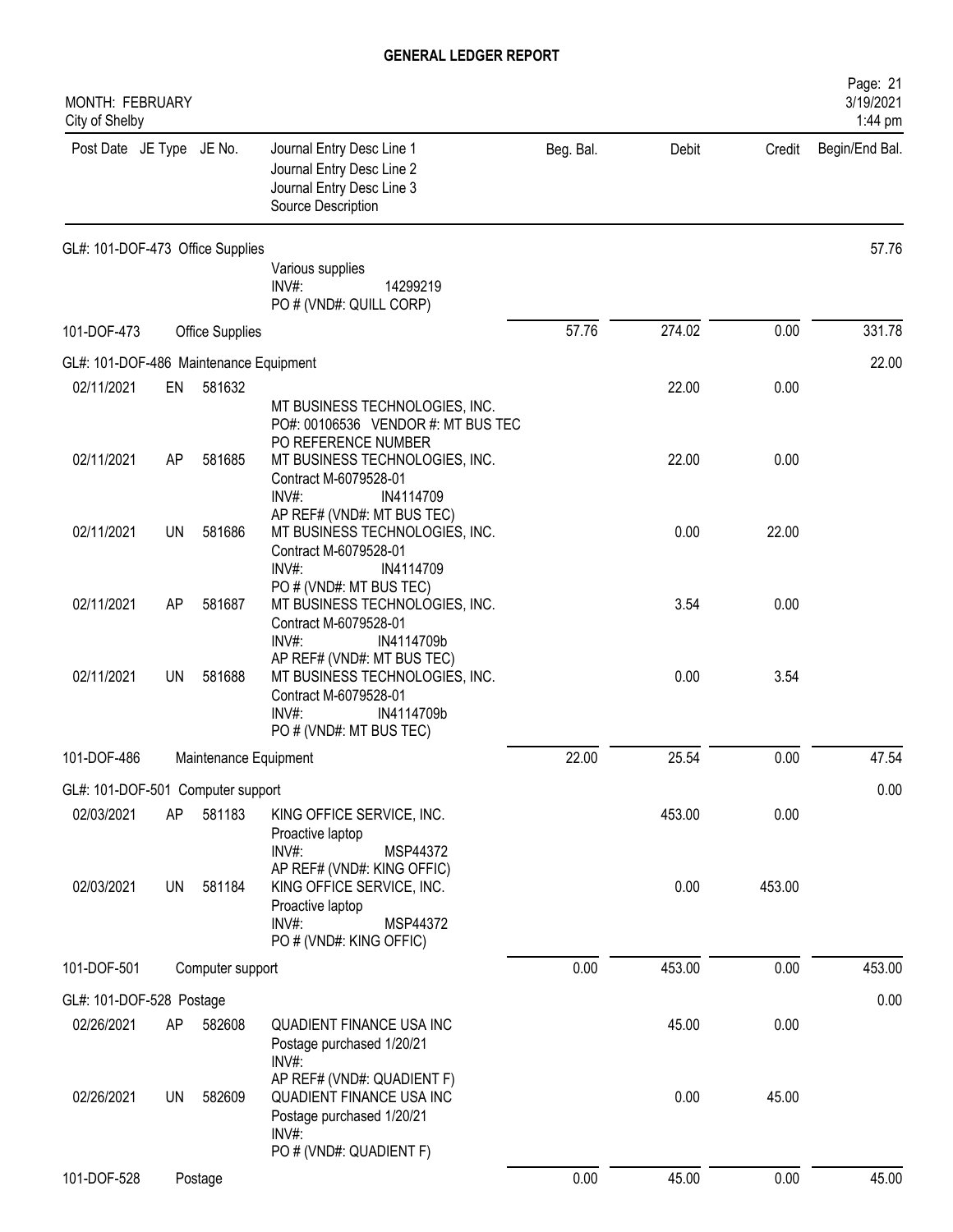# GENERAL LEDGER REPORT

MONTH: FEBRUARY
City of Shelby

| Post Date | JE Type | JE No. | Journal Entry Desc Line 1 / Journal Entry Desc Line 2 / Journal Entry Desc Line 3 / Source Description | Beg. Bal. | Debit | Credit | Begin/End Bal. |
|---|---|---|---|---|---|---|---|
| GL#: 101-DOF-473 Office Supplies | | | | | | | 57.76 |
| | | | Various supplies<br>INV#: 14299219<br>PO # (VND#: QUILL CORP) | | | | |
| 101-DOF-473 | | | Office Supplies | 57.76 | 274.02 | 0.00 | 331.78 |
| GL#: 101-DOF-486 Maintenance Equipment | | | | | | | 22.00 |
| 02/11/2021 | EN | 581632 | MT BUSINESS TECHNOLOGIES, INC.<br>PO#: 00106536 VENDOR #: MT BUS TEC<br>PO REFERENCE NUMBER | | 22.00 | 0.00 | |
| 02/11/2021 | AP | 581685 | MT BUSINESS TECHNOLOGIES, INC.<br>Contract M-6079528-01<br>INV#: IN4114709<br>AP REF# (VND#: MT BUS TEC) | | 22.00 | 0.00 | |
| 02/11/2021 | UN | 581686 | MT BUSINESS TECHNOLOGIES, INC.<br>Contract M-6079528-01<br>INV#: IN4114709<br>PO # (VND#: MT BUS TEC) | | 0.00 | 22.00 | |
| 02/11/2021 | AP | 581687 | MT BUSINESS TECHNOLOGIES, INC.<br>Contract M-6079528-01<br>INV#: IN4114709b<br>AP REF# (VND#: MT BUS TEC) | | 3.54 | 0.00 | |
| 02/11/2021 | UN | 581688 | MT BUSINESS TECHNOLOGIES, INC.<br>Contract M-6079528-01<br>INV#: IN4114709b<br>PO # (VND#: MT BUS TEC) | | 0.00 | 3.54 | |
| 101-DOF-486 | | | Maintenance Equipment | 22.00 | 25.54 | 0.00 | 47.54 |
| GL#: 101-DOF-501 Computer support | | | | | | | 0.00 |
| 02/03/2021 | AP | 581183 | KING OFFICE SERVICE, INC.<br>Proactive laptop<br>INV#: MSP44372<br>AP REF# (VND#: KING OFFIC) | | 453.00 | 0.00 | |
| 02/03/2021 | UN | 581184 | KING OFFICE SERVICE, INC.<br>Proactive laptop<br>INV#: MSP44372<br>PO # (VND#: KING OFFIC) | | 0.00 | 453.00 | |
| 101-DOF-501 | | | Computer support | 0.00 | 453.00 | 0.00 | 453.00 |
| GL#: 101-DOF-528 Postage | | | | | | | 0.00 |
| 02/26/2021 | AP | 582608 | QUADIENT FINANCE USA INC<br>Postage purchased 1/20/21<br>INV#:<br>AP REF# (VND#: QUADIENT F) | | 45.00 | 0.00 | |
| 02/26/2021 | UN | 582609 | QUADIENT FINANCE USA INC<br>Postage purchased 1/20/21<br>INV#:<br>PO # (VND#: QUADIENT F) | | 0.00 | 45.00 | |
| 101-DOF-528 | | | Postage | 0.00 | 45.00 | 0.00 | 45.00 |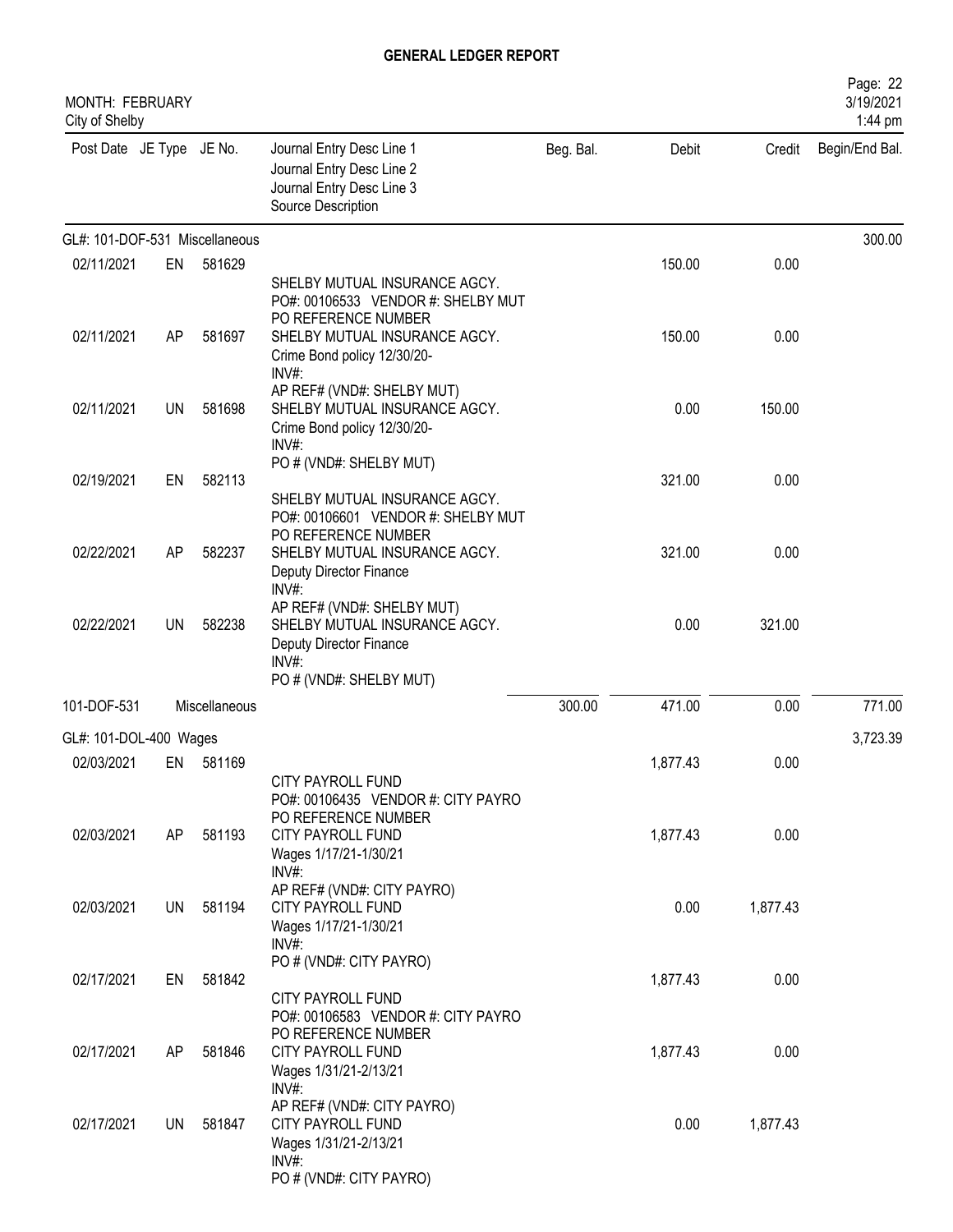# GENERAL LEDGER REPORT

MONTH: FEBRUARY
City of Shelby

| Post Date | JE Type | JE No. | Journal Entry Desc Line 1 / Journal Entry Desc Line 2 / Journal Entry Desc Line 3 / Source Description | Beg. Bal. | Debit | Credit | Begin/End Bal. |
|---|---|---|---|---|---|---|---|
| GL#: 101-DOF-531 Miscellaneous | | | | | | | 300.00 |
| 02/11/2021 | EN | 581629 | SHELBY MUTUAL INSURANCE AGCY. PO#: 00106533 VENDOR #: SHELBY MUT PO REFERENCE NUMBER | | 150.00 | 0.00 | |
| 02/11/2021 | AP | 581697 | SHELBY MUTUAL INSURANCE AGCY. Crime Bond policy 12/30/20- INV#: AP REF# (VND#: SHELBY MUT) | | 150.00 | 0.00 | |
| 02/11/2021 | UN | 581698 | SHELBY MUTUAL INSURANCE AGCY. Crime Bond policy 12/30/20- INV#: PO # (VND#: SHELBY MUT) | | 0.00 | 150.00 | |
| 02/19/2021 | EN | 582113 | SHELBY MUTUAL INSURANCE AGCY. PO#: 00106601 VENDOR #: SHELBY MUT PO REFERENCE NUMBER | | 321.00 | 0.00 | |
| 02/22/2021 | AP | 582237 | SHELBY MUTUAL INSURANCE AGCY. Deputy Director Finance INV#: AP REF# (VND#: SHELBY MUT) | | 321.00 | 0.00 | |
| 02/22/2021 | UN | 582238 | SHELBY MUTUAL INSURANCE AGCY. Deputy Director Finance INV#: PO # (VND#: SHELBY MUT) | | 0.00 | 321.00 | |
| 101-DOF-531 | | Miscellaneous | | 300.00 | 471.00 | 0.00 | 771.00 |
| GL#: 101-DOL-400 Wages | | | | | | | 3,723.39 |
| 02/03/2021 | EN | 581169 | CITY PAYROLL FUND PO#: 00106435 VENDOR #: CITY PAYRO PO REFERENCE NUMBER | | 1,877.43 | 0.00 | |
| 02/03/2021 | AP | 581193 | CITY PAYROLL FUND Wages 1/17/21-1/30/21 INV#: AP REF# (VND#: CITY PAYRO) | | 1,877.43 | 0.00 | |
| 02/03/2021 | UN | 581194 | CITY PAYROLL FUND Wages 1/17/21-1/30/21 INV#: PO # (VND#: CITY PAYRO) | | 0.00 | 1,877.43 | |
| 02/17/2021 | EN | 581842 | CITY PAYROLL FUND PO#: 00106583 VENDOR #: CITY PAYRO PO REFERENCE NUMBER | | 1,877.43 | 0.00 | |
| 02/17/2021 | AP | 581846 | CITY PAYROLL FUND Wages 1/31/21-2/13/21 INV#: AP REF# (VND#: CITY PAYRO) | | 1,877.43 | 0.00 | |
| 02/17/2021 | UN | 581847 | CITY PAYROLL FUND Wages 1/31/21-2/13/21 INV#: PO # (VND#: CITY PAYRO) | | 0.00 | 1,877.43 | |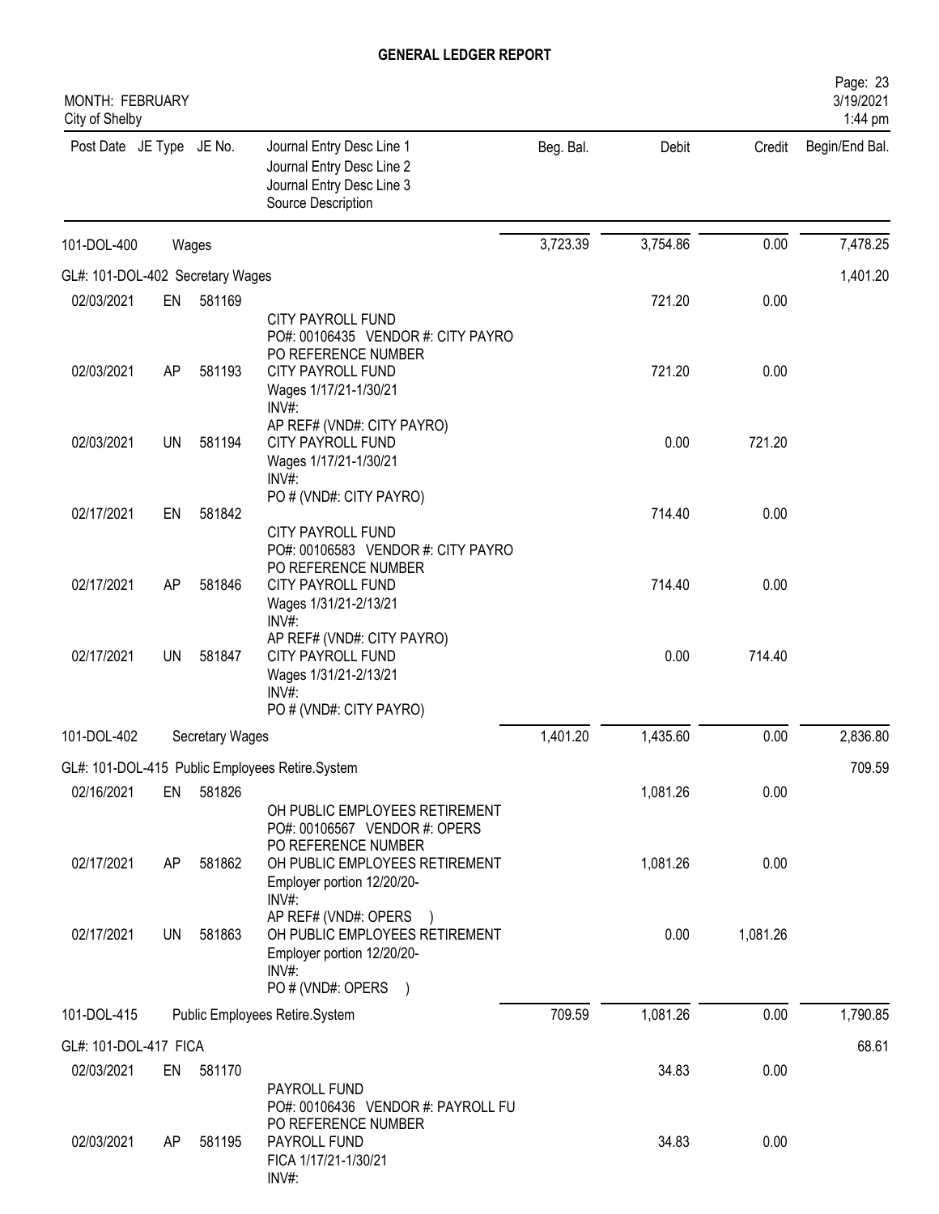# GENERAL LEDGER REPORT

MONTH: FEBRUARY
City of Shelby

| Post Date | JE Type | JE No. | Journal Entry Desc Line 1 / Journal Entry Desc Line 2 / Journal Entry Desc Line 3 / Source Description | Beg. Bal. | Debit | Credit | Begin/End Bal. |
|---|---|---|---|---|---|---|---|
| 101-DOL-400 | | Wages | | 3,723.39 | 3,754.86 | 0.00 | 7,478.25 |
| GL#: 101-DOL-402 Secretary Wages | | | | | | | 1,401.20 |
| 02/03/2021 | EN | 581169 | CITY PAYROLL FUND<br>PO#: 00106435 VENDOR #: CITY PAYRO<br>PO REFERENCE NUMBER | | 721.20 | 0.00 | |
| 02/03/2021 | AP | 581193 | CITY PAYROLL FUND<br>Wages 1/17/21-1/30/21<br>INV#:<br>AP REF# (VND#: CITY PAYRO) | | 721.20 | 0.00 | |
| 02/03/2021 | UN | 581194 | CITY PAYROLL FUND<br>Wages 1/17/21-1/30/21<br>INV#:<br>PO # (VND#: CITY PAYRO) | | 0.00 | 721.20 | |
| 02/17/2021 | EN | 581842 | CITY PAYROLL FUND<br>PO#: 00106583 VENDOR #: CITY PAYRO<br>PO REFERENCE NUMBER | | 714.40 | 0.00 | |
| 02/17/2021 | AP | 581846 | CITY PAYROLL FUND<br>Wages 1/31/21-2/13/21<br>INV#:<br>AP REF# (VND#: CITY PAYRO) | | 714.40 | 0.00 | |
| 02/17/2021 | UN | 581847 | CITY PAYROLL FUND<br>Wages 1/31/21-2/13/21<br>INV#:<br>PO # (VND#: CITY PAYRO) | | 0.00 | 714.40 | |
| 101-DOL-402 | | Secretary Wages | | 1,401.20 | 1,435.60 | 0.00 | 2,836.80 |
| GL#: 101-DOL-415 Public Employees Retire.System | | | | | | | 709.59 |
| 02/16/2021 | EN | 581826 | OH PUBLIC EMPLOYEES RETIREMENT<br>PO#: 00106567 VENDOR #: OPERS<br>PO REFERENCE NUMBER | | 1,081.26 | 0.00 | |
| 02/17/2021 | AP | 581862 | OH PUBLIC EMPLOYEES RETIREMENT<br>Employer portion 12/20/20-<br>INV#:<br>AP REF# (VND#: OPERS ) | | 1,081.26 | 0.00 | |
| 02/17/2021 | UN | 581863 | OH PUBLIC EMPLOYEES RETIREMENT<br>Employer portion 12/20/20-<br>INV#:<br>PO # (VND#: OPERS ) | | 0.00 | 1,081.26 | |
| 101-DOL-415 | | Public Employees Retire.System | | 709.59 | 1,081.26 | 0.00 | 1,790.85 |
| GL#: 101-DOL-417 FICA | | | | | | | 68.61 |
| 02/03/2021 | EN | 581170 | PAYROLL FUND<br>PO#: 00106436 VENDOR #: PAYROLL FU<br>PO REFERENCE NUMBER | | 34.83 | 0.00 | |
| 02/03/2021 | AP | 581195 | PAYROLL FUND<br>FICA 1/17/21-1/30/21<br>INV#: | | 34.83 | 0.00 | |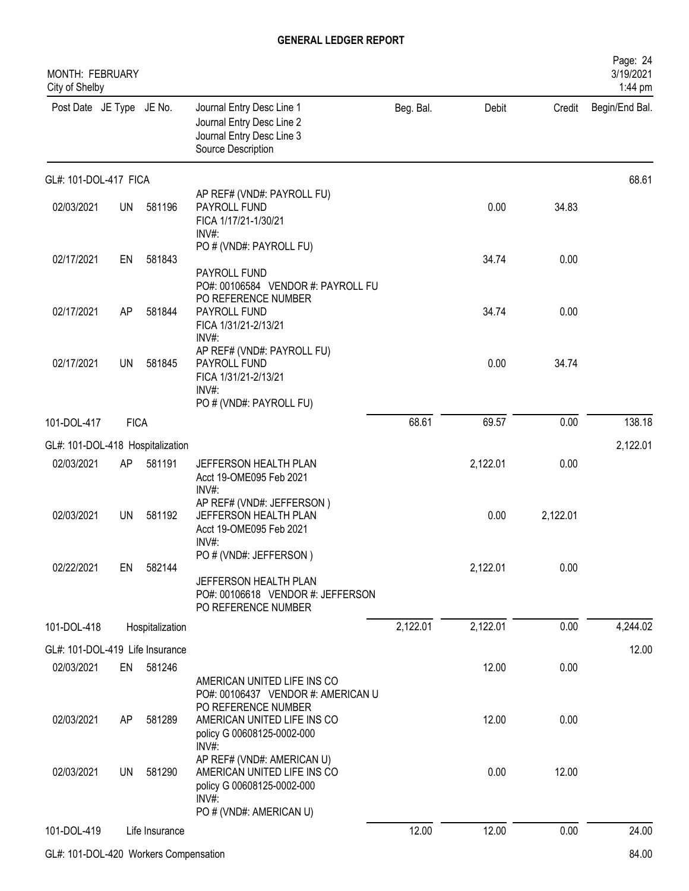# GENERAL LEDGER REPORT

MONTH: FEBRUARY
City of Shelby

Page: 24
3/19/2021
1:44 pm

| Post Date | JE Type | JE No. | Journal Entry Desc Line 1 / Journal Entry Desc Line 2 / Journal Entry Desc Line 3 / Source Description | Beg. Bal. | Debit | Credit | Begin/End Bal. |
|---|---|---|---|---|---|---|---|
| GL#: 101-DOL-417 FICA | | | | | | | 68.61 |
| 02/03/2021 | UN | 581196 | AP REF# (VND#: PAYROLL FU) PAYROLL FUND FICA 1/17/21-1/30/21 INV#: PO # (VND#: PAYROLL FU) | | 0.00 | 34.83 | |
| 02/17/2021 | EN | 581843 | PAYROLL FUND PO#: 00106584 VENDOR #: PAYROLL FU PO REFERENCE NUMBER | | 34.74 | 0.00 | |
| 02/17/2021 | AP | 581844 | PAYROLL FUND FICA 1/31/21-2/13/21 INV#: AP REF# (VND#: PAYROLL FU) | | 34.74 | 0.00 | |
| 02/17/2021 | UN | 581845 | PAYROLL FUND FICA 1/31/21-2/13/21 INV#: PO # (VND#: PAYROLL FU) | | 0.00 | 34.74 | |
| 101-DOL-417 | FICA | | | 68.61 | 69.57 | 0.00 | 138.18 |
| GL#: 101-DOL-418 Hospitalization | | | | | | | 2,122.01 |
| 02/03/2021 | AP | 581191 | JEFFERSON HEALTH PLAN Acct 19-OME095 Feb 2021 INV#: AP REF# (VND#: JEFFERSON ) | | 2,122.01 | 0.00 | |
| 02/03/2021 | UN | 581192 | JEFFERSON HEALTH PLAN Acct 19-OME095 Feb 2021 INV#: PO # (VND#: JEFFERSON ) | | 0.00 | 2,122.01 | |
| 02/22/2021 | EN | 582144 | JEFFERSON HEALTH PLAN PO#: 00106618 VENDOR #: JEFFERSON PO REFERENCE NUMBER | | 2,122.01 | 0.00 | |
| 101-DOL-418 | Hospitalization | | | 2,122.01 | 2,122.01 | 0.00 | 4,244.02 |
| GL#: 101-DOL-419 Life Insurance | | | | | | | 12.00 |
| 02/03/2021 | EN | 581246 | AMERICAN UNITED LIFE INS CO PO#: 00106437 VENDOR #: AMERICAN U PO REFERENCE NUMBER | | 12.00 | 0.00 | |
| 02/03/2021 | AP | 581289 | AMERICAN UNITED LIFE INS CO policy G 00608125-0002-000 INV#: AP REF# (VND#: AMERICAN U) | | 12.00 | 0.00 | |
| 02/03/2021 | UN | 581290 | AMERICAN UNITED LIFE INS CO policy G 00608125-0002-000 INV#: PO # (VND#: AMERICAN U) | | 0.00 | 12.00 | |
| 101-DOL-419 | Life Insurance | | | 12.00 | 12.00 | 0.00 | 24.00 |
| GL#: 101-DOL-420 Workers Compensation | | | | | | | 84.00 |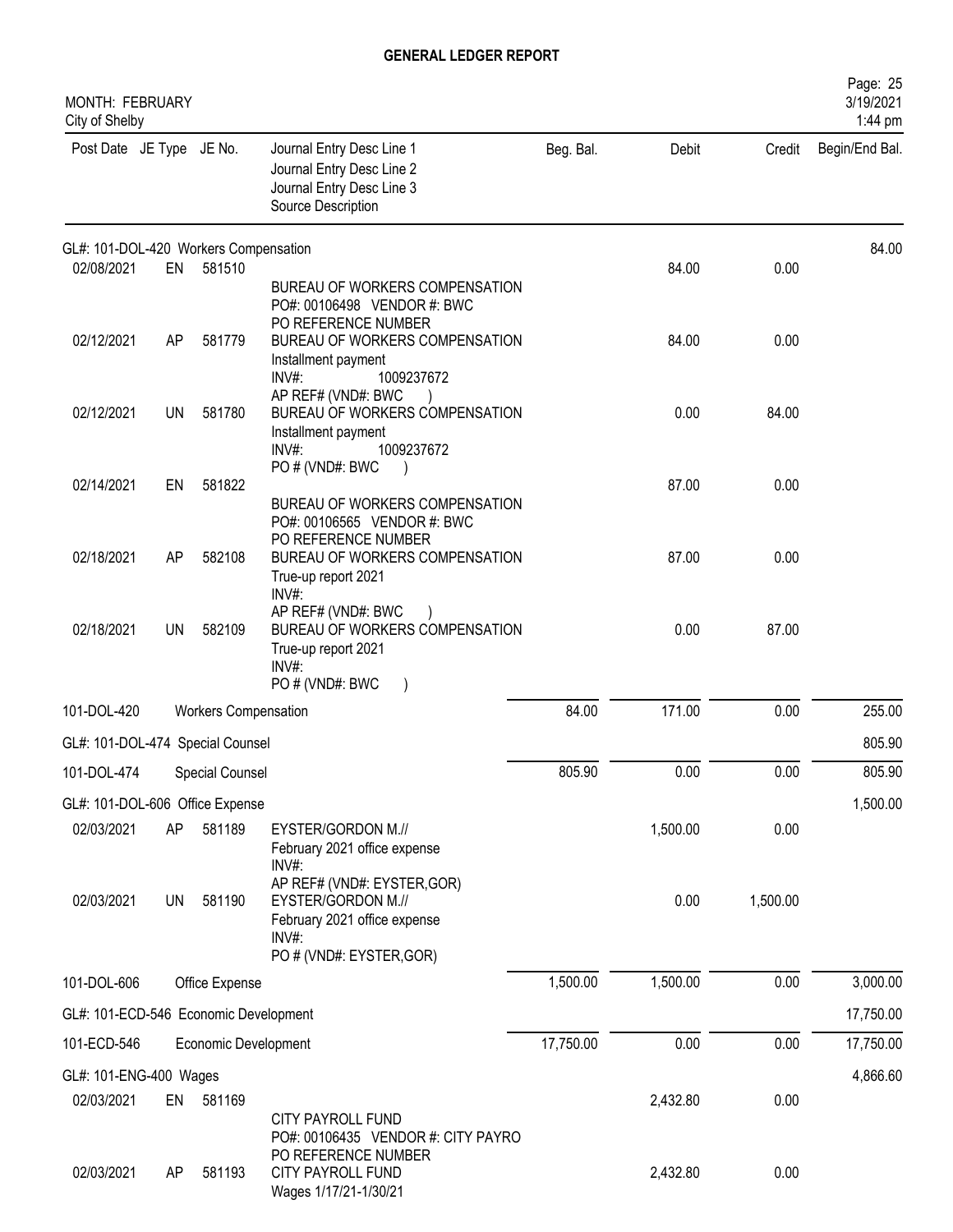# GENERAL LEDGER REPORT

MONTH: FEBRUARY
City of Shelby

| Post Date | JE Type | JE No. | Journal Entry Desc Line 1 / Journal Entry Desc Line 2 / Journal Entry Desc Line 3 / Source Description | Beg. Bal. | Debit | Credit | Begin/End Bal. |
|---|---|---|---|---|---|---|---|
| GL#: 101-DOL-420 Workers Compensation | | | | | | | 84.00 |
| 02/08/2021 | EN | 581510 | BUREAU OF WORKERS COMPENSATION PO#: 00106498 VENDOR #: BWC PO REFERENCE NUMBER | | 84.00 | 0.00 | |
| 02/12/2021 | AP | 581779 | BUREAU OF WORKERS COMPENSATION Installment payment INV#: 1009237672 AP REF# (VND#: BWC ) | | 84.00 | 0.00 | |
| 02/12/2021 | UN | 581780 | BUREAU OF WORKERS COMPENSATION Installment payment INV#: 1009237672 PO # (VND#: BWC ) | | 0.00 | 84.00 | |
| 02/14/2021 | EN | 581822 | BUREAU OF WORKERS COMPENSATION PO#: 00106565 VENDOR #: BWC PO REFERENCE NUMBER | | 87.00 | 0.00 | |
| 02/18/2021 | AP | 582108 | BUREAU OF WORKERS COMPENSATION True-up report 2021 INV#: AP REF# (VND#: BWC ) | | 87.00 | 0.00 | |
| 02/18/2021 | UN | 582109 | BUREAU OF WORKERS COMPENSATION True-up report 2021 INV#: PO # (VND#: BWC ) | | 0.00 | 87.00 | |
| 101-DOL-420 | | | Workers Compensation | 84.00 | 171.00 | 0.00 | 255.00 |
| GL#: 101-DOL-474 Special Counsel | | | | | | | 805.90 |
| 101-DOL-474 | | | Special Counsel | 805.90 | 0.00 | 0.00 | 805.90 |
| GL#: 101-DOL-606 Office Expense | | | | | | | 1,500.00 |
| 02/03/2021 | AP | 581189 | EYSTER/GORDON M.// February 2021 office expense INV#: AP REF# (VND#: EYSTER,GOR) | | 1,500.00 | 0.00 | |
| 02/03/2021 | UN | 581190 | EYSTER/GORDON M.// February 2021 office expense INV#: PO # (VND#: EYSTER,GOR) | | 0.00 | 1,500.00 | |
| 101-DOL-606 | | | Office Expense | 1,500.00 | 1,500.00 | 0.00 | 3,000.00 |
| GL#: 101-ECD-546 Economic Development | | | | | | | 17,750.00 |
| 101-ECD-546 | | | Economic Development | 17,750.00 | 0.00 | 0.00 | 17,750.00 |
| GL#: 101-ENG-400 Wages | | | | | | | 4,866.60 |
| 02/03/2021 | EN | 581169 | CITY PAYROLL FUND PO#: 00106435 VENDOR #: CITY PAYRO PO REFERENCE NUMBER | | 2,432.80 | 0.00 | |
| 02/03/2021 | AP | 581193 | CITY PAYROLL FUND Wages 1/17/21-1/30/21 | | 2,432.80 | 0.00 | |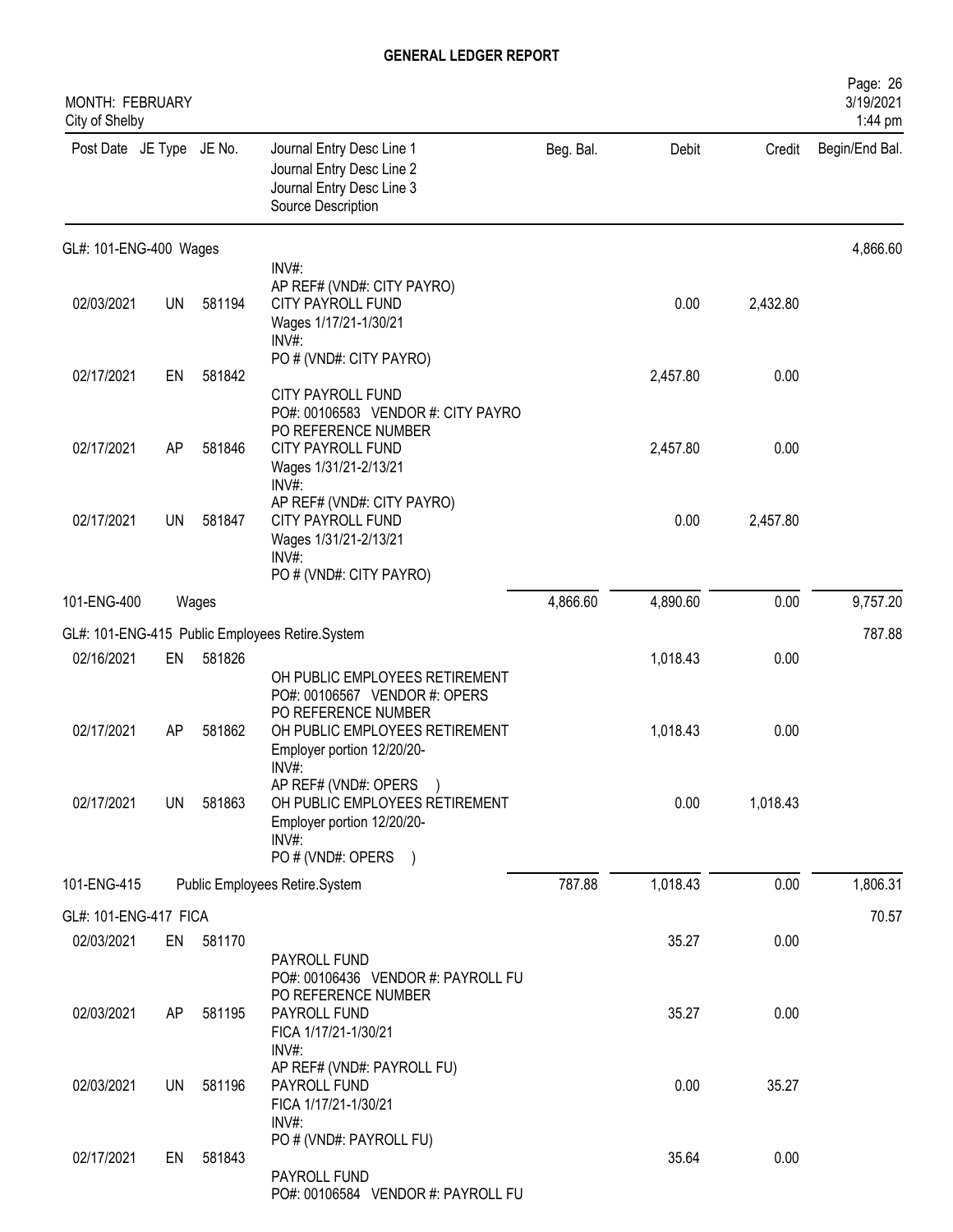# GENERAL LEDGER REPORT

MONTH: FEBRUARY
City of Shelby

| Post Date | JE Type | JE No. | Journal Entry Desc Line 1 / Journal Entry Desc Line 2 / Journal Entry Desc Line 3 / Source Description | Beg. Bal. | Debit | Credit | Begin/End Bal. |
|---|---|---|---|---|---|---|---|
| **GL#: 101-ENG-400 Wages** | | | | | | | 4,866.60 |
| | | | INV#: AP REF# (VND#: CITY PAYRO) | | | | |
| 02/03/2021 | UN | 581194 | CITY PAYROLL FUND Wages 1/17/21-1/30/21 INV#: PO # (VND#: CITY PAYRO) | | 0.00 | 2,432.80 | |
| 02/17/2021 | EN | 581842 | CITY PAYROLL FUND PO#: 00106583 VENDOR #: CITY PAYRO PO REFERENCE NUMBER | | 2,457.80 | 0.00 | |
| 02/17/2021 | AP | 581846 | CITY PAYROLL FUND Wages 1/31/21-2/13/21 INV#: AP REF# (VND#: CITY PAYRO) | | 2,457.80 | 0.00 | |
| 02/17/2021 | UN | 581847 | CITY PAYROLL FUND Wages 1/31/21-2/13/21 INV#: PO # (VND#: CITY PAYRO) | | 0.00 | 2,457.80 | |
| 101-ENG-400 | | Wages | | 4,866.60 | 4,890.60 | 0.00 | 9,757.20 |
| **GL#: 101-ENG-415 Public Employees Retire.System** | | | | | | | 787.88 |
| 02/16/2021 | EN | 581826 | OH PUBLIC EMPLOYEES RETIREMENT PO#: 00106567 VENDOR #: OPERS PO REFERENCE NUMBER | | 1,018.43 | 0.00 | |
| 02/17/2021 | AP | 581862 | OH PUBLIC EMPLOYEES RETIREMENT Employer portion 12/20/20- INV#: AP REF# (VND#: OPERS ) | | 1,018.43 | 0.00 | |
| 02/17/2021 | UN | 581863 | OH PUBLIC EMPLOYEES RETIREMENT Employer portion 12/20/20- INV#: PO # (VND#: OPERS ) | | 0.00 | 1,018.43 | |
| 101-ENG-415 | | Public Employees Retire.System | | 787.88 | 1,018.43 | 0.00 | 1,806.31 |
| **GL#: 101-ENG-417 FICA** | | | | | | | 70.57 |
| 02/03/2021 | EN | 581170 | PAYROLL FUND PO#: 00106436 VENDOR #: PAYROLL FU PO REFERENCE NUMBER | | 35.27 | 0.00 | |
| 02/03/2021 | AP | 581195 | PAYROLL FUND FICA 1/17/21-1/30/21 INV#: AP REF# (VND#: PAYROLL FU) | | 35.27 | 0.00 | |
| 02/03/2021 | UN | 581196 | PAYROLL FUND FICA 1/17/21-1/30/21 INV#: PO # (VND#: PAYROLL FU) | | 0.00 | 35.27 | |
| 02/17/2021 | EN | 581843 | PAYROLL FUND PO#: 00106584 VENDOR #: PAYROLL FU | | 35.64 | 0.00 | |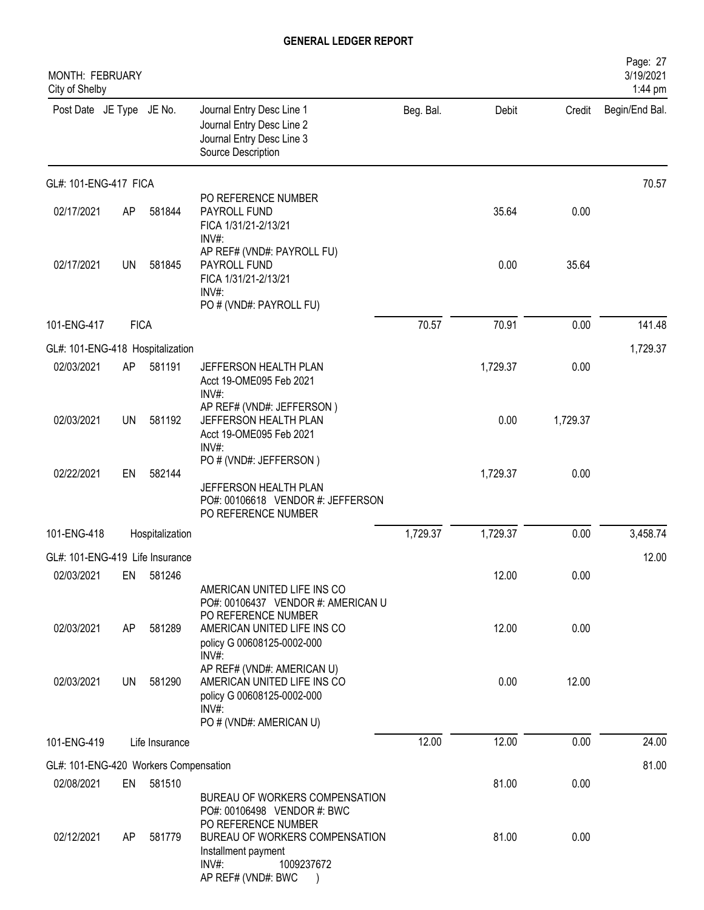# GENERAL LEDGER REPORT

MONTH: FEBRUARY
City of Shelby

| Post Date | JE Type | JE No. | Journal Entry Desc Line 1 / Journal Entry Desc Line 2 / Journal Entry Desc Line 3 / Source Description | Beg. Bal. | Debit | Credit | Begin/End Bal. |
|---|---|---|---|---|---|---|---|
| GL#: 101-ENG-417 FICA | | | | | | | 70.57 |
| | | | PO REFERENCE NUMBER | | | | |
| 02/17/2021 | AP | 581844 | PAYROLL FUND<br>FICA 1/31/21-2/13/21<br>INV#:<br>AP REF# (VND#: PAYROLL FU) | | 35.64 | 0.00 | |
| 02/17/2021 | UN | 581845 | PAYROLL FUND<br>FICA 1/31/21-2/13/21<br>INV#:<br>PO # (VND#: PAYROLL FU) | | 0.00 | 35.64 | |
| 101-ENG-417 | FICA | | | 70.57 | 70.91 | 0.00 | 141.48 |
| GL#: 101-ENG-418 Hospitalization | | | | | | | 1,729.37 |
| 02/03/2021 | AP | 581191 | JEFFERSON HEALTH PLAN<br>Acct 19-OME095 Feb 2021<br>INV#:<br>AP REF# (VND#: JEFFERSON ) | | 1,729.37 | 0.00 | |
| 02/03/2021 | UN | 581192 | JEFFERSON HEALTH PLAN<br>Acct 19-OME095 Feb 2021<br>INV#:<br>PO # (VND#: JEFFERSON ) | | 0.00 | 1,729.37 | |
| 02/22/2021 | EN | 582144 | JEFFERSON HEALTH PLAN<br>PO#: 00106618 VENDOR #: JEFFERSON<br>PO REFERENCE NUMBER | | 1,729.37 | 0.00 | |
| 101-ENG-418 | Hospitalization | | | 1,729.37 | 1,729.37 | 0.00 | 3,458.74 |
| GL#: 101-ENG-419 Life Insurance | | | | | | | 12.00 |
| 02/03/2021 | EN | 581246 | AMERICAN UNITED LIFE INS CO<br>PO#: 00106437 VENDOR #: AMERICAN U<br>PO REFERENCE NUMBER | | 12.00 | 0.00 | |
| 02/03/2021 | AP | 581289 | AMERICAN UNITED LIFE INS CO<br>policy G 00608125-0002-000<br>INV#:<br>AP REF# (VND#: AMERICAN U) | | 12.00 | 0.00 | |
| 02/03/2021 | UN | 581290 | AMERICAN UNITED LIFE INS CO<br>policy G 00608125-0002-000<br>INV#:<br>PO # (VND#: AMERICAN U) | | 0.00 | 12.00 | |
| 101-ENG-419 | Life Insurance | | | 12.00 | 12.00 | 0.00 | 24.00 |
| GL#: 101-ENG-420 Workers Compensation | | | | | | | 81.00 |
| 02/08/2021 | EN | 581510 | BUREAU OF WORKERS COMPENSATION<br>PO#: 00106498 VENDOR #: BWC<br>PO REFERENCE NUMBER | | 81.00 | 0.00 | |
| 02/12/2021 | AP | 581779 | BUREAU OF WORKERS COMPENSATION<br>Installment payment<br>INV#: 1009237672<br>AP REF# (VND#: BWC ) | | 81.00 | 0.00 | |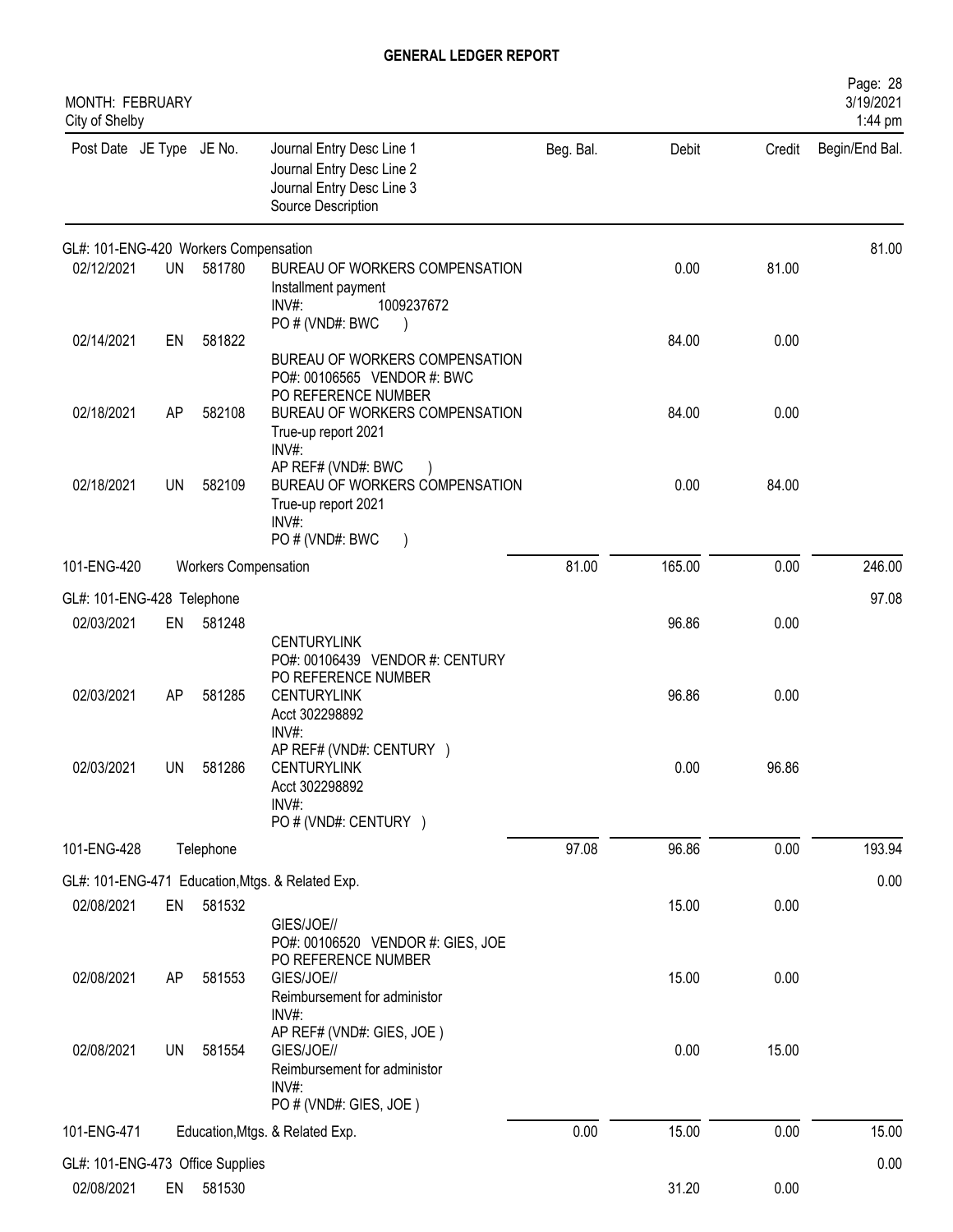# GENERAL LEDGER REPORT

MONTH: FEBRUARY
City of Shelby

| Post Date | JE Type | JE No. | Journal Entry Desc Line 1 / Journal Entry Desc Line 2 / Journal Entry Desc Line 3 / Source Description | Beg. Bal. | Debit | Credit | Begin/End Bal. |
|---|---|---|---|---|---|---|---|
| GL#: 101-ENG-420 Workers Compensation | | | | | | | 81.00 |
| 02/12/2021 | UN | 581780 | BUREAU OF WORKERS COMPENSATION<br>Installment payment<br>INV#: 1009237672<br>PO # (VND#: BWC ) | | 0.00 | 81.00 | |
| 02/14/2021 | EN | 581822 | BUREAU OF WORKERS COMPENSATION<br>PO#: 00106565 VENDOR #: BWC<br>PO REFERENCE NUMBER | | 84.00 | 0.00 | |
| 02/18/2021 | AP | 582108 | BUREAU OF WORKERS COMPENSATION<br>True-up report 2021<br>INV#:<br>AP REF# (VND#: BWC ) | | 84.00 | 0.00 | |
| 02/18/2021 | UN | 582109 | BUREAU OF WORKERS COMPENSATION<br>True-up report 2021<br>INV#:<br>PO # (VND#: BWC ) | | 0.00 | 84.00 | |
| 101-ENG-420 | | | Workers Compensation | 81.00 | 165.00 | 0.00 | 246.00 |
| GL#: 101-ENG-428 Telephone | | | | | | | 97.08 |
| 02/03/2021 | EN | 581248 | CENTURYLINK<br>PO#: 00106439 VENDOR #: CENTURY<br>PO REFERENCE NUMBER | | 96.86 | 0.00 | |
| 02/03/2021 | AP | 581285 | CENTURYLINK<br>Acct 302298892<br>INV#:<br>AP REF# (VND#: CENTURY ) | | 96.86 | 0.00 | |
| 02/03/2021 | UN | 581286 | CENTURYLINK<br>Acct 302298892<br>INV#:<br>PO # (VND#: CENTURY ) | | 0.00 | 96.86 | |
| 101-ENG-428 | | | Telephone | 97.08 | 96.86 | 0.00 | 193.94 |
| GL#: 101-ENG-471 Education,Mtgs. & Related Exp. | | | | | | | 0.00 |
| 02/08/2021 | EN | 581532 | GIES/JOE//<br>PO#: 00106520 VENDOR #: GIES, JOE<br>PO REFERENCE NUMBER | | 15.00 | 0.00 | |
| 02/08/2021 | AP | 581553 | GIES/JOE//<br>Reimbursement for administor<br>INV#:<br>AP REF# (VND#: GIES, JOE ) | | 15.00 | 0.00 | |
| 02/08/2021 | UN | 581554 | GIES/JOE//<br>Reimbursement for administor<br>INV#:<br>PO # (VND#: GIES, JOE ) | | 0.00 | 15.00 | |
| 101-ENG-471 | | | Education,Mtgs. & Related Exp. | 0.00 | 15.00 | 0.00 | 15.00 |
| GL#: 101-ENG-473 Office Supplies | | | | | | | 0.00 |
| 02/08/2021 | EN | 581530 | | | 31.20 | 0.00 | |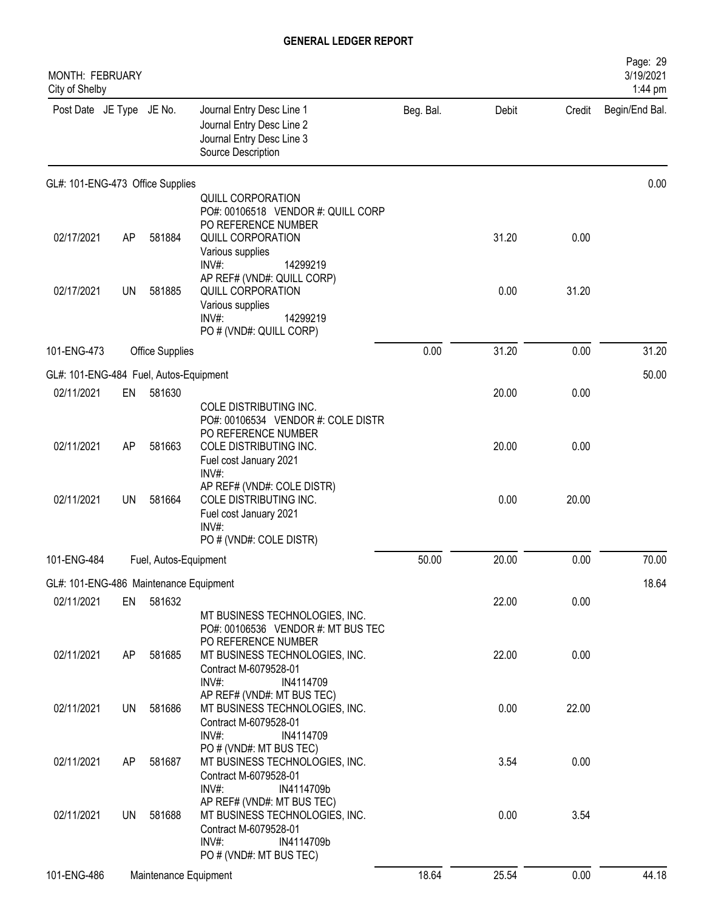# GENERAL LEDGER REPORT

MONTH: FEBRUARY
City of Shelby

| Post Date | JE Type | JE No. | Journal Entry Desc Line 1 / Journal Entry Desc Line 2 / Journal Entry Desc Line 3 / Source Description | Beg. Bal. | Debit | Credit | Begin/End Bal. |
|---|---|---|---|---|---|---|---|
| **GL#: 101-ENG-473 Office Supplies** | | | | | | | 0.00 |
| | | | QUILL CORPORATION<br>PO#: 00106518 VENDOR #: QUILL CORP<br>PO REFERENCE NUMBER | | | | |
| 02/17/2021 | AP | 581884 | QUILL CORPORATION<br>Various supplies<br>INV#: 14299219<br>AP REF# (VND#: QUILL CORP) | | 31.20 | 0.00 | |
| 02/17/2021 | UN | 581885 | QUILL CORPORATION<br>Various supplies<br>INV#: 14299219<br>PO # (VND#: QUILL CORP) | | 0.00 | 31.20 | |
| 101-ENG-473 | | Office Supplies | | 0.00 | 31.20 | 0.00 | 31.20 |
| **GL#: 101-ENG-484 Fuel, Autos-Equipment** | | | | | | | 50.00 |
| 02/11/2021 | EN | 581630 | | | 20.00 | 0.00 | |
| | | | COLE DISTRIBUTING INC.<br>PO#: 00106534 VENDOR #: COLE DISTR<br>PO REFERENCE NUMBER | | | | |
| 02/11/2021 | AP | 581663 | COLE DISTRIBUTING INC.<br>Fuel cost January 2021<br>INV#:<br>AP REF# (VND#: COLE DISTR) | | 20.00 | 0.00 | |
| 02/11/2021 | UN | 581664 | COLE DISTRIBUTING INC.<br>Fuel cost January 2021<br>INV#:<br>PO # (VND#: COLE DISTR) | | 0.00 | 20.00 | |
| 101-ENG-484 | | Fuel, Autos-Equipment | | 50.00 | 20.00 | 0.00 | 70.00 |
| **GL#: 101-ENG-486 Maintenance Equipment** | | | | | | | 18.64 |
| 02/11/2021 | EN | 581632 | | | 22.00 | 0.00 | |
| | | | MT BUSINESS TECHNOLOGIES, INC.<br>PO#: 00106536 VENDOR #: MT BUS TEC<br>PO REFERENCE NUMBER | | | | |
| 02/11/2021 | AP | 581685 | MT BUSINESS TECHNOLOGIES, INC.<br>Contract M-6079528-01<br>INV#: IN4114709<br>AP REF# (VND#: MT BUS TEC) | | 22.00 | 0.00 | |
| 02/11/2021 | UN | 581686 | MT BUSINESS TECHNOLOGIES, INC.<br>Contract M-6079528-01<br>INV#: IN4114709<br>PO # (VND#: MT BUS TEC) | | 0.00 | 22.00 | |
| 02/11/2021 | AP | 581687 | MT BUSINESS TECHNOLOGIES, INC.<br>Contract M-6079528-01<br>INV#: IN4114709b<br>AP REF# (VND#: MT BUS TEC) | | 3.54 | 0.00 | |
| 02/11/2021 | UN | 581688 | MT BUSINESS TECHNOLOGIES, INC.<br>Contract M-6079528-01<br>INV#: IN4114709b<br>PO # (VND#: MT BUS TEC) | | 0.00 | 3.54 | |
| 101-ENG-486 | | Maintenance Equipment | | 18.64 | 25.54 | 0.00 | 44.18 |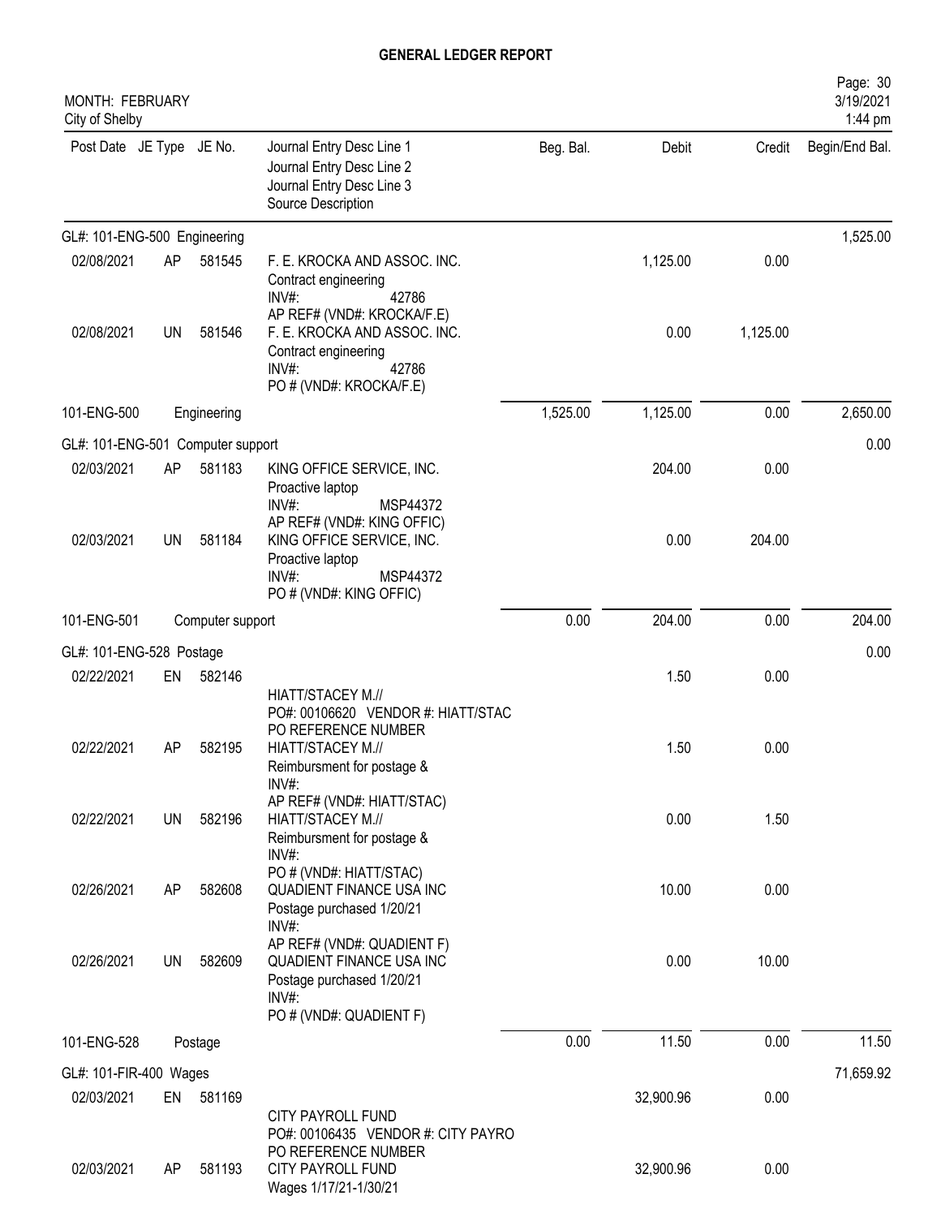# GENERAL LEDGER REPORT

MONTH: FEBRUARY
City of Shelby

| Post Date | JE Type | JE No. | Journal Entry Desc Line 1 / Journal Entry Desc Line 2 / Journal Entry Desc Line 3 / Source Description | Beg. Bal. | Debit | Credit | Begin/End Bal. |
|---|---|---|---|---|---|---|---|
| **GL#: 101-ENG-500 Engineering** | | | | | | | 1,525.00 |
| 02/08/2021 | AP | 581545 | F. E. KROCKA AND ASSOC. INC.<br>Contract engineering<br>INV#: 42786<br>AP REF# (VND#: KROCKA/F.E) | | 1,125.00 | 0.00 | |
| 02/08/2021 | UN | 581546 | F. E. KROCKA AND ASSOC. INC.<br>Contract engineering<br>INV#: 42786<br>PO # (VND#: KROCKA/F.E) | | 0.00 | 1,125.00 | |
| 101-ENG-500 | | Engineering | | 1,525.00 | 1,125.00 | 0.00 | 2,650.00 |
| **GL#: 101-ENG-501 Computer support** | | | | | | | 0.00 |
| 02/03/2021 | AP | 581183 | KING OFFICE SERVICE, INC.<br>Proactive laptop<br>INV#: MSP44372<br>AP REF# (VND#: KING OFFIC) | | 204.00 | 0.00 | |
| 02/03/2021 | UN | 581184 | KING OFFICE SERVICE, INC.<br>Proactive laptop<br>INV#: MSP44372<br>PO # (VND#: KING OFFIC) | | 0.00 | 204.00 | |
| 101-ENG-501 | | Computer support | | 0.00 | 204.00 | 0.00 | 204.00 |
| **GL#: 101-ENG-528 Postage** | | | | | | | 0.00 |
| 02/22/2021 | EN | 582146 | HIATT/STACEY M.//<br>PO#: 00106620 VENDOR #: HIATT/STAC<br>PO REFERENCE NUMBER | | 1.50 | 0.00 | |
| 02/22/2021 | AP | 582195 | HIATT/STACEY M.//<br>Reimbursment for postage &<br>INV#:<br>AP REF# (VND#: HIATT/STAC) | | 1.50 | 0.00 | |
| 02/22/2021 | UN | 582196 | HIATT/STACEY M.//<br>Reimbursment for postage &<br>INV#:<br>PO # (VND#: HIATT/STAC) | | 0.00 | 1.50 | |
| 02/26/2021 | AP | 582608 | QUADIENT FINANCE USA INC<br>Postage purchased 1/20/21<br>INV#:<br>AP REF# (VND#: QUADIENT F) | | 10.00 | 0.00 | |
| 02/26/2021 | UN | 582609 | QUADIENT FINANCE USA INC<br>Postage purchased 1/20/21<br>INV#:<br>PO # (VND#: QUADIENT F) | | 0.00 | 10.00 | |
| 101-ENG-528 | | Postage | | 0.00 | 11.50 | 0.00 | 11.50 |
| **GL#: 101-FIR-400 Wages** | | | | | | | 71,659.92 |
| 02/03/2021 | EN | 581169 | CITY PAYROLL FUND<br>PO#: 00106435 VENDOR #: CITY PAYRO<br>PO REFERENCE NUMBER | | 32,900.96 | 0.00 | |
| 02/03/2021 | AP | 581193 | CITY PAYROLL FUND<br>Wages 1/17/21-1/30/21 | | 32,900.96 | 0.00 | |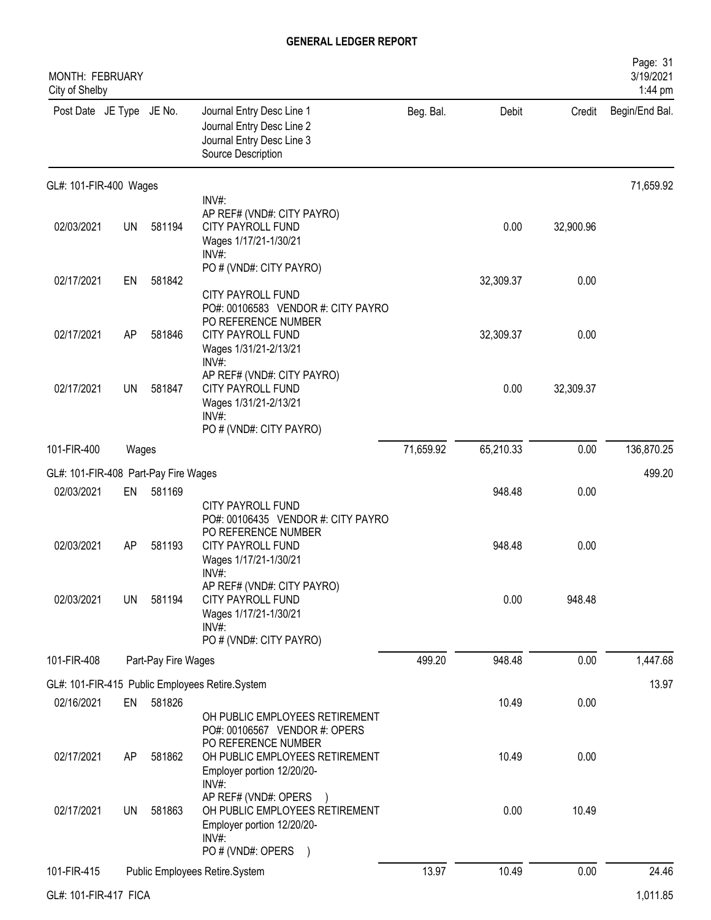# GENERAL LEDGER REPORT

MONTH: FEBRUARY
City of Shelby

| Post Date | JE Type | JE No. | Journal Entry Desc Line 1 / Journal Entry Desc Line 2 / Journal Entry Desc Line 3 / Source Description | Beg. Bal. | Debit | Credit | Begin/End Bal. |
|---|---|---|---|---|---|---|---|
| **GL#: 101-FIR-400 Wages** | | | | | | | 71,659.92 |
| | | | INV#: AP REF# (VND#: CITY PAYRO) | | | | |
| 02/03/2021 | UN | 581194 | CITY PAYROLL FUND Wages 1/17/21-1/30/21 INV#: PO # (VND#: CITY PAYRO) | | 0.00 | 32,900.96 | |
| 02/17/2021 | EN | 581842 | CITY PAYROLL FUND PO#: 00106583 VENDOR #: CITY PAYRO PO REFERENCE NUMBER | | 32,309.37 | 0.00 | |
| 02/17/2021 | AP | 581846 | CITY PAYROLL FUND Wages 1/31/21-2/13/21 INV#: AP REF# (VND#: CITY PAYRO) | | 32,309.37 | 0.00 | |
| 02/17/2021 | UN | 581847 | CITY PAYROLL FUND Wages 1/31/21-2/13/21 INV#: PO # (VND#: CITY PAYRO) | | 0.00 | 32,309.37 | |
| 101-FIR-400 | Wages | | | 71,659.92 | 65,210.33 | 0.00 | 136,870.25 |
| **GL#: 101-FIR-408 Part-Pay Fire Wages** | | | | | | | 499.20 |
| 02/03/2021 | EN | 581169 | CITY PAYROLL FUND PO#: 00106435 VENDOR #: CITY PAYRO PO REFERENCE NUMBER | | 948.48 | 0.00 | |
| 02/03/2021 | AP | 581193 | CITY PAYROLL FUND Wages 1/17/21-1/30/21 INV#: AP REF# (VND#: CITY PAYRO) | | 948.48 | 0.00 | |
| 02/03/2021 | UN | 581194 | CITY PAYROLL FUND Wages 1/17/21-1/30/21 INV#: PO # (VND#: CITY PAYRO) | | 0.00 | 948.48 | |
| 101-FIR-408 | Part-Pay Fire Wages | | | 499.20 | 948.48 | 0.00 | 1,447.68 |
| **GL#: 101-FIR-415 Public Employees Retire.System** | | | | | | | 13.97 |
| 02/16/2021 | EN | 581826 | OH PUBLIC EMPLOYEES RETIREMENT PO#: 00106567 VENDOR #: OPERS PO REFERENCE NUMBER | | 10.49 | 0.00 | |
| 02/17/2021 | AP | 581862 | OH PUBLIC EMPLOYEES RETIREMENT Employer portion 12/20/20- INV#: AP REF# (VND#: OPERS ) | | 10.49 | 0.00 | |
| 02/17/2021 | UN | 581863 | OH PUBLIC EMPLOYEES RETIREMENT Employer portion 12/20/20- INV#: PO # (VND#: OPERS ) | | 0.00 | 10.49 | |
| 101-FIR-415 | Public Employees Retire.System | | | 13.97 | 10.49 | 0.00 | 24.46 |
| **GL#: 101-FIR-417 FICA** | | | | | | | 1,011.85 |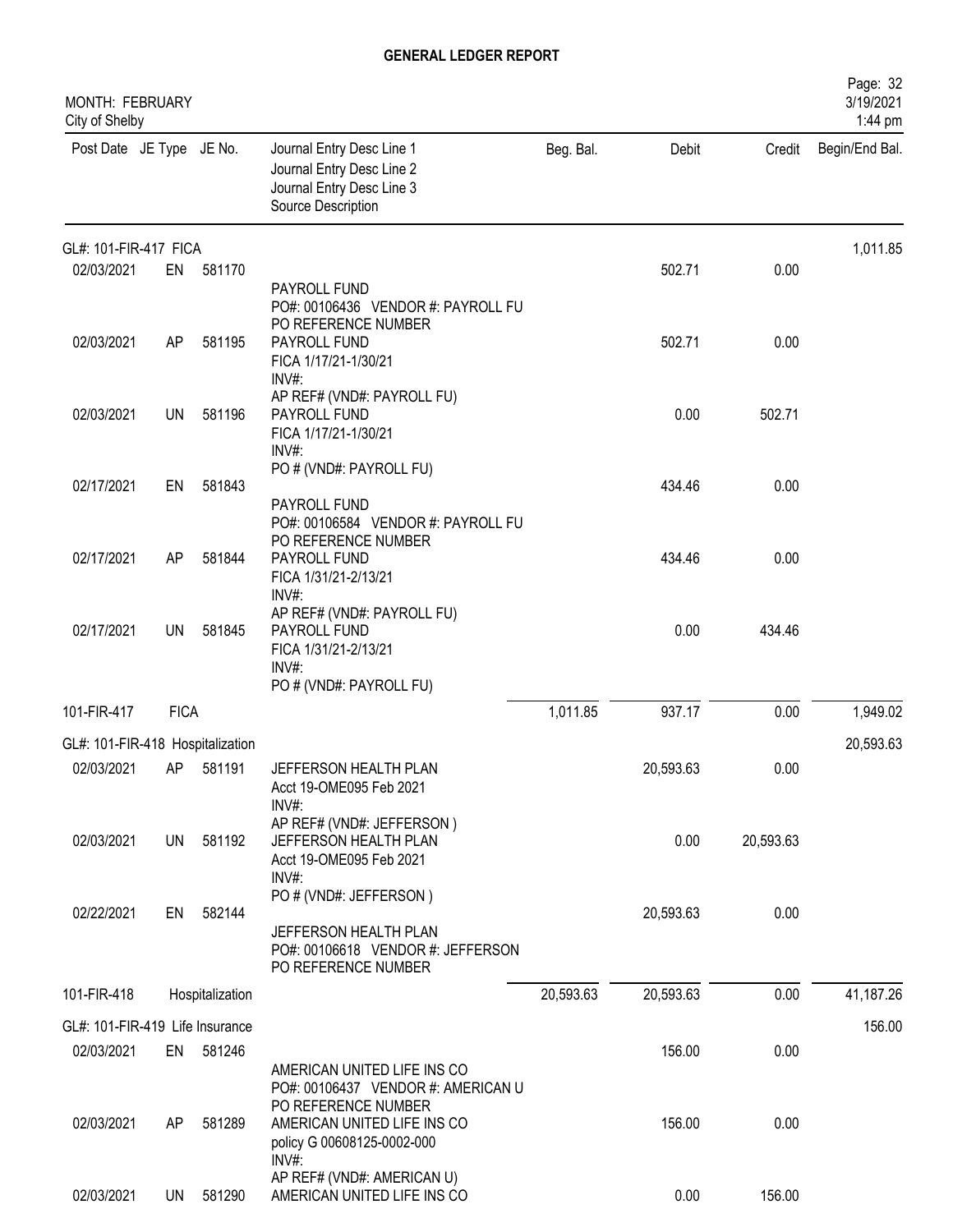# GENERAL LEDGER REPORT

MONTH: FEBRUARY
City of Shelby

Page: 32
3/19/2021
1:44 pm

| Post Date | JE Type | JE No. | Journal Entry Desc Line 1<br>Journal Entry Desc Line 2<br>Journal Entry Desc Line 3<br>Source Description | Beg. Bal. | Debit | Credit | Begin/End Bal. |
|---|---|---|---|---|---|---|---|
| GL#: 101-FIR-417 FICA | | | | | | | 1,011.85 |
| 02/03/2021 | EN | 581170 | PAYROLL FUND<br>PO#: 00106436 VENDOR #: PAYROLL FU<br>PO REFERENCE NUMBER | | 502.71 | 0.00 | |
| 02/03/2021 | AP | 581195 | PAYROLL FUND<br>FICA 1/17/21-1/30/21<br>INV#:<br>AP REF# (VND#: PAYROLL FU) | | 502.71 | 0.00 | |
| 02/03/2021 | UN | 581196 | PAYROLL FUND<br>FICA 1/17/21-1/30/21<br>INV#:<br>PO # (VND#: PAYROLL FU) | | 0.00 | 502.71 | |
| 02/17/2021 | EN | 581843 | PAYROLL FUND<br>PO#: 00106584 VENDOR #: PAYROLL FU<br>PO REFERENCE NUMBER | | 434.46 | 0.00 | |
| 02/17/2021 | AP | 581844 | PAYROLL FUND<br>FICA 1/31/21-2/13/21<br>INV#:<br>AP REF# (VND#: PAYROLL FU) | | 434.46 | 0.00 | |
| 02/17/2021 | UN | 581845 | PAYROLL FUND<br>FICA 1/31/21-2/13/21<br>INV#:<br>PO # (VND#: PAYROLL FU) | | 0.00 | 434.46 | |
| 101-FIR-417 | FICA | | | 1,011.85 | 937.17 | 0.00 | 1,949.02 |
| GL#: 101-FIR-418 Hospitalization | | | | | | | 20,593.63 |
| 02/03/2021 | AP | 581191 | JEFFERSON HEALTH PLAN<br>Acct 19-OME095 Feb 2021<br>INV#:<br>AP REF# (VND#: JEFFERSON ) | | 20,593.63 | 0.00 | |
| 02/03/2021 | UN | 581192 | JEFFERSON HEALTH PLAN<br>Acct 19-OME095 Feb 2021<br>INV#:<br>PO # (VND#: JEFFERSON ) | | 0.00 | 20,593.63 | |
| 02/22/2021 | EN | 582144 | JEFFERSON HEALTH PLAN<br>PO#: 00106618 VENDOR #: JEFFERSON<br>PO REFERENCE NUMBER | | 20,593.63 | 0.00 | |
| 101-FIR-418 | Hospitalization | | | 20,593.63 | 20,593.63 | 0.00 | 41,187.26 |
| GL#: 101-FIR-419 Life Insurance | | | | | | | 156.00 |
| 02/03/2021 | EN | 581246 | AMERICAN UNITED LIFE INS CO<br>PO#: 00106437 VENDOR #: AMERICAN U<br>PO REFERENCE NUMBER | | 156.00 | 0.00 | |
| 02/03/2021 | AP | 581289 | AMERICAN UNITED LIFE INS CO<br>policy G 00608125-0002-000<br>INV#:<br>AP REF# (VND#: AMERICAN U) | | 156.00 | 0.00 | |
| 02/03/2021 | UN | 581290 | AMERICAN UNITED LIFE INS CO | | 0.00 | 156.00 | |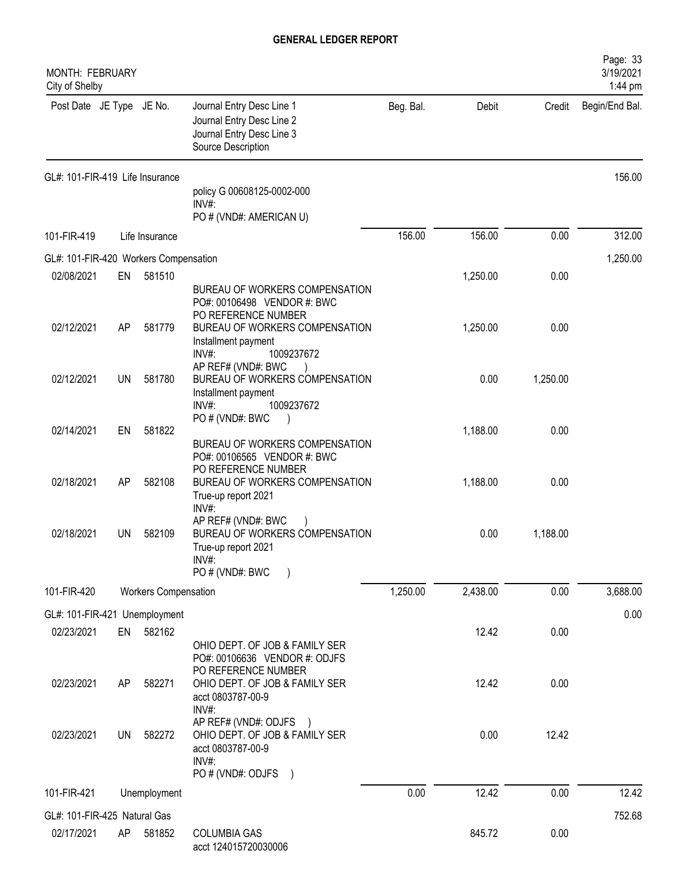# GENERAL LEDGER REPORT

MONTH: FEBRUARY
City of Shelby

| Post Date | JE Type | JE No. | Journal Entry Desc Line 1 / Journal Entry Desc Line 2 / Journal Entry Desc Line 3 / Source Description | Beg. Bal. | Debit | Credit | Begin/End Bal. |
|---|---|---|---|---|---|---|---|
| GL#: 101-FIR-419 Life Insurance | | | | | | | 156.00 |
| | | | policy G 00608125-0002-000 INV#: PO # (VND#: AMERICAN U) | | | | |
| 101-FIR-419 | | Life Insurance | | 156.00 | 156.00 | 0.00 | 312.00 |
| GL#: 101-FIR-420 Workers Compensation | | | | | | | 1,250.00 |
| 02/08/2021 | EN | 581510 | BUREAU OF WORKERS COMPENSATION PO#: 00106498 VENDOR #: BWC PO REFERENCE NUMBER | | 1,250.00 | 0.00 | |
| 02/12/2021 | AP | 581779 | BUREAU OF WORKERS COMPENSATION Installment payment INV#: 1009237672 AP REF# (VND#: BWC ) | | 1,250.00 | 0.00 | |
| 02/12/2021 | UN | 581780 | BUREAU OF WORKERS COMPENSATION Installment payment INV#: 1009237672 PO # (VND#: BWC ) | | 0.00 | 1,250.00 | |
| 02/14/2021 | EN | 581822 | BUREAU OF WORKERS COMPENSATION PO#: 00106565 VENDOR #: BWC PO REFERENCE NUMBER | | 1,188.00 | 0.00 | |
| 02/18/2021 | AP | 582108 | BUREAU OF WORKERS COMPENSATION True-up report 2021 INV#: AP REF# (VND#: BWC ) | | 1,188.00 | 0.00 | |
| 02/18/2021 | UN | 582109 | BUREAU OF WORKERS COMPENSATION True-up report 2021 INV#: PO # (VND#: BWC ) | | 0.00 | 1,188.00 | |
| 101-FIR-420 | | Workers Compensation | | 1,250.00 | 2,438.00 | 0.00 | 3,688.00 |
| GL#: 101-FIR-421 Unemployment | | | | | | | 0.00 |
| 02/23/2021 | EN | 582162 | OHIO DEPT. OF JOB & FAMILY SER PO#: 00106636 VENDOR #: ODJFS PO REFERENCE NUMBER | | 12.42 | 0.00 | |
| 02/23/2021 | AP | 582271 | OHIO DEPT. OF JOB & FAMILY SER acct 0803787-00-9 INV#: AP REF# (VND#: ODJFS ) | | 12.42 | 0.00 | |
| 02/23/2021 | UN | 582272 | OHIO DEPT. OF JOB & FAMILY SER acct 0803787-00-9 INV#: PO # (VND#: ODJFS ) | | 0.00 | 12.42 | |
| 101-FIR-421 | | Unemployment | | 0.00 | 12.42 | 0.00 | 12.42 |
| GL#: 101-FIR-425 Natural Gas | | | | | | | 752.68 |
| 02/17/2021 | AP | 581852 | COLUMBIA GAS acct 124015720030006 | | 845.72 | 0.00 | |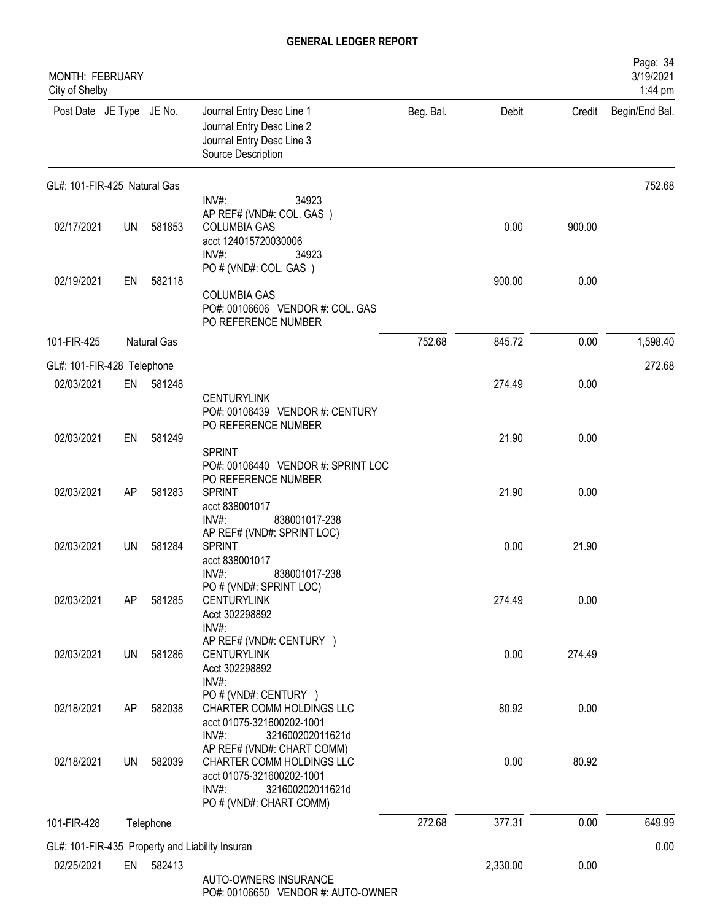# GENERAL LEDGER REPORT

MONTH: FEBRUARY
City of Shelby

| Post Date | JE Type | JE No. | Journal Entry Desc Line 1 / Journal Entry Desc Line 2 / Journal Entry Desc Line 3 / Source Description | Beg. Bal. | Debit | Credit | Begin/End Bal. |
|---|---|---|---|---|---|---|---|
| **GL#: 101-FIR-425 Natural Gas** | | | | | | | 752.68 |
| | | | INV#: 34923 AP REF# (VND#: COL. GAS ) | | | | |
| 02/17/2021 | UN | 581853 | COLUMBIA GAS acct 124015720030006 INV#: 34923 PO # (VND#: COL. GAS ) | | 0.00 | 900.00 | |
| 02/19/2021 | EN | 582118 | COLUMBIA GAS PO#: 00106606 VENDOR #: COL. GAS PO REFERENCE NUMBER | | 900.00 | 0.00 | |
| 101-FIR-425 | | Natural Gas | | 752.68 | 845.72 | 0.00 | 1,598.40 |
| **GL#: 101-FIR-428 Telephone** | | | | | | | 272.68 |
| 02/03/2021 | EN | 581248 | CENTURYLINK PO#: 00106439 VENDOR #: CENTURY PO REFERENCE NUMBER | | 274.49 | 0.00 | |
| 02/03/2021 | EN | 581249 | SPRINT PO#: 00106440 VENDOR #: SPRINT LOC PO REFERENCE NUMBER | | 21.90 | 0.00 | |
| 02/03/2021 | AP | 581283 | SPRINT acct 838001017 INV#: 838001017-238 AP REF# (VND#: SPRINT LOC) | | 21.90 | 0.00 | |
| 02/03/2021 | UN | 581284 | SPRINT acct 838001017 INV#: 838001017-238 PO # (VND#: SPRINT LOC) | | 0.00 | 21.90 | |
| 02/03/2021 | AP | 581285 | CENTURYLINK Acct 302298892 INV#: AP REF# (VND#: CENTURY ) | | 274.49 | 0.00 | |
| 02/03/2021 | UN | 581286 | CENTURYLINK Acct 302298892 INV#: PO # (VND#: CENTURY ) | | 0.00 | 274.49 | |
| 02/18/2021 | AP | 582038 | CHARTER COMM HOLDINGS LLC acct 01075-321600202-1001 INV#: 321600202011621d AP REF# (VND#: CHART COMM) | | 80.92 | 0.00 | |
| 02/18/2021 | UN | 582039 | CHARTER COMM HOLDINGS LLC acct 01075-321600202-1001 INV#: 321600202011621d PO # (VND#: CHART COMM) | | 0.00 | 80.92 | |
| 101-FIR-428 | | Telephone | | 272.68 | 377.31 | 0.00 | 649.99 |
| **GL#: 101-FIR-435 Property and Liability Insuran** | | | | | | | 0.00 |
| 02/25/2021 | EN | 582413 | AUTO-OWNERS INSURANCE PO#: 00106650 VENDOR #: AUTO-OWNER | | 2,330.00 | 0.00 | |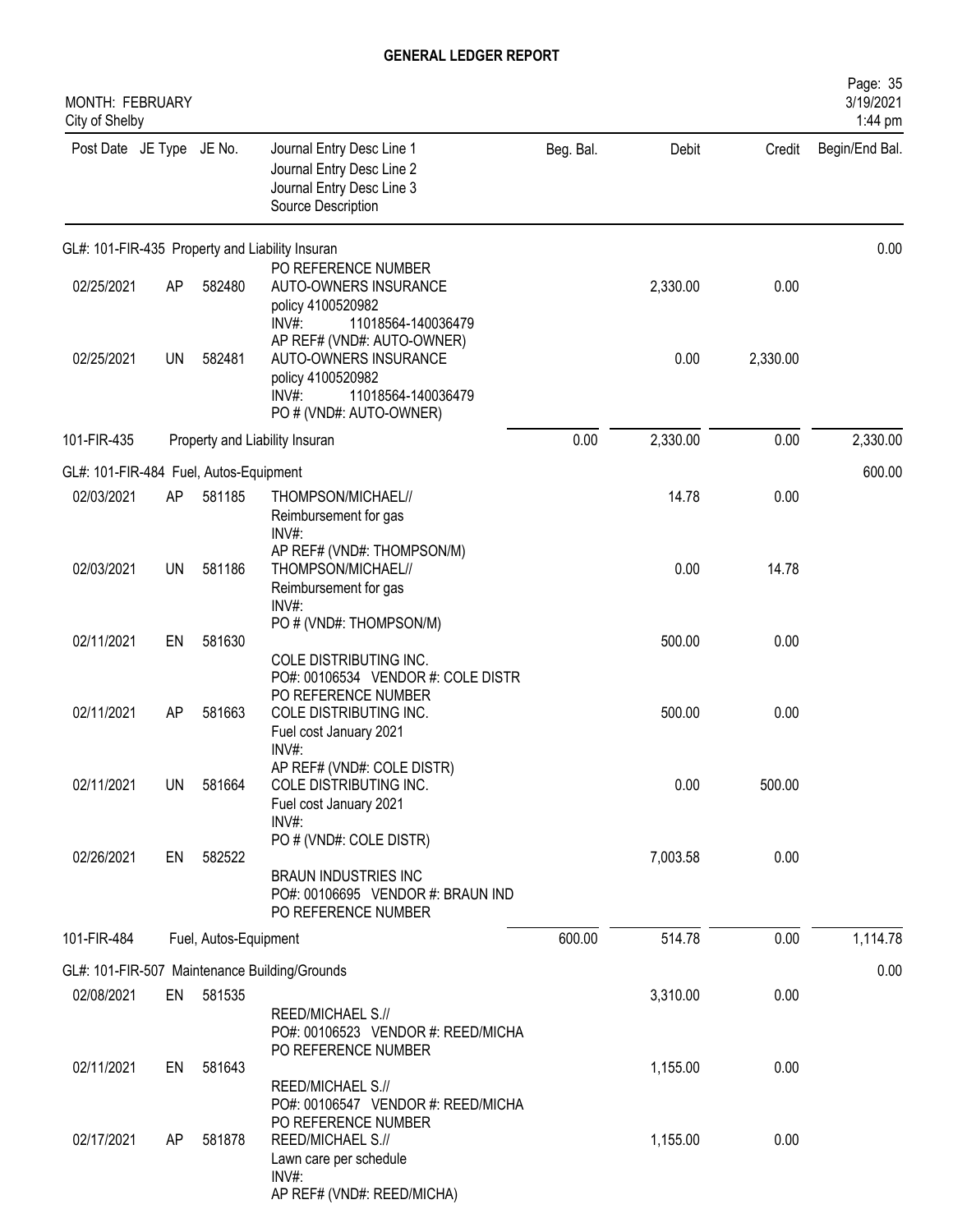# GENERAL LEDGER REPORT

MONTH: FEBRUARY
City of Shelby

| Post Date | JE Type | JE No. | Journal Entry Desc Line 1 / Journal Entry Desc Line 2 / Journal Entry Desc Line 3 / Source Description | Beg. Bal. | Debit | Credit | Begin/End Bal. |
|---|---|---|---|---|---|---|---|
| GL#: 101-FIR-435 Property and Liability Insuran | | | | | | | 0.00 |
| 02/25/2021 | AP | 582480 | PO REFERENCE NUMBER<br>AUTO-OWNERS INSURANCE<br>policy 4100520982<br>INV#: 11018564-140036479 | | 2,330.00 | 0.00 | |
| 02/25/2021 | UN | 582481 | AP REF# (VND#: AUTO-OWNER)<br>AUTO-OWNERS INSURANCE<br>policy 4100520982<br>INV#: 11018564-140036479<br>PO # (VND#: AUTO-OWNER) | | 0.00 | 2,330.00 | |
| 101-FIR-435 | | | Property and Liability Insuran | 0.00 | 2,330.00 | 0.00 | 2,330.00 |
| GL#: 101-FIR-484 Fuel, Autos-Equipment | | | | | | | 600.00 |
| 02/03/2021 | AP | 581185 | THOMPSON/MICHAEL//<br>Reimbursement for gas<br>INV#: | | 14.78 | 0.00 | |
| 02/03/2021 | UN | 581186 | AP REF# (VND#: THOMPSON/M)<br>THOMPSON/MICHAEL//<br>Reimbursement for gas<br>INV#:<br>PO # (VND#: THOMPSON/M) | | 0.00 | 14.78 | |
| 02/11/2021 | EN | 581630 | COLE DISTRIBUTING INC.<br>PO#: 00106534 VENDOR #: COLE DISTR<br>PO REFERENCE NUMBER | | 500.00 | 0.00 | |
| 02/11/2021 | AP | 581663 | COLE DISTRIBUTING INC.<br>Fuel cost January 2021<br>INV#: | | 500.00 | 0.00 | |
| 02/11/2021 | UN | 581664 | AP REF# (VND#: COLE DISTR)<br>COLE DISTRIBUTING INC.<br>Fuel cost January 2021<br>INV#:<br>PO # (VND#: COLE DISTR) | | 0.00 | 500.00 | |
| 02/26/2021 | EN | 582522 | BRAUN INDUSTRIES INC<br>PO#: 00106695 VENDOR #: BRAUN IND<br>PO REFERENCE NUMBER | | 7,003.58 | 0.00 | |
| 101-FIR-484 | | | Fuel, Autos-Equipment | 600.00 | 514.78 | 0.00 | 1,114.78 |
| GL#: 101-FIR-507 Maintenance Building/Grounds | | | | | | | 0.00 |
| 02/08/2021 | EN | 581535 | REED/MICHAEL S.//<br>PO#: 00106523 VENDOR #: REED/MICHA<br>PO REFERENCE NUMBER | | 3,310.00 | 0.00 | |
| 02/11/2021 | EN | 581643 | REED/MICHAEL S.//<br>PO#: 00106547 VENDOR #: REED/MICHA<br>PO REFERENCE NUMBER | | 1,155.00 | 0.00 | |
| 02/17/2021 | AP | 581878 | REED/MICHAEL S.//<br>Lawn care per schedule<br>INV#:<br>AP REF# (VND#: REED/MICHA) | | 1,155.00 | 0.00 | |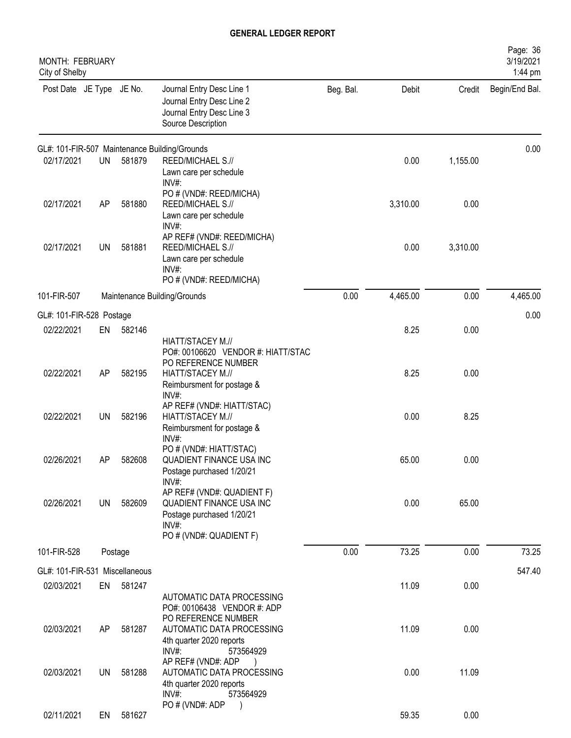# GENERAL LEDGER REPORT

MONTH: FEBRUARY
City of Shelby

| Post Date | JE Type | JE No. | Journal Entry Desc Line 1 / Journal Entry Desc Line 2 / Journal Entry Desc Line 3 / Source Description | Beg. Bal. | Debit | Credit | Begin/End Bal. |
|---|---|---|---|---|---|---|---|
| GL#: 101-FIR-507 Maintenance Building/Grounds | | | | | | | 0.00 |
| 02/17/2021 | UN | 581879 | REED/MICHAEL S.// Lawn care per schedule INV#: PO # (VND#: REED/MICHA) | | 0.00 | 1,155.00 | |
| 02/17/2021 | AP | 581880 | REED/MICHAEL S.// Lawn care per schedule INV#: AP REF# (VND#: REED/MICHA) | | 3,310.00 | 0.00 | |
| 02/17/2021 | UN | 581881 | REED/MICHAEL S.// Lawn care per schedule INV#: PO # (VND#: REED/MICHA) | | 0.00 | 3,310.00 | |
| 101-FIR-507 | | | Maintenance Building/Grounds | 0.00 | 4,465.00 | 0.00 | 4,465.00 |
| GL#: 101-FIR-528 Postage | | | | | | | 0.00 |
| 02/22/2021 | EN | 582146 | HIATT/STACEY M.// PO#: 00106620 VENDOR #: HIATT/STAC PO REFERENCE NUMBER | | 8.25 | 0.00 | |
| 02/22/2021 | AP | 582195 | HIATT/STACEY M.// Reimbursment for postage & INV#: AP REF# (VND#: HIATT/STAC) | | 8.25 | 0.00 | |
| 02/22/2021 | UN | 582196 | HIATT/STACEY M.// Reimbursment for postage & INV#: PO # (VND#: HIATT/STAC) | | 0.00 | 8.25 | |
| 02/26/2021 | AP | 582608 | QUADIENT FINANCE USA INC Postage purchased 1/20/21 INV#: AP REF# (VND#: QUADIENT F) | | 65.00 | 0.00 | |
| 02/26/2021 | UN | 582609 | QUADIENT FINANCE USA INC Postage purchased 1/20/21 INV#: PO # (VND#: QUADIENT F) | | 0.00 | 65.00 | |
| 101-FIR-528 | | | Postage | 0.00 | 73.25 | 0.00 | 73.25 |
| GL#: 101-FIR-531 Miscellaneous | | | | | | | 547.40 |
| 02/03/2021 | EN | 581247 | AUTOMATIC DATA PROCESSING PO#: 00106438 VENDOR #: ADP PO REFERENCE NUMBER | | 11.09 | 0.00 | |
| 02/03/2021 | AP | 581287 | AUTOMATIC DATA PROCESSING 4th quarter 2020 reports INV#: 573564929 AP REF# (VND#: ADP ) | | 11.09 | 0.00 | |
| 02/03/2021 | UN | 581288 | AUTOMATIC DATA PROCESSING 4th quarter 2020 reports INV#: 573564929 PO # (VND#: ADP ) | | 0.00 | 11.09 | |
| 02/11/2021 | EN | 581627 | | | 59.35 | 0.00 | |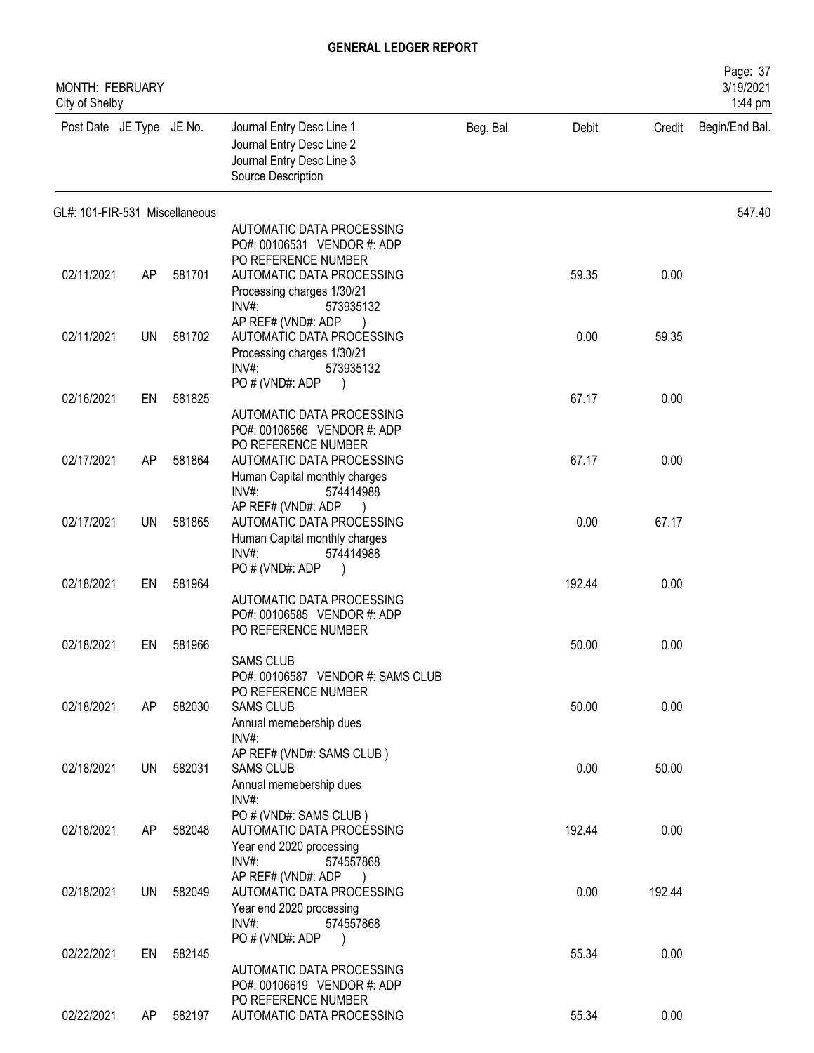# GENERAL LEDGER REPORT

MONTH: FEBRUARY
City of Shelby

| Post Date | JE Type | JE No. | Journal Entry Desc Line 1 / Journal Entry Desc Line 2 / Journal Entry Desc Line 3 / Source Description | Beg. Bal. | Debit | Credit | Begin/End Bal. |
|---|---|---|---|---|---|---|---|
| GL#: 101-FIR-531 Miscellaneous | | | | | | | 547.40 |
| | | | AUTOMATIC DATA PROCESSING<br>PO#: 00106531 VENDOR #: ADP<br>PO REFERENCE NUMBER | | | | |
| 02/11/2021 | AP | 581701 | AUTOMATIC DATA PROCESSING<br>Processing charges 1/30/21<br>INV#: 573935132<br>AP REF# (VND#: ADP ) | | 59.35 | 0.00 | |
| 02/11/2021 | UN | 581702 | AUTOMATIC DATA PROCESSING<br>Processing charges 1/30/21<br>INV#: 573935132<br>PO # (VND#: ADP ) | | 0.00 | 59.35 | |
| 02/16/2021 | EN | 581825 | AUTOMATIC DATA PROCESSING<br>PO#: 00106566 VENDOR #: ADP<br>PO REFERENCE NUMBER | | 67.17 | 0.00 | |
| 02/17/2021 | AP | 581864 | AUTOMATIC DATA PROCESSING<br>Human Capital monthly charges<br>INV#: 574414988<br>AP REF# (VND#: ADP ) | | 67.17 | 0.00 | |
| 02/17/2021 | UN | 581865 | AUTOMATIC DATA PROCESSING<br>Human Capital monthly charges<br>INV#: 574414988<br>PO # (VND#: ADP ) | | 0.00 | 67.17 | |
| 02/18/2021 | EN | 581964 | AUTOMATIC DATA PROCESSING<br>PO#: 00106585 VENDOR #: ADP<br>PO REFERENCE NUMBER | | 192.44 | 0.00 | |
| 02/18/2021 | EN | 581966 | SAMS CLUB<br>PO#: 00106587 VENDOR #: SAMS CLUB<br>PO REFERENCE NUMBER | | 50.00 | 0.00 | |
| 02/18/2021 | AP | 582030 | SAMS CLUB<br>Annual memebership dues<br>INV#:<br>AP REF# (VND#: SAMS CLUB ) | | 50.00 | 0.00 | |
| 02/18/2021 | UN | 582031 | SAMS CLUB<br>Annual memebership dues<br>INV#:<br>PO # (VND#: SAMS CLUB ) | | 0.00 | 50.00 | |
| 02/18/2021 | AP | 582048 | AUTOMATIC DATA PROCESSING<br>Year end 2020 processing<br>INV#: 574557868<br>AP REF# (VND#: ADP ) | | 192.44 | 0.00 | |
| 02/18/2021 | UN | 582049 | AUTOMATIC DATA PROCESSING<br>Year end 2020 processing<br>INV#: 574557868<br>PO # (VND#: ADP ) | | 0.00 | 192.44 | |
| 02/22/2021 | EN | 582145 | AUTOMATIC DATA PROCESSING<br>PO#: 00106619 VENDOR #: ADP<br>PO REFERENCE NUMBER | | 55.34 | 0.00 | |
| 02/22/2021 | AP | 582197 | AUTOMATIC DATA PROCESSING | | 55.34 | 0.00 | |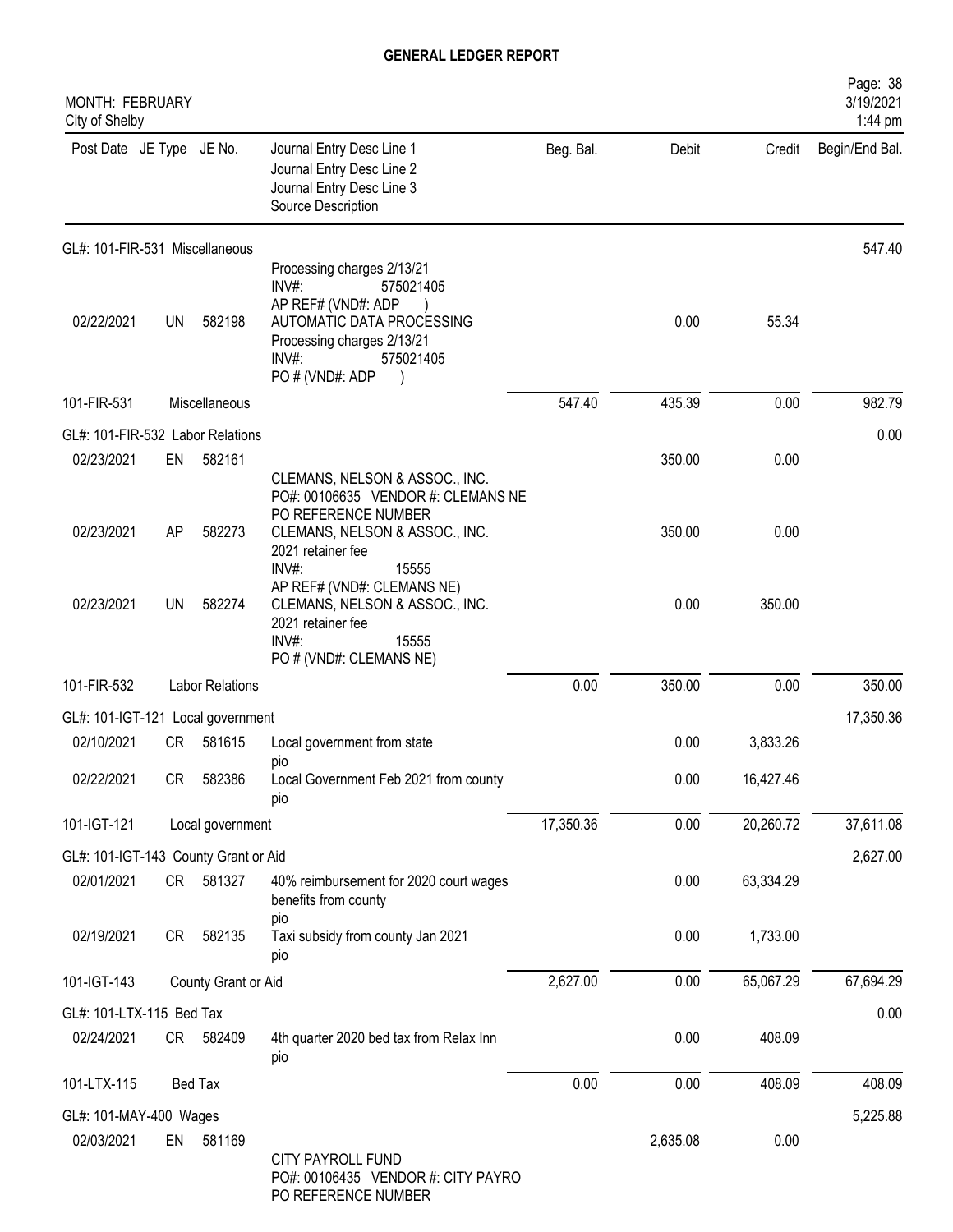# GENERAL LEDGER REPORT

MONTH: FEBRUARY
City of Shelby

Page: 38
3/19/2021
1:44 pm

| Post Date | JE Type | JE No. | Journal Entry Desc Line 1 / Journal Entry Desc Line 2 / Journal Entry Desc Line 3 / Source Description | Beg. Bal. | Debit | Credit | Begin/End Bal. |
|---|---|---|---|---|---|---|---|
| GL#: 101-FIR-531 Miscellaneous | | | | | | | 547.40 |
| | | | Processing charges 2/13/21 INV#: 575021405 AP REF# (VND#: ADP ) | | | | |
| 02/22/2021 | UN | 582198 | AUTOMATIC DATA PROCESSING Processing charges 2/13/21 INV#: 575021405 PO # (VND#: ADP ) | | 0.00 | 55.34 | |
| 101-FIR-531 | | Miscellaneous | | 547.40 | 435.39 | 0.00 | 982.79 |
| GL#: 101-FIR-532 Labor Relations | | | | | | | 0.00 |
| 02/23/2021 | EN | 582161 | CLEMANS, NELSON & ASSOC., INC. PO#: 00106635 VENDOR #: CLEMANS NE PO REFERENCE NUMBER | | 350.00 | 0.00 | |
| 02/23/2021 | AP | 582273 | CLEMANS, NELSON & ASSOC., INC. 2021 retainer fee INV#: 15555 AP REF# (VND#: CLEMANS NE) | | 350.00 | 0.00 | |
| 02/23/2021 | UN | 582274 | CLEMANS, NELSON & ASSOC., INC. 2021 retainer fee INV#: 15555 PO # (VND#: CLEMANS NE) | | 0.00 | 350.00 | |
| 101-FIR-532 | | Labor Relations | | 0.00 | 350.00 | 0.00 | 350.00 |
| GL#: 101-IGT-121 Local government | | | | | | | 17,350.36 |
| 02/10/2021 | CR | 581615 | Local government from state pio | | 0.00 | 3,833.26 | |
| 02/22/2021 | CR | 582386 | Local Government Feb 2021 from county pio | | 0.00 | 16,427.46 | |
| 101-IGT-121 | | Local government | | 17,350.36 | 0.00 | 20,260.72 | 37,611.08 |
| GL#: 101-IGT-143 County Grant or Aid | | | | | | | 2,627.00 |
| 02/01/2021 | CR | 581327 | 40% reimbursement for 2020 court wages benefits from county pio | | 0.00 | 63,334.29 | |
| 02/19/2021 | CR | 582135 | Taxi subsidy from county Jan 2021 pio | | 0.00 | 1,733.00 | |
| 101-IGT-143 | | County Grant or Aid | | 2,627.00 | 0.00 | 65,067.29 | 67,694.29 |
| GL#: 101-LTX-115 Bed Tax | | | | | | | 0.00 |
| 02/24/2021 | CR | 582409 | 4th quarter 2020 bed tax from Relax Inn pio | | 0.00 | 408.09 | |
| 101-LTX-115 | | Bed Tax | | 0.00 | 0.00 | 408.09 | 408.09 |
| GL#: 101-MAY-400 Wages | | | | | | | 5,225.88 |
| 02/03/2021 | EN | 581169 | CITY PAYROLL FUND PO#: 00106435 VENDOR #: CITY PAYRO PO REFERENCE NUMBER | | 2,635.08 | 0.00 | |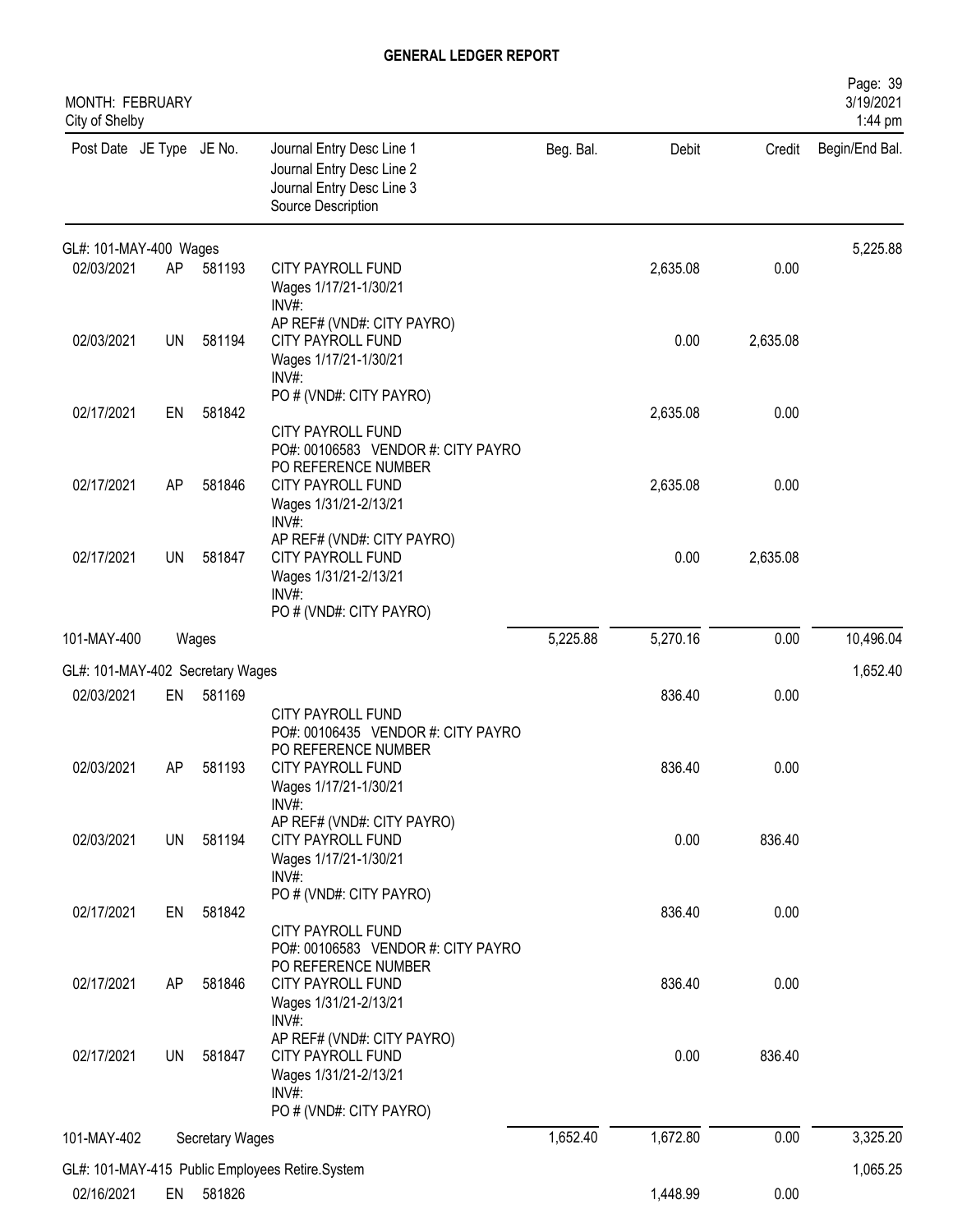# GENERAL LEDGER REPORT

MONTH: FEBRUARY
City of Shelby

| Post Date | JE Type | JE No. | Journal Entry Desc Line 1 / Journal Entry Desc Line 2 / Journal Entry Desc Line 3 / Source Description | Beg. Bal. | Debit | Credit | Begin/End Bal. |
|---|---|---|---|---|---|---|---|
| GL#: 101-MAY-400 Wages | | | | | | | 5,225.88 |
| 02/03/2021 | AP | 581193 | CITY PAYROLL FUND<br>Wages 1/17/21-1/30/21<br>INV#:<br>AP REF# (VND#: CITY PAYRO) | | 2,635.08 | 0.00 | |
| 02/03/2021 | UN | 581194 | CITY PAYROLL FUND<br>Wages 1/17/21-1/30/21<br>INV#:<br>PO # (VND#: CITY PAYRO) | | 0.00 | 2,635.08 | |
| 02/17/2021 | EN | 581842 | CITY PAYROLL FUND<br>PO#: 00106583 VENDOR #: CITY PAYRO<br>PO REFERENCE NUMBER | | 2,635.08 | 0.00 | |
| 02/17/2021 | AP | 581846 | CITY PAYROLL FUND<br>Wages 1/31/21-2/13/21<br>INV#:<br>AP REF# (VND#: CITY PAYRO) | | 2,635.08 | 0.00 | |
| 02/17/2021 | UN | 581847 | CITY PAYROLL FUND<br>Wages 1/31/21-2/13/21<br>INV#:<br>PO # (VND#: CITY PAYRO) | | 0.00 | 2,635.08 | |
| 101-MAY-400 | | Wages | | 5,225.88 | 5,270.16 | 0.00 | 10,496.04 |
| GL#: 101-MAY-402 Secretary Wages | | | | | | | 1,652.40 |
| 02/03/2021 | EN | 581169 | CITY PAYROLL FUND<br>PO#: 00106435 VENDOR #: CITY PAYRO<br>PO REFERENCE NUMBER | | 836.40 | 0.00 | |
| 02/03/2021 | AP | 581193 | CITY PAYROLL FUND<br>Wages 1/17/21-1/30/21<br>INV#:<br>AP REF# (VND#: CITY PAYRO) | | 836.40 | 0.00 | |
| 02/03/2021 | UN | 581194 | CITY PAYROLL FUND<br>Wages 1/17/21-1/30/21<br>INV#:<br>PO # (VND#: CITY PAYRO) | | 0.00 | 836.40 | |
| 02/17/2021 | EN | 581842 | CITY PAYROLL FUND<br>PO#: 00106583 VENDOR #: CITY PAYRO<br>PO REFERENCE NUMBER | | 836.40 | 0.00 | |
| 02/17/2021 | AP | 581846 | CITY PAYROLL FUND<br>Wages 1/31/21-2/13/21<br>INV#:<br>AP REF# (VND#: CITY PAYRO) | | 836.40 | 0.00 | |
| 02/17/2021 | UN | 581847 | CITY PAYROLL FUND<br>Wages 1/31/21-2/13/21<br>INV#:<br>PO # (VND#: CITY PAYRO) | | 0.00 | 836.40 | |
| 101-MAY-402 | | Secretary Wages | | 1,652.40 | 1,672.80 | 0.00 | 3,325.20 |
| GL#: 101-MAY-415 Public Employees Retire.System | | | | | | | 1,065.25 |
| 02/16/2021 | EN | 581826 | | | 1,448.99 | 0.00 | |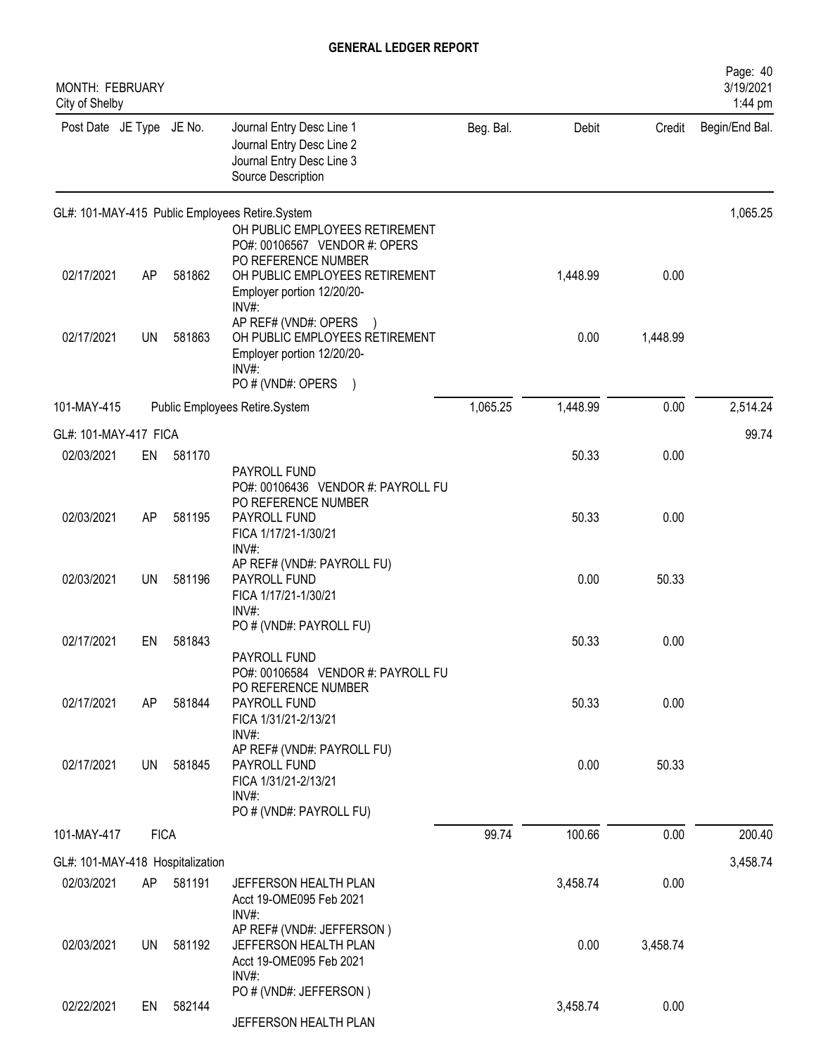# GENERAL LEDGER REPORT

MONTH: FEBRUARY
City of Shelby

| Post Date | JE Type | JE No. | Journal Entry Desc Line 1<br>Journal Entry Desc Line 2<br>Journal Entry Desc Line 3<br>Source Description | Beg. Bal. | Debit | Credit | Begin/End Bal. |
|---|---|---|---|---|---|---|---|
| GL#: 101-MAY-415 Public Employees Retire.System | | | | | | | 1,065.25 |
| | | | OH PUBLIC EMPLOYEES RETIREMENT<br>PO#: 00106567 VENDOR #: OPERS<br>PO REFERENCE NUMBER | | | | |
| 02/17/2021 | AP | 581862 | OH PUBLIC EMPLOYEES RETIREMENT<br>Employer portion 12/20/20-<br>INV#:<br>AP REF# (VND#: OPERS ) | | 1,448.99 | 0.00 | |
| 02/17/2021 | UN | 581863 | OH PUBLIC EMPLOYEES RETIREMENT<br>Employer portion 12/20/20-<br>INV#:<br>PO # (VND#: OPERS ) | | 0.00 | 1,448.99 | |
| 101-MAY-415 | | | Public Employees Retire.System | 1,065.25 | 1,448.99 | 0.00 | 2,514.24 |
| GL#: 101-MAY-417 FICA | | | | | | | 99.74 |
| 02/03/2021 | EN | 581170 | | | 50.33 | 0.00 | |
| | | | PAYROLL FUND<br>PO#: 00106436 VENDOR #: PAYROLL FU<br>PO REFERENCE NUMBER | | | | |
| 02/03/2021 | AP | 581195 | PAYROLL FUND<br>FICA 1/17/21-1/30/21<br>INV#:<br>AP REF# (VND#: PAYROLL FU) | | 50.33 | 0.00 | |
| 02/03/2021 | UN | 581196 | PAYROLL FUND<br>FICA 1/17/21-1/30/21<br>INV#:<br>PO # (VND#: PAYROLL FU) | | 0.00 | 50.33 | |
| 02/17/2021 | EN | 581843 | | | 50.33 | 0.00 | |
| | | | PAYROLL FUND<br>PO#: 00106584 VENDOR #: PAYROLL FU<br>PO REFERENCE NUMBER | | | | |
| 02/17/2021 | AP | 581844 | PAYROLL FUND<br>FICA 1/31/21-2/13/21<br>INV#:<br>AP REF# (VND#: PAYROLL FU) | | 50.33 | 0.00 | |
| 02/17/2021 | UN | 581845 | PAYROLL FUND<br>FICA 1/31/21-2/13/21<br>INV#:<br>PO # (VND#: PAYROLL FU) | | 0.00 | 50.33 | |
| 101-MAY-417 | | | FICA | 99.74 | 100.66 | 0.00 | 200.40 |
| GL#: 101-MAY-418 Hospitalization | | | | | | | 3,458.74 |
| 02/03/2021 | AP | 581191 | JEFFERSON HEALTH PLAN<br>Acct 19-OME095 Feb 2021<br>INV#:<br>AP REF# (VND#: JEFFERSON ) | | 3,458.74 | 0.00 | |
| 02/03/2021 | UN | 581192 | JEFFERSON HEALTH PLAN<br>Acct 19-OME095 Feb 2021<br>INV#:<br>PO # (VND#: JEFFERSON ) | | 0.00 | 3,458.74 | |
| 02/22/2021 | EN | 582144 | | | 3,458.74 | 0.00 | |
| | | | JEFFERSON HEALTH PLAN | | | | |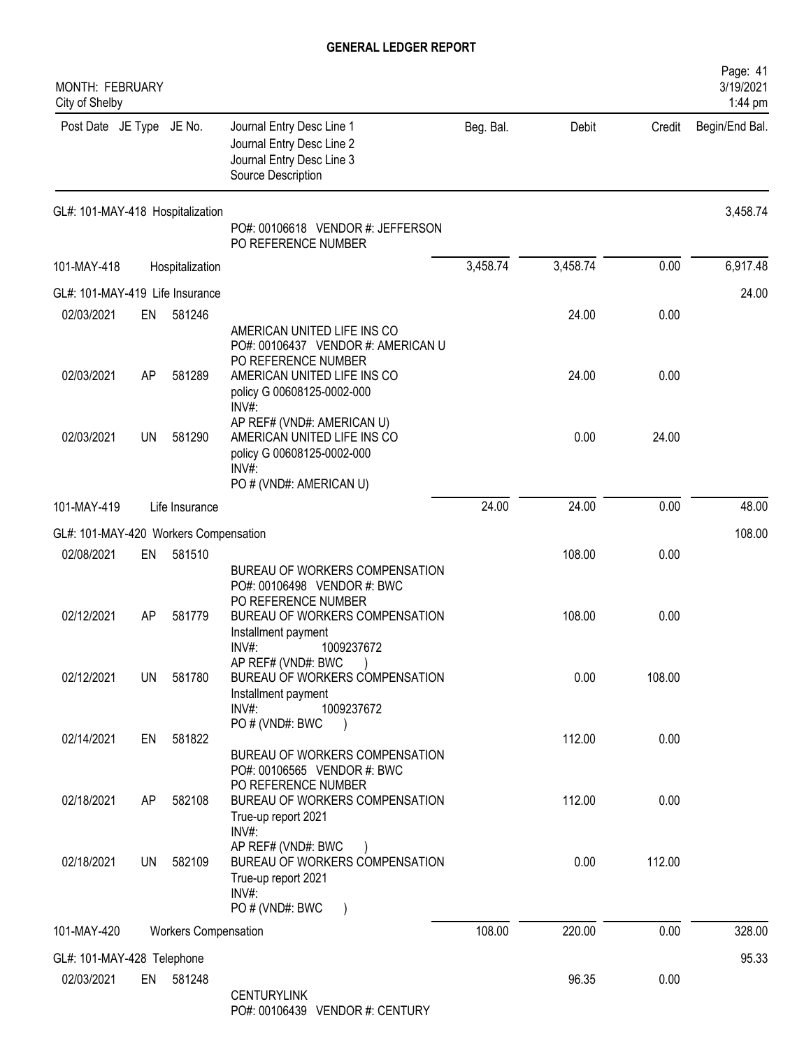# GENERAL LEDGER REPORT

MONTH: FEBRUARY
City of Shelby

| Post Date | JE Type | JE No. | Journal Entry Desc Line 1 / Journal Entry Desc Line 2 / Journal Entry Desc Line 3 / Source Description | Beg. Bal. | Debit | Credit | Begin/End Bal. |
|---|---|---|---|---|---|---|---|
| GL#: 101-MAY-418 Hospitalization | | | | | | | 3,458.74 |
| | | | PO#: 00106618 VENDOR #: JEFFERSON<br>PO REFERENCE NUMBER | | | | |
| 101-MAY-418 | | Hospitalization | | 3,458.74 | 3,458.74 | 0.00 | 6,917.48 |
| GL#: 101-MAY-419 Life Insurance | | | | | | | 24.00 |
| 02/03/2021 | EN | 581246 | AMERICAN UNITED LIFE INS CO<br>PO#: 00106437 VENDOR #: AMERICAN U<br>PO REFERENCE NUMBER | | 24.00 | 0.00 | |
| 02/03/2021 | AP | 581289 | AMERICAN UNITED LIFE INS CO<br>policy G 00608125-0002-000<br>INV#:<br>AP REF# (VND#: AMERICAN U) | | 24.00 | 0.00 | |
| 02/03/2021 | UN | 581290 | AMERICAN UNITED LIFE INS CO<br>policy G 00608125-0002-000<br>INV#:<br>PO # (VND#: AMERICAN U) | | 0.00 | 24.00 | |
| 101-MAY-419 | | Life Insurance | | 24.00 | 24.00 | 0.00 | 48.00 |
| GL#: 101-MAY-420 Workers Compensation | | | | | | | 108.00 |
| 02/08/2021 | EN | 581510 | BUREAU OF WORKERS COMPENSATION<br>PO#: 00106498 VENDOR #: BWC<br>PO REFERENCE NUMBER | | 108.00 | 0.00 | |
| 02/12/2021 | AP | 581779 | BUREAU OF WORKERS COMPENSATION<br>Installment payment<br>INV#: 1009237672<br>AP REF# (VND#: BWC ) | | 108.00 | 0.00 | |
| 02/12/2021 | UN | 581780 | BUREAU OF WORKERS COMPENSATION<br>Installment payment<br>INV#: 1009237672<br>PO # (VND#: BWC ) | | 0.00 | 108.00 | |
| 02/14/2021 | EN | 581822 | BUREAU OF WORKERS COMPENSATION<br>PO#: 00106565 VENDOR #: BWC<br>PO REFERENCE NUMBER | | 112.00 | 0.00 | |
| 02/18/2021 | AP | 582108 | BUREAU OF WORKERS COMPENSATION<br>True-up report 2021<br>INV#:<br>AP REF# (VND#: BWC ) | | 112.00 | 0.00 | |
| 02/18/2021 | UN | 582109 | BUREAU OF WORKERS COMPENSATION<br>True-up report 2021<br>INV#:<br>PO # (VND#: BWC ) | | 0.00 | 112.00 | |
| 101-MAY-420 | | Workers Compensation | | 108.00 | 220.00 | 0.00 | 328.00 |
| GL#: 101-MAY-428 Telephone | | | | | | | 95.33 |
| 02/03/2021 | EN | 581248 | CENTURYLINK<br>PO#: 00106439 VENDOR #: CENTURY | | 96.35 | 0.00 | |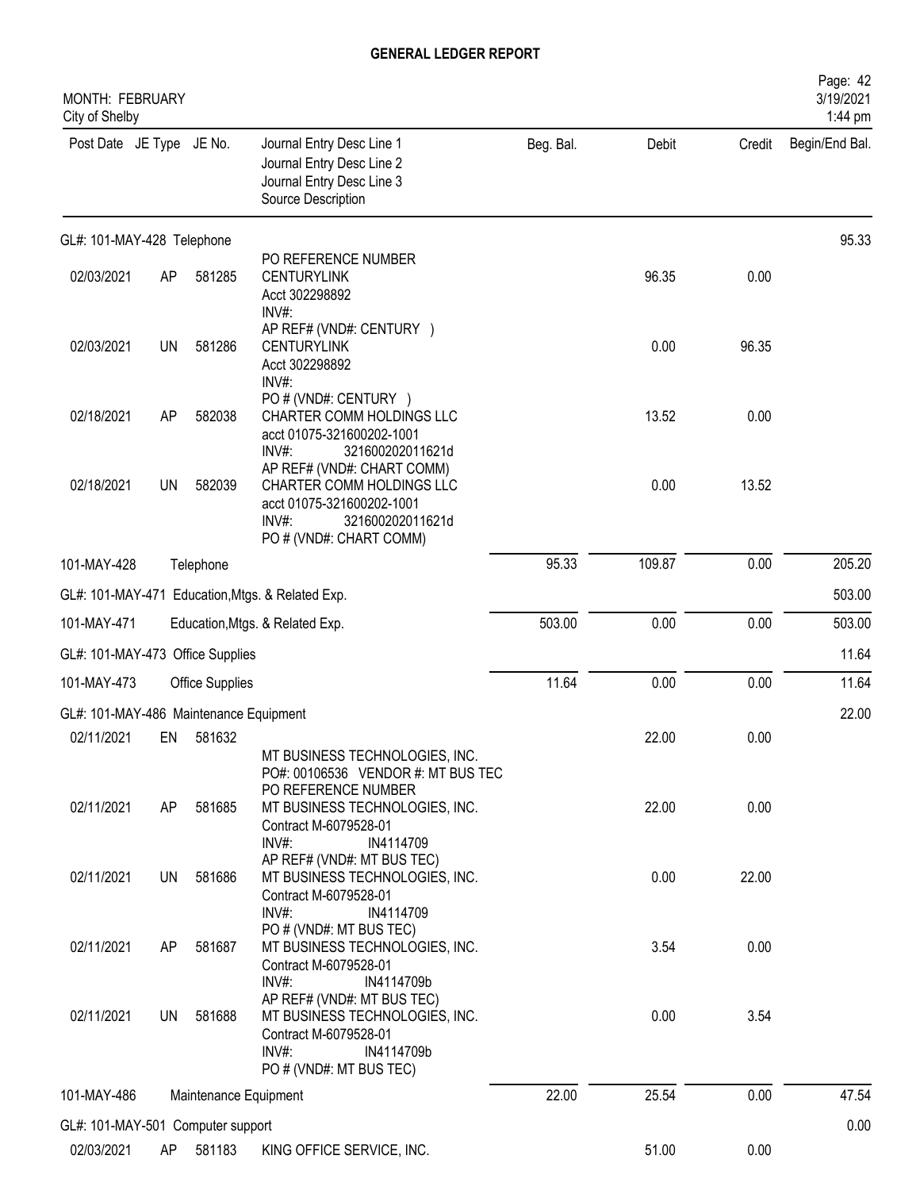# GENERAL LEDGER REPORT

MONTH: FEBRUARY
City of Shelby

Page: 42
3/19/2021
1:44 pm

| Post Date | JE Type | JE No. | Journal Entry Desc Line 1 / Journal Entry Desc Line 2 / Journal Entry Desc Line 3 / Source Description | Beg. Bal. | Debit | Credit | Begin/End Bal. |
|---|---|---|---|---|---|---|---|
| GL#: 101-MAY-428 Telephone | | | | | | | 95.33 |
| | | | PO REFERENCE NUMBER | | | | |
| 02/03/2021 | AP | 581285 | CENTURYLINK<br>Acct 302298892<br>INV#:<br>AP REF# (VND#: CENTURY ) | | 96.35 | 0.00 | |
| 02/03/2021 | UN | 581286 | CENTURYLINK<br>Acct 302298892<br>INV#:<br>PO # (VND#: CENTURY ) | | 0.00 | 96.35 | |
| 02/18/2021 | AP | 582038 | CHARTER COMM HOLDINGS LLC<br>acct 01075-321600202-1001<br>INV#: 321600202011621d<br>AP REF# (VND#: CHART COMM) | | 13.52 | 0.00 | |
| 02/18/2021 | UN | 582039 | CHARTER COMM HOLDINGS LLC<br>acct 01075-321600202-1001<br>INV#: 321600202011621d<br>PO # (VND#: CHART COMM) | | 0.00 | 13.52 | |
| 101-MAY-428 | | Telephone | | 95.33 | 109.87 | 0.00 | 205.20 |
| GL#: 101-MAY-471 Education,Mtgs. & Related Exp. | | | | | | | 503.00 |
| 101-MAY-471 | | Education,Mtgs. & Related Exp. | | 503.00 | 0.00 | 0.00 | 503.00 |
| GL#: 101-MAY-473 Office Supplies | | | | | | | 11.64 |
| 101-MAY-473 | | Office Supplies | | 11.64 | 0.00 | 0.00 | 11.64 |
| GL#: 101-MAY-486 Maintenance Equipment | | | | | | | 22.00 |
| 02/11/2021 | EN | 581632 | MT BUSINESS TECHNOLOGIES, INC.<br>PO#: 00106536 VENDOR #: MT BUS TEC<br>PO REFERENCE NUMBER | | 22.00 | 0.00 | |
| 02/11/2021 | AP | 581685 | MT BUSINESS TECHNOLOGIES, INC.<br>Contract M-6079528-01<br>INV#: IN4114709<br>AP REF# (VND#: MT BUS TEC) | | 22.00 | 0.00 | |
| 02/11/2021 | UN | 581686 | MT BUSINESS TECHNOLOGIES, INC.<br>Contract M-6079528-01<br>INV#: IN4114709<br>PO # (VND#: MT BUS TEC) | | 0.00 | 22.00 | |
| 02/11/2021 | AP | 581687 | MT BUSINESS TECHNOLOGIES, INC.<br>Contract M-6079528-01<br>INV#: IN4114709b<br>AP REF# (VND#: MT BUS TEC) | | 3.54 | 0.00 | |
| 02/11/2021 | UN | 581688 | MT BUSINESS TECHNOLOGIES, INC.<br>Contract M-6079528-01<br>INV#: IN4114709b<br>PO # (VND#: MT BUS TEC) | | 0.00 | 3.54 | |
| 101-MAY-486 | | Maintenance Equipment | | 22.00 | 25.54 | 0.00 | 47.54 |
| GL#: 101-MAY-501 Computer support | | | | | | | 0.00 |
| 02/03/2021 | AP | 581183 | KING OFFICE SERVICE, INC. | | 51.00 | 0.00 | |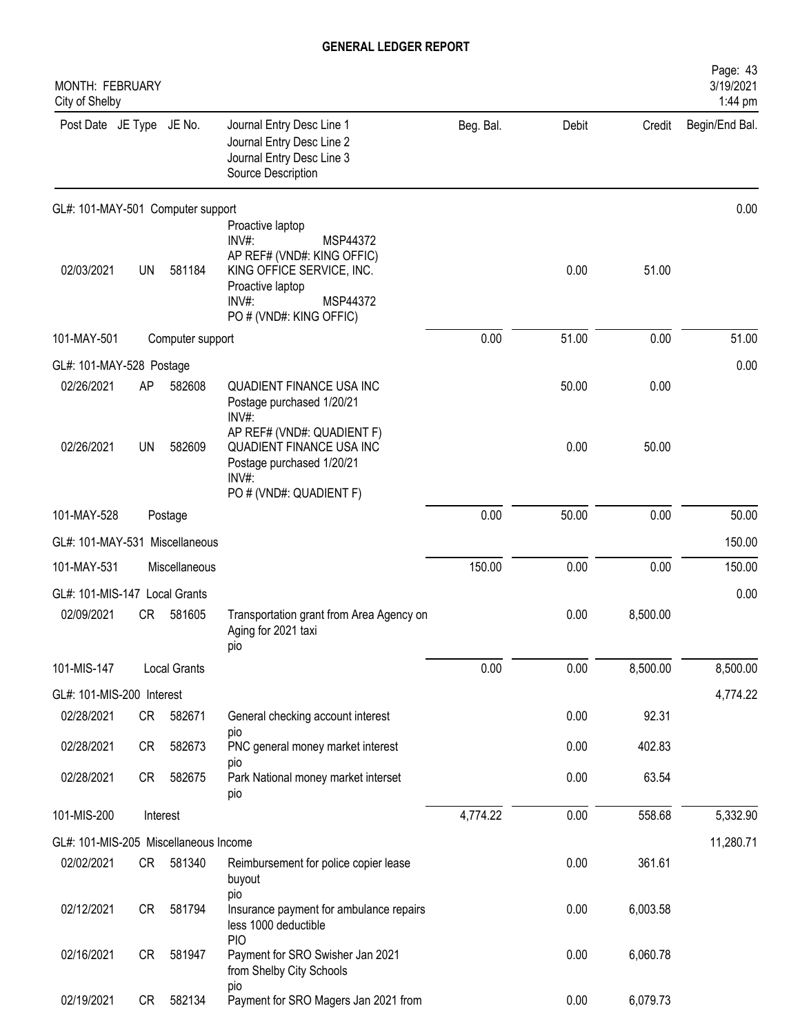# GENERAL LEDGER REPORT

MONTH: FEBRUARY
City of Shelby

| Post Date | JE Type | JE No. | Journal Entry Desc Line 1 / Journal Entry Desc Line 2 / Journal Entry Desc Line 3 / Source Description | Beg. Bal. | Debit | Credit | Begin/End Bal. |
|---|---|---|---|---|---|---|---|
| **GL#: 101-MAY-501 Computer support** | | | | | | | 0.00 |
| 02/03/2021 | UN | 581184 | Proactive laptop INV#: MSP44372 AP REF# (VND#: KING OFFIC) KING OFFICE SERVICE, INC. Proactive laptop INV#: MSP44372 PO # (VND#: KING OFFIC) | | 0.00 | 51.00 | |
| 101-MAY-501 | | Computer support | | 0.00 | 51.00 | 0.00 | 51.00 |
| **GL#: 101-MAY-528 Postage** | | | | | | | 0.00 |
| 02/26/2021 | AP | 582608 | QUADIENT FINANCE USA INC Postage purchased 1/20/21 INV#: AP REF# (VND#: QUADIENT F) | | 50.00 | 0.00 | |
| 02/26/2021 | UN | 582609 | QUADIENT FINANCE USA INC Postage purchased 1/20/21 INV#: PO # (VND#: QUADIENT F) | | 0.00 | 50.00 | |
| 101-MAY-528 | | Postage | | 0.00 | 50.00 | 0.00 | 50.00 |
| **GL#: 101-MAY-531 Miscellaneous** | | | | | | | 150.00 |
| 101-MAY-531 | | Miscellaneous | | 150.00 | 0.00 | 0.00 | 150.00 |
| **GL#: 101-MIS-147 Local Grants** | | | | | | | 0.00 |
| 02/09/2021 | CR | 581605 | Transportation grant from Area Agency on Aging for 2021 taxi pio | | 0.00 | 8,500.00 | |
| 101-MIS-147 | | Local Grants | | 0.00 | 0.00 | 8,500.00 | 8,500.00 |
| **GL#: 101-MIS-200 Interest** | | | | | | | 4,774.22 |
| 02/28/2021 | CR | 582671 | General checking account interest pio | | 0.00 | 92.31 | |
| 02/28/2021 | CR | 582673 | PNC general money market interest pio | | 0.00 | 402.83 | |
| 02/28/2021 | CR | 582675 | Park National money market interset pio | | 0.00 | 63.54 | |
| 101-MIS-200 | | Interest | | 4,774.22 | 0.00 | 558.68 | 5,332.90 |
| **GL#: 101-MIS-205 Miscellaneous Income** | | | | | | | 11,280.71 |
| 02/02/2021 | CR | 581340 | Reimbursement for police copier lease buyout pio | | 0.00 | 361.61 | |
| 02/12/2021 | CR | 581794 | Insurance payment for ambulance repairs less 1000 deductible PIO | | 0.00 | 6,003.58 | |
| 02/16/2021 | CR | 581947 | Payment for SRO Swisher Jan 2021 from Shelby City Schools pio | | 0.00 | 6,060.78 | |
| 02/19/2021 | CR | 582134 | Payment for SRO Magers Jan 2021 from | | 0.00 | 6,079.73 | |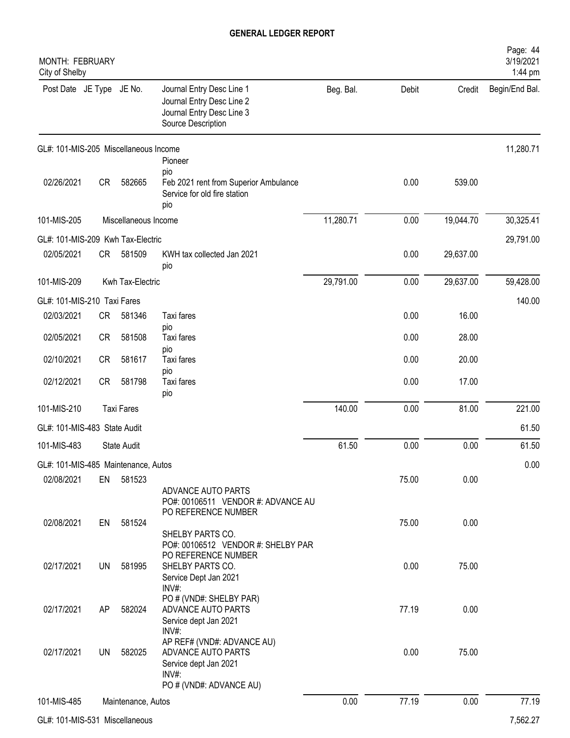# GENERAL LEDGER REPORT

MONTH: FEBRUARY
City of Shelby

| Post Date | JE Type | JE No. | Journal Entry Desc Line 1 / Journal Entry Desc Line 2 / Journal Entry Desc Line 3 / Source Description | Beg. Bal. | Debit | Credit | Begin/End Bal. |
|---|---|---|---|---|---|---|---|
| GL#: 101-MIS-205 Miscellaneous Income | | | | | | | 11,280.71 |
| | | | Pioneer pio | | | | |
| 02/26/2021 | CR | 582665 | Feb 2021 rent from Superior Ambulance Service for old fire station pio | | 0.00 | 539.00 | |
| 101-MIS-205 | | | Miscellaneous Income | 11,280.71 | 0.00 | 19,044.70 | 30,325.41 |
| GL#: 101-MIS-209 Kwh Tax-Electric | | | | | | | 29,791.00 |
| 02/05/2021 | CR | 581509 | KWH tax collected Jan 2021 pio | | 0.00 | 29,637.00 | |
| 101-MIS-209 | | | Kwh Tax-Electric | 29,791.00 | 0.00 | 29,637.00 | 59,428.00 |
| GL#: 101-MIS-210 Taxi Fares | | | | | | | 140.00 |
| 02/03/2021 | CR | 581346 | Taxi fares pio | | 0.00 | 16.00 | |
| 02/05/2021 | CR | 581508 | Taxi fares pio | | 0.00 | 28.00 | |
| 02/10/2021 | CR | 581617 | Taxi fares pio | | 0.00 | 20.00 | |
| 02/12/2021 | CR | 581798 | Taxi fares pio | | 0.00 | 17.00 | |
| 101-MIS-210 | | | Taxi Fares | 140.00 | 0.00 | 81.00 | 221.00 |
| GL#: 101-MIS-483 State Audit | | | | | | | 61.50 |
| 101-MIS-483 | | | State Audit | 61.50 | 0.00 | 0.00 | 61.50 |
| GL#: 101-MIS-485 Maintenance, Autos | | | | | | | 0.00 |
| 02/08/2021 | EN | 581523 | ADVANCE AUTO PARTS PO#: 00106511 VENDOR #: ADVANCE AU PO REFERENCE NUMBER | | 75.00 | 0.00 | |
| 02/08/2021 | EN | 581524 | SHELBY PARTS CO. PO#: 00106512 VENDOR #: SHELBY PAR PO REFERENCE NUMBER | | 75.00 | 0.00 | |
| 02/17/2021 | UN | 581995 | SHELBY PARTS CO. Service Dept Jan 2021 INV#: PO # (VND#: SHELBY PAR) | | 0.00 | 75.00 | |
| 02/17/2021 | AP | 582024 | ADVANCE AUTO PARTS Service dept Jan 2021 INV#: AP REF# (VND#: ADVANCE AU) | | 77.19 | 0.00 | |
| 02/17/2021 | UN | 582025 | ADVANCE AUTO PARTS Service dept Jan 2021 INV#: PO # (VND#: ADVANCE AU) | | 0.00 | 75.00 | |
| 101-MIS-485 | | | Maintenance, Autos | 0.00 | 77.19 | 0.00 | 77.19 |
| GL#: 101-MIS-531 Miscellaneous | | | | | | | 7,562.27 |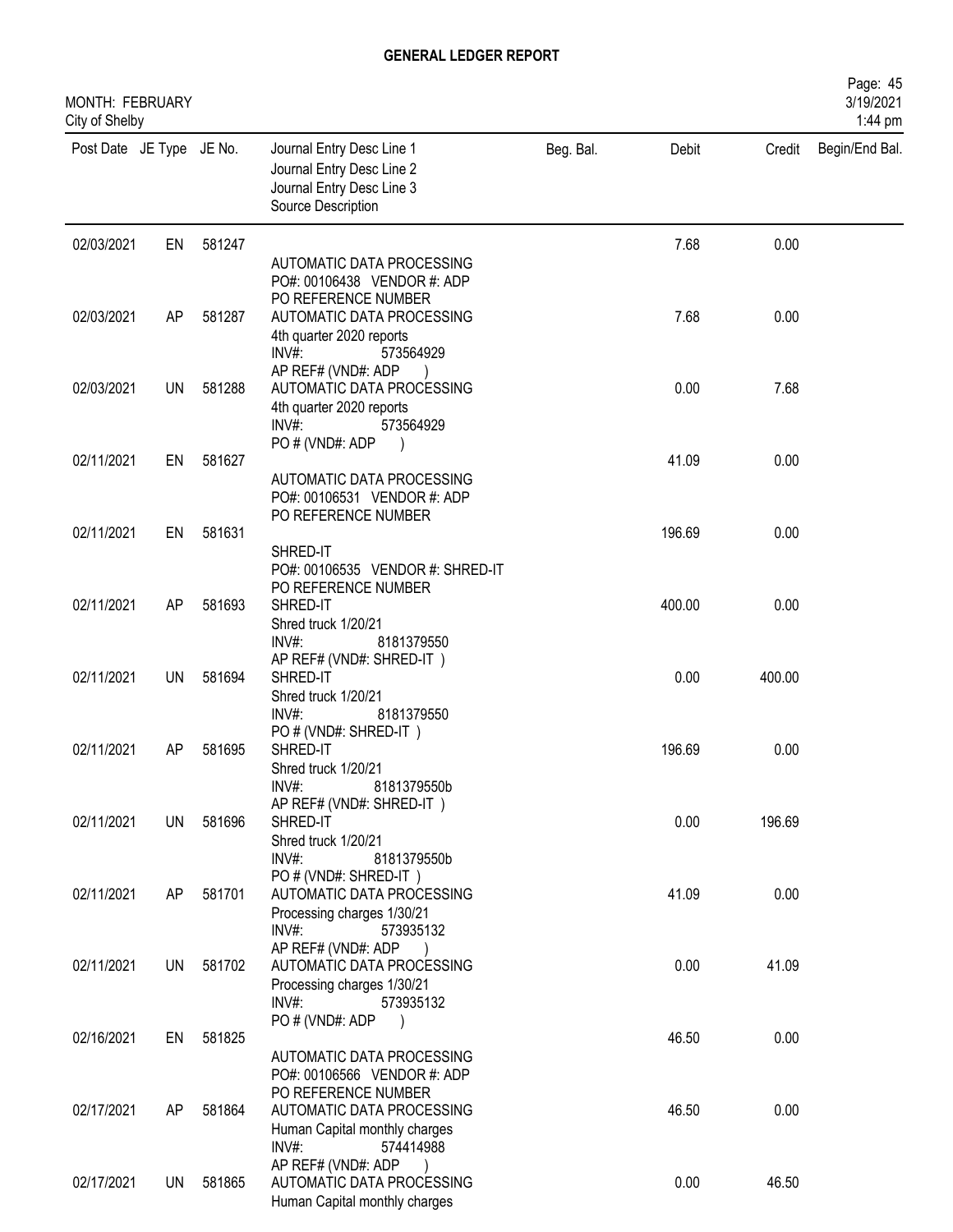# GENERAL LEDGER REPORT

MONTH: FEBRUARY
City of Shelby

| Post Date | JE Type | JE No. | Journal Entry Desc Line 1<br>Journal Entry Desc Line 2<br>Journal Entry Desc Line 3<br>Source Description | Beg. Bal. | Debit | Credit | Begin/End Bal. |
|---|---|---|---|---|---|---|---|
| 02/03/2021 | EN | 581247 | AUTOMATIC DATA PROCESSING<br>PO#: 00106438 VENDOR #: ADP<br>PO REFERENCE NUMBER | | 7.68 | 0.00 | |
| 02/03/2021 | AP | 581287 | AUTOMATIC DATA PROCESSING<br>4th quarter 2020 reports<br>INV#: 573564929<br>AP REF# (VND#: ADP ) | | 7.68 | 0.00 | |
| 02/03/2021 | UN | 581288 | AUTOMATIC DATA PROCESSING<br>4th quarter 2020 reports<br>INV#: 573564929<br>PO # (VND#: ADP ) | | 0.00 | 7.68 | |
| 02/11/2021 | EN | 581627 | AUTOMATIC DATA PROCESSING<br>PO#: 00106531 VENDOR #: ADP<br>PO REFERENCE NUMBER | | 41.09 | 0.00 | |
| 02/11/2021 | EN | 581631 | SHRED-IT<br>PO#: 00106535 VENDOR #: SHRED-IT<br>PO REFERENCE NUMBER | | 196.69 | 0.00 | |
| 02/11/2021 | AP | 581693 | SHRED-IT<br>Shred truck 1/20/21<br>INV#: 8181379550<br>AP REF# (VND#: SHRED-IT ) | | 400.00 | 0.00 | |
| 02/11/2021 | UN | 581694 | SHRED-IT<br>Shred truck 1/20/21<br>INV#: 8181379550<br>PO # (VND#: SHRED-IT ) | | 0.00 | 400.00 | |
| 02/11/2021 | AP | 581695 | SHRED-IT<br>Shred truck 1/20/21<br>INV#: 8181379550b<br>AP REF# (VND#: SHRED-IT ) | | 196.69 | 0.00 | |
| 02/11/2021 | UN | 581696 | SHRED-IT<br>Shred truck 1/20/21<br>INV#: 8181379550b<br>PO # (VND#: SHRED-IT ) | | 0.00 | 196.69 | |
| 02/11/2021 | AP | 581701 | AUTOMATIC DATA PROCESSING<br>Processing charges 1/30/21<br>INV#: 573935132<br>AP REF# (VND#: ADP ) | | 41.09 | 0.00 | |
| 02/11/2021 | UN | 581702 | AUTOMATIC DATA PROCESSING<br>Processing charges 1/30/21<br>INV#: 573935132<br>PO # (VND#: ADP ) | | 0.00 | 41.09 | |
| 02/16/2021 | EN | 581825 | AUTOMATIC DATA PROCESSING<br>PO#: 00106566 VENDOR #: ADP<br>PO REFERENCE NUMBER | | 46.50 | 0.00 | |
| 02/17/2021 | AP | 581864 | AUTOMATIC DATA PROCESSING<br>Human Capital monthly charges<br>INV#: 574414988<br>AP REF# (VND#: ADP ) | | 46.50 | 0.00 | |
| 02/17/2021 | UN | 581865 | AUTOMATIC DATA PROCESSING<br>Human Capital monthly charges | | 0.00 | 46.50 | |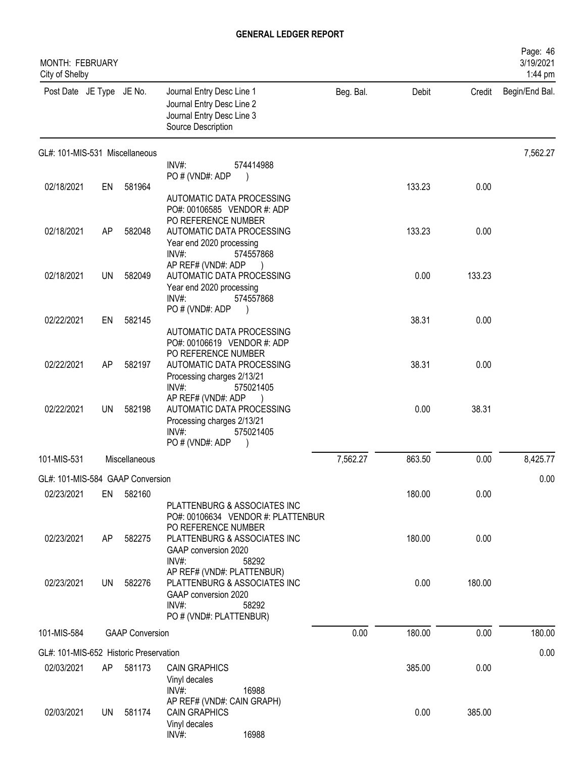# GENERAL LEDGER REPORT

MONTH: FEBRUARY
City of Shelby

| Post Date | JE Type | JE No. | Journal Entry Desc Line 1 / Journal Entry Desc Line 2 / Journal Entry Desc Line 3 / Source Description | Beg. Bal. | Debit | Credit | Begin/End Bal. |
|---|---|---|---|---|---|---|---|
| **GL#: 101-MIS-531 Miscellaneous** | | | | | | | 7,562.27 |
| | | | INV#: 574414988<br>PO # (VND#: ADP ) | | | | |
| 02/18/2021 | EN | 581964 | AUTOMATIC DATA PROCESSING<br>PO#: 00106585 VENDOR #: ADP<br>PO REFERENCE NUMBER | | 133.23 | 0.00 | |
| 02/18/2021 | AP | 582048 | AUTOMATIC DATA PROCESSING<br>Year end 2020 processing<br>INV#: 574557868<br>AP REF# (VND#: ADP ) | | 133.23 | 0.00 | |
| 02/18/2021 | UN | 582049 | AUTOMATIC DATA PROCESSING<br>Year end 2020 processing<br>INV#: 574557868<br>PO # (VND#: ADP ) | | 0.00 | 133.23 | |
| 02/22/2021 | EN | 582145 | AUTOMATIC DATA PROCESSING<br>PO#: 00106619 VENDOR #: ADP<br>PO REFERENCE NUMBER | | 38.31 | 0.00 | |
| 02/22/2021 | AP | 582197 | AUTOMATIC DATA PROCESSING<br>Processing charges 2/13/21<br>INV#: 575021405<br>AP REF# (VND#: ADP ) | | 38.31 | 0.00 | |
| 02/22/2021 | UN | 582198 | AUTOMATIC DATA PROCESSING<br>Processing charges 2/13/21<br>INV#: 575021405<br>PO # (VND#: ADP ) | | 0.00 | 38.31 | |
| **101-MIS-531** | | | **Miscellaneous** | 7,562.27 | 863.50 | 0.00 | 8,425.77 |
| **GL#: 101-MIS-584 GAAP Conversion** | | | | | | | 0.00 |
| 02/23/2021 | EN | 582160 | PLATTENBURG & ASSOCIATES INC<br>PO#: 00106634 VENDOR #: PLATTENBUR<br>PO REFERENCE NUMBER | | 180.00 | 0.00 | |
| 02/23/2021 | AP | 582275 | PLATTENBURG & ASSOCIATES INC<br>GAAP conversion 2020<br>INV#: 58292<br>AP REF# (VND#: PLATTENBUR) | | 180.00 | 0.00 | |
| 02/23/2021 | UN | 582276 | PLATTENBURG & ASSOCIATES INC<br>GAAP conversion 2020<br>INV#: 58292<br>PO # (VND#: PLATTENBUR) | | 0.00 | 180.00 | |
| **101-MIS-584** | | | **GAAP Conversion** | 0.00 | 180.00 | 0.00 | 180.00 |
| **GL#: 101-MIS-652 Historic Preservation** | | | | | | | 0.00 |
| 02/03/2021 | AP | 581173 | CAIN GRAPHICS<br>Vinyl decales<br>INV#: 16988<br>AP REF# (VND#: CAIN GRAPH) | | 385.00 | 0.00 | |
| 02/03/2021 | UN | 581174 | CAIN GRAPHICS<br>Vinyl decales<br>INV#: 16988 | | 0.00 | 385.00 | |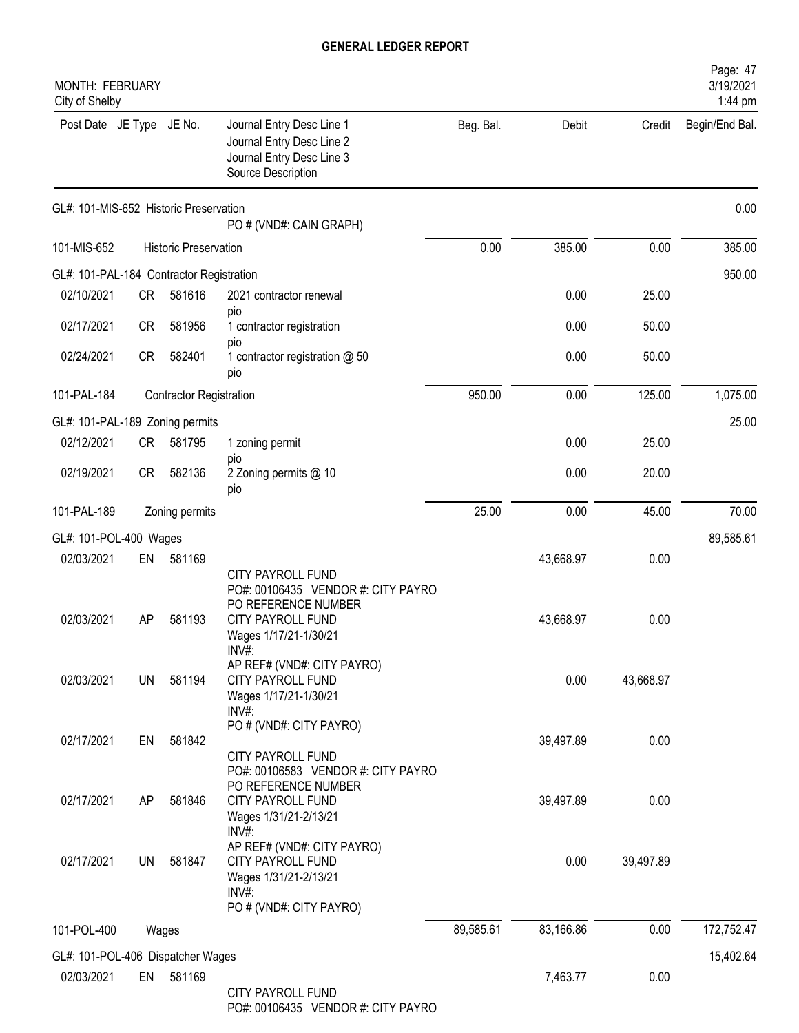# GENERAL LEDGER REPORT

MONTH: FEBRUARY
City of Shelby

Page: 47
3/19/2021
1:44 pm

| Post Date | JE Type | JE No. | Journal Entry Desc Line 1 / Journal Entry Desc Line 2 / Journal Entry Desc Line 3 / Source Description | Beg. Bal. | Debit | Credit | Begin/End Bal. |
|---|---|---|---|---|---|---|---|
| GL#: 101-MIS-652 Historic Preservation | | | | | | | 0.00 |
| | | | PO # (VND#: CAIN GRAPH) | | | | |
| 101-MIS-652 | | Historic Preservation | | 0.00 | 385.00 | 0.00 | 385.00 |
| GL#: 101-PAL-184 Contractor Registration | | | | | | | 950.00 |
| 02/10/2021 | CR | 581616 | 2021 contractor renewal<br>pio | | 0.00 | 25.00 | |
| 02/17/2021 | CR | 581956 | 1 contractor registration<br>pio | | 0.00 | 50.00 | |
| 02/24/2021 | CR | 582401 | 1 contractor registration @ 50<br>pio | | 0.00 | 50.00 | |
| 101-PAL-184 | | Contractor Registration | | 950.00 | 0.00 | 125.00 | 1,075.00 |
| GL#: 101-PAL-189 Zoning permits | | | | | | | 25.00 |
| 02/12/2021 | CR | 581795 | 1 zoning permit<br>pio | | 0.00 | 25.00 | |
| 02/19/2021 | CR | 582136 | 2 Zoning permits @ 10<br>pio | | 0.00 | 20.00 | |
| 101-PAL-189 | | Zoning permits | | 25.00 | 0.00 | 45.00 | 70.00 |
| GL#: 101-POL-400 Wages | | | | | | | 89,585.61 |
| 02/03/2021 | EN | 581169 | CITY PAYROLL FUND<br>PO#: 00106435 VENDOR #: CITY PAYRO<br>PO REFERENCE NUMBER | | 43,668.97 | 0.00 | |
| 02/03/2021 | AP | 581193 | CITY PAYROLL FUND<br>Wages 1/17/21-1/30/21<br>INV#:<br>AP REF# (VND#: CITY PAYRO) | | 43,668.97 | 0.00 | |
| 02/03/2021 | UN | 581194 | CITY PAYROLL FUND<br>Wages 1/17/21-1/30/21<br>INV#:<br>PO # (VND#: CITY PAYRO) | | 0.00 | 43,668.97 | |
| 02/17/2021 | EN | 581842 | CITY PAYROLL FUND<br>PO#: 00106583 VENDOR #: CITY PAYRO<br>PO REFERENCE NUMBER | | 39,497.89 | 0.00 | |
| 02/17/2021 | AP | 581846 | CITY PAYROLL FUND<br>Wages 1/31/21-2/13/21<br>INV#:<br>AP REF# (VND#: CITY PAYRO) | | 39,497.89 | 0.00 | |
| 02/17/2021 | UN | 581847 | CITY PAYROLL FUND<br>Wages 1/31/21-2/13/21<br>INV#:<br>PO # (VND#: CITY PAYRO) | | 0.00 | 39,497.89 | |
| 101-POL-400 | | Wages | | 89,585.61 | 83,166.86 | 0.00 | 172,752.47 |
| GL#: 101-POL-406 Dispatcher Wages | | | | | | | 15,402.64 |
| 02/03/2021 | EN | 581169 | CITY PAYROLL FUND<br>PO#: 00106435 VENDOR #: CITY PAYRO | | 7,463.77 | 0.00 | |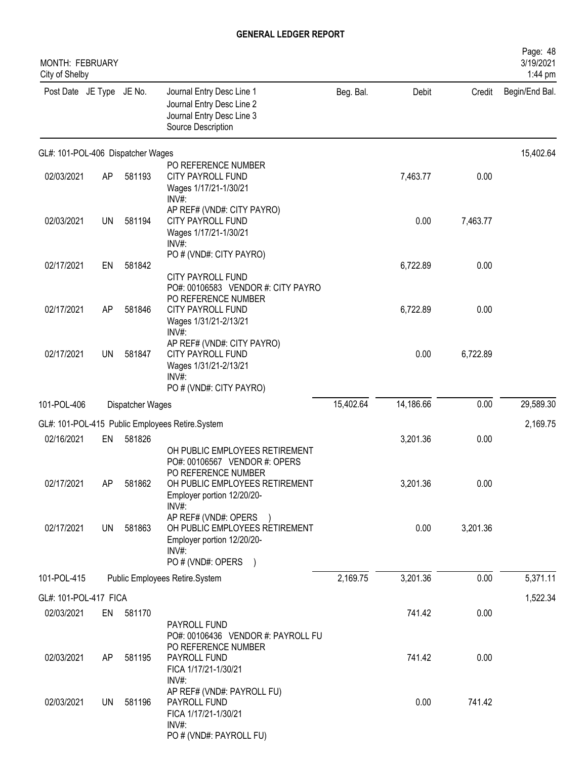# GENERAL LEDGER REPORT

MONTH: FEBRUARY
City of Shelby

| Post Date | JE Type | JE No. | Journal Entry Desc Line 1 / Journal Entry Desc Line 2 / Journal Entry Desc Line 3 / Source Description | Beg. Bal. | Debit | Credit | Begin/End Bal. |
|---|---|---|---|---|---|---|---|
| GL#: 101-POL-406 Dispatcher Wages | | | | | | | 15,402.64 |
| 02/03/2021 | AP | 581193 | PO REFERENCE NUMBER<br>CITY PAYROLL FUND<br>Wages 1/17/21-1/30/21<br>INV#: | | 7,463.77 | 0.00 | |
| 02/03/2021 | UN | 581194 | AP REF# (VND#: CITY PAYRO)<br>CITY PAYROLL FUND<br>Wages 1/17/21-1/30/21<br>INV#: | | 0.00 | 7,463.77 | |
| 02/17/2021 | EN | 581842 | PO # (VND#: CITY PAYRO)<br>CITY PAYROLL FUND<br>PO#: 00106583 VENDOR #: CITY PAYRO | | 6,722.89 | 0.00 | |
| 02/17/2021 | AP | 581846 | PO REFERENCE NUMBER<br>CITY PAYROLL FUND<br>Wages 1/31/21-2/13/21<br>INV#: | | 6,722.89 | 0.00 | |
| 02/17/2021 | UN | 581847 | AP REF# (VND#: CITY PAYRO)<br>CITY PAYROLL FUND<br>Wages 1/31/21-2/13/21<br>INV#:<br>PO # (VND#: CITY PAYRO) | | 0.00 | 6,722.89 | |
| 101-POL-406 | | Dispatcher Wages | | 15,402.64 | 14,186.66 | 0.00 | 29,589.30 |
| GL#: 101-POL-415 Public Employees Retire.System | | | | | | | 2,169.75 |
| 02/16/2021 | EN | 581826 | OH PUBLIC EMPLOYEES RETIREMENT<br>PO#: 00106567 VENDOR #: OPERS | | 3,201.36 | 0.00 | |
| 02/17/2021 | AP | 581862 | PO REFERENCE NUMBER<br>OH PUBLIC EMPLOYEES RETIREMENT<br>Employer portion 12/20/20-<br>INV#: | | 3,201.36 | 0.00 | |
| 02/17/2021 | UN | 581863 | AP REF# (VND#: OPERS )<br>OH PUBLIC EMPLOYEES RETIREMENT<br>Employer portion 12/20/20-<br>INV#:<br>PO # (VND#: OPERS ) | | 0.00 | 3,201.36 | |
| 101-POL-415 | | Public Employees Retire.System | | 2,169.75 | 3,201.36 | 0.00 | 5,371.11 |
| GL#: 101-POL-417 FICA | | | | | | | 1,522.34 |
| 02/03/2021 | EN | 581170 | PAYROLL FUND<br>PO#: 00106436 VENDOR #: PAYROLL FU | | 741.42 | 0.00 | |
| 02/03/2021 | AP | 581195 | PO REFERENCE NUMBER<br>PAYROLL FUND<br>FICA 1/17/21-1/30/21<br>INV#: | | 741.42 | 0.00 | |
| 02/03/2021 | UN | 581196 | AP REF# (VND#: PAYROLL FU)<br>PAYROLL FUND<br>FICA 1/17/21-1/30/21<br>INV#:<br>PO # (VND#: PAYROLL FU) | | 0.00 | 741.42 | |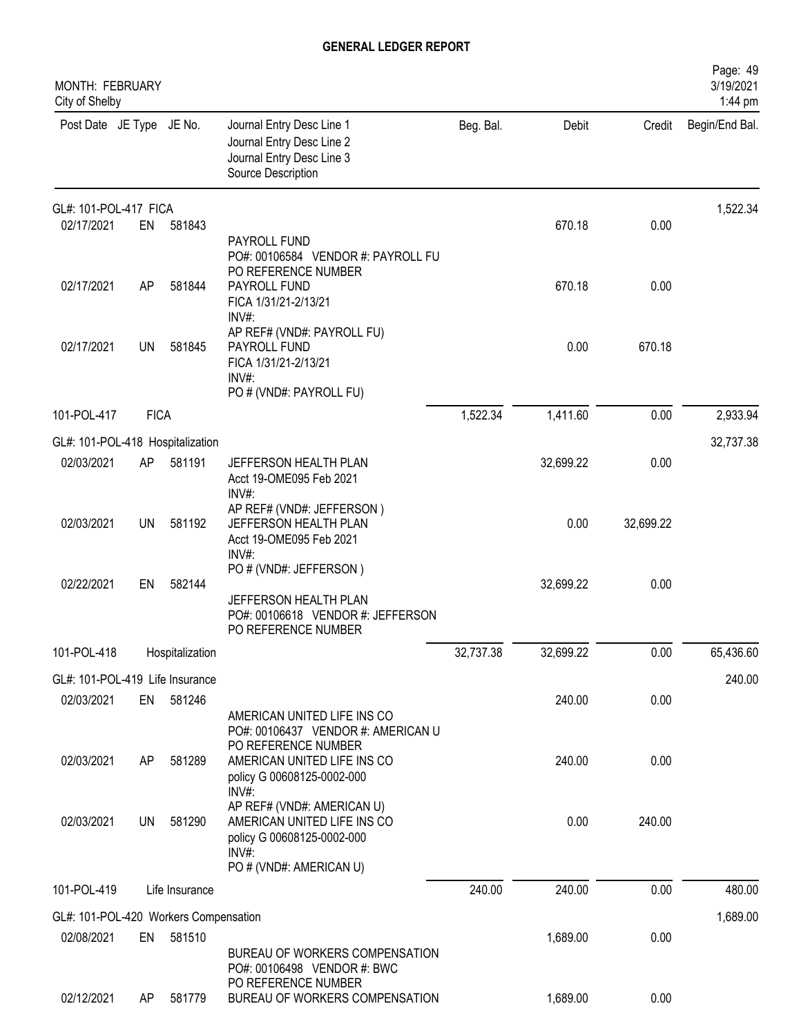# GENERAL LEDGER REPORT

MONTH: FEBRUARY
City of Shelby

| Post Date | JE Type | JE No. | Journal Entry Desc Line 1 / Journal Entry Desc Line 2 / Journal Entry Desc Line 3 / Source Description | Beg. Bal. | Debit | Credit | Begin/End Bal. |
|---|---|---|---|---|---|---|---|
| **GL#: 101-POL-417 FICA** | | | | | | | 1,522.34 |
| 02/17/2021 | EN | 581843 | PAYROLL FUND<br>PO#: 00106584 VENDOR #: PAYROLL FU<br>PO REFERENCE NUMBER | | 670.18 | 0.00 | |
| 02/17/2021 | AP | 581844 | PAYROLL FUND<br>FICA 1/31/21-2/13/21<br>INV#:<br>AP REF# (VND#: PAYROLL FU) | | 670.18 | 0.00 | |
| 02/17/2021 | UN | 581845 | PAYROLL FUND<br>FICA 1/31/21-2/13/21<br>INV#:<br>PO # (VND#: PAYROLL FU) | | 0.00 | 670.18 | |
| 101-POL-417 | FICA | | | 1,522.34 | 1,411.60 | 0.00 | 2,933.94 |
| **GL#: 101-POL-418 Hospitalization** | | | | | | | 32,737.38 |
| 02/03/2021 | AP | 581191 | JEFFERSON HEALTH PLAN<br>Acct 19-OME095 Feb 2021<br>INV#:<br>AP REF# (VND#: JEFFERSON ) | | 32,699.22 | 0.00 | |
| 02/03/2021 | UN | 581192 | JEFFERSON HEALTH PLAN<br>Acct 19-OME095 Feb 2021<br>INV#:<br>PO # (VND#: JEFFERSON ) | | 0.00 | 32,699.22 | |
| 02/22/2021 | EN | 582144 | JEFFERSON HEALTH PLAN<br>PO#: 00106618 VENDOR #: JEFFERSON<br>PO REFERENCE NUMBER | | 32,699.22 | 0.00 | |
| 101-POL-418 | Hospitalization | | | 32,737.38 | 32,699.22 | 0.00 | 65,436.60 |
| **GL#: 101-POL-419 Life Insurance** | | | | | | | 240.00 |
| 02/03/2021 | EN | 581246 | AMERICAN UNITED LIFE INS CO<br>PO#: 00106437 VENDOR #: AMERICAN U<br>PO REFERENCE NUMBER | | 240.00 | 0.00 | |
| 02/03/2021 | AP | 581289 | AMERICAN UNITED LIFE INS CO<br>policy G 00608125-0002-000<br>INV#:<br>AP REF# (VND#: AMERICAN U) | | 240.00 | 0.00 | |
| 02/03/2021 | UN | 581290 | AMERICAN UNITED LIFE INS CO<br>policy G 00608125-0002-000<br>INV#:<br>PO # (VND#: AMERICAN U) | | 0.00 | 240.00 | |
| 101-POL-419 | Life Insurance | | | 240.00 | 240.00 | 0.00 | 480.00 |
| **GL#: 101-POL-420 Workers Compensation** | | | | | | | 1,689.00 |
| 02/08/2021 | EN | 581510 | BUREAU OF WORKERS COMPENSATION<br>PO#: 00106498 VENDOR #: BWC<br>PO REFERENCE NUMBER | | 1,689.00 | 0.00 | |
| 02/12/2021 | AP | 581779 | BUREAU OF WORKERS COMPENSATION | | 1,689.00 | 0.00 | |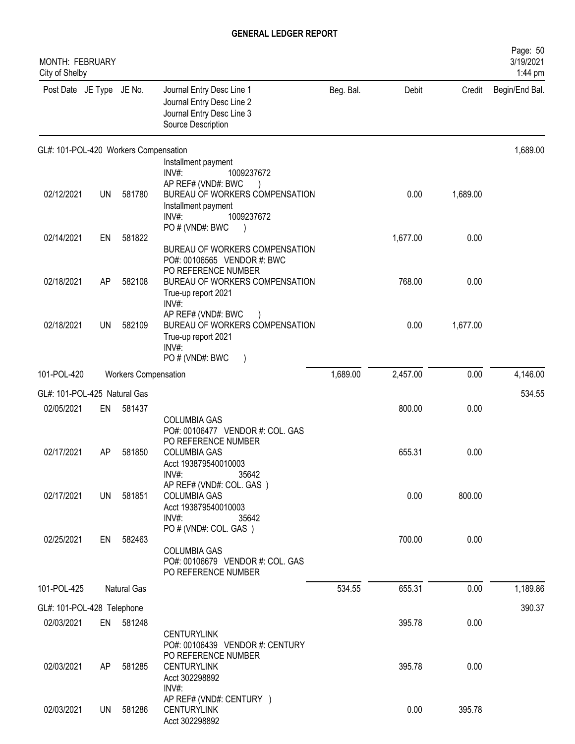# GENERAL LEDGER REPORT

MONTH: FEBRUARY
City of Shelby

| Post Date | JE Type | JE No. | Journal Entry Desc Line 1 / Journal Entry Desc Line 2 / Journal Entry Desc Line 3 / Source Description | Beg. Bal. | Debit | Credit | Begin/End Bal. |
|---|---|---|---|---|---|---|---|
| **GL#: 101-POL-420 Workers Compensation** | | | | | | | 1,689.00 |
| | | | Installment payment INV#: 1009237672 AP REF# (VND#: BWC ) | | | | |
| 02/12/2021 | UN | 581780 | BUREAU OF WORKERS COMPENSATION Installment payment INV#: 1009237672 PO # (VND#: BWC ) | | 0.00 | 1,689.00 | |
| 02/14/2021 | EN | 581822 | BUREAU OF WORKERS COMPENSATION PO#: 00106565 VENDOR #: BWC PO REFERENCE NUMBER | | 1,677.00 | 0.00 | |
| 02/18/2021 | AP | 582108 | BUREAU OF WORKERS COMPENSATION True-up report 2021 INV#: AP REF# (VND#: BWC ) | | 768.00 | 0.00 | |
| 02/18/2021 | UN | 582109 | BUREAU OF WORKERS COMPENSATION True-up report 2021 INV#: PO # (VND#: BWC ) | | 0.00 | 1,677.00 | |
| 101-POL-420 | | | Workers Compensation | 1,689.00 | 2,457.00 | 0.00 | 4,146.00 |
| **GL#: 101-POL-425 Natural Gas** | | | | | | | 534.55 |
| 02/05/2021 | EN | 581437 | COLUMBIA GAS PO#: 00106477 VENDOR #: COL. GAS PO REFERENCE NUMBER | | 800.00 | 0.00 | |
| 02/17/2021 | AP | 581850 | COLUMBIA GAS Acct 193879540010003 INV#: 35642 AP REF# (VND#: COL. GAS ) | | 655.31 | 0.00 | |
| 02/17/2021 | UN | 581851 | COLUMBIA GAS Acct 193879540010003 INV#: 35642 PO # (VND#: COL. GAS ) | | 0.00 | 800.00 | |
| 02/25/2021 | EN | 582463 | COLUMBIA GAS PO#: 00106679 VENDOR #: COL. GAS PO REFERENCE NUMBER | | 700.00 | 0.00 | |
| 101-POL-425 | | | Natural Gas | 534.55 | 655.31 | 0.00 | 1,189.86 |
| **GL#: 101-POL-428 Telephone** | | | | | | | 390.37 |
| 02/03/2021 | EN | 581248 | CENTURYLINK PO#: 00106439 VENDOR #: CENTURY PO REFERENCE NUMBER | | 395.78 | 0.00 | |
| 02/03/2021 | AP | 581285 | CENTURYLINK Acct 302298892 INV#: AP REF# (VND#: CENTURY ) | | 395.78 | 0.00 | |
| 02/03/2021 | UN | 581286 | CENTURYLINK Acct 302298892 | | 0.00 | 395.78 | |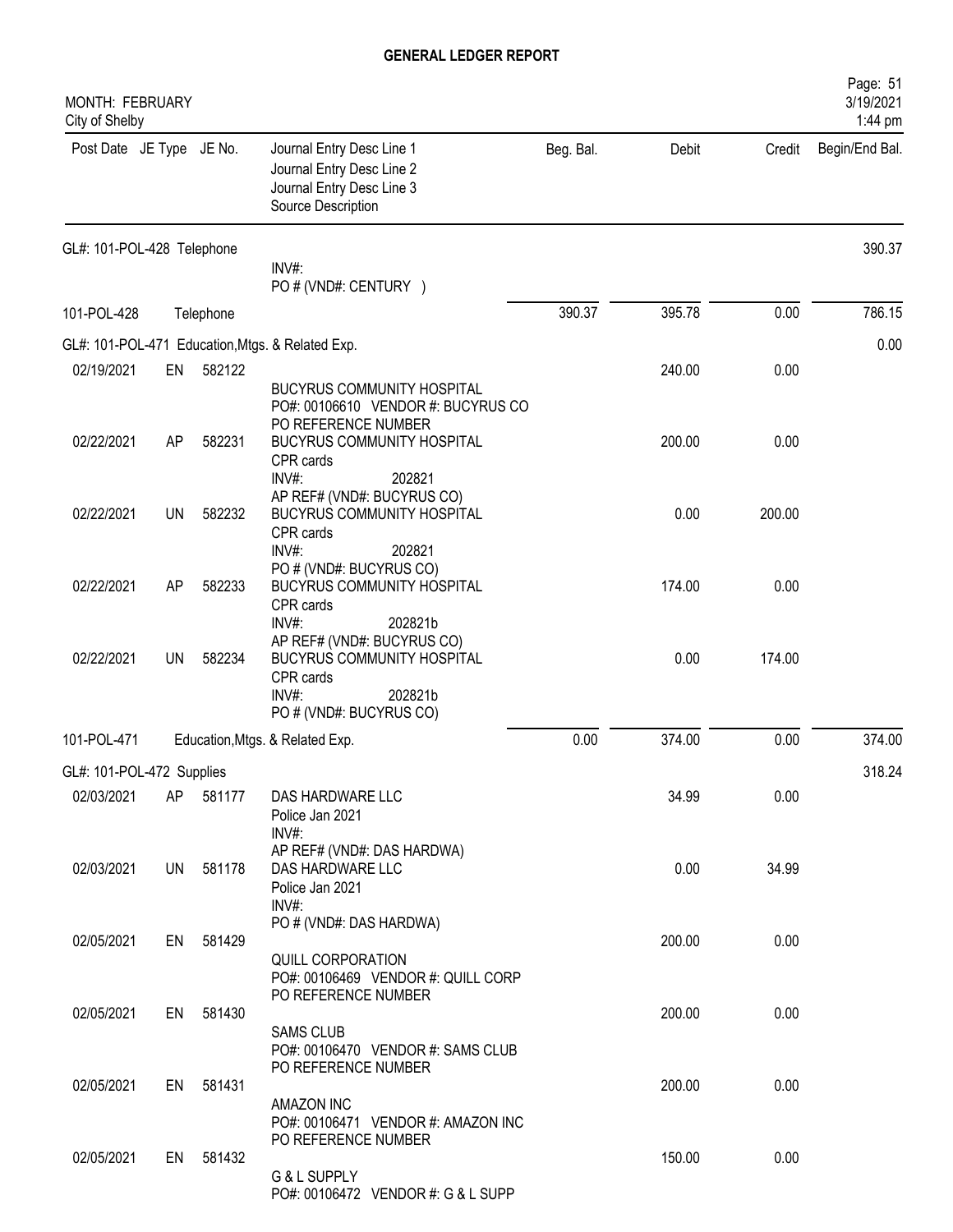# GENERAL LEDGER REPORT

MONTH: FEBRUARY
City of Shelby

| Post Date | JE Type | JE No. | Journal Entry Desc Line 1 / Journal Entry Desc Line 2 / Journal Entry Desc Line 3 / Source Description | Beg. Bal. | Debit | Credit | Begin/End Bal. |
|---|---|---|---|---|---|---|---|
| GL#: 101-POL-428 Telephone | | | | | | | 390.37 |
| | | | INV#: PO # (VND#: CENTURY ) | | | | |
| 101-POL-428 | | Telephone | | 390.37 | 395.78 | 0.00 | 786.15 |
| GL#: 101-POL-471 Education,Mtgs. & Related Exp. | | | | | | | 0.00 |
| 02/19/2021 | EN | 582122 | BUCYRUS COMMUNITY HOSPITAL PO#: 00106610 VENDOR #: BUCYRUS CO PO REFERENCE NUMBER | | 240.00 | 0.00 | |
| 02/22/2021 | AP | 582231 | BUCYRUS COMMUNITY HOSPITAL CPR cards INV#: 202821 AP REF# (VND#: BUCYRUS CO) | | 200.00 | 0.00 | |
| 02/22/2021 | UN | 582232 | BUCYRUS COMMUNITY HOSPITAL CPR cards INV#: 202821 PO # (VND#: BUCYRUS CO) | | 0.00 | 200.00 | |
| 02/22/2021 | AP | 582233 | BUCYRUS COMMUNITY HOSPITAL CPR cards INV#: 202821b AP REF# (VND#: BUCYRUS CO) | | 174.00 | 0.00 | |
| 02/22/2021 | UN | 582234 | BUCYRUS COMMUNITY HOSPITAL CPR cards INV#: 202821b PO # (VND#: BUCYRUS CO) | | 0.00 | 174.00 | |
| 101-POL-471 | | | Education,Mtgs. & Related Exp. | 0.00 | 374.00 | 0.00 | 374.00 |
| GL#: 101-POL-472 Supplies | | | | | | | 318.24 |
| 02/03/2021 | AP | 581177 | DAS HARDWARE LLC Police Jan 2021 INV#: AP REF# (VND#: DAS HARDWA) | | 34.99 | 0.00 | |
| 02/03/2021 | UN | 581178 | DAS HARDWARE LLC Police Jan 2021 INV#: PO # (VND#: DAS HARDWA) | | 0.00 | 34.99 | |
| 02/05/2021 | EN | 581429 | QUILL CORPORATION PO#: 00106469 VENDOR #: QUILL CORP PO REFERENCE NUMBER | | 200.00 | 0.00 | |
| 02/05/2021 | EN | 581430 | SAMS CLUB PO#: 00106470 VENDOR #: SAMS CLUB PO REFERENCE NUMBER | | 200.00 | 0.00 | |
| 02/05/2021 | EN | 581431 | AMAZON INC PO#: 00106471 VENDOR #: AMAZON INC PO REFERENCE NUMBER | | 200.00 | 0.00 | |
| 02/05/2021 | EN | 581432 | G & L SUPPLY PO#: 00106472 VENDOR #: G & L SUPP | | 150.00 | 0.00 | |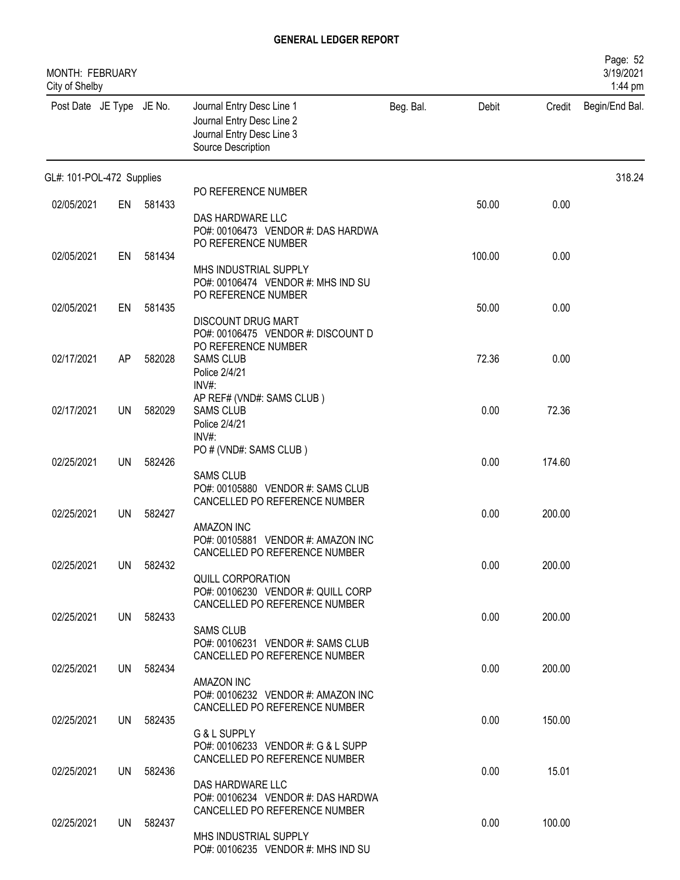# GENERAL LEDGER REPORT

MONTH: FEBRUARY
City of Shelby

| Post Date | JE Type | JE No. | Journal Entry Desc Line 1 / Journal Entry Desc Line 2 / Journal Entry Desc Line 3 / Source Description | Beg. Bal. | Debit | Credit | Begin/End Bal. |
|---|---|---|---|---|---|---|---|
| **GL#: 101-POL-472 Supplies** | | | | | | | 318.24 |
| | | | PO REFERENCE NUMBER | | | | |
| 02/05/2021 | EN | 581433 | DAS HARDWARE LLC<br>PO#: 00106473 VENDOR #: DAS HARDWA<br>PO REFERENCE NUMBER | | 50.00 | 0.00 | |
| 02/05/2021 | EN | 581434 | MHS INDUSTRIAL SUPPLY<br>PO#: 00106474 VENDOR #: MHS IND SU<br>PO REFERENCE NUMBER | | 100.00 | 0.00 | |
| 02/05/2021 | EN | 581435 | DISCOUNT DRUG MART<br>PO#: 00106475 VENDOR #: DISCOUNT D<br>PO REFERENCE NUMBER | | 50.00 | 0.00 | |
| 02/17/2021 | AP | 582028 | SAMS CLUB<br>Police 2/4/21<br>INV#:<br>AP REF# (VND#: SAMS CLUB ) | | 72.36 | 0.00 | |
| 02/17/2021 | UN | 582029 | SAMS CLUB<br>Police 2/4/21<br>INV#:<br>PO # (VND#: SAMS CLUB ) | | 0.00 | 72.36 | |
| 02/25/2021 | UN | 582426 | SAMS CLUB<br>PO#: 00105880 VENDOR #: SAMS CLUB<br>CANCELLED PO REFERENCE NUMBER | | 0.00 | 174.60 | |
| 02/25/2021 | UN | 582427 | AMAZON INC<br>PO#: 00105881 VENDOR #: AMAZON INC<br>CANCELLED PO REFERENCE NUMBER | | 0.00 | 200.00 | |
| 02/25/2021 | UN | 582432 | QUILL CORPORATION<br>PO#: 00106230 VENDOR #: QUILL CORP<br>CANCELLED PO REFERENCE NUMBER | | 0.00 | 200.00 | |
| 02/25/2021 | UN | 582433 | SAMS CLUB<br>PO#: 00106231 VENDOR #: SAMS CLUB<br>CANCELLED PO REFERENCE NUMBER | | 0.00 | 200.00 | |
| 02/25/2021 | UN | 582434 | AMAZON INC<br>PO#: 00106232 VENDOR #: AMAZON INC<br>CANCELLED PO REFERENCE NUMBER | | 0.00 | 200.00 | |
| 02/25/2021 | UN | 582435 | G & L SUPPLY<br>PO#: 00106233 VENDOR #: G & L SUPP<br>CANCELLED PO REFERENCE NUMBER | | 0.00 | 150.00 | |
| 02/25/2021 | UN | 582436 | DAS HARDWARE LLC<br>PO#: 00106234 VENDOR #: DAS HARDWA<br>CANCELLED PO REFERENCE NUMBER | | 0.00 | 15.01 | |
| 02/25/2021 | UN | 582437 | MHS INDUSTRIAL SUPPLY<br>PO#: 00106235 VENDOR #: MHS IND SU | | 0.00 | 100.00 | |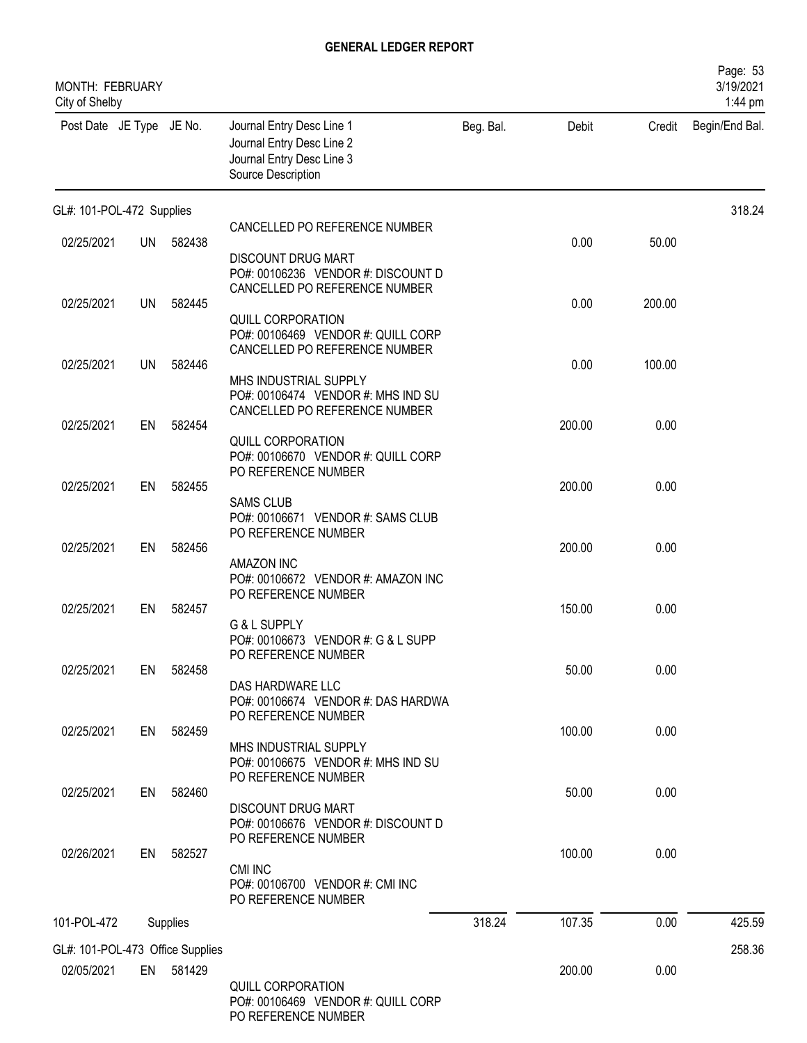# GENERAL LEDGER REPORT

MONTH: FEBRUARY
City of Shelby

| Post Date | JE Type | JE No. | Journal Entry Desc Line 1 / Journal Entry Desc Line 2 / Journal Entry Desc Line 3 / Source Description | Beg. Bal. | Debit | Credit | Begin/End Bal. |
|---|---|---|---|---|---|---|---|
| **GL#: 101-POL-472 Supplies** | | | | | | | 318.24 |
| 02/25/2021 | UN | 582438 | CANCELLED PO REFERENCE NUMBER<br>DISCOUNT DRUG MART<br>PO#: 00106236 VENDOR #: DISCOUNT D | | 0.00 | 50.00 | |
| 02/25/2021 | UN | 582445 | CANCELLED PO REFERENCE NUMBER<br>QUILL CORPORATION<br>PO#: 00106469 VENDOR #: QUILL CORP | | 0.00 | 200.00 | |
| 02/25/2021 | UN | 582446 | CANCELLED PO REFERENCE NUMBER<br>MHS INDUSTRIAL SUPPLY<br>PO#: 00106474 VENDOR #: MHS IND SU | | 0.00 | 100.00 | |
| 02/25/2021 | EN | 582454 | CANCELLED PO REFERENCE NUMBER<br>QUILL CORPORATION<br>PO#: 00106670 VENDOR #: QUILL CORP | | 200.00 | 0.00 | |
| 02/25/2021 | EN | 582455 | PO REFERENCE NUMBER<br>SAMS CLUB<br>PO#: 00106671 VENDOR #: SAMS CLUB | | 200.00 | 0.00 | |
| 02/25/2021 | EN | 582456 | PO REFERENCE NUMBER<br>AMAZON INC<br>PO#: 00106672 VENDOR #: AMAZON INC | | 200.00 | 0.00 | |
| 02/25/2021 | EN | 582457 | PO REFERENCE NUMBER<br>G & L SUPPLY<br>PO#: 00106673 VENDOR #: G & L SUPP | | 150.00 | 0.00 | |
| 02/25/2021 | EN | 582458 | PO REFERENCE NUMBER<br>DAS HARDWARE LLC<br>PO#: 00106674 VENDOR #: DAS HARDWA | | 50.00 | 0.00 | |
| 02/25/2021 | EN | 582459 | PO REFERENCE NUMBER<br>MHS INDUSTRIAL SUPPLY<br>PO#: 00106675 VENDOR #: MHS IND SU | | 100.00 | 0.00 | |
| 02/25/2021 | EN | 582460 | PO REFERENCE NUMBER<br>DISCOUNT DRUG MART<br>PO#: 00106676 VENDOR #: DISCOUNT D | | 50.00 | 0.00 | |
| 02/26/2021 | EN | 582527 | PO REFERENCE NUMBER<br>CMI INC<br>PO#: 00106700 VENDOR #: CMI INC<br>PO REFERENCE NUMBER | | 100.00 | 0.00 | |
| **101-POL-472** | | **Supplies** | | 318.24 | 107.35 | 0.00 | 425.59 |
| **GL#: 101-POL-473 Office Supplies** | | | | | | | 258.36 |
| 02/05/2021 | EN | 581429 | QUILL CORPORATION<br>PO#: 00106469 VENDOR #: QUILL CORP<br>PO REFERENCE NUMBER | | 200.00 | 0.00 | |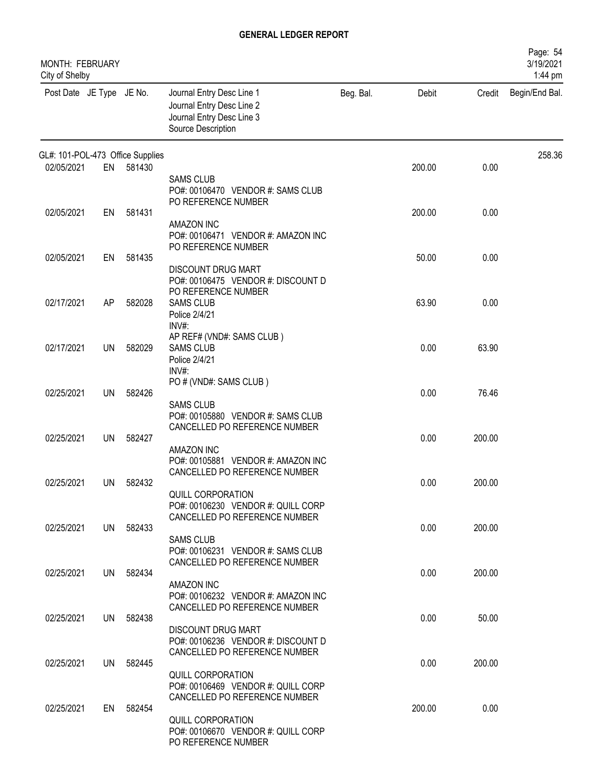# GENERAL LEDGER REPORT

MONTH: FEBRUARY
City of Shelby

| Post Date | JE Type | JE No. | Journal Entry Desc Line 1<br>Journal Entry Desc Line 2<br>Journal Entry Desc Line 3<br>Source Description | Beg. Bal. | Debit | Credit | Begin/End Bal. |
|---|---|---|---|---|---|---|---|
| GL#: 101-POL-473 Office Supplies | | | | | | | 258.36 |
| 02/05/2021 | EN | 581430 | SAMS CLUB<br>PO#: 00106470 VENDOR #: SAMS CLUB<br>PO REFERENCE NUMBER | | 200.00 | 0.00 | |
| 02/05/2021 | EN | 581431 | AMAZON INC<br>PO#: 00106471 VENDOR #: AMAZON INC<br>PO REFERENCE NUMBER | | 200.00 | 0.00 | |
| 02/05/2021 | EN | 581435 | DISCOUNT DRUG MART<br>PO#: 00106475 VENDOR #: DISCOUNT D<br>PO REFERENCE NUMBER | | 50.00 | 0.00 | |
| 02/17/2021 | AP | 582028 | SAMS CLUB<br>Police 2/4/21<br>INV#:<br>AP REF# (VND#: SAMS CLUB ) | | 63.90 | 0.00 | |
| 02/17/2021 | UN | 582029 | SAMS CLUB<br>Police 2/4/21<br>INV#:<br>PO # (VND#: SAMS CLUB ) | | 0.00 | 63.90 | |
| 02/25/2021 | UN | 582426 | SAMS CLUB<br>PO#: 00105880 VENDOR #: SAMS CLUB<br>CANCELLED PO REFERENCE NUMBER | | 0.00 | 76.46 | |
| 02/25/2021 | UN | 582427 | AMAZON INC<br>PO#: 00105881 VENDOR #: AMAZON INC<br>CANCELLED PO REFERENCE NUMBER | | 0.00 | 200.00 | |
| 02/25/2021 | UN | 582432 | QUILL CORPORATION<br>PO#: 00106230 VENDOR #: QUILL CORP<br>CANCELLED PO REFERENCE NUMBER | | 0.00 | 200.00 | |
| 02/25/2021 | UN | 582433 | SAMS CLUB<br>PO#: 00106231 VENDOR #: SAMS CLUB<br>CANCELLED PO REFERENCE NUMBER | | 0.00 | 200.00 | |
| 02/25/2021 | UN | 582434 | AMAZON INC<br>PO#: 00106232 VENDOR #: AMAZON INC<br>CANCELLED PO REFERENCE NUMBER | | 0.00 | 200.00 | |
| 02/25/2021 | UN | 582438 | DISCOUNT DRUG MART<br>PO#: 00106236 VENDOR #: DISCOUNT D<br>CANCELLED PO REFERENCE NUMBER | | 0.00 | 50.00 | |
| 02/25/2021 | UN | 582445 | QUILL CORPORATION<br>PO#: 00106469 VENDOR #: QUILL CORP<br>CANCELLED PO REFERENCE NUMBER | | 0.00 | 200.00 | |
| 02/25/2021 | EN | 582454 | QUILL CORPORATION<br>PO#: 00106670 VENDOR #: QUILL CORP<br>PO REFERENCE NUMBER | | 200.00 | 0.00 | |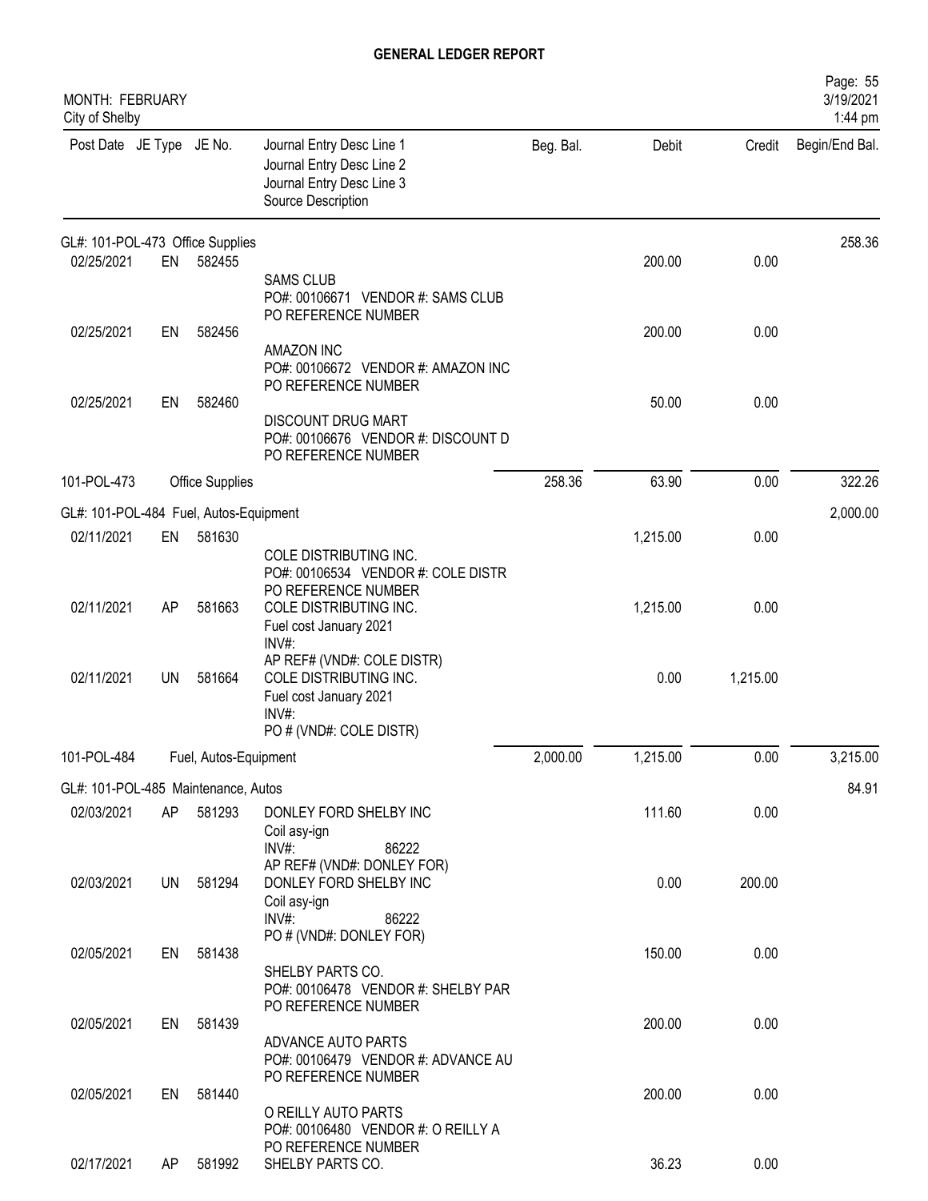# GENERAL LEDGER REPORT

MONTH: FEBRUARY
City of Shelby

| Post Date | JE Type | JE No. | Journal Entry Desc Line 1 / Journal Entry Desc Line 2 / Journal Entry Desc Line 3 / Source Description | Beg. Bal. | Debit | Credit | Begin/End Bal. |
|---|---|---|---|---|---|---|---|
| GL#: 101-POL-473 Office Supplies | | | | | | | 258.36 |
| 02/25/2021 | EN | 582455 | SAMS CLUB<br>PO#: 00106671 VENDOR #: SAMS CLUB<br>PO REFERENCE NUMBER | | 200.00 | 0.00 | |
| 02/25/2021 | EN | 582456 | AMAZON INC<br>PO#: 00106672 VENDOR #: AMAZON INC<br>PO REFERENCE NUMBER | | 200.00 | 0.00 | |
| 02/25/2021 | EN | 582460 | DISCOUNT DRUG MART<br>PO#: 00106676 VENDOR #: DISCOUNT D<br>PO REFERENCE NUMBER | | 50.00 | 0.00 | |
| 101-POL-473 | | Office Supplies | | 258.36 | 63.90 | 0.00 | 322.26 |
| GL#: 101-POL-484 Fuel, Autos-Equipment | | | | | | | 2,000.00 |
| 02/11/2021 | EN | 581630 | COLE DISTRIBUTING INC.<br>PO#: 00106534 VENDOR #: COLE DISTR<br>PO REFERENCE NUMBER | | 1,215.00 | 0.00 | |
| 02/11/2021 | AP | 581663 | COLE DISTRIBUTING INC.<br>Fuel cost January 2021<br>INV#:<br>AP REF# (VND#: COLE DISTR) | | 1,215.00 | 0.00 | |
| 02/11/2021 | UN | 581664 | COLE DISTRIBUTING INC.<br>Fuel cost January 2021<br>INV#:<br>PO # (VND#: COLE DISTR) | | 0.00 | 1,215.00 | |
| 101-POL-484 | | Fuel, Autos-Equipment | | 2,000.00 | 1,215.00 | 0.00 | 3,215.00 |
| GL#: 101-POL-485 Maintenance, Autos | | | | | | | 84.91 |
| 02/03/2021 | AP | 581293 | DONLEY FORD SHELBY INC<br>Coil asy-ign<br>INV#: 86222<br>AP REF# (VND#: DONLEY FOR) | | 111.60 | 0.00 | |
| 02/03/2021 | UN | 581294 | DONLEY FORD SHELBY INC<br>Coil asy-ign<br>INV#: 86222<br>PO # (VND#: DONLEY FOR) | | 0.00 | 200.00 | |
| 02/05/2021 | EN | 581438 | SHELBY PARTS CO.<br>PO#: 00106478 VENDOR #: SHELBY PAR<br>PO REFERENCE NUMBER | | 150.00 | 0.00 | |
| 02/05/2021 | EN | 581439 | ADVANCE AUTO PARTS<br>PO#: 00106479 VENDOR #: ADVANCE AU<br>PO REFERENCE NUMBER | | 200.00 | 0.00 | |
| 02/05/2021 | EN | 581440 | O REILLY AUTO PARTS<br>PO#: 00106480 VENDOR #: O REILLY A<br>PO REFERENCE NUMBER | | 200.00 | 0.00 | |
| 02/17/2021 | AP | 581992 | SHELBY PARTS CO. | | 36.23 | 0.00 | |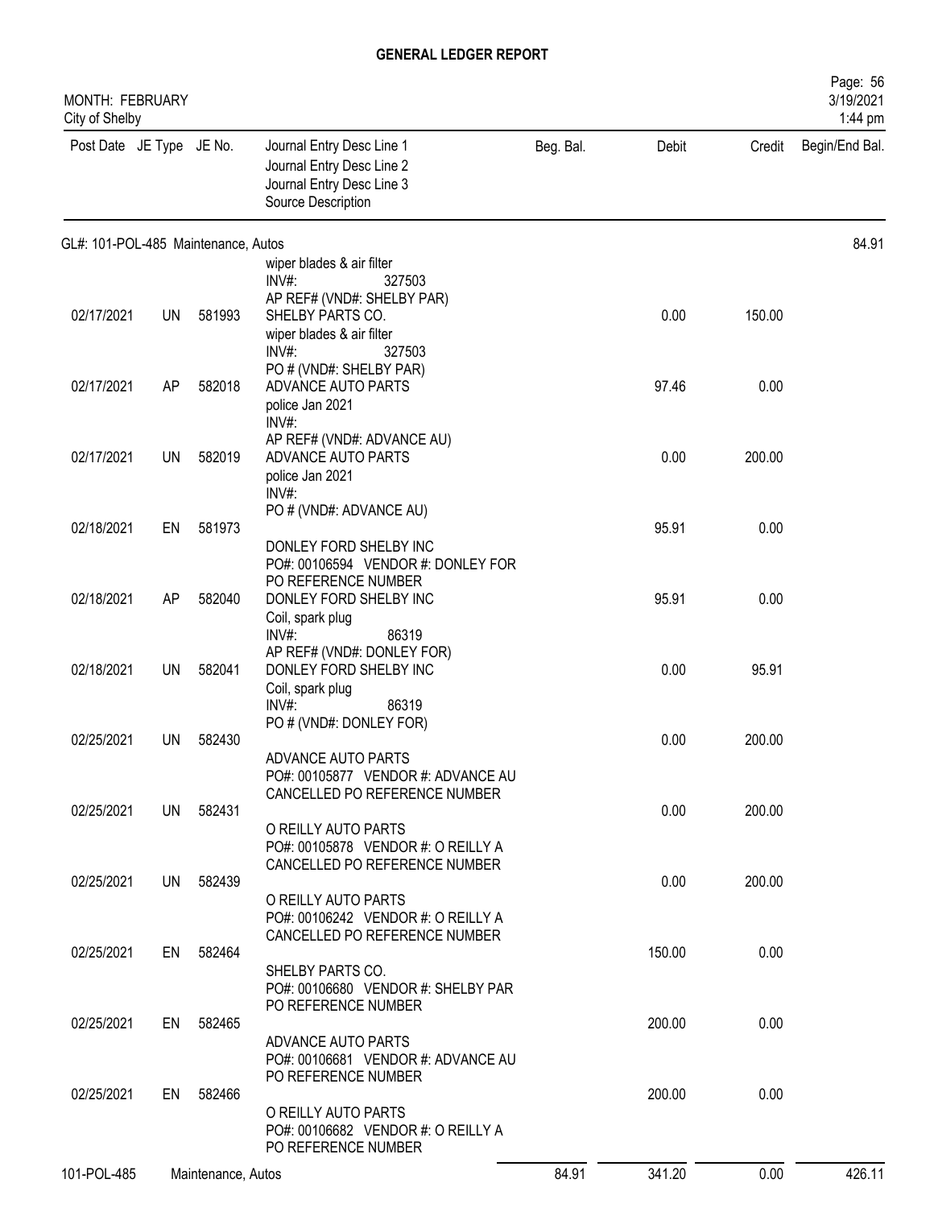# GENERAL LEDGER REPORT

MONTH: FEBRUARY
City of Shelby

| Post Date | JE Type | JE No. | Journal Entry Desc Line 1 / Journal Entry Desc Line 2 / Journal Entry Desc Line 3 / Source Description | Beg. Bal. | Debit | Credit | Begin/End Bal. |
|---|---|---|---|---|---|---|---|
| GL#: 101-POL-485 Maintenance, Autos | | | | | | | 84.91 |
| | | | wiper blades & air filter<br>INV#: 327503<br>AP REF# (VND#: SHELBY PAR) | | | | |
| 02/17/2021 | UN | 581993 | SHELBY PARTS CO.<br>wiper blades & air filter<br>INV#: 327503<br>PO # (VND#: SHELBY PAR) | | 0.00 | 150.00 | |
| 02/17/2021 | AP | 582018 | ADVANCE AUTO PARTS<br>police Jan 2021<br>INV#:<br>AP REF# (VND#: ADVANCE AU) | | 97.46 | 0.00 | |
| 02/17/2021 | UN | 582019 | ADVANCE AUTO PARTS<br>police Jan 2021<br>INV#:<br>PO # (VND#: ADVANCE AU) | | 0.00 | 200.00 | |
| 02/18/2021 | EN | 581973 | DONLEY FORD SHELBY INC<br>PO#: 00106594 VENDOR #: DONLEY FOR<br>PO REFERENCE NUMBER | | 95.91 | 0.00 | |
| 02/18/2021 | AP | 582040 | DONLEY FORD SHELBY INC<br>Coil, spark plug<br>INV#: 86319<br>AP REF# (VND#: DONLEY FOR) | | 95.91 | 0.00 | |
| 02/18/2021 | UN | 582041 | DONLEY FORD SHELBY INC<br>Coil, spark plug<br>INV#: 86319<br>PO # (VND#: DONLEY FOR) | | 0.00 | 95.91 | |
| 02/25/2021 | UN | 582430 | ADVANCE AUTO PARTS<br>PO#: 00105877 VENDOR #: ADVANCE AU<br>CANCELLED PO REFERENCE NUMBER | | 0.00 | 200.00 | |
| 02/25/2021 | UN | 582431 | O REILLY AUTO PARTS<br>PO#: 00105878 VENDOR #: O REILLY A<br>CANCELLED PO REFERENCE NUMBER | | 0.00 | 200.00 | |
| 02/25/2021 | UN | 582439 | O REILLY AUTO PARTS<br>PO#: 00106242 VENDOR #: O REILLY A<br>CANCELLED PO REFERENCE NUMBER | | 0.00 | 200.00 | |
| 02/25/2021 | EN | 582464 | SHELBY PARTS CO.<br>PO#: 00106680 VENDOR #: SHELBY PAR<br>PO REFERENCE NUMBER | | 150.00 | 0.00 | |
| 02/25/2021 | EN | 582465 | ADVANCE AUTO PARTS<br>PO#: 00106681 VENDOR #: ADVANCE AU<br>PO REFERENCE NUMBER | | 200.00 | 0.00 | |
| 02/25/2021 | EN | 582466 | O REILLY AUTO PARTS<br>PO#: 00106682 VENDOR #: O REILLY A<br>PO REFERENCE NUMBER | | 200.00 | 0.00 | |
| 101-POL-485 | Maintenance, Autos | | | 84.91 | 341.20 | 0.00 | 426.11 |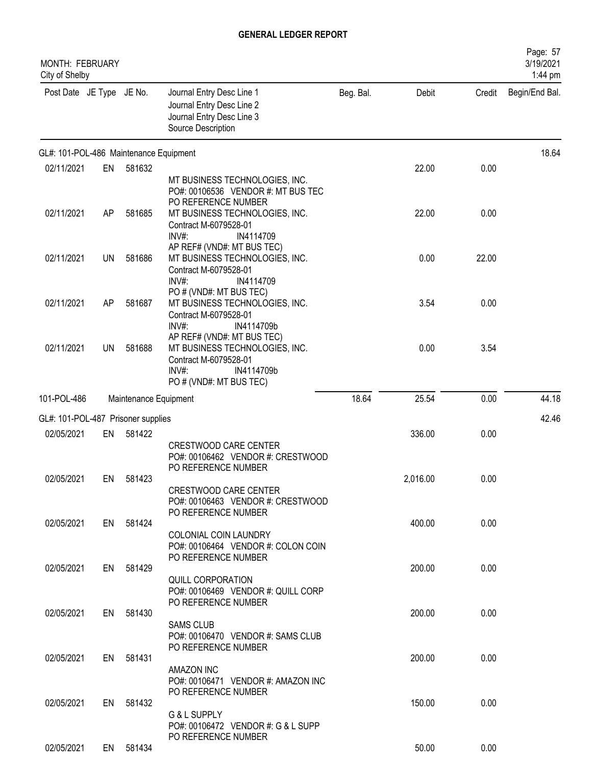# GENERAL LEDGER REPORT

MONTH: FEBRUARY
City of Shelby

| Post Date | JE Type | JE No. | Journal Entry Desc Line 1<br>Journal Entry Desc Line 2<br>Journal Entry Desc Line 3<br>Source Description | Beg. Bal. | Debit | Credit | Begin/End Bal. |
|---|---|---|---|---|---|---|---|
| **GL#: 101-POL-486 Maintenance Equipment** | | | | | | | 18.64 |
| 02/11/2021 | EN | 581632 | MT BUSINESS TECHNOLOGIES, INC.<br>PO#: 00106536 VENDOR #: MT BUS TEC<br>PO REFERENCE NUMBER | | 22.00 | 0.00 | |
| 02/11/2021 | AP | 581685 | MT BUSINESS TECHNOLOGIES, INC.<br>Contract M-6079528-01<br>INV#: IN4114709<br>AP REF# (VND#: MT BUS TEC) | | 22.00 | 0.00 | |
| 02/11/2021 | UN | 581686 | MT BUSINESS TECHNOLOGIES, INC.<br>Contract M-6079528-01<br>INV#: IN4114709<br>PO # (VND#: MT BUS TEC) | | 0.00 | 22.00 | |
| 02/11/2021 | AP | 581687 | MT BUSINESS TECHNOLOGIES, INC.<br>Contract M-6079528-01<br>INV#: IN4114709b<br>AP REF# (VND#: MT BUS TEC) | | 3.54 | 0.00 | |
| 02/11/2021 | UN | 581688 | MT BUSINESS TECHNOLOGIES, INC.<br>Contract M-6079528-01<br>INV#: IN4114709b<br>PO # (VND#: MT BUS TEC) | | 0.00 | 3.54 | |
| 101-POL-486 | | | Maintenance Equipment | 18.64 | 25.54 | 0.00 | 44.18 |
| **GL#: 101-POL-487 Prisoner supplies** | | | | | | | 42.46 |
| 02/05/2021 | EN | 581422 | CRESTWOOD CARE CENTER<br>PO#: 00106462 VENDOR #: CRESTWOOD<br>PO REFERENCE NUMBER | | 336.00 | 0.00 | |
| 02/05/2021 | EN | 581423 | CRESTWOOD CARE CENTER<br>PO#: 00106463 VENDOR #: CRESTWOOD<br>PO REFERENCE NUMBER | | 2,016.00 | 0.00 | |
| 02/05/2021 | EN | 581424 | COLONIAL COIN LAUNDRY<br>PO#: 00106464 VENDOR #: COLON COIN<br>PO REFERENCE NUMBER | | 400.00 | 0.00 | |
| 02/05/2021 | EN | 581429 | QUILL CORPORATION<br>PO#: 00106469 VENDOR #: QUILL CORP<br>PO REFERENCE NUMBER | | 200.00 | 0.00 | |
| 02/05/2021 | EN | 581430 | SAMS CLUB<br>PO#: 00106470 VENDOR #: SAMS CLUB<br>PO REFERENCE NUMBER | | 200.00 | 0.00 | |
| 02/05/2021 | EN | 581431 | AMAZON INC<br>PO#: 00106471 VENDOR #: AMAZON INC<br>PO REFERENCE NUMBER | | 200.00 | 0.00 | |
| 02/05/2021 | EN | 581432 | G & L SUPPLY<br>PO#: 00106472 VENDOR #: G & L SUPP<br>PO REFERENCE NUMBER | | 150.00 | 0.00 | |
| 02/05/2021 | EN | 581434 | | | 50.00 | 0.00 | |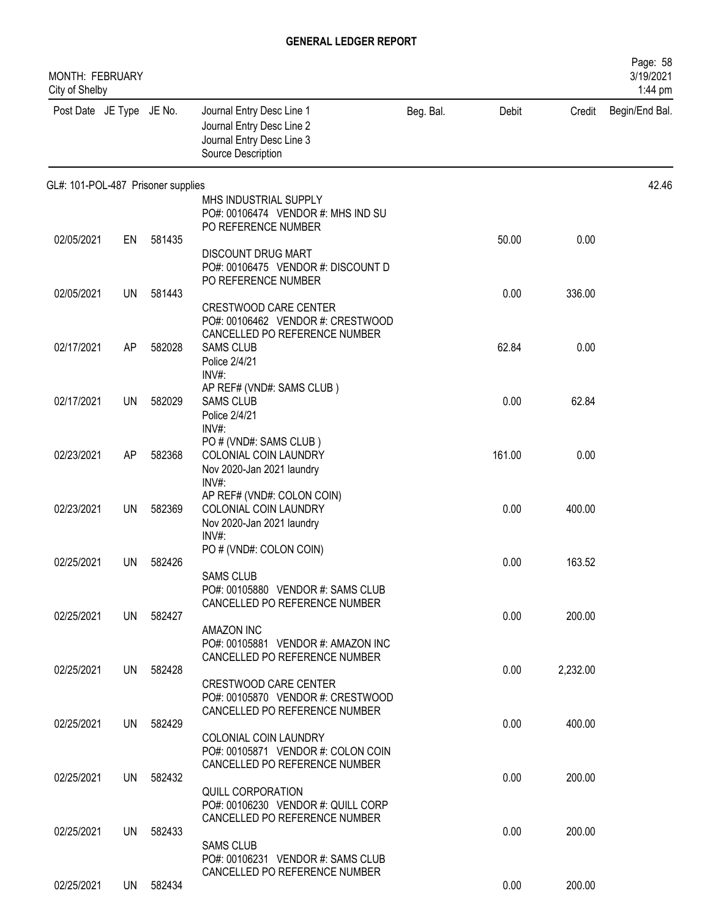# GENERAL LEDGER REPORT

MONTH: FEBRUARY
City of Shelby

| Post Date | JE Type | JE No. | Journal Entry Desc Line 1 / Journal Entry Desc Line 2 / Journal Entry Desc Line 3 / Source Description | Beg. Bal. | Debit | Credit | Begin/End Bal. |
|---|---|---|---|---|---|---|---|
| **GL#: 101-POL-487 Prisoner supplies** | | | | | | | 42.46 |
| | | | MHS INDUSTRIAL SUPPLY<br>PO#: 00106474 VENDOR #: MHS IND SU<br>PO REFERENCE NUMBER | | | | |
| 02/05/2021 | EN | 581435 | | | 50.00 | 0.00 | |
| | | | DISCOUNT DRUG MART<br>PO#: 00106475 VENDOR #: DISCOUNT D<br>PO REFERENCE NUMBER | | | | |
| 02/05/2021 | UN | 581443 | | | 0.00 | 336.00 | |
| | | | CRESTWOOD CARE CENTER<br>PO#: 00106462 VENDOR #: CRESTWOOD<br>CANCELLED PO REFERENCE NUMBER | | | | |
| 02/17/2021 | AP | 582028 | SAMS CLUB<br>Police 2/4/21<br>INV#:<br>AP REF# (VND#: SAMS CLUB ) | | 62.84 | 0.00 | |
| 02/17/2021 | UN | 582029 | SAMS CLUB<br>Police 2/4/21<br>INV#:<br>PO # (VND#: SAMS CLUB ) | | 0.00 | 62.84 | |
| 02/23/2021 | AP | 582368 | COLONIAL COIN LAUNDRY<br>Nov 2020-Jan 2021 laundry<br>INV#:<br>AP REF# (VND#: COLON COIN) | | 161.00 | 0.00 | |
| 02/23/2021 | UN | 582369 | COLONIAL COIN LAUNDRY<br>Nov 2020-Jan 2021 laundry<br>INV#:<br>PO # (VND#: COLON COIN) | | 0.00 | 400.00 | |
| 02/25/2021 | UN | 582426 | | | 0.00 | 163.52 | |
| | | | SAMS CLUB<br>PO#: 00105880 VENDOR #: SAMS CLUB<br>CANCELLED PO REFERENCE NUMBER | | | | |
| 02/25/2021 | UN | 582427 | | | 0.00 | 200.00 | |
| | | | AMAZON INC<br>PO#: 00105881 VENDOR #: AMAZON INC<br>CANCELLED PO REFERENCE NUMBER | | | | |
| 02/25/2021 | UN | 582428 | | | 0.00 | 2,232.00 | |
| | | | CRESTWOOD CARE CENTER<br>PO#: 00105870 VENDOR #: CRESTWOOD<br>CANCELLED PO REFERENCE NUMBER | | | | |
| 02/25/2021 | UN | 582429 | | | 0.00 | 400.00 | |
| | | | COLONIAL COIN LAUNDRY<br>PO#: 00105871 VENDOR #: COLON COIN<br>CANCELLED PO REFERENCE NUMBER | | | | |
| 02/25/2021 | UN | 582432 | | | 0.00 | 200.00 | |
| | | | QUILL CORPORATION<br>PO#: 00106230 VENDOR #: QUILL CORP<br>CANCELLED PO REFERENCE NUMBER | | | | |
| 02/25/2021 | UN | 582433 | | | 0.00 | 200.00 | |
| | | | SAMS CLUB<br>PO#: 00106231 VENDOR #: SAMS CLUB<br>CANCELLED PO REFERENCE NUMBER | | | | |
| 02/25/2021 | UN | 582434 | | | 0.00 | 200.00 | |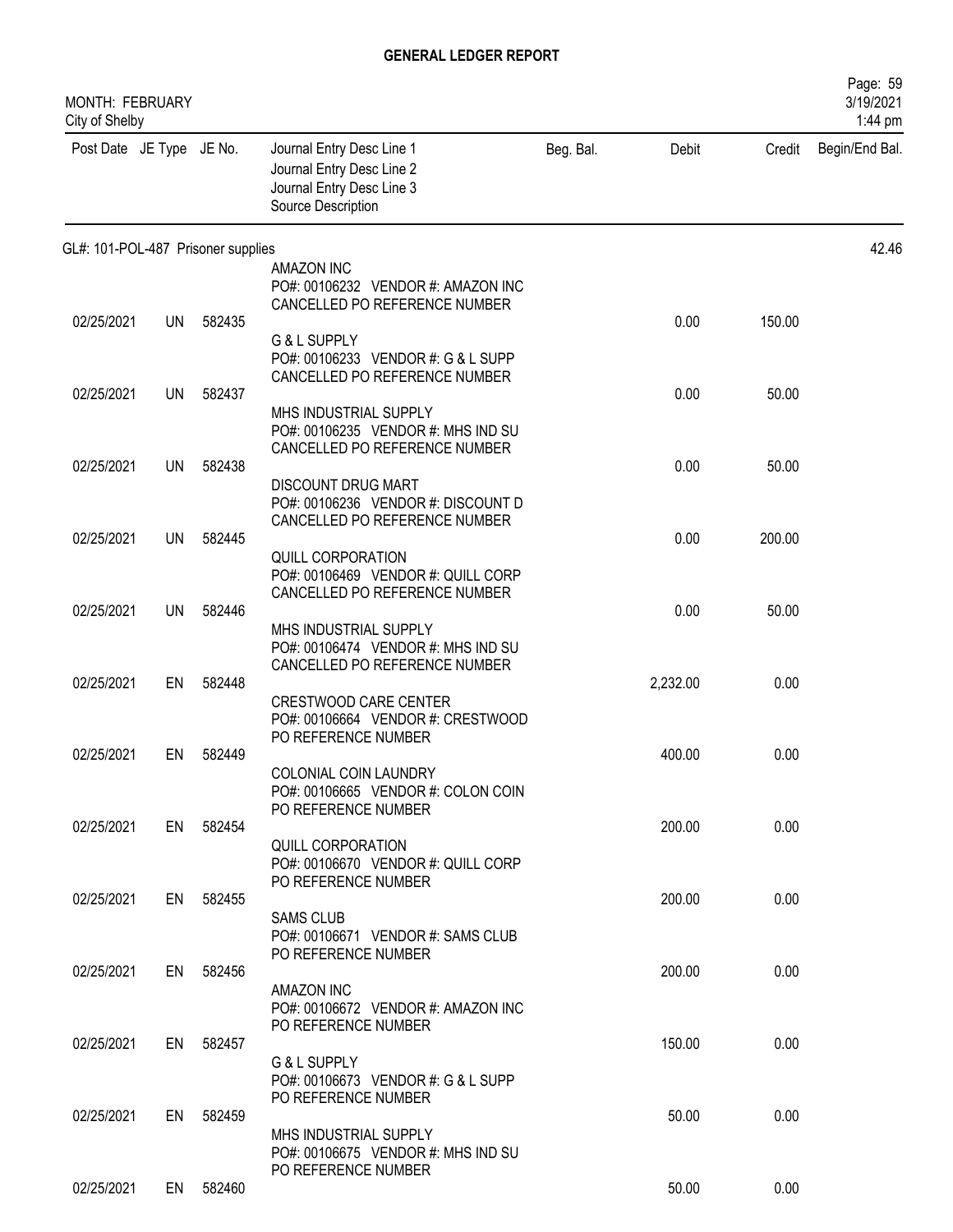# GENERAL LEDGER REPORT

MONTH: FEBRUARY
City of Shelby

| Post Date | JE Type | JE No. | Journal Entry Desc Line 1 / Journal Entry Desc Line 2 / Journal Entry Desc Line 3 / Source Description | Beg. Bal. | Debit | Credit | Begin/End Bal. |
|---|---|---|---|---|---|---|---|
| GL#: 101-POL-487 Prisoner supplies | | | | | | | 42.46 |
| 02/25/2021 | UN | 582435 | AMAZON INC<br>PO#: 00106232 VENDOR #: AMAZON INC<br>CANCELLED PO REFERENCE NUMBER | | 0.00 | 150.00 | |
| 02/25/2021 | UN | 582437 | G & L SUPPLY<br>PO#: 00106233 VENDOR #: G & L SUPP<br>CANCELLED PO REFERENCE NUMBER | | 0.00 | 50.00 | |
| 02/25/2021 | UN | 582438 | MHS INDUSTRIAL SUPPLY<br>PO#: 00106235 VENDOR #: MHS IND SU<br>CANCELLED PO REFERENCE NUMBER | | 0.00 | 50.00 | |
| 02/25/2021 | UN | 582445 | DISCOUNT DRUG MART<br>PO#: 00106236 VENDOR #: DISCOUNT D<br>CANCELLED PO REFERENCE NUMBER | | 0.00 | 200.00 | |
| 02/25/2021 | UN | 582446 | QUILL CORPORATION<br>PO#: 00106469 VENDOR #: QUILL CORP<br>CANCELLED PO REFERENCE NUMBER | | 0.00 | 50.00 | |
| 02/25/2021 | EN | 582448 | MHS INDUSTRIAL SUPPLY<br>PO#: 00106474 VENDOR #: MHS IND SU<br>CANCELLED PO REFERENCE NUMBER | | 2,232.00 | 0.00 | |
| 02/25/2021 | EN | 582449 | CRESTWOOD CARE CENTER<br>PO#: 00106664 VENDOR #: CRESTWOOD<br>PO REFERENCE NUMBER | | 400.00 | 0.00 | |
| 02/25/2021 | EN | 582454 | COLONIAL COIN LAUNDRY<br>PO#: 00106665 VENDOR #: COLON COIN<br>PO REFERENCE NUMBER | | 200.00 | 0.00 | |
| 02/25/2021 | EN | 582455 | QUILL CORPORATION<br>PO#: 00106670 VENDOR #: QUILL CORP<br>PO REFERENCE NUMBER | | 200.00 | 0.00 | |
| 02/25/2021 | EN | 582456 | SAMS CLUB<br>PO#: 00106671 VENDOR #: SAMS CLUB<br>PO REFERENCE NUMBER | | 200.00 | 0.00 | |
| 02/25/2021 | EN | 582457 | AMAZON INC<br>PO#: 00106672 VENDOR #: AMAZON INC<br>PO REFERENCE NUMBER | | 150.00 | 0.00 | |
| 02/25/2021 | EN | 582459 | G & L SUPPLY<br>PO#: 00106673 VENDOR #: G & L SUPP<br>PO REFERENCE NUMBER | | 50.00 | 0.00 | |
| 02/25/2021 | EN | 582460 | MHS INDUSTRIAL SUPPLY<br>PO#: 00106675 VENDOR #: MHS IND SU<br>PO REFERENCE NUMBER | | 50.00 | 0.00 | |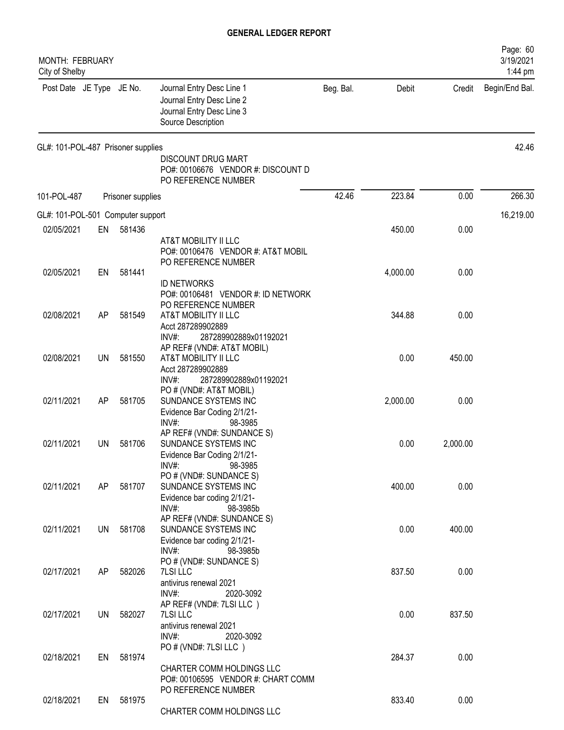# GENERAL LEDGER REPORT

MONTH: FEBRUARY
City of Shelby

| Post Date | JE Type | JE No. | Journal Entry Desc Line 1 / Journal Entry Desc Line 2 / Journal Entry Desc Line 3 / Source Description | Beg. Bal. | Debit | Credit | Begin/End Bal. |
|---|---|---|---|---|---|---|---|
| GL#: 101-POL-487 Prisoner supplies | | | | | | | 42.46 |
| | | | DISCOUNT DRUG MART<br>PO#: 00106676 VENDOR #: DISCOUNT D<br>PO REFERENCE NUMBER | | | | |
| 101-POL-487 | | Prisoner supplies | | 42.46 | 223.84 | 0.00 | 266.30 |
| GL#: 101-POL-501 Computer support | | | | | | | 16,219.00 |
| 02/05/2021 | EN | 581436 | AT&T MOBILITY II LLC<br>PO#: 00106476 VENDOR #: AT&T MOBIL<br>PO REFERENCE NUMBER | | 450.00 | 0.00 | |
| 02/05/2021 | EN | 581441 | ID NETWORKS<br>PO#: 00106481 VENDOR #: ID NETWORK<br>PO REFERENCE NUMBER | | 4,000.00 | 0.00 | |
| 02/08/2021 | AP | 581549 | AT&T MOBILITY II LLC<br>Acct 287289902889<br>INV#: 287289902889x01192021<br>AP REF# (VND#: AT&T MOBIL) | | 344.88 | 0.00 | |
| 02/08/2021 | UN | 581550 | AT&T MOBILITY II LLC<br>Acct 287289902889<br>INV#: 287289902889x01192021<br>PO # (VND#: AT&T MOBIL) | | 0.00 | 450.00 | |
| 02/11/2021 | AP | 581705 | SUNDANCE SYSTEMS INC<br>Evidence Bar Coding 2/1/21-<br>INV#: 98-3985<br>AP REF# (VND#: SUNDANCE S) | | 2,000.00 | 0.00 | |
| 02/11/2021 | UN | 581706 | SUNDANCE SYSTEMS INC<br>Evidence Bar Coding 2/1/21-<br>INV#: 98-3985<br>PO # (VND#: SUNDANCE S) | | 0.00 | 2,000.00 | |
| 02/11/2021 | AP | 581707 | SUNDANCE SYSTEMS INC<br>Evidence bar coding 2/1/21-<br>INV#: 98-3985b<br>AP REF# (VND#: SUNDANCE S) | | 400.00 | 0.00 | |
| 02/11/2021 | UN | 581708 | SUNDANCE SYSTEMS INC<br>Evidence bar coding 2/1/21-<br>INV#: 98-3985b<br>PO # (VND#: SUNDANCE S) | | 0.00 | 400.00 | |
| 02/17/2021 | AP | 582026 | 7LSI LLC<br>antivirus renewal 2021<br>INV#: 2020-3092<br>AP REF# (VND#: 7LSI LLC ) | | 837.50 | 0.00 | |
| 02/17/2021 | UN | 582027 | 7LSI LLC<br>antivirus renewal 2021<br>INV#: 2020-3092<br>PO # (VND#: 7LSI LLC ) | | 0.00 | 837.50 | |
| 02/18/2021 | EN | 581974 | CHARTER COMM HOLDINGS LLC<br>PO#: 00106595 VENDOR #: CHART COMM<br>PO REFERENCE NUMBER | | 284.37 | 0.00 | |
| 02/18/2021 | EN | 581975 | CHARTER COMM HOLDINGS LLC | | 833.40 | 0.00 | |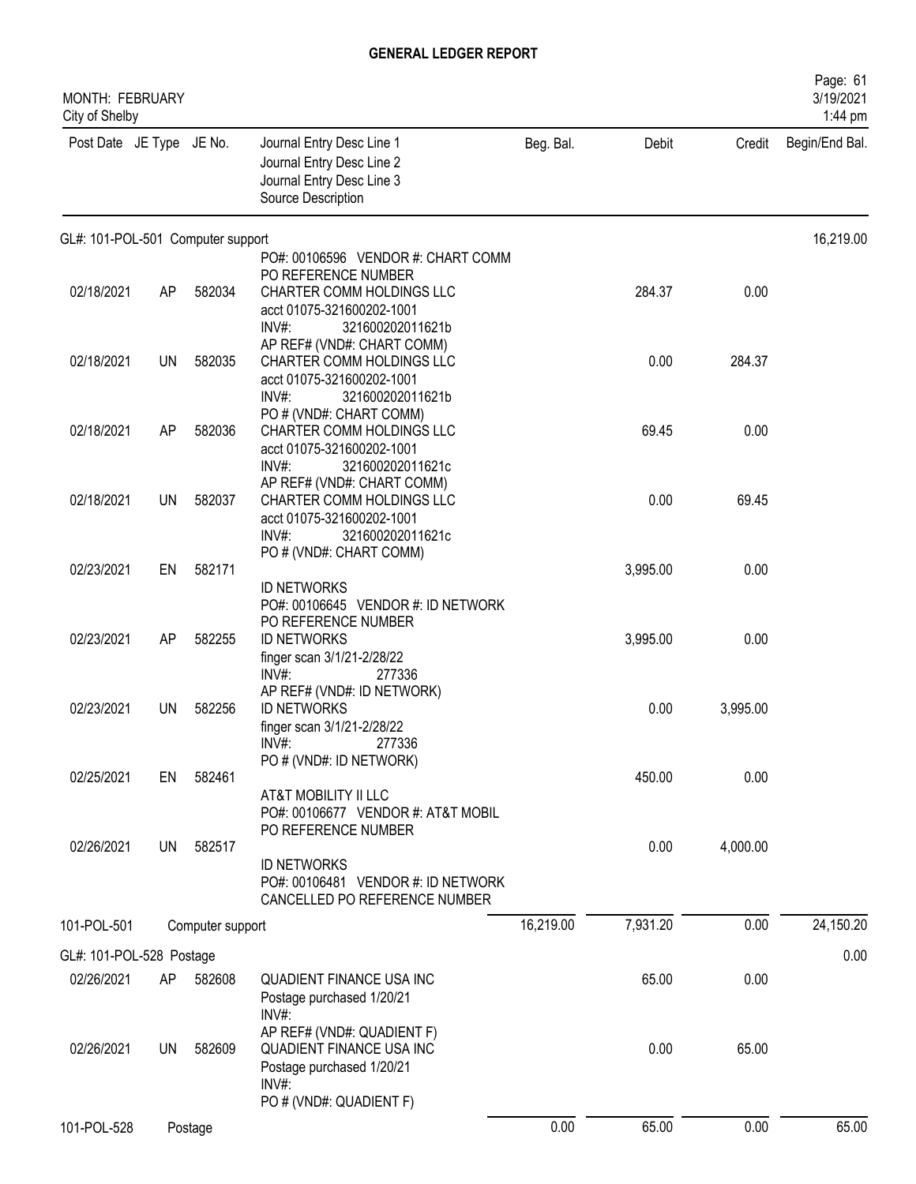# GENERAL LEDGER REPORT

MONTH: FEBRUARY
City of Shelby

| Post Date | JE Type | JE No. | Journal Entry Desc Line 1 / Journal Entry Desc Line 2 / Journal Entry Desc Line 3 / Source Description | Beg. Bal. | Debit | Credit | Begin/End Bal. |
|---|---|---|---|---|---|---|---|
| **GL#: 101-POL-501 Computer support** | | | | | | | 16,219.00 |
| | | | PO#: 00106596 VENDOR #: CHART COMM PO REFERENCE NUMBER | | | | |
| 02/18/2021 | AP | 582034 | CHARTER COMM HOLDINGS LLC acct 01075-321600202-1001 INV#: 321600202011621b AP REF# (VND#: CHART COMM) | | 284.37 | 0.00 | |
| 02/18/2021 | UN | 582035 | CHARTER COMM HOLDINGS LLC acct 01075-321600202-1001 INV#: 321600202011621b PO # (VND#: CHART COMM) | | 0.00 | 284.37 | |
| 02/18/2021 | AP | 582036 | CHARTER COMM HOLDINGS LLC acct 01075-321600202-1001 INV#: 321600202011621c AP REF# (VND#: CHART COMM) | | 69.45 | 0.00 | |
| 02/18/2021 | UN | 582037 | CHARTER COMM HOLDINGS LLC acct 01075-321600202-1001 INV#: 321600202011621c PO # (VND#: CHART COMM) | | 0.00 | 69.45 | |
| 02/23/2021 | EN | 582171 | ID NETWORKS PO#: 00106645 VENDOR #: ID NETWORK PO REFERENCE NUMBER | | 3,995.00 | 0.00 | |
| 02/23/2021 | AP | 582255 | ID NETWORKS finger scan 3/1/21-2/28/22 INV#: 277336 AP REF# (VND#: ID NETWORK) | | 3,995.00 | 0.00 | |
| 02/23/2021 | UN | 582256 | ID NETWORKS finger scan 3/1/21-2/28/22 INV#: 277336 PO # (VND#: ID NETWORK) | | 0.00 | 3,995.00 | |
| 02/25/2021 | EN | 582461 | AT&T MOBILITY II LLC PO#: 00106677 VENDOR #: AT&T MOBIL PO REFERENCE NUMBER | | 450.00 | 0.00 | |
| 02/26/2021 | UN | 582517 | ID NETWORKS PO#: 00106481 VENDOR #: ID NETWORK CANCELLED PO REFERENCE NUMBER | | 0.00 | 4,000.00 | |
| **101-POL-501** | | | **Computer support** | 16,219.00 | 7,931.20 | 0.00 | 24,150.20 |
| **GL#: 101-POL-528 Postage** | | | | | | | 0.00 |
| 02/26/2021 | AP | 582608 | QUADIENT FINANCE USA INC Postage purchased 1/20/21 INV#: AP REF# (VND#: QUADIENT F) | | 65.00 | 0.00 | |
| 02/26/2021 | UN | 582609 | QUADIENT FINANCE USA INC Postage purchased 1/20/21 INV#: PO # (VND#: QUADIENT F) | | 0.00 | 65.00 | |
| **101-POL-528** | | | **Postage** | 0.00 | 65.00 | 0.00 | 65.00 |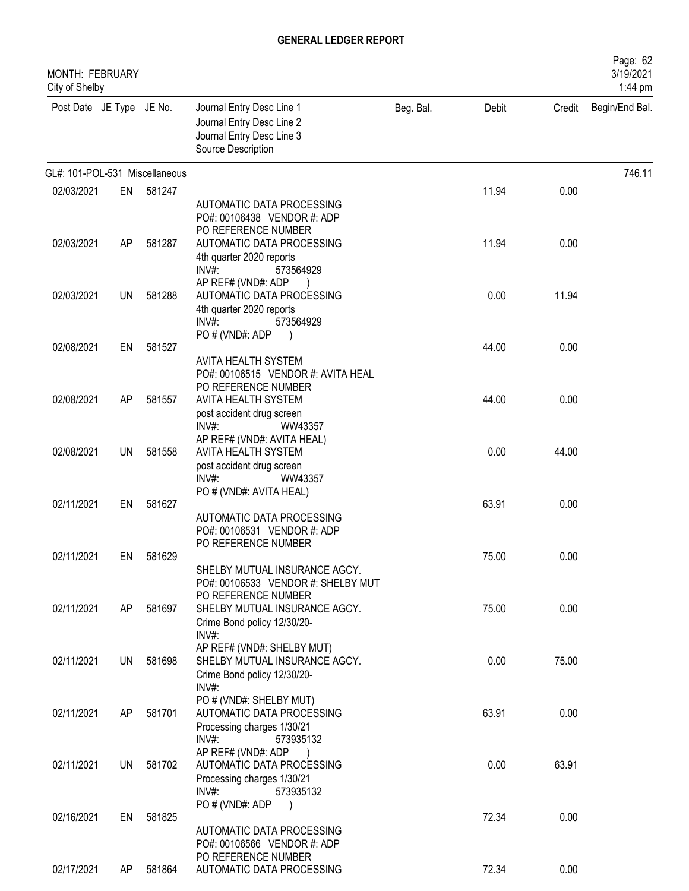# GENERAL LEDGER REPORT

MONTH: FEBRUARY
City of Shelby

| Post Date | JE Type | JE No. | Journal Entry Desc Line 1<br>Journal Entry Desc Line 2<br>Journal Entry Desc Line 3<br>Source Description | Beg. Bal. | Debit | Credit | Begin/End Bal. |
|---|---|---|---|---|---|---|---|
| GL#: 101-POL-531 Miscellaneous | | | | | | | 746.11 |
| 02/03/2021 | EN | 581247 | AUTOMATIC DATA PROCESSING<br>PO#: 00106438 VENDOR #: ADP<br>PO REFERENCE NUMBER | | 11.94 | 0.00 | |
| 02/03/2021 | AP | 581287 | AUTOMATIC DATA PROCESSING<br>4th quarter 2020 reports<br>INV#: 573564929<br>AP REF# (VND#: ADP ) | | 11.94 | 0.00 | |
| 02/03/2021 | UN | 581288 | AUTOMATIC DATA PROCESSING<br>4th quarter 2020 reports<br>INV#: 573564929<br>PO # (VND#: ADP ) | | 0.00 | 11.94 | |
| 02/08/2021 | EN | 581527 | AVITA HEALTH SYSTEM<br>PO#: 00106515 VENDOR #: AVITA HEAL<br>PO REFERENCE NUMBER | | 44.00 | 0.00 | |
| 02/08/2021 | AP | 581557 | AVITA HEALTH SYSTEM<br>post accident drug screen<br>INV#: WW43357<br>AP REF# (VND#: AVITA HEAL) | | 44.00 | 0.00 | |
| 02/08/2021 | UN | 581558 | AVITA HEALTH SYSTEM<br>post accident drug screen<br>INV#: WW43357<br>PO # (VND#: AVITA HEAL) | | 0.00 | 44.00 | |
| 02/11/2021 | EN | 581627 | AUTOMATIC DATA PROCESSING<br>PO#: 00106531 VENDOR #: ADP<br>PO REFERENCE NUMBER | | 63.91 | 0.00 | |
| 02/11/2021 | EN | 581629 | SHELBY MUTUAL INSURANCE AGCY.<br>PO#: 00106533 VENDOR #: SHELBY MUT<br>PO REFERENCE NUMBER | | 75.00 | 0.00 | |
| 02/11/2021 | AP | 581697 | SHELBY MUTUAL INSURANCE AGCY.<br>Crime Bond policy 12/30/20-<br>INV#:<br>AP REF# (VND#: SHELBY MUT) | | 75.00 | 0.00 | |
| 02/11/2021 | UN | 581698 | SHELBY MUTUAL INSURANCE AGCY.<br>Crime Bond policy 12/30/20-<br>INV#:<br>PO # (VND#: SHELBY MUT) | | 0.00 | 75.00 | |
| 02/11/2021 | AP | 581701 | AUTOMATIC DATA PROCESSING<br>Processing charges 1/30/21<br>INV#: 573935132<br>AP REF# (VND#: ADP ) | | 63.91 | 0.00 | |
| 02/11/2021 | UN | 581702 | AUTOMATIC DATA PROCESSING<br>Processing charges 1/30/21<br>INV#: 573935132<br>PO # (VND#: ADP ) | | 0.00 | 63.91 | |
| 02/16/2021 | EN | 581825 | AUTOMATIC DATA PROCESSING<br>PO#: 00106566 VENDOR #: ADP<br>PO REFERENCE NUMBER | | 72.34 | 0.00 | |
| 02/17/2021 | AP | 581864 | AUTOMATIC DATA PROCESSING | | 72.34 | 0.00 | |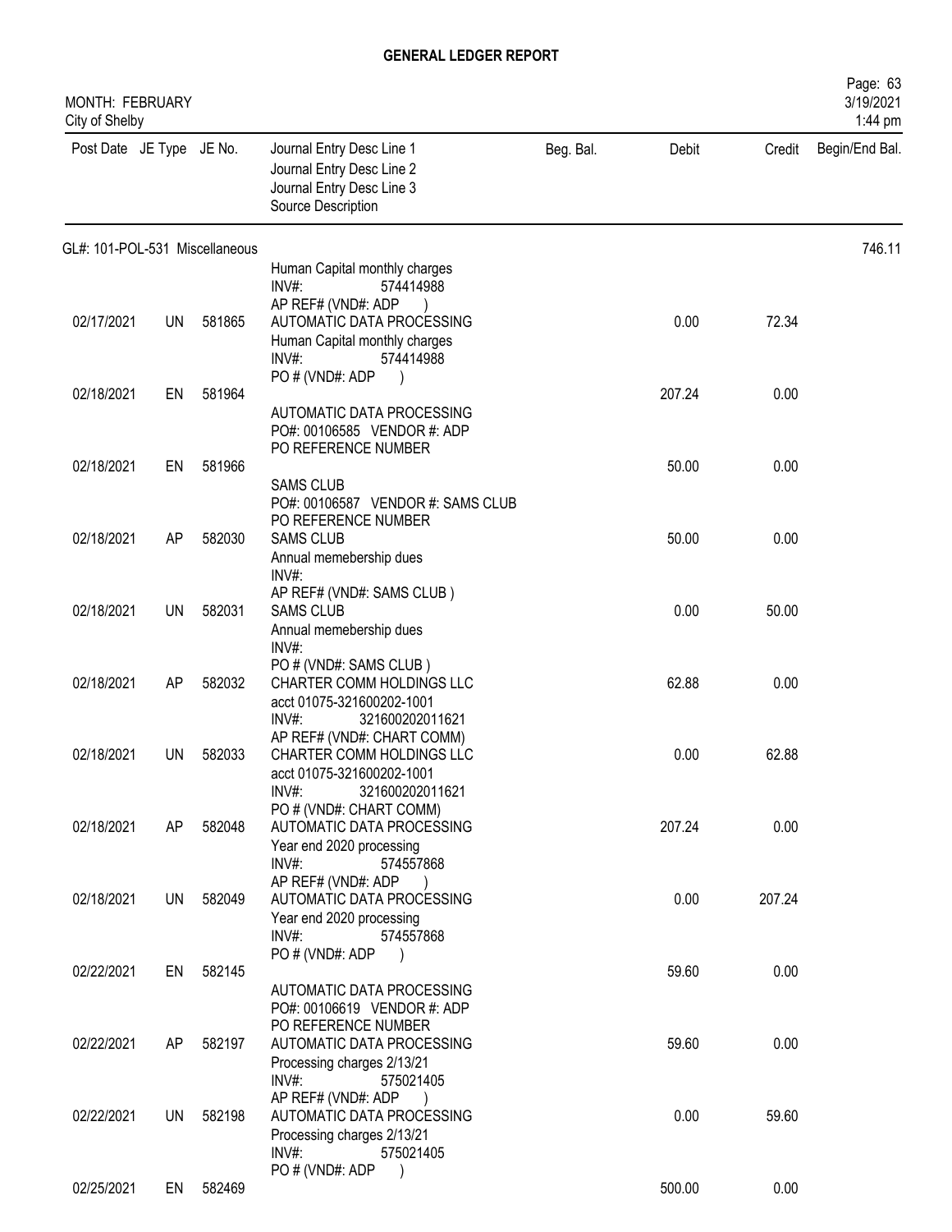# GENERAL LEDGER REPORT

MONTH: FEBRUARY
City of Shelby

| Post Date | JE Type | JE No. | Journal Entry Desc Line 1 / Journal Entry Desc Line 2 / Journal Entry Desc Line 3 / Source Description | Beg. Bal. | Debit | Credit | Begin/End Bal. |
|---|---|---|---|---|---|---|---|
| GL#: 101-POL-531 Miscellaneous | | | | | | | 746.11 |
| | | | Human Capital monthly charges INV#: 574414988 AP REF# (VND#: ADP ) | | | | |
| 02/17/2021 | UN | 581865 | AUTOMATIC DATA PROCESSING Human Capital monthly charges INV#: 574414988 PO # (VND#: ADP ) | | 0.00 | 72.34 | |
| 02/18/2021 | EN | 581964 | AUTOMATIC DATA PROCESSING PO#: 00106585 VENDOR #: ADP PO REFERENCE NUMBER | | 207.24 | 0.00 | |
| 02/18/2021 | EN | 581966 | SAMS CLUB PO#: 00106587 VENDOR #: SAMS CLUB PO REFERENCE NUMBER | | 50.00 | 0.00 | |
| 02/18/2021 | AP | 582030 | SAMS CLUB Annual memebership dues INV#: AP REF# (VND#: SAMS CLUB ) | | 50.00 | 0.00 | |
| 02/18/2021 | UN | 582031 | SAMS CLUB Annual memebership dues INV#: PO # (VND#: SAMS CLUB ) | | 0.00 | 50.00 | |
| 02/18/2021 | AP | 582032 | CHARTER COMM HOLDINGS LLC acct 01075-321600202-1001 INV#: 321600202011621 AP REF# (VND#: CHART COMM) | | 62.88 | 0.00 | |
| 02/18/2021 | UN | 582033 | CHARTER COMM HOLDINGS LLC acct 01075-321600202-1001 INV#: 321600202011621 PO # (VND#: CHART COMM) | | 0.00 | 62.88 | |
| 02/18/2021 | AP | 582048 | AUTOMATIC DATA PROCESSING Year end 2020 processing INV#: 574557868 AP REF# (VND#: ADP ) | | 207.24 | 0.00 | |
| 02/18/2021 | UN | 582049 | AUTOMATIC DATA PROCESSING Year end 2020 processing INV#: 574557868 PO # (VND#: ADP ) | | 0.00 | 207.24 | |
| 02/22/2021 | EN | 582145 | AUTOMATIC DATA PROCESSING PO#: 00106619 VENDOR #: ADP PO REFERENCE NUMBER | | 59.60 | 0.00 | |
| 02/22/2021 | AP | 582197 | AUTOMATIC DATA PROCESSING Processing charges 2/13/21 INV#: 575021405 AP REF# (VND#: ADP ) | | 59.60 | 0.00 | |
| 02/22/2021 | UN | 582198 | AUTOMATIC DATA PROCESSING Processing charges 2/13/21 INV#: 575021405 PO # (VND#: ADP ) | | 0.00 | 59.60 | |
| 02/25/2021 | EN | 582469 | | | 500.00 | 0.00 | |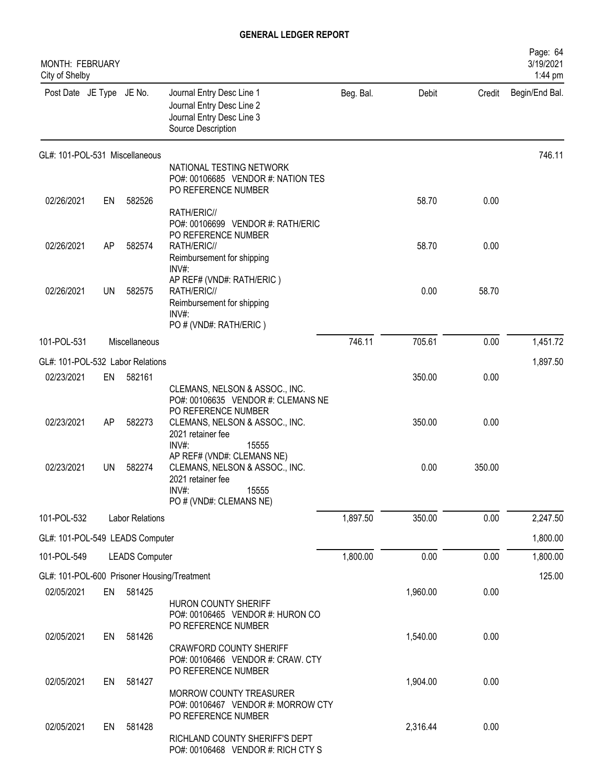## GENERAL LEDGER REPORT

MONTH: FEBRUARY
City of Shelby

| Post Date | JE Type | JE No. | Journal Entry Desc Line 1 / Journal Entry Desc Line 2 / Journal Entry Desc Line 3 / Source Description | Beg. Bal. | Debit | Credit | Begin/End Bal. |
|---|---|---|---|---|---|---|---|
| GL#: 101-POL-531 Miscellaneous | | | | | | | 746.11 |
| | | | NATIONAL TESTING NETWORK PO#: 00106685 VENDOR #: NATION TES PO REFERENCE NUMBER | | | | |
| 02/26/2021 | EN | 582526 | RATH/ERIC// PO#: 00106699 VENDOR #: RATH/ERIC PO REFERENCE NUMBER | | 58.70 | 0.00 | |
| 02/26/2021 | AP | 582574 | RATH/ERIC// Reimbursement for shipping INV#: AP REF# (VND#: RATH/ERIC ) | | 58.70 | 0.00 | |
| 02/26/2021 | UN | 582575 | RATH/ERIC// Reimbursement for shipping INV#: PO # (VND#: RATH/ERIC ) | | 0.00 | 58.70 | |
| 101-POL-531 | | Miscellaneous | | 746.11 | 705.61 | 0.00 | 1,451.72 |
| GL#: 101-POL-532 Labor Relations | | | | | | | 1,897.50 |
| 02/23/2021 | EN | 582161 | CLEMANS, NELSON & ASSOC., INC. PO#: 00106635 VENDOR #: CLEMANS NE PO REFERENCE NUMBER | | 350.00 | 0.00 | |
| 02/23/2021 | AP | 582273 | CLEMANS, NELSON & ASSOC., INC. 2021 retainer fee INV#: 15555 AP REF# (VND#: CLEMANS NE) | | 350.00 | 0.00 | |
| 02/23/2021 | UN | 582274 | CLEMANS, NELSON & ASSOC., INC. 2021 retainer fee INV#: 15555 PO # (VND#: CLEMANS NE) | | 0.00 | 350.00 | |
| 101-POL-532 | | Labor Relations | | 1,897.50 | 350.00 | 0.00 | 2,247.50 |
| GL#: 101-POL-549 LEADS Computer | | | | | | | 1,800.00 |
| 101-POL-549 | | LEADS Computer | | 1,800.00 | 0.00 | 0.00 | 1,800.00 |
| GL#: 101-POL-600 Prisoner Housing/Treatment | | | | | | | 125.00 |
| 02/05/2021 | EN | 581425 | HURON COUNTY SHERIFF PO#: 00106465 VENDOR #: HURON CO PO REFERENCE NUMBER | | 1,960.00 | 0.00 | |
| 02/05/2021 | EN | 581426 | CRAWFORD COUNTY SHERIFF PO#: 00106466 VENDOR #: CRAW. CTY PO REFERENCE NUMBER | | 1,540.00 | 0.00 | |
| 02/05/2021 | EN | 581427 | MORROW COUNTY TREASURER PO#: 00106467 VENDOR #: MORROW CTY PO REFERENCE NUMBER | | 1,904.00 | 0.00 | |
| 02/05/2021 | EN | 581428 | RICHLAND COUNTY SHERIFF'S DEPT PO#: 00106468 VENDOR #: RICH CTY S | | 2,316.44 | 0.00 | |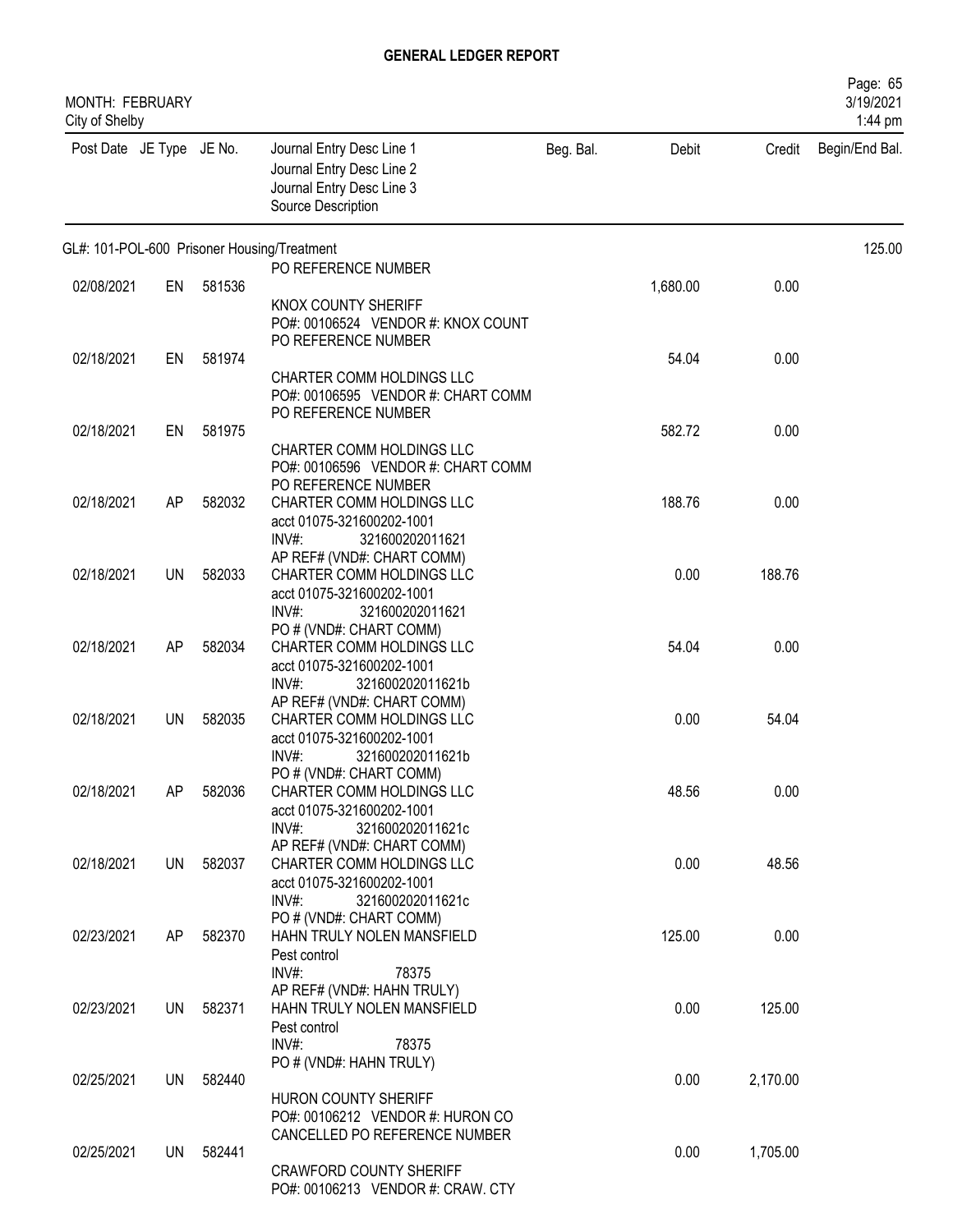## GENERAL LEDGER REPORT

MONTH: FEBRUARY
City of Shelby

| Post Date | JE Type | JE No. | Journal Entry Desc Line 1 / Journal Entry Desc Line 2 / Journal Entry Desc Line 3 / Source Description | Beg. Bal. | Debit | Credit | Begin/End Bal. |
|---|---|---|---|---|---|---|---|
| GL#: 101-POL-600 Prisoner Housing/Treatment | | | | | | | 125.00 |
| | | | PO REFERENCE NUMBER | | | | |
| 02/08/2021 | EN | 581536 | KNOX COUNTY SHERIFF<br>PO#: 00106524 VENDOR #: KNOX COUNT<br>PO REFERENCE NUMBER | | 1,680.00 | 0.00 | |
| 02/18/2021 | EN | 581974 | CHARTER COMM HOLDINGS LLC<br>PO#: 00106595 VENDOR #: CHART COMM<br>PO REFERENCE NUMBER | | 54.04 | 0.00 | |
| 02/18/2021 | EN | 581975 | CHARTER COMM HOLDINGS LLC<br>PO#: 00106596 VENDOR #: CHART COMM<br>PO REFERENCE NUMBER | | 582.72 | 0.00 | |
| 02/18/2021 | AP | 582032 | CHARTER COMM HOLDINGS LLC<br>acct 01075-321600202-1001<br>INV#: 321600202011621<br>AP REF# (VND#: CHART COMM) | | 188.76 | 0.00 | |
| 02/18/2021 | UN | 582033 | CHARTER COMM HOLDINGS LLC<br>acct 01075-321600202-1001<br>INV#: 321600202011621<br>PO # (VND#: CHART COMM) | | 0.00 | 188.76 | |
| 02/18/2021 | AP | 582034 | CHARTER COMM HOLDINGS LLC<br>acct 01075-321600202-1001<br>INV#: 321600202011621b<br>AP REF# (VND#: CHART COMM) | | 54.04 | 0.00 | |
| 02/18/2021 | UN | 582035 | CHARTER COMM HOLDINGS LLC<br>acct 01075-321600202-1001<br>INV#: 321600202011621b<br>PO # (VND#: CHART COMM) | | 0.00 | 54.04 | |
| 02/18/2021 | AP | 582036 | CHARTER COMM HOLDINGS LLC<br>acct 01075-321600202-1001<br>INV#: 321600202011621c<br>AP REF# (VND#: CHART COMM) | | 48.56 | 0.00 | |
| 02/18/2021 | UN | 582037 | CHARTER COMM HOLDINGS LLC<br>acct 01075-321600202-1001<br>INV#: 321600202011621c<br>PO # (VND#: CHART COMM) | | 0.00 | 48.56 | |
| 02/23/2021 | AP | 582370 | HAHN TRULY NOLEN MANSFIELD<br>Pest control<br>INV#: 78375<br>AP REF# (VND#: HAHN TRULY) | | 125.00 | 0.00 | |
| 02/23/2021 | UN | 582371 | HAHN TRULY NOLEN MANSFIELD<br>Pest control<br>INV#: 78375<br>PO # (VND#: HAHN TRULY) | | 0.00 | 125.00 | |
| 02/25/2021 | UN | 582440 | HURON COUNTY SHERIFF<br>PO#: 00106212 VENDOR #: HURON CO<br>CANCELLED PO REFERENCE NUMBER | | 0.00 | 2,170.00 | |
| 02/25/2021 | UN | 582441 | CRAWFORD COUNTY SHERIFF<br>PO#: 00106213 VENDOR #: CRAW. CTY | | 0.00 | 1,705.00 | |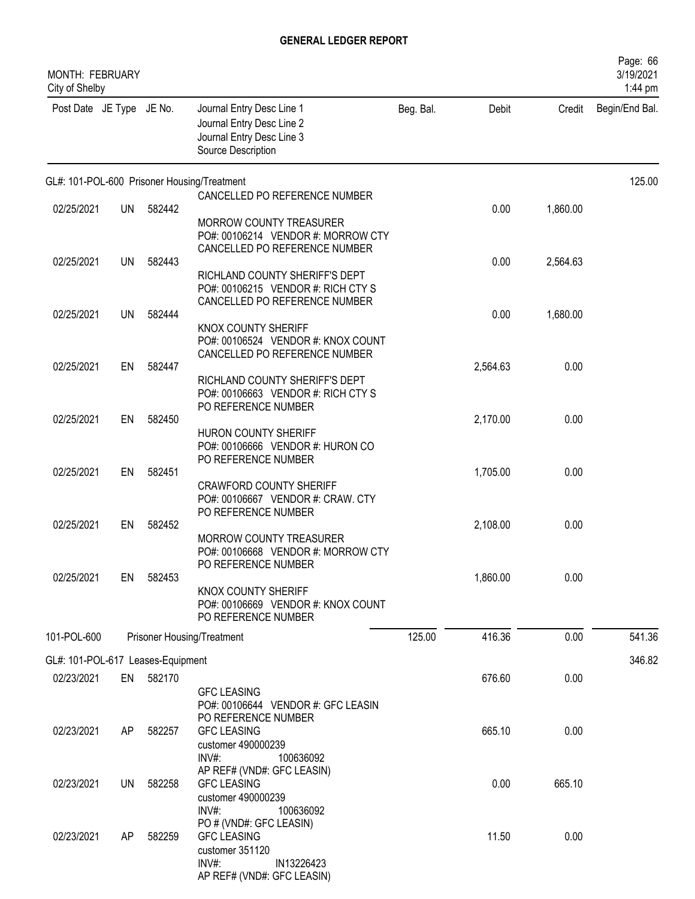**GENERAL LEDGER REPORT**

MONTH: FEBRUARY
City of Shelby

| Post Date | JE Type | JE No. | Journal Entry Desc Line 1 / Journal Entry Desc Line 2 / Journal Entry Desc Line 3 / Source Description | Beg. Bal. | Debit | Credit | Begin/End Bal. |
|---|---|---|---|---|---|---|---|
| **GL#: 101-POL-600 Prisoner Housing/Treatment** | | | | | | | 125.00 |
| 02/25/2021 | UN | 582442 | CANCELLED PO REFERENCE NUMBER<br>MORROW COUNTY TREASURER<br>PO#: 00106214 VENDOR #: MORROW CTY<br>CANCELLED PO REFERENCE NUMBER | | 0.00 | 1,860.00 | |
| 02/25/2021 | UN | 582443 | RICHLAND COUNTY SHERIFF'S DEPT<br>PO#: 00106215 VENDOR #: RICH CTY S<br>CANCELLED PO REFERENCE NUMBER | | 0.00 | 2,564.63 | |
| 02/25/2021 | UN | 582444 | KNOX COUNTY SHERIFF<br>PO#: 00106524 VENDOR #: KNOX COUNT<br>CANCELLED PO REFERENCE NUMBER | | 0.00 | 1,680.00 | |
| 02/25/2021 | EN | 582447 | RICHLAND COUNTY SHERIFF'S DEPT<br>PO#: 00106663 VENDOR #: RICH CTY S<br>PO REFERENCE NUMBER | | 2,564.63 | 0.00 | |
| 02/25/2021 | EN | 582450 | HURON COUNTY SHERIFF<br>PO#: 00106666 VENDOR #: HURON CO<br>PO REFERENCE NUMBER | | 2,170.00 | 0.00 | |
| 02/25/2021 | EN | 582451 | CRAWFORD COUNTY SHERIFF<br>PO#: 00106667 VENDOR #: CRAW. CTY<br>PO REFERENCE NUMBER | | 1,705.00 | 0.00 | |
| 02/25/2021 | EN | 582452 | MORROW COUNTY TREASURER<br>PO#: 00106668 VENDOR #: MORROW CTY<br>PO REFERENCE NUMBER | | 2,108.00 | 0.00 | |
| 02/25/2021 | EN | 582453 | KNOX COUNTY SHERIFF<br>PO#: 00106669 VENDOR #: KNOX COUNT<br>PO REFERENCE NUMBER | | 1,860.00 | 0.00 | |
| 101-POL-600 | | | Prisoner Housing/Treatment | 125.00 | 416.36 | 0.00 | 541.36 |
| **GL#: 101-POL-617 Leases-Equipment** | | | | | | | 346.82 |
| 02/23/2021 | EN | 582170 | GFC LEASING<br>PO#: 00106644 VENDOR #: GFC LEASIN<br>PO REFERENCE NUMBER | | 676.60 | 0.00 | |
| 02/23/2021 | AP | 582257 | GFC LEASING<br>customer 490000239<br>INV#: 100636092<br>AP REF# (VND#: GFC LEASIN) | | 665.10 | 0.00 | |
| 02/23/2021 | UN | 582258 | GFC LEASING<br>customer 490000239<br>INV#: 100636092<br>PO # (VND#: GFC LEASIN) | | 0.00 | 665.10 | |
| 02/23/2021 | AP | 582259 | GFC LEASING<br>customer 351120<br>INV#: IN13226423<br>AP REF# (VND#: GFC LEASIN) | | 11.50 | 0.00 | |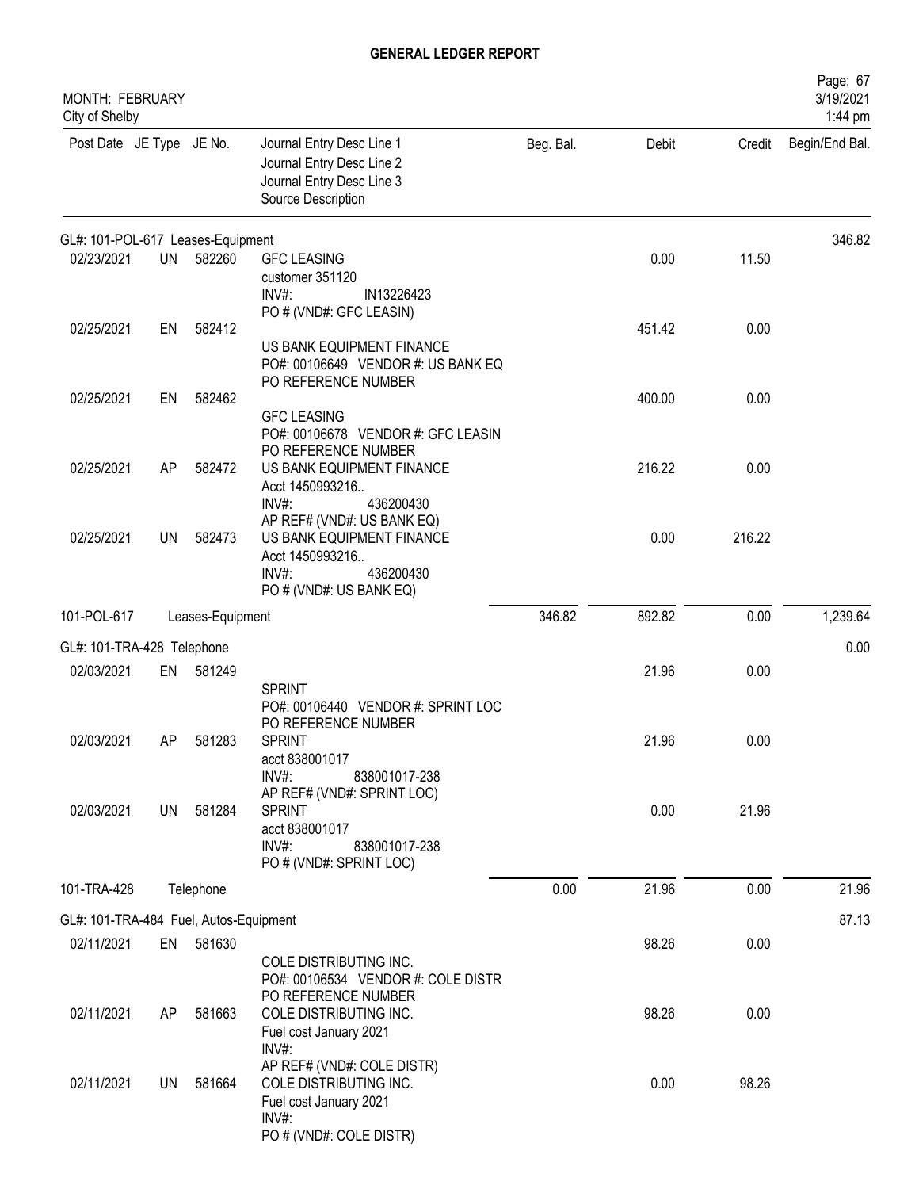# GENERAL LEDGER REPORT

MONTH: FEBRUARY
City of Shelby

| Post Date | JE Type | JE No. | Journal Entry Desc Line 1 / Journal Entry Desc Line 2 / Journal Entry Desc Line 3 / Source Description | Beg. Bal. | Debit | Credit | Begin/End Bal. |
|---|---|---|---|---|---|---|---|
| **GL#: 101-POL-617 Leases-Equipment** | | | | | | | 346.82 |
| 02/23/2021 | UN | 582260 | GFC LEASING<br>customer 351120<br>INV#: IN13226423<br>PO # (VND#: GFC LEASIN) | | 0.00 | 11.50 | |
| 02/25/2021 | EN | 582412 | US BANK EQUIPMENT FINANCE<br>PO#: 00106649 VENDOR #: US BANK EQ<br>PO REFERENCE NUMBER | | 451.42 | 0.00 | |
| 02/25/2021 | EN | 582462 | GFC LEASING<br>PO#: 00106678 VENDOR #: GFC LEASIN<br>PO REFERENCE NUMBER | | 400.00 | 0.00 | |
| 02/25/2021 | AP | 582472 | US BANK EQUIPMENT FINANCE<br>Acct 1450993216..<br>INV#: 436200430<br>AP REF# (VND#: US BANK EQ) | | 216.22 | 0.00 | |
| 02/25/2021 | UN | 582473 | US BANK EQUIPMENT FINANCE<br>Acct 1450993216..<br>INV#: 436200430<br>PO # (VND#: US BANK EQ) | | 0.00 | 216.22 | |
| 101-POL-617 | | | Leases-Equipment | 346.82 | 892.82 | 0.00 | 1,239.64 |
| **GL#: 101-TRA-428 Telephone** | | | | | | | 0.00 |
| 02/03/2021 | EN | 581249 | SPRINT<br>PO#: 00106440 VENDOR #: SPRINT LOC<br>PO REFERENCE NUMBER | | 21.96 | 0.00 | |
| 02/03/2021 | AP | 581283 | SPRINT<br>acct 838001017<br>INV#: 838001017-238<br>AP REF# (VND#: SPRINT LOC) | | 21.96 | 0.00 | |
| 02/03/2021 | UN | 581284 | SPRINT<br>acct 838001017<br>INV#: 838001017-238<br>PO # (VND#: SPRINT LOC) | | 0.00 | 21.96 | |
| 101-TRA-428 | | | Telephone | 0.00 | 21.96 | 0.00 | 21.96 |
| **GL#: 101-TRA-484 Fuel, Autos-Equipment** | | | | | | | 87.13 |
| 02/11/2021 | EN | 581630 | COLE DISTRIBUTING INC.<br>PO#: 00106534 VENDOR #: COLE DISTR<br>PO REFERENCE NUMBER | | 98.26 | 0.00 | |
| 02/11/2021 | AP | 581663 | COLE DISTRIBUTING INC.<br>Fuel cost January 2021<br>INV#:<br>AP REF# (VND#: COLE DISTR) | | 98.26 | 0.00 | |
| 02/11/2021 | UN | 581664 | COLE DISTRIBUTING INC.<br>Fuel cost January 2021<br>INV#:<br>PO # (VND#: COLE DISTR) | | 0.00 | 98.26 | |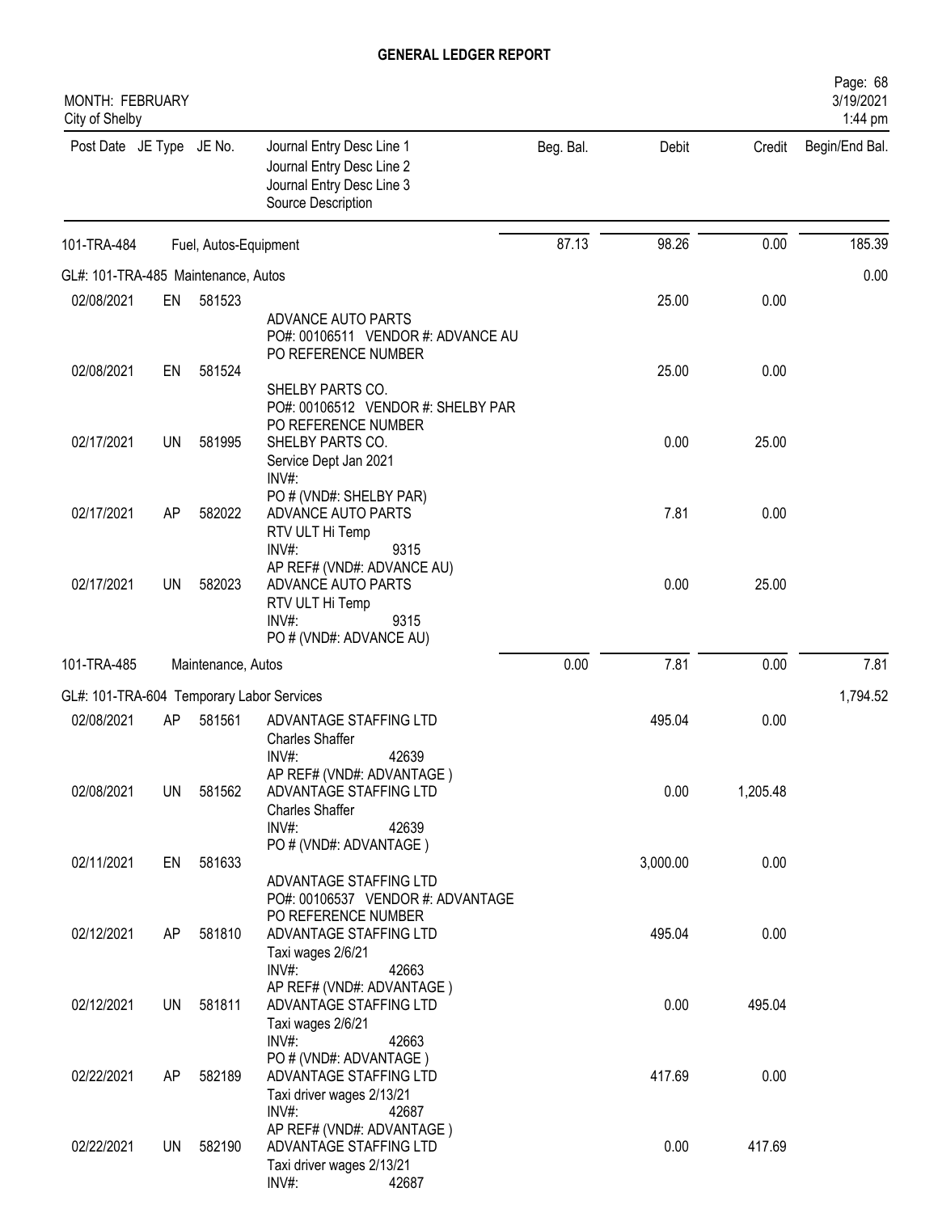# GENERAL LEDGER REPORT

MONTH: FEBRUARY
City of Shelby

| Post Date | JE Type | JE No. | Journal Entry Desc Line 1 / Journal Entry Desc Line 2 / Journal Entry Desc Line 3 / Source Description | Beg. Bal. | Debit | Credit | Begin/End Bal. |
|---|---|---|---|---|---|---|---|
| 101-TRA-484 | | | Fuel, Autos-Equipment | 87.13 | 98.26 | 0.00 | 185.39 |
| **GL#: 101-TRA-485 Maintenance, Autos** | | | | | | | 0.00 |
| 02/08/2021 | EN | 581523 | ADVANCE AUTO PARTS<br>PO#: 00106511 VENDOR #: ADVANCE AU<br>PO REFERENCE NUMBER | | 25.00 | 0.00 | |
| 02/08/2021 | EN | 581524 | SHELBY PARTS CO.<br>PO#: 00106512 VENDOR #: SHELBY PAR<br>PO REFERENCE NUMBER | | 25.00 | 0.00 | |
| 02/17/2021 | UN | 581995 | SHELBY PARTS CO.<br>Service Dept Jan 2021<br>INV#:<br>PO # (VND#: SHELBY PAR) | | 0.00 | 25.00 | |
| 02/17/2021 | AP | 582022 | ADVANCE AUTO PARTS<br>RTV ULT Hi Temp<br>INV#: 9315<br>AP REF# (VND#: ADVANCE AU) | | 7.81 | 0.00 | |
| 02/17/2021 | UN | 582023 | ADVANCE AUTO PARTS<br>RTV ULT Hi Temp<br>INV#: 9315<br>PO # (VND#: ADVANCE AU) | | 0.00 | 25.00 | |
| 101-TRA-485 | | | Maintenance, Autos | 0.00 | 7.81 | 0.00 | 7.81 |
| **GL#: 101-TRA-604 Temporary Labor Services** | | | | | | | 1,794.52 |
| 02/08/2021 | AP | 581561 | ADVANTAGE STAFFING LTD<br>Charles Shaffer<br>INV#: 42639<br>AP REF# (VND#: ADVANTAGE ) | | 495.04 | 0.00 | |
| 02/08/2021 | UN | 581562 | ADVANTAGE STAFFING LTD<br>Charles Shaffer<br>INV#: 42639<br>PO # (VND#: ADVANTAGE ) | | 0.00 | 1,205.48 | |
| 02/11/2021 | EN | 581633 | ADVANTAGE STAFFING LTD<br>PO#: 00106537 VENDOR #: ADVANTAGE<br>PO REFERENCE NUMBER | | 3,000.00 | 0.00 | |
| 02/12/2021 | AP | 581810 | ADVANTAGE STAFFING LTD<br>Taxi wages 2/6/21<br>INV#: 42663<br>AP REF# (VND#: ADVANTAGE ) | | 495.04 | 0.00 | |
| 02/12/2021 | UN | 581811 | ADVANTAGE STAFFING LTD<br>Taxi wages 2/6/21<br>INV#: 42663<br>PO # (VND#: ADVANTAGE ) | | 0.00 | 495.04 | |
| 02/22/2021 | AP | 582189 | ADVANTAGE STAFFING LTD<br>Taxi driver wages 2/13/21<br>INV#: 42687<br>AP REF# (VND#: ADVANTAGE ) | | 417.69 | 0.00 | |
| 02/22/2021 | UN | 582190 | ADVANTAGE STAFFING LTD<br>Taxi driver wages 2/13/21<br>INV#: 42687 | | 0.00 | 417.69 | |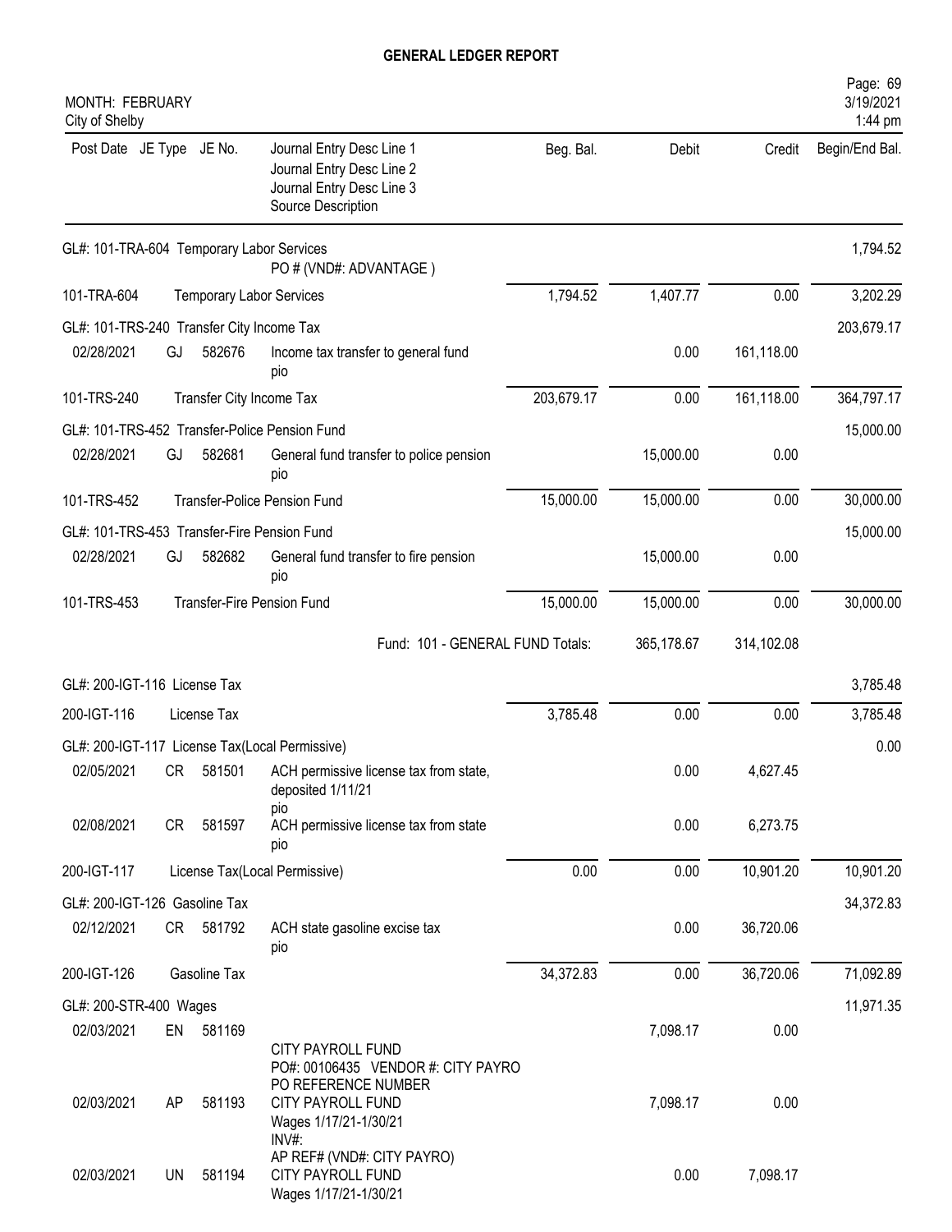# GENERAL LEDGER REPORT

MONTH: FEBRUARY
City of Shelby

| Post Date | JE Type | JE No. | Journal Entry Desc Line 1 / Journal Entry Desc Line 2 / Journal Entry Desc Line 3 / Source Description | Beg. Bal. | Debit | Credit | Begin/End Bal. |
|---|---|---|---|---|---|---|---|
| GL#: 101-TRA-604 Temporary Labor Services | | | PO # (VND#: ADVANTAGE ) | | | | 1,794.52 |
| 101-TRA-604 | | | Temporary Labor Services | 1,794.52 | 1,407.77 | 0.00 | 3,202.29 |
| GL#: 101-TRS-240 Transfer City Income Tax | | | | | | | 203,679.17 |
| 02/28/2021 | GJ | 582676 | Income tax transfer to general fund pio | | 0.00 | 161,118.00 | |
| 101-TRS-240 | | | Transfer City Income Tax | 203,679.17 | 0.00 | 161,118.00 | 364,797.17 |
| GL#: 101-TRS-452 Transfer-Police Pension Fund | | | | | | | 15,000.00 |
| 02/28/2021 | GJ | 582681 | General fund transfer to police pension pio | | 15,000.00 | 0.00 | |
| 101-TRS-452 | | | Transfer-Police Pension Fund | 15,000.00 | 15,000.00 | 0.00 | 30,000.00 |
| GL#: 101-TRS-453 Transfer-Fire Pension Fund | | | | | | | 15,000.00 |
| 02/28/2021 | GJ | 582682 | General fund transfer to fire pension pio | | 15,000.00 | 0.00 | |
| 101-TRS-453 | | | Transfer-Fire Pension Fund | 15,000.00 | 15,000.00 | 0.00 | 30,000.00 |
| | | | Fund: 101 - GENERAL FUND Totals: | | 365,178.67 | 314,102.08 | |
| GL#: 200-IGT-116 License Tax | | | | | | | 3,785.48 |
| 200-IGT-116 | | | License Tax | 3,785.48 | 0.00 | 0.00 | 3,785.48 |
| GL#: 200-IGT-117 License Tax(Local Permissive) | | | | | | | 0.00 |
| 02/05/2021 | CR | 581501 | ACH permissive license tax from state, deposited 1/11/21 pio | | 0.00 | 4,627.45 | |
| 02/08/2021 | CR | 581597 | ACH permissive license tax from state pio | | 0.00 | 6,273.75 | |
| 200-IGT-117 | | | License Tax(Local Permissive) | 0.00 | 0.00 | 10,901.20 | 10,901.20 |
| GL#: 200-IGT-126 Gasoline Tax | | | | | | | 34,372.83 |
| 02/12/2021 | CR | 581792 | ACH state gasoline excise tax pio | | 0.00 | 36,720.06 | |
| 200-IGT-126 | | | Gasoline Tax | 34,372.83 | 0.00 | 36,720.06 | 71,092.89 |
| GL#: 200-STR-400 Wages | | | | | | | 11,971.35 |
| 02/03/2021 | EN | 581169 | CITY PAYROLL FUND PO#: 00106435 VENDOR #: CITY PAYRO PO REFERENCE NUMBER | | 7,098.17 | 0.00 | |
| 02/03/2021 | AP | 581193 | CITY PAYROLL FUND Wages 1/17/21-1/30/21 INV#: AP REF# (VND#: CITY PAYRO) | | 7,098.17 | 0.00 | |
| 02/03/2021 | UN | 581194 | CITY PAYROLL FUND Wages 1/17/21-1/30/21 | | 0.00 | 7,098.17 | |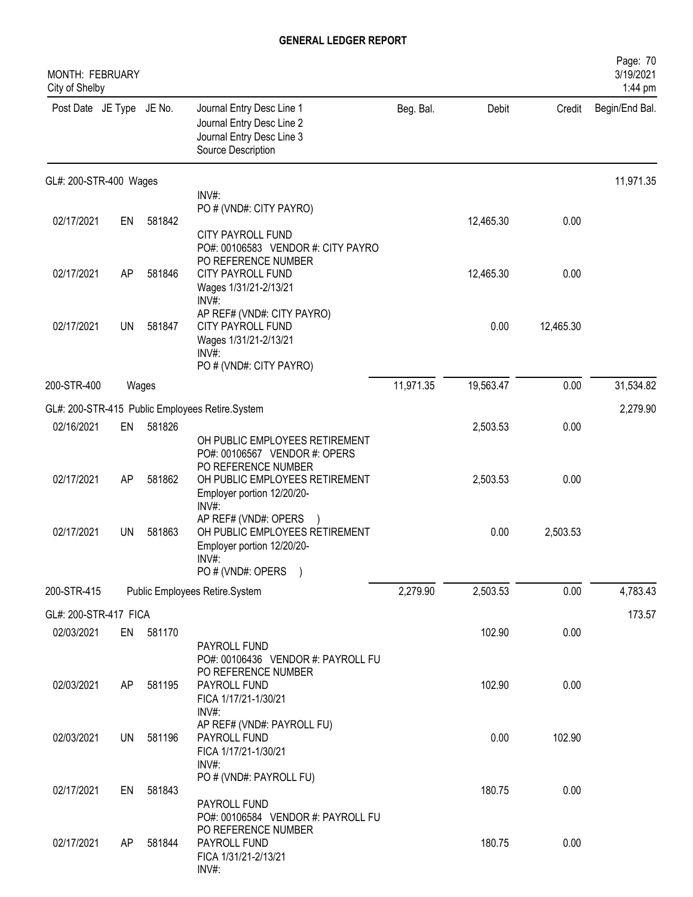# GENERAL LEDGER REPORT

MONTH: FEBRUARY
City of Shelby

| Post Date | JE Type | JE No. | Journal Entry Desc Line 1 / Journal Entry Desc Line 2 / Journal Entry Desc Line 3 / Source Description | Beg. Bal. | Debit | Credit | Begin/End Bal. |
|---|---|---|---|---|---|---|---|
| **GL#: 200-STR-400 Wages** | | | | | | | 11,971.35 |
| | | | INV#: PO # (VND#: CITY PAYRO) | | | | |
| 02/17/2021 | EN | 581842 | CITY PAYROLL FUND PO#: 00106583 VENDOR #: CITY PAYRO PO REFERENCE NUMBER | | 12,465.30 | 0.00 | |
| 02/17/2021 | AP | 581846 | CITY PAYROLL FUND Wages 1/31/21-2/13/21 INV#: AP REF# (VND#: CITY PAYRO) | | 12,465.30 | 0.00 | |
| 02/17/2021 | UN | 581847 | CITY PAYROLL FUND Wages 1/31/21-2/13/21 INV#: PO # (VND#: CITY PAYRO) | | 0.00 | 12,465.30 | |
| 200-STR-400 | | | Wages | 11,971.35 | 19,563.47 | 0.00 | 31,534.82 |
| **GL#: 200-STR-415 Public Employees Retire.System** | | | | | | | 2,279.90 |
| 02/16/2021 | EN | 581826 | OH PUBLIC EMPLOYEES RETIREMENT PO#: 00106567 VENDOR #: OPERS PO REFERENCE NUMBER | | 2,503.53 | 0.00 | |
| 02/17/2021 | AP | 581862 | OH PUBLIC EMPLOYEES RETIREMENT Employer portion 12/20/20- INV#: AP REF# (VND#: OPERS ) | | 2,503.53 | 0.00 | |
| 02/17/2021 | UN | 581863 | OH PUBLIC EMPLOYEES RETIREMENT Employer portion 12/20/20- INV#: PO # (VND#: OPERS ) | | 0.00 | 2,503.53 | |
| 200-STR-415 | | | Public Employees Retire.System | 2,279.90 | 2,503.53 | 0.00 | 4,783.43 |
| **GL#: 200-STR-417 FICA** | | | | | | | 173.57 |
| 02/03/2021 | EN | 581170 | PAYROLL FUND PO#: 00106436 VENDOR #: PAYROLL FU PO REFERENCE NUMBER | | 102.90 | 0.00 | |
| 02/03/2021 | AP | 581195 | PAYROLL FUND FICA 1/17/21-1/30/21 INV#: AP REF# (VND#: PAYROLL FU) | | 102.90 | 0.00 | |
| 02/03/2021 | UN | 581196 | PAYROLL FUND FICA 1/17/21-1/30/21 INV#: PO # (VND#: PAYROLL FU) | | 0.00 | 102.90 | |
| 02/17/2021 | EN | 581843 | PAYROLL FUND PO#: 00106584 VENDOR #: PAYROLL FU PO REFERENCE NUMBER | | 180.75 | 0.00 | |
| 02/17/2021 | AP | 581844 | PAYROLL FUND FICA 1/31/21-2/13/21 INV#: | | 180.75 | 0.00 | |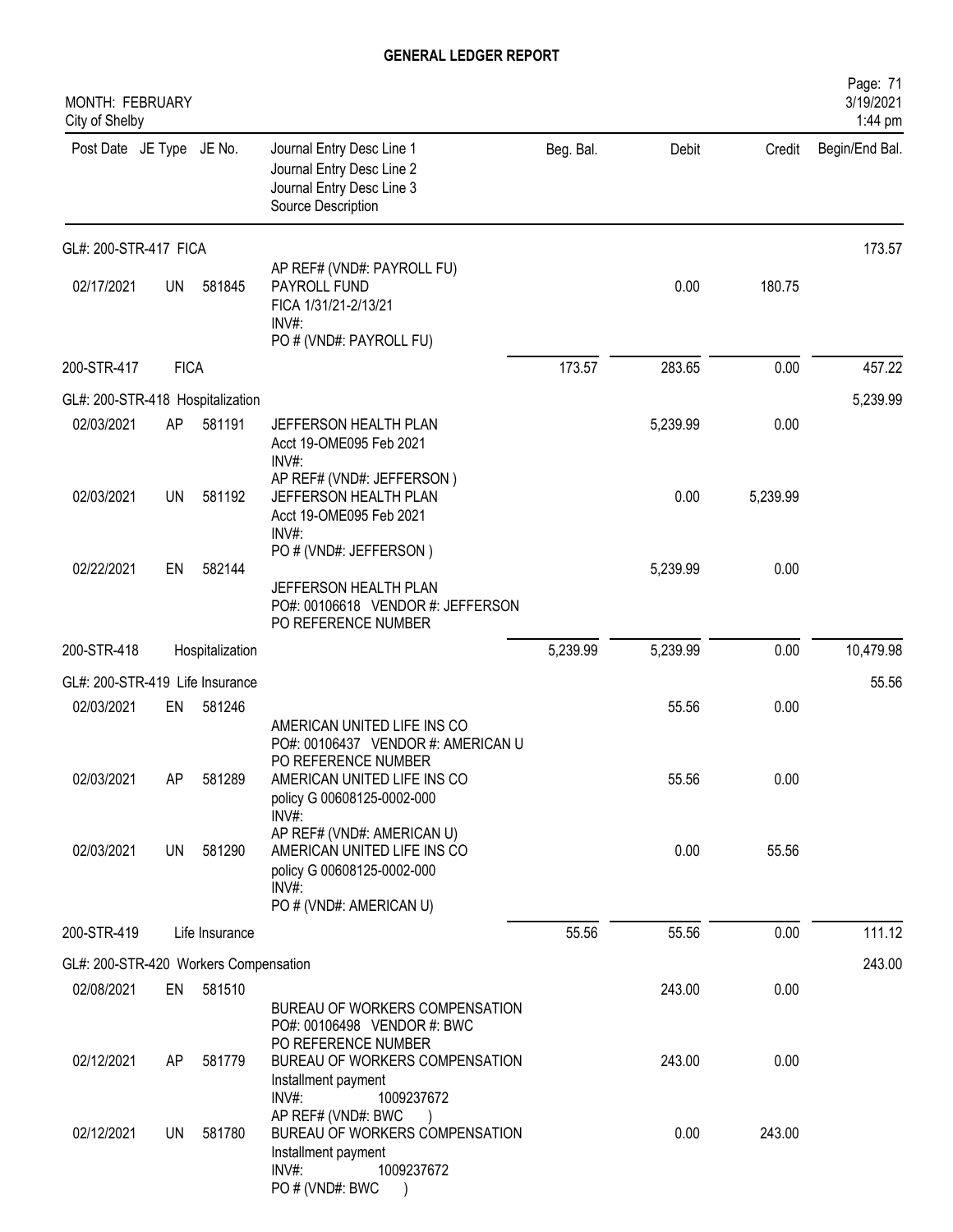# GENERAL LEDGER REPORT

MONTH: FEBRUARY
City of Shelby

| Post Date | JE Type | JE No. | Journal Entry Desc Line 1 / Journal Entry Desc Line 2 / Journal Entry Desc Line 3 / Source Description | Beg. Bal. | Debit | Credit | Begin/End Bal. |
|---|---|---|---|---|---|---|---|
| GL#: 200-STR-417 FICA | | | | | | | 173.57 |
| 02/17/2021 | UN | 581845 | AP REF# (VND#: PAYROLL FU) PAYROLL FUND FICA 1/31/21-2/13/21 INV#: PO # (VND#: PAYROLL FU) | | 0.00 | 180.75 | |
| 200-STR-417 | FICA | | | 173.57 | 283.65 | 0.00 | 457.22 |
| GL#: 200-STR-418 Hospitalization | | | | | | | 5,239.99 |
| 02/03/2021 | AP | 581191 | JEFFERSON HEALTH PLAN Acct 19-OME095 Feb 2021 INV#: AP REF# (VND#: JEFFERSON ) | | 5,239.99 | 0.00 | |
| 02/03/2021 | UN | 581192 | JEFFERSON HEALTH PLAN Acct 19-OME095 Feb 2021 INV#: PO # (VND#: JEFFERSON ) | | 0.00 | 5,239.99 | |
| 02/22/2021 | EN | 582144 | JEFFERSON HEALTH PLAN PO#: 00106618 VENDOR #: JEFFERSON PO REFERENCE NUMBER | | 5,239.99 | 0.00 | |
| 200-STR-418 | Hospitalization | | | 5,239.99 | 5,239.99 | 0.00 | 10,479.98 |
| GL#: 200-STR-419 Life Insurance | | | | | | | 55.56 |
| 02/03/2021 | EN | 581246 | AMERICAN UNITED LIFE INS CO PO#: 00106437 VENDOR #: AMERICAN U PO REFERENCE NUMBER | | 55.56 | 0.00 | |
| 02/03/2021 | AP | 581289 | AMERICAN UNITED LIFE INS CO policy G 00608125-0002-000 INV#: AP REF# (VND#: AMERICAN U) | | 55.56 | 0.00 | |
| 02/03/2021 | UN | 581290 | AMERICAN UNITED LIFE INS CO policy G 00608125-0002-000 INV#: PO # (VND#: AMERICAN U) | | 0.00 | 55.56 | |
| 200-STR-419 | Life Insurance | | | 55.56 | 55.56 | 0.00 | 111.12 |
| GL#: 200-STR-420 Workers Compensation | | | | | | | 243.00 |
| 02/08/2021 | EN | 581510 | BUREAU OF WORKERS COMPENSATION PO#: 00106498 VENDOR #: BWC PO REFERENCE NUMBER | | 243.00 | 0.00 | |
| 02/12/2021 | AP | 581779 | BUREAU OF WORKERS COMPENSATION Installment payment INV#: 1009237672 AP REF# (VND#: BWC ) | | 243.00 | 0.00 | |
| 02/12/2021 | UN | 581780 | BUREAU OF WORKERS COMPENSATION Installment payment INV#: 1009237672 PO # (VND#: BWC ) | | 0.00 | 243.00 | |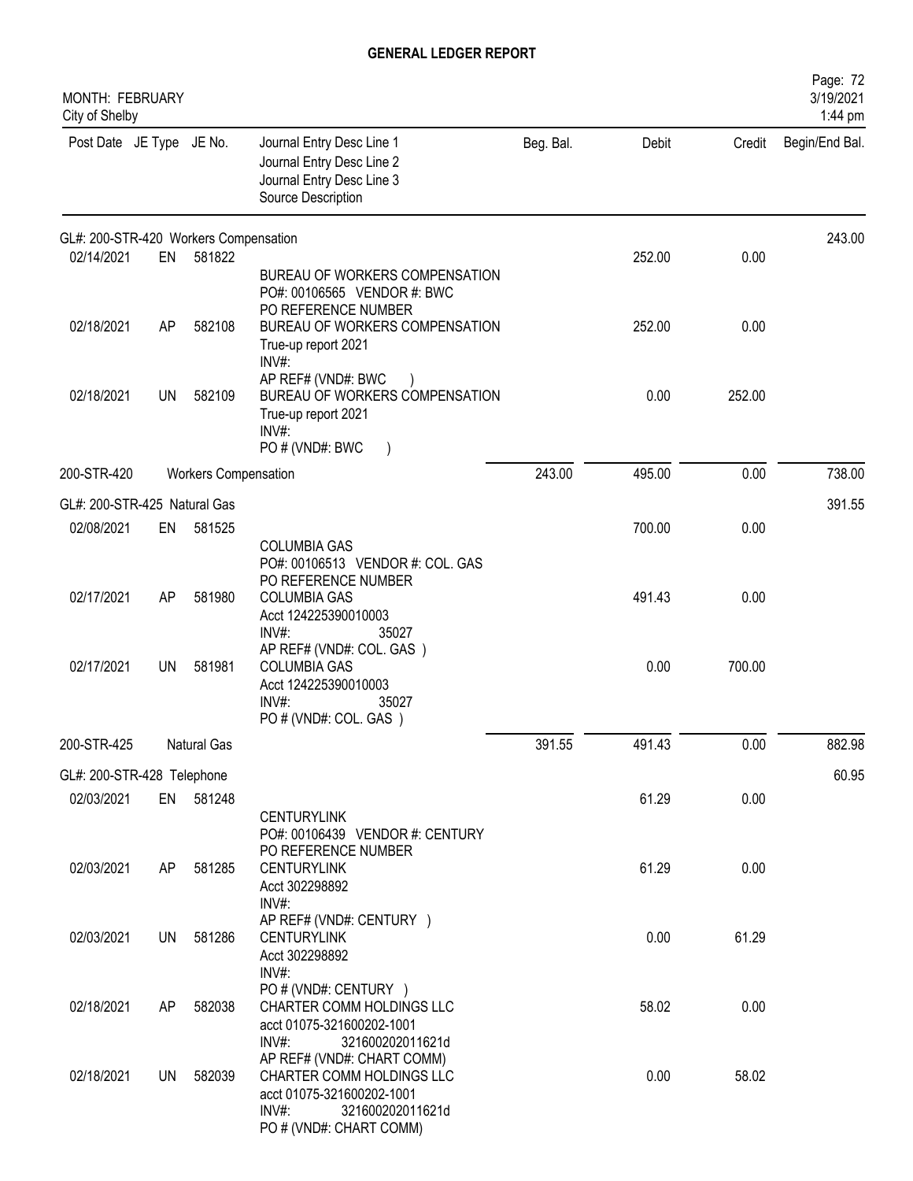# GENERAL LEDGER REPORT

MONTH: FEBRUARY
City of Shelby

| Post Date | JE Type | JE No. | Journal Entry Desc Line 1 / Journal Entry Desc Line 2 / Journal Entry Desc Line 3 / Source Description | Beg. Bal. | Debit | Credit | Begin/End Bal. |
|---|---|---|---|---|---|---|---|
| GL#: 200-STR-420 Workers Compensation | | | | | | | 243.00 |
| 02/14/2021 | EN | 581822 | BUREAU OF WORKERS COMPENSATION PO#: 00106565 VENDOR #: BWC PO REFERENCE NUMBER | | 252.00 | 0.00 | |
| 02/18/2021 | AP | 582108 | BUREAU OF WORKERS COMPENSATION True-up report 2021 INV#: AP REF# (VND#: BWC ) | | 252.00 | 0.00 | |
| 02/18/2021 | UN | 582109 | BUREAU OF WORKERS COMPENSATION True-up report 2021 INV#: PO # (VND#: BWC ) | | 0.00 | 252.00 | |
| 200-STR-420 | | Workers Compensation | | 243.00 | 495.00 | 0.00 | 738.00 |
| GL#: 200-STR-425 Natural Gas | | | | | | | 391.55 |
| 02/08/2021 | EN | 581525 | COLUMBIA GAS PO#: 00106513 VENDOR #: COL. GAS PO REFERENCE NUMBER | | 700.00 | 0.00 | |
| 02/17/2021 | AP | 581980 | COLUMBIA GAS Acct 124225390010003 INV#: 35027 AP REF# (VND#: COL. GAS ) | | 491.43 | 0.00 | |
| 02/17/2021 | UN | 581981 | COLUMBIA GAS Acct 124225390010003 INV#: 35027 PO # (VND#: COL. GAS ) | | 0.00 | 700.00 | |
| 200-STR-425 | | Natural Gas | | 391.55 | 491.43 | 0.00 | 882.98 |
| GL#: 200-STR-428 Telephone | | | | | | | 60.95 |
| 02/03/2021 | EN | 581248 | CENTURYLINK PO#: 00106439 VENDOR #: CENTURY PO REFERENCE NUMBER | | 61.29 | 0.00 | |
| 02/03/2021 | AP | 581285 | CENTURYLINK Acct 302298892 INV#: AP REF# (VND#: CENTURY ) | | 61.29 | 0.00 | |
| 02/03/2021 | UN | 581286 | CENTURYLINK Acct 302298892 INV#: PO # (VND#: CENTURY ) | | 0.00 | 61.29 | |
| 02/18/2021 | AP | 582038 | CHARTER COMM HOLDINGS LLC acct 01075-321600202-1001 INV#: 3216002020116​21d AP REF# (VND#: CHART COMM) | | 58.02 | 0.00 | |
| 02/18/2021 | UN | 582039 | CHARTER COMM HOLDINGS LLC acct 01075-321600202-1001 INV#: 3216002020116​21d PO # (VND#: CHART COMM) | | 0.00 | 58.02 | |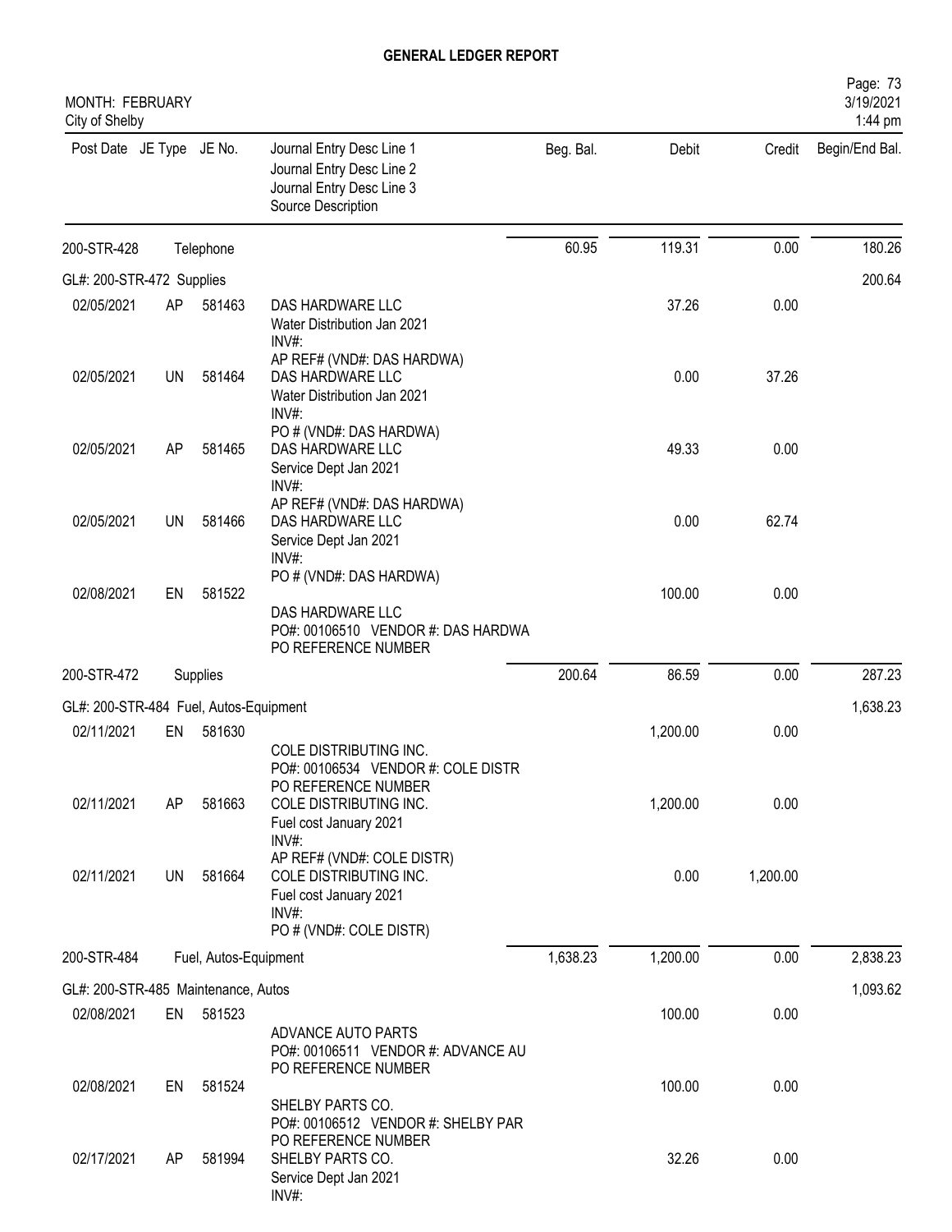# GENERAL LEDGER REPORT

MONTH: FEBRUARY
City of Shelby

| Post Date | JE Type | JE No. | Journal Entry Desc Line 1<br>Journal Entry Desc Line 2<br>Journal Entry Desc Line 3<br>Source Description | Beg. Bal. | Debit | Credit | Begin/End Bal. |
|---|---|---|---|---|---|---|---|
| 200-STR-428 | | Telephone | | 60.95 | 119.31 | 0.00 | 180.26 |
| GL#: 200-STR-472 Supplies | | | | | | | 200.64 |
| 02/05/2021 | AP | 581463 | DAS HARDWARE LLC<br>Water Distribution Jan 2021<br>INV#:<br>AP REF# (VND#: DAS HARDWA) | | 37.26 | 0.00 | |
| 02/05/2021 | UN | 581464 | DAS HARDWARE LLC<br>Water Distribution Jan 2021<br>INV#:<br>PO # (VND#: DAS HARDWA) | | 0.00 | 37.26 | |
| 02/05/2021 | AP | 581465 | DAS HARDWARE LLC<br>Service Dept Jan 2021<br>INV#:<br>AP REF# (VND#: DAS HARDWA) | | 49.33 | 0.00 | |
| 02/05/2021 | UN | 581466 | DAS HARDWARE LLC<br>Service Dept Jan 2021<br>INV#:<br>PO # (VND#: DAS HARDWA) | | 0.00 | 62.74 | |
| 02/08/2021 | EN | 581522 | DAS HARDWARE LLC<br>PO#: 00106510 VENDOR #: DAS HARDWA<br>PO REFERENCE NUMBER | | 100.00 | 0.00 | |
| 200-STR-472 | | Supplies | | 200.64 | 86.59 | 0.00 | 287.23 |
| GL#: 200-STR-484 Fuel, Autos-Equipment | | | | | | | 1,638.23 |
| 02/11/2021 | EN | 581630 | COLE DISTRIBUTING INC.<br>PO#: 00106534 VENDOR #: COLE DISTR<br>PO REFERENCE NUMBER | | 1,200.00 | 0.00 | |
| 02/11/2021 | AP | 581663 | COLE DISTRIBUTING INC.<br>Fuel cost January 2021<br>INV#:<br>AP REF# (VND#: COLE DISTR) | | 1,200.00 | 0.00 | |
| 02/11/2021 | UN | 581664 | COLE DISTRIBUTING INC.<br>Fuel cost January 2021<br>INV#:<br>PO # (VND#: COLE DISTR) | | 0.00 | 1,200.00 | |
| 200-STR-484 | | Fuel, Autos-Equipment | | 1,638.23 | 1,200.00 | 0.00 | 2,838.23 |
| GL#: 200-STR-485 Maintenance, Autos | | | | | | | 1,093.62 |
| 02/08/2021 | EN | 581523 | ADVANCE AUTO PARTS<br>PO#: 00106511 VENDOR #: ADVANCE AU<br>PO REFERENCE NUMBER | | 100.00 | 0.00 | |
| 02/08/2021 | EN | 581524 | SHELBY PARTS CO.<br>PO#: 00106512 VENDOR #: SHELBY PAR<br>PO REFERENCE NUMBER | | 100.00 | 0.00 | |
| 02/17/2021 | AP | 581994 | SHELBY PARTS CO.<br>Service Dept Jan 2021<br>INV#: | | 32.26 | 0.00 | |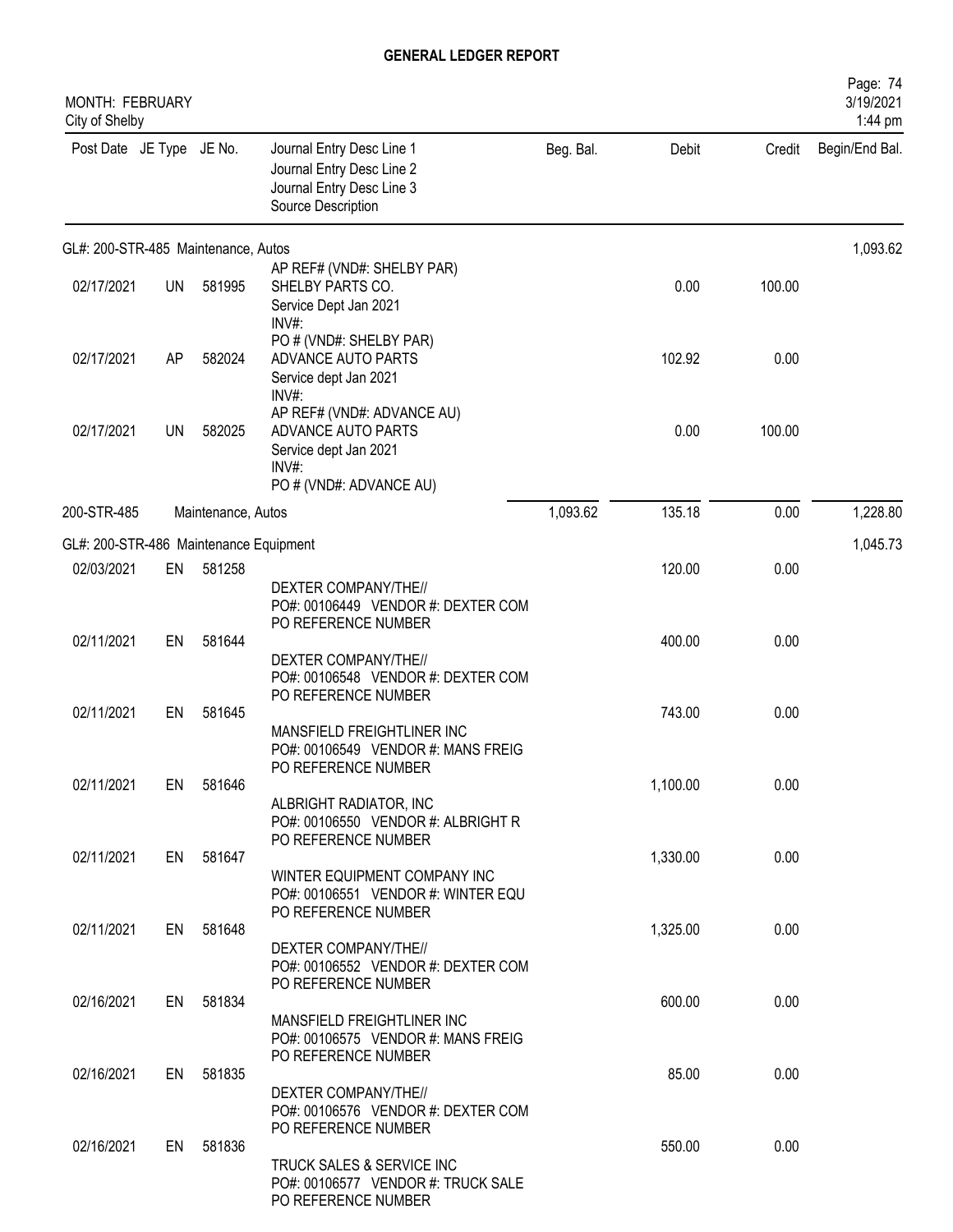# GENERAL LEDGER REPORT

MONTH: FEBRUARY
City of Shelby

| Post Date | JE Type | JE No. | Journal Entry Desc Line 1 / Journal Entry Desc Line 2 / Journal Entry Desc Line 3 / Source Description | Beg. Bal. | Debit | Credit | Begin/End Bal. |
|---|---|---|---|---|---|---|---|
| **GL#: 200-STR-485 Maintenance, Autos** | | | | | | | 1,093.62 |
| | | | AP REF# (VND#: SHELBY PAR) | | | | |
| 02/17/2021 | UN | 581995 | SHELBY PARTS CO. Service Dept Jan 2021 INV#: PO # (VND#: SHELBY PAR) | | 0.00 | 100.00 | |
| 02/17/2021 | AP | 582024 | ADVANCE AUTO PARTS Service dept Jan 2021 INV#: AP REF# (VND#: ADVANCE AU) | | 102.92 | 0.00 | |
| 02/17/2021 | UN | 582025 | ADVANCE AUTO PARTS Service dept Jan 2021 INV#: PO # (VND#: ADVANCE AU) | | 0.00 | 100.00 | |
| 200-STR-485 | | | Maintenance, Autos | 1,093.62 | 135.18 | 0.00 | 1,228.80 |
| **GL#: 200-STR-486 Maintenance Equipment** | | | | | | | 1,045.73 |
| 02/03/2021 | EN | 581258 | DEXTER COMPANY/THE// PO#: 00106449 VENDOR #: DEXTER COM PO REFERENCE NUMBER | | 120.00 | 0.00 | |
| 02/11/2021 | EN | 581644 | DEXTER COMPANY/THE// PO#: 00106548 VENDOR #: DEXTER COM PO REFERENCE NUMBER | | 400.00 | 0.00 | |
| 02/11/2021 | EN | 581645 | MANSFIELD FREIGHTLINER INC PO#: 00106549 VENDOR #: MANS FREIG PO REFERENCE NUMBER | | 743.00 | 0.00 | |
| 02/11/2021 | EN | 581646 | ALBRIGHT RADIATOR, INC PO#: 00106550 VENDOR #: ALBRIGHT R PO REFERENCE NUMBER | | 1,100.00 | 0.00 | |
| 02/11/2021 | EN | 581647 | WINTER EQUIPMENT COMPANY INC PO#: 00106551 VENDOR #: WINTER EQU PO REFERENCE NUMBER | | 1,330.00 | 0.00 | |
| 02/11/2021 | EN | 581648 | DEXTER COMPANY/THE// PO#: 00106552 VENDOR #: DEXTER COM PO REFERENCE NUMBER | | 1,325.00 | 0.00 | |
| 02/16/2021 | EN | 581834 | MANSFIELD FREIGHTLINER INC PO#: 00106575 VENDOR #: MANS FREIG PO REFERENCE NUMBER | | 600.00 | 0.00 | |
| 02/16/2021 | EN | 581835 | DEXTER COMPANY/THE// PO#: 00106576 VENDOR #: DEXTER COM PO REFERENCE NUMBER | | 85.00 | 0.00 | |
| 02/16/2021 | EN | 581836 | TRUCK SALES & SERVICE INC PO#: 00106577 VENDOR #: TRUCK SALE PO REFERENCE NUMBER | | 550.00 | 0.00 | |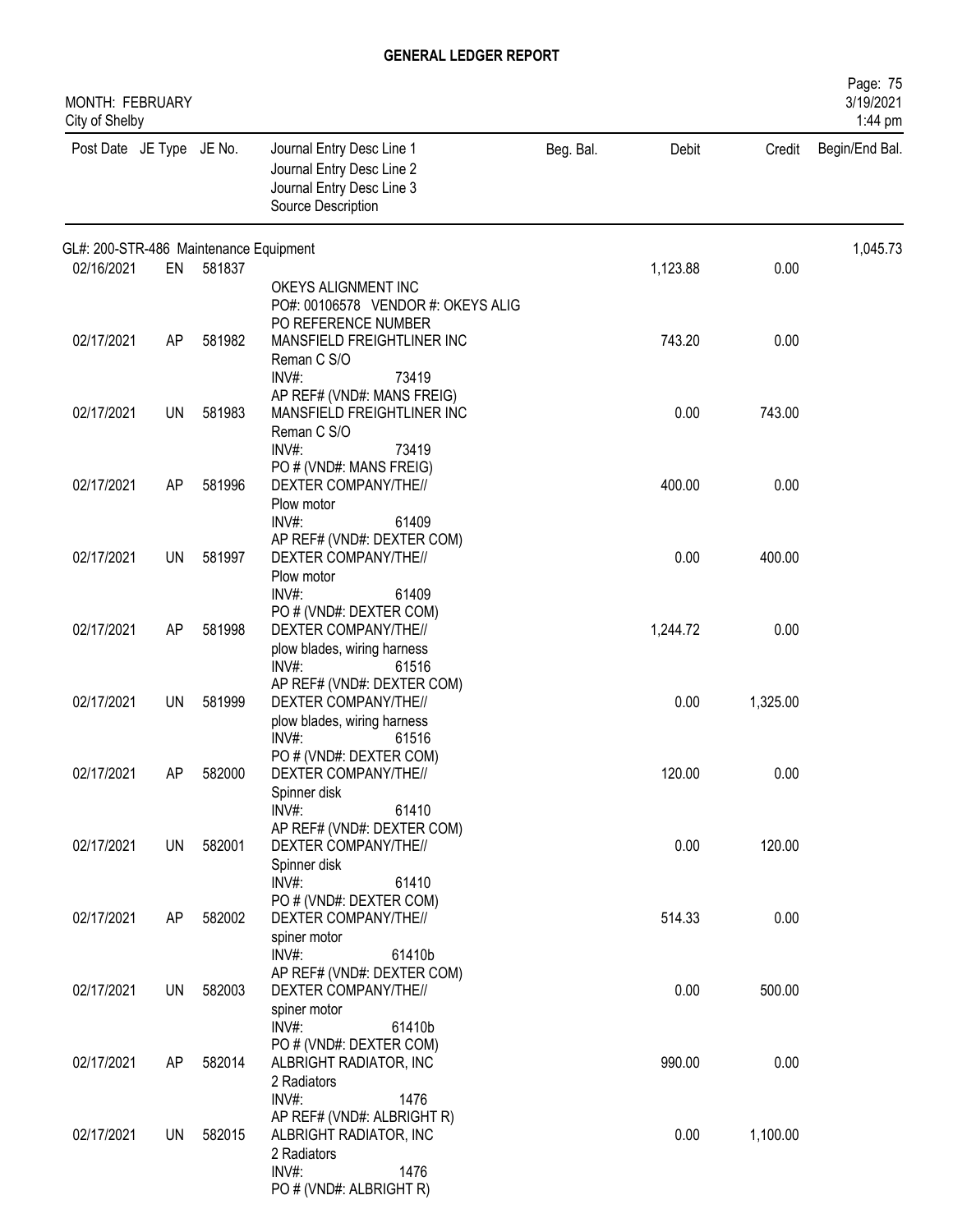# GENERAL LEDGER REPORT

MONTH: FEBRUARY
City of Shelby

| Post Date | JE Type | JE No. | Journal Entry Desc Line 1 / Journal Entry Desc Line 2 / Journal Entry Desc Line 3 / Source Description | Beg. Bal. | Debit | Credit | Begin/End Bal. |
|---|---|---|---|---|---|---|---|
| GL#: 200-STR-486 Maintenance Equipment | | | | | | | 1,045.73 |
| 02/16/2021 | EN | 581837 | OKEYS ALIGNMENT INC<br>PO#: 00106578 VENDOR #: OKEYS ALIG<br>PO REFERENCE NUMBER | | 1,123.88 | 0.00 | |
| 02/17/2021 | AP | 581982 | MANSFIELD FREIGHTLINER INC<br>Reman C S/O<br>INV#: 73419<br>AP REF# (VND#: MANS FREIG) | | 743.20 | 0.00 | |
| 02/17/2021 | UN | 581983 | MANSFIELD FREIGHTLINER INC<br>Reman C S/O<br>INV#: 73419<br>PO # (VND#: MANS FREIG) | | 0.00 | 743.00 | |
| 02/17/2021 | AP | 581996 | DEXTER COMPANY/THE//<br>Plow motor<br>INV#: 61409<br>AP REF# (VND#: DEXTER COM) | | 400.00 | 0.00 | |
| 02/17/2021 | UN | 581997 | DEXTER COMPANY/THE//<br>Plow motor<br>INV#: 61409<br>PO # (VND#: DEXTER COM) | | 0.00 | 400.00 | |
| 02/17/2021 | AP | 581998 | DEXTER COMPANY/THE//<br>plow blades, wiring harness<br>INV#: 61516<br>AP REF# (VND#: DEXTER COM) | | 1,244.72 | 0.00 | |
| 02/17/2021 | UN | 581999 | DEXTER COMPANY/THE//<br>plow blades, wiring harness<br>INV#: 61516<br>PO # (VND#: DEXTER COM) | | 0.00 | 1,325.00 | |
| 02/17/2021 | AP | 582000 | DEXTER COMPANY/THE//<br>Spinner disk<br>INV#: 61410<br>AP REF# (VND#: DEXTER COM) | | 120.00 | 0.00 | |
| 02/17/2021 | UN | 582001 | DEXTER COMPANY/THE//<br>Spinner disk<br>INV#: 61410<br>PO # (VND#: DEXTER COM) | | 0.00 | 120.00 | |
| 02/17/2021 | AP | 582002 | DEXTER COMPANY/THE//<br>spiner motor<br>INV#: 61410b<br>AP REF# (VND#: DEXTER COM) | | 514.33 | 0.00 | |
| 02/17/2021 | UN | 582003 | DEXTER COMPANY/THE//<br>spiner motor<br>INV#: 61410b<br>PO # (VND#: DEXTER COM) | | 0.00 | 500.00 | |
| 02/17/2021 | AP | 582014 | ALBRIGHT RADIATOR, INC<br>2 Radiators<br>INV#: 1476<br>AP REF# (VND#: ALBRIGHT R) | | 990.00 | 0.00 | |
| 02/17/2021 | UN | 582015 | ALBRIGHT RADIATOR, INC<br>2 Radiators<br>INV#: 1476<br>PO # (VND#: ALBRIGHT R) | | 0.00 | 1,100.00 | |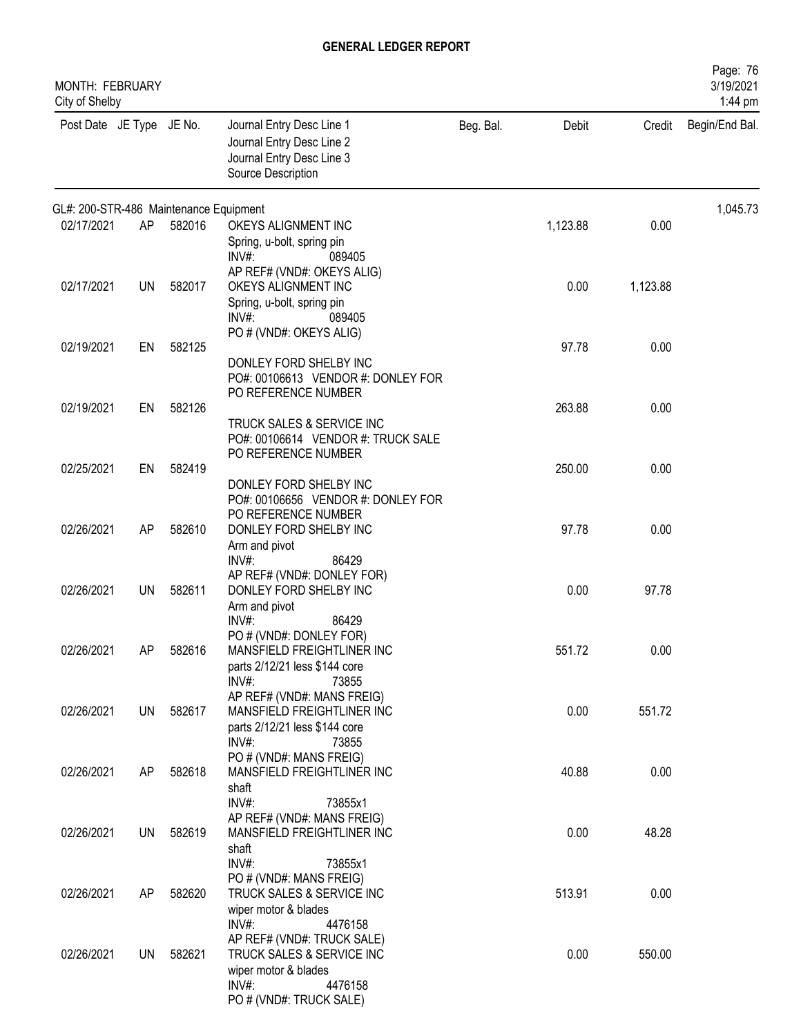# GENERAL LEDGER REPORT

MONTH: FEBRUARY
City of Shelby

| Post Date | JE Type | JE No. | Journal Entry Desc Line 1 / Journal Entry Desc Line 2 / Journal Entry Desc Line 3 / Source Description | Beg. Bal. | Debit | Credit | Begin/End Bal. |
|---|---|---|---|---|---|---|---|
| GL#: 200-STR-486 Maintenance Equipment | | | | | | | 1,045.73 |
| 02/17/2021 | AP | 582016 | OKEYS ALIGNMENT INC<br>Spring, u-bolt, spring pin<br>INV#: 089405<br>AP REF# (VND#: OKEYS ALIG) | | 1,123.88 | 0.00 | |
| 02/17/2021 | UN | 582017 | OKEYS ALIGNMENT INC<br>Spring, u-bolt, spring pin<br>INV#: 089405<br>PO # (VND#: OKEYS ALIG) | | 0.00 | 1,123.88 | |
| 02/19/2021 | EN | 582125 | DONLEY FORD SHELBY INC<br>PO#: 00106613 VENDOR #: DONLEY FOR<br>PO REFERENCE NUMBER | | 97.78 | 0.00 | |
| 02/19/2021 | EN | 582126 | TRUCK SALES & SERVICE INC<br>PO#: 00106614 VENDOR #: TRUCK SALE<br>PO REFERENCE NUMBER | | 263.88 | 0.00 | |
| 02/25/2021 | EN | 582419 | DONLEY FORD SHELBY INC<br>PO#: 00106656 VENDOR #: DONLEY FOR<br>PO REFERENCE NUMBER | | 250.00 | 0.00 | |
| 02/26/2021 | AP | 582610 | DONLEY FORD SHELBY INC<br>Arm and pivot<br>INV#: 86429<br>AP REF# (VND#: DONLEY FOR) | | 97.78 | 0.00 | |
| 02/26/2021 | UN | 582611 | DONLEY FORD SHELBY INC<br>Arm and pivot<br>INV#: 86429<br>PO # (VND#: DONLEY FOR) | | 0.00 | 97.78 | |
| 02/26/2021 | AP | 582616 | MANSFIELD FREIGHTLINER INC<br>parts 2/12/21 less $144 core<br>INV#: 73855<br>AP REF# (VND#: MANS FREIG) | | 551.72 | 0.00 | |
| 02/26/2021 | UN | 582617 | MANSFIELD FREIGHTLINER INC<br>parts 2/12/21 less $144 core<br>INV#: 73855<br>PO # (VND#: MANS FREIG) | | 0.00 | 551.72 | |
| 02/26/2021 | AP | 582618 | MANSFIELD FREIGHTLINER INC<br>shaft<br>INV#: 73855x1<br>AP REF# (VND#: MANS FREIG) | | 40.88 | 0.00 | |
| 02/26/2021 | UN | 582619 | MANSFIELD FREIGHTLINER INC<br>shaft<br>INV#: 73855x1<br>PO # (VND#: MANS FREIG) | | 0.00 | 48.28 | |
| 02/26/2021 | AP | 582620 | TRUCK SALES & SERVICE INC<br>wiper motor & blades<br>INV#: 4476158<br>AP REF# (VND#: TRUCK SALE) | | 513.91 | 0.00 | |
| 02/26/2021 | UN | 582621 | TRUCK SALES & SERVICE INC<br>wiper motor & blades<br>INV#: 4476158<br>PO # (VND#: TRUCK SALE) | | 0.00 | 550.00 | |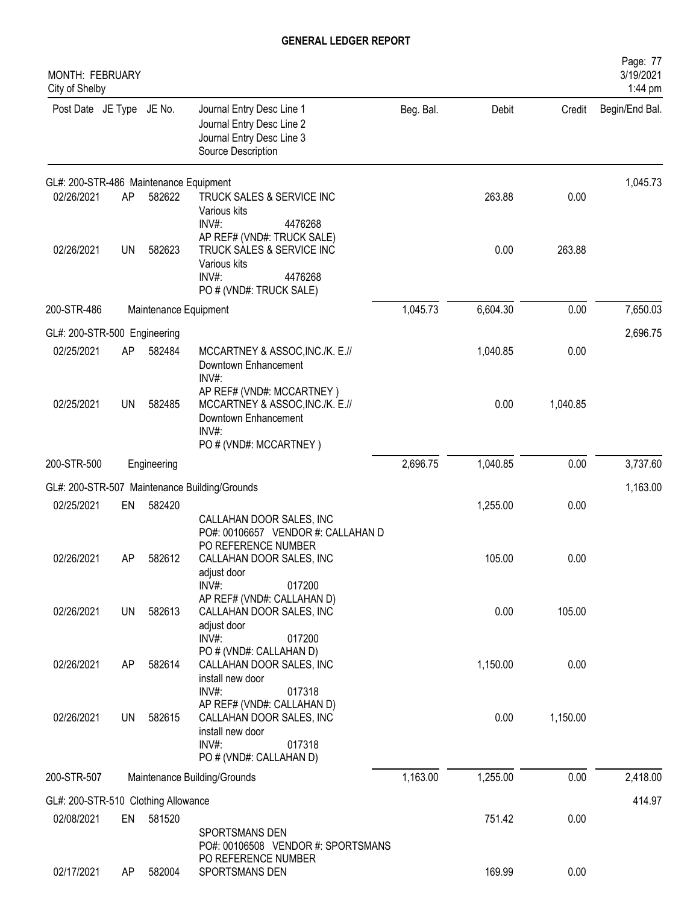# GENERAL LEDGER REPORT

MONTH: FEBRUARY
City of Shelby

| Post Date | JE Type | JE No. | Journal Entry Desc Line 1 / Journal Entry Desc Line 2 / Journal Entry Desc Line 3 / Source Description | Beg. Bal. | Debit | Credit | Begin/End Bal. |
|---|---|---|---|---|---|---|---|
| GL#: 200-STR-486 Maintenance Equipment | | | | | | | 1,045.73 |
| 02/26/2021 | AP | 582622 | TRUCK SALES & SERVICE INC<br>Various kits<br>INV#: 4476268<br>AP REF# (VND#: TRUCK SALE) | | 263.88 | 0.00 | |
| 02/26/2021 | UN | 582623 | TRUCK SALES & SERVICE INC<br>Various kits<br>INV#: 4476268<br>PO # (VND#: TRUCK SALE) | | 0.00 | 263.88 | |
| 200-STR-486 | | | Maintenance Equipment | 1,045.73 | 6,604.30 | 0.00 | 7,650.03 |
| GL#: 200-STR-500 Engineering | | | | | | | 2,696.75 |
| 02/25/2021 | AP | 582484 | MCCARTNEY & ASSOC,INC./K. E.//<br>Downtown Enhancement<br>INV#:<br>AP REF# (VND#: MCCARTNEY ) | | 1,040.85 | 0.00 | |
| 02/25/2021 | UN | 582485 | MCCARTNEY & ASSOC,INC./K. E.//<br>Downtown Enhancement<br>INV#:<br>PO # (VND#: MCCARTNEY ) | | 0.00 | 1,040.85 | |
| 200-STR-500 | | | Engineering | 2,696.75 | 1,040.85 | 0.00 | 3,737.60 |
| GL#: 200-STR-507 Maintenance Building/Grounds | | | | | | | 1,163.00 |
| 02/25/2021 | EN | 582420 | CALLAHAN DOOR SALES, INC<br>PO#: 00106657 VENDOR #: CALLAHAN D<br>PO REFERENCE NUMBER | | 1,255.00 | 0.00 | |
| 02/26/2021 | AP | 582612 | CALLAHAN DOOR SALES, INC<br>adjust door<br>INV#: 017200<br>AP REF# (VND#: CALLAHAN D) | | 105.00 | 0.00 | |
| 02/26/2021 | UN | 582613 | CALLAHAN DOOR SALES, INC<br>adjust door<br>INV#: 017200<br>PO # (VND#: CALLAHAN D) | | 0.00 | 105.00 | |
| 02/26/2021 | AP | 582614 | CALLAHAN DOOR SALES, INC<br>install new door<br>INV#: 017318<br>AP REF# (VND#: CALLAHAN D) | | 1,150.00 | 0.00 | |
| 02/26/2021 | UN | 582615 | CALLAHAN DOOR SALES, INC<br>install new door<br>INV#: 017318<br>PO # (VND#: CALLAHAN D) | | 0.00 | 1,150.00 | |
| 200-STR-507 | | | Maintenance Building/Grounds | 1,163.00 | 1,255.00 | 0.00 | 2,418.00 |
| GL#: 200-STR-510 Clothing Allowance | | | | | | | 414.97 |
| 02/08/2021 | EN | 581520 | SPORTSMANS DEN<br>PO#: 00106508 VENDOR #: SPORTSMANS<br>PO REFERENCE NUMBER | | 751.42 | 0.00 | |
| 02/17/2021 | AP | 582004 | SPORTSMANS DEN | | 169.99 | 0.00 | |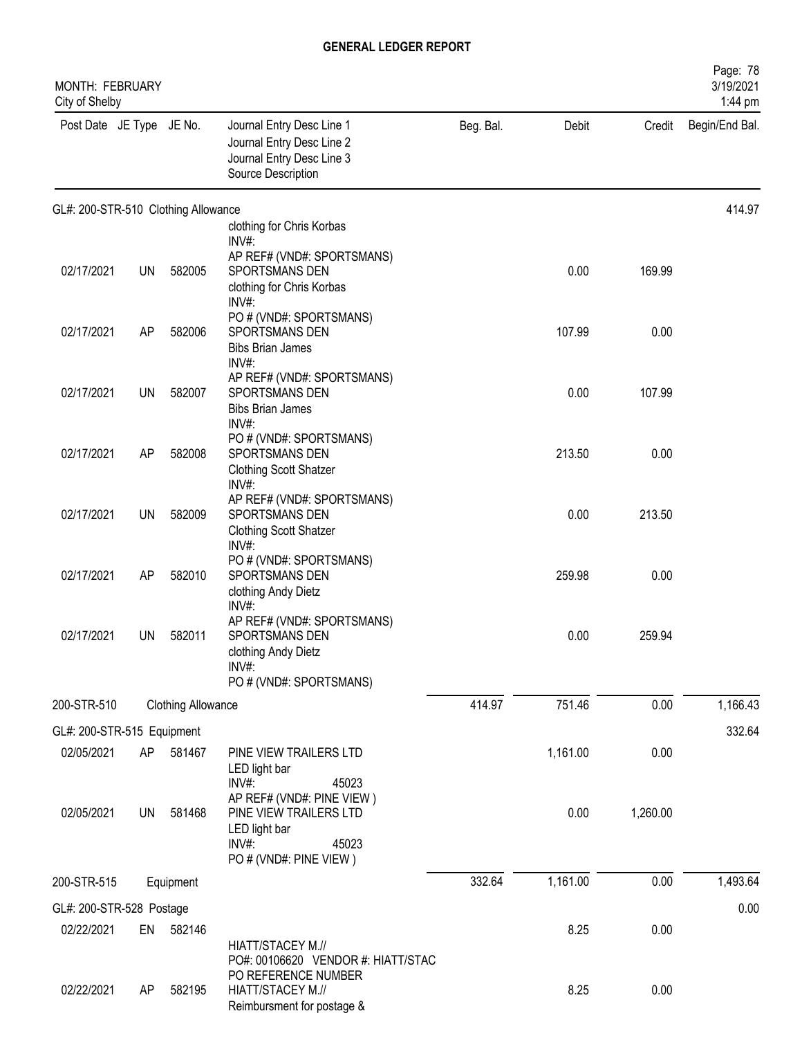# GENERAL LEDGER REPORT

MONTH: FEBRUARY
City of Shelby

| Post Date | JE Type | JE No. | Journal Entry Desc Line 1 / Journal Entry Desc Line 2 / Journal Entry Desc Line 3 / Source Description | Beg. Bal. | Debit | Credit | Begin/End Bal. |
|---|---|---|---|---|---|---|---|
| **GL#: 200-STR-510 Clothing Allowance** | | | | | | | 414.97 |
| | | | clothing for Chris Korbas<br>INV#:<br>AP REF# (VND#: SPORTSMANS) | | | | |
| 02/17/2021 | UN | 582005 | SPORTSMANS DEN<br>clothing for Chris Korbas<br>INV#:<br>PO # (VND#: SPORTSMANS) | | 0.00 | 169.99 | |
| 02/17/2021 | AP | 582006 | SPORTSMANS DEN<br>Bibs Brian James<br>INV#:<br>AP REF# (VND#: SPORTSMANS) | | 107.99 | 0.00 | |
| 02/17/2021 | UN | 582007 | SPORTSMANS DEN<br>Bibs Brian James<br>INV#:<br>PO # (VND#: SPORTSMANS) | | 0.00 | 107.99 | |
| 02/17/2021 | AP | 582008 | SPORTSMANS DEN<br>Clothing Scott Shatzer<br>INV#:<br>AP REF# (VND#: SPORTSMANS) | | 213.50 | 0.00 | |
| 02/17/2021 | UN | 582009 | SPORTSMANS DEN<br>Clothing Scott Shatzer<br>INV#:<br>PO # (VND#: SPORTSMANS) | | 0.00 | 213.50 | |
| 02/17/2021 | AP | 582010 | SPORTSMANS DEN<br>clothing Andy Dietz<br>INV#:<br>AP REF# (VND#: SPORTSMANS) | | 259.98 | 0.00 | |
| 02/17/2021 | UN | 582011 | SPORTSMANS DEN<br>clothing Andy Dietz<br>INV#:<br>PO # (VND#: SPORTSMANS) | | 0.00 | 259.94 | |
| 200-STR-510 | | Clothing Allowance | | 414.97 | 751.46 | 0.00 | 1,166.43 |
| **GL#: 200-STR-515 Equipment** | | | | | | | 332.64 |
| 02/05/2021 | AP | 581467 | PINE VIEW TRAILERS LTD<br>LED light bar<br>INV#: 45023<br>AP REF# (VND#: PINE VIEW ) | | 1,161.00 | 0.00 | |
| 02/05/2021 | UN | 581468 | PINE VIEW TRAILERS LTD<br>LED light bar<br>INV#: 45023<br>PO # (VND#: PINE VIEW ) | | 0.00 | 1,260.00 | |
| 200-STR-515 | | Equipment | | 332.64 | 1,161.00 | 0.00 | 1,493.64 |
| **GL#: 200-STR-528 Postage** | | | | | | | 0.00 |
| 02/22/2021 | EN | 582146 | HIATT/STACEY M.//<br>PO#: 00106620 VENDOR #: HIATT/STAC<br>PO REFERENCE NUMBER | | 8.25 | 0.00 | |
| 02/22/2021 | AP | 582195 | HIATT/STACEY M.//<br>Reimbursment for postage & | | 8.25 | 0.00 | |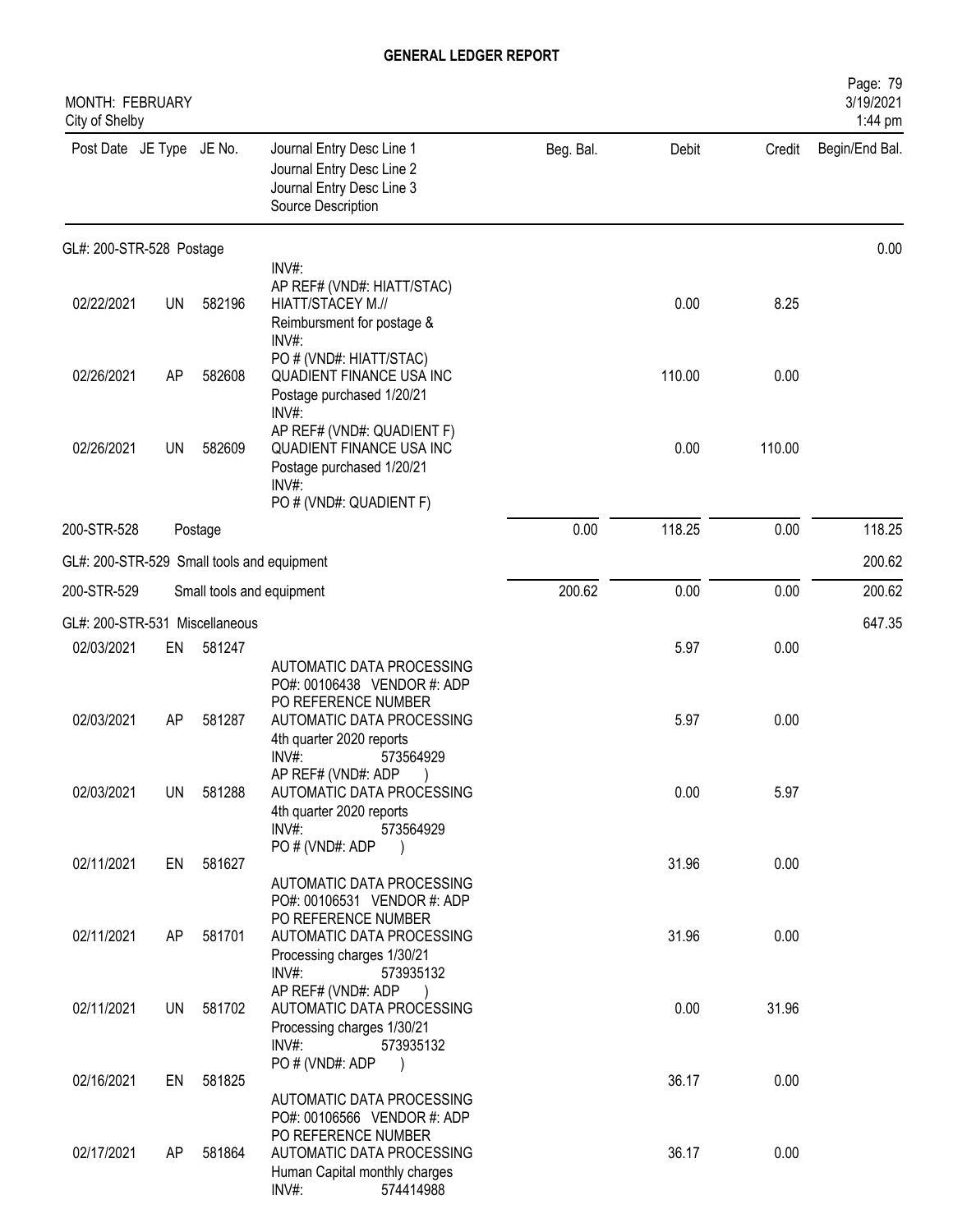# GENERAL LEDGER REPORT

MONTH: FEBRUARY
City of Shelby

3/19/2021
1:44 pm

| Post Date | JE Type | JE No. | Journal Entry Desc Line 1 / Journal Entry Desc Line 2 / Journal Entry Desc Line 3 / Source Description | Beg. Bal. | Debit | Credit | Begin/End Bal. |
|---|---|---|---|---|---|---|---|
| GL#: 200-STR-528 Postage | | | | | | | 0.00 |
| 02/22/2021 | UN | 582196 | INV#: AP REF# (VND#: HIATT/STAC) HIATT/STACEY M.// Reimbursment for postage & | | 0.00 | 8.25 | |
| 02/26/2021 | AP | 582608 | INV#: PO # (VND#: HIATT/STAC) QUADIENT FINANCE USA INC Postage purchased 1/20/21 | | 110.00 | 0.00 | |
| 02/26/2021 | UN | 582609 | INV#: AP REF# (VND#: QUADIENT F) QUADIENT FINANCE USA INC Postage purchased 1/20/21 INV#: PO # (VND#: QUADIENT F) | | 0.00 | 110.00 | |
| 200-STR-528 | | | Postage | 0.00 | 118.25 | 0.00 | 118.25 |
| GL#: 200-STR-529 Small tools and equipment | | | | | | | 200.62 |
| 200-STR-529 | | | Small tools and equipment | 200.62 | 0.00 | 0.00 | 200.62 |
| GL#: 200-STR-531 Miscellaneous | | | | | | | 647.35 |
| 02/03/2021 | EN | 581247 | | | 5.97 | 0.00 | |
| 02/03/2021 | AP | 581287 | AUTOMATIC DATA PROCESSING PO#: 00106438 VENDOR #: ADP PO REFERENCE NUMBER AUTOMATIC DATA PROCESSING 4th quarter 2020 reports INV#: 573564929 | | 5.97 | 0.00 | |
| 02/03/2021 | UN | 581288 | AP REF# (VND#: ADP ) AUTOMATIC DATA PROCESSING 4th quarter 2020 reports INV#: 573564929 PO # (VND#: ADP ) | | 0.00 | 5.97 | |
| 02/11/2021 | EN | 581627 | | | 31.96 | 0.00 | |
| 02/11/2021 | AP | 581701 | AUTOMATIC DATA PROCESSING PO#: 00106531 VENDOR #: ADP PO REFERENCE NUMBER AUTOMATIC DATA PROCESSING Processing charges 1/30/21 INV#: 573935132 | | 31.96 | 0.00 | |
| 02/11/2021 | UN | 581702 | AP REF# (VND#: ADP ) AUTOMATIC DATA PROCESSING Processing charges 1/30/21 INV#: 573935132 PO # (VND#: ADP ) | | 0.00 | 31.96 | |
| 02/16/2021 | EN | 581825 | | | 36.17 | 0.00 | |
| 02/17/2021 | AP | 581864 | AUTOMATIC DATA PROCESSING PO#: 00106566 VENDOR #: ADP PO REFERENCE NUMBER AUTOMATIC DATA PROCESSING Human Capital monthly charges INV#: 574414988 | | 36.17 | 0.00 | |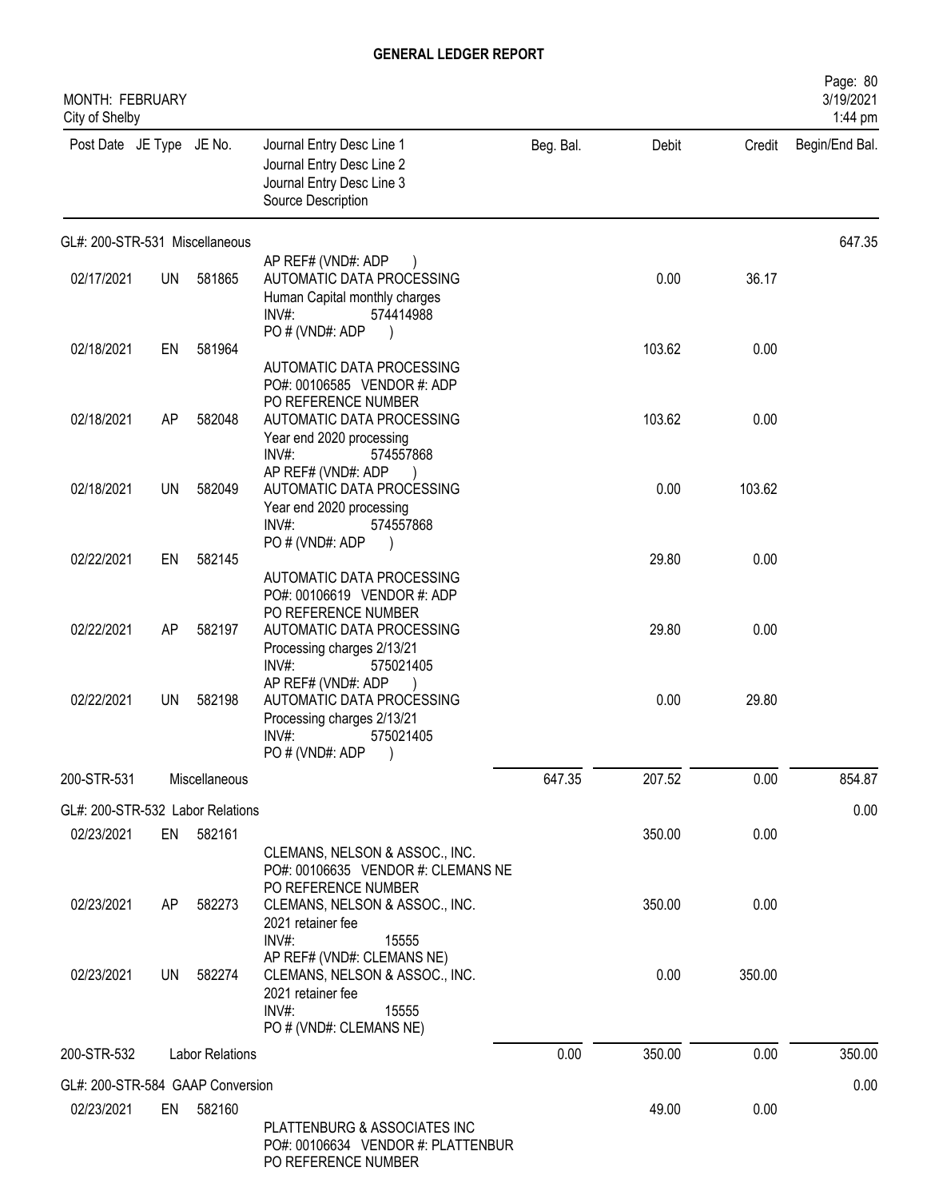# GENERAL LEDGER REPORT

MONTH: FEBRUARY
City of Shelby

| Post Date | JE Type | JE No. | Journal Entry Desc Line 1 / Journal Entry Desc Line 2 / Journal Entry Desc Line 3 / Source Description | Beg. Bal. | Debit | Credit | Begin/End Bal. |
|---|---|---|---|---|---|---|---|
| GL#: 200-STR-531 Miscellaneous | | | | | | | 647.35 |
| 02/17/2021 | UN | 581865 | AP REF# (VND#: ADP ) AUTOMATIC DATA PROCESSING Human Capital monthly charges INV#: 574414988 PO # (VND#: ADP ) | | 0.00 | 36.17 | |
| 02/18/2021 | EN | 581964 | AUTOMATIC DATA PROCESSING PO#: 00106585 VENDOR #: ADP PO REFERENCE NUMBER | | 103.62 | 0.00 | |
| 02/18/2021 | AP | 582048 | AUTOMATIC DATA PROCESSING Year end 2020 processing INV#: 574557868 AP REF# (VND#: ADP ) | | 103.62 | 0.00 | |
| 02/18/2021 | UN | 582049 | AUTOMATIC DATA PROCESSING Year end 2020 processing INV#: 574557868 PO # (VND#: ADP ) | | 0.00 | 103.62 | |
| 02/22/2021 | EN | 582145 | AUTOMATIC DATA PROCESSING PO#: 00106619 VENDOR #: ADP PO REFERENCE NUMBER | | 29.80 | 0.00 | |
| 02/22/2021 | AP | 582197 | AUTOMATIC DATA PROCESSING Processing charges 2/13/21 INV#: 575021405 AP REF# (VND#: ADP ) | | 29.80 | 0.00 | |
| 02/22/2021 | UN | 582198 | AUTOMATIC DATA PROCESSING Processing charges 2/13/21 INV#: 575021405 PO # (VND#: ADP ) | | 0.00 | 29.80 | |
| 200-STR-531 | | | Miscellaneous | 647.35 | 207.52 | 0.00 | 854.87 |
| GL#: 200-STR-532 Labor Relations | | | | | | | 0.00 |
| 02/23/2021 | EN | 582161 | CLEMANS, NELSON & ASSOC., INC. PO#: 00106635 VENDOR #: CLEMANS NE PO REFERENCE NUMBER | | 350.00 | 0.00 | |
| 02/23/2021 | AP | 582273 | CLEMANS, NELSON & ASSOC., INC. 2021 retainer fee INV#: 15555 AP REF# (VND#: CLEMANS NE) | | 350.00 | 0.00 | |
| 02/23/2021 | UN | 582274 | CLEMANS, NELSON & ASSOC., INC. 2021 retainer fee INV#: 15555 PO # (VND#: CLEMANS NE) | | 0.00 | 350.00 | |
| 200-STR-532 | | | Labor Relations | 0.00 | 350.00 | 0.00 | 350.00 |
| GL#: 200-STR-584 GAAP Conversion | | | | | | | 0.00 |
| 02/23/2021 | EN | 582160 | PLATTENBURG & ASSOCIATES INC PO#: 00106634 VENDOR #: PLATTENBUR PO REFERENCE NUMBER | | 49.00 | 0.00 | |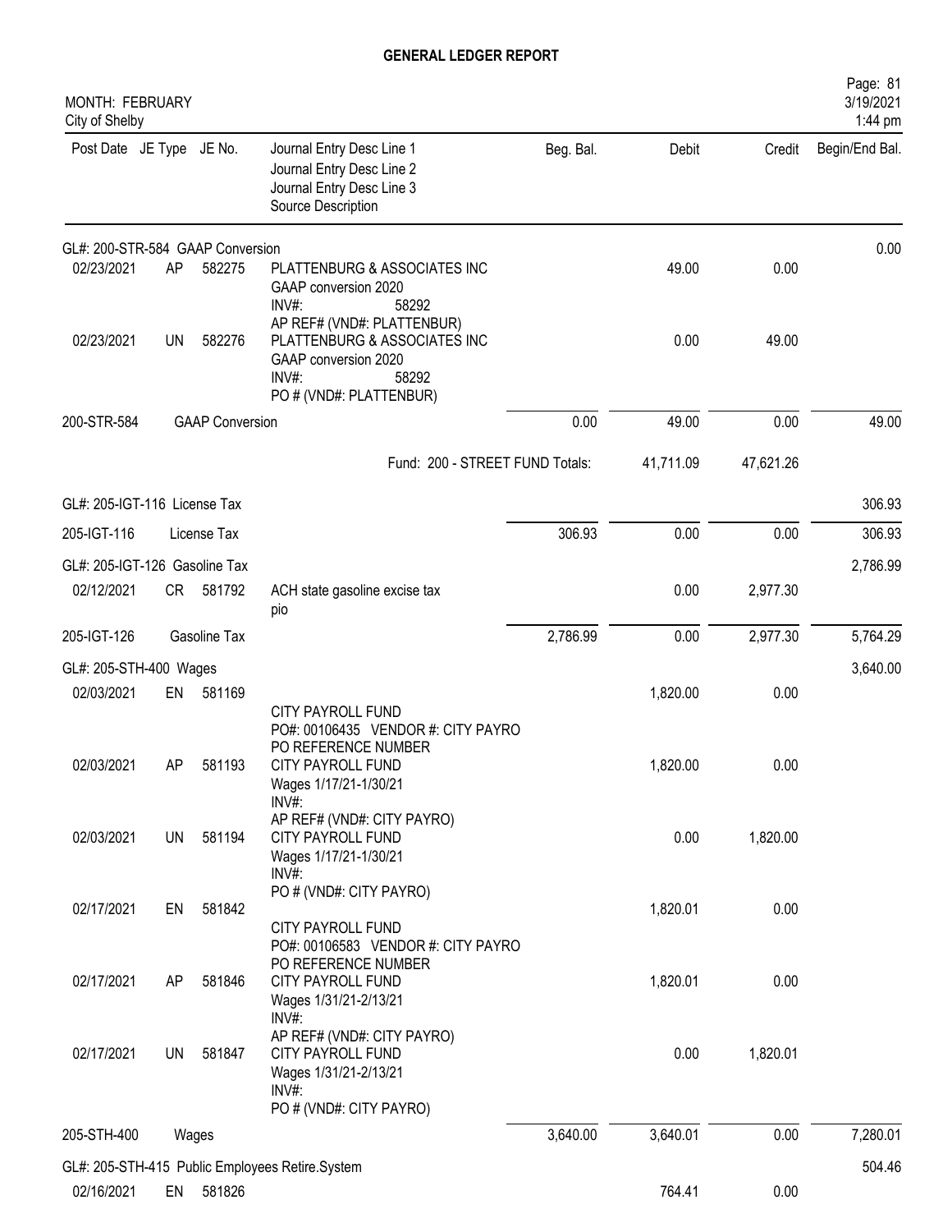# GENERAL LEDGER REPORT

MONTH: FEBRUARY
City of Shelby

| Post Date | JE Type | JE No. | Journal Entry Desc Line 1<br>Journal Entry Desc Line 2<br>Journal Entry Desc Line 3<br>Source Description | Beg. Bal. | Debit | Credit | Begin/End Bal. |
|---|---|---|---|---|---|---|---|
| GL#: 200-STR-584 GAAP Conversion | | | | | | | 0.00 |
| 02/23/2021 | AP | 582275 | PLATTENBURG & ASSOCIATES INC<br>GAAP conversion 2020<br>INV#: 58292<br>AP REF# (VND#: PLATTENBUR) | | 49.00 | 0.00 | |
| 02/23/2021 | UN | 582276 | PLATTENBURG & ASSOCIATES INC<br>GAAP conversion 2020<br>INV#: 58292<br>PO # (VND#: PLATTENBUR) | | 0.00 | 49.00 | |
| 200-STR-584 | | GAAP Conversion | | 0.00 | 49.00 | 0.00 | 49.00 |
| | | | Fund: 200 - STREET FUND Totals: | | 41,711.09 | 47,621.26 | |
| GL#: 205-IGT-116 License Tax | | | | | | | 306.93 |
| 205-IGT-116 | | License Tax | | 306.93 | 0.00 | 0.00 | 306.93 |
| GL#: 205-IGT-126 Gasoline Tax | | | | | | | 2,786.99 |
| 02/12/2021 | CR | 581792 | ACH state gasoline excise tax<br>pio | | 0.00 | 2,977.30 | |
| 205-IGT-126 | | Gasoline Tax | | 2,786.99 | 0.00 | 2,977.30 | 5,764.29 |
| GL#: 205-STH-400 Wages | | | | | | | 3,640.00 |
| 02/03/2021 | EN | 581169 | CITY PAYROLL FUND<br>PO#: 00106435 VENDOR #: CITY PAYRO<br>PO REFERENCE NUMBER | | 1,820.00 | 0.00 | |
| 02/03/2021 | AP | 581193 | CITY PAYROLL FUND<br>Wages 1/17/21-1/30/21<br>INV#:<br>AP REF# (VND#: CITY PAYRO) | | 1,820.00 | 0.00 | |
| 02/03/2021 | UN | 581194 | CITY PAYROLL FUND<br>Wages 1/17/21-1/30/21<br>INV#:<br>PO # (VND#: CITY PAYRO) | | 0.00 | 1,820.00 | |
| 02/17/2021 | EN | 581842 | CITY PAYROLL FUND<br>PO#: 00106583 VENDOR #: CITY PAYRO<br>PO REFERENCE NUMBER | | 1,820.01 | 0.00 | |
| 02/17/2021 | AP | 581846 | CITY PAYROLL FUND<br>Wages 1/31/21-2/13/21<br>INV#:<br>AP REF# (VND#: CITY PAYRO) | | 1,820.01 | 0.00 | |
| 02/17/2021 | UN | 581847 | CITY PAYROLL FUND<br>Wages 1/31/21-2/13/21<br>INV#:<br>PO # (VND#: CITY PAYRO) | | 0.00 | 1,820.01 | |
| 205-STH-400 | | Wages | | 3,640.00 | 3,640.01 | 0.00 | 7,280.01 |
| GL#: 205-STH-415 Public Employees Retire.System | | | | | | | 504.46 |
| 02/16/2021 | EN | 581826 | | | 764.41 | 0.00 | |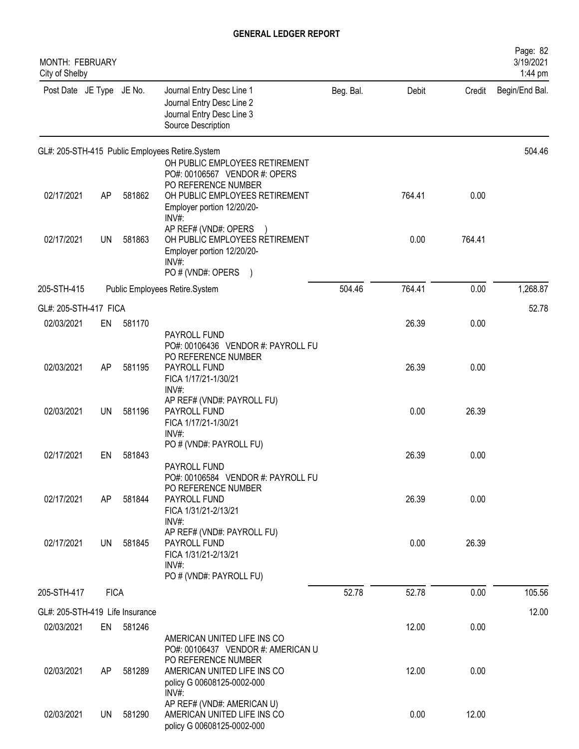# GENERAL LEDGER REPORT

MONTH: FEBRUARY
City of Shelby

| Post Date | JE Type | JE No. | Journal Entry Desc Line 1 / Journal Entry Desc Line 2 / Journal Entry Desc Line 3 / Source Description | Beg. Bal. | Debit | Credit | Begin/End Bal. |
|---|---|---|---|---|---|---|---|
| GL#: 205-STH-415 Public Employees Retire.System | | | | | | | 504.46 |
| | | | OH PUBLIC EMPLOYEES RETIREMENT<br>PO#: 00106567 VENDOR #: OPERS<br>PO REFERENCE NUMBER | | | | |
| 02/17/2021 | AP | 581862 | OH PUBLIC EMPLOYEES RETIREMENT<br>Employer portion 12/20/20-<br>INV#:<br>AP REF# (VND#: OPERS ) | | 764.41 | 0.00 | |
| 02/17/2021 | UN | 581863 | OH PUBLIC EMPLOYEES RETIREMENT<br>Employer portion 12/20/20-<br>INV#:<br>PO # (VND#: OPERS ) | | 0.00 | 764.41 | |
| 205-STH-415 | | | Public Employees Retire.System | 504.46 | 764.41 | 0.00 | 1,268.87 |
| GL#: 205-STH-417 FICA | | | | | | | 52.78 |
| 02/03/2021 | EN | 581170 | PAYROLL FUND<br>PO#: 00106436 VENDOR #: PAYROLL FU<br>PO REFERENCE NUMBER | | 26.39 | 0.00 | |
| 02/03/2021 | AP | 581195 | PAYROLL FUND<br>FICA 1/17/21-1/30/21<br>INV#:<br>AP REF# (VND#: PAYROLL FU) | | 26.39 | 0.00 | |
| 02/03/2021 | UN | 581196 | PAYROLL FUND<br>FICA 1/17/21-1/30/21<br>INV#:<br>PO # (VND#: PAYROLL FU) | | 0.00 | 26.39 | |
| 02/17/2021 | EN | 581843 | PAYROLL FUND<br>PO#: 00106584 VENDOR #: PAYROLL FU<br>PO REFERENCE NUMBER | | 26.39 | 0.00 | |
| 02/17/2021 | AP | 581844 | PAYROLL FUND<br>FICA 1/31/21-2/13/21<br>INV#:<br>AP REF# (VND#: PAYROLL FU) | | 26.39 | 0.00 | |
| 02/17/2021 | UN | 581845 | PAYROLL FUND<br>FICA 1/31/21-2/13/21<br>INV#:<br>PO # (VND#: PAYROLL FU) | | 0.00 | 26.39 | |
| 205-STH-417 | FICA | | | 52.78 | 52.78 | 0.00 | 105.56 |
| GL#: 205-STH-419 Life Insurance | | | | | | | 12.00 |
| 02/03/2021 | EN | 581246 | AMERICAN UNITED LIFE INS CO<br>PO#: 00106437 VENDOR #: AMERICAN U<br>PO REFERENCE NUMBER | | 12.00 | 0.00 | |
| 02/03/2021 | AP | 581289 | AMERICAN UNITED LIFE INS CO<br>policy G 00608125-0002-000<br>INV#:<br>AP REF# (VND#: AMERICAN U) | | 12.00 | 0.00 | |
| 02/03/2021 | UN | 581290 | AMERICAN UNITED LIFE INS CO<br>policy G 00608125-0002-000 | | 0.00 | 12.00 | |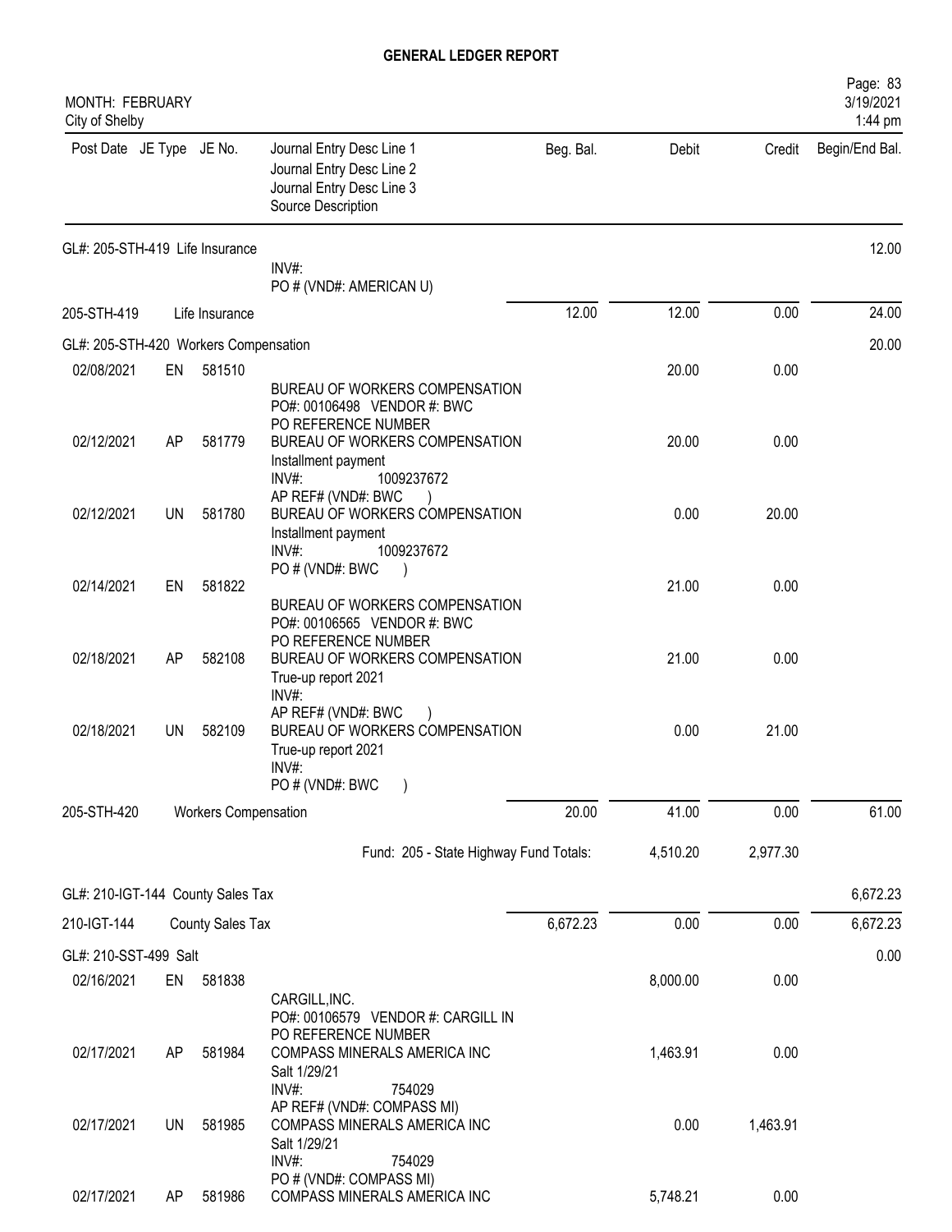# GENERAL LEDGER REPORT

MONTH: FEBRUARY
City of Shelby

| Post Date | JE Type | JE No. | Journal Entry Desc Line 1 / Journal Entry Desc Line 2 / Journal Entry Desc Line 3 / Source Description | Beg. Bal. | Debit | Credit | Begin/End Bal. |
|---|---|---|---|---|---|---|---|
| GL#: 205-STH-419 Life Insurance | | | | | | | 12.00 |
| | | | INV#: PO # (VND#: AMERICAN U) | | | | |
| 205-STH-419 | | Life Insurance | | 12.00 | 12.00 | 0.00 | 24.00 |
| GL#: 205-STH-420 Workers Compensation | | | | | | | 20.00 |
| 02/08/2021 | EN | 581510 | BUREAU OF WORKERS COMPENSATION PO#: 00106498 VENDOR #: BWC PO REFERENCE NUMBER | | 20.00 | 0.00 | |
| 02/12/2021 | AP | 581779 | BUREAU OF WORKERS COMPENSATION Installment payment INV#: 1009237672 AP REF# (VND#: BWC ) | | 20.00 | 0.00 | |
| 02/12/2021 | UN | 581780 | BUREAU OF WORKERS COMPENSATION Installment payment INV#: 1009237672 PO # (VND#: BWC ) | | 0.00 | 20.00 | |
| 02/14/2021 | EN | 581822 | BUREAU OF WORKERS COMPENSATION PO#: 00106565 VENDOR #: BWC PO REFERENCE NUMBER | | 21.00 | 0.00 | |
| 02/18/2021 | AP | 582108 | BUREAU OF WORKERS COMPENSATION True-up report 2021 INV#: AP REF# (VND#: BWC ) | | 21.00 | 0.00 | |
| 02/18/2021 | UN | 582109 | BUREAU OF WORKERS COMPENSATION True-up report 2021 INV#: PO # (VND#: BWC ) | | 0.00 | 21.00 | |
| 205-STH-420 | | Workers Compensation | | 20.00 | 41.00 | 0.00 | 61.00 |
| | | | Fund: 205 - State Highway Fund Totals: | | 4,510.20 | 2,977.30 | |
| GL#: 210-IGT-144 County Sales Tax | | | | | | | 6,672.23 |
| 210-IGT-144 | | County Sales Tax | | 6,672.23 | 0.00 | 0.00 | 6,672.23 |
| GL#: 210-SST-499 Salt | | | | | | | 0.00 |
| 02/16/2021 | EN | 581838 | CARGILL,INC. PO#: 00106579 VENDOR #: CARGILL IN PO REFERENCE NUMBER | | 8,000.00 | 0.00 | |
| 02/17/2021 | AP | 581984 | COMPASS MINERALS AMERICA INC Salt 1/29/21 INV#: 754029 AP REF# (VND#: COMPASS MI) | | 1,463.91 | 0.00 | |
| 02/17/2021 | UN | 581985 | COMPASS MINERALS AMERICA INC Salt 1/29/21 INV#: 754029 PO # (VND#: COMPASS MI) | | 0.00 | 1,463.91 | |
| 02/17/2021 | AP | 581986 | COMPASS MINERALS AMERICA INC | | 5,748.21 | 0.00 | |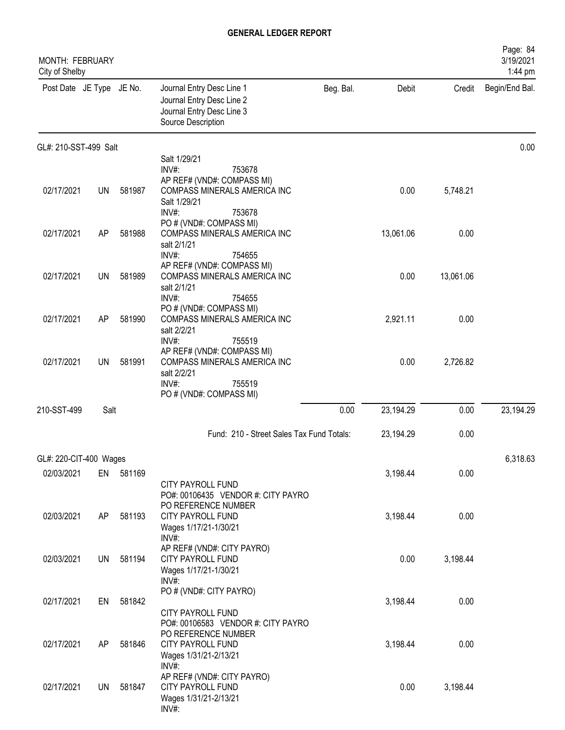# GENERAL LEDGER REPORT

MONTH: FEBRUARY
City of Shelby

| Post Date | JE Type | JE No. | Journal Entry Desc Line 1<br>Journal Entry Desc Line 2<br>Journal Entry Desc Line 3<br>Source Description | Beg. Bal. | Debit | Credit | Begin/End Bal. |
|---|---|---|---|---|---|---|---|
| **GL#: 210-SST-499 Salt** | | | | | | | 0.00 |
| | | | Salt 1/29/21<br>INV#: 753678<br>AP REF# (VND#: COMPASS MI) | | | | |
| 02/17/2021 | UN | 581987 | COMPASS MINERALS AMERICA INC<br>Salt 1/29/21<br>INV#: 753678<br>PO # (VND#: COMPASS MI) | | 0.00 | 5,748.21 | |
| 02/17/2021 | AP | 581988 | COMPASS MINERALS AMERICA INC<br>salt 2/1/21<br>INV#: 754655<br>AP REF# (VND#: COMPASS MI) | | 13,061.06 | 0.00 | |
| 02/17/2021 | UN | 581989 | COMPASS MINERALS AMERICA INC<br>salt 2/1/21<br>INV#: 754655<br>PO # (VND#: COMPASS MI) | | 0.00 | 13,061.06 | |
| 02/17/2021 | AP | 581990 | COMPASS MINERALS AMERICA INC<br>salt 2/2/21<br>INV#: 755519<br>AP REF# (VND#: COMPASS MI) | | 2,921.11 | 0.00 | |
| 02/17/2021 | UN | 581991 | COMPASS MINERALS AMERICA INC<br>salt 2/2/21<br>INV#: 755519<br>PO # (VND#: COMPASS MI) | | 0.00 | 2,726.82 | |
| 210-SST-499 | Salt | | | 0.00 | 23,194.29 | 0.00 | 23,194.29 |
| | | | Fund: 210 - Street Sales Tax Fund Totals: | | 23,194.29 | 0.00 | |
| **GL#: 220-CIT-400 Wages** | | | | | | | 6,318.63 |
| 02/03/2021 | EN | 581169 | CITY PAYROLL FUND<br>PO#: 00106435 VENDOR #: CITY PAYRO<br>PO REFERENCE NUMBER | | 3,198.44 | 0.00 | |
| 02/03/2021 | AP | 581193 | CITY PAYROLL FUND<br>Wages 1/17/21-1/30/21<br>INV#:<br>AP REF# (VND#: CITY PAYRO) | | 3,198.44 | 0.00 | |
| 02/03/2021 | UN | 581194 | CITY PAYROLL FUND<br>Wages 1/17/21-1/30/21<br>INV#:<br>PO # (VND#: CITY PAYRO) | | 0.00 | 3,198.44 | |
| 02/17/2021 | EN | 581842 | CITY PAYROLL FUND<br>PO#: 00106583 VENDOR #: CITY PAYRO<br>PO REFERENCE NUMBER | | 3,198.44 | 0.00 | |
| 02/17/2021 | AP | 581846 | CITY PAYROLL FUND<br>Wages 1/31/21-2/13/21<br>INV#:<br>AP REF# (VND#: CITY PAYRO) | | 3,198.44 | 0.00 | |
| 02/17/2021 | UN | 581847 | CITY PAYROLL FUND<br>Wages 1/31/21-2/13/21<br>INV#: | | 0.00 | 3,198.44 | |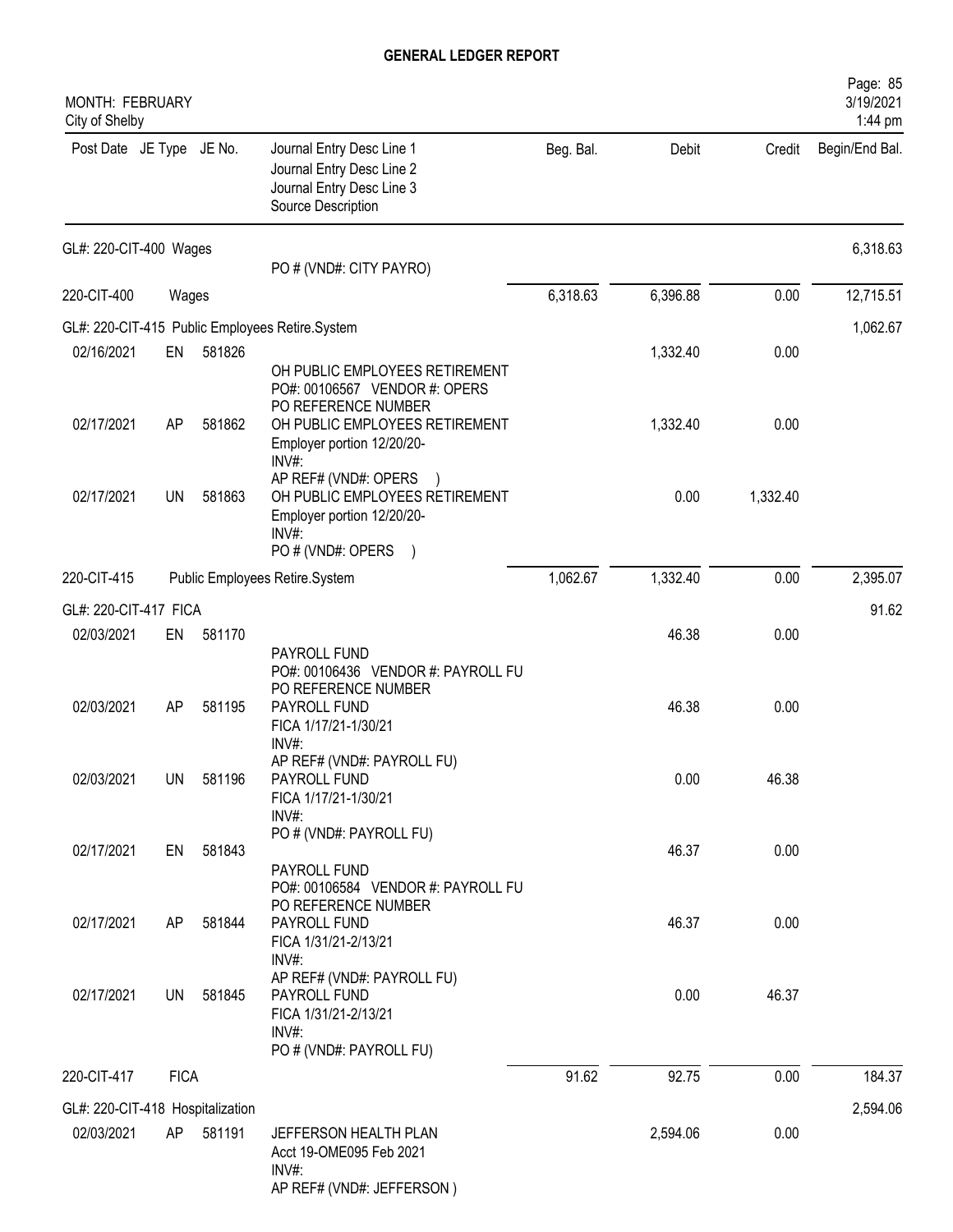# GENERAL LEDGER REPORT

MONTH: FEBRUARY
City of Shelby

| Post Date | JE Type | JE No. | Journal Entry Desc Line 1 / Journal Entry Desc Line 2 / Journal Entry Desc Line 3 / Source Description | Beg. Bal. | Debit | Credit | Begin/End Bal. |
|---|---|---|---|---|---|---|---|
| GL#: 220-CIT-400 Wages | | | PO # (VND#: CITY PAYRO) | | | | 6,318.63 |
| 220-CIT-400 | Wages | | | 6,318.63 | 6,396.88 | 0.00 | 12,715.51 |
| GL#: 220-CIT-415 Public Employees Retire.System | | | | | | | 1,062.67 |
| 02/16/2021 | EN | 581826 | OH PUBLIC EMPLOYEES RETIREMENT PO#: 00106567 VENDOR #: OPERS PO REFERENCE NUMBER | | 1,332.40 | 0.00 | |
| 02/17/2021 | AP | 581862 | OH PUBLIC EMPLOYEES RETIREMENT Employer portion 12/20/20- INV#: AP REF# (VND#: OPERS ) | | 1,332.40 | 0.00 | |
| 02/17/2021 | UN | 581863 | OH PUBLIC EMPLOYEES RETIREMENT Employer portion 12/20/20- INV#: PO # (VND#: OPERS ) | | 0.00 | 1,332.40 | |
| 220-CIT-415 | Public Employees Retire.System | | | 1,062.67 | 1,332.40 | 0.00 | 2,395.07 |
| GL#: 220-CIT-417 FICA | | | | | | | 91.62 |
| 02/03/2021 | EN | 581170 | PAYROLL FUND PO#: 00106436 VENDOR #: PAYROLL FU PO REFERENCE NUMBER | | 46.38 | 0.00 | |
| 02/03/2021 | AP | 581195 | PAYROLL FUND FICA 1/17/21-1/30/21 INV#: AP REF# (VND#: PAYROLL FU) | | 46.38 | 0.00 | |
| 02/03/2021 | UN | 581196 | PAYROLL FUND FICA 1/17/21-1/30/21 INV#: PO # (VND#: PAYROLL FU) | | 0.00 | 46.38 | |
| 02/17/2021 | EN | 581843 | PAYROLL FUND PO#: 00106584 VENDOR #: PAYROLL FU PO REFERENCE NUMBER | | 46.37 | 0.00 | |
| 02/17/2021 | AP | 581844 | PAYROLL FUND FICA 1/31/21-2/13/21 INV#: AP REF# (VND#: PAYROLL FU) | | 46.37 | 0.00 | |
| 02/17/2021 | UN | 581845 | PAYROLL FUND FICA 1/31/21-2/13/21 INV#: PO # (VND#: PAYROLL FU) | | 0.00 | 46.37 | |
| 220-CIT-417 | FICA | | | 91.62 | 92.75 | 0.00 | 184.37 |
| GL#: 220-CIT-418 Hospitalization | | | | | | | 2,594.06 |
| 02/03/2021 | AP | 581191 | JEFFERSON HEALTH PLAN Acct 19-OME095 Feb 2021 INV#: AP REF# (VND#: JEFFERSON ) | | 2,594.06 | 0.00 | |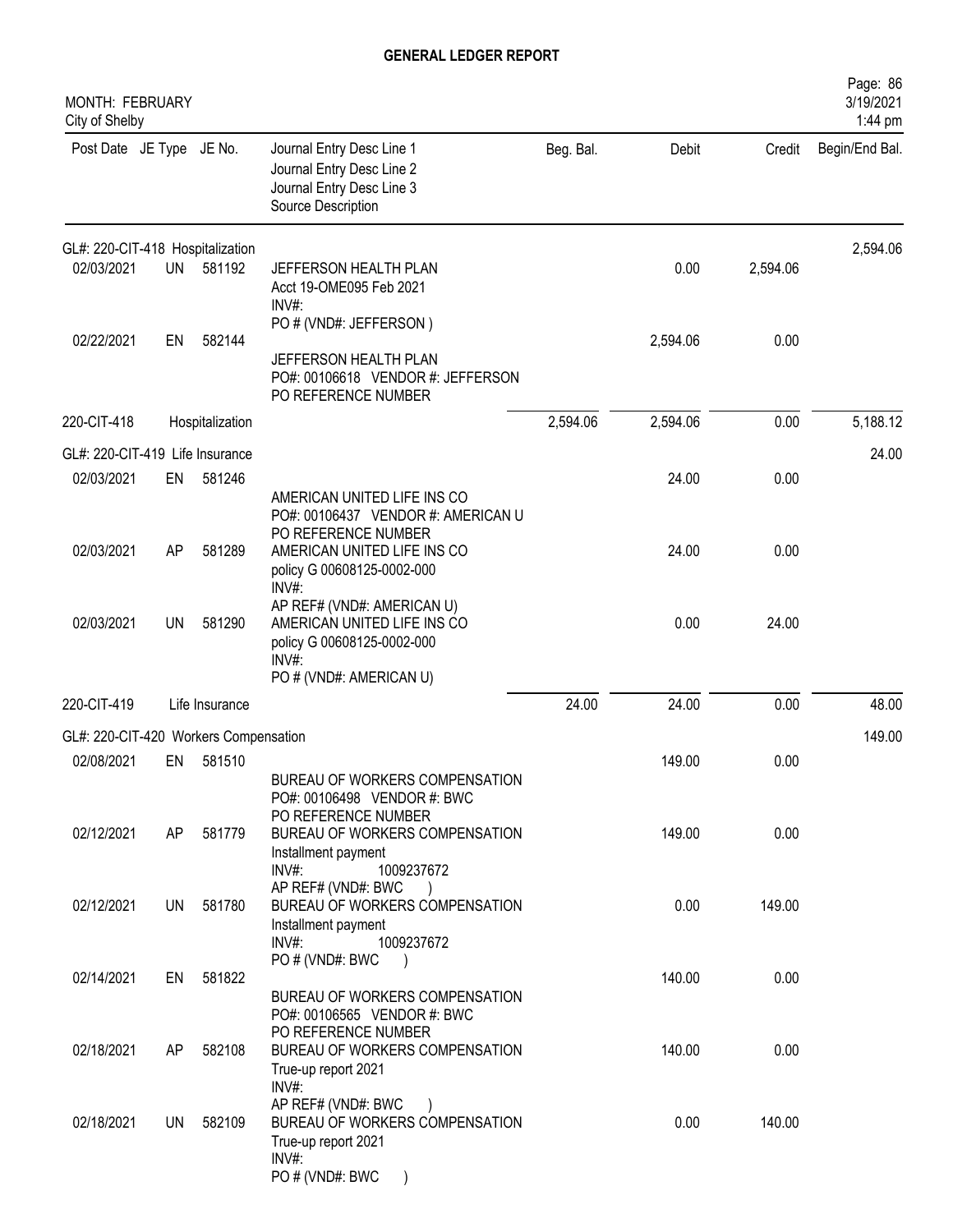# GENERAL LEDGER REPORT

MONTH: FEBRUARY
City of Shelby

| Post Date | JE Type | JE No. | Journal Entry Desc Line 1 / Journal Entry Desc Line 2 / Journal Entry Desc Line 3 / Source Description | Beg. Bal. | Debit | Credit | Begin/End Bal. |
|---|---|---|---|---|---|---|---|
| GL#: 220-CIT-418 Hospitalization | | | | | | | 2,594.06 |
| 02/03/2021 | UN | 581192 | JEFFERSON HEALTH PLAN<br>Acct 19-OME095 Feb 2021<br>INV#:<br>PO # (VND#: JEFFERSON ) | | 0.00 | 2,594.06 | |
| 02/22/2021 | EN | 582144 | JEFFERSON HEALTH PLAN<br>PO#: 00106618 VENDOR #: JEFFERSON<br>PO REFERENCE NUMBER | | 2,594.06 | 0.00 | |
| 220-CIT-418 | | Hospitalization | | 2,594.06 | 2,594.06 | 0.00 | 5,188.12 |
| GL#: 220-CIT-419 Life Insurance | | | | | | | 24.00 |
| 02/03/2021 | EN | 581246 | AMERICAN UNITED LIFE INS CO<br>PO#: 00106437 VENDOR #: AMERICAN U<br>PO REFERENCE NUMBER | | 24.00 | 0.00 | |
| 02/03/2021 | AP | 581289 | AMERICAN UNITED LIFE INS CO<br>policy G 00608125-0002-000<br>INV#:<br>AP REF# (VND#: AMERICAN U) | | 24.00 | 0.00 | |
| 02/03/2021 | UN | 581290 | AMERICAN UNITED LIFE INS CO<br>policy G 00608125-0002-000<br>INV#:<br>PO # (VND#: AMERICAN U) | | 0.00 | 24.00 | |
| 220-CIT-419 | | Life Insurance | | 24.00 | 24.00 | 0.00 | 48.00 |
| GL#: 220-CIT-420 Workers Compensation | | | | | | | 149.00 |
| 02/08/2021 | EN | 581510 | BUREAU OF WORKERS COMPENSATION<br>PO#: 00106498 VENDOR #: BWC<br>PO REFERENCE NUMBER | | 149.00 | 0.00 | |
| 02/12/2021 | AP | 581779 | BUREAU OF WORKERS COMPENSATION<br>Installment payment<br>INV#: 1009237672<br>AP REF# (VND#: BWC ) | | 149.00 | 0.00 | |
| 02/12/2021 | UN | 581780 | BUREAU OF WORKERS COMPENSATION<br>Installment payment<br>INV#: 1009237672<br>PO # (VND#: BWC ) | | 0.00 | 149.00 | |
| 02/14/2021 | EN | 581822 | BUREAU OF WORKERS COMPENSATION<br>PO#: 00106565 VENDOR #: BWC<br>PO REFERENCE NUMBER | | 140.00 | 0.00 | |
| 02/18/2021 | AP | 582108 | BUREAU OF WORKERS COMPENSATION<br>True-up report 2021<br>INV#:<br>AP REF# (VND#: BWC ) | | 140.00 | 0.00 | |
| 02/18/2021 | UN | 582109 | BUREAU OF WORKERS COMPENSATION<br>True-up report 2021<br>INV#:<br>PO # (VND#: BWC ) | | 0.00 | 140.00 | |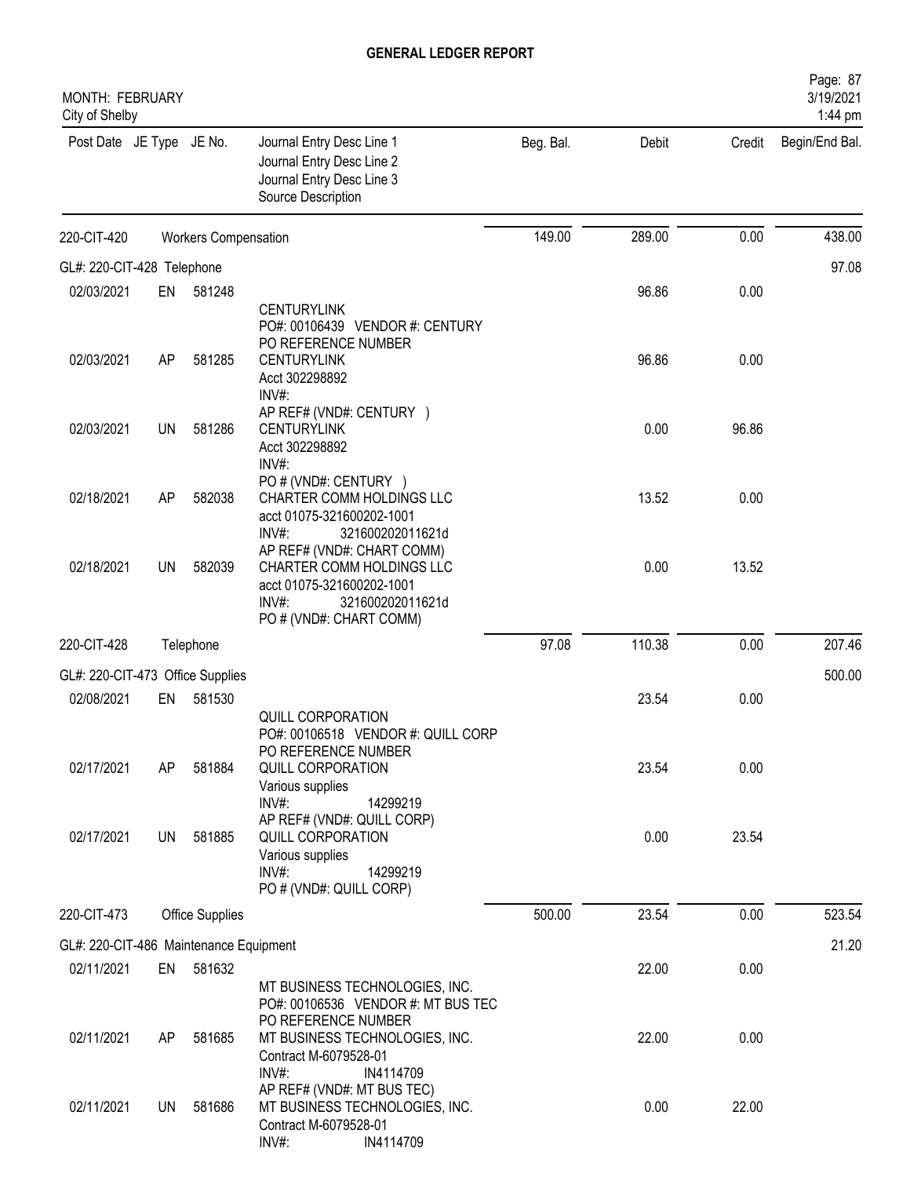## GENERAL LEDGER REPORT

MONTH: FEBRUARY
City of Shelby

| Post Date | JE Type | JE No. | Journal Entry Desc Line 1 / Journal Entry Desc Line 2 / Journal Entry Desc Line 3 / Source Description | Beg. Bal. | Debit | Credit | Begin/End Bal. |
|---|---|---|---|---|---|---|---|
| 220-CIT-420 | | | Workers Compensation | 149.00 | 289.00 | 0.00 | 438.00 |
| GL#: 220-CIT-428 Telephone | | | | | | | 97.08 |
| 02/03/2021 | EN | 581248 | CENTURYLINK<br>PO#: 00106439 VENDOR #: CENTURY<br>PO REFERENCE NUMBER | | 96.86 | 0.00 | |
| 02/03/2021 | AP | 581285 | CENTURYLINK<br>Acct 302298892<br>INV#:<br>AP REF# (VND#: CENTURY ) | | 96.86 | 0.00 | |
| 02/03/2021 | UN | 581286 | CENTURYLINK<br>Acct 302298892<br>INV#:<br>PO # (VND#: CENTURY ) | | 0.00 | 96.86 | |
| 02/18/2021 | AP | 582038 | CHARTER COMM HOLDINGS LLC<br>acct 01075-321600202-1001<br>INV#: 321600202011621d<br>AP REF# (VND#: CHART COMM) | | 13.52 | 0.00 | |
| 02/18/2021 | UN | 582039 | CHARTER COMM HOLDINGS LLC<br>acct 01075-321600202-1001<br>INV#: 321600202011621d<br>PO # (VND#: CHART COMM) | | 0.00 | 13.52 | |
| 220-CIT-428 | | | Telephone | 97.08 | 110.38 | 0.00 | 207.46 |
| GL#: 220-CIT-473 Office Supplies | | | | | | | 500.00 |
| 02/08/2021 | EN | 581530 | QUILL CORPORATION<br>PO#: 00106518 VENDOR #: QUILL CORP<br>PO REFERENCE NUMBER | | 23.54 | 0.00 | |
| 02/17/2021 | AP | 581884 | QUILL CORPORATION<br>Various supplies<br>INV#: 14299219<br>AP REF# (VND#: QUILL CORP) | | 23.54 | 0.00 | |
| 02/17/2021 | UN | 581885 | QUILL CORPORATION<br>Various supplies<br>INV#: 14299219<br>PO # (VND#: QUILL CORP) | | 0.00 | 23.54 | |
| 220-CIT-473 | | | Office Supplies | 500.00 | 23.54 | 0.00 | 523.54 |
| GL#: 220-CIT-486 Maintenance Equipment | | | | | | | 21.20 |
| 02/11/2021 | EN | 581632 | MT BUSINESS TECHNOLOGIES, INC.<br>PO#: 00106536 VENDOR #: MT BUS TEC<br>PO REFERENCE NUMBER | | 22.00 | 0.00 | |
| 02/11/2021 | AP | 581685 | MT BUSINESS TECHNOLOGIES, INC.<br>Contract M-6079528-01<br>INV#: IN4114709<br>AP REF# (VND#: MT BUS TEC) | | 22.00 | 0.00 | |
| 02/11/2021 | UN | 581686 | MT BUSINESS TECHNOLOGIES, INC.<br>Contract M-6079528-01<br>INV#: IN4114709 | | 0.00 | 22.00 | |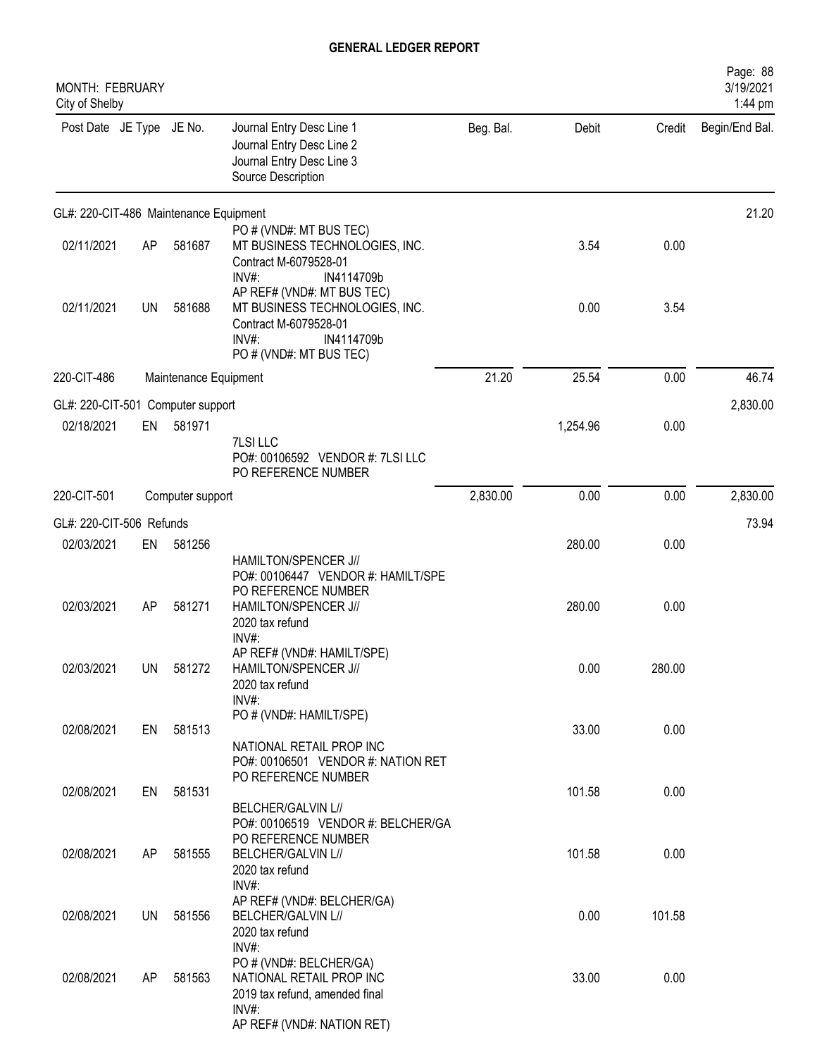# GENERAL LEDGER REPORT

MONTH: FEBRUARY
City of Shelby

| Post Date | JE Type | JE No. | Journal Entry Desc Line 1 / Journal Entry Desc Line 2 / Journal Entry Desc Line 3 / Source Description | Beg. Bal. | Debit | Credit | Begin/End Bal. |
|---|---|---|---|---|---|---|---|
| GL#: 220-CIT-486 Maintenance Equipment | | | | | | | 21.20 |
| | | | PO # (VND#: MT BUS TEC) | | | | |
| 02/11/2021 | AP | 581687 | MT BUSINESS TECHNOLOGIES, INC. / Contract M-6079528-01 / INV#: IN4114709b / AP REF# (VND#: MT BUS TEC) | | 3.54 | 0.00 | |
| 02/11/2021 | UN | 581688 | MT BUSINESS TECHNOLOGIES, INC. / Contract M-6079528-01 / INV#: IN4114709b / PO # (VND#: MT BUS TEC) | | 0.00 | 3.54 | |
| 220-CIT-486 | | Maintenance Equipment | | 21.20 | 25.54 | 0.00 | 46.74 |
| GL#: 220-CIT-501 Computer support | | | | | | | 2,830.00 |
| 02/18/2021 | EN | 581971 | 7LSI LLC / PO#: 00106592 VENDOR #: 7LSI LLC / PO REFERENCE NUMBER | | 1,254.96 | 0.00 | |
| 220-CIT-501 | | Computer support | | 2,830.00 | 0.00 | 0.00 | 2,830.00 |
| GL#: 220-CIT-506 Refunds | | | | | | | 73.94 |
| 02/03/2021 | EN | 581256 | HAMILTON/SPENCER J// / PO#: 00106447 VENDOR #: HAMILT/SPE / PO REFERENCE NUMBER | | 280.00 | 0.00 | |
| 02/03/2021 | AP | 581271 | HAMILTON/SPENCER J// / 2020 tax refund / INV#: / AP REF# (VND#: HAMILT/SPE) | | 280.00 | 0.00 | |
| 02/03/2021 | UN | 581272 | HAMILTON/SPENCER J// / 2020 tax refund / INV#: / PO # (VND#: HAMILT/SPE) | | 0.00 | 280.00 | |
| 02/08/2021 | EN | 581513 | NATIONAL RETAIL PROP INC / PO#: 00106501 VENDOR #: NATION RET / PO REFERENCE NUMBER | | 33.00 | 0.00 | |
| 02/08/2021 | EN | 581531 | BELCHER/GALVIN L// / PO#: 00106519 VENDOR #: BELCHER/GA / PO REFERENCE NUMBER | | 101.58 | 0.00 | |
| 02/08/2021 | AP | 581555 | BELCHER/GALVIN L// / 2020 tax refund / INV#: / AP REF# (VND#: BELCHER/GA) | | 101.58 | 0.00 | |
| 02/08/2021 | UN | 581556 | BELCHER/GALVIN L// / 2020 tax refund / INV#: / PO # (VND#: BELCHER/GA) | | 0.00 | 101.58 | |
| 02/08/2021 | AP | 581563 | NATIONAL RETAIL PROP INC / 2019 tax refund, amended final / INV#: / AP REF# (VND#: NATION RET) | | 33.00 | 0.00 | |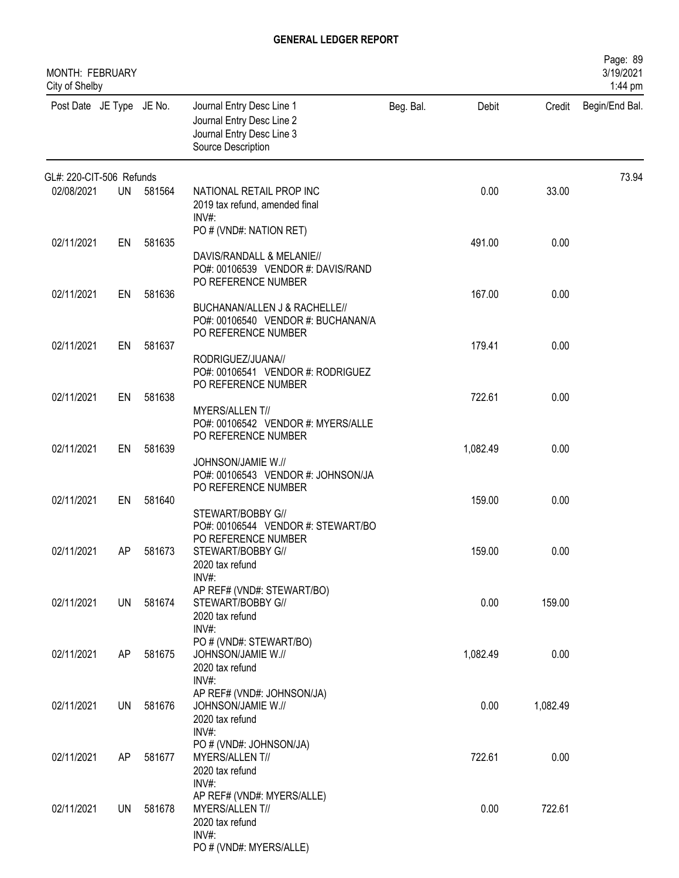# GENERAL LEDGER REPORT

MONTH: FEBRUARY
City of Shelby

| Post Date | JE Type | JE No. | Journal Entry Desc Line 1<br>Journal Entry Desc Line 2<br>Journal Entry Desc Line 3<br>Source Description | Beg. Bal. | Debit | Credit | Begin/End Bal. |
|---|---|---|---|---|---|---|---|
| GL#: 220-CIT-506 Refunds | | | | | | | 73.94 |
| 02/08/2021 | UN | 581564 | NATIONAL RETAIL PROP INC<br>2019 tax refund, amended final<br>INV#:<br>PO # (VND#: NATION RET) | | 0.00 | 33.00 | |
| 02/11/2021 | EN | 581635 | DAVIS/RANDALL & MELANIE//<br>PO#: 00106539 VENDOR #: DAVIS/RAND<br>PO REFERENCE NUMBER | | 491.00 | 0.00 | |
| 02/11/2021 | EN | 581636 | BUCHANAN/ALLEN J & RACHELLE//<br>PO#: 00106540 VENDOR #: BUCHANAN/A<br>PO REFERENCE NUMBER | | 167.00 | 0.00 | |
| 02/11/2021 | EN | 581637 | RODRIGUEZ/JUANA//<br>PO#: 00106541 VENDOR #: RODRIGUEZ<br>PO REFERENCE NUMBER | | 179.41 | 0.00 | |
| 02/11/2021 | EN | 581638 | MYERS/ALLEN T//<br>PO#: 00106542 VENDOR #: MYERS/ALLE<br>PO REFERENCE NUMBER | | 722.61 | 0.00 | |
| 02/11/2021 | EN | 581639 | JOHNSON/JAMIE W.//<br>PO#: 00106543 VENDOR #: JOHNSON/JA<br>PO REFERENCE NUMBER | | 1,082.49 | 0.00 | |
| 02/11/2021 | EN | 581640 | STEWART/BOBBY G//<br>PO#: 00106544 VENDOR #: STEWART/BO<br>PO REFERENCE NUMBER | | 159.00 | 0.00 | |
| 02/11/2021 | AP | 581673 | STEWART/BOBBY G//<br>2020 tax refund<br>INV#:<br>AP REF# (VND#: STEWART/BO) | | 159.00 | 0.00 | |
| 02/11/2021 | UN | 581674 | STEWART/BOBBY G//<br>2020 tax refund<br>INV#:<br>PO # (VND#: STEWART/BO) | | 0.00 | 159.00 | |
| 02/11/2021 | AP | 581675 | JOHNSON/JAMIE W.//<br>2020 tax refund<br>INV#:<br>AP REF# (VND#: JOHNSON/JA) | | 1,082.49 | 0.00 | |
| 02/11/2021 | UN | 581676 | JOHNSON/JAMIE W.//<br>2020 tax refund<br>INV#:<br>PO # (VND#: JOHNSON/JA) | | 0.00 | 1,082.49 | |
| 02/11/2021 | AP | 581677 | MYERS/ALLEN T//<br>2020 tax refund<br>INV#:<br>AP REF# (VND#: MYERS/ALLE) | | 722.61 | 0.00 | |
| 02/11/2021 | UN | 581678 | MYERS/ALLEN T//<br>2020 tax refund<br>INV#:<br>PO # (VND#: MYERS/ALLE) | | 0.00 | 722.61 | |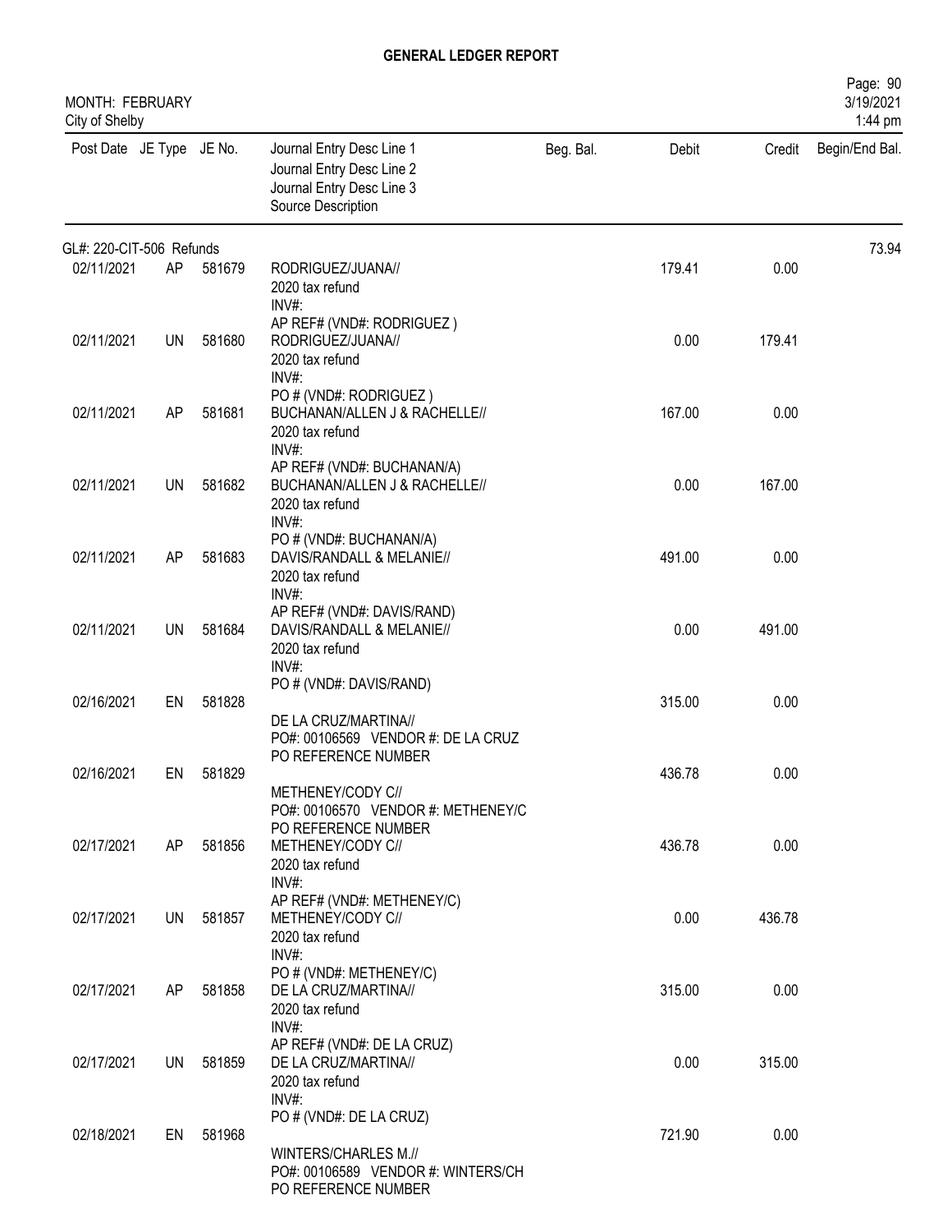# GENERAL LEDGER REPORT

MONTH: FEBRUARY
City of Shelby

Page: 90
3/19/2021
1:44 pm

| Post Date | JE Type | JE No. | Journal Entry Desc Line 1 / Journal Entry Desc Line 2 / Journal Entry Desc Line 3 / Source Description | Beg. Bal. | Debit | Credit | Begin/End Bal. |
|---|---|---|---|---|---|---|---|
| GL#: 220-CIT-506 Refunds | | | | | | | 73.94 |
| 02/11/2021 | AP | 581679 | RODRIGUEZ/JUANA// 2020 tax refund INV#: AP REF# (VND#: RODRIGUEZ ) | | 179.41 | 0.00 | |
| 02/11/2021 | UN | 581680 | RODRIGUEZ/JUANA// 2020 tax refund INV#: PO # (VND#: RODRIGUEZ ) | | 0.00 | 179.41 | |
| 02/11/2021 | AP | 581681 | BUCHANAN/ALLEN J & RACHELLE// 2020 tax refund INV#: AP REF# (VND#: BUCHANAN/A) | | 167.00 | 0.00 | |
| 02/11/2021 | UN | 581682 | BUCHANAN/ALLEN J & RACHELLE// 2020 tax refund INV#: PO # (VND#: BUCHANAN/A) | | 0.00 | 167.00 | |
| 02/11/2021 | AP | 581683 | DAVIS/RANDALL & MELANIE// 2020 tax refund INV#: AP REF# (VND#: DAVIS/RAND) | | 491.00 | 0.00 | |
| 02/11/2021 | UN | 581684 | DAVIS/RANDALL & MELANIE// 2020 tax refund INV#: PO # (VND#: DAVIS/RAND) | | 0.00 | 491.00 | |
| 02/16/2021 | EN | 581828 | DE LA CRUZ/MARTINA// PO#: 00106569 VENDOR #: DE LA CRUZ PO REFERENCE NUMBER | | 315.00 | 0.00 | |
| 02/16/2021 | EN | 581829 | METHENEY/CODY C// PO#: 00106570 VENDOR #: METHENEY/C PO REFERENCE NUMBER | | 436.78 | 0.00 | |
| 02/17/2021 | AP | 581856 | METHENEY/CODY C// 2020 tax refund INV#: AP REF# (VND#: METHENEY/C) | | 436.78 | 0.00 | |
| 02/17/2021 | UN | 581857 | METHENEY/CODY C// 2020 tax refund INV#: PO # (VND#: METHENEY/C) | | 0.00 | 436.78 | |
| 02/17/2021 | AP | 581858 | DE LA CRUZ/MARTINA// 2020 tax refund INV#: AP REF# (VND#: DE LA CRUZ) | | 315.00 | 0.00 | |
| 02/17/2021 | UN | 581859 | DE LA CRUZ/MARTINA// 2020 tax refund INV#: PO # (VND#: DE LA CRUZ) | | 0.00 | 315.00 | |
| 02/18/2021 | EN | 581968 | WINTERS/CHARLES M.// PO#: 00106589 VENDOR #: WINTERS/CH PO REFERENCE NUMBER | | 721.90 | 0.00 | |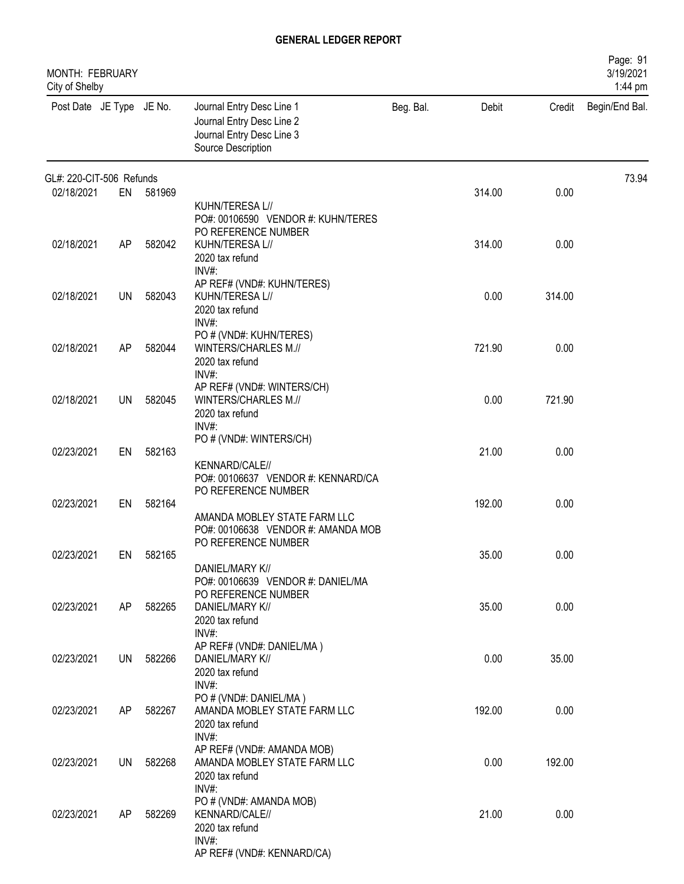# GENERAL LEDGER REPORT

MONTH: FEBRUARY
City of Shelby

Page: 91
3/19/2021
1:44 pm

| Post Date | JE Type | JE No. | Journal Entry Desc Line 1 / Journal Entry Desc Line 2 / Journal Entry Desc Line 3 / Source Description | Beg. Bal. | Debit | Credit | Begin/End Bal. |
|---|---|---|---|---|---|---|---|
| GL#: 220-CIT-506 Refunds | | | | | | | 73.94 |
| 02/18/2021 | EN | 581969 | KUHN/TERESA L// PO#: 00106590 VENDOR #: KUHN/TERES PO REFERENCE NUMBER | | 314.00 | 0.00 | |
| 02/18/2021 | AP | 582042 | KUHN/TERESA L// 2020 tax refund INV#: AP REF# (VND#: KUHN/TERES) | | 314.00 | 0.00 | |
| 02/18/2021 | UN | 582043 | KUHN/TERESA L// 2020 tax refund INV#: PO # (VND#: KUHN/TERES) | | 0.00 | 314.00 | |
| 02/18/2021 | AP | 582044 | WINTERS/CHARLES M.// 2020 tax refund INV#: AP REF# (VND#: WINTERS/CH) | | 721.90 | 0.00 | |
| 02/18/2021 | UN | 582045 | WINTERS/CHARLES M.// 2020 tax refund INV#: PO # (VND#: WINTERS/CH) | | 0.00 | 721.90 | |
| 02/23/2021 | EN | 582163 | KENNARD/CALE// PO#: 00106637 VENDOR #: KENNARD/CA PO REFERENCE NUMBER | | 21.00 | 0.00 | |
| 02/23/2021 | EN | 582164 | AMANDA MOBLEY STATE FARM LLC PO#: 00106638 VENDOR #: AMANDA MOB PO REFERENCE NUMBER | | 192.00 | 0.00 | |
| 02/23/2021 | EN | 582165 | DANIEL/MARY K// PO#: 00106639 VENDOR #: DANIEL/MA PO REFERENCE NUMBER | | 35.00 | 0.00 | |
| 02/23/2021 | AP | 582265 | DANIEL/MARY K// 2020 tax refund INV#: AP REF# (VND#: DANIEL/MA ) | | 35.00 | 0.00 | |
| 02/23/2021 | UN | 582266 | DANIEL/MARY K// 2020 tax refund INV#: PO # (VND#: DANIEL/MA ) | | 0.00 | 35.00 | |
| 02/23/2021 | AP | 582267 | AMANDA MOBLEY STATE FARM LLC 2020 tax refund INV#: AP REF# (VND#: AMANDA MOB) | | 192.00 | 0.00 | |
| 02/23/2021 | UN | 582268 | AMANDA MOBLEY STATE FARM LLC 2020 tax refund INV#: PO # (VND#: AMANDA MOB) | | 0.00 | 192.00 | |
| 02/23/2021 | AP | 582269 | KENNARD/CALE// 2020 tax refund INV#: AP REF# (VND#: KENNARD/CA) | | 21.00 | 0.00 | |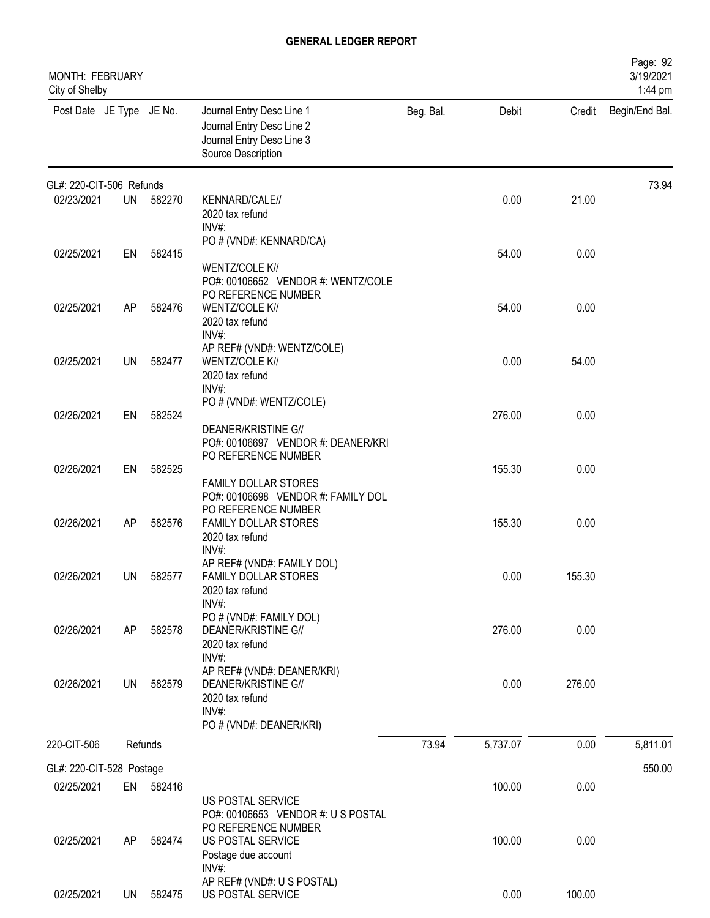# GENERAL LEDGER REPORT

MONTH: FEBRUARY
City of Shelby

| Post Date | JE Type | JE No. | Journal Entry Desc Line 1 / Journal Entry Desc Line 2 / Journal Entry Desc Line 3 / Source Description | Beg. Bal. | Debit | Credit | Begin/End Bal. |
|---|---|---|---|---|---|---|---|
| GL#: 220-CIT-506 Refunds | | | | | | | 73.94 |
| 02/23/2021 | UN | 582270 | KENNARD/CALE// 2020 tax refund INV#: PO # (VND#: KENNARD/CA) | | 0.00 | 21.00 | |
| 02/25/2021 | EN | 582415 | WENTZ/COLE K// PO#: 00106652 VENDOR #: WENTZ/COLE PO REFERENCE NUMBER | | 54.00 | 0.00 | |
| 02/25/2021 | AP | 582476 | WENTZ/COLE K// 2020 tax refund INV#: AP REF# (VND#: WENTZ/COLE) | | 54.00 | 0.00 | |
| 02/25/2021 | UN | 582477 | WENTZ/COLE K// 2020 tax refund INV#: PO # (VND#: WENTZ/COLE) | | 0.00 | 54.00 | |
| 02/26/2021 | EN | 582524 | DEANER/KRISTINE G// PO#: 00106697 VENDOR #: DEANER/KRI PO REFERENCE NUMBER | | 276.00 | 0.00 | |
| 02/26/2021 | EN | 582525 | FAMILY DOLLAR STORES PO#: 00106698 VENDOR #: FAMILY DOL PO REFERENCE NUMBER | | 155.30 | 0.00 | |
| 02/26/2021 | AP | 582576 | FAMILY DOLLAR STORES 2020 tax refund INV#: AP REF# (VND#: FAMILY DOL) | | 155.30 | 0.00 | |
| 02/26/2021 | UN | 582577 | FAMILY DOLLAR STORES 2020 tax refund INV#: PO # (VND#: FAMILY DOL) | | 0.00 | 155.30 | |
| 02/26/2021 | AP | 582578 | DEANER/KRISTINE G// 2020 tax refund INV#: AP REF# (VND#: DEANER/KRI) | | 276.00 | 0.00 | |
| 02/26/2021 | UN | 582579 | DEANER/KRISTINE G// 2020 tax refund INV#: PO # (VND#: DEANER/KRI) | | 0.00 | 276.00 | |
| 220-CIT-506 | | Refunds | | 73.94 | 5,737.07 | 0.00 | 5,811.01 |
| GL#: 220-CIT-528 Postage | | | | | | | 550.00 |
| 02/25/2021 | EN | 582416 | US POSTAL SERVICE PO#: 00106653 VENDOR #: U S POSTAL PO REFERENCE NUMBER | | 100.00 | 0.00 | |
| 02/25/2021 | AP | 582474 | US POSTAL SERVICE Postage due account INV#: AP REF# (VND#: U S POSTAL) | | 100.00 | 0.00 | |
| 02/25/2021 | UN | 582475 | US POSTAL SERVICE | | 0.00 | 100.00 | |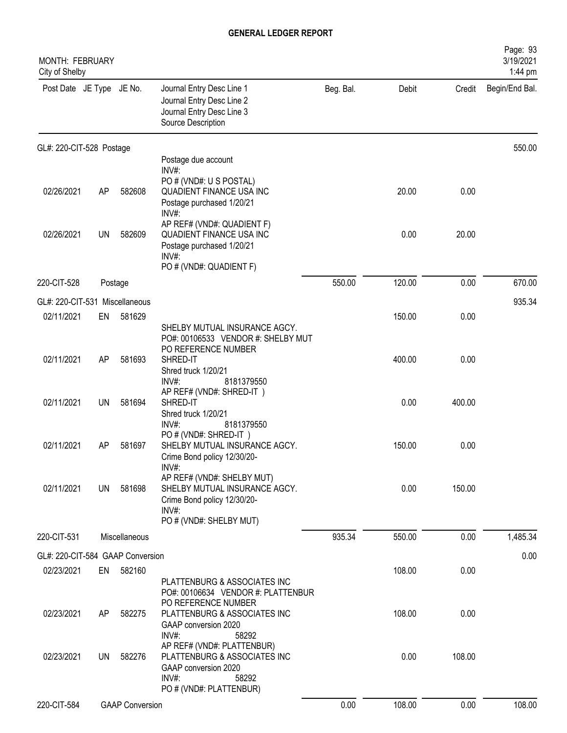# GENERAL LEDGER REPORT

MONTH: FEBRUARY
City of Shelby

| Post Date | JE Type | JE No. | Journal Entry Desc Line 1 / Journal Entry Desc Line 2 / Journal Entry Desc Line 3 / Source Description | Beg. Bal. | Debit | Credit | Begin/End Bal. |
|---|---|---|---|---|---|---|---|
| GL#: 220-CIT-528 Postage | | | | | | | 550.00 |
| | | | Postage due account<br>INV#:<br>PO # (VND#: U S POSTAL) | | | | |
| 02/26/2021 | AP | 582608 | QUADIENT FINANCE USA INC<br>Postage purchased 1/20/21<br>INV#:<br>AP REF# (VND#: QUADIENT F) | | 20.00 | 0.00 | |
| 02/26/2021 | UN | 582609 | QUADIENT FINANCE USA INC<br>Postage purchased 1/20/21<br>INV#:<br>PO # (VND#: QUADIENT F) | | 0.00 | 20.00 | |
| 220-CIT-528 | | Postage | | 550.00 | 120.00 | 0.00 | 670.00 |
| GL#: 220-CIT-531 Miscellaneous | | | | | | | 935.34 |
| 02/11/2021 | EN | 581629 | SHELBY MUTUAL INSURANCE AGCY.<br>PO#: 00106533 VENDOR #: SHELBY MUT<br>PO REFERENCE NUMBER | | 150.00 | 0.00 | |
| 02/11/2021 | AP | 581693 | SHRED-IT<br>Shred truck 1/20/21<br>INV#: 8181379550<br>AP REF# (VND#: SHRED-IT ) | | 400.00 | 0.00 | |
| 02/11/2021 | UN | 581694 | SHRED-IT<br>Shred truck 1/20/21<br>INV#: 8181379550<br>PO # (VND#: SHRED-IT ) | | 0.00 | 400.00 | |
| 02/11/2021 | AP | 581697 | SHELBY MUTUAL INSURANCE AGCY.<br>Crime Bond policy 12/30/20-<br>INV#:<br>AP REF# (VND#: SHELBY MUT) | | 150.00 | 0.00 | |
| 02/11/2021 | UN | 581698 | SHELBY MUTUAL INSURANCE AGCY.<br>Crime Bond policy 12/30/20-<br>INV#:<br>PO # (VND#: SHELBY MUT) | | 0.00 | 150.00 | |
| 220-CIT-531 | | Miscellaneous | | 935.34 | 550.00 | 0.00 | 1,485.34 |
| GL#: 220-CIT-584 GAAP Conversion | | | | | | | 0.00 |
| 02/23/2021 | EN | 582160 | PLATTENBURG & ASSOCIATES INC<br>PO#: 00106634 VENDOR #: PLATTENBUR<br>PO REFERENCE NUMBER | | 108.00 | 0.00 | |
| 02/23/2021 | AP | 582275 | PLATTENBURG & ASSOCIATES INC<br>GAAP conversion 2020<br>INV#: 58292<br>AP REF# (VND#: PLATTENBUR) | | 108.00 | 0.00 | |
| 02/23/2021 | UN | 582276 | PLATTENBURG & ASSOCIATES INC<br>GAAP conversion 2020<br>INV#: 58292<br>PO # (VND#: PLATTENBUR) | | 0.00 | 108.00 | |
| 220-CIT-584 | | GAAP Conversion | | 0.00 | 108.00 | 0.00 | 108.00 |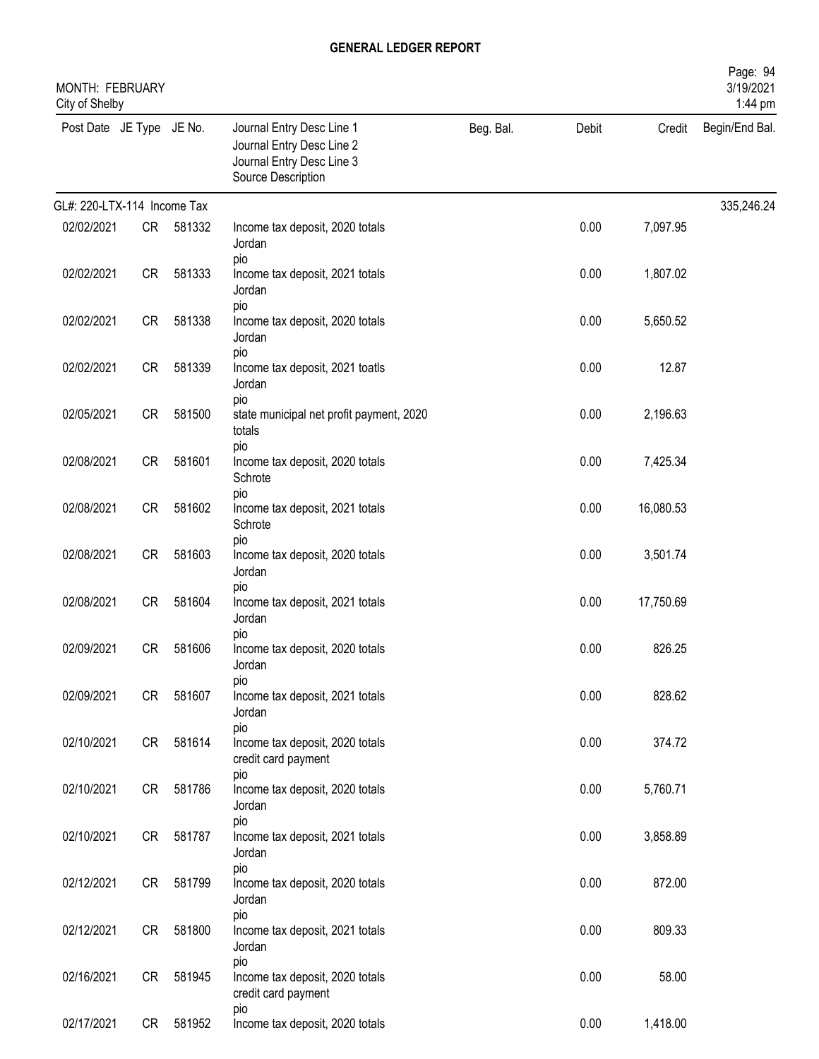# GENERAL LEDGER REPORT

MONTH: FEBRUARY
City of Shelby

| Post Date | JE Type | JE No. | Journal Entry Desc Line 1 / Journal Entry Desc Line 2 / Journal Entry Desc Line 3 / Source Description | Beg. Bal. | Debit | Credit | Begin/End Bal. |
|---|---|---|---|---|---|---|---|
| GL#: 220-LTX-114 Income Tax | | | | | | | 335,246.24 |
| 02/02/2021 | CR | 581332 | Income tax deposit, 2020 totals<br>Jordan<br>pio | | 0.00 | 7,097.95 | |
| 02/02/2021 | CR | 581333 | Income tax deposit, 2021 totals<br>Jordan<br>pio | | 0.00 | 1,807.02 | |
| 02/02/2021 | CR | 581338 | Income tax deposit, 2020 totals<br>Jordan<br>pio | | 0.00 | 5,650.52 | |
| 02/02/2021 | CR | 581339 | Income tax deposit, 2021 toatls<br>Jordan<br>pio | | 0.00 | 12.87 | |
| 02/05/2021 | CR | 581500 | state municipal net profit payment, 2020 totals<br>pio | | 0.00 | 2,196.63 | |
| 02/08/2021 | CR | 581601 | Income tax deposit, 2020 totals<br>Schrote<br>pio | | 0.00 | 7,425.34 | |
| 02/08/2021 | CR | 581602 | Income tax deposit, 2021 totals<br>Schrote<br>pio | | 0.00 | 16,080.53 | |
| 02/08/2021 | CR | 581603 | Income tax deposit, 2020 totals<br>Jordan<br>pio | | 0.00 | 3,501.74 | |
| 02/08/2021 | CR | 581604 | Income tax deposit, 2021 totals<br>Jordan<br>pio | | 0.00 | 17,750.69 | |
| 02/09/2021 | CR | 581606 | Income tax deposit, 2020 totals<br>Jordan<br>pio | | 0.00 | 826.25 | |
| 02/09/2021 | CR | 581607 | Income tax deposit, 2021 totals<br>Jordan<br>pio | | 0.00 | 828.62 | |
| 02/10/2021 | CR | 581614 | Income tax deposit, 2020 totals<br>credit card payment<br>pio | | 0.00 | 374.72 | |
| 02/10/2021 | CR | 581786 | Income tax deposit, 2020 totals<br>Jordan<br>pio | | 0.00 | 5,760.71 | |
| 02/10/2021 | CR | 581787 | Income tax deposit, 2021 totals<br>Jordan<br>pio | | 0.00 | 3,858.89 | |
| 02/12/2021 | CR | 581799 | Income tax deposit, 2020 totals<br>Jordan<br>pio | | 0.00 | 872.00 | |
| 02/12/2021 | CR | 581800 | Income tax deposit, 2021 totals<br>Jordan<br>pio | | 0.00 | 809.33 | |
| 02/16/2021 | CR | 581945 | Income tax deposit, 2020 totals<br>credit card payment<br>pio | | 0.00 | 58.00 | |
| 02/17/2021 | CR | 581952 | Income tax deposit, 2020 totals | | 0.00 | 1,418.00 | |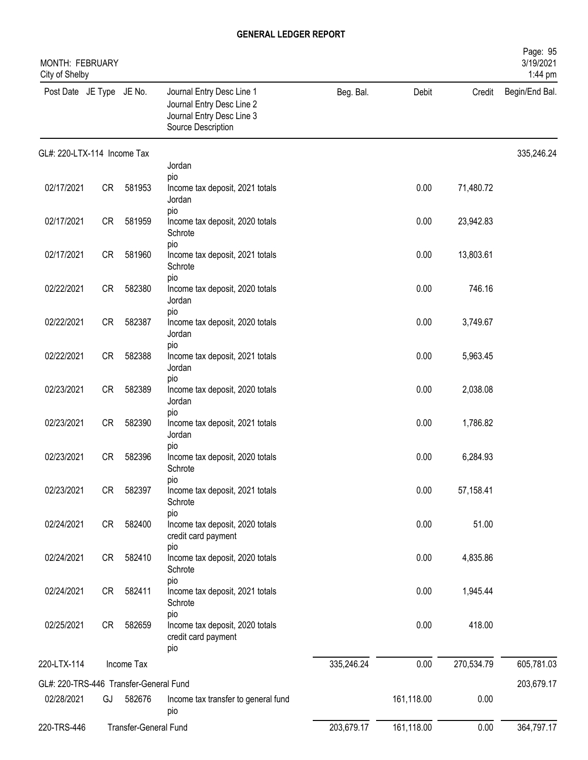# GENERAL LEDGER REPORT

MONTH: FEBRUARY
City of Shelby

| Post Date | JE Type | JE No. | Journal Entry Desc Line 1 / Journal Entry Desc Line 2 / Journal Entry Desc Line 3 / Source Description | Beg. Bal. | Debit | Credit | Begin/End Bal. |
|---|---|---|---|---|---|---|---|
| **GL#: 220-LTX-114 Income Tax** | | | | | | | 335,246.24 |
| | | | Jordan pio | | | | |
| 02/17/2021 | CR | 581953 | Income tax deposit, 2021 totals Jordan pio | | 0.00 | 71,480.72 | |
| 02/17/2021 | CR | 581959 | Income tax deposit, 2020 totals Schrote pio | | 0.00 | 23,942.83 | |
| 02/17/2021 | CR | 581960 | Income tax deposit, 2021 totals Schrote pio | | 0.00 | 13,803.61 | |
| 02/22/2021 | CR | 582380 | Income tax deposit, 2020 totals Jordan pio | | 0.00 | 746.16 | |
| 02/22/2021 | CR | 582387 | Income tax deposit, 2020 totals Jordan pio | | 0.00 | 3,749.67 | |
| 02/22/2021 | CR | 582388 | Income tax deposit, 2021 totals Jordan pio | | 0.00 | 5,963.45 | |
| 02/23/2021 | CR | 582389 | Income tax deposit, 2020 totals Jordan pio | | 0.00 | 2,038.08 | |
| 02/23/2021 | CR | 582390 | Income tax deposit, 2021 totals Jordan pio | | 0.00 | 1,786.82 | |
| 02/23/2021 | CR | 582396 | Income tax deposit, 2020 totals Schrote pio | | 0.00 | 6,284.93 | |
| 02/23/2021 | CR | 582397 | Income tax deposit, 2021 totals Schrote pio | | 0.00 | 57,158.41 | |
| 02/24/2021 | CR | 582400 | Income tax deposit, 2020 totals credit card payment pio | | 0.00 | 51.00 | |
| 02/24/2021 | CR | 582410 | Income tax deposit, 2020 totals Schrote pio | | 0.00 | 4,835.86 | |
| 02/24/2021 | CR | 582411 | Income tax deposit, 2021 totals Schrote pio | | 0.00 | 1,945.44 | |
| 02/25/2021 | CR | 582659 | Income tax deposit, 2020 totals credit card payment pio | | 0.00 | 418.00 | |
| 220-LTX-114 | | Income Tax | | 335,246.24 | 0.00 | 270,534.79 | 605,781.03 |
| **GL#: 220-TRS-446 Transfer-General Fund** | | | | | | | 203,679.17 |
| 02/28/2021 | GJ | 582676 | Income tax transfer to general fund pio | | 161,118.00 | 0.00 | |
| 220-TRS-446 | | Transfer-General Fund | | 203,679.17 | 161,118.00 | 0.00 | 364,797.17 |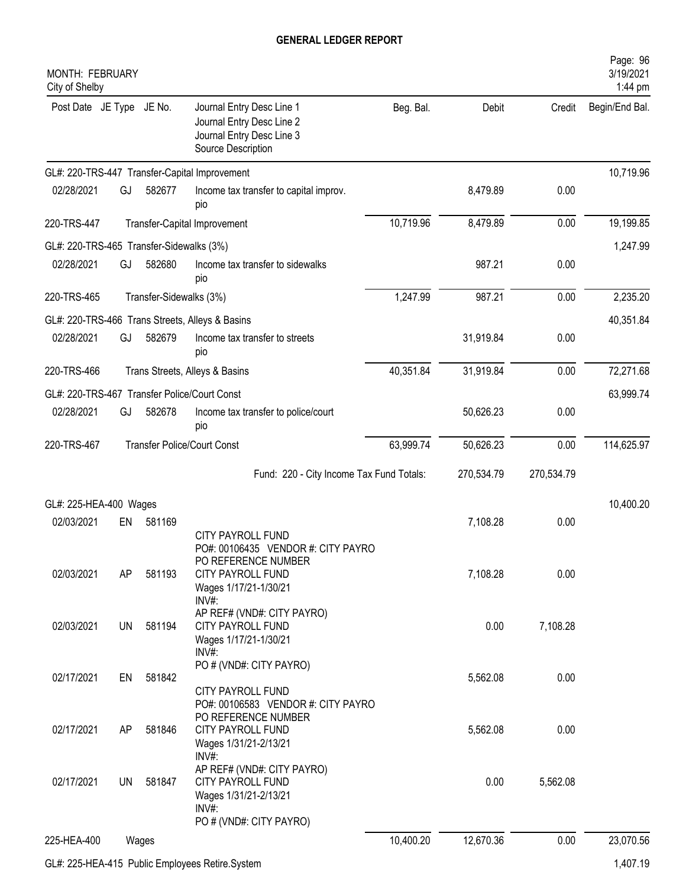## GENERAL LEDGER REPORT

MONTH: FEBRUARY
City of Shelby

| Post Date | JE Type | JE No. | Journal Entry Desc Line 1 / Journal Entry Desc Line 2 / Journal Entry Desc Line 3 / Source Description | Beg. Bal. | Debit | Credit | Begin/End Bal. |
|---|---|---|---|---|---|---|---|
| GL#: 220-TRS-447 Transfer-Capital Improvement | | | | | | | 10,719.96 |
| 02/28/2021 | GJ | 582677 | Income tax transfer to capital improv. pio | | 8,479.89 | 0.00 | |
| 220-TRS-447 | | | Transfer-Capital Improvement | 10,719.96 | 8,479.89 | 0.00 | 19,199.85 |
| GL#: 220-TRS-465 Transfer-Sidewalks (3%) | | | | | | | 1,247.99 |
| 02/28/2021 | GJ | 582680 | Income tax transfer to sidewalks pio | | 987.21 | 0.00 | |
| 220-TRS-465 | | | Transfer-Sidewalks (3%) | 1,247.99 | 987.21 | 0.00 | 2,235.20 |
| GL#: 220-TRS-466 Trans Streets, Alleys & Basins | | | | | | | 40,351.84 |
| 02/28/2021 | GJ | 582679 | Income tax transfer to streets pio | | 31,919.84 | 0.00 | |
| 220-TRS-466 | | | Trans Streets, Alleys & Basins | 40,351.84 | 31,919.84 | 0.00 | 72,271.68 |
| GL#: 220-TRS-467 Transfer Police/Court Const | | | | | | | 63,999.74 |
| 02/28/2021 | GJ | 582678 | Income tax transfer to police/court pio | | 50,626.23 | 0.00 | |
| 220-TRS-467 | | | Transfer Police/Court Const | 63,999.74 | 50,626.23 | 0.00 | 114,625.97 |
| | | | Fund: 220 - City Income Tax Fund Totals: | | 270,534.79 | 270,534.79 | |
| GL#: 225-HEA-400 Wages | | | | | | | 10,400.20 |
| 02/03/2021 | EN | 581169 | CITY PAYROLL FUND PO#: 00106435 VENDOR #: CITY PAYRO PO REFERENCE NUMBER | | 7,108.28 | 0.00 | |
| 02/03/2021 | AP | 581193 | CITY PAYROLL FUND Wages 1/17/21-1/30/21 INV#: AP REF# (VND#: CITY PAYRO) | | 7,108.28 | 0.00 | |
| 02/03/2021 | UN | 581194 | CITY PAYROLL FUND Wages 1/17/21-1/30/21 INV#: PO # (VND#: CITY PAYRO) | | 0.00 | 7,108.28 | |
| 02/17/2021 | EN | 581842 | CITY PAYROLL FUND PO#: 00106583 VENDOR #: CITY PAYRO PO REFERENCE NUMBER | | 5,562.08 | 0.00 | |
| 02/17/2021 | AP | 581846 | CITY PAYROLL FUND Wages 1/31/21-2/13/21 INV#: AP REF# (VND#: CITY PAYRO) | | 5,562.08 | 0.00 | |
| 02/17/2021 | UN | 581847 | CITY PAYROLL FUND Wages 1/31/21-2/13/21 INV#: PO # (VND#: CITY PAYRO) | | 0.00 | 5,562.08 | |
| 225-HEA-400 | | | Wages | 10,400.20 | 12,670.36 | 0.00 | 23,070.56 |
| GL#: 225-HEA-415 Public Employees Retire.System | | | | | | | 1,407.19 |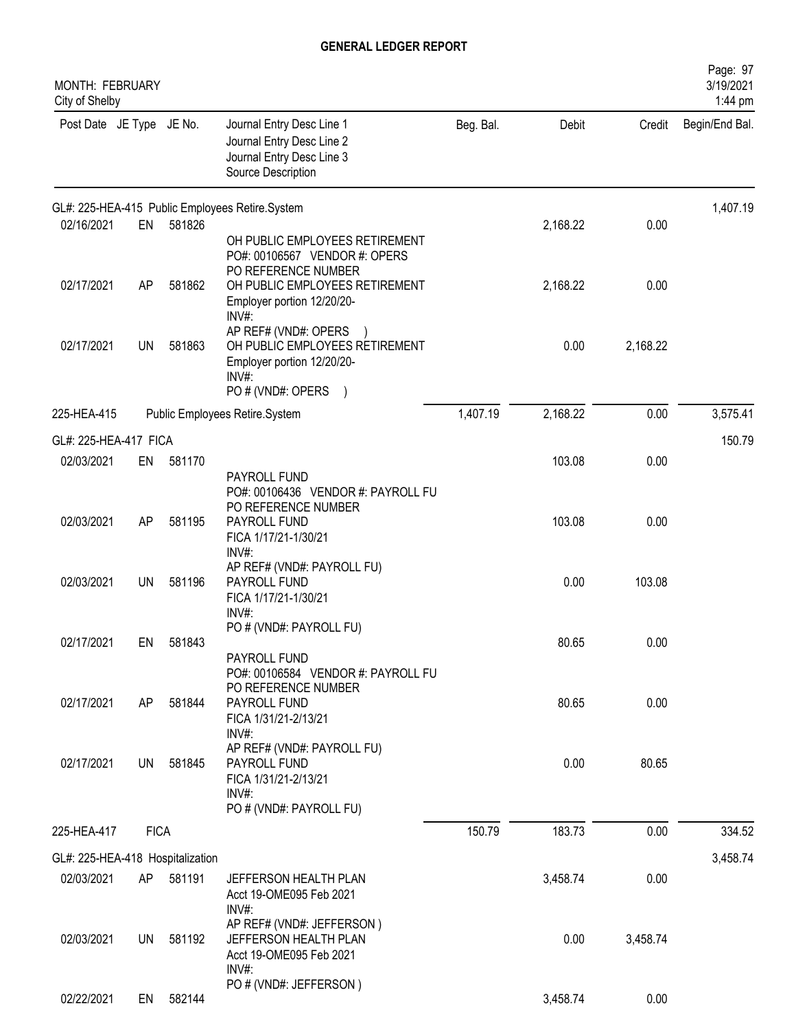# GENERAL LEDGER REPORT

MONTH: FEBRUARY
City of Shelby

| Post Date | JE Type | JE No. | Journal Entry Desc Line 1 / Journal Entry Desc Line 2 / Journal Entry Desc Line 3 / Source Description | Beg. Bal. | Debit | Credit | Begin/End Bal. |
|---|---|---|---|---|---|---|---|
| GL#: 225-HEA-415 Public Employees Retire.System | | | | | | | 1,407.19 |
| 02/16/2021 | EN | 581826 | OH PUBLIC EMPLOYEES RETIREMENT<br>PO#: 00106567 VENDOR #: OPERS<br>PO REFERENCE NUMBER | | 2,168.22 | 0.00 | |
| 02/17/2021 | AP | 581862 | OH PUBLIC EMPLOYEES RETIREMENT<br>Employer portion 12/20/20-<br>INV#:<br>AP REF# (VND#: OPERS ) | | 2,168.22 | 0.00 | |
| 02/17/2021 | UN | 581863 | OH PUBLIC EMPLOYEES RETIREMENT<br>Employer portion 12/20/20-<br>INV#:<br>PO # (VND#: OPERS ) | | 0.00 | 2,168.22 | |
| 225-HEA-415 | | | Public Employees Retire.System | 1,407.19 | 2,168.22 | 0.00 | 3,575.41 |
| GL#: 225-HEA-417 FICA | | | | | | | 150.79 |
| 02/03/2021 | EN | 581170 | PAYROLL FUND<br>PO#: 00106436 VENDOR #: PAYROLL FU<br>PO REFERENCE NUMBER | | 103.08 | 0.00 | |
| 02/03/2021 | AP | 581195 | PAYROLL FUND<br>FICA 1/17/21-1/30/21<br>INV#:<br>AP REF# (VND#: PAYROLL FU) | | 103.08 | 0.00 | |
| 02/03/2021 | UN | 581196 | PAYROLL FUND<br>FICA 1/17/21-1/30/21<br>INV#:<br>PO # (VND#: PAYROLL FU) | | 0.00 | 103.08 | |
| 02/17/2021 | EN | 581843 | PAYROLL FUND<br>PO#: 00106584 VENDOR #: PAYROLL FU<br>PO REFERENCE NUMBER | | 80.65 | 0.00 | |
| 02/17/2021 | AP | 581844 | PAYROLL FUND<br>FICA 1/31/21-2/13/21<br>INV#:<br>AP REF# (VND#: PAYROLL FU) | | 80.65 | 0.00 | |
| 02/17/2021 | UN | 581845 | PAYROLL FUND<br>FICA 1/31/21-2/13/21<br>INV#:<br>PO # (VND#: PAYROLL FU) | | 0.00 | 80.65 | |
| 225-HEA-417 | FICA | | | 150.79 | 183.73 | 0.00 | 334.52 |
| GL#: 225-HEA-418 Hospitalization | | | | | | | 3,458.74 |
| 02/03/2021 | AP | 581191 | JEFFERSON HEALTH PLAN<br>Acct 19-OME095 Feb 2021<br>INV#:<br>AP REF# (VND#: JEFFERSON ) | | 3,458.74 | 0.00 | |
| 02/03/2021 | UN | 581192 | JEFFERSON HEALTH PLAN<br>Acct 19-OME095 Feb 2021<br>INV#:<br>PO # (VND#: JEFFERSON ) | | 0.00 | 3,458.74 | |
| 02/22/2021 | EN | 582144 | | | 3,458.74 | 0.00 | |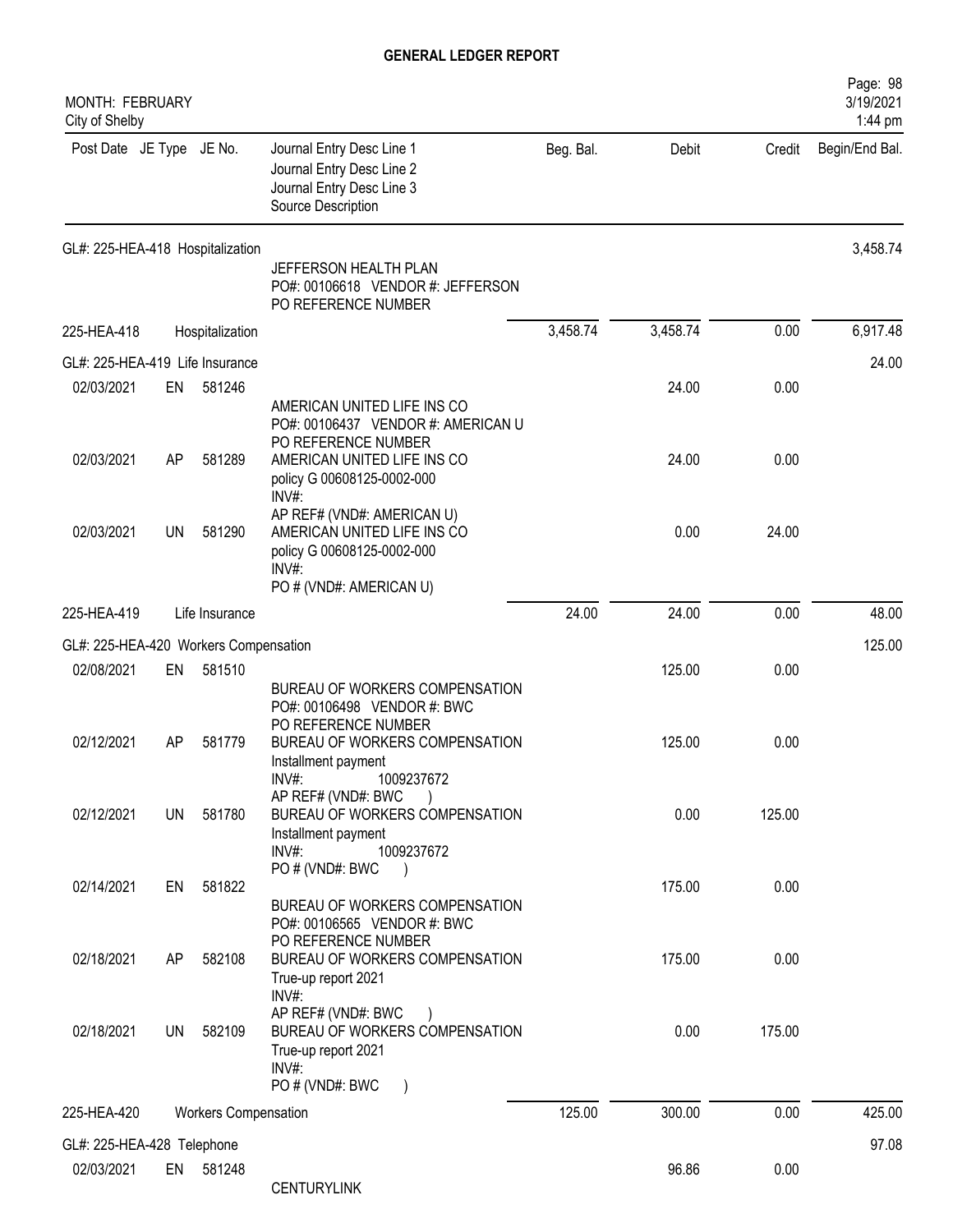# GENERAL LEDGER REPORT

MONTH: FEBRUARY
City of Shelby

| Post Date | JE Type | JE No. | Journal Entry Desc Line 1 / Journal Entry Desc Line 2 / Journal Entry Desc Line 3 / Source Description | Beg. Bal. | Debit | Credit | Begin/End Bal. |
|---|---|---|---|---|---|---|---|
| GL#: 225-HEA-418 Hospitalization | | | | | | | 3,458.74 |
| | | | JEFFERSON HEALTH PLAN<br>PO#: 00106618 VENDOR #: JEFFERSON<br>PO REFERENCE NUMBER | | | | |
| 225-HEA-418 | | Hospitalization | | 3,458.74 | 3,458.74 | 0.00 | 6,917.48 |
| GL#: 225-HEA-419 Life Insurance | | | | | | | 24.00 |
| 02/03/2021 | EN | 581246 | AMERICAN UNITED LIFE INS CO<br>PO#: 00106437 VENDOR #: AMERICAN U<br>PO REFERENCE NUMBER | | 24.00 | 0.00 | |
| 02/03/2021 | AP | 581289 | AMERICAN UNITED LIFE INS CO<br>policy G 00608125-0002-000<br>INV#:<br>AP REF# (VND#: AMERICAN U) | | 24.00 | 0.00 | |
| 02/03/2021 | UN | 581290 | AMERICAN UNITED LIFE INS CO<br>policy G 00608125-0002-000<br>INV#:<br>PO # (VND#: AMERICAN U) | | 0.00 | 24.00 | |
| 225-HEA-419 | | Life Insurance | | 24.00 | 24.00 | 0.00 | 48.00 |
| GL#: 225-HEA-420 Workers Compensation | | | | | | | 125.00 |
| 02/08/2021 | EN | 581510 | BUREAU OF WORKERS COMPENSATION<br>PO#: 00106498 VENDOR #: BWC<br>PO REFERENCE NUMBER | | 125.00 | 0.00 | |
| 02/12/2021 | AP | 581779 | BUREAU OF WORKERS COMPENSATION<br>Installment payment<br>INV#: 1009237672<br>AP REF# (VND#: BWC ) | | 125.00 | 0.00 | |
| 02/12/2021 | UN | 581780 | BUREAU OF WORKERS COMPENSATION<br>Installment payment<br>INV#: 1009237672<br>PO # (VND#: BWC ) | | 0.00 | 125.00 | |
| 02/14/2021 | EN | 581822 | BUREAU OF WORKERS COMPENSATION<br>PO#: 00106565 VENDOR #: BWC<br>PO REFERENCE NUMBER | | 175.00 | 0.00 | |
| 02/18/2021 | AP | 582108 | BUREAU OF WORKERS COMPENSATION<br>True-up report 2021<br>INV#:<br>AP REF# (VND#: BWC ) | | 175.00 | 0.00 | |
| 02/18/2021 | UN | 582109 | BUREAU OF WORKERS COMPENSATION<br>True-up report 2021<br>INV#:<br>PO # (VND#: BWC ) | | 0.00 | 175.00 | |
| 225-HEA-420 | | Workers Compensation | | 125.00 | 300.00 | 0.00 | 425.00 |
| GL#: 225-HEA-428 Telephone | | | | | | | 97.08 |
| 02/03/2021 | EN | 581248 | CENTURYLINK | | 96.86 | 0.00 | |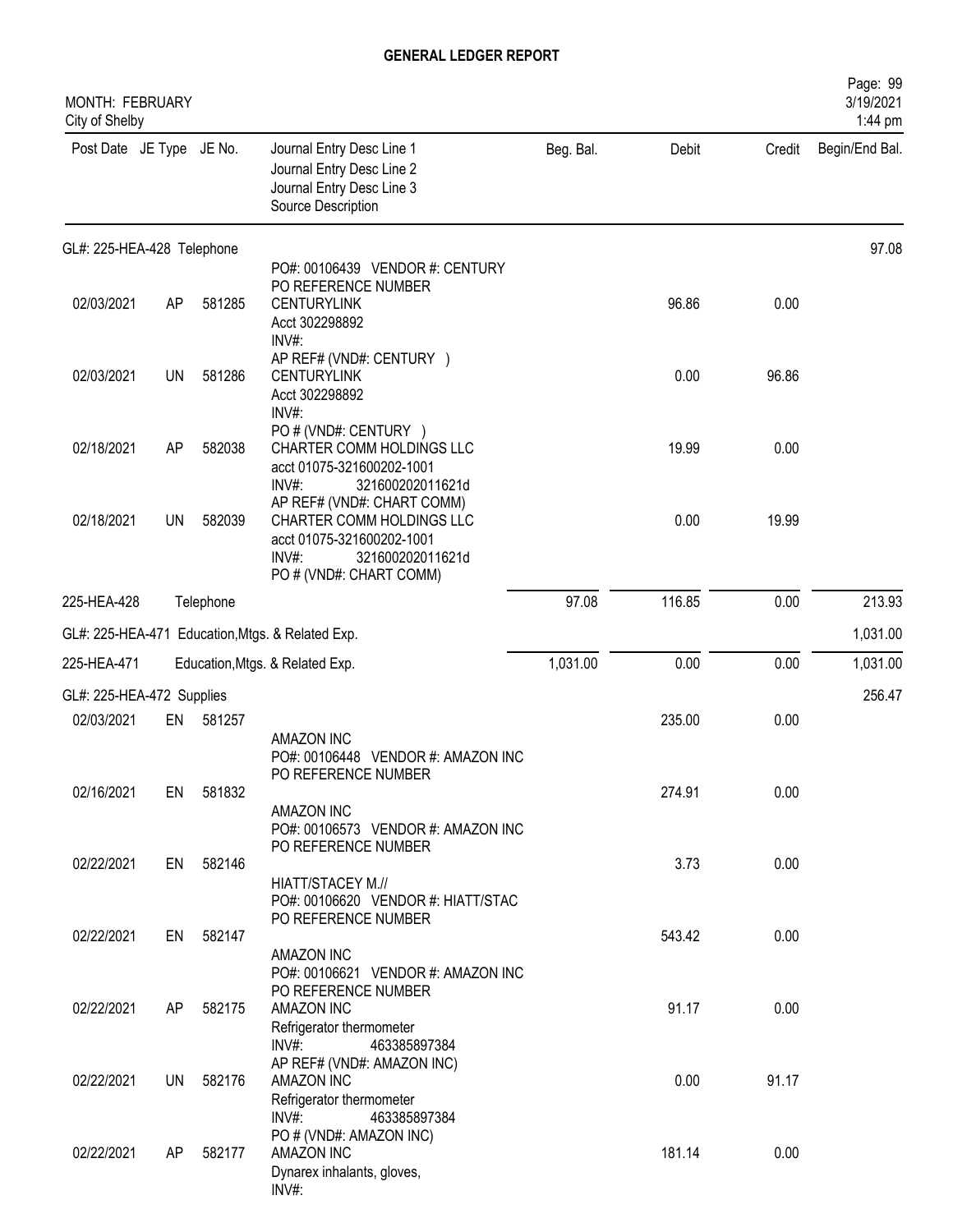# GENERAL LEDGER REPORT

MONTH: FEBRUARY
City of Shelby

| Post Date | JE Type | JE No. | Journal Entry Desc Line 1 / Journal Entry Desc Line 2 / Journal Entry Desc Line 3 / Source Description | Beg. Bal. | Debit | Credit | Begin/End Bal. |
|---|---|---|---|---|---|---|---|
| GL#: 225-HEA-428 Telephone | | | | | | | 97.08 |
| | | | PO#: 00106439 VENDOR #: CENTURY PO REFERENCE NUMBER | | | | |
| 02/03/2021 | AP | 581285 | CENTURYLINK Acct 302298892 INV#: AP REF# (VND#: CENTURY ) | | 96.86 | 0.00 | |
| 02/03/2021 | UN | 581286 | CENTURYLINK Acct 302298892 INV#: PO # (VND#: CENTURY ) | | 0.00 | 96.86 | |
| 02/18/2021 | AP | 582038 | CHARTER COMM HOLDINGS LLC acct 01075-321600202-1001 INV#: 321600202011621d AP REF# (VND#: CHART COMM) | | 19.99 | 0.00 | |
| 02/18/2021 | UN | 582039 | CHARTER COMM HOLDINGS LLC acct 01075-321600202-1001 INV#: 321600202011621d PO # (VND#: CHART COMM) | | 0.00 | 19.99 | |
| 225-HEA-428 | | Telephone | | 97.08 | 116.85 | 0.00 | 213.93 |
| GL#: 225-HEA-471 Education,Mtgs. & Related Exp. | | | | | | | 1,031.00 |
| 225-HEA-471 | | Education,Mtgs. & Related Exp. | | 1,031.00 | 0.00 | 0.00 | 1,031.00 |
| GL#: 225-HEA-472 Supplies | | | | | | | 256.47 |
| 02/03/2021 | EN | 581257 | AMAZON INC PO#: 00106448 VENDOR #: AMAZON INC PO REFERENCE NUMBER | | 235.00 | 0.00 | |
| 02/16/2021 | EN | 581832 | AMAZON INC PO#: 00106573 VENDOR #: AMAZON INC PO REFERENCE NUMBER | | 274.91 | 0.00 | |
| 02/22/2021 | EN | 582146 | HIATT/STACEY M.// PO#: 00106620 VENDOR #: HIATT/STAC PO REFERENCE NUMBER | | 3.73 | 0.00 | |
| 02/22/2021 | EN | 582147 | AMAZON INC PO#: 00106621 VENDOR #: AMAZON INC PO REFERENCE NUMBER | | 543.42 | 0.00 | |
| 02/22/2021 | AP | 582175 | AMAZON INC Refrigerator thermometer INV#: 463385897384 AP REF# (VND#: AMAZON INC) | | 91.17 | 0.00 | |
| 02/22/2021 | UN | 582176 | AMAZON INC Refrigerator thermometer INV#: 463385897384 PO # (VND#: AMAZON INC) | | 0.00 | 91.17 | |
| 02/22/2021 | AP | 582177 | AMAZON INC Dynarex inhalants, gloves, INV#: | | 181.14 | 0.00 | |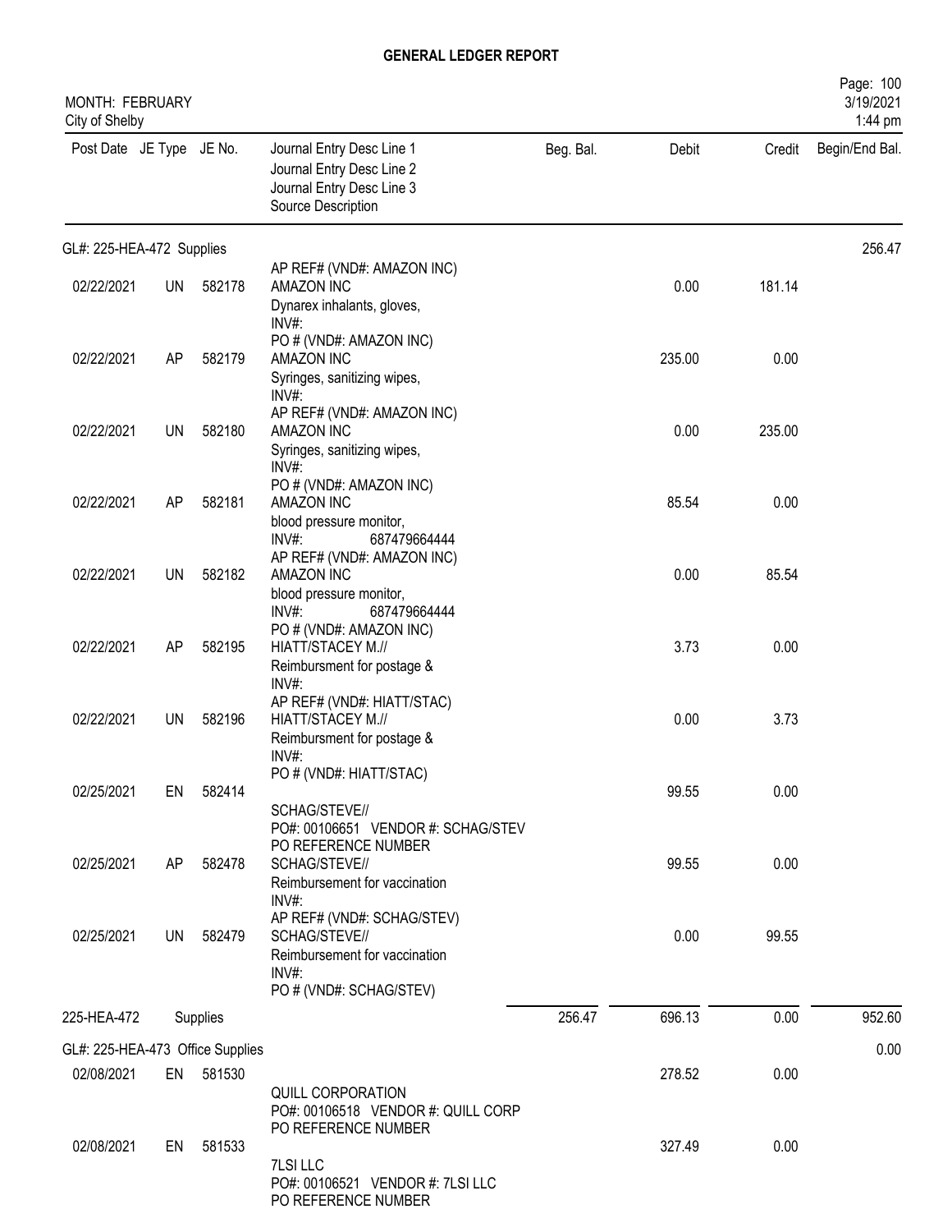# GENERAL LEDGER REPORT

MONTH: FEBRUARY
City of Shelby

| Post Date | JE Type | JE No. | Journal Entry Desc Line 1 / Journal Entry Desc Line 2 / Journal Entry Desc Line 3 / Source Description | Beg. Bal. | Debit | Credit | Begin/End Bal. |
|---|---|---|---|---|---|---|---|
| **GL#: 225-HEA-472 Supplies** | | | | | | | 256.47 |
| 02/22/2021 | UN | 582178 | AP REF# (VND#: AMAZON INC) AMAZON INC Dynarex inhalants, gloves, INV#: | | 0.00 | 181.14 | |
| 02/22/2021 | AP | 582179 | PO # (VND#: AMAZON INC) AMAZON INC Syringes, sanitizing wipes, INV#: | | 235.00 | 0.00 | |
| 02/22/2021 | UN | 582180 | AP REF# (VND#: AMAZON INC) AMAZON INC Syringes, sanitizing wipes, INV#: | | 0.00 | 235.00 | |
| 02/22/2021 | AP | 582181 | PO # (VND#: AMAZON INC) AMAZON INC blood pressure monitor, INV#: 687479664444 | | 85.54 | 0.00 | |
| 02/22/2021 | UN | 582182 | AP REF# (VND#: AMAZON INC) AMAZON INC blood pressure monitor, INV#: 687479664444 | | 0.00 | 85.54 | |
| 02/22/2021 | AP | 582195 | PO # (VND#: AMAZON INC) HIATT/STACEY M.// Reimbursment for postage & INV#: | | 3.73 | 0.00 | |
| 02/22/2021 | UN | 582196 | AP REF# (VND#: HIATT/STAC) HIATT/STACEY M.// Reimbursment for postage & INV#: | | 0.00 | 3.73 | |
| 02/25/2021 | EN | 582414 | PO # (VND#: HIATT/STAC) SCHAG/STEVE// PO#: 00106651 VENDOR #: SCHAG/STEV PO REFERENCE NUMBER | | 99.55 | 0.00 | |
| 02/25/2021 | AP | 582478 | SCHAG/STEVE// Reimbursement for vaccination INV#: | | 99.55 | 0.00 | |
| 02/25/2021 | UN | 582479 | AP REF# (VND#: SCHAG/STEV) SCHAG/STEVE// Reimbursement for vaccination INV#: PO # (VND#: SCHAG/STEV) | | 0.00 | 99.55 | |
| **225-HEA-472** | | | **Supplies** | 256.47 | 696.13 | 0.00 | 952.60 |
| **GL#: 225-HEA-473 Office Supplies** | | | | | | | 0.00 |
| 02/08/2021 | EN | 581530 | QUILL CORPORATION PO#: 00106518 VENDOR #: QUILL CORP PO REFERENCE NUMBER | | 278.52 | 0.00 | |
| 02/08/2021 | EN | 581533 | 7LSI LLC PO#: 00106521 VENDOR #: 7LSI LLC PO REFERENCE NUMBER | | 327.49 | 0.00 | |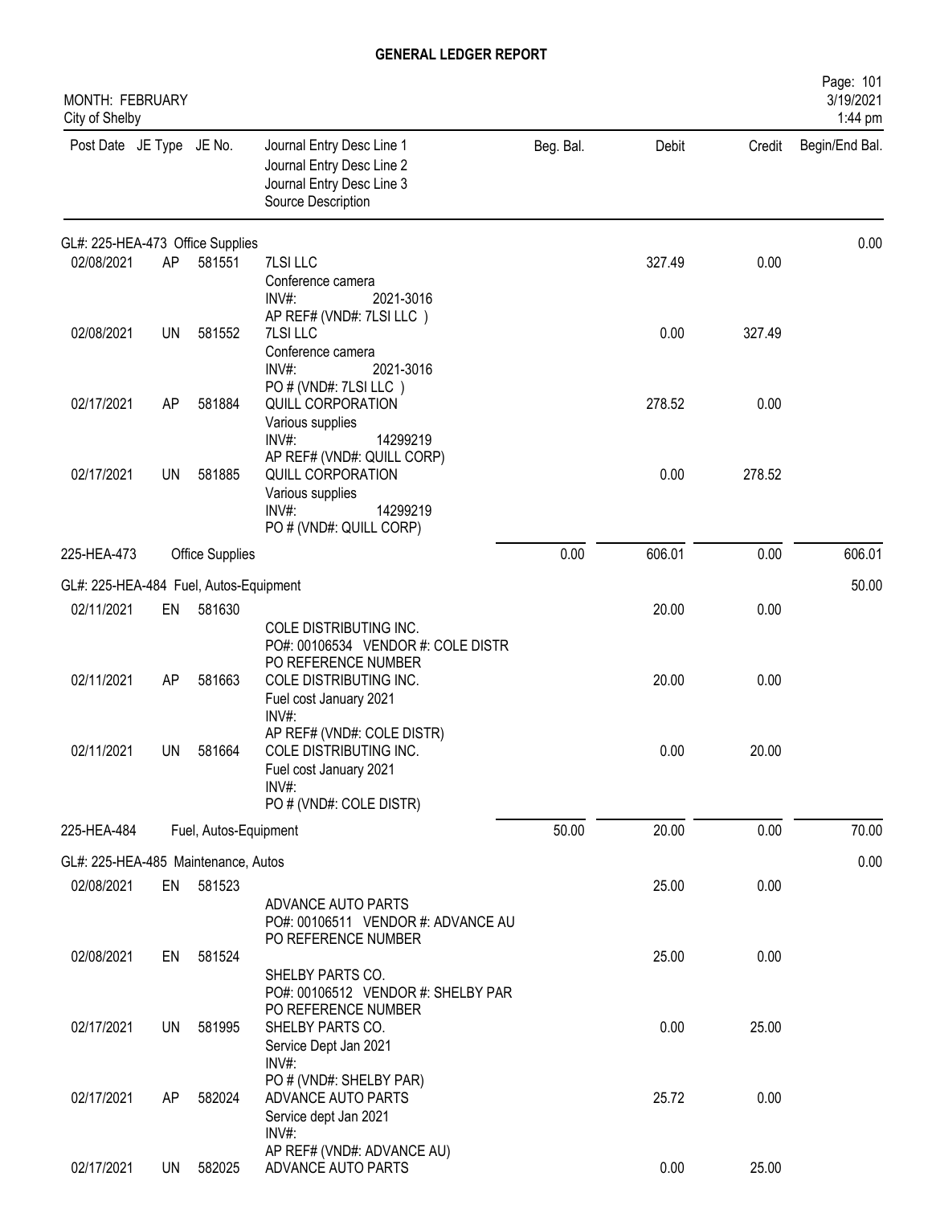# GENERAL LEDGER REPORT

MONTH: FEBRUARY
City of Shelby

| Post Date | JE Type | JE No. | Journal Entry Desc Line 1<br>Journal Entry Desc Line 2<br>Journal Entry Desc Line 3<br>Source Description | Beg. Bal. | Debit | Credit | Begin/End Bal. |
|---|---|---|---|---|---|---|---|
| **GL#: 225-HEA-473 Office Supplies** | | | | | | | 0.00 |
| 02/08/2021 | AP | 581551 | 7LSI LLC<br>Conference camera<br>INV#: 2021-3016<br>AP REF# (VND#: 7LSI LLC ) | | 327.49 | 0.00 | |
| 02/08/2021 | UN | 581552 | 7LSI LLC<br>Conference camera<br>INV#: 2021-3016<br>PO # (VND#: 7LSI LLC ) | | 0.00 | 327.49 | |
| 02/17/2021 | AP | 581884 | QUILL CORPORATION<br>Various supplies<br>INV#: 14299219<br>AP REF# (VND#: QUILL CORP) | | 278.52 | 0.00 | |
| 02/17/2021 | UN | 581885 | QUILL CORPORATION<br>Various supplies<br>INV#: 14299219<br>PO # (VND#: QUILL CORP) | | 0.00 | 278.52 | |
| 225-HEA-473 | | Office Supplies | | 0.00 | 606.01 | 0.00 | 606.01 |
| **GL#: 225-HEA-484 Fuel, Autos-Equipment** | | | | | | | 50.00 |
| 02/11/2021 | EN | 581630 | COLE DISTRIBUTING INC.<br>PO#: 00106534 VENDOR #: COLE DISTR<br>PO REFERENCE NUMBER | | 20.00 | 0.00 | |
| 02/11/2021 | AP | 581663 | COLE DISTRIBUTING INC.<br>Fuel cost January 2021<br>INV#:<br>AP REF# (VND#: COLE DISTR) | | 20.00 | 0.00 | |
| 02/11/2021 | UN | 581664 | COLE DISTRIBUTING INC.<br>Fuel cost January 2021<br>INV#:<br>PO # (VND#: COLE DISTR) | | 0.00 | 20.00 | |
| 225-HEA-484 | | Fuel, Autos-Equipment | | 50.00 | 20.00 | 0.00 | 70.00 |
| **GL#: 225-HEA-485 Maintenance, Autos** | | | | | | | 0.00 |
| 02/08/2021 | EN | 581523 | ADVANCE AUTO PARTS<br>PO#: 00106511 VENDOR #: ADVANCE AU<br>PO REFERENCE NUMBER | | 25.00 | 0.00 | |
| 02/08/2021 | EN | 581524 | SHELBY PARTS CO.<br>PO#: 00106512 VENDOR #: SHELBY PAR<br>PO REFERENCE NUMBER | | 25.00 | 0.00 | |
| 02/17/2021 | UN | 581995 | SHELBY PARTS CO.<br>Service Dept Jan 2021<br>INV#:<br>PO # (VND#: SHELBY PAR) | | 0.00 | 25.00 | |
| 02/17/2021 | AP | 582024 | ADVANCE AUTO PARTS<br>Service dept Jan 2021<br>INV#:<br>AP REF# (VND#: ADVANCE AU) | | 25.72 | 0.00 | |
| 02/17/2021 | UN | 582025 | ADVANCE AUTO PARTS | | 0.00 | 25.00 | |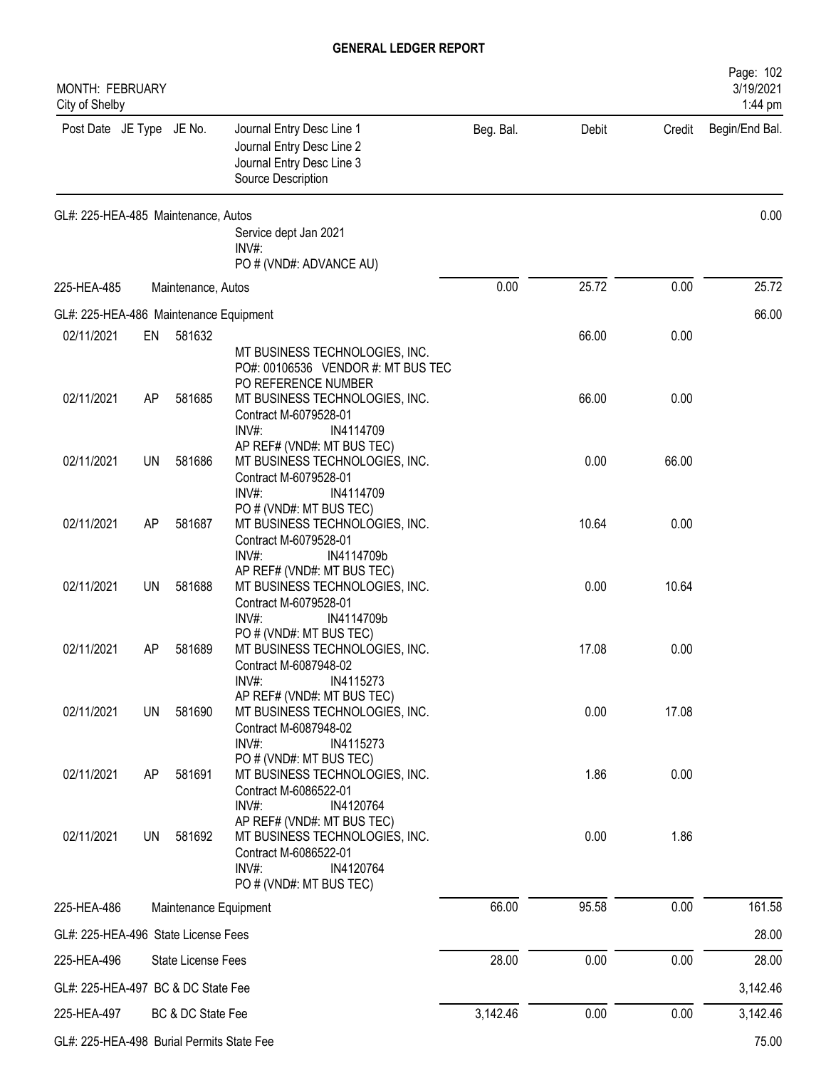# GENERAL LEDGER REPORT

MONTH: FEBRUARY
City of Shelby

| Post Date | JE Type | JE No. | Journal Entry Desc Line 1 / Journal Entry Desc Line 2 / Journal Entry Desc Line 3 / Source Description | Beg. Bal. | Debit | Credit | Begin/End Bal. |
|---|---|---|---|---|---|---|---|
| GL#: 225-HEA-485 Maintenance, Autos | | | | | | | 0.00 |
| | | | Service dept Jan 2021 / INV#: / PO # (VND#: ADVANCE AU) | | | | |
| 225-HEA-485 | | | Maintenance, Autos | 0.00 | 25.72 | 0.00 | 25.72 |
| GL#: 225-HEA-486 Maintenance Equipment | | | | | | | 66.00 |
| 02/11/2021 | EN | 581632 | MT BUSINESS TECHNOLOGIES, INC. / PO#: 00106536 VENDOR #: MT BUS TEC / PO REFERENCE NUMBER | | 66.00 | 0.00 | |
| 02/11/2021 | AP | 581685 | MT BUSINESS TECHNOLOGIES, INC. / Contract M-6079528-01 / INV#: IN4114709 / AP REF# (VND#: MT BUS TEC) | | 66.00 | 0.00 | |
| 02/11/2021 | UN | 581686 | MT BUSINESS TECHNOLOGIES, INC. / Contract M-6079528-01 / INV#: IN4114709 / PO # (VND#: MT BUS TEC) | | 0.00 | 66.00 | |
| 02/11/2021 | AP | 581687 | MT BUSINESS TECHNOLOGIES, INC. / Contract M-6079528-01 / INV#: IN4114709b / AP REF# (VND#: MT BUS TEC) | | 10.64 | 0.00 | |
| 02/11/2021 | UN | 581688 | MT BUSINESS TECHNOLOGIES, INC. / Contract M-6079528-01 / INV#: IN4114709b / PO # (VND#: MT BUS TEC) | | 0.00 | 10.64 | |
| 02/11/2021 | AP | 581689 | MT BUSINESS TECHNOLOGIES, INC. / Contract M-6087948-02 / INV#: IN4115273 / AP REF# (VND#: MT BUS TEC) | | 17.08 | 0.00 | |
| 02/11/2021 | UN | 581690 | MT BUSINESS TECHNOLOGIES, INC. / Contract M-6087948-02 / INV#: IN4115273 / PO # (VND#: MT BUS TEC) | | 0.00 | 17.08 | |
| 02/11/2021 | AP | 581691 | MT BUSINESS TECHNOLOGIES, INC. / Contract M-6086522-01 / INV#: IN4120764 / AP REF# (VND#: MT BUS TEC) | | 1.86 | 0.00 | |
| 02/11/2021 | UN | 581692 | MT BUSINESS TECHNOLOGIES, INC. / Contract M-6086522-01 / INV#: IN4120764 / PO # (VND#: MT BUS TEC) | | 0.00 | 1.86 | |
| 225-HEA-486 | | | Maintenance Equipment | 66.00 | 95.58 | 0.00 | 161.58 |
| GL#: 225-HEA-496 State License Fees | | | | | | | 28.00 |
| 225-HEA-496 | | | State License Fees | 28.00 | 0.00 | 0.00 | 28.00 |
| GL#: 225-HEA-497 BC & DC State Fee | | | | | | | 3,142.46 |
| 225-HEA-497 | | | BC & DC State Fee | 3,142.46 | 0.00 | 0.00 | 3,142.46 |
| GL#: 225-HEA-498 Burial Permits State Fee | | | | | | | 75.00 |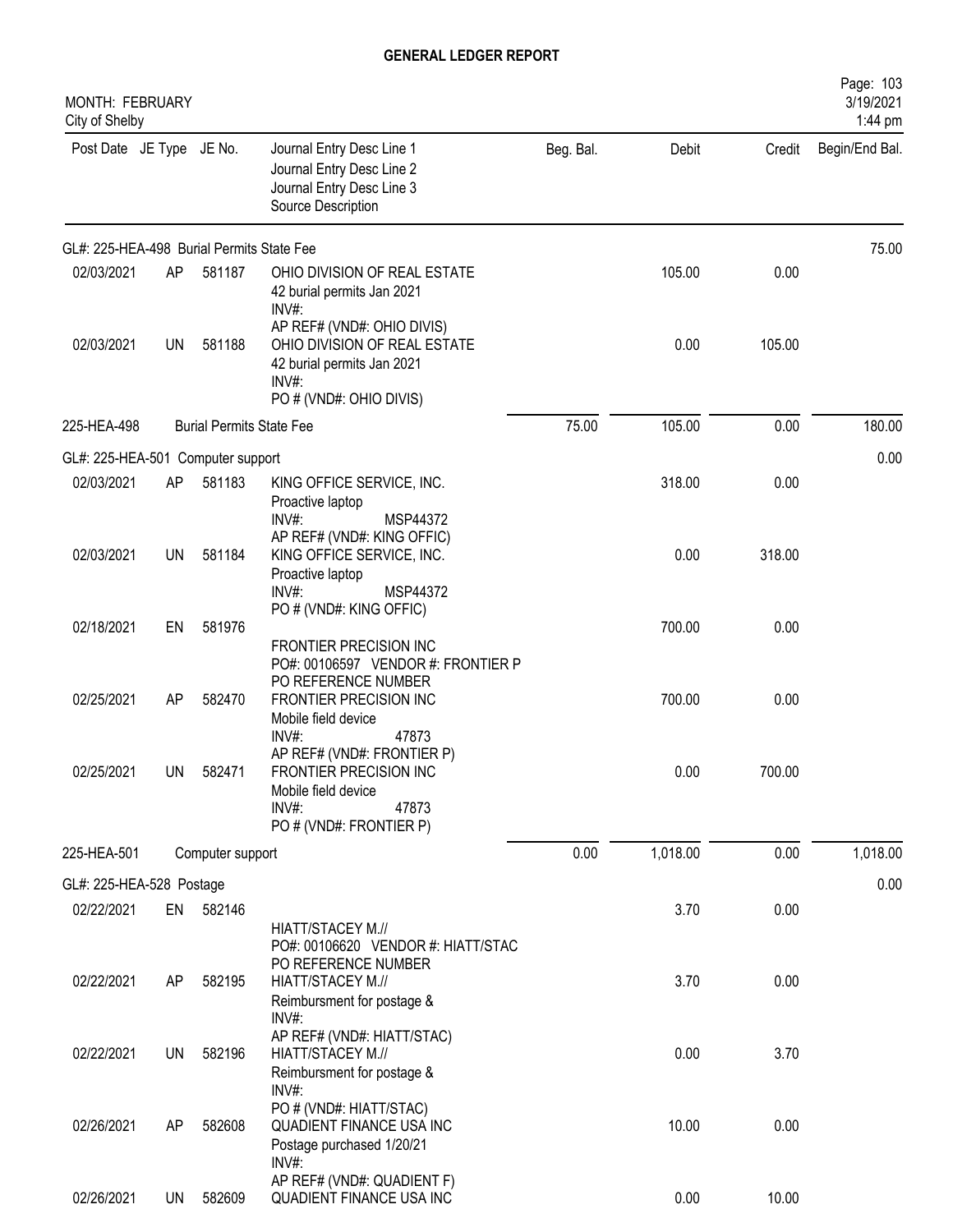**GENERAL LEDGER REPORT**

MONTH: FEBRUARY
City of Shelby

| Post Date | JE Type | JE No. | Journal Entry Desc Line 1 / Journal Entry Desc Line 2 / Journal Entry Desc Line 3 / Source Description | Beg. Bal. | Debit | Credit | Begin/End Bal. |
|---|---|---|---|---|---|---|---|
| GL#: 225-HEA-498 Burial Permits State Fee | | | | | | | 75.00 |
| 02/03/2021 | AP | 581187 | OHIO DIVISION OF REAL ESTATE<br>42 burial permits Jan 2021<br>INV#:<br>AP REF# (VND#: OHIO DIVIS) | | 105.00 | 0.00 | |
| 02/03/2021 | UN | 581188 | OHIO DIVISION OF REAL ESTATE<br>42 burial permits Jan 2021<br>INV#:<br>PO # (VND#: OHIO DIVIS) | | 0.00 | 105.00 | |
| 225-HEA-498 | | Burial Permits State Fee | | 75.00 | 105.00 | 0.00 | 180.00 |
| GL#: 225-HEA-501 Computer support | | | | | | | 0.00 |
| 02/03/2021 | AP | 581183 | KING OFFICE SERVICE, INC.<br>Proactive laptop<br>INV#: MSP44372<br>AP REF# (VND#: KING OFFIC) | | 318.00 | 0.00 | |
| 02/03/2021 | UN | 581184 | KING OFFICE SERVICE, INC.<br>Proactive laptop<br>INV#: MSP44372<br>PO # (VND#: KING OFFIC) | | 0.00 | 318.00 | |
| 02/18/2021 | EN | 581976 | FRONTIER PRECISION INC<br>PO#: 00106597 VENDOR #: FRONTIER P<br>PO REFERENCE NUMBER | | 700.00 | 0.00 | |
| 02/25/2021 | AP | 582470 | FRONTIER PRECISION INC<br>Mobile field device<br>INV#: 47873<br>AP REF# (VND#: FRONTIER P) | | 700.00 | 0.00 | |
| 02/25/2021 | UN | 582471 | FRONTIER PRECISION INC<br>Mobile field device<br>INV#: 47873<br>PO # (VND#: FRONTIER P) | | 0.00 | 700.00 | |
| 225-HEA-501 | | Computer support | | 0.00 | 1,018.00 | 0.00 | 1,018.00 |
| GL#: 225-HEA-528 Postage | | | | | | | 0.00 |
| 02/22/2021 | EN | 582146 | HIATT/STACEY M.//<br>PO#: 00106620 VENDOR #: HIATT/STAC<br>PO REFERENCE NUMBER | | 3.70 | 0.00 | |
| 02/22/2021 | AP | 582195 | HIATT/STACEY M.//<br>Reimbursment for postage &<br>INV#:<br>AP REF# (VND#: HIATT/STAC) | | 3.70 | 0.00 | |
| 02/22/2021 | UN | 582196 | HIATT/STACEY M.//<br>Reimbursment for postage &<br>INV#:<br>PO # (VND#: HIATT/STAC) | | 0.00 | 3.70 | |
| 02/26/2021 | AP | 582608 | QUADIENT FINANCE USA INC<br>Postage purchased 1/20/21<br>INV#:<br>AP REF# (VND#: QUADIENT F) | | 10.00 | 0.00 | |
| 02/26/2021 | UN | 582609 | QUADIENT FINANCE USA INC | | 0.00 | 10.00 | |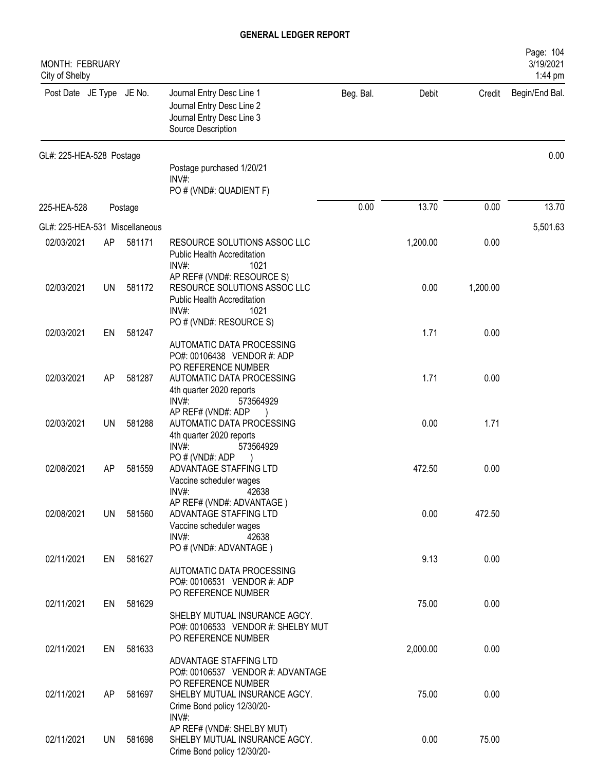## GENERAL LEDGER REPORT

MONTH: FEBRUARY
City of Shelby

Page: 104
3/19/2021
1:44 pm

| Post Date | JE Type | JE No. | Journal Entry Desc Line 1 / Journal Entry Desc Line 2 / Journal Entry Desc Line 3 / Source Description | Beg. Bal. | Debit | Credit | Begin/End Bal. |
|---|---|---|---|---|---|---|---|
| GL#: 225-HEA-528 Postage | | | | | | | 0.00 |
| | | | Postage purchased 1/20/21<br>INV#:<br>PO # (VND#: QUADIENT F) | | | | |
| 225-HEA-528 | | Postage | | 0.00 | 13.70 | 0.00 | 13.70 |
| GL#: 225-HEA-531 Miscellaneous | | | | | | | 5,501.63 |
| 02/03/2021 | AP | 581171 | RESOURCE SOLUTIONS ASSOC LLC<br>Public Health Accreditation<br>INV#: 1021<br>AP REF# (VND#: RESOURCE S) | | 1,200.00 | 0.00 | |
| 02/03/2021 | UN | 581172 | RESOURCE SOLUTIONS ASSOC LLC<br>Public Health Accreditation<br>INV#: 1021<br>PO # (VND#: RESOURCE S) | | 0.00 | 1,200.00 | |
| 02/03/2021 | EN | 581247 | AUTOMATIC DATA PROCESSING<br>PO#: 00106438 VENDOR #: ADP<br>PO REFERENCE NUMBER | | 1.71 | 0.00 | |
| 02/03/2021 | AP | 581287 | AUTOMATIC DATA PROCESSING<br>4th quarter 2020 reports<br>INV#: 573564929<br>AP REF# (VND#: ADP ) | | 1.71 | 0.00 | |
| 02/03/2021 | UN | 581288 | AUTOMATIC DATA PROCESSING<br>4th quarter 2020 reports<br>INV#: 573564929<br>PO # (VND#: ADP ) | | 0.00 | 1.71 | |
| 02/08/2021 | AP | 581559 | ADVANTAGE STAFFING LTD<br>Vaccine scheduler wages<br>INV#: 42638<br>AP REF# (VND#: ADVANTAGE ) | | 472.50 | 0.00 | |
| 02/08/2021 | UN | 581560 | ADVANTAGE STAFFING LTD<br>Vaccine scheduler wages<br>INV#: 42638<br>PO # (VND#: ADVANTAGE ) | | 0.00 | 472.50 | |
| 02/11/2021 | EN | 581627 | AUTOMATIC DATA PROCESSING<br>PO#: 00106531 VENDOR #: ADP<br>PO REFERENCE NUMBER | | 9.13 | 0.00 | |
| 02/11/2021 | EN | 581629 | SHELBY MUTUAL INSURANCE AGCY.<br>PO#: 00106533 VENDOR #: SHELBY MUT<br>PO REFERENCE NUMBER | | 75.00 | 0.00 | |
| 02/11/2021 | EN | 581633 | ADVANTAGE STAFFING LTD<br>PO#: 00106537 VENDOR #: ADVANTAGE<br>PO REFERENCE NUMBER | | 2,000.00 | 0.00 | |
| 02/11/2021 | AP | 581697 | SHELBY MUTUAL INSURANCE AGCY.<br>Crime Bond policy 12/30/20-<br>INV#:<br>AP REF# (VND#: SHELBY MUT) | | 75.00 | 0.00 | |
| 02/11/2021 | UN | 581698 | SHELBY MUTUAL INSURANCE AGCY.<br>Crime Bond policy 12/30/20- | | 0.00 | 75.00 | |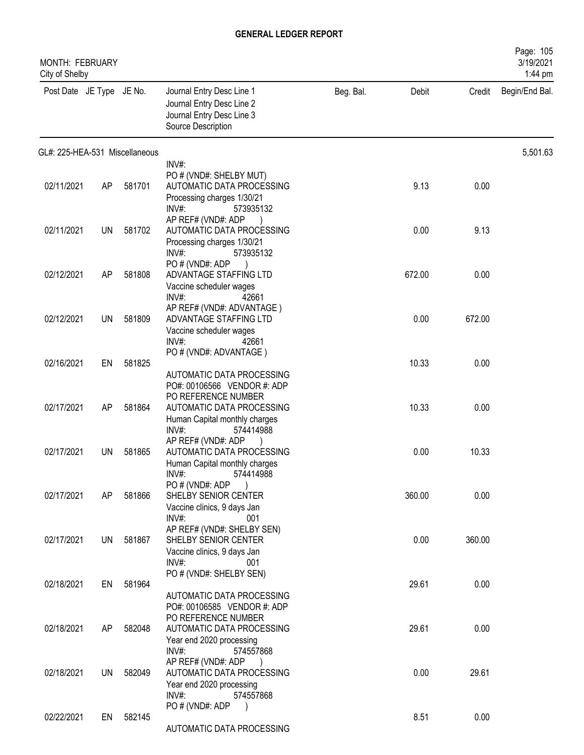# GENERAL LEDGER REPORT

MONTH: FEBRUARY
City of Shelby

| Post Date | JE Type | JE No. | Journal Entry Desc Line 1<br>Journal Entry Desc Line 2<br>Journal Entry Desc Line 3<br>Source Description | Beg. Bal. | Debit | Credit | Begin/End Bal. |
|---|---|---|---|---|---|---|---|
| GL#: 225-HEA-531 Miscellaneous | | | | | | | 5,501.63 |
| | | | INV#:<br>PO # (VND#: SHELBY MUT) | | | | |
| 02/11/2021 | AP | 581701 | AUTOMATIC DATA PROCESSING<br>Processing charges 1/30/21<br>INV#: 573935132<br>AP REF# (VND#: ADP ) | | 9.13 | 0.00 | |
| 02/11/2021 | UN | 581702 | AUTOMATIC DATA PROCESSING<br>Processing charges 1/30/21<br>INV#: 573935132<br>PO # (VND#: ADP ) | | 0.00 | 9.13 | |
| 02/12/2021 | AP | 581808 | ADVANTAGE STAFFING LTD<br>Vaccine scheduler wages<br>INV#: 42661<br>AP REF# (VND#: ADVANTAGE ) | | 672.00 | 0.00 | |
| 02/12/2021 | UN | 581809 | ADVANTAGE STAFFING LTD<br>Vaccine scheduler wages<br>INV#: 42661<br>PO # (VND#: ADVANTAGE ) | | 0.00 | 672.00 | |
| 02/16/2021 | EN | 581825 | AUTOMATIC DATA PROCESSING<br>PO#: 00106566 VENDOR #: ADP<br>PO REFERENCE NUMBER | | 10.33 | 0.00 | |
| 02/17/2021 | AP | 581864 | AUTOMATIC DATA PROCESSING<br>Human Capital monthly charges<br>INV#: 574414988<br>AP REF# (VND#: ADP ) | | 10.33 | 0.00 | |
| 02/17/2021 | UN | 581865 | AUTOMATIC DATA PROCESSING<br>Human Capital monthly charges<br>INV#: 574414988<br>PO # (VND#: ADP ) | | 0.00 | 10.33 | |
| 02/17/2021 | AP | 581866 | SHELBY SENIOR CENTER<br>Vaccine clinics, 9 days Jan<br>INV#: 001<br>AP REF# (VND#: SHELBY SEN) | | 360.00 | 0.00 | |
| 02/17/2021 | UN | 581867 | SHELBY SENIOR CENTER<br>Vaccine clinics, 9 days Jan<br>INV#: 001<br>PO # (VND#: SHELBY SEN) | | 0.00 | 360.00 | |
| 02/18/2021 | EN | 581964 | AUTOMATIC DATA PROCESSING<br>PO#: 00106585 VENDOR #: ADP<br>PO REFERENCE NUMBER | | 29.61 | 0.00 | |
| 02/18/2021 | AP | 582048 | AUTOMATIC DATA PROCESSING<br>Year end 2020 processing<br>INV#: 574557868<br>AP REF# (VND#: ADP ) | | 29.61 | 0.00 | |
| 02/18/2021 | UN | 582049 | AUTOMATIC DATA PROCESSING<br>Year end 2020 processing<br>INV#: 574557868<br>PO # (VND#: ADP ) | | 0.00 | 29.61 | |
| 02/22/2021 | EN | 582145 | AUTOMATIC DATA PROCESSING | | 8.51 | 0.00 | |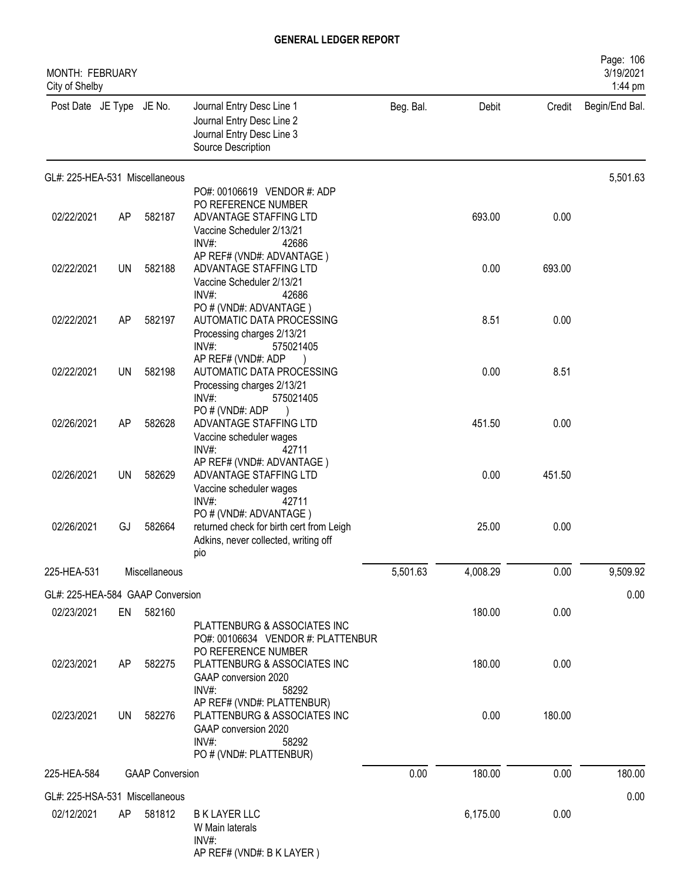# GENERAL LEDGER REPORT

MONTH: FEBRUARY
City of Shelby

| Post Date | JE Type | JE No. | Journal Entry Desc Line 1 / Journal Entry Desc Line 2 / Journal Entry Desc Line 3 / Source Description | Beg. Bal. | Debit | Credit | Begin/End Bal. |
|---|---|---|---|---|---|---|---|
| GL#: 225-HEA-531 Miscellaneous | | | | | | | 5,501.63 |
| | | | PO#: 00106619 VENDOR #: ADP PO REFERENCE NUMBER | | | | |
| 02/22/2021 | AP | 582187 | ADVANTAGE STAFFING LTD Vaccine Scheduler 2/13/21 INV#: 42686 AP REF# (VND#: ADVANTAGE ) | | 693.00 | 0.00 | |
| 02/22/2021 | UN | 582188 | ADVANTAGE STAFFING LTD Vaccine Scheduler 2/13/21 INV#: 42686 PO # (VND#: ADVANTAGE ) | | 0.00 | 693.00 | |
| 02/22/2021 | AP | 582197 | AUTOMATIC DATA PROCESSING Processing charges 2/13/21 INV#: 575021405 AP REF# (VND#: ADP ) | | 8.51 | 0.00 | |
| 02/22/2021 | UN | 582198 | AUTOMATIC DATA PROCESSING Processing charges 2/13/21 INV#: 575021405 PO # (VND#: ADP ) | | 0.00 | 8.51 | |
| 02/26/2021 | AP | 582628 | ADVANTAGE STAFFING LTD Vaccine scheduler wages INV#: 42711 AP REF# (VND#: ADVANTAGE ) | | 451.50 | 0.00 | |
| 02/26/2021 | UN | 582629 | ADVANTAGE STAFFING LTD Vaccine scheduler wages INV#: 42711 PO # (VND#: ADVANTAGE ) | | 0.00 | 451.50 | |
| 02/26/2021 | GJ | 582664 | returned check for birth cert from Leigh Adkins, never collected, writing off pio | | 25.00 | 0.00 | |
| 225-HEA-531 | | Miscellaneous | | 5,501.63 | 4,008.29 | 0.00 | 9,509.92 |
| GL#: 225-HEA-584 GAAP Conversion | | | | | | | 0.00 |
| 02/23/2021 | EN | 582160 | PLATTENBURG & ASSOCIATES INC PO#: 00106634 VENDOR #: PLATTENBUR PO REFERENCE NUMBER | | 180.00 | 0.00 | |
| 02/23/2021 | AP | 582275 | PLATTENBURG & ASSOCIATES INC GAAP conversion 2020 INV#: 58292 AP REF# (VND#: PLATTENBUR) | | 180.00 | 0.00 | |
| 02/23/2021 | UN | 582276 | PLATTENBURG & ASSOCIATES INC GAAP conversion 2020 INV#: 58292 PO # (VND#: PLATTENBUR) | | 0.00 | 180.00 | |
| 225-HEA-584 | | GAAP Conversion | | 0.00 | 180.00 | 0.00 | 180.00 |
| GL#: 225-HSA-531 Miscellaneous | | | | | | | 0.00 |
| 02/12/2021 | AP | 581812 | B K LAYER LLC W Main laterals INV#: AP REF# (VND#: B K LAYER ) | | 6,175.00 | 0.00 | |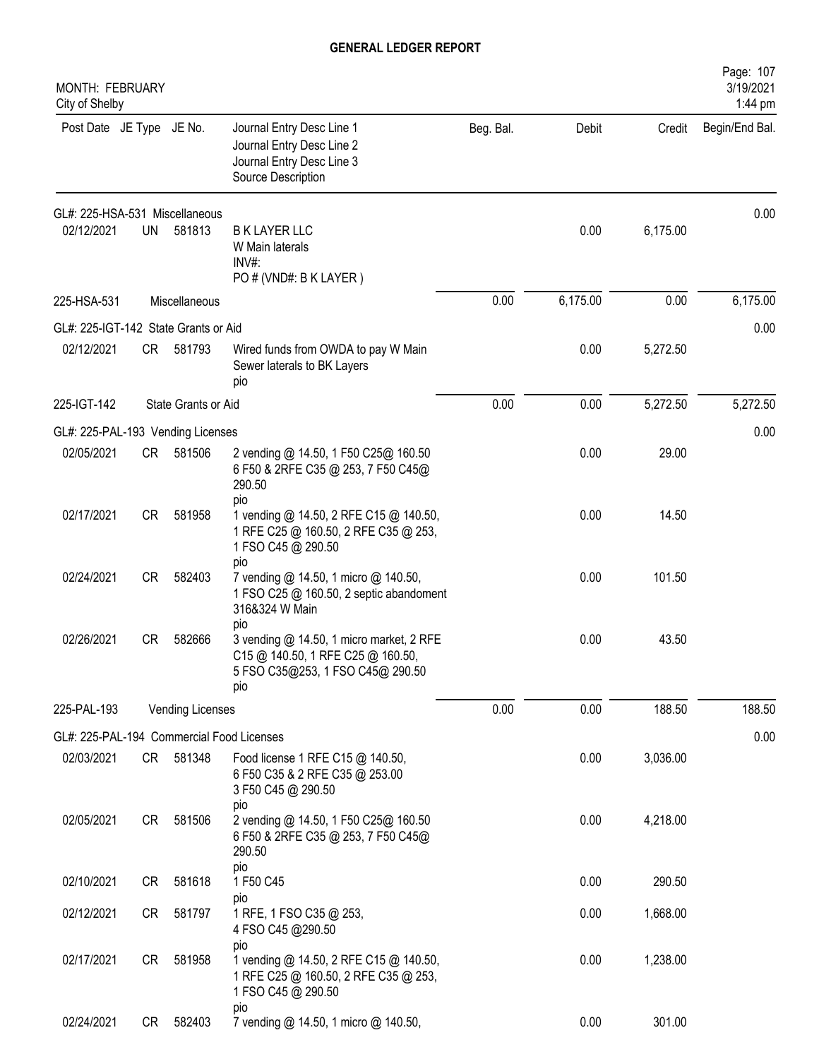# GENERAL LEDGER REPORT

MONTH: FEBRUARY
City of Shelby

| Post Date | JE Type | JE No. | Journal Entry Desc Line 1 / Journal Entry Desc Line 2 / Journal Entry Desc Line 3 / Source Description | Beg. Bal. | Debit | Credit | Begin/End Bal. |
|---|---|---|---|---|---|---|---|
| GL#: 225-HSA-531 Miscellaneous | | | | | | | 0.00 |
| 02/12/2021 | UN | 581813 | B K LAYER LLC W Main laterals INV#: PO # (VND#: B K LAYER ) | | 0.00 | 6,175.00 | |
| 225-HSA-531 | | Miscellaneous | | 0.00 | 6,175.00 | 0.00 | 6,175.00 |
| GL#: 225-IGT-142 State Grants or Aid | | | | | | | 0.00 |
| 02/12/2021 | CR | 581793 | Wired funds from OWDA to pay W Main Sewer laterals to BK Layers pio | | 0.00 | 5,272.50 | |
| 225-IGT-142 | | State Grants or Aid | | 0.00 | 0.00 | 5,272.50 | 5,272.50 |
| GL#: 225-PAL-193 Vending Licenses | | | | | | | 0.00 |
| 02/05/2021 | CR | 581506 | 2 vending @ 14.50, 1 F50 C25@ 160.50 6 F50 & 2RFE C35 @ 253, 7 F50 C45@ 290.50 pio | | 0.00 | 29.00 | |
| 02/17/2021 | CR | 581958 | 1 vending @ 14.50, 2 RFE C15 @ 140.50, 1 RFE C25 @ 160.50, 2 RFE C35 @ 253, 1 FSO C45 @ 290.50 pio | | 0.00 | 14.50 | |
| 02/24/2021 | CR | 582403 | 7 vending @ 14.50, 1 micro @ 140.50, 1 FSO C25 @ 160.50, 2 septic abandoment 316&324 W Main pio | | 0.00 | 101.50 | |
| 02/26/2021 | CR | 582666 | 3 vending @ 14.50, 1 micro market, 2 RFE C15 @ 140.50, 1 RFE C25 @ 160.50, 5 FSO C35@253, 1 FSO C45@ 290.50 pio | | 0.00 | 43.50 | |
| 225-PAL-193 | | Vending Licenses | | 0.00 | 0.00 | 188.50 | 188.50 |
| GL#: 225-PAL-194 Commercial Food Licenses | | | | | | | 0.00 |
| 02/03/2021 | CR | 581348 | Food license 1 RFE C15 @ 140.50, 6 F50 C35 & 2 RFE C35 @ 253.00 3 F50 C45 @ 290.50 pio | | 0.00 | 3,036.00 | |
| 02/05/2021 | CR | 581506 | 2 vending @ 14.50, 1 F50 C25@ 160.50 6 F50 & 2RFE C35 @ 253, 7 F50 C45@ 290.50 pio | | 0.00 | 4,218.00 | |
| 02/10/2021 | CR | 581618 | 1 F50 C45 pio | | 0.00 | 290.50 | |
| 02/12/2021 | CR | 581797 | 1 RFE, 1 FSO C35 @ 253, 4 FSO C45 @290.50 pio | | 0.00 | 1,668.00 | |
| 02/17/2021 | CR | 581958 | 1 vending @ 14.50, 2 RFE C15 @ 140.50, 1 RFE C25 @ 160.50, 2 RFE C35 @ 253, 1 FSO C45 @ 290.50 pio | | 0.00 | 1,238.00 | |
| 02/24/2021 | CR | 582403 | 7 vending @ 14.50, 1 micro @ 140.50, | | 0.00 | 301.00 | |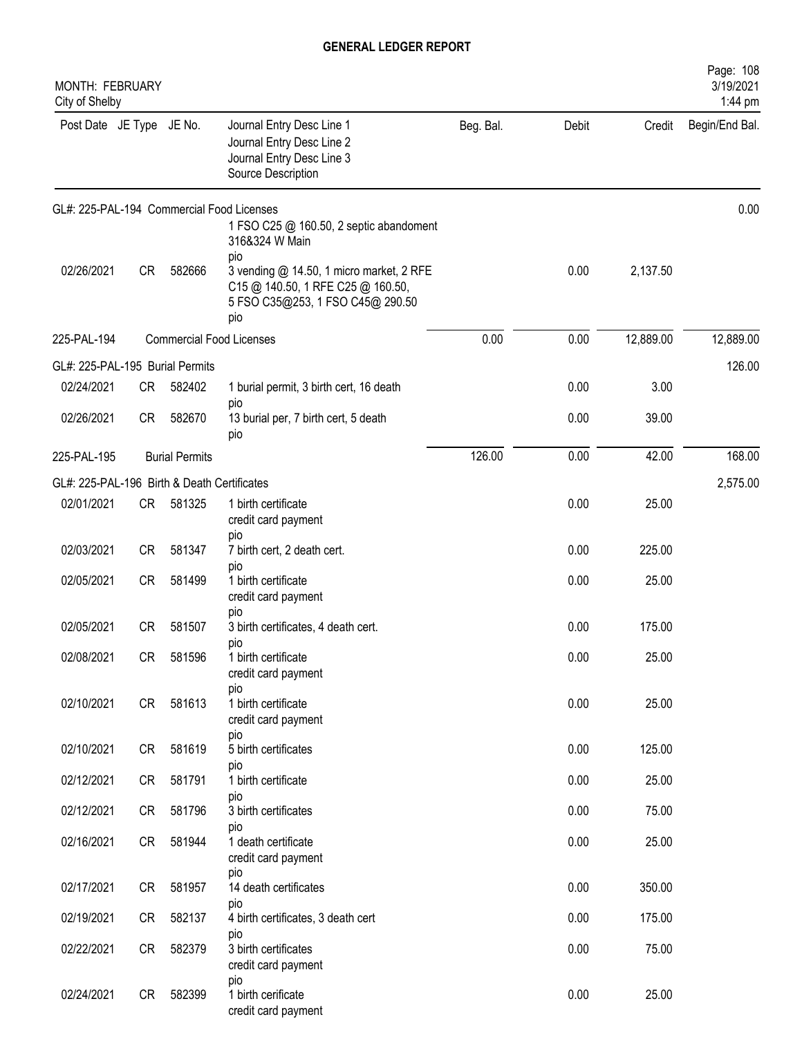# GENERAL LEDGER REPORT

MONTH: FEBRUARY
City of Shelby

| Post Date | JE Type | JE No. | Journal Entry Desc Line 1 / Journal Entry Desc Line 2 / Journal Entry Desc Line 3 / Source Description | Beg. Bal. | Debit | Credit | Begin/End Bal. |
|---|---|---|---|---|---|---|---|
| **GL#: 225-PAL-194 Commercial Food Licenses** | | | | | | | 0.00 |
| 02/26/2021 | CR | 582666 | 1 FSO C25 @ 160.50, 2 septic abandoment 316&324 W Main pio 3 vending @ 14.50, 1 micro market, 2 RFE C15 @ 140.50, 1 RFE C25 @ 160.50, 5 FSO C35@253, 1 FSO C45@ 290.50 pio | | 0.00 | 2,137.50 | |
| 225-PAL-194 | | | Commercial Food Licenses | 0.00 | 0.00 | 12,889.00 | 12,889.00 |
| **GL#: 225-PAL-195 Burial Permits** | | | | | | | 126.00 |
| 02/24/2021 | CR | 582402 | 1 burial permit, 3 birth cert, 16 death pio | | 0.00 | 3.00 | |
| 02/26/2021 | CR | 582670 | 13 burial per, 7 birth cert, 5 death pio | | 0.00 | 39.00 | |
| 225-PAL-195 | | | Burial Permits | 126.00 | 0.00 | 42.00 | 168.00 |
| **GL#: 225-PAL-196 Birth & Death Certificates** | | | | | | | 2,575.00 |
| 02/01/2021 | CR | 581325 | 1 birth certificate credit card payment pio | | 0.00 | 25.00 | |
| 02/03/2021 | CR | 581347 | 7 birth cert, 2 death cert. pio | | 0.00 | 225.00 | |
| 02/05/2021 | CR | 581499 | 1 birth certificate credit card payment pio | | 0.00 | 25.00 | |
| 02/05/2021 | CR | 581507 | 3 birth certificates, 4 death cert. pio | | 0.00 | 175.00 | |
| 02/08/2021 | CR | 581596 | 1 birth certificate credit card payment pio | | 0.00 | 25.00 | |
| 02/10/2021 | CR | 581613 | 1 birth certificate credit card payment pio | | 0.00 | 25.00 | |
| 02/10/2021 | CR | 581619 | 5 birth certificates pio | | 0.00 | 125.00 | |
| 02/12/2021 | CR | 581791 | 1 birth certificate pio | | 0.00 | 25.00 | |
| 02/12/2021 | CR | 581796 | 3 birth certificates pio | | 0.00 | 75.00 | |
| 02/16/2021 | CR | 581944 | 1 death certificate credit card payment pio | | 0.00 | 25.00 | |
| 02/17/2021 | CR | 581957 | 14 death certificates pio | | 0.00 | 350.00 | |
| 02/19/2021 | CR | 582137 | 4 birth certificates, 3 death cert pio | | 0.00 | 175.00 | |
| 02/22/2021 | CR | 582379 | 3 birth certificates credit card payment pio | | 0.00 | 75.00 | |
| 02/24/2021 | CR | 582399 | 1 birth cerificate credit card payment | | 0.00 | 25.00 | |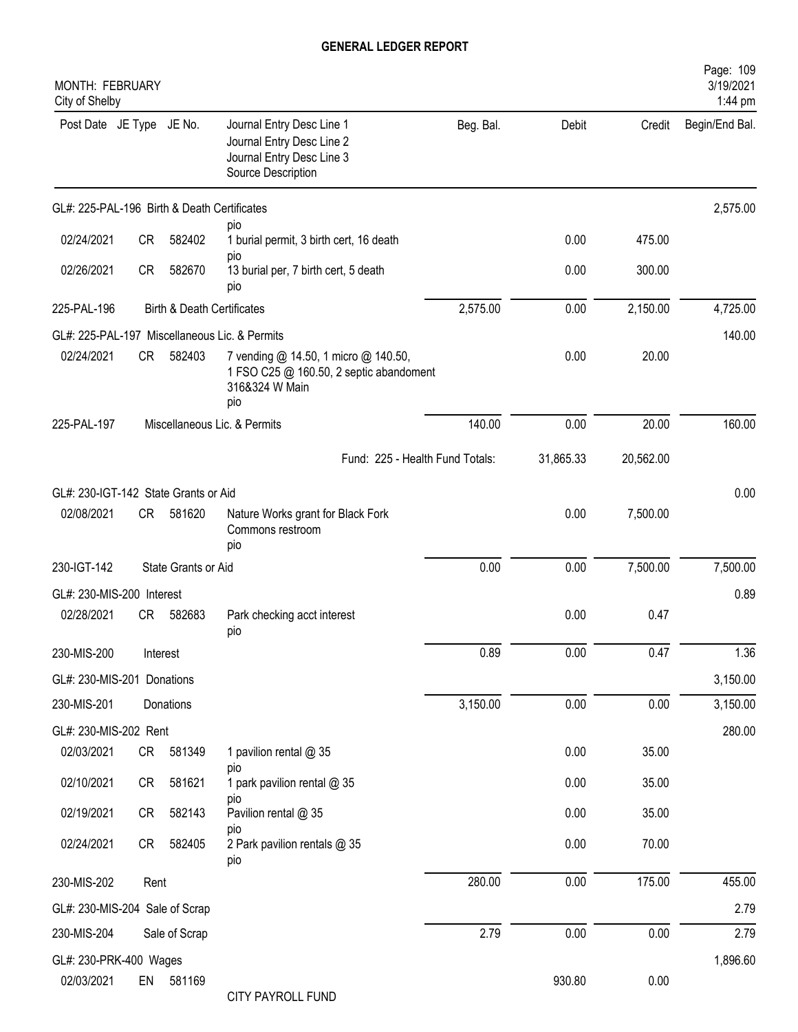# GENERAL LEDGER REPORT

MONTH: FEBRUARY
City of Shelby

| Post Date | JE Type | JE No. | Journal Entry Desc Line 1 / Journal Entry Desc Line 2 / Journal Entry Desc Line 3 / Source Description | Beg. Bal. | Debit | Credit | Begin/End Bal. |
|---|---|---|---|---|---|---|---|
| GL#: 225-PAL-196 Birth & Death Certificates | | | | | | | 2,575.00 |
| | | | pio | | | | |
| 02/24/2021 | CR | 582402 | 1 burial permit, 3 birth cert, 16 death pio | | 0.00 | 475.00 | |
| 02/26/2021 | CR | 582670 | 13 burial per, 7 birth cert, 5 death pio | | 0.00 | 300.00 | |
| 225-PAL-196 | | | Birth & Death Certificates | 2,575.00 | 0.00 | 2,150.00 | 4,725.00 |
| GL#: 225-PAL-197 Miscellaneous Lic. & Permits | | | | | | | 140.00 |
| 02/24/2021 | CR | 582403 | 7 vending @ 14.50, 1 micro @ 140.50, 1 FSO C25 @ 160.50, 2 septic abandoment 316&324 W Main pio | | 0.00 | 20.00 | |
| 225-PAL-197 | | | Miscellaneous Lic. & Permits | 140.00 | 0.00 | 20.00 | 160.00 |
| | | | Fund: 225 - Health Fund Totals: | | 31,865.33 | 20,562.00 | |
| GL#: 230-IGT-142 State Grants or Aid | | | | | | | 0.00 |
| 02/08/2021 | CR | 581620 | Nature Works grant for Black Fork Commons restroom pio | | 0.00 | 7,500.00 | |
| 230-IGT-142 | | | State Grants or Aid | 0.00 | 0.00 | 7,500.00 | 7,500.00 |
| GL#: 230-MIS-200 Interest | | | | | | | 0.89 |
| 02/28/2021 | CR | 582683 | Park checking acct interest pio | | 0.00 | 0.47 | |
| 230-MIS-200 | | | Interest | 0.89 | 0.00 | 0.47 | 1.36 |
| GL#: 230-MIS-201 Donations | | | | | | | 3,150.00 |
| 230-MIS-201 | | | Donations | 3,150.00 | 0.00 | 0.00 | 3,150.00 |
| GL#: 230-MIS-202 Rent | | | | | | | 280.00 |
| 02/03/2021 | CR | 581349 | 1 pavilion rental @ 35 pio | | 0.00 | 35.00 | |
| 02/10/2021 | CR | 581621 | 1 park pavilion rental @ 35 pio | | 0.00 | 35.00 | |
| 02/19/2021 | CR | 582143 | Pavilion rental @ 35 pio | | 0.00 | 35.00 | |
| 02/24/2021 | CR | 582405 | 2 Park pavilion rentals @ 35 pio | | 0.00 | 70.00 | |
| 230-MIS-202 | | | Rent | 280.00 | 0.00 | 175.00 | 455.00 |
| GL#: 230-MIS-204 Sale of Scrap | | | | | | | 2.79 |
| 230-MIS-204 | | | Sale of Scrap | 2.79 | 0.00 | 0.00 | 2.79 |
| GL#: 230-PRK-400 Wages | | | | | | | 1,896.60 |
| 02/03/2021 | EN | 581169 | CITY PAYROLL FUND | | 930.80 | 0.00 | |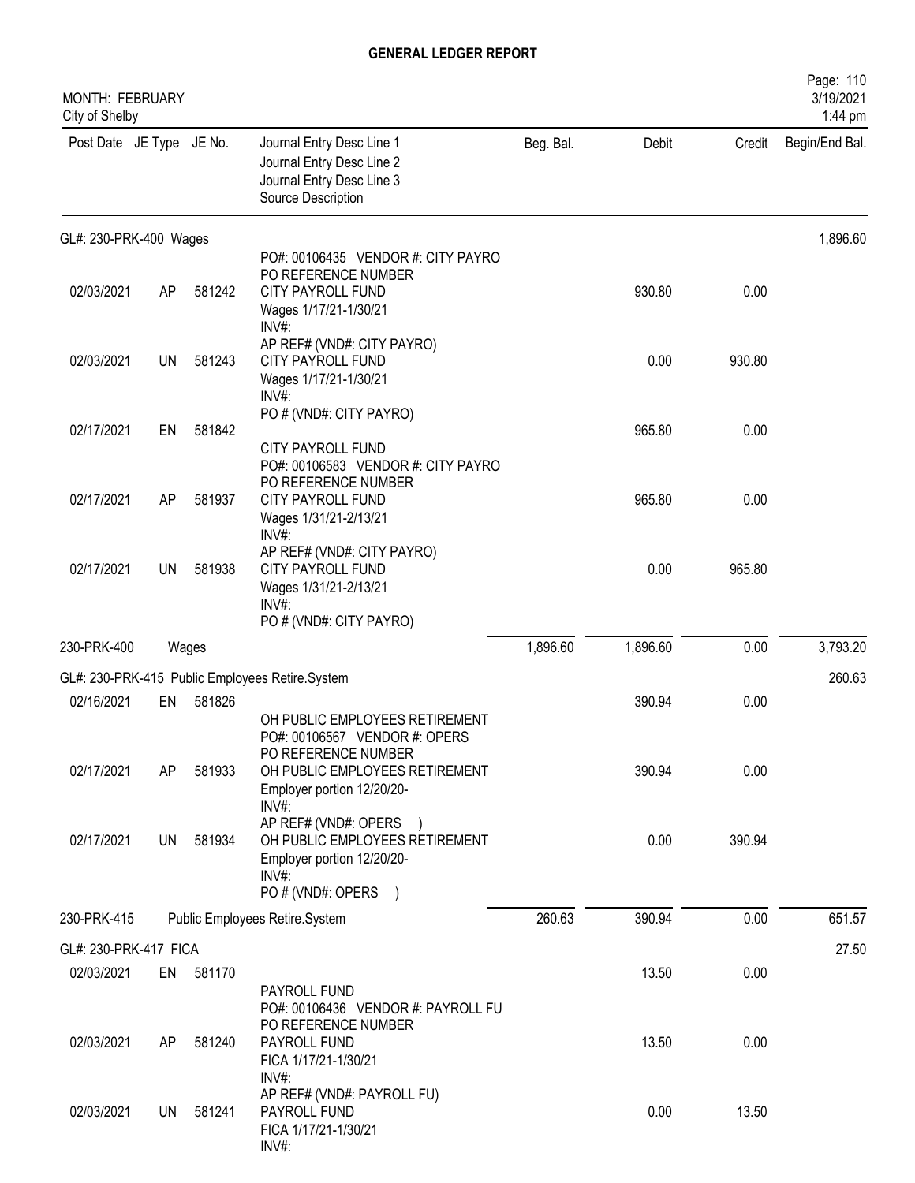# GENERAL LEDGER REPORT

MONTH: FEBRUARY
City of Shelby

| Post Date | JE Type | JE No. | Journal Entry Desc Line 1 / Journal Entry Desc Line 2 / Journal Entry Desc Line 3 / Source Description | Beg. Bal. | Debit | Credit | Begin/End Bal. |
|---|---|---|---|---|---|---|---|
| **GL#: 230-PRK-400 Wages** | | | | | | | 1,896.60 |
| 02/03/2021 | AP | 581242 | PO#: 00106435 VENDOR #: CITY PAYRO<br>PO REFERENCE NUMBER<br>CITY PAYROLL FUND<br>Wages 1/17/21-1/30/21<br>INV#: | | 930.80 | 0.00 | |
| 02/03/2021 | UN | 581243 | AP REF# (VND#: CITY PAYRO)<br>CITY PAYROLL FUND<br>Wages 1/17/21-1/30/21<br>INV#: | | 0.00 | 930.80 | |
| 02/17/2021 | EN | 581842 | PO # (VND#: CITY PAYRO)<br>CITY PAYROLL FUND | | 965.80 | 0.00 | |
| 02/17/2021 | AP | 581937 | PO#: 00106583 VENDOR #: CITY PAYRO<br>PO REFERENCE NUMBER<br>CITY PAYROLL FUND<br>Wages 1/31/21-2/13/21<br>INV#: | | 965.80 | 0.00 | |
| 02/17/2021 | UN | 581938 | AP REF# (VND#: CITY PAYRO)<br>CITY PAYROLL FUND<br>Wages 1/31/21-2/13/21<br>INV#:<br>PO # (VND#: CITY PAYRO) | | 0.00 | 965.80 | |
| 230-PRK-400 | | Wages | | 1,896.60 | 1,896.60 | 0.00 | 3,793.20 |
| **GL#: 230-PRK-415 Public Employees Retire.System** | | | | | | | 260.63 |
| 02/16/2021 | EN | 581826 | OH PUBLIC EMPLOYEES RETIREMENT | | 390.94 | 0.00 | |
| 02/17/2021 | AP | 581933 | PO#: 00106567 VENDOR #: OPERS<br>PO REFERENCE NUMBER<br>OH PUBLIC EMPLOYEES RETIREMENT<br>Employer portion 12/20/20-<br>INV#: | | 390.94 | 0.00 | |
| 02/17/2021 | UN | 581934 | AP REF# (VND#: OPERS )<br>OH PUBLIC EMPLOYEES RETIREMENT<br>Employer portion 12/20/20-<br>INV#:<br>PO # (VND#: OPERS ) | | 0.00 | 390.94 | |
| 230-PRK-415 | | Public Employees Retire.System | | 260.63 | 390.94 | 0.00 | 651.57 |
| **GL#: 230-PRK-417 FICA** | | | | | | | 27.50 |
| 02/03/2021 | EN | 581170 | PAYROLL FUND | | 13.50 | 0.00 | |
| 02/03/2021 | AP | 581240 | PO#: 00106436 VENDOR #: PAYROLL FU<br>PO REFERENCE NUMBER<br>PAYROLL FUND<br>FICA 1/17/21-1/30/21<br>INV#: | | 13.50 | 0.00 | |
| 02/03/2021 | UN | 581241 | AP REF# (VND#: PAYROLL FU)<br>PAYROLL FUND<br>FICA 1/17/21-1/30/21<br>INV#: | | 0.00 | 13.50 | |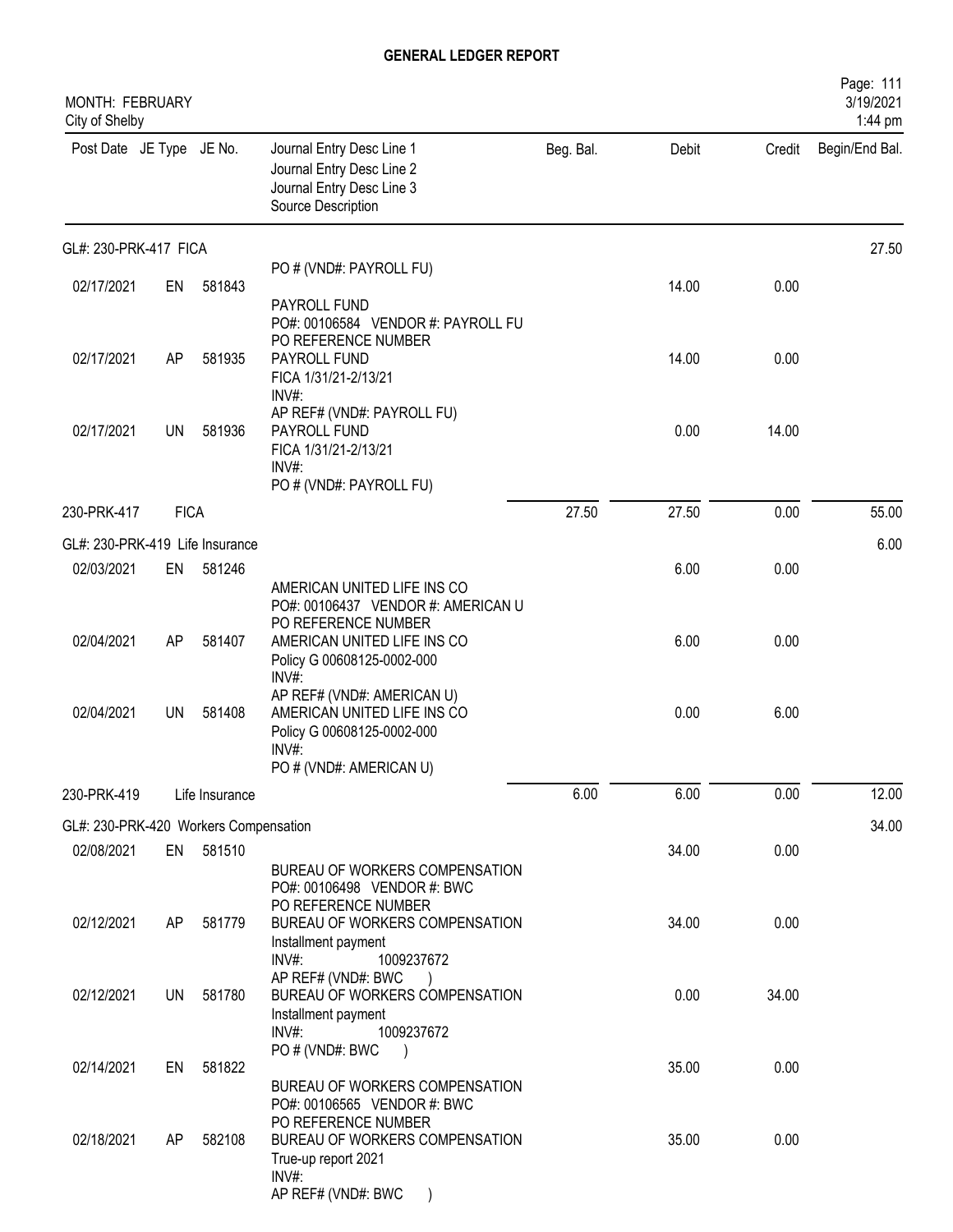# GENERAL LEDGER REPORT

MONTH: FEBRUARY
City of Shelby

| Post Date | JE Type | JE No. | Journal Entry Desc Line 1 / Journal Entry Desc Line 2 / Journal Entry Desc Line 3 / Source Description | Beg. Bal. | Debit | Credit | Begin/End Bal. |
|---|---|---|---|---|---|---|---|
| **GL#: 230-PRK-417 FICA** | | | | | | | 27.50 |
| | | | PO # (VND#: PAYROLL FU) | | | | |
| 02/17/2021 | EN | 581843 | PAYROLL FUND<br>PO#: 00106584 VENDOR #: PAYROLL FU<br>PO REFERENCE NUMBER | | 14.00 | 0.00 | |
| 02/17/2021 | AP | 581935 | PAYROLL FUND<br>FICA 1/31/21-2/13/21<br>INV#:<br>AP REF# (VND#: PAYROLL FU) | | 14.00 | 0.00 | |
| 02/17/2021 | UN | 581936 | PAYROLL FUND<br>FICA 1/31/21-2/13/21<br>INV#:<br>PO # (VND#: PAYROLL FU) | | 0.00 | 14.00 | |
| 230-PRK-417 | FICA | | | 27.50 | 27.50 | 0.00 | 55.00 |
| **GL#: 230-PRK-419 Life Insurance** | | | | | | | 6.00 |
| 02/03/2021 | EN | 581246 | AMERICAN UNITED LIFE INS CO<br>PO#: 00106437 VENDOR #: AMERICAN U<br>PO REFERENCE NUMBER | | 6.00 | 0.00 | |
| 02/04/2021 | AP | 581407 | AMERICAN UNITED LIFE INS CO<br>Policy G 00608125-0002-000<br>INV#:<br>AP REF# (VND#: AMERICAN U) | | 6.00 | 0.00 | |
| 02/04/2021 | UN | 581408 | AMERICAN UNITED LIFE INS CO<br>Policy G 00608125-0002-000<br>INV#:<br>PO # (VND#: AMERICAN U) | | 0.00 | 6.00 | |
| 230-PRK-419 | Life Insurance | | | 6.00 | 6.00 | 0.00 | 12.00 |
| **GL#: 230-PRK-420 Workers Compensation** | | | | | | | 34.00 |
| 02/08/2021 | EN | 581510 | BUREAU OF WORKERS COMPENSATION<br>PO#: 00106498 VENDOR #: BWC<br>PO REFERENCE NUMBER | | 34.00 | 0.00 | |
| 02/12/2021 | AP | 581779 | BUREAU OF WORKERS COMPENSATION<br>Installment payment<br>INV#: 1009237672<br>AP REF# (VND#: BWC ) | | 34.00 | 0.00 | |
| 02/12/2021 | UN | 581780 | BUREAU OF WORKERS COMPENSATION<br>Installment payment<br>INV#: 1009237672<br>PO # (VND#: BWC ) | | 0.00 | 34.00 | |
| 02/14/2021 | EN | 581822 | BUREAU OF WORKERS COMPENSATION<br>PO#: 00106565 VENDOR #: BWC<br>PO REFERENCE NUMBER | | 35.00 | 0.00 | |
| 02/18/2021 | AP | 582108 | BUREAU OF WORKERS COMPENSATION<br>True-up report 2021<br>INV#:<br>AP REF# (VND#: BWC ) | | 35.00 | 0.00 | |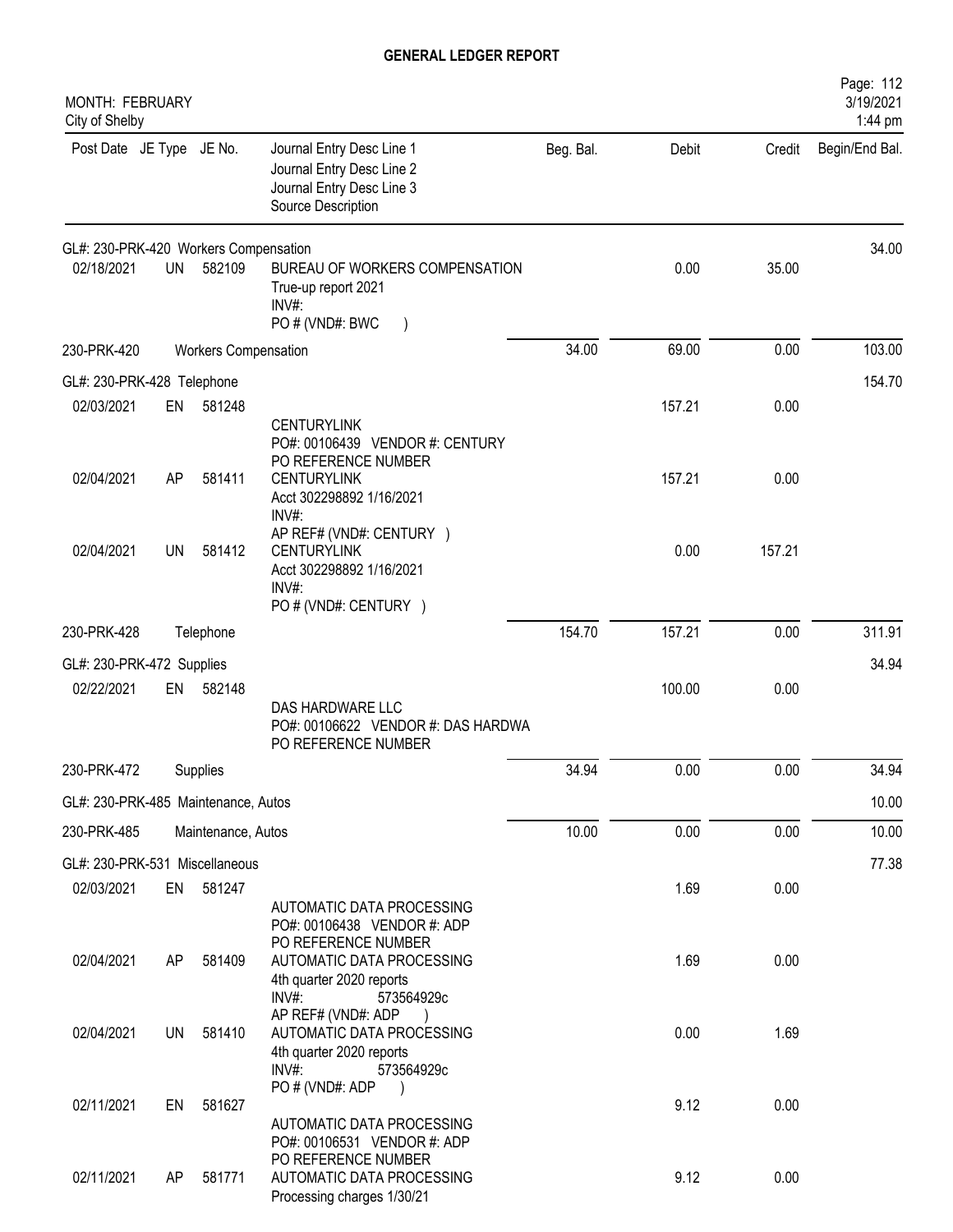# GENERAL LEDGER REPORT

MONTH: FEBRUARY
City of Shelby

| Post Date | JE Type | JE No. | Journal Entry Desc Line 1 / Journal Entry Desc Line 2 / Journal Entry Desc Line 3 / Source Description | Beg. Bal. | Debit | Credit | Begin/End Bal. |
|---|---|---|---|---|---|---|---|
| GL#: 230-PRK-420 Workers Compensation | | | | | | | 34.00 |
| 02/18/2021 | UN | 582109 | BUREAU OF WORKERS COMPENSATION<br>True-up report 2021<br>INV#:<br>PO # (VND#: BWC ) | | 0.00 | 35.00 | |
| 230-PRK-420 | | Workers Compensation | | 34.00 | 69.00 | 0.00 | 103.00 |
| GL#: 230-PRK-428 Telephone | | | | | | | 154.70 |
| 02/03/2021 | EN | 581248 | CENTURYLINK<br>PO#: 00106439 VENDOR #: CENTURY<br>PO REFERENCE NUMBER | | 157.21 | 0.00 | |
| 02/04/2021 | AP | 581411 | CENTURYLINK<br>Acct 302298892 1/16/2021<br>INV#:<br>AP REF# (VND#: CENTURY ) | | 157.21 | 0.00 | |
| 02/04/2021 | UN | 581412 | CENTURYLINK<br>Acct 302298892 1/16/2021<br>INV#:<br>PO # (VND#: CENTURY ) | | 0.00 | 157.21 | |
| 230-PRK-428 | | Telephone | | 154.70 | 157.21 | 0.00 | 311.91 |
| GL#: 230-PRK-472 Supplies | | | | | | | 34.94 |
| 02/22/2021 | EN | 582148 | DAS HARDWARE LLC<br>PO#: 00106622 VENDOR #: DAS HARDWA<br>PO REFERENCE NUMBER | | 100.00 | 0.00 | |
| 230-PRK-472 | | Supplies | | 34.94 | 0.00 | 0.00 | 34.94 |
| GL#: 230-PRK-485 Maintenance, Autos | | | | | | | 10.00 |
| 230-PRK-485 | | Maintenance, Autos | | 10.00 | 0.00 | 0.00 | 10.00 |
| GL#: 230-PRK-531 Miscellaneous | | | | | | | 77.38 |
| 02/03/2021 | EN | 581247 | AUTOMATIC DATA PROCESSING<br>PO#: 00106438 VENDOR #: ADP<br>PO REFERENCE NUMBER | | 1.69 | 0.00 | |
| 02/04/2021 | AP | 581409 | AUTOMATIC DATA PROCESSING<br>4th quarter 2020 reports<br>INV#: 573564929c<br>AP REF# (VND#: ADP ) | | 1.69 | 0.00 | |
| 02/04/2021 | UN | 581410 | AUTOMATIC DATA PROCESSING<br>4th quarter 2020 reports<br>INV#: 573564929c<br>PO # (VND#: ADP ) | | 0.00 | 1.69 | |
| 02/11/2021 | EN | 581627 | AUTOMATIC DATA PROCESSING<br>PO#: 00106531 VENDOR #: ADP<br>PO REFERENCE NUMBER | | 9.12 | 0.00 | |
| 02/11/2021 | AP | 581771 | AUTOMATIC DATA PROCESSING<br>Processing charges 1/30/21 | | 9.12 | 0.00 | |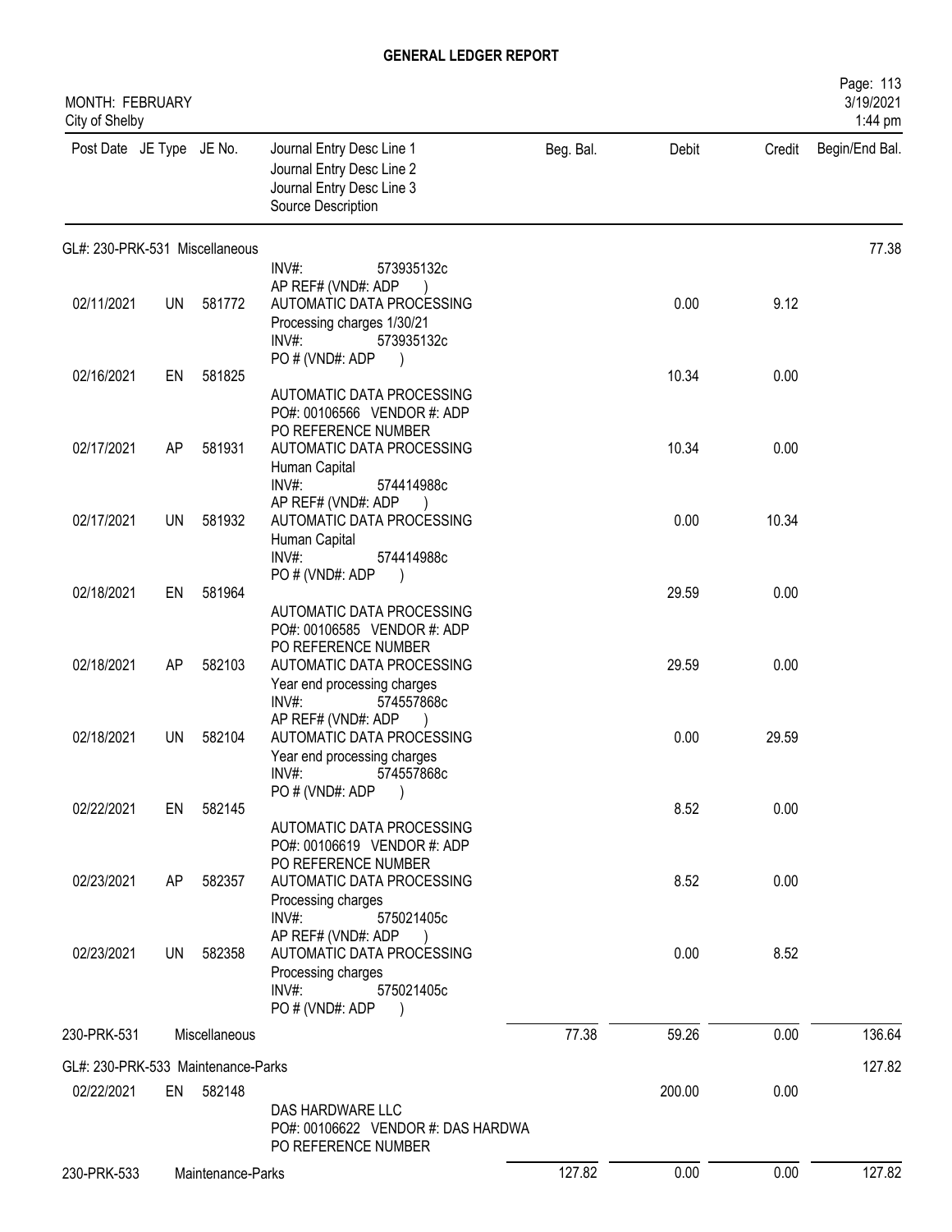# GENERAL LEDGER REPORT

MONTH: FEBRUARY
City of Shelby

| Post Date | JE Type | JE No. | Journal Entry Desc Line 1 / Journal Entry Desc Line 2 / Journal Entry Desc Line 3 / Source Description | Beg. Bal. | Debit | Credit | Begin/End Bal. |
|---|---|---|---|---|---|---|---|
| GL#: 230-PRK-531 Miscellaneous | | | | | | | 77.38 |
| | | | INV#: 573935132c<br>AP REF# (VND#: ADP ) | | | | |
| 02/11/2021 | UN | 581772 | AUTOMATIC DATA PROCESSING<br>Processing charges 1/30/21<br>INV#: 573935132c<br>PO # (VND#: ADP ) | | 0.00 | 9.12 | |
| 02/16/2021 | EN | 581825 | AUTOMATIC DATA PROCESSING<br>PO#: 00106566 VENDOR #: ADP<br>PO REFERENCE NUMBER | | 10.34 | 0.00 | |
| 02/17/2021 | AP | 581931 | AUTOMATIC DATA PROCESSING<br>Human Capital<br>INV#: 574414988c<br>AP REF# (VND#: ADP ) | | 10.34 | 0.00 | |
| 02/17/2021 | UN | 581932 | AUTOMATIC DATA PROCESSING<br>Human Capital<br>INV#: 574414988c<br>PO # (VND#: ADP ) | | 0.00 | 10.34 | |
| 02/18/2021 | EN | 581964 | AUTOMATIC DATA PROCESSING<br>PO#: 00106585 VENDOR #: ADP<br>PO REFERENCE NUMBER | | 29.59 | 0.00 | |
| 02/18/2021 | AP | 582103 | AUTOMATIC DATA PROCESSING<br>Year end processing charges<br>INV#: 574557868c<br>AP REF# (VND#: ADP ) | | 29.59 | 0.00 | |
| 02/18/2021 | UN | 582104 | AUTOMATIC DATA PROCESSING<br>Year end processing charges<br>INV#: 574557868c<br>PO # (VND#: ADP ) | | 0.00 | 29.59 | |
| 02/22/2021 | EN | 582145 | AUTOMATIC DATA PROCESSING<br>PO#: 00106619 VENDOR #: ADP<br>PO REFERENCE NUMBER | | 8.52 | 0.00 | |
| 02/23/2021 | AP | 582357 | AUTOMATIC DATA PROCESSING<br>Processing charges<br>INV#: 575021405c<br>AP REF# (VND#: ADP ) | | 8.52 | 0.00 | |
| 02/23/2021 | UN | 582358 | AUTOMATIC DATA PROCESSING<br>Processing charges<br>INV#: 575021405c<br>PO # (VND#: ADP ) | | 0.00 | 8.52 | |
| 230-PRK-531 | | Miscellaneous | | 77.38 | 59.26 | 0.00 | 136.64 |
| GL#: 230-PRK-533 Maintenance-Parks | | | | | | | 127.82 |
| 02/22/2021 | EN | 582148 | DAS HARDWARE LLC<br>PO#: 00106622 VENDOR #: DAS HARDWA<br>PO REFERENCE NUMBER | | 200.00 | 0.00 | |
| 230-PRK-533 | | Maintenance-Parks | | 127.82 | 0.00 | 0.00 | 127.82 |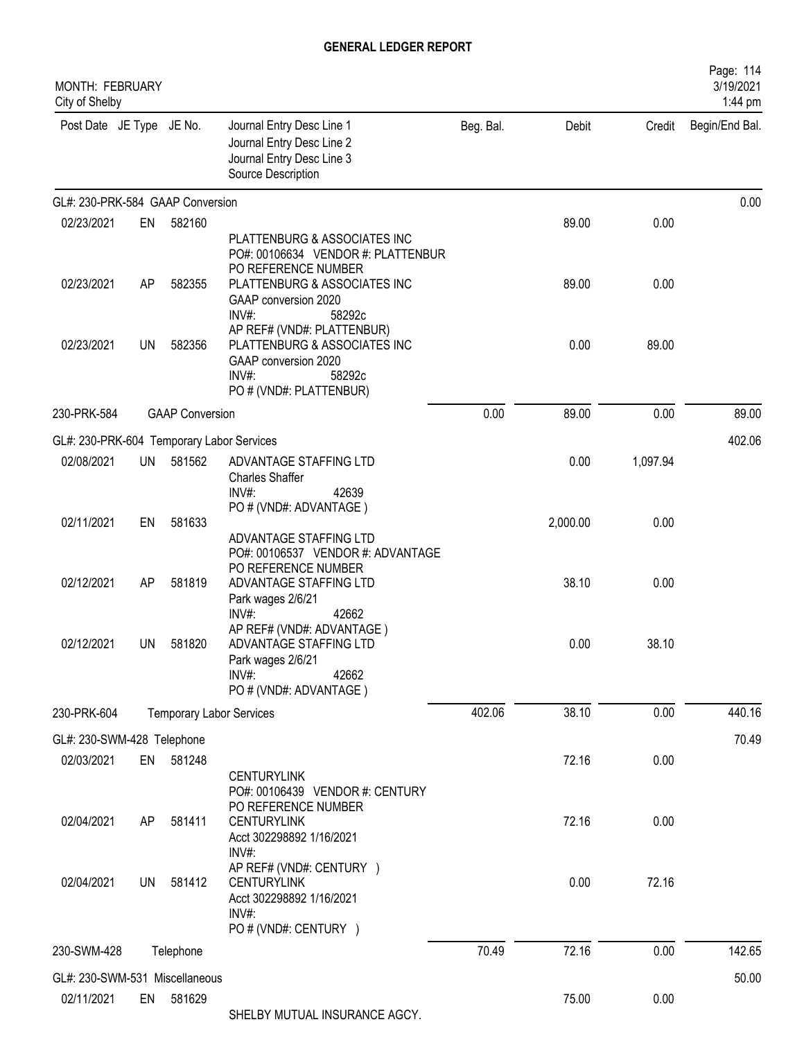# GENERAL LEDGER REPORT

MONTH: FEBRUARY
City of Shelby

| Post Date | JE Type | JE No. | Journal Entry Desc Line 1 / Journal Entry Desc Line 2 / Journal Entry Desc Line 3 / Source Description | Beg. Bal. | Debit | Credit | Begin/End Bal. |
|---|---|---|---|---|---|---|---|
| GL#: 230-PRK-584 GAAP Conversion | | | | | | | 0.00 |
| 02/23/2021 | EN | 582160 | PLATTENBURG & ASSOCIATES INC<br>PO#: 00106634 VENDOR #: PLATTENBUR<br>PO REFERENCE NUMBER | | 89.00 | 0.00 | |
| 02/23/2021 | AP | 582355 | PLATTENBURG & ASSOCIATES INC<br>GAAP conversion 2020<br>INV#: 58292c<br>AP REF# (VND#: PLATTENBUR) | | 89.00 | 0.00 | |
| 02/23/2021 | UN | 582356 | PLATTENBURG & ASSOCIATES INC<br>GAAP conversion 2020<br>INV#: 58292c<br>PO # (VND#: PLATTENBUR) | | 0.00 | 89.00 | |
| 230-PRK-584 | | GAAP Conversion | | 0.00 | 89.00 | 0.00 | 89.00 |
| GL#: 230-PRK-604 Temporary Labor Services | | | | | | | 402.06 |
| 02/08/2021 | UN | 581562 | ADVANTAGE STAFFING LTD<br>Charles Shaffer<br>INV#: 42639<br>PO # (VND#: ADVANTAGE ) | | 0.00 | 1,097.94 | |
| 02/11/2021 | EN | 581633 | ADVANTAGE STAFFING LTD<br>PO#: 00106537 VENDOR #: ADVANTAGE<br>PO REFERENCE NUMBER | | 2,000.00 | 0.00 | |
| 02/12/2021 | AP | 581819 | ADVANTAGE STAFFING LTD<br>Park wages 2/6/21<br>INV#: 42662<br>AP REF# (VND#: ADVANTAGE ) | | 38.10 | 0.00 | |
| 02/12/2021 | UN | 581820 | ADVANTAGE STAFFING LTD<br>Park wages 2/6/21<br>INV#: 42662<br>PO # (VND#: ADVANTAGE ) | | 0.00 | 38.10 | |
| 230-PRK-604 | | Temporary Labor Services | | 402.06 | 38.10 | 0.00 | 440.16 |
| GL#: 230-SWM-428 Telephone | | | | | | | 70.49 |
| 02/03/2021 | EN | 581248 | CENTURYLINK<br>PO#: 00106439 VENDOR #: CENTURY<br>PO REFERENCE NUMBER | | 72.16 | 0.00 | |
| 02/04/2021 | AP | 581411 | CENTURYLINK<br>Acct 302298892 1/16/2021<br>INV#:<br>AP REF# (VND#: CENTURY ) | | 72.16 | 0.00 | |
| 02/04/2021 | UN | 581412 | CENTURYLINK<br>Acct 302298892 1/16/2021<br>INV#:<br>PO # (VND#: CENTURY ) | | 0.00 | 72.16 | |
| 230-SWM-428 | | Telephone | | 70.49 | 72.16 | 0.00 | 142.65 |
| GL#: 230-SWM-531 Miscellaneous | | | | | | | 50.00 |
| 02/11/2021 | EN | 581629 | SHELBY MUTUAL INSURANCE AGCY. | | 75.00 | 0.00 | |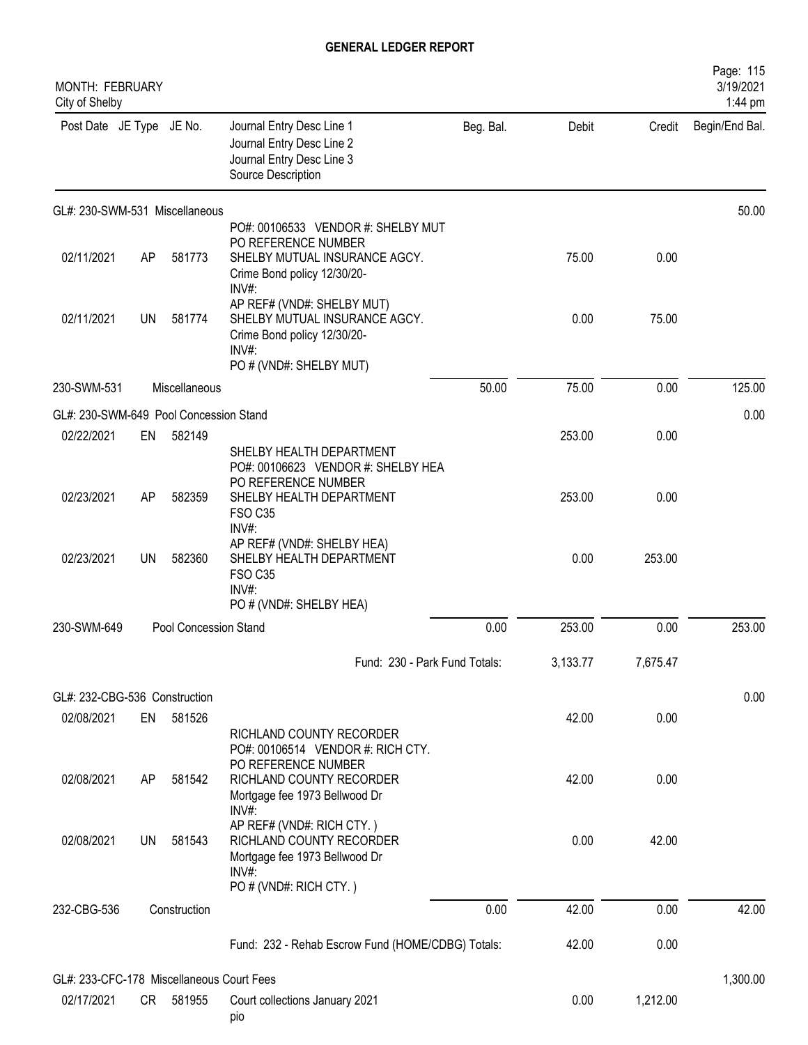# GENERAL LEDGER REPORT

MONTH: FEBRUARY
City of Shelby

| Post Date | JE Type | JE No. | Journal Entry Desc Line 1 / Journal Entry Desc Line 2 / Journal Entry Desc Line 3 / Source Description | Beg. Bal. | Debit | Credit | Begin/End Bal. |
|---|---|---|---|---|---|---|---|
| GL#: 230-SWM-531 Miscellaneous | | | | | | | 50.00 |
| 02/11/2021 | AP | 581773 | PO#: 00106533 VENDOR #: SHELBY MUT<br>PO REFERENCE NUMBER<br>SHELBY MUTUAL INSURANCE AGCY.<br>Crime Bond policy 12/30/20-<br>INV#: | | 75.00 | 0.00 | |
| 02/11/2021 | UN | 581774 | AP REF# (VND#: SHELBY MUT)<br>SHELBY MUTUAL INSURANCE AGCY.<br>Crime Bond policy 12/30/20-<br>INV#:<br>PO # (VND#: SHELBY MUT) | | 0.00 | 75.00 | |
| 230-SWM-531 | | Miscellaneous | | 50.00 | 75.00 | 0.00 | 125.00 |
| GL#: 230-SWM-649 Pool Concession Stand | | | | | | | 0.00 |
| 02/22/2021 | EN | 582149 | | | 253.00 | 0.00 | |
| 02/23/2021 | AP | 582359 | SHELBY HEALTH DEPARTMENT<br>PO#: 00106623 VENDOR #: SHELBY HEA<br>PO REFERENCE NUMBER<br>SHELBY HEALTH DEPARTMENT<br>FSO C35<br>INV#: | | 253.00 | 0.00 | |
| 02/23/2021 | UN | 582360 | AP REF# (VND#: SHELBY HEA)<br>SHELBY HEALTH DEPARTMENT<br>FSO C35<br>INV#:<br>PO # (VND#: SHELBY HEA) | | 0.00 | 253.00 | |
| 230-SWM-649 | | Pool Concession Stand | | 0.00 | 253.00 | 0.00 | 253.00 |
| | | | Fund: 230 - Park Fund Totals: | | 3,133.77 | 7,675.47 | |
| GL#: 232-CBG-536 Construction | | | | | | | 0.00 |
| 02/08/2021 | EN | 581526 | | | 42.00 | 0.00 | |
| 02/08/2021 | AP | 581542 | RICHLAND COUNTY RECORDER<br>PO#: 00106514 VENDOR #: RICH CTY.<br>PO REFERENCE NUMBER<br>RICHLAND COUNTY RECORDER<br>Mortgage fee 1973 Bellwood Dr<br>INV#: | | 42.00 | 0.00 | |
| 02/08/2021 | UN | 581543 | AP REF# (VND#: RICH CTY. )<br>RICHLAND COUNTY RECORDER<br>Mortgage fee 1973 Bellwood Dr<br>INV#:<br>PO # (VND#: RICH CTY. ) | | 0.00 | 42.00 | |
| 232-CBG-536 | | Construction | | 0.00 | 42.00 | 0.00 | 42.00 |
| | | | Fund: 232 - Rehab Escrow Fund (HOME/CDBG) Totals: | | 42.00 | 0.00 | |
| GL#: 233-CFC-178 Miscellaneous Court Fees | | | | | | | 1,300.00 |
| 02/17/2021 | CR | 581955 | Court collections January 2021<br>pio | | 0.00 | 1,212.00 | |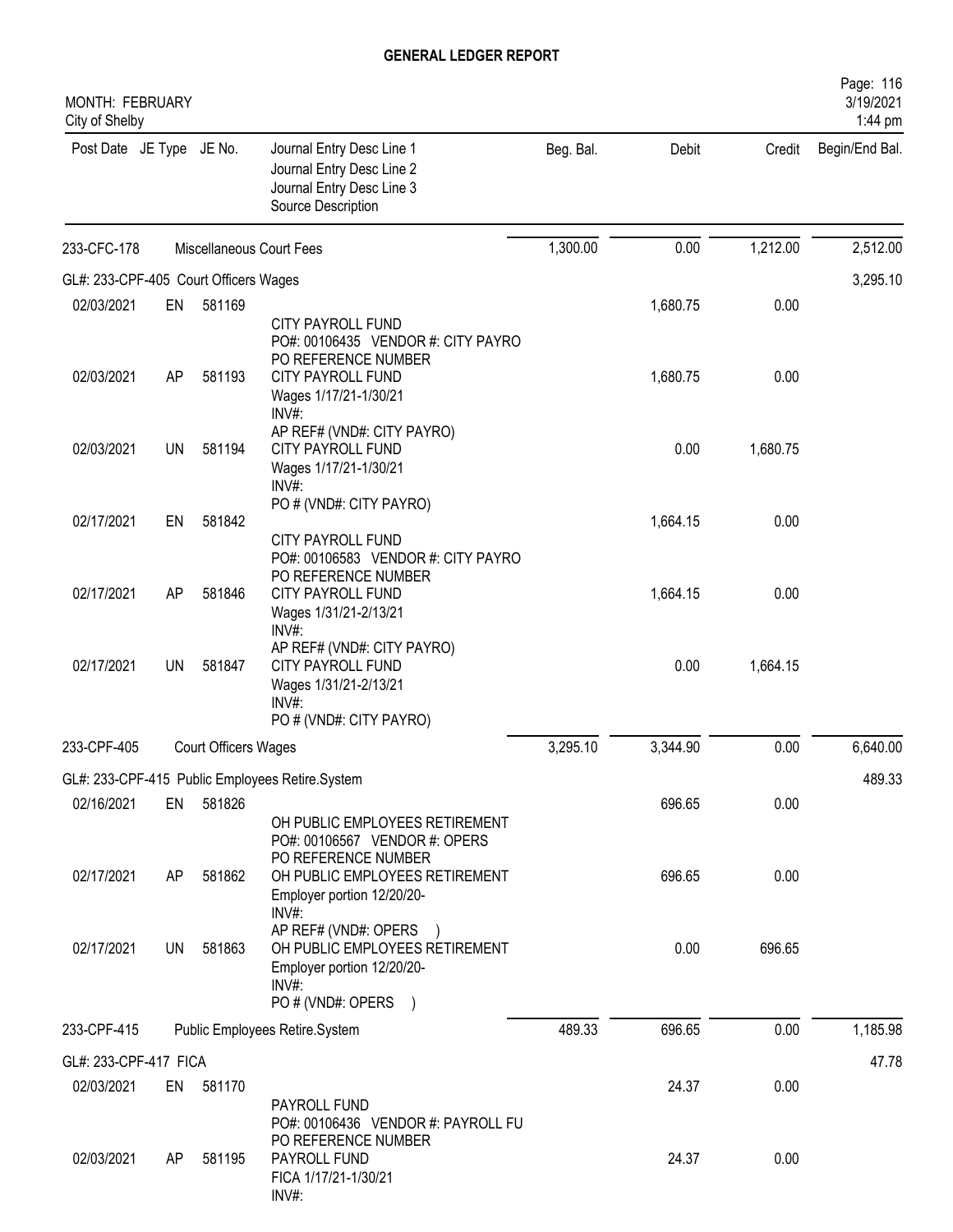# GENERAL LEDGER REPORT

MONTH: FEBRUARY
City of Shelby

| Post Date | JE Type | JE No. | Journal Entry Desc Line 1 / Journal Entry Desc Line 2 / Journal Entry Desc Line 3 / Source Description | Beg. Bal. | Debit | Credit | Begin/End Bal. |
|---|---|---|---|---|---|---|---|
| 233-CFC-178 | | | Miscellaneous Court Fees | 1,300.00 | 0.00 | 1,212.00 | 2,512.00 |
| GL#: 233-CPF-405 Court Officers Wages | | | | | | | 3,295.10 |
| 02/03/2021 | EN | 581169 | CITY PAYROLL FUND<br>PO#: 00106435 VENDOR #: CITY PAYRO<br>PO REFERENCE NUMBER | | 1,680.75 | 0.00 | |
| 02/03/2021 | AP | 581193 | CITY PAYROLL FUND<br>Wages 1/17/21-1/30/21<br>INV#:<br>AP REF# (VND#: CITY PAYRO) | | 1,680.75 | 0.00 | |
| 02/03/2021 | UN | 581194 | CITY PAYROLL FUND<br>Wages 1/17/21-1/30/21<br>INV#:<br>PO # (VND#: CITY PAYRO) | | 0.00 | 1,680.75 | |
| 02/17/2021 | EN | 581842 | CITY PAYROLL FUND<br>PO#: 00106583 VENDOR #: CITY PAYRO<br>PO REFERENCE NUMBER | | 1,664.15 | 0.00 | |
| 02/17/2021 | AP | 581846 | CITY PAYROLL FUND<br>Wages 1/31/21-2/13/21<br>INV#:<br>AP REF# (VND#: CITY PAYRO) | | 1,664.15 | 0.00 | |
| 02/17/2021 | UN | 581847 | CITY PAYROLL FUND<br>Wages 1/31/21-2/13/21<br>INV#:<br>PO # (VND#: CITY PAYRO) | | 0.00 | 1,664.15 | |
| 233-CPF-405 | | | Court Officers Wages | 3,295.10 | 3,344.90 | 0.00 | 6,640.00 |
| GL#: 233-CPF-415 Public Employees Retire.System | | | | | | | 489.33 |
| 02/16/2021 | EN | 581826 | OH PUBLIC EMPLOYEES RETIREMENT<br>PO#: 00106567 VENDOR #: OPERS<br>PO REFERENCE NUMBER | | 696.65 | 0.00 | |
| 02/17/2021 | AP | 581862 | OH PUBLIC EMPLOYEES RETIREMENT<br>Employer portion 12/20/20-<br>INV#:<br>AP REF# (VND#: OPERS ) | | 696.65 | 0.00 | |
| 02/17/2021 | UN | 581863 | OH PUBLIC EMPLOYEES RETIREMENT<br>Employer portion 12/20/20-<br>INV#:<br>PO # (VND#: OPERS ) | | 0.00 | 696.65 | |
| 233-CPF-415 | | | Public Employees Retire.System | 489.33 | 696.65 | 0.00 | 1,185.98 |
| GL#: 233-CPF-417 FICA | | | | | | | 47.78 |
| 02/03/2021 | EN | 581170 | PAYROLL FUND<br>PO#: 00106436 VENDOR #: PAYROLL FU<br>PO REFERENCE NUMBER | | 24.37 | 0.00 | |
| 02/03/2021 | AP | 581195 | PAYROLL FUND<br>FICA 1/17/21-1/30/21<br>INV#: | | 24.37 | 0.00 | |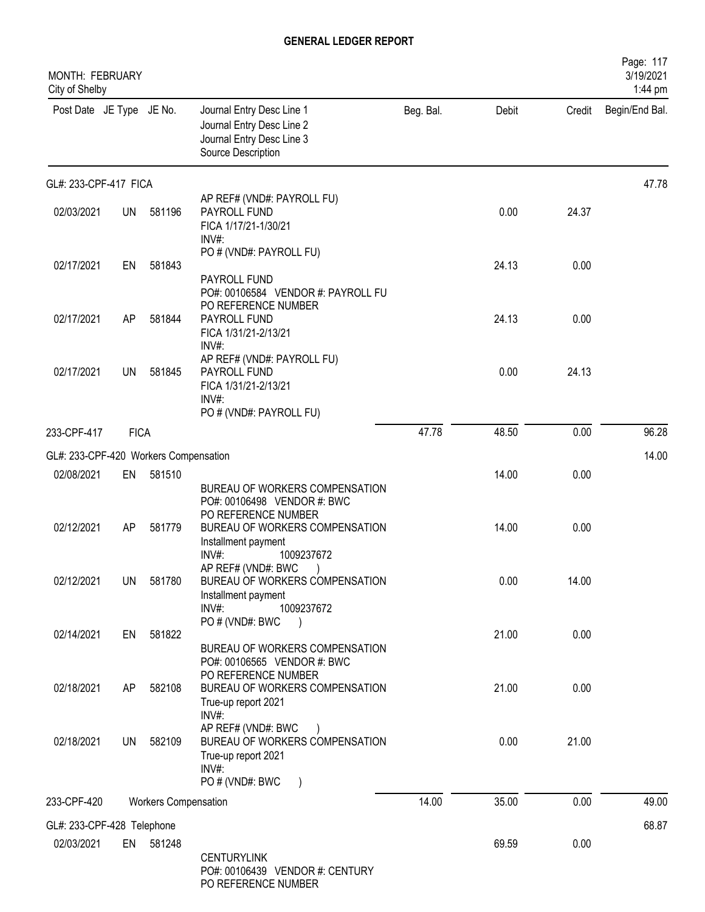# GENERAL LEDGER REPORT

MONTH: FEBRUARY
City of Shelby

| Post Date | JE Type | JE No. | Journal Entry Desc Line 1 / Journal Entry Desc Line 2 / Journal Entry Desc Line 3 / Source Description | Beg. Bal. | Debit | Credit | Begin/End Bal. |
|---|---|---|---|---|---|---|---|
| GL#: 233-CPF-417 FICA | | | | | | | 47.78 |
| 02/03/2021 | UN | 581196 | AP REF# (VND#: PAYROLL FU) PAYROLL FUND FICA 1/17/21-1/30/21 INV#: PO # (VND#: PAYROLL FU) | | 0.00 | 24.37 | |
| 02/17/2021 | EN | 581843 | PAYROLL FUND PO#: 00106584 VENDOR #: PAYROLL FU PO REFERENCE NUMBER | | 24.13 | 0.00 | |
| 02/17/2021 | AP | 581844 | PAYROLL FUND FICA 1/31/21-2/13/21 INV#: AP REF# (VND#: PAYROLL FU) | | 24.13 | 0.00 | |
| 02/17/2021 | UN | 581845 | PAYROLL FUND FICA 1/31/21-2/13/21 INV#: PO # (VND#: PAYROLL FU) | | 0.00 | 24.13 | |
| 233-CPF-417 | FICA | | | 47.78 | 48.50 | 0.00 | 96.28 |
| GL#: 233-CPF-420 Workers Compensation | | | | | | | 14.00 |
| 02/08/2021 | EN | 581510 | BUREAU OF WORKERS COMPENSATION PO#: 00106498 VENDOR #: BWC PO REFERENCE NUMBER | | 14.00 | 0.00 | |
| 02/12/2021 | AP | 581779 | BUREAU OF WORKERS COMPENSATION Installment payment INV#: 1009237672 AP REF# (VND#: BWC ) | | 14.00 | 0.00 | |
| 02/12/2021 | UN | 581780 | BUREAU OF WORKERS COMPENSATION Installment payment INV#: 1009237672 PO # (VND#: BWC ) | | 0.00 | 14.00 | |
| 02/14/2021 | EN | 581822 | BUREAU OF WORKERS COMPENSATION PO#: 00106565 VENDOR #: BWC PO REFERENCE NUMBER | | 21.00 | 0.00 | |
| 02/18/2021 | AP | 582108 | BUREAU OF WORKERS COMPENSATION True-up report 2021 INV#: AP REF# (VND#: BWC ) | | 21.00 | 0.00 | |
| 02/18/2021 | UN | 582109 | BUREAU OF WORKERS COMPENSATION True-up report 2021 INV#: PO # (VND#: BWC ) | | 0.00 | 21.00 | |
| 233-CPF-420 | Workers Compensation | | | 14.00 | 35.00 | 0.00 | 49.00 |
| GL#: 233-CPF-428 Telephone | | | | | | | 68.87 |
| 02/03/2021 | EN | 581248 | CENTURYLINK PO#: 00106439 VENDOR #: CENTURY PO REFERENCE NUMBER | | 69.59 | 0.00 | |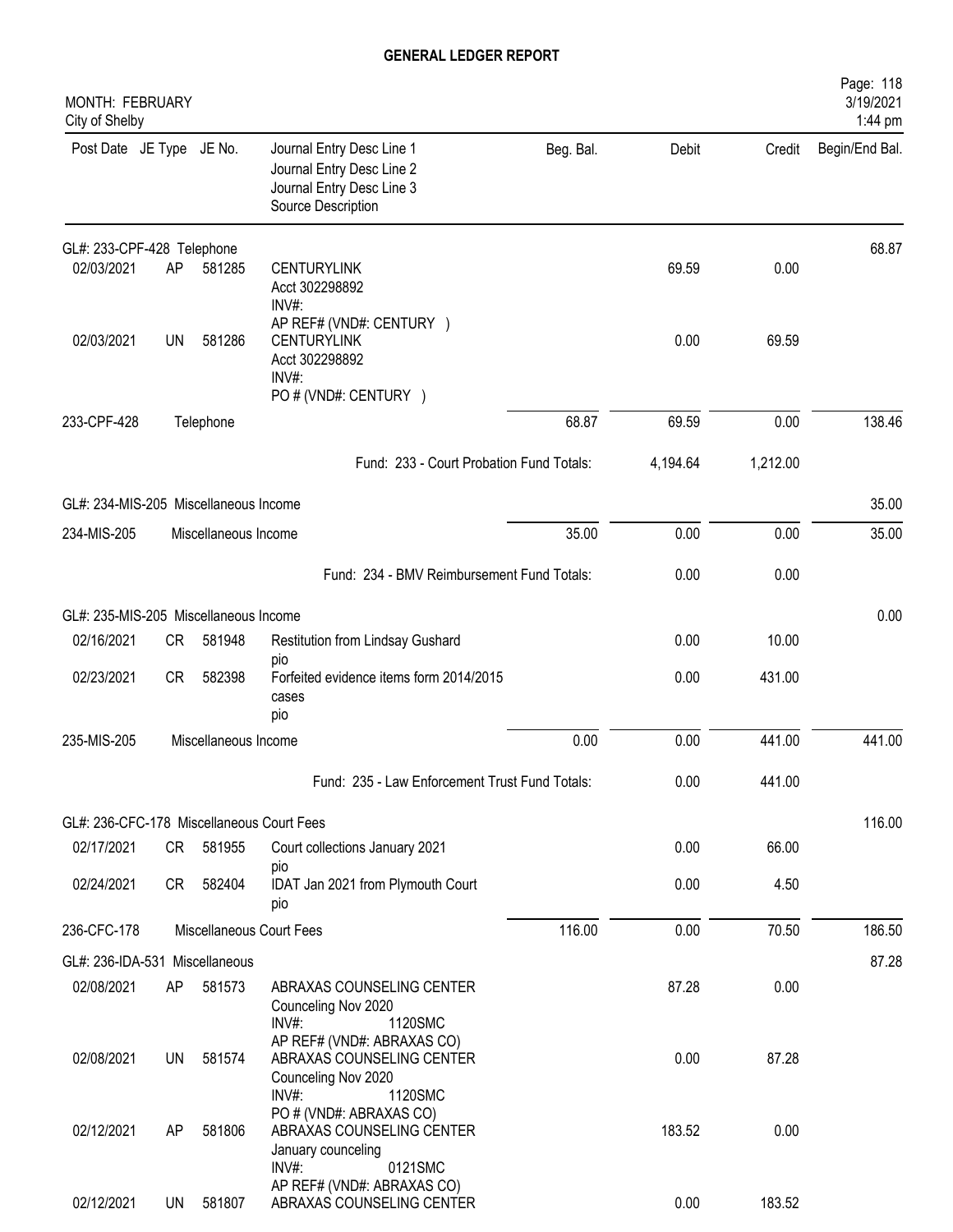**GENERAL LEDGER REPORT**

MONTH: FEBRUARY
City of Shelby

| Post Date | JE Type | JE No. | Journal Entry Desc Line 1 / Journal Entry Desc Line 2 / Journal Entry Desc Line 3 / Source Description | Beg. Bal. | Debit | Credit | Begin/End Bal. |
|---|---|---|---|---|---|---|---|
| GL#: 233-CPF-428 Telephone | | | | | | | 68.87 |
| 02/03/2021 | AP | 581285 | CENTURYLINK<br>Acct 302298892<br>INV#:<br>AP REF# (VND#: CENTURY ) | | 69.59 | 0.00 | |
| 02/03/2021 | UN | 581286 | CENTURYLINK<br>Acct 302298892<br>INV#:<br>PO # (VND#: CENTURY ) | | 0.00 | 69.59 | |
| 233-CPF-428 | | Telephone | | 68.87 | 69.59 | 0.00 | 138.46 |
| | | | Fund: 233 - Court Probation Fund Totals: | | 4,194.64 | 1,212.00 | |
| GL#: 234-MIS-205 Miscellaneous Income | | | | | | | 35.00 |
| 234-MIS-205 | | Miscellaneous Income | | 35.00 | 0.00 | 0.00 | 35.00 |
| | | | Fund: 234 - BMV Reimbursement Fund Totals: | | 0.00 | 0.00 | |
| GL#: 235-MIS-205 Miscellaneous Income | | | | | | | 0.00 |
| 02/16/2021 | CR | 581948 | Restitution from Lindsay Gushard<br>pio | | 0.00 | 10.00 | |
| 02/23/2021 | CR | 582398 | Forfeited evidence items form 2014/2015<br>cases<br>pio | | 0.00 | 431.00 | |
| 235-MIS-205 | | Miscellaneous Income | | 0.00 | 0.00 | 441.00 | 441.00 |
| | | | Fund: 235 - Law Enforcement Trust Fund Totals: | | 0.00 | 441.00 | |
| GL#: 236-CFC-178 Miscellaneous Court Fees | | | | | | | 116.00 |
| 02/17/2021 | CR | 581955 | Court collections January 2021<br>pio | | 0.00 | 66.00 | |
| 02/24/2021 | CR | 582404 | IDAT Jan 2021 from Plymouth Court<br>pio | | 0.00 | 4.50 | |
| 236-CFC-178 | | Miscellaneous Court Fees | | 116.00 | 0.00 | 70.50 | 186.50 |
| GL#: 236-IDA-531 Miscellaneous | | | | | | | 87.28 |
| 02/08/2021 | AP | 581573 | ABRAXAS COUNSELING CENTER<br>Counceling Nov 2020<br>INV#: 1120SMC<br>AP REF# (VND#: ABRAXAS CO) | | 87.28 | 0.00 | |
| 02/08/2021 | UN | 581574 | ABRAXAS COUNSELING CENTER<br>Counceling Nov 2020<br>INV#: 1120SMC<br>PO # (VND#: ABRAXAS CO) | | 0.00 | 87.28 | |
| 02/12/2021 | AP | 581806 | ABRAXAS COUNSELING CENTER<br>January counceling<br>INV#: 0121SMC<br>AP REF# (VND#: ABRAXAS CO) | | 183.52 | 0.00 | |
| 02/12/2021 | UN | 581807 | ABRAXAS COUNSELING CENTER | | 0.00 | 183.52 | |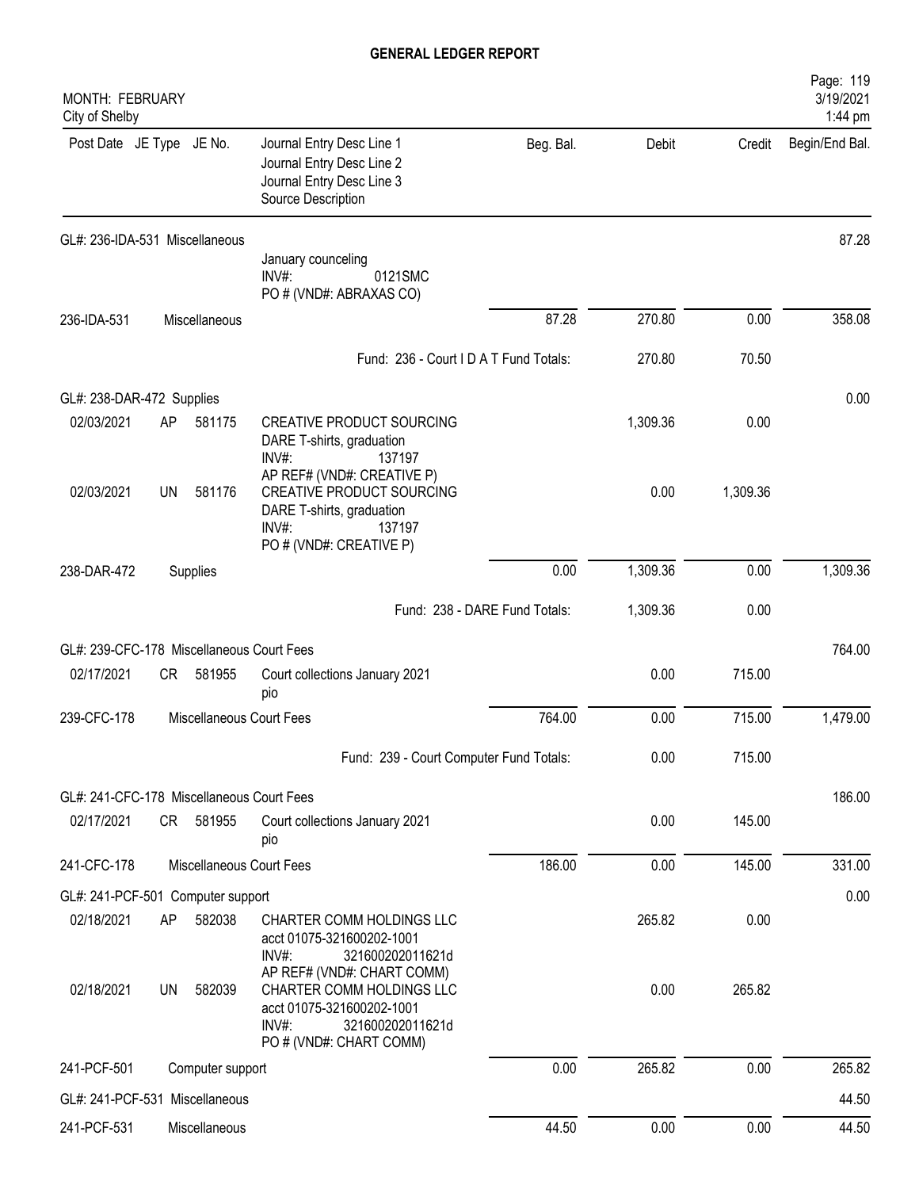# GENERAL LEDGER REPORT

MONTH: FEBRUARY
City of Shelby

| Post Date | JE Type | JE No. | Journal Entry Desc Line 1 / Journal Entry Desc Line 2 / Journal Entry Desc Line 3 / Source Description | Beg. Bal. | Debit | Credit | Begin/End Bal. |
|---|---|---|---|---|---|---|---|
| GL#: 236-IDA-531 Miscellaneous | | | | | | | 87.28 |
| | | | January counceling<br>INV#: 0121SMC<br>PO # (VND#: ABRAXAS CO) | | | | |
| 236-IDA-531 | | Miscellaneous | | 87.28 | 270.80 | 0.00 | 358.08 |
| | | | Fund: 236 - Court I D A T Fund Totals: | | 270.80 | 70.50 | |
| GL#: 238-DAR-472 Supplies | | | | | | | 0.00 |
| 02/03/2021 | AP | 581175 | CREATIVE PRODUCT SOURCING<br>DARE T-shirts, graduation<br>INV#: 137197<br>AP REF# (VND#: CREATIVE P) | | 1,309.36 | 0.00 | |
| 02/03/2021 | UN | 581176 | CREATIVE PRODUCT SOURCING<br>DARE T-shirts, graduation<br>INV#: 137197<br>PO # (VND#: CREATIVE P) | | 0.00 | 1,309.36 | |
| 238-DAR-472 | | Supplies | | 0.00 | 1,309.36 | 0.00 | 1,309.36 |
| | | | Fund: 238 - DARE Fund Totals: | | 1,309.36 | 0.00 | |
| GL#: 239-CFC-178 Miscellaneous Court Fees | | | | | | | 764.00 |
| 02/17/2021 | CR | 581955 | Court collections January 2021<br>pio | | 0.00 | 715.00 | |
| 239-CFC-178 | | Miscellaneous Court Fees | | 764.00 | 0.00 | 715.00 | 1,479.00 |
| | | | Fund: 239 - Court Computer Fund Totals: | | 0.00 | 715.00 | |
| GL#: 241-CFC-178 Miscellaneous Court Fees | | | | | | | 186.00 |
| 02/17/2021 | CR | 581955 | Court collections January 2021<br>pio | | 0.00 | 145.00 | |
| 241-CFC-178 | | Miscellaneous Court Fees | | 186.00 | 0.00 | 145.00 | 331.00 |
| GL#: 241-PCF-501 Computer support | | | | | | | 0.00 |
| 02/18/2021 | AP | 582038 | CHARTER COMM HOLDINGS LLC<br>acct 01075-321600202-1001<br>INV#: 321600202011621d<br>AP REF# (VND#: CHART COMM) | | 265.82 | 0.00 | |
| 02/18/2021 | UN | 582039 | CHARTER COMM HOLDINGS LLC<br>acct 01075-321600202-1001<br>INV#: 321600202011621d<br>PO # (VND#: CHART COMM) | | 0.00 | 265.82 | |
| 241-PCF-501 | | Computer support | | 0.00 | 265.82 | 0.00 | 265.82 |
| GL#: 241-PCF-531 Miscellaneous | | | | | | | 44.50 |
| 241-PCF-531 | | Miscellaneous | | 44.50 | 0.00 | 0.00 | 44.50 |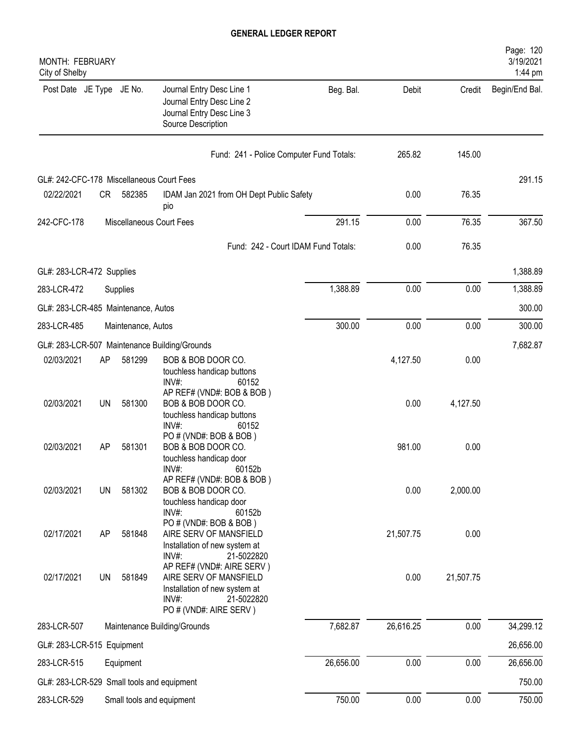# GENERAL LEDGER REPORT

MONTH: FEBRUARY
City of Shelby

| Post Date | JE Type | JE No. | Journal Entry Desc Line 1 / Journal Entry Desc Line 2 / Journal Entry Desc Line 3 / Source Description | Beg. Bal. | Debit | Credit | Begin/End Bal. |
|---|---|---|---|---|---|---|---|
| | | | Fund: 241 - Police Computer Fund Totals: | | 265.82 | 145.00 | |
| GL#: 242-CFC-178 Miscellaneous Court Fees | | | | | | | 291.15 |
| 02/22/2021 | CR | 582385 | IDAM Jan 2021 from OH Dept Public Safety pio | | 0.00 | 76.35 | |
| 242-CFC-178 | | | Miscellaneous Court Fees | 291.15 | 0.00 | 76.35 | 367.50 |
| | | | Fund: 242 - Court IDAM Fund Totals: | | 0.00 | 76.35 | |
| GL#: 283-LCR-472 Supplies | | | | | | | 1,388.89 |
| 283-LCR-472 | | | Supplies | 1,388.89 | 0.00 | 0.00 | 1,388.89 |
| GL#: 283-LCR-485 Maintenance, Autos | | | | | | | 300.00 |
| 283-LCR-485 | | | Maintenance, Autos | 300.00 | 0.00 | 0.00 | 300.00 |
| GL#: 283-LCR-507 Maintenance Building/Grounds | | | | | | | 7,682.87 |
| 02/03/2021 | AP | 581299 | BOB & BOB DOOR CO. touchless handicap buttons INV#: 60152 AP REF# (VND#: BOB & BOB ) | | 4,127.50 | 0.00 | |
| 02/03/2021 | UN | 581300 | BOB & BOB DOOR CO. touchless handicap buttons INV#: 60152 PO # (VND#: BOB & BOB ) | | 0.00 | 4,127.50 | |
| 02/03/2021 | AP | 581301 | BOB & BOB DOOR CO. touchless handicap door INV#: 60152b AP REF# (VND#: BOB & BOB ) | | 981.00 | 0.00 | |
| 02/03/2021 | UN | 581302 | BOB & BOB DOOR CO. touchless handicap door INV#: 60152b PO # (VND#: BOB & BOB ) | | 0.00 | 2,000.00 | |
| 02/17/2021 | AP | 581848 | AIRE SERV OF MANSFIELD Installation of new system at INV#: 21-5022820 AP REF# (VND#: AIRE SERV ) | | 21,507.75 | 0.00 | |
| 02/17/2021 | UN | 581849 | AIRE SERV OF MANSFIELD Installation of new system at INV#: 21-5022820 PO # (VND#: AIRE SERV ) | | 0.00 | 21,507.75 | |
| 283-LCR-507 | | | Maintenance Building/Grounds | 7,682.87 | 26,616.25 | 0.00 | 34,299.12 |
| GL#: 283-LCR-515 Equipment | | | | | | | 26,656.00 |
| 283-LCR-515 | | | Equipment | 26,656.00 | 0.00 | 0.00 | 26,656.00 |
| GL#: 283-LCR-529 Small tools and equipment | | | | | | | 750.00 |
| 283-LCR-529 | | | Small tools and equipment | 750.00 | 0.00 | 0.00 | 750.00 |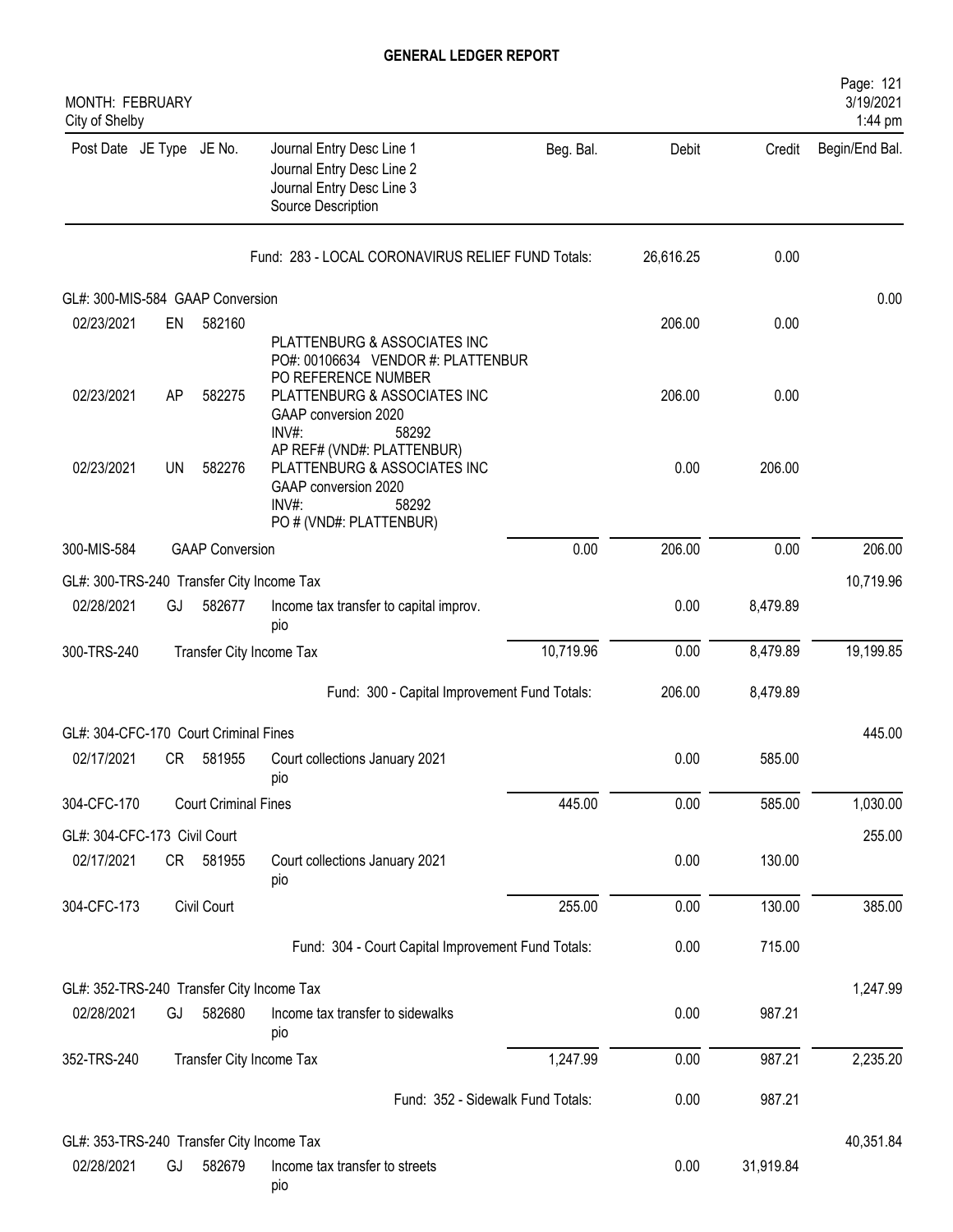# GENERAL LEDGER REPORT

MONTH: FEBRUARY
City of Shelby

| Post Date | JE Type | JE No. | Journal Entry Desc Line 1 / Journal Entry Desc Line 2 / Journal Entry Desc Line 3 / Source Description | Beg. Bal. | Debit | Credit | Begin/End Bal. |
|---|---|---|---|---|---|---|---|
| | | | Fund: 283 - LOCAL CORONAVIRUS RELIEF FUND Totals: | | 26,616.25 | 0.00 | |
| GL#: 300-MIS-584 GAAP Conversion | | | | | | | 0.00 |
| 02/23/2021 | EN | 582160 | PLATTENBURG & ASSOCIATES INC<br>PO#: 00106634 VENDOR #: PLATTENBUR<br>PO REFERENCE NUMBER | | 206.00 | 0.00 | |
| 02/23/2021 | AP | 582275 | PLATTENBURG & ASSOCIATES INC<br>GAAP conversion 2020<br>INV#: 58292<br>AP REF# (VND#: PLATTENBUR) | | 206.00 | 0.00 | |
| 02/23/2021 | UN | 582276 | PLATTENBURG & ASSOCIATES INC<br>GAAP conversion 2020<br>INV#: 58292<br>PO # (VND#: PLATTENBUR) | | 0.00 | 206.00 | |
| 300-MIS-584 | | GAAP Conversion | | 0.00 | 206.00 | 0.00 | 206.00 |
| GL#: 300-TRS-240 Transfer City Income Tax | | | | | | | 10,719.96 |
| 02/28/2021 | GJ | 582677 | Income tax transfer to capital improv.<br>pio | | 0.00 | 8,479.89 | |
| 300-TRS-240 | | Transfer City Income Tax | | 10,719.96 | 0.00 | 8,479.89 | 19,199.85 |
| | | | Fund: 300 - Capital Improvement Fund Totals: | | 206.00 | 8,479.89 | |
| GL#: 304-CFC-170 Court Criminal Fines | | | | | | | 445.00 |
| 02/17/2021 | CR | 581955 | Court collections January 2021<br>pio | | 0.00 | 585.00 | |
| 304-CFC-170 | | Court Criminal Fines | | 445.00 | 0.00 | 585.00 | 1,030.00 |
| GL#: 304-CFC-173 Civil Court | | | | | | | 255.00 |
| 02/17/2021 | CR | 581955 | Court collections January 2021<br>pio | | 0.00 | 130.00 | |
| 304-CFC-173 | | Civil Court | | 255.00 | 0.00 | 130.00 | 385.00 |
| | | | Fund: 304 - Court Capital Improvement Fund Totals: | | 0.00 | 715.00 | |
| GL#: 352-TRS-240 Transfer City Income Tax | | | | | | | 1,247.99 |
| 02/28/2021 | GJ | 582680 | Income tax transfer to sidewalks<br>pio | | 0.00 | 987.21 | |
| 352-TRS-240 | | Transfer City Income Tax | | 1,247.99 | 0.00 | 987.21 | 2,235.20 |
| | | | Fund: 352 - Sidewalk Fund Totals: | | 0.00 | 987.21 | |
| GL#: 353-TRS-240 Transfer City Income Tax | | | | | | | 40,351.84 |
| 02/28/2021 | GJ | 582679 | Income tax transfer to streets<br>pio | | 0.00 | 31,919.84 | |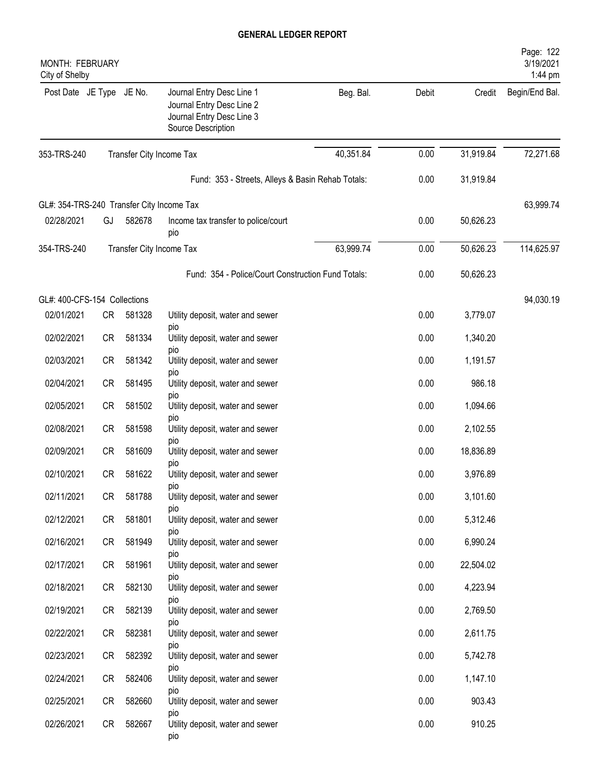# GENERAL LEDGER REPORT

MONTH: FEBRUARY
City of Shelby

| Post Date | JE Type | JE No. | Journal Entry Desc Line 1 / Journal Entry Desc Line 2 / Journal Entry Desc Line 3 / Source Description | Beg. Bal. | Debit | Credit | Begin/End Bal. |
|---|---|---|---|---|---|---|---|
| 353-TRS-240 | | | Transfer City Income Tax | 40,351.84 | 0.00 | 31,919.84 | 72,271.68 |
| | | | Fund: 353 - Streets, Alleys & Basin Rehab Totals: | | 0.00 | 31,919.84 | |
| GL#: 354-TRS-240 Transfer City Income Tax | | | | | | | 63,999.74 |
| 02/28/2021 | GJ | 582678 | Income tax transfer to police/court pio | | 0.00 | 50,626.23 | |
| 354-TRS-240 | | | Transfer City Income Tax | 63,999.74 | 0.00 | 50,626.23 | 114,625.97 |
| | | | Fund: 354 - Police/Court Construction Fund Totals: | | 0.00 | 50,626.23 | |
| GL#: 400-CFS-154 Collections | | | | | | | 94,030.19 |
| 02/01/2021 | CR | 581328 | Utility deposit, water and sewer pio | | 0.00 | 3,779.07 | |
| 02/02/2021 | CR | 581334 | Utility deposit, water and sewer pio | | 0.00 | 1,340.20 | |
| 02/03/2021 | CR | 581342 | Utility deposit, water and sewer pio | | 0.00 | 1,191.57 | |
| 02/04/2021 | CR | 581495 | Utility deposit, water and sewer pio | | 0.00 | 986.18 | |
| 02/05/2021 | CR | 581502 | Utility deposit, water and sewer pio | | 0.00 | 1,094.66 | |
| 02/08/2021 | CR | 581598 | Utility deposit, water and sewer pio | | 0.00 | 2,102.55 | |
| 02/09/2021 | CR | 581609 | Utility deposit, water and sewer pio | | 0.00 | 18,836.89 | |
| 02/10/2021 | CR | 581622 | Utility deposit, water and sewer pio | | 0.00 | 3,976.89 | |
| 02/11/2021 | CR | 581788 | Utility deposit, water and sewer pio | | 0.00 | 3,101.60 | |
| 02/12/2021 | CR | 581801 | Utility deposit, water and sewer pio | | 0.00 | 5,312.46 | |
| 02/16/2021 | CR | 581949 | Utility deposit, water and sewer pio | | 0.00 | 6,990.24 | |
| 02/17/2021 | CR | 581961 | Utility deposit, water and sewer pio | | 0.00 | 22,504.02 | |
| 02/18/2021 | CR | 582130 | Utility deposit, water and sewer pio | | 0.00 | 4,223.94 | |
| 02/19/2021 | CR | 582139 | Utility deposit, water and sewer pio | | 0.00 | 2,769.50 | |
| 02/22/2021 | CR | 582381 | Utility deposit, water and sewer pio | | 0.00 | 2,611.75 | |
| 02/23/2021 | CR | 582392 | Utility deposit, water and sewer pio | | 0.00 | 5,742.78 | |
| 02/24/2021 | CR | 582406 | Utility deposit, water and sewer pio | | 0.00 | 1,147.10 | |
| 02/25/2021 | CR | 582660 | Utility deposit, water and sewer pio | | 0.00 | 903.43 | |
| 02/26/2021 | CR | 582667 | Utility deposit, water and sewer pio | | 0.00 | 910.25 | |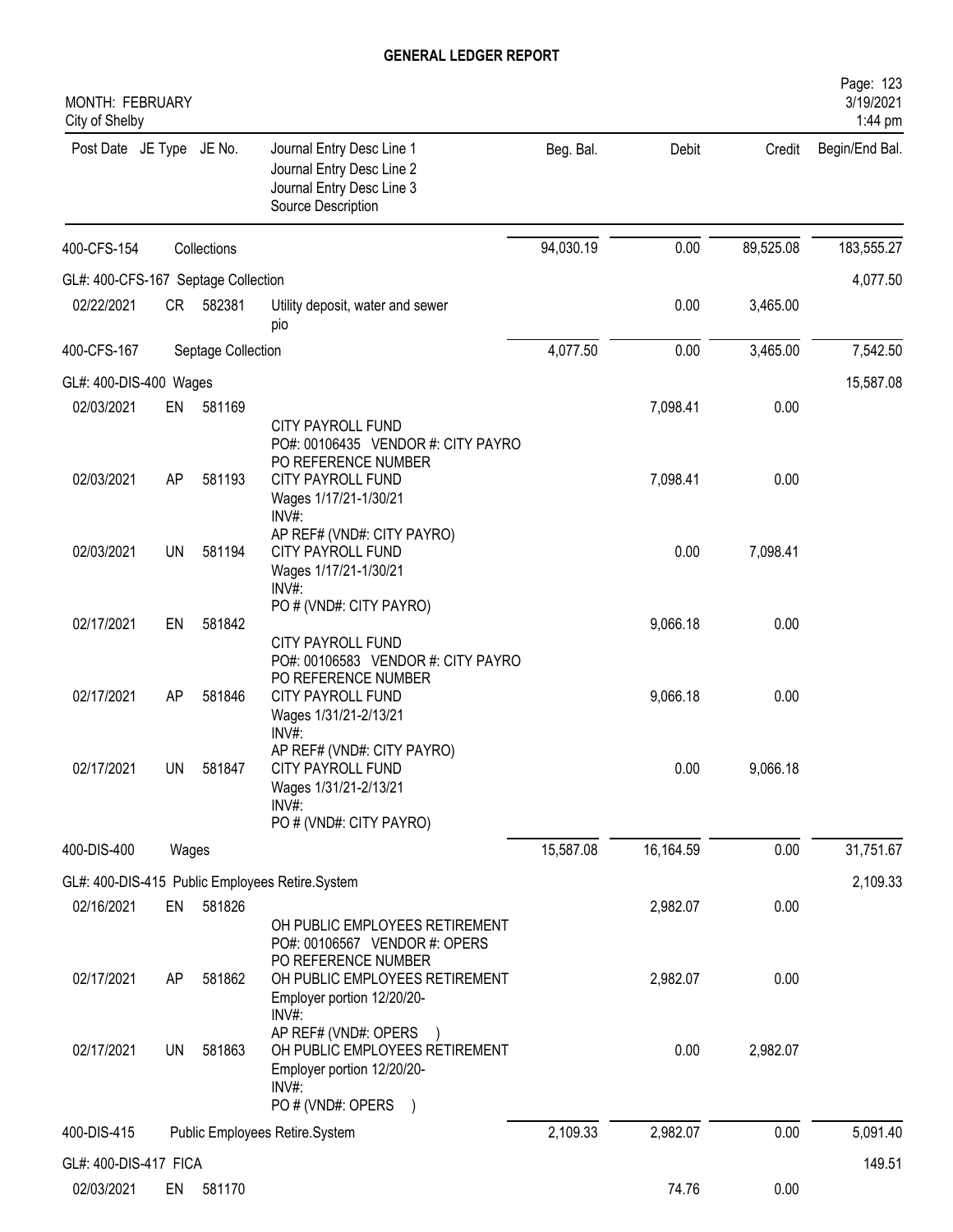# GENERAL LEDGER REPORT

MONTH: FEBRUARY
City of Shelby

| Post Date | JE Type | JE No. | Journal Entry Desc Line 1 / Journal Entry Desc Line 2 / Journal Entry Desc Line 3 / Source Description | Beg. Bal. | Debit | Credit | Begin/End Bal. |
|---|---|---|---|---|---|---|---|
| 400-CFS-154 | | Collections | | 94,030.19 | 0.00 | 89,525.08 | 183,555.27 |
| GL#: 400-CFS-167 Septage Collection | | | | | | | 4,077.50 |
| 02/22/2021 | CR | 582381 | Utility deposit, water and sewer pio | | 0.00 | 3,465.00 | |
| 400-CFS-167 | | Septage Collection | | 4,077.50 | 0.00 | 3,465.00 | 7,542.50 |
| GL#: 400-DIS-400 Wages | | | | | | | 15,587.08 |
| 02/03/2021 | EN | 581169 | CITY PAYROLL FUND PO#: 00106435 VENDOR #: CITY PAYRO PO REFERENCE NUMBER | | 7,098.41 | 0.00 | |
| 02/03/2021 | AP | 581193 | CITY PAYROLL FUND Wages 1/17/21-1/30/21 INV#: AP REF# (VND#: CITY PAYRO) | | 7,098.41 | 0.00 | |
| 02/03/2021 | UN | 581194 | CITY PAYROLL FUND Wages 1/17/21-1/30/21 INV#: PO # (VND#: CITY PAYRO) | | 0.00 | 7,098.41 | |
| 02/17/2021 | EN | 581842 | CITY PAYROLL FUND PO#: 00106583 VENDOR #: CITY PAYRO PO REFERENCE NUMBER | | 9,066.18 | 0.00 | |
| 02/17/2021 | AP | 581846 | CITY PAYROLL FUND Wages 1/31/21-2/13/21 INV#: AP REF# (VND#: CITY PAYRO) | | 9,066.18 | 0.00 | |
| 02/17/2021 | UN | 581847 | CITY PAYROLL FUND Wages 1/31/21-2/13/21 INV#: PO # (VND#: CITY PAYRO) | | 0.00 | 9,066.18 | |
| 400-DIS-400 | | Wages | | 15,587.08 | 16,164.59 | 0.00 | 31,751.67 |
| GL#: 400-DIS-415 Public Employees Retire.System | | | | | | | 2,109.33 |
| 02/16/2021 | EN | 581826 | OH PUBLIC EMPLOYEES RETIREMENT PO#: 00106567 VENDOR #: OPERS PO REFERENCE NUMBER | | 2,982.07 | 0.00 | |
| 02/17/2021 | AP | 581862 | OH PUBLIC EMPLOYEES RETIREMENT Employer portion 12/20/20- INV#: AP REF# (VND#: OPERS ) | | 2,982.07 | 0.00 | |
| 02/17/2021 | UN | 581863 | OH PUBLIC EMPLOYEES RETIREMENT Employer portion 12/20/20- INV#: PO # (VND#: OPERS ) | | 0.00 | 2,982.07 | |
| 400-DIS-415 | | Public Employees Retire.System | | 2,109.33 | 2,982.07 | 0.00 | 5,091.40 |
| GL#: 400-DIS-417 FICA | | | | | | | 149.51 |
| 02/03/2021 | EN | 581170 | | | 74.76 | 0.00 | |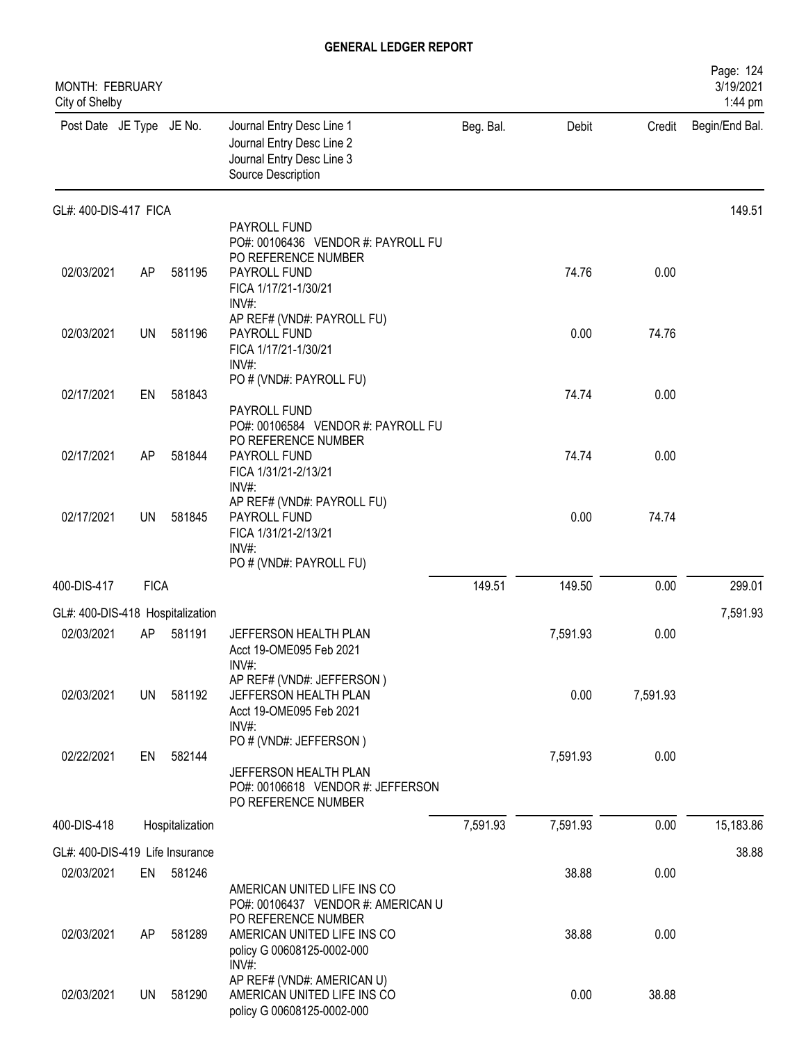# GENERAL LEDGER REPORT

MONTH: FEBRUARY
City of Shelby

| Post Date | JE Type | JE No. | Journal Entry Desc Line 1 / Journal Entry Desc Line 2 / Journal Entry Desc Line 3 / Source Description | Beg. Bal. | Debit | Credit | Begin/End Bal. |
|---|---|---|---|---|---|---|---|
| GL#: 400-DIS-417 FICA | | | | | | | 149.51 |
| | | | PAYROLL FUND<br>PO#: 00106436 VENDOR #: PAYROLL FU<br>PO REFERENCE NUMBER | | | | |
| 02/03/2021 | AP | 581195 | PAYROLL FUND<br>FICA 1/17/21-1/30/21<br>INV#:<br>AP REF# (VND#: PAYROLL FU) | | 74.76 | 0.00 | |
| 02/03/2021 | UN | 581196 | PAYROLL FUND<br>FICA 1/17/21-1/30/21<br>INV#:<br>PO # (VND#: PAYROLL FU) | | 0.00 | 74.76 | |
| 02/17/2021 | EN | 581843 | PAYROLL FUND<br>PO#: 00106584 VENDOR #: PAYROLL FU<br>PO REFERENCE NUMBER | | 74.74 | 0.00 | |
| 02/17/2021 | AP | 581844 | PAYROLL FUND<br>FICA 1/31/21-2/13/21<br>INV#:<br>AP REF# (VND#: PAYROLL FU) | | 74.74 | 0.00 | |
| 02/17/2021 | UN | 581845 | PAYROLL FUND<br>FICA 1/31/21-2/13/21<br>INV#:<br>PO # (VND#: PAYROLL FU) | | 0.00 | 74.74 | |
| 400-DIS-417 | FICA | | | 149.51 | 149.50 | 0.00 | 299.01 |
| GL#: 400-DIS-418 Hospitalization | | | | | | | 7,591.93 |
| 02/03/2021 | AP | 581191 | JEFFERSON HEALTH PLAN<br>Acct 19-OME095 Feb 2021<br>INV#:<br>AP REF# (VND#: JEFFERSON ) | | 7,591.93 | 0.00 | |
| 02/03/2021 | UN | 581192 | JEFFERSON HEALTH PLAN<br>Acct 19-OME095 Feb 2021<br>INV#:<br>PO # (VND#: JEFFERSON ) | | 0.00 | 7,591.93 | |
| 02/22/2021 | EN | 582144 | JEFFERSON HEALTH PLAN<br>PO#: 00106618 VENDOR #: JEFFERSON<br>PO REFERENCE NUMBER | | 7,591.93 | 0.00 | |
| 400-DIS-418 | Hospitalization | | | 7,591.93 | 7,591.93 | 0.00 | 15,183.86 |
| GL#: 400-DIS-419 Life Insurance | | | | | | | 38.88 |
| 02/03/2021 | EN | 581246 | AMERICAN UNITED LIFE INS CO<br>PO#: 00106437 VENDOR #: AMERICAN U<br>PO REFERENCE NUMBER | | 38.88 | 0.00 | |
| 02/03/2021 | AP | 581289 | AMERICAN UNITED LIFE INS CO<br>policy G 00608125-0002-000<br>INV#:<br>AP REF# (VND#: AMERICAN U) | | 38.88 | 0.00 | |
| 02/03/2021 | UN | 581290 | AMERICAN UNITED LIFE INS CO<br>policy G 00608125-0002-000 | | 0.00 | 38.88 | |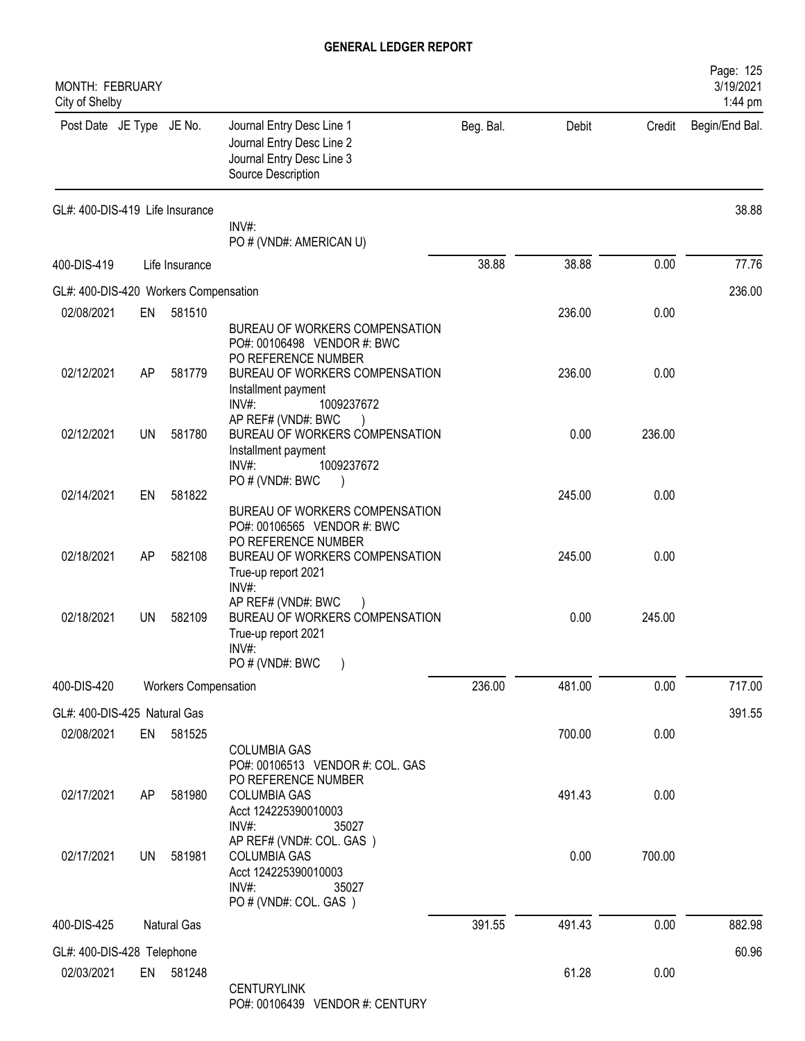# GENERAL LEDGER REPORT

MONTH: FEBRUARY
City of Shelby

| Post Date | JE Type | JE No. | Journal Entry Desc Line 1 / Journal Entry Desc Line 2 / Journal Entry Desc Line 3 / Source Description | Beg. Bal. | Debit | Credit | Begin/End Bal. |
|---|---|---|---|---|---|---|---|
| GL#: 400-DIS-419 Life Insurance | | | | | | | 38.88 |
| | | | INV#: PO # (VND#: AMERICAN U) | | | | |
| 400-DIS-419 | | Life Insurance | | 38.88 | 38.88 | 0.00 | 77.76 |
| GL#: 400-DIS-420 Workers Compensation | | | | | | | 236.00 |
| 02/08/2021 | EN | 581510 | BUREAU OF WORKERS COMPENSATION PO#: 00106498 VENDOR #: BWC PO REFERENCE NUMBER | | 236.00 | 0.00 | |
| 02/12/2021 | AP | 581779 | BUREAU OF WORKERS COMPENSATION Installment payment INV#: 1009237672 AP REF# (VND#: BWC ) | | 236.00 | 0.00 | |
| 02/12/2021 | UN | 581780 | BUREAU OF WORKERS COMPENSATION Installment payment INV#: 1009237672 PO # (VND#: BWC ) | | 0.00 | 236.00 | |
| 02/14/2021 | EN | 581822 | BUREAU OF WORKERS COMPENSATION PO#: 00106565 VENDOR #: BWC PO REFERENCE NUMBER | | 245.00 | 0.00 | |
| 02/18/2021 | AP | 582108 | BUREAU OF WORKERS COMPENSATION True-up report 2021 INV#: AP REF# (VND#: BWC ) | | 245.00 | 0.00 | |
| 02/18/2021 | UN | 582109 | BUREAU OF WORKERS COMPENSATION True-up report 2021 INV#: PO # (VND#: BWC ) | | 0.00 | 245.00 | |
| 400-DIS-420 | | Workers Compensation | | 236.00 | 481.00 | 0.00 | 717.00 |
| GL#: 400-DIS-425 Natural Gas | | | | | | | 391.55 |
| 02/08/2021 | EN | 581525 | COLUMBIA GAS PO#: 00106513 VENDOR #: COL. GAS PO REFERENCE NUMBER | | 700.00 | 0.00 | |
| 02/17/2021 | AP | 581980 | COLUMBIA GAS Acct 124225390010003 INV#: 35027 AP REF# (VND#: COL. GAS ) | | 491.43 | 0.00 | |
| 02/17/2021 | UN | 581981 | COLUMBIA GAS Acct 124225390010003 INV#: 35027 PO # (VND#: COL. GAS ) | | 0.00 | 700.00 | |
| 400-DIS-425 | | Natural Gas | | 391.55 | 491.43 | 0.00 | 882.98 |
| GL#: 400-DIS-428 Telephone | | | | | | | 60.96 |
| 02/03/2021 | EN | 581248 | CENTURYLINK PO#: 00106439 VENDOR #: CENTURY | | 61.28 | 0.00 | |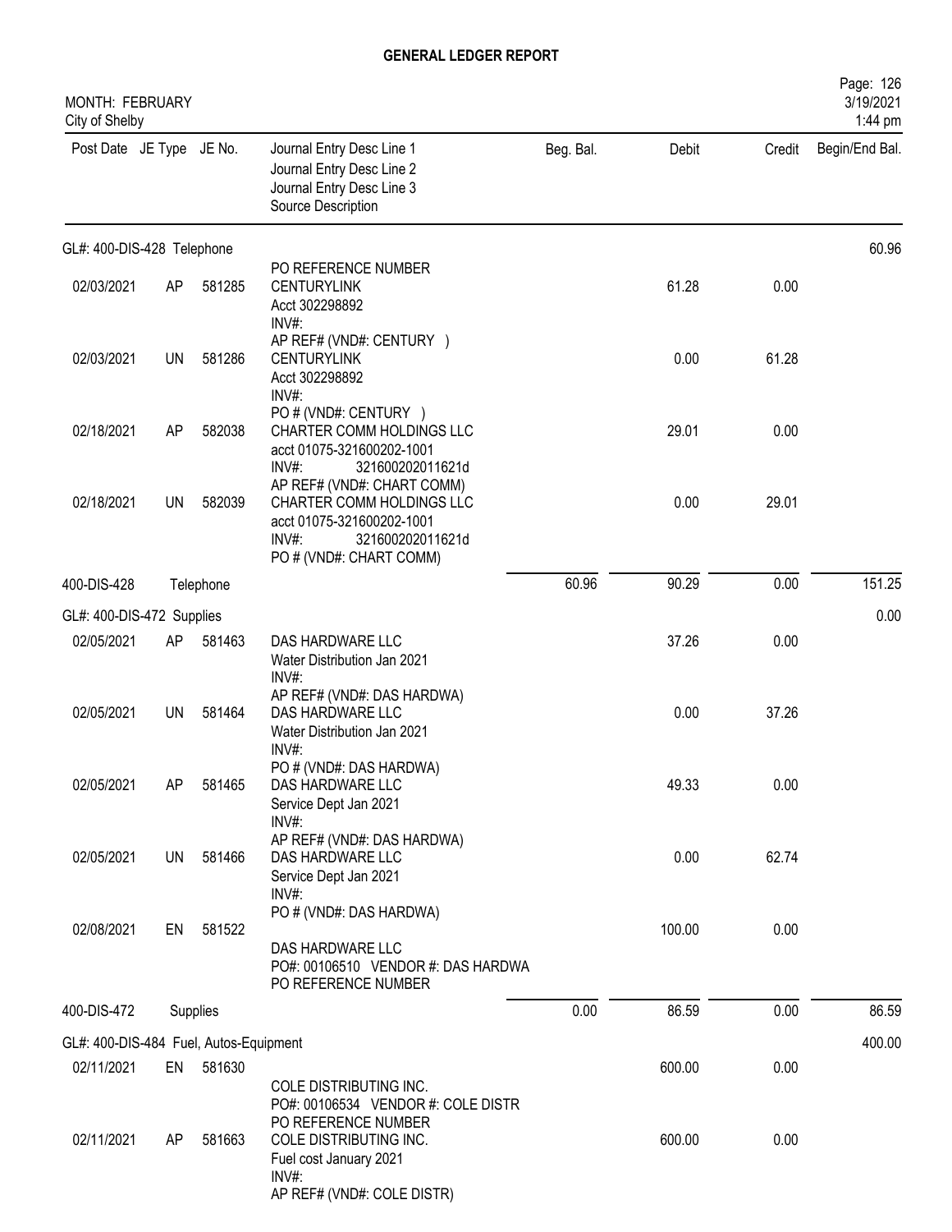# GENERAL LEDGER REPORT

MONTH: FEBRUARY
City of Shelby

3/19/2021
1:44 pm

| Post Date | JE Type | JE No. | Journal Entry Desc Line 1 / Journal Entry Desc Line 2 / Journal Entry Desc Line 3 / Source Description | Beg. Bal. | Debit | Credit | Begin/End Bal. |
|---|---|---|---|---|---|---|---|
| **GL#: 400-DIS-428 Telephone** | | | | | | | 60.96 |
| 02/03/2021 | AP | 581285 | PO REFERENCE NUMBER<br>CENTURYLINK<br>Acct 302298892<br>INV#: | | 61.28 | 0.00 | |
| 02/03/2021 | UN | 581286 | AP REF# (VND#: CENTURY )<br>CENTURYLINK<br>Acct 302298892<br>INV#: | | 0.00 | 61.28 | |
| 02/18/2021 | AP | 582038 | PO # (VND#: CENTURY )<br>CHARTER COMM HOLDINGS LLC<br>acct 01075-321600202-1001<br>INV#: 321600202011621d | | 29.01 | 0.00 | |
| 02/18/2021 | UN | 582039 | AP REF# (VND#: CHART COMM)<br>CHARTER COMM HOLDINGS LLC<br>acct 01075-321600202-1001<br>INV#: 321600202011621d<br>PO # (VND#: CHART COMM) | | 0.00 | 29.01 | |
| 400-DIS-428 | | Telephone | | 60.96 | 90.29 | 0.00 | 151.25 |
| **GL#: 400-DIS-472 Supplies** | | | | | | | 0.00 |
| 02/05/2021 | AP | 581463 | DAS HARDWARE LLC<br>Water Distribution Jan 2021<br>INV#: | | 37.26 | 0.00 | |
| 02/05/2021 | UN | 581464 | AP REF# (VND#: DAS HARDWA)<br>DAS HARDWARE LLC<br>Water Distribution Jan 2021<br>INV#: | | 0.00 | 37.26 | |
| 02/05/2021 | AP | 581465 | PO # (VND#: DAS HARDWA)<br>DAS HARDWARE LLC<br>Service Dept Jan 2021<br>INV#: | | 49.33 | 0.00 | |
| 02/05/2021 | UN | 581466 | AP REF# (VND#: DAS HARDWA)<br>DAS HARDWARE LLC<br>Service Dept Jan 2021<br>INV#: | | 0.00 | 62.74 | |
| 02/08/2021 | EN | 581522 | PO # (VND#: DAS HARDWA)<br>DAS HARDWARE LLC<br>PO#: 00106510 VENDOR #: DAS HARDWA<br>PO REFERENCE NUMBER | | 100.00 | 0.00 | |
| 400-DIS-472 | | Supplies | | 0.00 | 86.59 | 0.00 | 86.59 |
| **GL#: 400-DIS-484 Fuel, Autos-Equipment** | | | | | | | 400.00 |
| 02/11/2021 | EN | 581630 | COLE DISTRIBUTING INC.<br>PO#: 00106534 VENDOR #: COLE DISTR<br>PO REFERENCE NUMBER | | 600.00 | 0.00 | |
| 02/11/2021 | AP | 581663 | COLE DISTRIBUTING INC.<br>Fuel cost January 2021<br>INV#:<br>AP REF# (VND#: COLE DISTR) | | 600.00 | 0.00 | |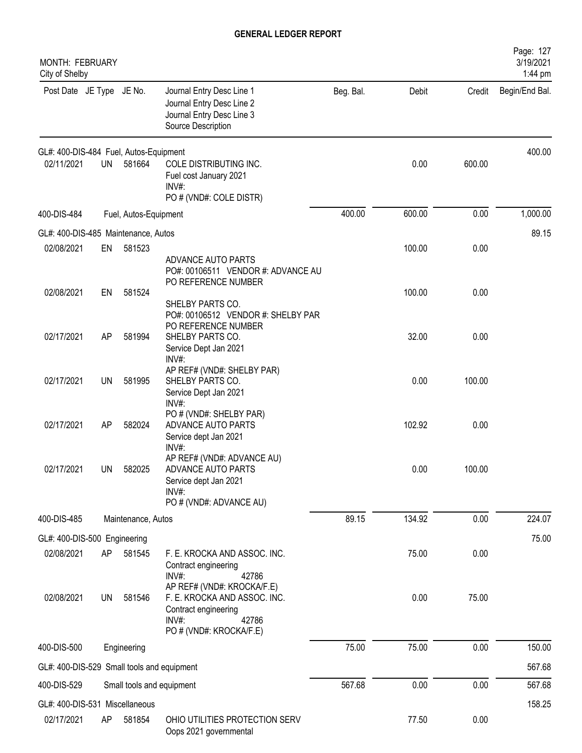# GENERAL LEDGER REPORT

MONTH: FEBRUARY
City of Shelby

| Post Date | JE Type | JE No. | Journal Entry Desc Line 1 / Journal Entry Desc Line 2 / Journal Entry Desc Line 3 / Source Description | Beg. Bal. | Debit | Credit | Begin/End Bal. |
|---|---|---|---|---|---|---|---|
| GL#: 400-DIS-484 Fuel, Autos-Equipment | | | | | | | 400.00 |
| 02/11/2021 | UN | 581664 | COLE DISTRIBUTING INC. Fuel cost January 2021 INV#: PO # (VND#: COLE DISTR) | | 0.00 | 600.00 | |
| 400-DIS-484 | | | Fuel, Autos-Equipment | 400.00 | 600.00 | 0.00 | 1,000.00 |
| GL#: 400-DIS-485 Maintenance, Autos | | | | | | | 89.15 |
| 02/08/2021 | EN | 581523 | ADVANCE AUTO PARTS PO#: 00106511 VENDOR #: ADVANCE AU PO REFERENCE NUMBER | | 100.00 | 0.00 | |
| 02/08/2021 | EN | 581524 | SHELBY PARTS CO. PO#: 00106512 VENDOR #: SHELBY PAR PO REFERENCE NUMBER | | 100.00 | 0.00 | |
| 02/17/2021 | AP | 581994 | SHELBY PARTS CO. Service Dept Jan 2021 INV#: AP REF# (VND#: SHELBY PAR) | | 32.00 | 0.00 | |
| 02/17/2021 | UN | 581995 | SHELBY PARTS CO. Service Dept Jan 2021 INV#: PO # (VND#: SHELBY PAR) | | 0.00 | 100.00 | |
| 02/17/2021 | AP | 582024 | ADVANCE AUTO PARTS Service dept Jan 2021 INV#: AP REF# (VND#: ADVANCE AU) | | 102.92 | 0.00 | |
| 02/17/2021 | UN | 582025 | ADVANCE AUTO PARTS Service dept Jan 2021 INV#: PO # (VND#: ADVANCE AU) | | 0.00 | 100.00 | |
| 400-DIS-485 | | | Maintenance, Autos | 89.15 | 134.92 | 0.00 | 224.07 |
| GL#: 400-DIS-500 Engineering | | | | | | | 75.00 |
| 02/08/2021 | AP | 581545 | F. E. KROCKA AND ASSOC. INC. Contract engineering INV#: 42786 AP REF# (VND#: KROCKA/F.E) | | 75.00 | 0.00 | |
| 02/08/2021 | UN | 581546 | F. E. KROCKA AND ASSOC. INC. Contract engineering INV#: 42786 PO # (VND#: KROCKA/F.E) | | 0.00 | 75.00 | |
| 400-DIS-500 | | | Engineering | 75.00 | 75.00 | 0.00 | 150.00 |
| GL#: 400-DIS-529 Small tools and equipment | | | | | | | 567.68 |
| 400-DIS-529 | | | Small tools and equipment | 567.68 | 0.00 | 0.00 | 567.68 |
| GL#: 400-DIS-531 Miscellaneous | | | | | | | 158.25 |
| 02/17/2021 | AP | 581854 | OHIO UTILITIES PROTECTION SERV Oops 2021 governmental | | 77.50 | 0.00 | |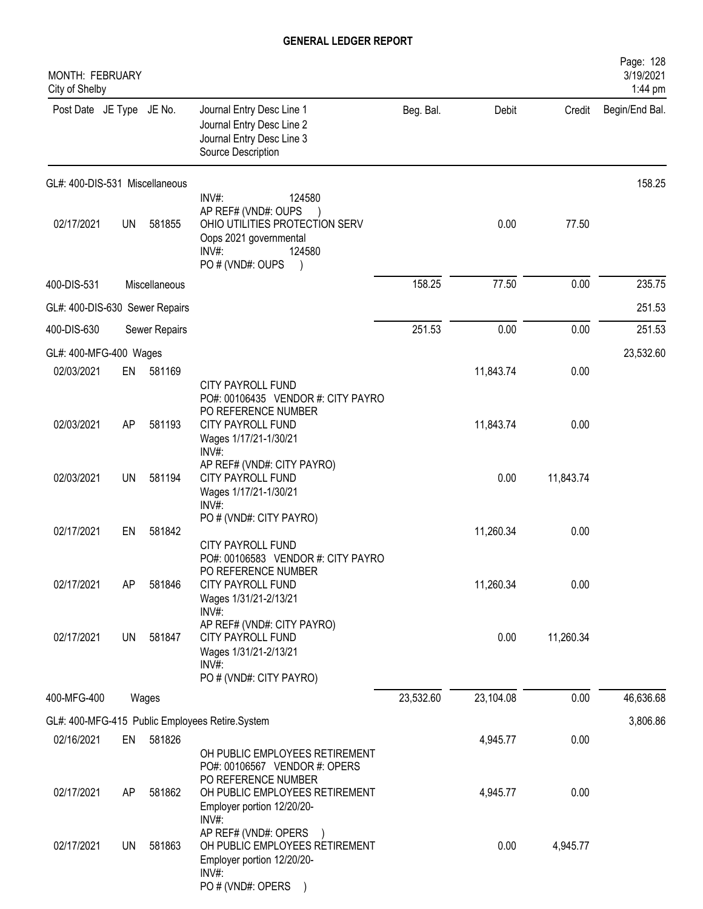**GENERAL LEDGER REPORT**

MONTH: FEBRUARY
City of Shelby

| Post Date | JE Type | JE No. | Journal Entry Desc Line 1 / Journal Entry Desc Line 2 / Journal Entry Desc Line 3 / Source Description | Beg. Bal. | Debit | Credit | Begin/End Bal. |
|---|---|---|---|---|---|---|---|
| GL#: 400-DIS-531 Miscellaneous | | | | | | | 158.25 |
| | | | INV#: 124580<br>AP REF# (VND#: OUPS ) | | | | |
| 02/17/2021 | UN | 581855 | OHIO UTILITIES PROTECTION SERV<br>Oops 2021 governmental<br>INV#: 124580<br>PO # (VND#: OUPS ) | | 0.00 | 77.50 | |
| 400-DIS-531 | Miscellaneous | | | 158.25 | 77.50 | 0.00 | 235.75 |
| GL#: 400-DIS-630 Sewer Repairs | | | | | | | 251.53 |
| 400-DIS-630 | Sewer Repairs | | | 251.53 | 0.00 | 0.00 | 251.53 |
| GL#: 400-MFG-400 Wages | | | | | | | 23,532.60 |
| 02/03/2021 | EN | 581169 | CITY PAYROLL FUND<br>PO#: 00106435 VENDOR #: CITY PAYRO<br>PO REFERENCE NUMBER | | 11,843.74 | 0.00 | |
| 02/03/2021 | AP | 581193 | CITY PAYROLL FUND<br>Wages 1/17/21-1/30/21<br>INV#:<br>AP REF# (VND#: CITY PAYRO) | | 11,843.74 | 0.00 | |
| 02/03/2021 | UN | 581194 | CITY PAYROLL FUND<br>Wages 1/17/21-1/30/21<br>INV#:<br>PO # (VND#: CITY PAYRO) | | 0.00 | 11,843.74 | |
| 02/17/2021 | EN | 581842 | CITY PAYROLL FUND<br>PO#: 00106583 VENDOR #: CITY PAYRO<br>PO REFERENCE NUMBER | | 11,260.34 | 0.00 | |
| 02/17/2021 | AP | 581846 | CITY PAYROLL FUND<br>Wages 1/31/21-2/13/21<br>INV#:<br>AP REF# (VND#: CITY PAYRO) | | 11,260.34 | 0.00 | |
| 02/17/2021 | UN | 581847 | CITY PAYROLL FUND<br>Wages 1/31/21-2/13/21<br>INV#:<br>PO # (VND#: CITY PAYRO) | | 0.00 | 11,260.34 | |
| 400-MFG-400 | Wages | | | 23,532.60 | 23,104.08 | 0.00 | 46,636.68 |
| GL#: 400-MFG-415 Public Employees Retire.System | | | | | | | 3,806.86 |
| 02/16/2021 | EN | 581826 | OH PUBLIC EMPLOYEES RETIREMENT<br>PO#: 00106567 VENDOR #: OPERS<br>PO REFERENCE NUMBER | | 4,945.77 | 0.00 | |
| 02/17/2021 | AP | 581862 | OH PUBLIC EMPLOYEES RETIREMENT<br>Employer portion 12/20/20-<br>INV#:<br>AP REF# (VND#: OPERS ) | | 4,945.77 | 0.00 | |
| 02/17/2021 | UN | 581863 | OH PUBLIC EMPLOYEES RETIREMENT<br>Employer portion 12/20/20-<br>INV#:<br>PO # (VND#: OPERS ) | | 0.00 | 4,945.77 | |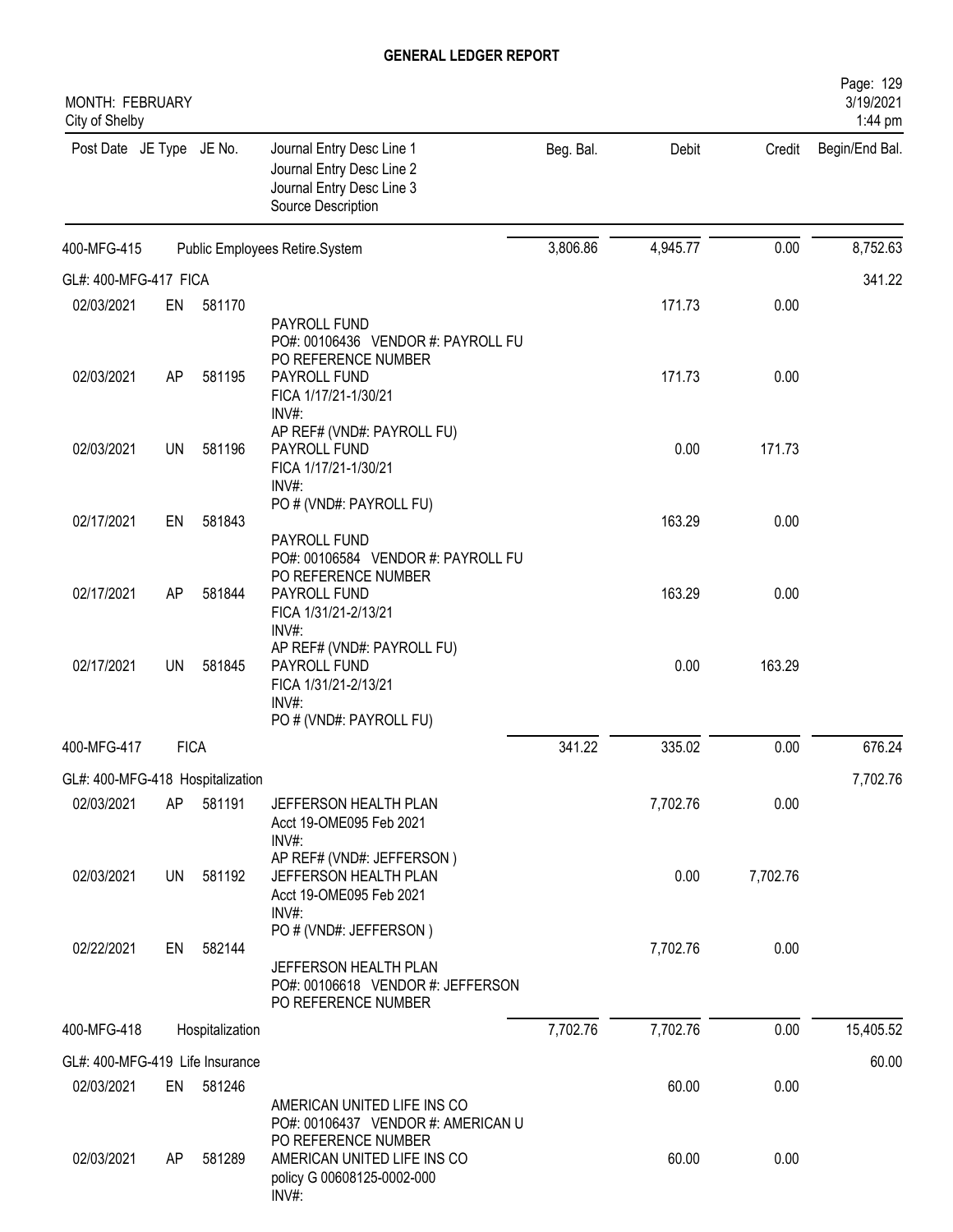# GENERAL LEDGER REPORT

MONTH: FEBRUARY
City of Shelby

| Post Date | JE Type | JE No. | Journal Entry Desc Line 1 / Journal Entry Desc Line 2 / Journal Entry Desc Line 3 / Source Description | Beg. Bal. | Debit | Credit | Begin/End Bal. |
|---|---|---|---|---|---|---|---|
| 400-MFG-415 | | | Public Employees Retire.System | 3,806.86 | 4,945.77 | 0.00 | 8,752.63 |
| GL#: 400-MFG-417 FICA | | | | | | | 341.22 |
| 02/03/2021 | EN | 581170 | PAYROLL FUND<br>PO#: 00106436 VENDOR #: PAYROLL FU<br>PO REFERENCE NUMBER | | 171.73 | 0.00 | |
| 02/03/2021 | AP | 581195 | PAYROLL FUND<br>FICA 1/17/21-1/30/21<br>INV#:<br>AP REF# (VND#: PAYROLL FU) | | 171.73 | 0.00 | |
| 02/03/2021 | UN | 581196 | PAYROLL FUND<br>FICA 1/17/21-1/30/21<br>INV#:<br>PO # (VND#: PAYROLL FU) | | 0.00 | 171.73 | |
| 02/17/2021 | EN | 581843 | PAYROLL FUND<br>PO#: 00106584 VENDOR #: PAYROLL FU<br>PO REFERENCE NUMBER | | 163.29 | 0.00 | |
| 02/17/2021 | AP | 581844 | PAYROLL FUND<br>FICA 1/31/21-2/13/21<br>INV#:<br>AP REF# (VND#: PAYROLL FU) | | 163.29 | 0.00 | |
| 02/17/2021 | UN | 581845 | PAYROLL FUND<br>FICA 1/31/21-2/13/21<br>INV#:<br>PO # (VND#: PAYROLL FU) | | 0.00 | 163.29 | |
| 400-MFG-417 | FICA | | | 341.22 | 335.02 | 0.00 | 676.24 |
| GL#: 400-MFG-418 Hospitalization | | | | | | | 7,702.76 |
| 02/03/2021 | AP | 581191 | JEFFERSON HEALTH PLAN<br>Acct 19-OME095 Feb 2021<br>INV#:<br>AP REF# (VND#: JEFFERSON ) | | 7,702.76 | 0.00 | |
| 02/03/2021 | UN | 581192 | JEFFERSON HEALTH PLAN<br>Acct 19-OME095 Feb 2021<br>INV#:<br>PO # (VND#: JEFFERSON ) | | 0.00 | 7,702.76 | |
| 02/22/2021 | EN | 582144 | JEFFERSON HEALTH PLAN<br>PO#: 00106618 VENDOR #: JEFFERSON<br>PO REFERENCE NUMBER | | 7,702.76 | 0.00 | |
| 400-MFG-418 | Hospitalization | | | 7,702.76 | 7,702.76 | 0.00 | 15,405.52 |
| GL#: 400-MFG-419 Life Insurance | | | | | | | 60.00 |
| 02/03/2021 | EN | 581246 | AMERICAN UNITED LIFE INS CO<br>PO#: 00106437 VENDOR #: AMERICAN U<br>PO REFERENCE NUMBER | | 60.00 | 0.00 | |
| 02/03/2021 | AP | 581289 | AMERICAN UNITED LIFE INS CO<br>policy G 00608125-0002-000<br>INV#: | | 60.00 | 0.00 | |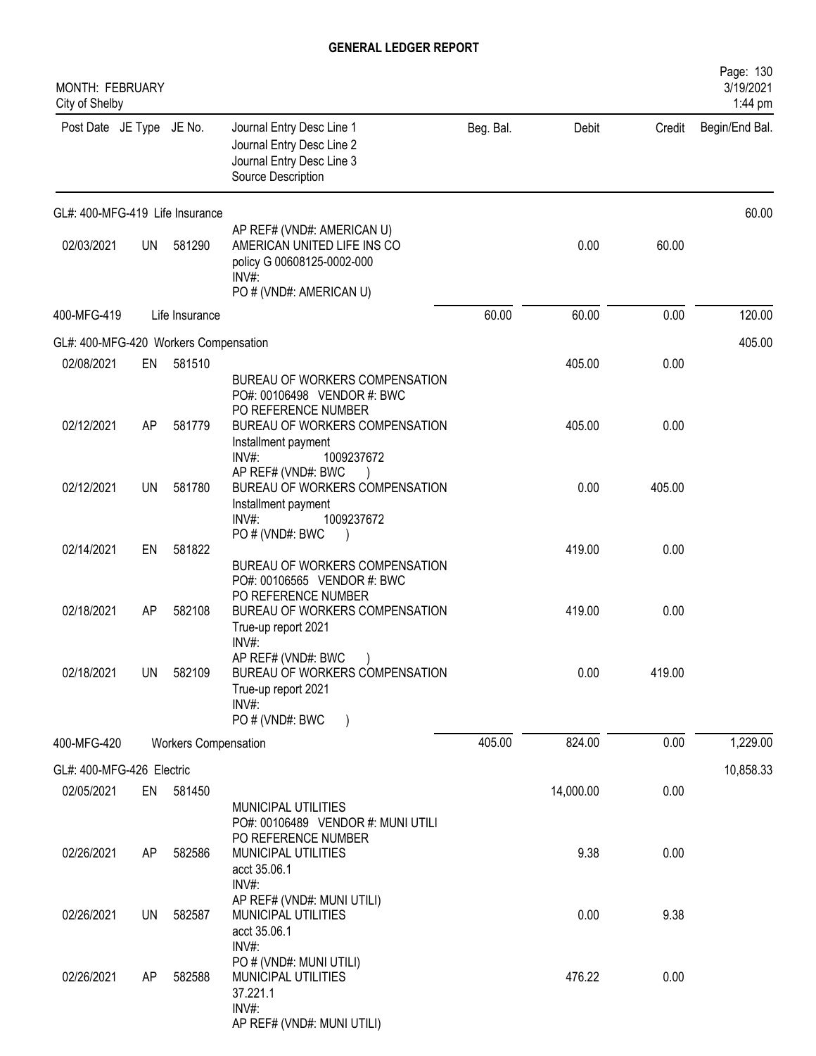# GENERAL LEDGER REPORT

MONTH: FEBRUARY
City of Shelby

| Post Date | JE Type | JE No. | Journal Entry Desc Line 1 / Journal Entry Desc Line 2 / Journal Entry Desc Line 3 / Source Description | Beg. Bal. | Debit | Credit | Begin/End Bal. |
|---|---|---|---|---|---|---|---|
| GL#: 400-MFG-419 Life Insurance | | | | | | | 60.00 |
| 02/03/2021 | UN | 581290 | AP REF# (VND#: AMERICAN U) AMERICAN UNITED LIFE INS CO policy G 00608125-0002-000 INV#: PO # (VND#: AMERICAN U) | | 0.00 | 60.00 | |
| 400-MFG-419 | | Life Insurance | | 60.00 | 60.00 | 0.00 | 120.00 |
| GL#: 400-MFG-420 Workers Compensation | | | | | | | 405.00 |
| 02/08/2021 | EN | 581510 | BUREAU OF WORKERS COMPENSATION PO#: 00106498 VENDOR #: BWC PO REFERENCE NUMBER | | 405.00 | 0.00 | |
| 02/12/2021 | AP | 581779 | BUREAU OF WORKERS COMPENSATION Installment payment INV#: 1009237672 AP REF# (VND#: BWC ) | | 405.00 | 0.00 | |
| 02/12/2021 | UN | 581780 | BUREAU OF WORKERS COMPENSATION Installment payment INV#: 1009237672 PO # (VND#: BWC ) | | 0.00 | 405.00 | |
| 02/14/2021 | EN | 581822 | BUREAU OF WORKERS COMPENSATION PO#: 00106565 VENDOR #: BWC PO REFERENCE NUMBER | | 419.00 | 0.00 | |
| 02/18/2021 | AP | 582108 | BUREAU OF WORKERS COMPENSATION True-up report 2021 INV#: AP REF# (VND#: BWC ) | | 419.00 | 0.00 | |
| 02/18/2021 | UN | 582109 | BUREAU OF WORKERS COMPENSATION True-up report 2021 INV#: PO # (VND#: BWC ) | | 0.00 | 419.00 | |
| 400-MFG-420 | | Workers Compensation | | 405.00 | 824.00 | 0.00 | 1,229.00 |
| GL#: 400-MFG-426 Electric | | | | | | | 10,858.33 |
| 02/05/2021 | EN | 581450 | MUNICIPAL UTILITIES PO#: 00106489 VENDOR #: MUNI UTILI PO REFERENCE NUMBER | | 14,000.00 | 0.00 | |
| 02/26/2021 | AP | 582586 | MUNICIPAL UTILITIES acct 35.06.1 INV#: AP REF# (VND#: MUNI UTILI) | | 9.38 | 0.00 | |
| 02/26/2021 | UN | 582587 | MUNICIPAL UTILITIES acct 35.06.1 INV#: PO # (VND#: MUNI UTILI) | | 0.00 | 9.38 | |
| 02/26/2021 | AP | 582588 | MUNICIPAL UTILITIES 37.221.1 INV#: AP REF# (VND#: MUNI UTILI) | | 476.22 | 0.00 | |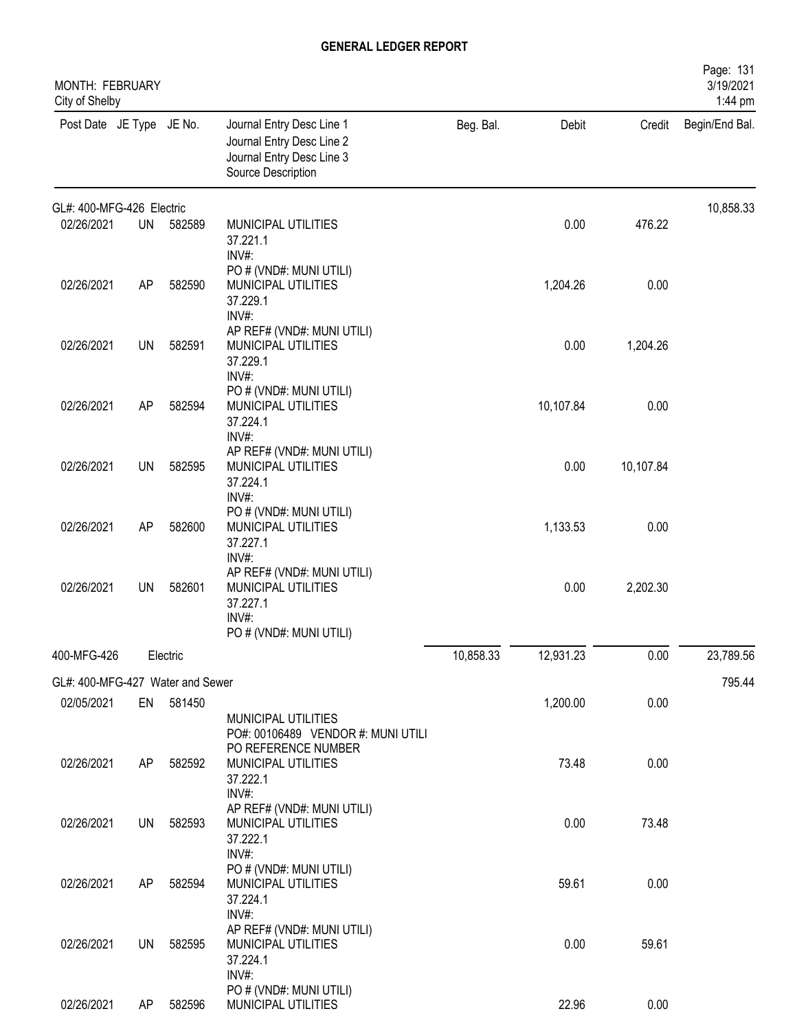# GENERAL LEDGER REPORT

MONTH: FEBRUARY
City of Shelby

| Post Date | JE Type | JE No. | Journal Entry Desc Line 1 / Journal Entry Desc Line 2 / Journal Entry Desc Line 3 / Source Description | Beg. Bal. | Debit | Credit | Begin/End Bal. |
|---|---|---|---|---|---|---|---|
| **GL#: 400-MFG-426 Electric** | | | | | | | 10,858.33 |
| 02/26/2021 | UN | 582589 | MUNICIPAL UTILITIES 37.221.1 INV#: PO # (VND#: MUNI UTILI) | | 0.00 | 476.22 | |
| 02/26/2021 | AP | 582590 | MUNICIPAL UTILITIES 37.229.1 INV#: AP REF# (VND#: MUNI UTILI) | | 1,204.26 | 0.00 | |
| 02/26/2021 | UN | 582591 | MUNICIPAL UTILITIES 37.229.1 INV#: PO # (VND#: MUNI UTILI) | | 0.00 | 1,204.26 | |
| 02/26/2021 | AP | 582594 | MUNICIPAL UTILITIES 37.224.1 INV#: AP REF# (VND#: MUNI UTILI) | | 10,107.84 | 0.00 | |
| 02/26/2021 | UN | 582595 | MUNICIPAL UTILITIES 37.224.1 INV#: PO # (VND#: MUNI UTILI) | | 0.00 | 10,107.84 | |
| 02/26/2021 | AP | 582600 | MUNICIPAL UTILITIES 37.227.1 INV#: AP REF# (VND#: MUNI UTILI) | | 1,133.53 | 0.00 | |
| 02/26/2021 | UN | 582601 | MUNICIPAL UTILITIES 37.227.1 INV#: PO # (VND#: MUNI UTILI) | | 0.00 | 2,202.30 | |
| 400-MFG-426 | | Electric | | 10,858.33 | 12,931.23 | 0.00 | 23,789.56 |
| **GL#: 400-MFG-427 Water and Sewer** | | | | | | | 795.44 |
| 02/05/2021 | EN | 581450 | MUNICIPAL UTILITIES PO#: 00106489 VENDOR #: MUNI UTILI PO REFERENCE NUMBER | | 1,200.00 | 0.00 | |
| 02/26/2021 | AP | 582592 | MUNICIPAL UTILITIES 37.222.1 INV#: AP REF# (VND#: MUNI UTILI) | | 73.48 | 0.00 | |
| 02/26/2021 | UN | 582593 | MUNICIPAL UTILITIES 37.222.1 INV#: PO # (VND#: MUNI UTILI) | | 0.00 | 73.48 | |
| 02/26/2021 | AP | 582594 | MUNICIPAL UTILITIES 37.224.1 INV#: AP REF# (VND#: MUNI UTILI) | | 59.61 | 0.00 | |
| 02/26/2021 | UN | 582595 | MUNICIPAL UTILITIES 37.224.1 INV#: PO # (VND#: MUNI UTILI) | | 0.00 | 59.61 | |
| 02/26/2021 | AP | 582596 | MUNICIPAL UTILITIES | | 22.96 | 0.00 | |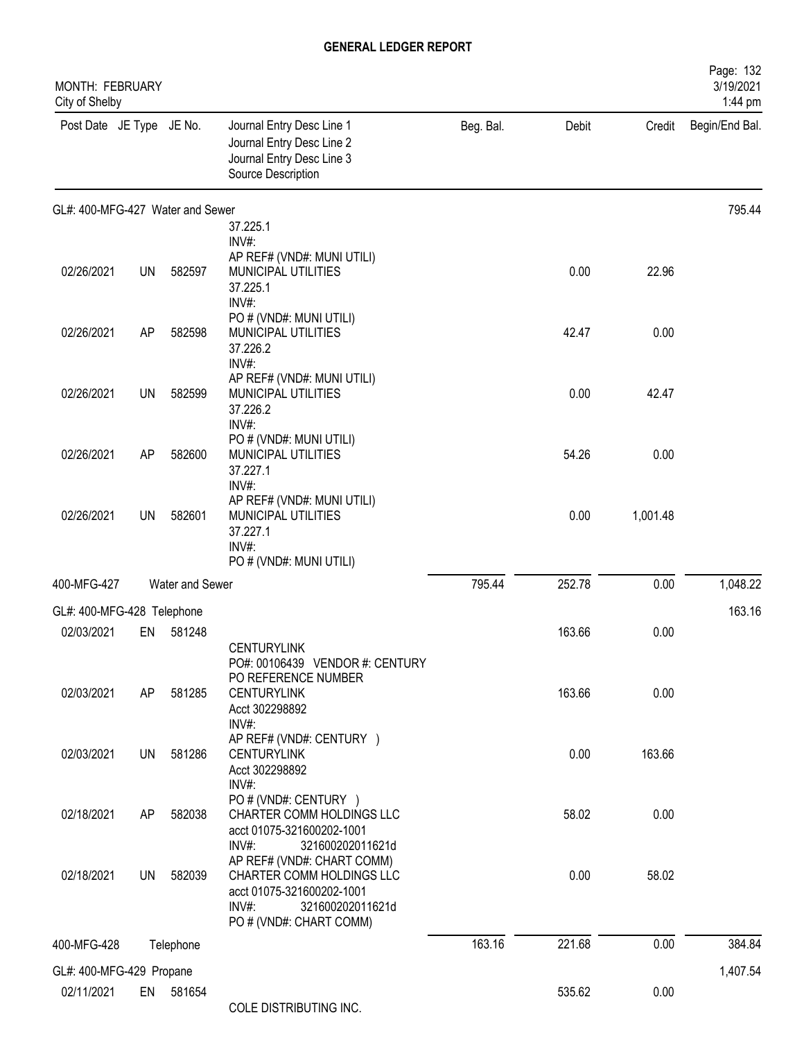# GENERAL LEDGER REPORT

MONTH: FEBRUARY
City of Shelby

3/19/2021
1:44 pm

| Post Date | JE Type | JE No. | Journal Entry Desc Line 1 / Journal Entry Desc Line 2 / Journal Entry Desc Line 3 / Source Description | Beg. Bal. | Debit | Credit | Begin/End Bal. |
|---|---|---|---|---|---|---|---|
| GL#: 400-MFG-427 Water and Sewer | | | | | | | 795.44 |
| | | | 37.225.1<br>INV#:<br>AP REF# (VND#: MUNI UTILI) | | | | |
| 02/26/2021 | UN | 582597 | MUNICIPAL UTILITIES<br>37.225.1<br>INV#:<br>PO # (VND#: MUNI UTILI) | | 0.00 | 22.96 | |
| 02/26/2021 | AP | 582598 | MUNICIPAL UTILITIES<br>37.226.2<br>INV#:<br>AP REF# (VND#: MUNI UTILI) | | 42.47 | 0.00 | |
| 02/26/2021 | UN | 582599 | MUNICIPAL UTILITIES<br>37.226.2<br>INV#:<br>PO # (VND#: MUNI UTILI) | | 0.00 | 42.47 | |
| 02/26/2021 | AP | 582600 | MUNICIPAL UTILITIES<br>37.227.1<br>INV#:<br>AP REF# (VND#: MUNI UTILI) | | 54.26 | 0.00 | |
| 02/26/2021 | UN | 582601 | MUNICIPAL UTILITIES<br>37.227.1<br>INV#:<br>PO # (VND#: MUNI UTILI) | | 0.00 | 1,001.48 | |
| 400-MFG-427 | | | Water and Sewer | 795.44 | 252.78 | 0.00 | 1,048.22 |
| GL#: 400-MFG-428 Telephone | | | | | | | 163.16 |
| 02/03/2021 | EN | 581248 | CENTURYLINK<br>PO#: 00106439 VENDOR #: CENTURY<br>PO REFERENCE NUMBER | | 163.66 | 0.00 | |
| 02/03/2021 | AP | 581285 | CENTURYLINK<br>Acct 302298892<br>INV#:<br>AP REF# (VND#: CENTURY ) | | 163.66 | 0.00 | |
| 02/03/2021 | UN | 581286 | CENTURYLINK<br>Acct 302298892<br>INV#:<br>PO # (VND#: CENTURY ) | | 0.00 | 163.66 | |
| 02/18/2021 | AP | 582038 | CHARTER COMM HOLDINGS LLC<br>acct 01075-321600202-1001<br>INV#: 321600202011621d<br>AP REF# (VND#: CHART COMM) | | 58.02 | 0.00 | |
| 02/18/2021 | UN | 582039 | CHARTER COMM HOLDINGS LLC<br>acct 01075-321600202-1001<br>INV#: 321600202011621d<br>PO # (VND#: CHART COMM) | | 0.00 | 58.02 | |
| 400-MFG-428 | | | Telephone | 163.16 | 221.68 | 0.00 | 384.84 |
| GL#: 400-MFG-429 Propane | | | | | | | 1,407.54 |
| 02/11/2021 | EN | 581654 | COLE DISTRIBUTING INC. | | 535.62 | 0.00 | |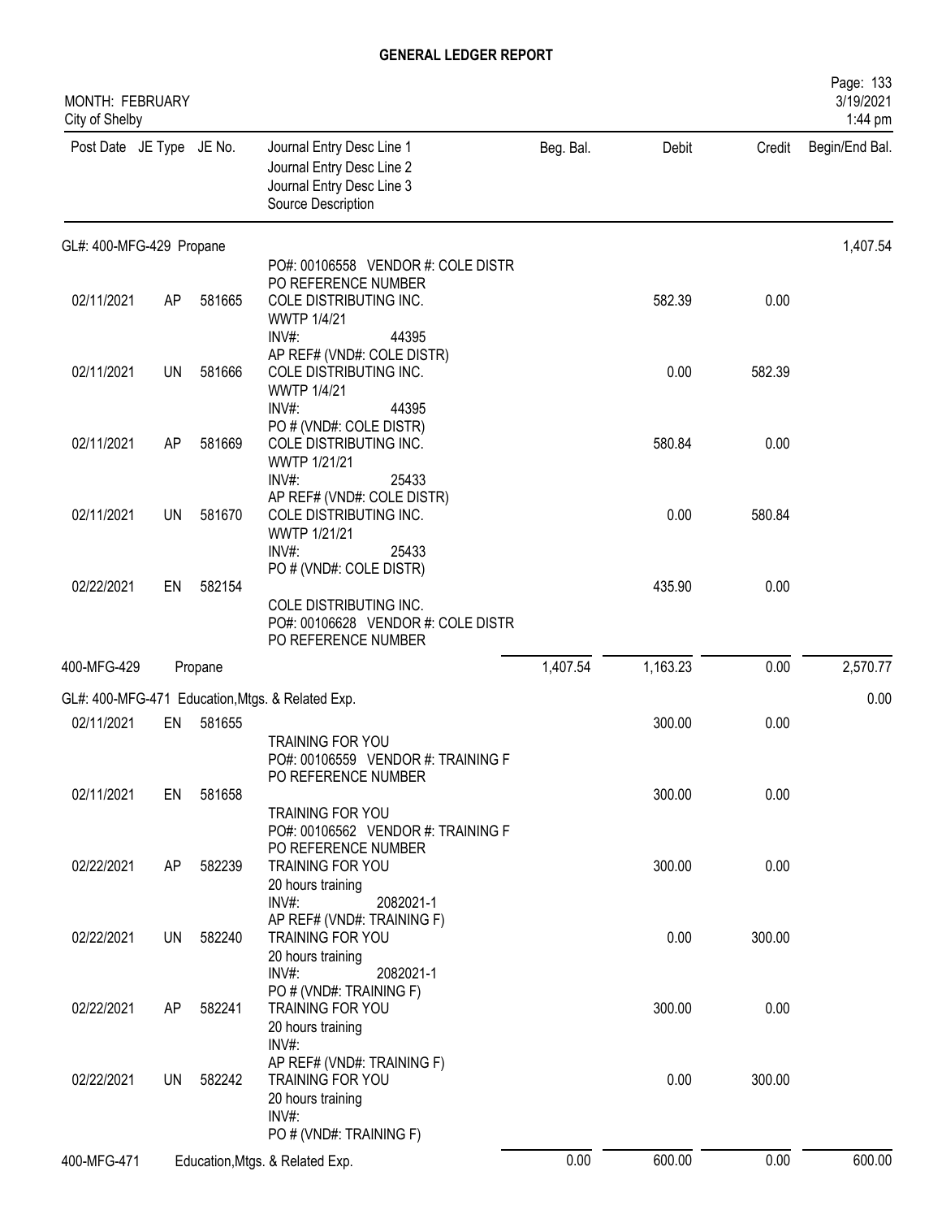# GENERAL LEDGER REPORT

MONTH: FEBRUARY
City of Shelby

3/19/2021
1:44 pm

| Post Date | JE Type | JE No. | Journal Entry Desc Line 1 / Journal Entry Desc Line 2 / Journal Entry Desc Line 3 / Source Description | Beg. Bal. | Debit | Credit | Begin/End Bal. |
|---|---|---|---|---|---|---|---|
| GL#: 400-MFG-429 Propane | | | | | | | 1,407.54 |
| 02/11/2021 | AP | 581665 | PO#: 00106558 VENDOR #: COLE DISTR PO REFERENCE NUMBER COLE DISTRIBUTING INC. WWTP 1/4/21 INV#: 44395 AP REF# (VND#: COLE DISTR) | | 582.39 | 0.00 | |
| 02/11/2021 | UN | 581666 | COLE DISTRIBUTING INC. WWTP 1/4/21 INV#: 44395 PO # (VND#: COLE DISTR) | | 0.00 | 582.39 | |
| 02/11/2021 | AP | 581669 | COLE DISTRIBUTING INC. WWTP 1/21/21 INV#: 25433 AP REF# (VND#: COLE DISTR) | | 580.84 | 0.00 | |
| 02/11/2021 | UN | 581670 | COLE DISTRIBUTING INC. WWTP 1/21/21 INV#: 25433 PO # (VND#: COLE DISTR) | | 0.00 | 580.84 | |
| 02/22/2021 | EN | 582154 | COLE DISTRIBUTING INC. PO#: 00106628 VENDOR #: COLE DISTR PO REFERENCE NUMBER | | 435.90 | 0.00 | |
| 400-MFG-429 | | Propane | | 1,407.54 | 1,163.23 | 0.00 | 2,570.77 |
| GL#: 400-MFG-471 Education,Mtgs. & Related Exp. | | | | | | | 0.00 |
| 02/11/2021 | EN | 581655 | TRAINING FOR YOU PO#: 00106559 VENDOR #: TRAINING F PO REFERENCE NUMBER | | 300.00 | 0.00 | |
| 02/11/2021 | EN | 581658 | TRAINING FOR YOU PO#: 00106562 VENDOR #: TRAINING F PO REFERENCE NUMBER | | 300.00 | 0.00 | |
| 02/22/2021 | AP | 582239 | TRAINING FOR YOU 20 hours training INV#: 2082021-1 AP REF# (VND#: TRAINING F) | | 300.00 | 0.00 | |
| 02/22/2021 | UN | 582240 | TRAINING FOR YOU 20 hours training INV#: 2082021-1 PO # (VND#: TRAINING F) | | 0.00 | 300.00 | |
| 02/22/2021 | AP | 582241 | TRAINING FOR YOU 20 hours training INV#: AP REF# (VND#: TRAINING F) | | 300.00 | 0.00 | |
| 02/22/2021 | UN | 582242 | TRAINING FOR YOU 20 hours training INV#: PO # (VND#: TRAINING F) | | 0.00 | 300.00 | |
| 400-MFG-471 | | Education,Mtgs. & Related Exp. | | 0.00 | 600.00 | 0.00 | 600.00 |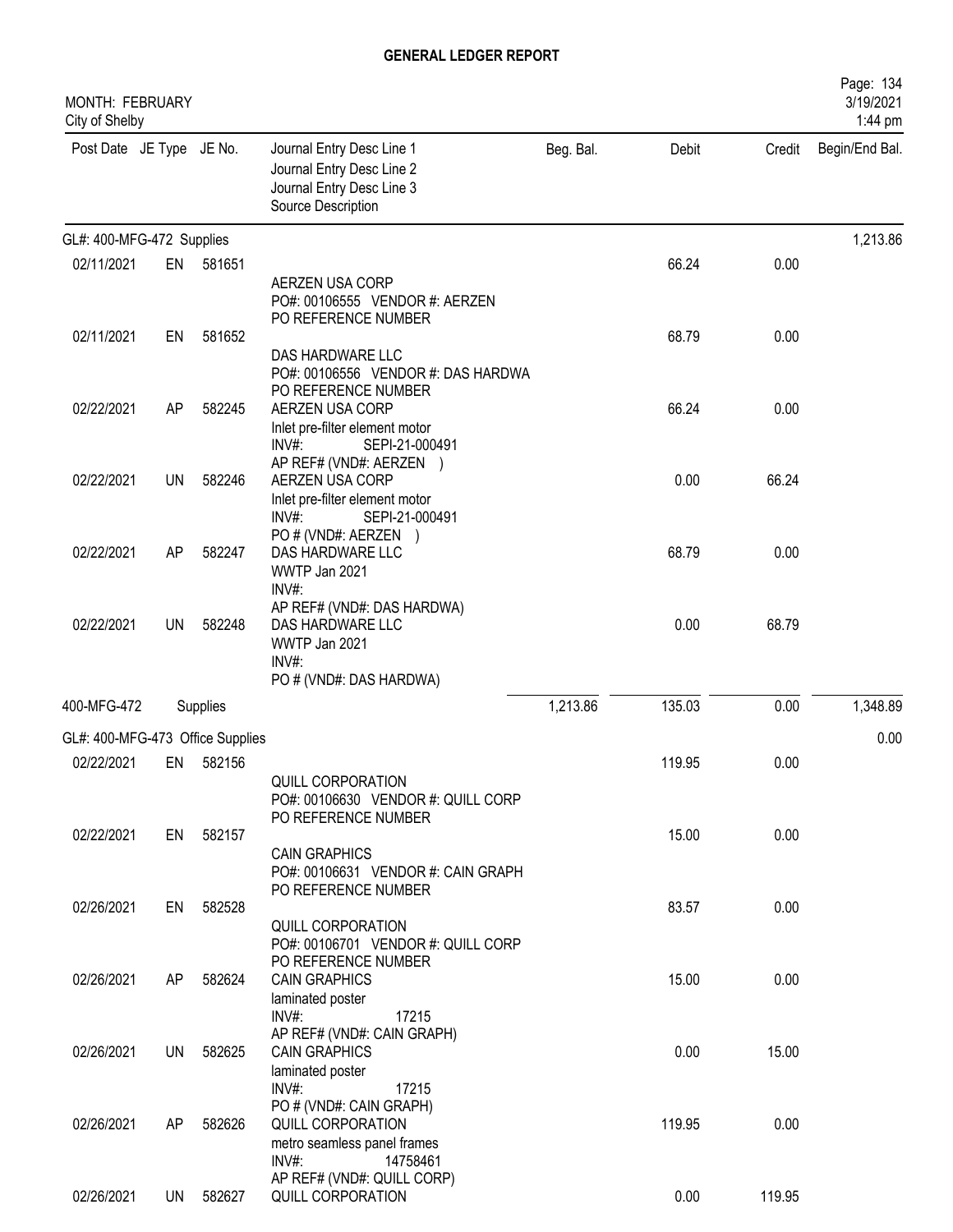**GENERAL LEDGER REPORT**

MONTH: FEBRUARY
City of Shelby

Page: 134
3/19/2021
1:44 pm

| Post Date | JE Type | JE No. | Journal Entry Desc Line 1 / Journal Entry Desc Line 2 / Journal Entry Desc Line 3 / Source Description | Beg. Bal. | Debit | Credit | Begin/End Bal. |
|---|---|---|---|---|---|---|---|
| GL#: 400-MFG-472 Supplies | | | | | | | 1,213.86 |
| 02/11/2021 | EN | 581651 | AERZEN USA CORP<br>PO#: 00106555 VENDOR #: AERZEN<br>PO REFERENCE NUMBER | | 66.24 | 0.00 | |
| 02/11/2021 | EN | 581652 | DAS HARDWARE LLC<br>PO#: 00106556 VENDOR #: DAS HARDWA<br>PO REFERENCE NUMBER | | 68.79 | 0.00 | |
| 02/22/2021 | AP | 582245 | AERZEN USA CORP<br>Inlet pre-filter element motor<br>INV#: SEPI-21-000491<br>AP REF# (VND#: AERZEN ) | | 66.24 | 0.00 | |
| 02/22/2021 | UN | 582246 | AERZEN USA CORP<br>Inlet pre-filter element motor<br>INV#: SEPI-21-000491<br>PO # (VND#: AERZEN ) | | 0.00 | 66.24 | |
| 02/22/2021 | AP | 582247 | DAS HARDWARE LLC<br>WWTP Jan 2021<br>INV#:<br>AP REF# (VND#: DAS HARDWA) | | 68.79 | 0.00 | |
| 02/22/2021 | UN | 582248 | DAS HARDWARE LLC<br>WWTP Jan 2021<br>INV#:<br>PO # (VND#: DAS HARDWA) | | 0.00 | 68.79 | |
| 400-MFG-472 | | Supplies | | 1,213.86 | 135.03 | 0.00 | 1,348.89 |
| GL#: 400-MFG-473 Office Supplies | | | | | | | 0.00 |
| 02/22/2021 | EN | 582156 | QUILL CORPORATION<br>PO#: 00106630 VENDOR #: QUILL CORP<br>PO REFERENCE NUMBER | | 119.95 | 0.00 | |
| 02/22/2021 | EN | 582157 | CAIN GRAPHICS<br>PO#: 00106631 VENDOR #: CAIN GRAPH<br>PO REFERENCE NUMBER | | 15.00 | 0.00 | |
| 02/26/2021 | EN | 582528 | QUILL CORPORATION<br>PO#: 00106701 VENDOR #: QUILL CORP<br>PO REFERENCE NUMBER | | 83.57 | 0.00 | |
| 02/26/2021 | AP | 582624 | CAIN GRAPHICS<br>laminated poster<br>INV#: 17215<br>AP REF# (VND#: CAIN GRAPH) | | 15.00 | 0.00 | |
| 02/26/2021 | UN | 582625 | CAIN GRAPHICS<br>laminated poster<br>INV#: 17215<br>PO # (VND#: CAIN GRAPH) | | 0.00 | 15.00 | |
| 02/26/2021 | AP | 582626 | QUILL CORPORATION<br>metro seamless panel frames<br>INV#: 14758461<br>AP REF# (VND#: QUILL CORP) | | 119.95 | 0.00 | |
| 02/26/2021 | UN | 582627 | QUILL CORPORATION | | 0.00 | 119.95 | |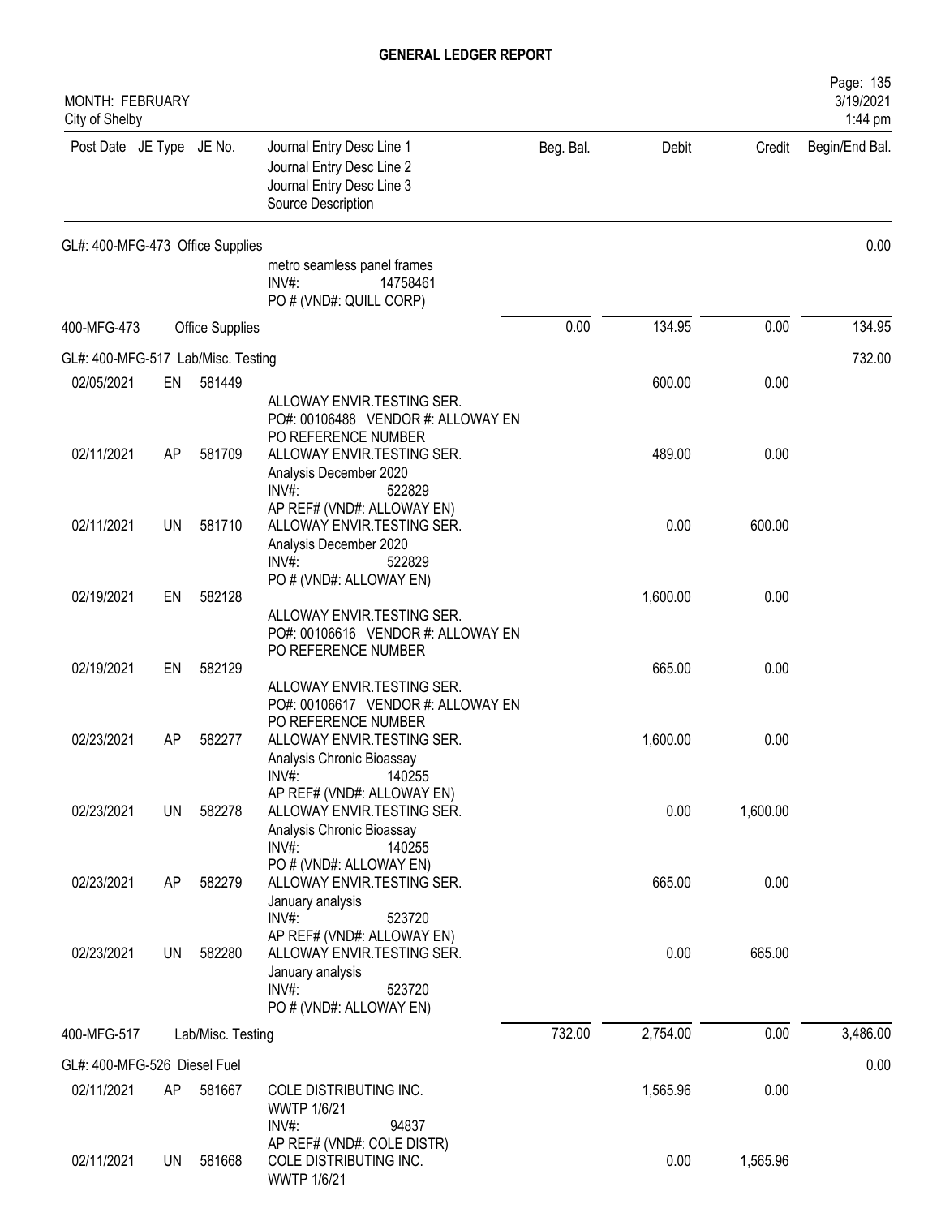# GENERAL LEDGER REPORT

MONTH: FEBRUARY
City of Shelby

| Post Date | JE Type | JE No. | Journal Entry Desc Line 1 / Journal Entry Desc Line 2 / Journal Entry Desc Line 3 / Source Description | Beg. Bal. | Debit | Credit | Begin/End Bal. |
|---|---|---|---|---|---|---|---|
| GL#: 400-MFG-473 Office Supplies | | | | | | | 0.00 |
| | | | metro seamless panel frames<br>INV#: 14758461<br>PO # (VND#: QUILL CORP) | | | | |
| 400-MFG-473 | | Office Supplies | | 0.00 | 134.95 | 0.00 | 134.95 |
| GL#: 400-MFG-517 Lab/Misc. Testing | | | | | | | 732.00 |
| 02/05/2021 | EN | 581449 | ALLOWAY ENVIR.TESTING SER.<br>PO#: 00106488 VENDOR #: ALLOWAY EN<br>PO REFERENCE NUMBER | | 600.00 | 0.00 | |
| 02/11/2021 | AP | 581709 | ALLOWAY ENVIR.TESTING SER.<br>Analysis December 2020<br>INV#: 522829<br>AP REF# (VND#: ALLOWAY EN) | | 489.00 | 0.00 | |
| 02/11/2021 | UN | 581710 | ALLOWAY ENVIR.TESTING SER.<br>Analysis December 2020<br>INV#: 522829<br>PO # (VND#: ALLOWAY EN) | | 0.00 | 600.00 | |
| 02/19/2021 | EN | 582128 | ALLOWAY ENVIR.TESTING SER.<br>PO#: 00106616 VENDOR #: ALLOWAY EN<br>PO REFERENCE NUMBER | | 1,600.00 | 0.00 | |
| 02/19/2021 | EN | 582129 | ALLOWAY ENVIR.TESTING SER.<br>PO#: 00106617 VENDOR #: ALLOWAY EN<br>PO REFERENCE NUMBER | | 665.00 | 0.00 | |
| 02/23/2021 | AP | 582277 | ALLOWAY ENVIR.TESTING SER.<br>Analysis Chronic Bioassay<br>INV#: 140255<br>AP REF# (VND#: ALLOWAY EN) | | 1,600.00 | 0.00 | |
| 02/23/2021 | UN | 582278 | ALLOWAY ENVIR.TESTING SER.<br>Analysis Chronic Bioassay<br>INV#: 140255<br>PO # (VND#: ALLOWAY EN) | | 0.00 | 1,600.00 | |
| 02/23/2021 | AP | 582279 | ALLOWAY ENVIR.TESTING SER.<br>January analysis<br>INV#: 523720<br>AP REF# (VND#: ALLOWAY EN) | | 665.00 | 0.00 | |
| 02/23/2021 | UN | 582280 | ALLOWAY ENVIR.TESTING SER.<br>January analysis<br>INV#: 523720<br>PO # (VND#: ALLOWAY EN) | | 0.00 | 665.00 | |
| 400-MFG-517 | | Lab/Misc. Testing | | 732.00 | 2,754.00 | 0.00 | 3,486.00 |
| GL#: 400-MFG-526 Diesel Fuel | | | | | | | 0.00 |
| 02/11/2021 | AP | 581667 | COLE DISTRIBUTING INC.<br>WWTP 1/6/21<br>INV#: 94837<br>AP REF# (VND#: COLE DISTR) | | 1,565.96 | 0.00 | |
| 02/11/2021 | UN | 581668 | COLE DISTRIBUTING INC.<br>WWTP 1/6/21 | | 0.00 | 1,565.96 | |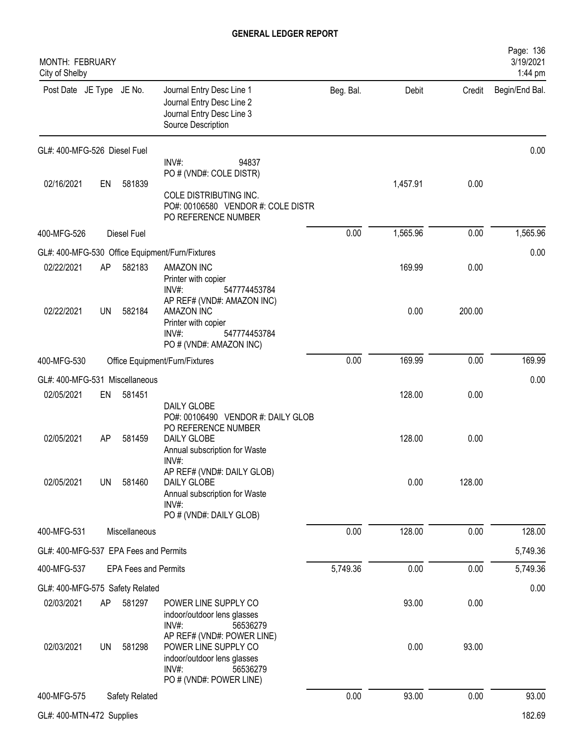# GENERAL LEDGER REPORT

MONTH: FEBRUARY
City of Shelby

| Post Date | JE Type | JE No. | Journal Entry Desc Line 1 / Journal Entry Desc Line 2 / Journal Entry Desc Line 3 / Source Description | Beg. Bal. | Debit | Credit | Begin/End Bal. |
|---|---|---|---|---|---|---|---|
| GL#: 400-MFG-526 Diesel Fuel | | | | | | | 0.00 |
| | | | INV#: 94837<br>PO # (VND#: COLE DISTR) | | | | |
| 02/16/2021 | EN | 581839 | COLE DISTRIBUTING INC.<br>PO#: 00106580 VENDOR #: COLE DISTR<br>PO REFERENCE NUMBER | | 1,457.91 | 0.00 | |
| 400-MFG-526 | | Diesel Fuel | | 0.00 | 1,565.96 | 0.00 | 1,565.96 |
| GL#: 400-MFG-530 Office Equipment/Furn/Fixtures | | | | | | | 0.00 |
| 02/22/2021 | AP | 582183 | AMAZON INC<br>Printer with copier<br>INV#: 547774453784<br>AP REF# (VND#: AMAZON INC) | | 169.99 | 0.00 | |
| 02/22/2021 | UN | 582184 | AMAZON INC<br>Printer with copier<br>INV#: 547774453784<br>PO # (VND#: AMAZON INC) | | 0.00 | 200.00 | |
| 400-MFG-530 | | Office Equipment/Furn/Fixtures | | 0.00 | 169.99 | 0.00 | 169.99 |
| GL#: 400-MFG-531 Miscellaneous | | | | | | | 0.00 |
| 02/05/2021 | EN | 581451 | DAILY GLOBE<br>PO#: 00106490 VENDOR #: DAILY GLOB<br>PO REFERENCE NUMBER | | 128.00 | 0.00 | |
| 02/05/2021 | AP | 581459 | DAILY GLOBE<br>Annual subscription for Waste<br>INV#:<br>AP REF# (VND#: DAILY GLOB) | | 128.00 | 0.00 | |
| 02/05/2021 | UN | 581460 | DAILY GLOBE<br>Annual subscription for Waste<br>INV#:<br>PO # (VND#: DAILY GLOB) | | 0.00 | 128.00 | |
| 400-MFG-531 | | Miscellaneous | | 0.00 | 128.00 | 0.00 | 128.00 |
| GL#: 400-MFG-537 EPA Fees and Permits | | | | | | | 5,749.36 |
| 400-MFG-537 | | EPA Fees and Permits | | 5,749.36 | 0.00 | 0.00 | 5,749.36 |
| GL#: 400-MFG-575 Safety Related | | | | | | | 0.00 |
| 02/03/2021 | AP | 581297 | POWER LINE SUPPLY CO<br>indoor/outdoor lens glasses<br>INV#: 56536279<br>AP REF# (VND#: POWER LINE) | | 93.00 | 0.00 | |
| 02/03/2021 | UN | 581298 | POWER LINE SUPPLY CO<br>indoor/outdoor lens glasses<br>INV#: 56536279<br>PO # (VND#: POWER LINE) | | 0.00 | 93.00 | |
| 400-MFG-575 | | Safety Related | | 0.00 | 93.00 | 0.00 | 93.00 |
| GL#: 400-MTN-472 Supplies | | | | | | | 182.69 |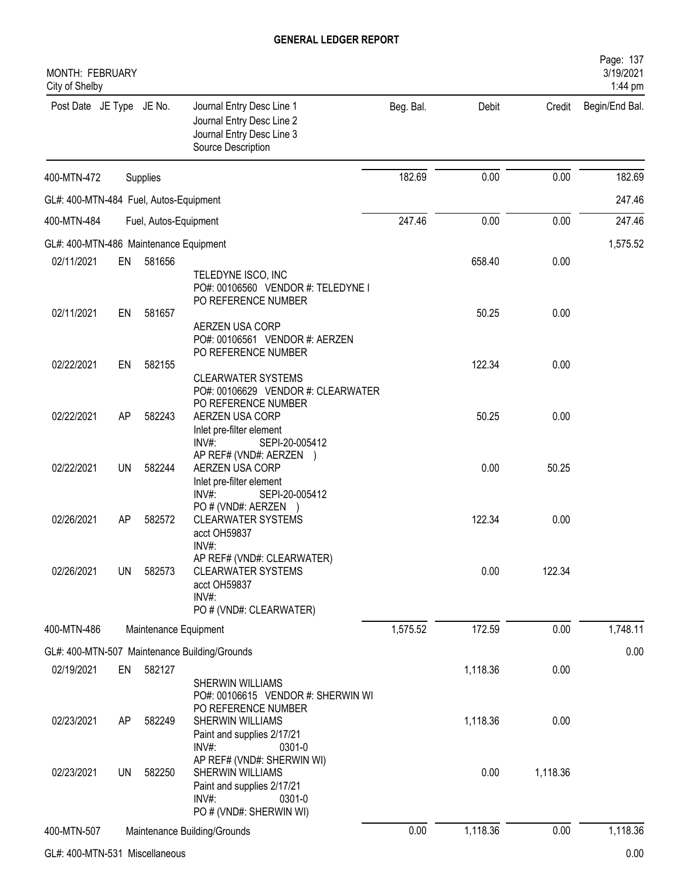# GENERAL LEDGER REPORT

MONTH: FEBRUARY
City of Shelby

3/19/2021
1:44 pm

| Post Date | JE Type | JE No. | Journal Entry Desc Line 1 / Journal Entry Desc Line 2 / Journal Entry Desc Line 3 / Source Description | Beg. Bal. | Debit | Credit | Begin/End Bal. |
|---|---|---|---|---|---|---|---|
| 400-MTN-472 | | | Supplies | 182.69 | 0.00 | 0.00 | 182.69 |
| GL#: 400-MTN-484 Fuel, Autos-Equipment | | | | | | | 247.46 |
| 400-MTN-484 | | | Fuel, Autos-Equipment | 247.46 | 0.00 | 0.00 | 247.46 |
| GL#: 400-MTN-486 Maintenance Equipment | | | | | | | 1,575.52 |
| 02/11/2021 | EN | 581656 | TELEDYNE ISCO, INC<br>PO#: 00106560 VENDOR #: TELEDYNE I<br>PO REFERENCE NUMBER | | 658.40 | 0.00 | |
| 02/11/2021 | EN | 581657 | AERZEN USA CORP<br>PO#: 00106561 VENDOR #: AERZEN<br>PO REFERENCE NUMBER | | 50.25 | 0.00 | |
| 02/22/2021 | EN | 582155 | CLEARWATER SYSTEMS<br>PO#: 00106629 VENDOR #: CLEARWATER<br>PO REFERENCE NUMBER | | 122.34 | 0.00 | |
| 02/22/2021 | AP | 582243 | AERZEN USA CORP<br>Inlet pre-filter element<br>INV#: SEPI-20-005412<br>AP REF# (VND#: AERZEN ) | | 50.25 | 0.00 | |
| 02/22/2021 | UN | 582244 | AERZEN USA CORP<br>Inlet pre-filter element<br>INV#: SEPI-20-005412<br>PO # (VND#: AERZEN ) | | 0.00 | 50.25 | |
| 02/26/2021 | AP | 582572 | CLEARWATER SYSTEMS<br>acct OH59837<br>INV#:<br>AP REF# (VND#: CLEARWATER) | | 122.34 | 0.00 | |
| 02/26/2021 | UN | 582573 | CLEARWATER SYSTEMS<br>acct OH59837<br>INV#:<br>PO # (VND#: CLEARWATER) | | 0.00 | 122.34 | |
| 400-MTN-486 | | | Maintenance Equipment | 1,575.52 | 172.59 | 0.00 | 1,748.11 |
| GL#: 400-MTN-507 Maintenance Building/Grounds | | | | | | | 0.00 |
| 02/19/2021 | EN | 582127 | SHERWIN WILLIAMS<br>PO#: 00106615 VENDOR #: SHERWIN WI<br>PO REFERENCE NUMBER | | 1,118.36 | 0.00 | |
| 02/23/2021 | AP | 582249 | SHERWIN WILLIAMS<br>Paint and supplies 2/17/21<br>INV#: 0301-0<br>AP REF# (VND#: SHERWIN WI) | | 1,118.36 | 0.00 | |
| 02/23/2021 | UN | 582250 | SHERWIN WILLIAMS<br>Paint and supplies 2/17/21<br>INV#: 0301-0<br>PO # (VND#: SHERWIN WI) | | 0.00 | 1,118.36 | |
| 400-MTN-507 | | | Maintenance Building/Grounds | 0.00 | 1,118.36 | 0.00 | 1,118.36 |
| GL#: 400-MTN-531 Miscellaneous | | | | | | | 0.00 |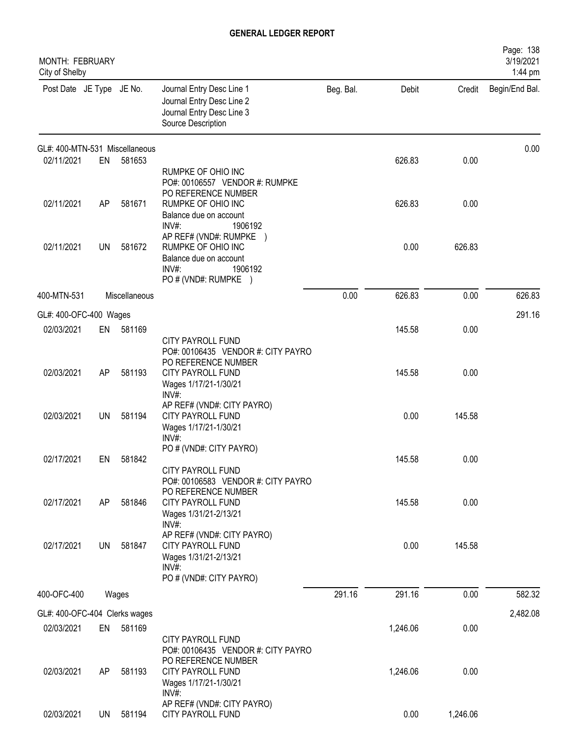# GENERAL LEDGER REPORT

MONTH: FEBRUARY
City of Shelby

| Post Date | JE Type | JE No. | Journal Entry Desc Line 1 / Journal Entry Desc Line 2 / Journal Entry Desc Line 3 / Source Description | Beg. Bal. | Debit | Credit | Begin/End Bal. |
|---|---|---|---|---|---|---|---|
| GL#: 400-MTN-531 Miscellaneous | | | | | | | 0.00 |
| 02/11/2021 | EN | 581653 | RUMPKE OF OHIO INC<br>PO#: 00106557 VENDOR #: RUMPKE<br>PO REFERENCE NUMBER | | 626.83 | 0.00 | |
| 02/11/2021 | AP | 581671 | RUMPKE OF OHIO INC<br>Balance due on account<br>INV#: 1906192<br>AP REF# (VND#: RUMPKE ) | | 626.83 | 0.00 | |
| 02/11/2021 | UN | 581672 | RUMPKE OF OHIO INC<br>Balance due on account<br>INV#: 1906192<br>PO # (VND#: RUMPKE ) | | 0.00 | 626.83 | |
| 400-MTN-531 | | Miscellaneous | | 0.00 | 626.83 | 0.00 | 626.83 |
| GL#: 400-OFC-400 Wages | | | | | | | 291.16 |
| 02/03/2021 | EN | 581169 | CITY PAYROLL FUND<br>PO#: 00106435 VENDOR #: CITY PAYRO<br>PO REFERENCE NUMBER | | 145.58 | 0.00 | |
| 02/03/2021 | AP | 581193 | CITY PAYROLL FUND<br>Wages 1/17/21-1/30/21<br>INV#:<br>AP REF# (VND#: CITY PAYRO) | | 145.58 | 0.00 | |
| 02/03/2021 | UN | 581194 | CITY PAYROLL FUND<br>Wages 1/17/21-1/30/21<br>INV#:<br>PO # (VND#: CITY PAYRO) | | 0.00 | 145.58 | |
| 02/17/2021 | EN | 581842 | CITY PAYROLL FUND<br>PO#: 00106583 VENDOR #: CITY PAYRO<br>PO REFERENCE NUMBER | | 145.58 | 0.00 | |
| 02/17/2021 | AP | 581846 | CITY PAYROLL FUND<br>Wages 1/31/21-2/13/21<br>INV#:<br>AP REF# (VND#: CITY PAYRO) | | 145.58 | 0.00 | |
| 02/17/2021 | UN | 581847 | CITY PAYROLL FUND<br>Wages 1/31/21-2/13/21<br>INV#:<br>PO # (VND#: CITY PAYRO) | | 0.00 | 145.58 | |
| 400-OFC-400 | | Wages | | 291.16 | 291.16 | 0.00 | 582.32 |
| GL#: 400-OFC-404 Clerks wages | | | | | | | 2,482.08 |
| 02/03/2021 | EN | 581169 | CITY PAYROLL FUND<br>PO#: 00106435 VENDOR #: CITY PAYRO<br>PO REFERENCE NUMBER | | 1,246.06 | 0.00 | |
| 02/03/2021 | AP | 581193 | CITY PAYROLL FUND<br>Wages 1/17/21-1/30/21<br>INV#:<br>AP REF# (VND#: CITY PAYRO) | | 1,246.06 | 0.00 | |
| 02/03/2021 | UN | 581194 | CITY PAYROLL FUND | | 0.00 | 1,246.06 | |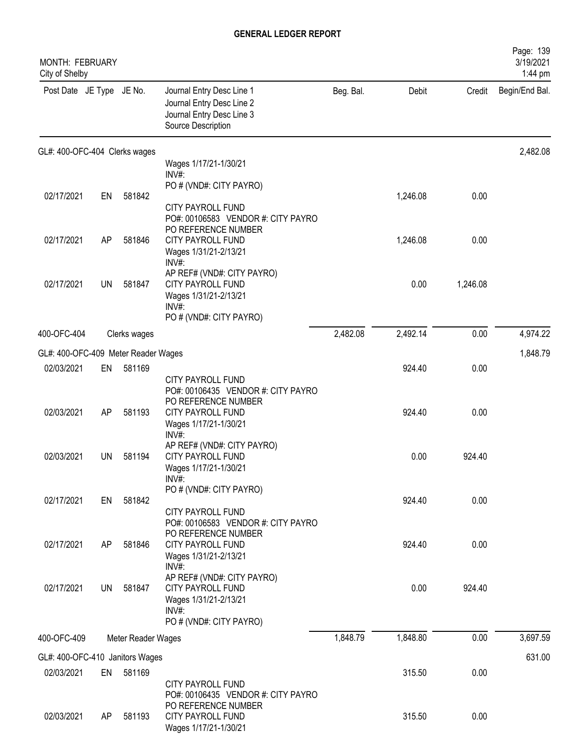# GENERAL LEDGER REPORT

MONTH: FEBRUARY
City of Shelby

| Post Date | JE Type | JE No. | Journal Entry Desc Line 1 / Journal Entry Desc Line 2 / Journal Entry Desc Line 3 / Source Description | Beg. Bal. | Debit | Credit | Begin/End Bal. |
|---|---|---|---|---|---|---|---|
| GL#: 400-OFC-404 Clerks wages | | | | | | | 2,482.08 |
| | | | Wages 1/17/21-1/30/21 INV#: PO # (VND#: CITY PAYRO) | | | | |
| 02/17/2021 | EN | 581842 | CITY PAYROLL FUND PO#: 00106583 VENDOR #: CITY PAYRO PO REFERENCE NUMBER | | 1,246.08 | 0.00 | |
| 02/17/2021 | AP | 581846 | CITY PAYROLL FUND Wages 1/31/21-2/13/21 INV#: AP REF# (VND#: CITY PAYRO) | | 1,246.08 | 0.00 | |
| 02/17/2021 | UN | 581847 | CITY PAYROLL FUND Wages 1/31/21-2/13/21 INV#: PO # (VND#: CITY PAYRO) | | 0.00 | 1,246.08 | |
| 400-OFC-404 | | Clerks wages | | 2,482.08 | 2,492.14 | 0.00 | 4,974.22 |
| GL#: 400-OFC-409 Meter Reader Wages | | | | | | | 1,848.79 |
| 02/03/2021 | EN | 581169 | CITY PAYROLL FUND PO#: 00106435 VENDOR #: CITY PAYRO PO REFERENCE NUMBER | | 924.40 | 0.00 | |
| 02/03/2021 | AP | 581193 | CITY PAYROLL FUND Wages 1/17/21-1/30/21 INV#: AP REF# (VND#: CITY PAYRO) | | 924.40 | 0.00 | |
| 02/03/2021 | UN | 581194 | CITY PAYROLL FUND Wages 1/17/21-1/30/21 INV#: PO # (VND#: CITY PAYRO) | | 0.00 | 924.40 | |
| 02/17/2021 | EN | 581842 | CITY PAYROLL FUND PO#: 00106583 VENDOR #: CITY PAYRO PO REFERENCE NUMBER | | 924.40 | 0.00 | |
| 02/17/2021 | AP | 581846 | CITY PAYROLL FUND Wages 1/31/21-2/13/21 INV#: AP REF# (VND#: CITY PAYRO) | | 924.40 | 0.00 | |
| 02/17/2021 | UN | 581847 | CITY PAYROLL FUND Wages 1/31/21-2/13/21 INV#: PO # (VND#: CITY PAYRO) | | 0.00 | 924.40 | |
| 400-OFC-409 | | Meter Reader Wages | | 1,848.79 | 1,848.80 | 0.00 | 3,697.59 |
| GL#: 400-OFC-410 Janitors Wages | | | | | | | 631.00 |
| 02/03/2021 | EN | 581169 | CITY PAYROLL FUND PO#: 00106435 VENDOR #: CITY PAYRO PO REFERENCE NUMBER | | 315.50 | 0.00 | |
| 02/03/2021 | AP | 581193 | CITY PAYROLL FUND Wages 1/17/21-1/30/21 | | 315.50 | 0.00 | |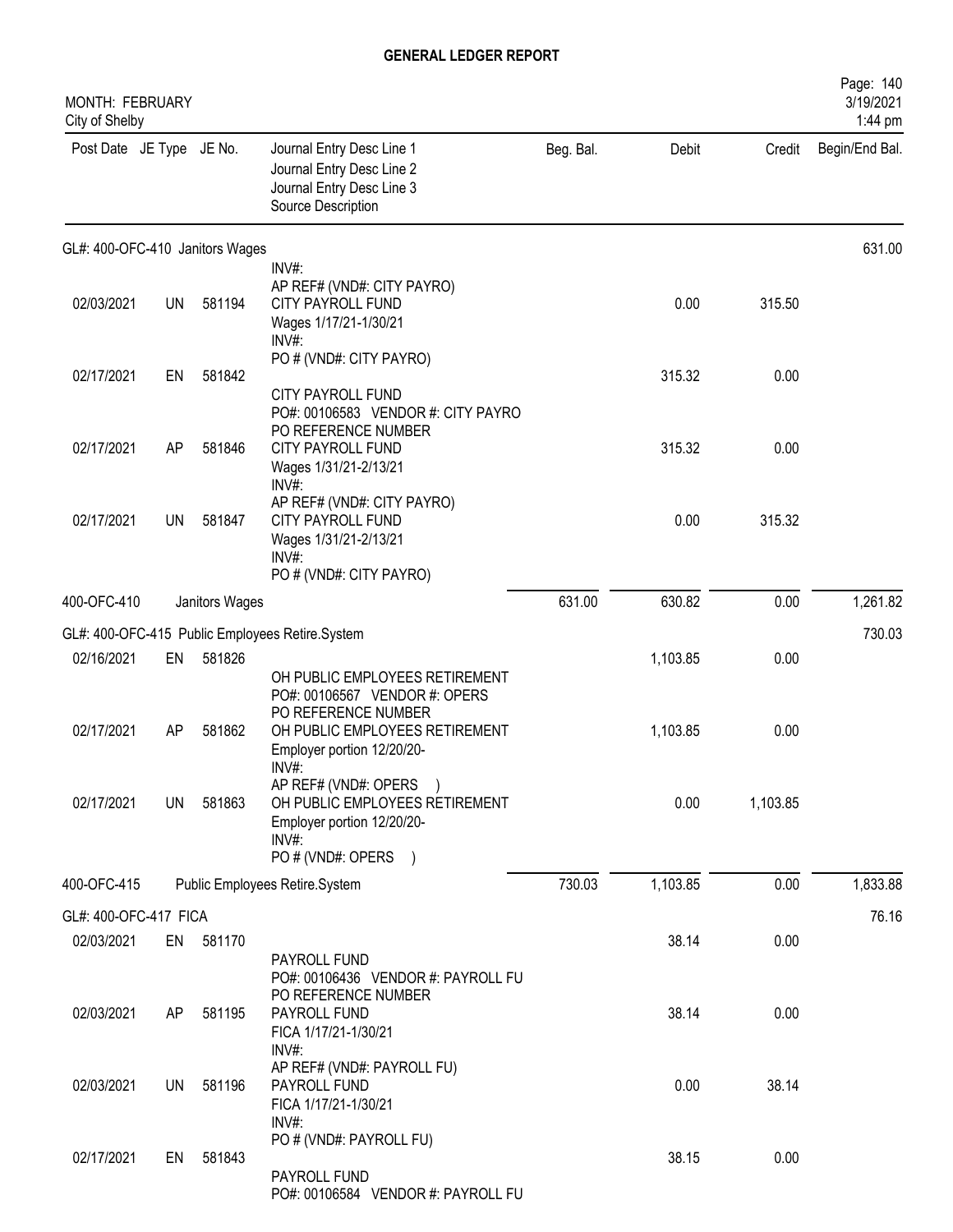# GENERAL LEDGER REPORT

MONTH: FEBRUARY
City of Shelby

3/19/2021
1:44 pm

| Post Date | JE Type | JE No. | Journal Entry Desc Line 1 / Journal Entry Desc Line 2 / Journal Entry Desc Line 3 / Source Description | Beg. Bal. | Debit | Credit | Begin/End Bal. |
|---|---|---|---|---|---|---|---|
| **GL#: 400-OFC-410 Janitors Wages** | | | | | | | 631.00 |
| 02/03/2021 | UN | 581194 | INV#: AP REF# (VND#: CITY PAYRO) CITY PAYROLL FUND Wages 1/17/21-1/30/21 | | 0.00 | 315.50 | |
| 02/17/2021 | EN | 581842 | INV#: PO # (VND#: CITY PAYRO) CITY PAYROLL FUND PO#: 00106583 VENDOR #: CITY PAYRO | | 315.32 | 0.00 | |
| 02/17/2021 | AP | 581846 | PO REFERENCE NUMBER CITY PAYROLL FUND Wages 1/31/21-2/13/21 | | 315.32 | 0.00 | |
| 02/17/2021 | UN | 581847 | INV#: AP REF# (VND#: CITY PAYRO) CITY PAYROLL FUND Wages 1/31/21-2/13/21 INV#: PO # (VND#: CITY PAYRO) | | 0.00 | 315.32 | |
| 400-OFC-410 | | Janitors Wages | | 631.00 | 630.82 | 0.00 | 1,261.82 |
| **GL#: 400-OFC-415 Public Employees Retire.System** | | | | | | | 730.03 |
| 02/16/2021 | EN | 581826 | OH PUBLIC EMPLOYEES RETIREMENT PO#: 00106567 VENDOR #: OPERS | | 1,103.85 | 0.00 | |
| 02/17/2021 | AP | 581862 | PO REFERENCE NUMBER OH PUBLIC EMPLOYEES RETIREMENT Employer portion 12/20/20- | | 1,103.85 | 0.00 | |
| 02/17/2021 | UN | 581863 | INV#: AP REF# (VND#: OPERS ) OH PUBLIC EMPLOYEES RETIREMENT Employer portion 12/20/20- INV#: PO # (VND#: OPERS ) | | 0.00 | 1,103.85 | |
| 400-OFC-415 | | Public Employees Retire.System | | 730.03 | 1,103.85 | 0.00 | 1,833.88 |
| **GL#: 400-OFC-417 FICA** | | | | | | | 76.16 |
| 02/03/2021 | EN | 581170 | PAYROLL FUND PO#: 00106436 VENDOR #: PAYROLL FU | | 38.14 | 0.00 | |
| 02/03/2021 | AP | 581195 | PO REFERENCE NUMBER PAYROLL FUND FICA 1/17/21-1/30/21 | | 38.14 | 0.00 | |
| 02/03/2021 | UN | 581196 | INV#: AP REF# (VND#: PAYROLL FU) PAYROLL FUND FICA 1/17/21-1/30/21 | | 0.00 | 38.14 | |
| 02/17/2021 | EN | 581843 | INV#: PO # (VND#: PAYROLL FU) PAYROLL FUND PO#: 00106584 VENDOR #: PAYROLL FU | | 38.15 | 0.00 | |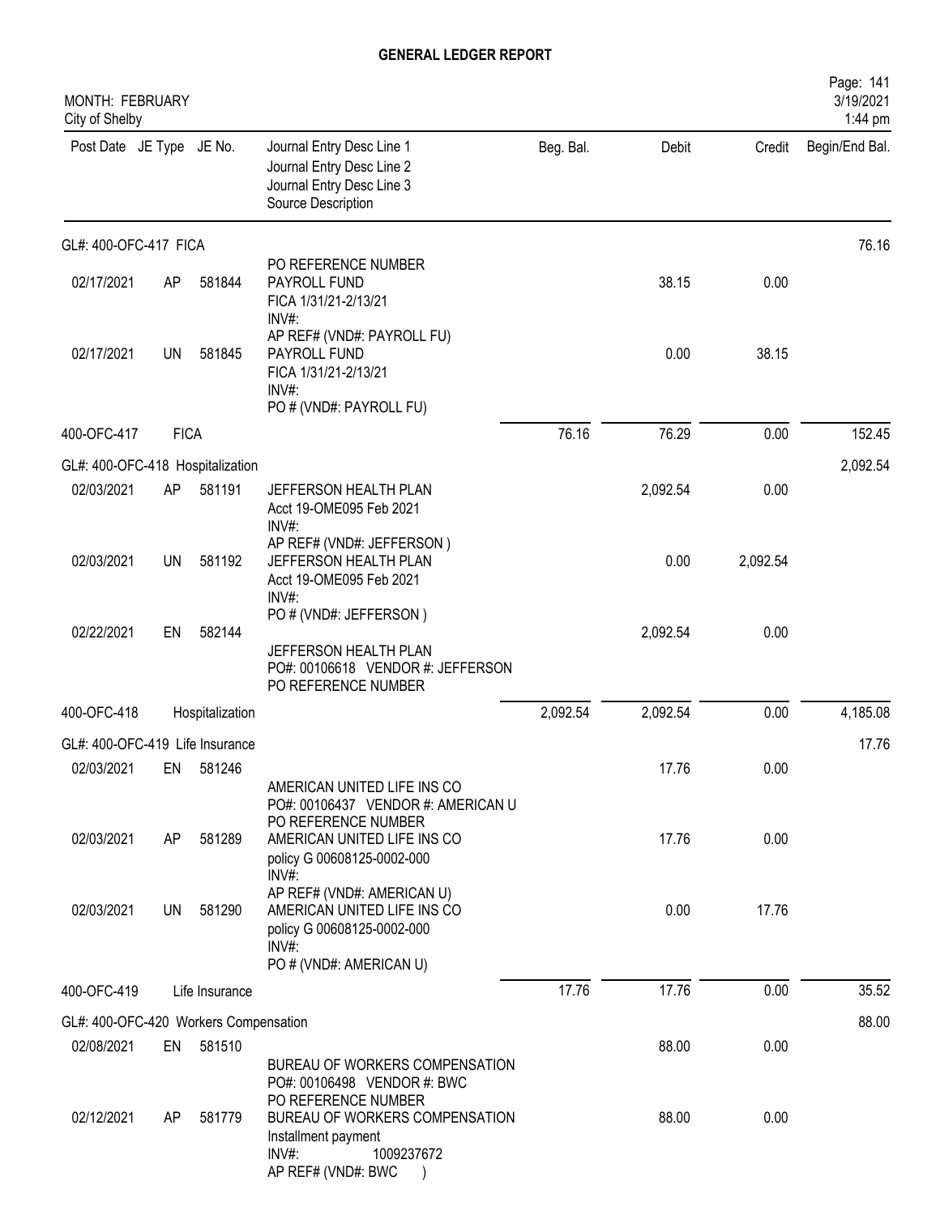# GENERAL LEDGER REPORT

MONTH: FEBRUARY
City of Shelby

| Post Date | JE Type | JE No. | Journal Entry Desc Line 1 / Journal Entry Desc Line 2 / Journal Entry Desc Line 3 / Source Description | Beg. Bal. | Debit | Credit | Begin/End Bal. |
|---|---|---|---|---|---|---|---|
| GL#: 400-OFC-417 FICA | | | | | | | 76.16 |
| | | | PO REFERENCE NUMBER | | | | |
| 02/17/2021 | AP | 581844 | PAYROLL FUND<br>FICA 1/31/21-2/13/21<br>INV#:<br>AP REF# (VND#: PAYROLL FU) | | 38.15 | 0.00 | |
| 02/17/2021 | UN | 581845 | PAYROLL FUND<br>FICA 1/31/21-2/13/21<br>INV#:<br>PO # (VND#: PAYROLL FU) | | 0.00 | 38.15 | |
| 400-OFC-417 | FICA | | | 76.16 | 76.29 | 0.00 | 152.45 |
| GL#: 400-OFC-418 Hospitalization | | | | | | | 2,092.54 |
| 02/03/2021 | AP | 581191 | JEFFERSON HEALTH PLAN<br>Acct 19-OME095 Feb 2021<br>INV#:<br>AP REF# (VND#: JEFFERSON ) | | 2,092.54 | 0.00 | |
| 02/03/2021 | UN | 581192 | JEFFERSON HEALTH PLAN<br>Acct 19-OME095 Feb 2021<br>INV#:<br>PO # (VND#: JEFFERSON ) | | 0.00 | 2,092.54 | |
| 02/22/2021 | EN | 582144 | JEFFERSON HEALTH PLAN<br>PO#: 00106618 VENDOR #: JEFFERSON<br>PO REFERENCE NUMBER | | 2,092.54 | 0.00 | |
| 400-OFC-418 | Hospitalization | | | 2,092.54 | 2,092.54 | 0.00 | 4,185.08 |
| GL#: 400-OFC-419 Life Insurance | | | | | | | 17.76 |
| 02/03/2021 | EN | 581246 | AMERICAN UNITED LIFE INS CO<br>PO#: 00106437 VENDOR #: AMERICAN U<br>PO REFERENCE NUMBER | | 17.76 | 0.00 | |
| 02/03/2021 | AP | 581289 | AMERICAN UNITED LIFE INS CO<br>policy G 00608125-0002-000<br>INV#:<br>AP REF# (VND#: AMERICAN U) | | 17.76 | 0.00 | |
| 02/03/2021 | UN | 581290 | AMERICAN UNITED LIFE INS CO<br>policy G 00608125-0002-000<br>INV#:<br>PO # (VND#: AMERICAN U) | | 0.00 | 17.76 | |
| 400-OFC-419 | Life Insurance | | | 17.76 | 17.76 | 0.00 | 35.52 |
| GL#: 400-OFC-420 Workers Compensation | | | | | | | 88.00 |
| 02/08/2021 | EN | 581510 | BUREAU OF WORKERS COMPENSATION<br>PO#: 00106498 VENDOR #: BWC<br>PO REFERENCE NUMBER | | 88.00 | 0.00 | |
| 02/12/2021 | AP | 581779 | BUREAU OF WORKERS COMPENSATION<br>Installment payment<br>INV#: 1009237672<br>AP REF# (VND#: BWC ) | | 88.00 | 0.00 | |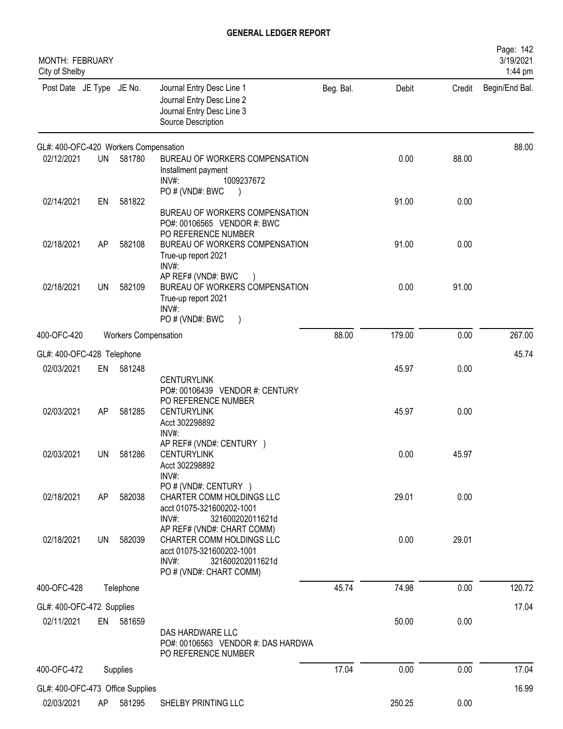# GENERAL LEDGER REPORT

MONTH: FEBRUARY
City of Shelby

Page: 142
3/19/2021
1:44 pm

| Post Date | JE Type | JE No. | Journal Entry Desc Line 1 / Journal Entry Desc Line 2 / Journal Entry Desc Line 3 / Source Description | Beg. Bal. | Debit | Credit | Begin/End Bal. |
|---|---|---|---|---|---|---|---|
| GL#: 400-OFC-420 Workers Compensation | | | | | | | 88.00 |
| 02/12/2021 | UN | 581780 | BUREAU OF WORKERS COMPENSATION<br>Installment payment<br>INV#: 1009237672<br>PO # (VND#: BWC ) | | 0.00 | 88.00 | |
| 02/14/2021 | EN | 581822 | BUREAU OF WORKERS COMPENSATION<br>PO#: 00106565 VENDOR #: BWC<br>PO REFERENCE NUMBER | | 91.00 | 0.00 | |
| 02/18/2021 | AP | 582108 | BUREAU OF WORKERS COMPENSATION<br>True-up report 2021<br>INV#:<br>AP REF# (VND#: BWC ) | | 91.00 | 0.00 | |
| 02/18/2021 | UN | 582109 | BUREAU OF WORKERS COMPENSATION<br>True-up report 2021<br>INV#:<br>PO # (VND#: BWC ) | | 0.00 | 91.00 | |
| 400-OFC-420 | | Workers Compensation | | 88.00 | 179.00 | 0.00 | 267.00 |
| GL#: 400-OFC-428 Telephone | | | | | | | 45.74 |
| 02/03/2021 | EN | 581248 | CENTURYLINK<br>PO#: 00106439 VENDOR #: CENTURY<br>PO REFERENCE NUMBER | | 45.97 | 0.00 | |
| 02/03/2021 | AP | 581285 | CENTURYLINK<br>Acct 302298892<br>INV#:<br>AP REF# (VND#: CENTURY ) | | 45.97 | 0.00 | |
| 02/03/2021 | UN | 581286 | CENTURYLINK<br>Acct 302298892<br>INV#:<br>PO # (VND#: CENTURY ) | | 0.00 | 45.97 | |
| 02/18/2021 | AP | 582038 | CHARTER COMM HOLDINGS LLC<br>acct 01075-321600202-1001<br>INV#: 321600202011621d<br>AP REF# (VND#: CHART COMM) | | 29.01 | 0.00 | |
| 02/18/2021 | UN | 582039 | CHARTER COMM HOLDINGS LLC<br>acct 01075-321600202-1001<br>INV#: 321600202011621d<br>PO # (VND#: CHART COMM) | | 0.00 | 29.01 | |
| 400-OFC-428 | | Telephone | | 45.74 | 74.98 | 0.00 | 120.72 |
| GL#: 400-OFC-472 Supplies | | | | | | | 17.04 |
| 02/11/2021 | EN | 581659 | DAS HARDWARE LLC<br>PO#: 00106563 VENDOR #: DAS HARDWA<br>PO REFERENCE NUMBER | | 50.00 | 0.00 | |
| 400-OFC-472 | | Supplies | | 17.04 | 0.00 | 0.00 | 17.04 |
| GL#: 400-OFC-473 Office Supplies | | | | | | | 16.99 |
| 02/03/2021 | AP | 581295 | SHELBY PRINTING LLC | | 250.25 | 0.00 | |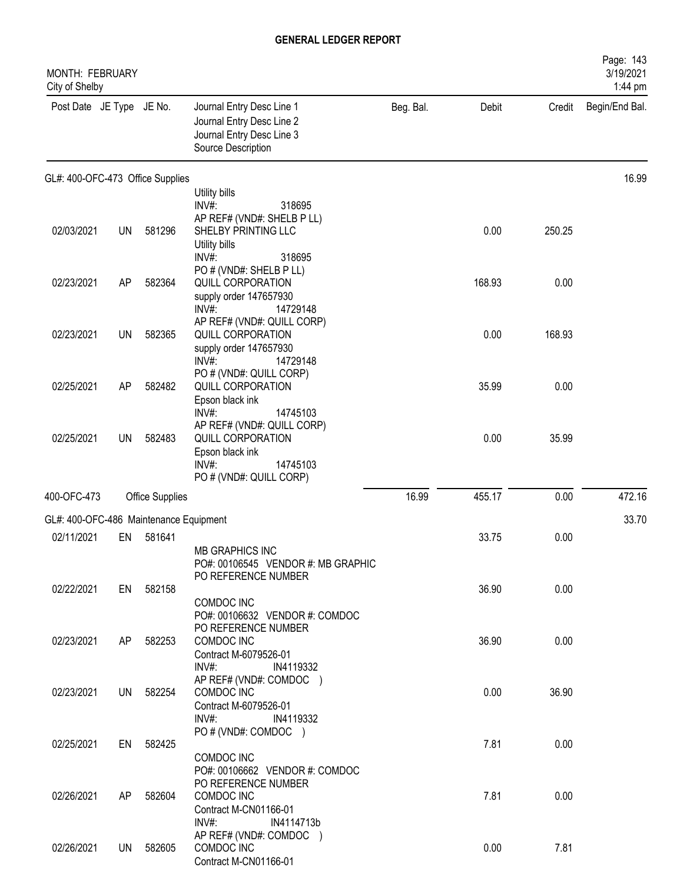# GENERAL LEDGER REPORT

MONTH: FEBRUARY
City of Shelby

| Post Date | JE Type | JE No. | Journal Entry Desc Line 1 / Journal Entry Desc Line 2 / Journal Entry Desc Line 3 / Source Description | Beg. Bal. | Debit | Credit | Begin/End Bal. |
|---|---|---|---|---|---|---|---|
| **GL#: 400-OFC-473 Office Supplies** | | | | | | | 16.99 |
| | | | Utility bills<br>INV#: 318695<br>AP REF# (VND#: SHELB P LL) | | | | |
| 02/03/2021 | UN | 581296 | SHELBY PRINTING LLC<br>Utility bills<br>INV#: 318695<br>PO # (VND#: SHELB P LL) | | 0.00 | 250.25 | |
| 02/23/2021 | AP | 582364 | QUILL CORPORATION<br>supply order 147657930<br>INV#: 14729148<br>AP REF# (VND#: QUILL CORP) | | 168.93 | 0.00 | |
| 02/23/2021 | UN | 582365 | QUILL CORPORATION<br>supply order 147657930<br>INV#: 14729148<br>PO # (VND#: QUILL CORP) | | 0.00 | 168.93 | |
| 02/25/2021 | AP | 582482 | QUILL CORPORATION<br>Epson black ink<br>INV#: 14745103<br>AP REF# (VND#: QUILL CORP) | | 35.99 | 0.00 | |
| 02/25/2021 | UN | 582483 | QUILL CORPORATION<br>Epson black ink<br>INV#: 14745103<br>PO # (VND#: QUILL CORP) | | 0.00 | 35.99 | |
| **400-OFC-473** | | | **Office Supplies** | 16.99 | 455.17 | 0.00 | 472.16 |
| **GL#: 400-OFC-486 Maintenance Equipment** | | | | | | | 33.70 |
| 02/11/2021 | EN | 581641 | MB GRAPHICS INC<br>PO#: 00106545 VENDOR #: MB GRAPHIC<br>PO REFERENCE NUMBER | | 33.75 | 0.00 | |
| 02/22/2021 | EN | 582158 | COMDOC INC<br>PO#: 00106632 VENDOR #: COMDOC<br>PO REFERENCE NUMBER | | 36.90 | 0.00 | |
| 02/23/2021 | AP | 582253 | COMDOC INC<br>Contract M-6079526-01<br>INV#: IN4119332<br>AP REF# (VND#: COMDOC ) | | 36.90 | 0.00 | |
| 02/23/2021 | UN | 582254 | COMDOC INC<br>Contract M-6079526-01<br>INV#: IN4119332<br>PO # (VND#: COMDOC ) | | 0.00 | 36.90 | |
| 02/25/2021 | EN | 582425 | COMDOC INC<br>PO#: 00106662 VENDOR #: COMDOC<br>PO REFERENCE NUMBER | | 7.81 | 0.00 | |
| 02/26/2021 | AP | 582604 | COMDOC INC<br>Contract M-CN01166-01<br>INV#: IN4114713b<br>AP REF# (VND#: COMDOC ) | | 7.81 | 0.00 | |
| 02/26/2021 | UN | 582605 | COMDOC INC<br>Contract M-CN01166-01 | | 0.00 | 7.81 | |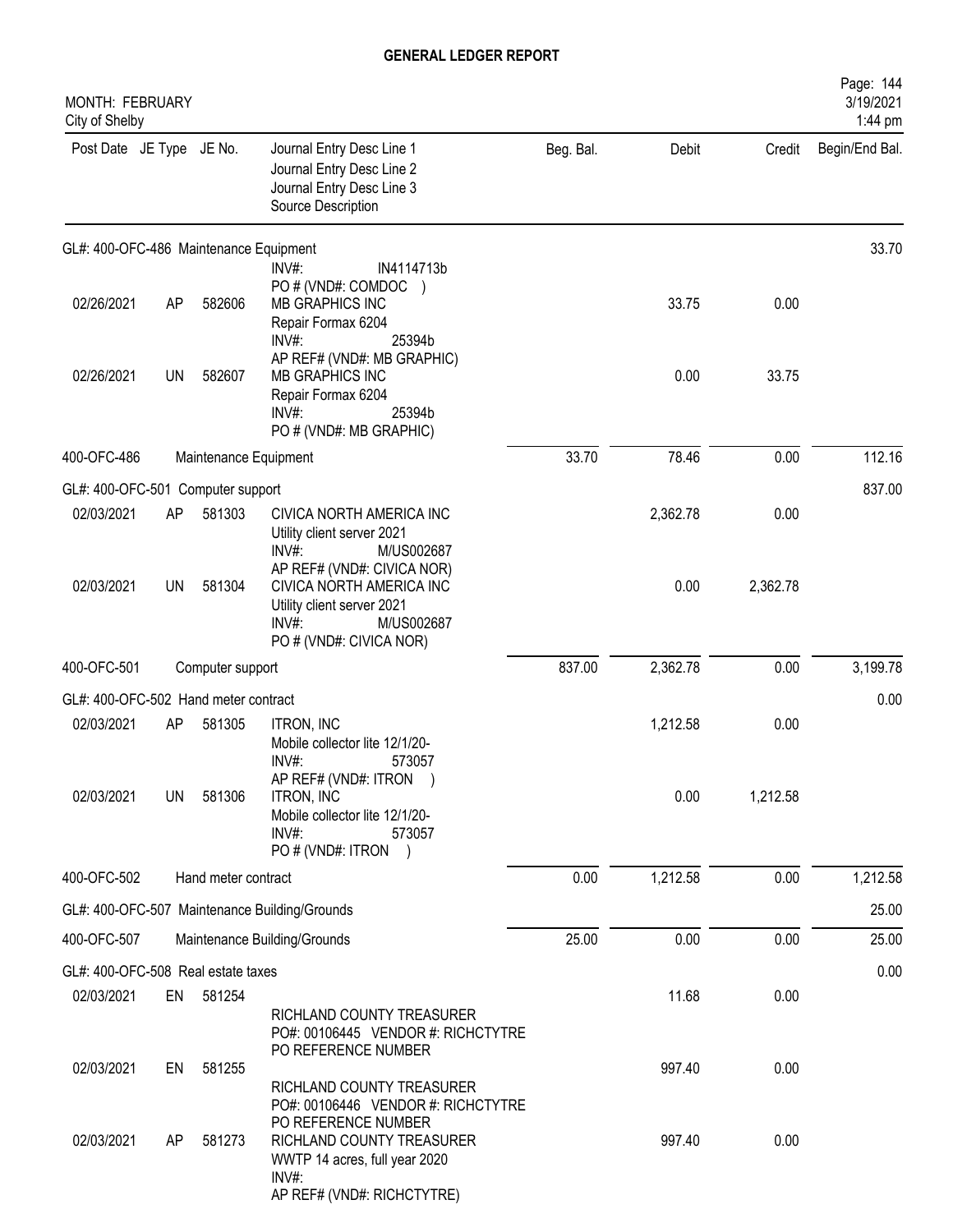# GENERAL LEDGER REPORT

MONTH: FEBRUARY
City of Shelby

| Post Date | JE Type | JE No. | Journal Entry Desc Line 1 / Journal Entry Desc Line 2 / Journal Entry Desc Line 3 / Source Description | Beg. Bal. | Debit | Credit | Begin/End Bal. |
|---|---|---|---|---|---|---|---|
| **GL#: 400-OFC-486 Maintenance Equipment** | | | | | | | 33.70 |
| | | | INV#: IN4114713b<br>PO # (VND#: COMDOC ) | | | | |
| 02/26/2021 | AP | 582606 | MB GRAPHICS INC<br>Repair Formax 6204<br>INV#: 25394b<br>AP REF# (VND#: MB GRAPHIC) | | 33.75 | 0.00 | |
| 02/26/2021 | UN | 582607 | MB GRAPHICS INC<br>Repair Formax 6204<br>INV#: 25394b<br>PO # (VND#: MB GRAPHIC) | | 0.00 | 33.75 | |
| 400-OFC-486 | | | Maintenance Equipment | 33.70 | 78.46 | 0.00 | 112.16 |
| **GL#: 400-OFC-501 Computer support** | | | | | | | 837.00 |
| 02/03/2021 | AP | 581303 | CIVICA NORTH AMERICA INC<br>Utility client server 2021<br>INV#: M/US002687<br>AP REF# (VND#: CIVICA NOR) | | 2,362.78 | 0.00 | |
| 02/03/2021 | UN | 581304 | CIVICA NORTH AMERICA INC<br>Utility client server 2021<br>INV#: M/US002687<br>PO # (VND#: CIVICA NOR) | | 0.00 | 2,362.78 | |
| 400-OFC-501 | | | Computer support | 837.00 | 2,362.78 | 0.00 | 3,199.78 |
| **GL#: 400-OFC-502 Hand meter contract** | | | | | | | 0.00 |
| 02/03/2021 | AP | 581305 | ITRON, INC<br>Mobile collector lite 12/1/20-<br>INV#: 573057<br>AP REF# (VND#: ITRON ) | | 1,212.58 | 0.00 | |
| 02/03/2021 | UN | 581306 | ITRON, INC<br>Mobile collector lite 12/1/20-<br>INV#: 573057<br>PO # (VND#: ITRON ) | | 0.00 | 1,212.58 | |
| 400-OFC-502 | | | Hand meter contract | 0.00 | 1,212.58 | 0.00 | 1,212.58 |
| **GL#: 400-OFC-507 Maintenance Building/Grounds** | | | | | | | 25.00 |
| 400-OFC-507 | | | Maintenance Building/Grounds | 25.00 | 0.00 | 0.00 | 25.00 |
| **GL#: 400-OFC-508 Real estate taxes** | | | | | | | 0.00 |
| 02/03/2021 | EN | 581254 | RICHLAND COUNTY TREASURER<br>PO#: 00106445 VENDOR #: RICHCTYTRE<br>PO REFERENCE NUMBER | | 11.68 | 0.00 | |
| 02/03/2021 | EN | 581255 | RICHLAND COUNTY TREASURER<br>PO#: 00106446 VENDOR #: RICHCTYTRE<br>PO REFERENCE NUMBER | | 997.40 | 0.00 | |
| 02/03/2021 | AP | 581273 | RICHLAND COUNTY TREASURER<br>WWTP 14 acres, full year 2020<br>INV#:<br>AP REF# (VND#: RICHCTYTRE) | | 997.40 | 0.00 | |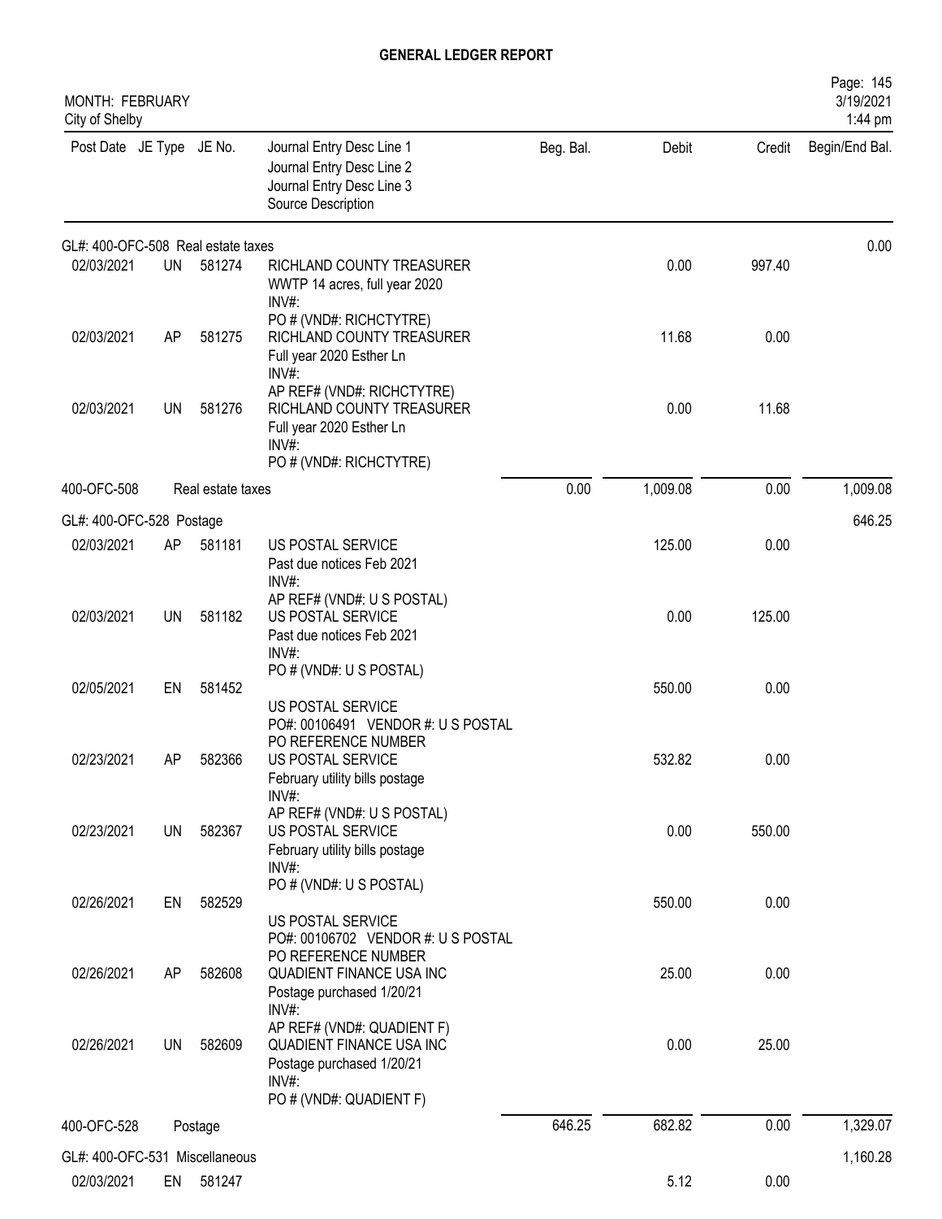# GENERAL LEDGER REPORT

MONTH: FEBRUARY
City of Shelby

Page: 145
3/19/2021
1:44 pm

| Post Date | JE Type | JE No. | Journal Entry Desc Line 1 / Journal Entry Desc Line 2 / Journal Entry Desc Line 3 / Source Description | Beg. Bal. | Debit | Credit | Begin/End Bal. |
|---|---|---|---|---|---|---|---|
| GL#: 400-OFC-508 Real estate taxes | | | | | | | 0.00 |
| 02/03/2021 | UN | 581274 | RICHLAND COUNTY TREASURER<br>WWTP 14 acres, full year 2020<br>INV#:<br>PO # (VND#: RICHCTYTRE) | | 0.00 | 997.40 | |
| 02/03/2021 | AP | 581275 | RICHLAND COUNTY TREASURER<br>Full year 2020 Esther Ln<br>INV#:<br>AP REF# (VND#: RICHCTYTRE) | | 11.68 | 0.00 | |
| 02/03/2021 | UN | 581276 | RICHLAND COUNTY TREASURER<br>Full year 2020 Esther Ln<br>INV#:<br>PO # (VND#: RICHCTYTRE) | | 0.00 | 11.68 | |
| 400-OFC-508 | | | Real estate taxes | 0.00 | 1,009.08 | 0.00 | 1,009.08 |
| GL#: 400-OFC-528 Postage | | | | | | | 646.25 |
| 02/03/2021 | AP | 581181 | US POSTAL SERVICE<br>Past due notices Feb 2021<br>INV#:<br>AP REF# (VND#: U S POSTAL) | | 125.00 | 0.00 | |
| 02/03/2021 | UN | 581182 | US POSTAL SERVICE<br>Past due notices Feb 2021<br>INV#:<br>PO # (VND#: U S POSTAL) | | 0.00 | 125.00 | |
| 02/05/2021 | EN | 581452 | US POSTAL SERVICE<br>PO#: 00106491 VENDOR #: U S POSTAL<br>PO REFERENCE NUMBER | | 550.00 | 0.00 | |
| 02/23/2021 | AP | 582366 | US POSTAL SERVICE<br>February utility bills postage<br>INV#:<br>AP REF# (VND#: U S POSTAL) | | 532.82 | 0.00 | |
| 02/23/2021 | UN | 582367 | US POSTAL SERVICE<br>February utility bills postage<br>INV#:<br>PO # (VND#: U S POSTAL) | | 0.00 | 550.00 | |
| 02/26/2021 | EN | 582529 | US POSTAL SERVICE<br>PO#: 00106702 VENDOR #: U S POSTAL<br>PO REFERENCE NUMBER | | 550.00 | 0.00 | |
| 02/26/2021 | AP | 582608 | QUADIENT FINANCE USA INC<br>Postage purchased 1/20/21<br>INV#:<br>AP REF# (VND#: QUADIENT F) | | 25.00 | 0.00 | |
| 02/26/2021 | UN | 582609 | QUADIENT FINANCE USA INC<br>Postage purchased 1/20/21<br>INV#:<br>PO # (VND#: QUADIENT F) | | 0.00 | 25.00 | |
| 400-OFC-528 | | | Postage | 646.25 | 682.82 | 0.00 | 1,329.07 |
| GL#: 400-OFC-531 Miscellaneous | | | | | | | 1,160.28 |
| 02/03/2021 | EN | 581247 | | | 5.12 | 0.00 | |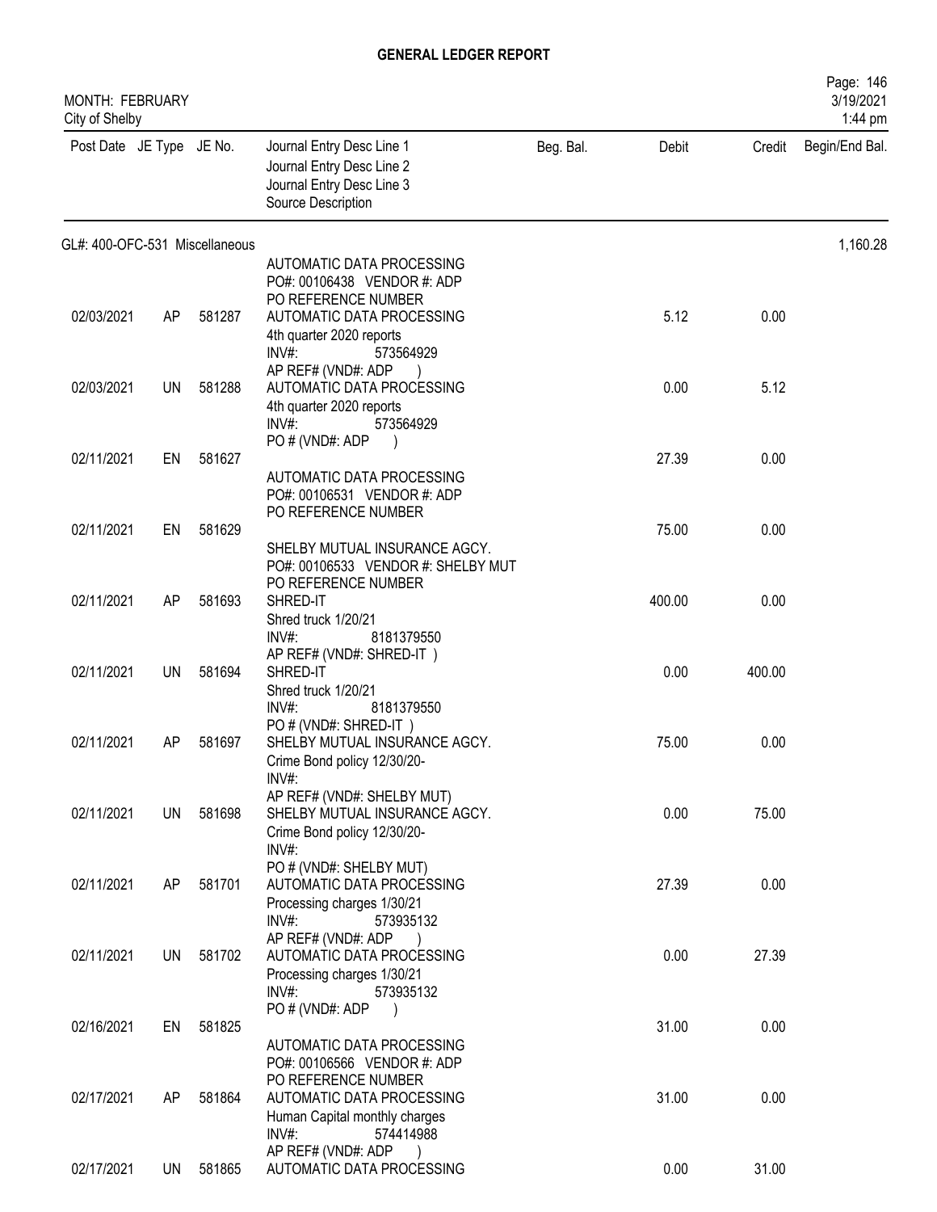# GENERAL LEDGER REPORT

MONTH: FEBRUARY
City of Shelby

| Post Date | JE Type | JE No. | Journal Entry Desc Line 1 / Journal Entry Desc Line 2 / Journal Entry Desc Line 3 / Source Description | Beg. Bal. | Debit | Credit | Begin/End Bal. |
|---|---|---|---|---|---|---|---|
| GL#: 400-OFC-531 Miscellaneous | | | | | | | 1,160.28 |
| | | | AUTOMATIC DATA PROCESSING<br>PO#: 00106438 VENDOR #: ADP<br>PO REFERENCE NUMBER | | | | |
| 02/03/2021 | AP | 581287 | AUTOMATIC DATA PROCESSING<br>4th quarter 2020 reports<br>INV#: 573564929<br>AP REF# (VND#: ADP ) | | 5.12 | 0.00 | |
| 02/03/2021 | UN | 581288 | AUTOMATIC DATA PROCESSING<br>4th quarter 2020 reports<br>INV#: 573564929<br>PO # (VND#: ADP ) | | 0.00 | 5.12 | |
| 02/11/2021 | EN | 581627 | AUTOMATIC DATA PROCESSING<br>PO#: 00106531 VENDOR #: ADP<br>PO REFERENCE NUMBER | | 27.39 | 0.00 | |
| 02/11/2021 | EN | 581629 | SHELBY MUTUAL INSURANCE AGCY.<br>PO#: 00106533 VENDOR #: SHELBY MUT<br>PO REFERENCE NUMBER | | 75.00 | 0.00 | |
| 02/11/2021 | AP | 581693 | SHRED-IT<br>Shred truck 1/20/21<br>INV#: 8181379550<br>AP REF# (VND#: SHRED-IT ) | | 400.00 | 0.00 | |
| 02/11/2021 | UN | 581694 | SHRED-IT<br>Shred truck 1/20/21<br>INV#: 8181379550<br>PO # (VND#: SHRED-IT ) | | 0.00 | 400.00 | |
| 02/11/2021 | AP | 581697 | SHELBY MUTUAL INSURANCE AGCY.<br>Crime Bond policy 12/30/20-<br>INV#:<br>AP REF# (VND#: SHELBY MUT) | | 75.00 | 0.00 | |
| 02/11/2021 | UN | 581698 | SHELBY MUTUAL INSURANCE AGCY.<br>Crime Bond policy 12/30/20-<br>INV#:<br>PO # (VND#: SHELBY MUT) | | 0.00 | 75.00 | |
| 02/11/2021 | AP | 581701 | AUTOMATIC DATA PROCESSING<br>Processing charges 1/30/21<br>INV#: 573935132<br>AP REF# (VND#: ADP ) | | 27.39 | 0.00 | |
| 02/11/2021 | UN | 581702 | AUTOMATIC DATA PROCESSING<br>Processing charges 1/30/21<br>INV#: 573935132<br>PO # (VND#: ADP ) | | 0.00 | 27.39 | |
| 02/16/2021 | EN | 581825 | AUTOMATIC DATA PROCESSING<br>PO#: 00106566 VENDOR #: ADP<br>PO REFERENCE NUMBER | | 31.00 | 0.00 | |
| 02/17/2021 | AP | 581864 | AUTOMATIC DATA PROCESSING<br>Human Capital monthly charges<br>INV#: 574414988<br>AP REF# (VND#: ADP ) | | 31.00 | 0.00 | |
| 02/17/2021 | UN | 581865 | AUTOMATIC DATA PROCESSING | | 0.00 | 31.00 | |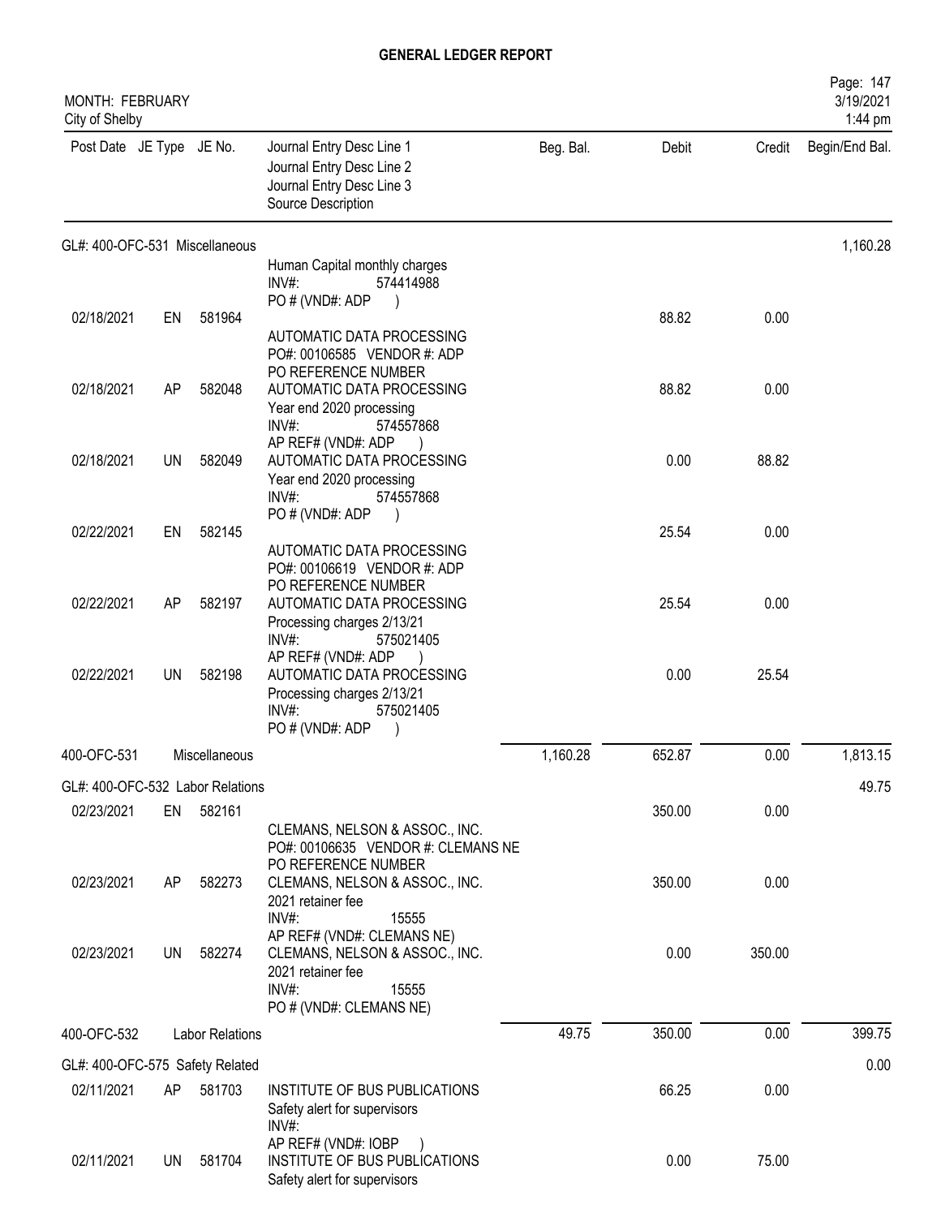# GENERAL LEDGER REPORT

MONTH: FEBRUARY
City of Shelby

| Post Date | JE Type | JE No. | Journal Entry Desc Line 1 / Journal Entry Desc Line 2 / Journal Entry Desc Line 3 / Source Description | Beg. Bal. | Debit | Credit | Begin/End Bal. |
|---|---|---|---|---|---|---|---|
| GL#: 400-OFC-531 Miscellaneous | | | | | | | 1,160.28 |
| | | | Human Capital monthly charges INV#: 574414988 PO # (VND#: ADP ) | | | | |
| 02/18/2021 | EN | 581964 | AUTOMATIC DATA PROCESSING PO#: 00106585 VENDOR #: ADP PO REFERENCE NUMBER | | 88.82 | 0.00 | |
| 02/18/2021 | AP | 582048 | AUTOMATIC DATA PROCESSING Year end 2020 processing INV#: 574557868 AP REF# (VND#: ADP ) | | 88.82 | 0.00 | |
| 02/18/2021 | UN | 582049 | AUTOMATIC DATA PROCESSING Year end 2020 processing INV#: 574557868 PO # (VND#: ADP ) | | 0.00 | 88.82 | |
| 02/22/2021 | EN | 582145 | AUTOMATIC DATA PROCESSING PO#: 00106619 VENDOR #: ADP PO REFERENCE NUMBER | | 25.54 | 0.00 | |
| 02/22/2021 | AP | 582197 | AUTOMATIC DATA PROCESSING Processing charges 2/13/21 INV#: 575021405 AP REF# (VND#: ADP ) | | 25.54 | 0.00 | |
| 02/22/2021 | UN | 582198 | AUTOMATIC DATA PROCESSING Processing charges 2/13/21 INV#: 575021405 PO # (VND#: ADP ) | | 0.00 | 25.54 | |
| 400-OFC-531 | | Miscellaneous | | 1,160.28 | 652.87 | 0.00 | 1,813.15 |
| GL#: 400-OFC-532 Labor Relations | | | | | | | 49.75 |
| 02/23/2021 | EN | 582161 | CLEMANS, NELSON & ASSOC., INC. PO#: 00106635 VENDOR #: CLEMANS NE PO REFERENCE NUMBER | | 350.00 | 0.00 | |
| 02/23/2021 | AP | 582273 | CLEMANS, NELSON & ASSOC., INC. 2021 retainer fee INV#: 15555 AP REF# (VND#: CLEMANS NE) | | 350.00 | 0.00 | |
| 02/23/2021 | UN | 582274 | CLEMANS, NELSON & ASSOC., INC. 2021 retainer fee INV#: 15555 PO # (VND#: CLEMANS NE) | | 0.00 | 350.00 | |
| 400-OFC-532 | | Labor Relations | | 49.75 | 350.00 | 0.00 | 399.75 |
| GL#: 400-OFC-575 Safety Related | | | | | | | 0.00 |
| 02/11/2021 | AP | 581703 | INSTITUTE OF BUS PUBLICATIONS Safety alert for supervisors INV#: AP REF# (VND#: IOBP ) | | 66.25 | 0.00 | |
| 02/11/2021 | UN | 581704 | INSTITUTE OF BUS PUBLICATIONS Safety alert for supervisors | | 0.00 | 75.00 | |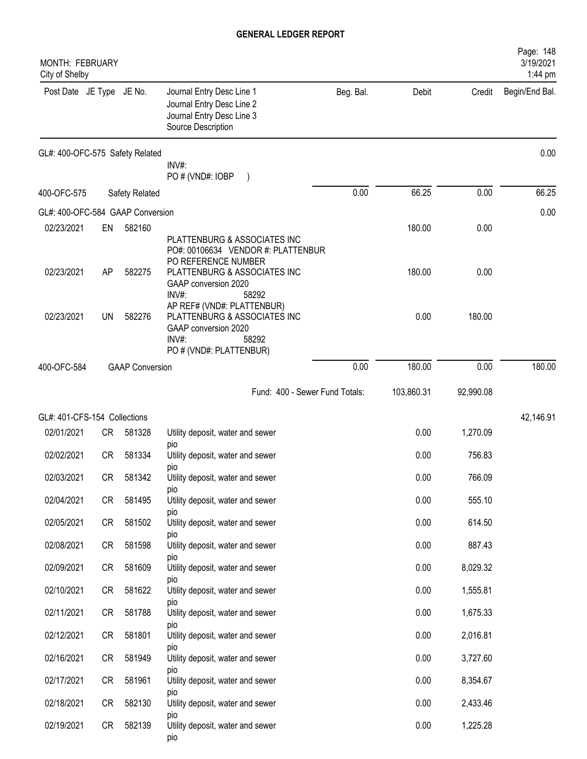# GENERAL LEDGER REPORT

MONTH: FEBRUARY
City of Shelby

| Post Date | JE Type | JE No. | Journal Entry Desc Line 1 / Journal Entry Desc Line 2 / Journal Entry Desc Line 3 / Source Description | Beg. Bal. | Debit | Credit | Begin/End Bal. |
|---|---|---|---|---|---|---|---|
| GL#: 400-OFC-575 Safety Related | | | | | | | 0.00 |
| | | | INV#: PO # (VND#: IOBP ) | | | | |
| 400-OFC-575 | | Safety Related | | 0.00 | 66.25 | 0.00 | 66.25 |
| GL#: 400-OFC-584 GAAP Conversion | | | | | | | 0.00 |
| 02/23/2021 | EN | 582160 | PLATTENBURG & ASSOCIATES INC PO#: 00106634 VENDOR #: PLATTENBUR PO REFERENCE NUMBER | | 180.00 | 0.00 | |
| 02/23/2021 | AP | 582275 | PLATTENBURG & ASSOCIATES INC GAAP conversion 2020 INV#: 58292 AP REF# (VND#: PLATTENBUR) | | 180.00 | 0.00 | |
| 02/23/2021 | UN | 582276 | PLATTENBURG & ASSOCIATES INC GAAP conversion 2020 INV#: 58292 PO # (VND#: PLATTENBUR) | | 0.00 | 180.00 | |
| 400-OFC-584 | | GAAP Conversion | | 0.00 | 180.00 | 0.00 | 180.00 |
| | | | Fund: 400 - Sewer Fund Totals: | | 103,860.31 | 92,990.08 | |
| GL#: 401-CFS-154 Collections | | | | | | | 42,146.91 |
| 02/01/2021 | CR | 581328 | Utility deposit, water and sewer pio | | 0.00 | 1,270.09 | |
| 02/02/2021 | CR | 581334 | Utility deposit, water and sewer pio | | 0.00 | 756.83 | |
| 02/03/2021 | CR | 581342 | Utility deposit, water and sewer pio | | 0.00 | 766.09 | |
| 02/04/2021 | CR | 581495 | Utility deposit, water and sewer pio | | 0.00 | 555.10 | |
| 02/05/2021 | CR | 581502 | Utility deposit, water and sewer pio | | 0.00 | 614.50 | |
| 02/08/2021 | CR | 581598 | Utility deposit, water and sewer pio | | 0.00 | 887.43 | |
| 02/09/2021 | CR | 581609 | Utility deposit, water and sewer pio | | 0.00 | 8,029.32 | |
| 02/10/2021 | CR | 581622 | Utility deposit, water and sewer pio | | 0.00 | 1,555.81 | |
| 02/11/2021 | CR | 581788 | Utility deposit, water and sewer pio | | 0.00 | 1,675.33 | |
| 02/12/2021 | CR | 581801 | Utility deposit, water and sewer pio | | 0.00 | 2,016.81 | |
| 02/16/2021 | CR | 581949 | Utility deposit, water and sewer pio | | 0.00 | 3,727.60 | |
| 02/17/2021 | CR | 581961 | Utility deposit, water and sewer pio | | 0.00 | 8,354.67 | |
| 02/18/2021 | CR | 582130 | Utility deposit, water and sewer pio | | 0.00 | 2,433.46 | |
| 02/19/2021 | CR | 582139 | Utility deposit, water and sewer pio | | 0.00 | 1,225.28 | |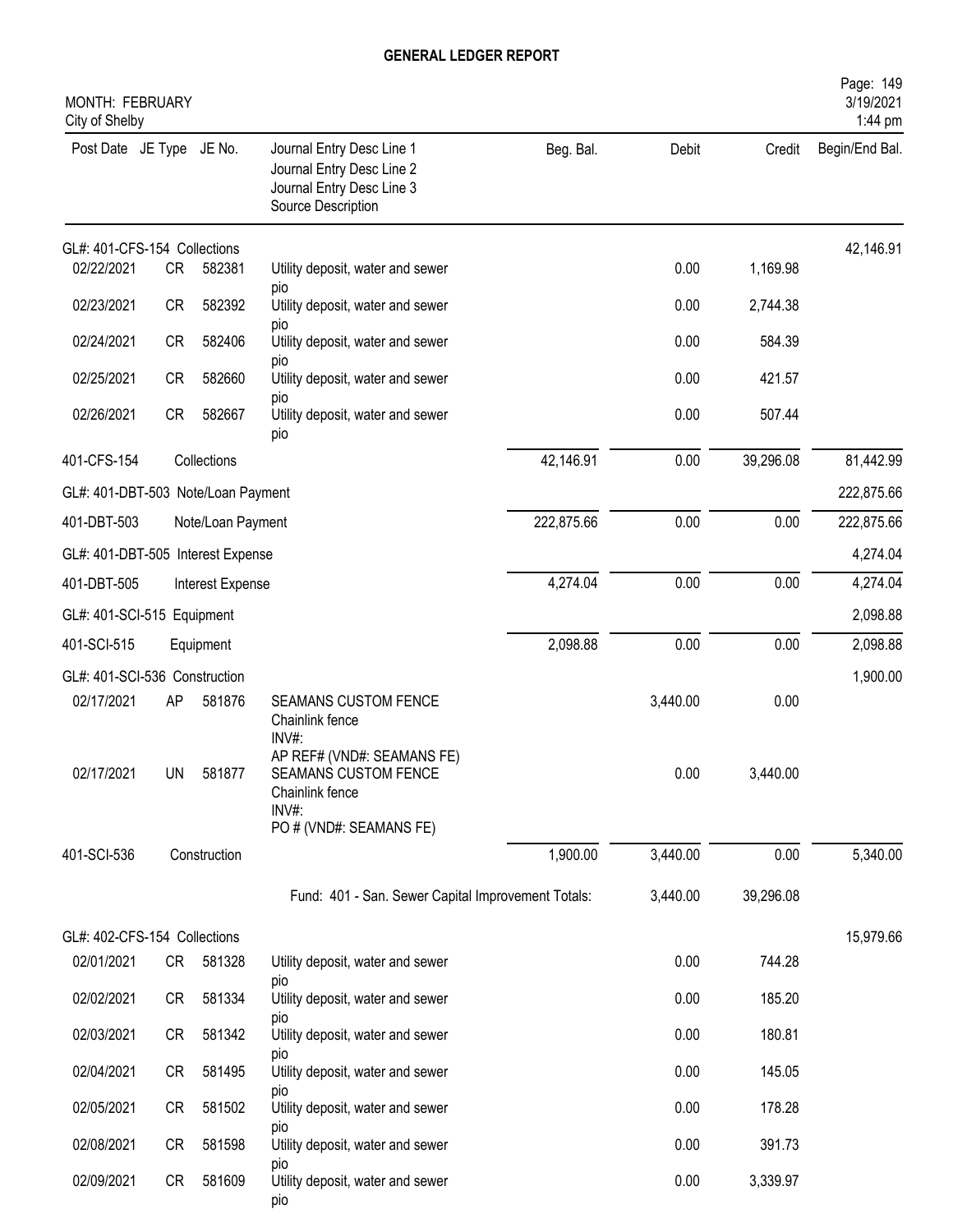# GENERAL LEDGER REPORT

MONTH: FEBRUARY
City of Shelby

3/19/2021
1:44 pm

| Post Date | JE Type | JE No. | Journal Entry Desc Line 1 / Journal Entry Desc Line 2 / Journal Entry Desc Line 3 / Source Description | Beg. Bal. | Debit | Credit | Begin/End Bal. |
|---|---|---|---|---|---|---|---|
| **GL#: 401-CFS-154 Collections** | | | | | | | 42,146.91 |
| 02/22/2021 | CR | 582381 | Utility deposit, water and sewer pio | | 0.00 | 1,169.98 | |
| 02/23/2021 | CR | 582392 | Utility deposit, water and sewer pio | | 0.00 | 2,744.38 | |
| 02/24/2021 | CR | 582406 | Utility deposit, water and sewer pio | | 0.00 | 584.39 | |
| 02/25/2021 | CR | 582660 | Utility deposit, water and sewer pio | | 0.00 | 421.57 | |
| 02/26/2021 | CR | 582667 | Utility deposit, water and sewer pio | | 0.00 | 507.44 | |
| 401-CFS-154 | | | Collections | 42,146.91 | 0.00 | 39,296.08 | 81,442.99 |
| **GL#: 401-DBT-503 Note/Loan Payment** | | | | | | | 222,875.66 |
| 401-DBT-503 | | | Note/Loan Payment | 222,875.66 | 0.00 | 0.00 | 222,875.66 |
| **GL#: 401-DBT-505 Interest Expense** | | | | | | | 4,274.04 |
| 401-DBT-505 | | | Interest Expense | 4,274.04 | 0.00 | 0.00 | 4,274.04 |
| **GL#: 401-SCI-515 Equipment** | | | | | | | 2,098.88 |
| 401-SCI-515 | | | Equipment | 2,098.88 | 0.00 | 0.00 | 2,098.88 |
| **GL#: 401-SCI-536 Construction** | | | | | | | 1,900.00 |
| 02/17/2021 | AP | 581876 | SEAMANS CUSTOM FENCE / Chainlink fence / INV#: / AP REF# (VND#: SEAMANS FE) | | 3,440.00 | 0.00 | |
| 02/17/2021 | UN | 581877 | SEAMANS CUSTOM FENCE / Chainlink fence / INV#: / PO # (VND#: SEAMANS FE) | | 0.00 | 3,440.00 | |
| 401-SCI-536 | | | Construction | 1,900.00 | 3,440.00 | 0.00 | 5,340.00 |
| | | | Fund: 401 - San. Sewer Capital Improvement Totals: | | 3,440.00 | 39,296.08 | |
| **GL#: 402-CFS-154 Collections** | | | | | | | 15,979.66 |
| 02/01/2021 | CR | 581328 | Utility deposit, water and sewer pio | | 0.00 | 744.28 | |
| 02/02/2021 | CR | 581334 | Utility deposit, water and sewer pio | | 0.00 | 185.20 | |
| 02/03/2021 | CR | 581342 | Utility deposit, water and sewer pio | | 0.00 | 180.81 | |
| 02/04/2021 | CR | 581495 | Utility deposit, water and sewer pio | | 0.00 | 145.05 | |
| 02/05/2021 | CR | 581502 | Utility deposit, water and sewer pio | | 0.00 | 178.28 | |
| 02/08/2021 | CR | 581598 | Utility deposit, water and sewer pio | | 0.00 | 391.73 | |
| 02/09/2021 | CR | 581609 | Utility deposit, water and sewer pio | | 0.00 | 3,339.97 | |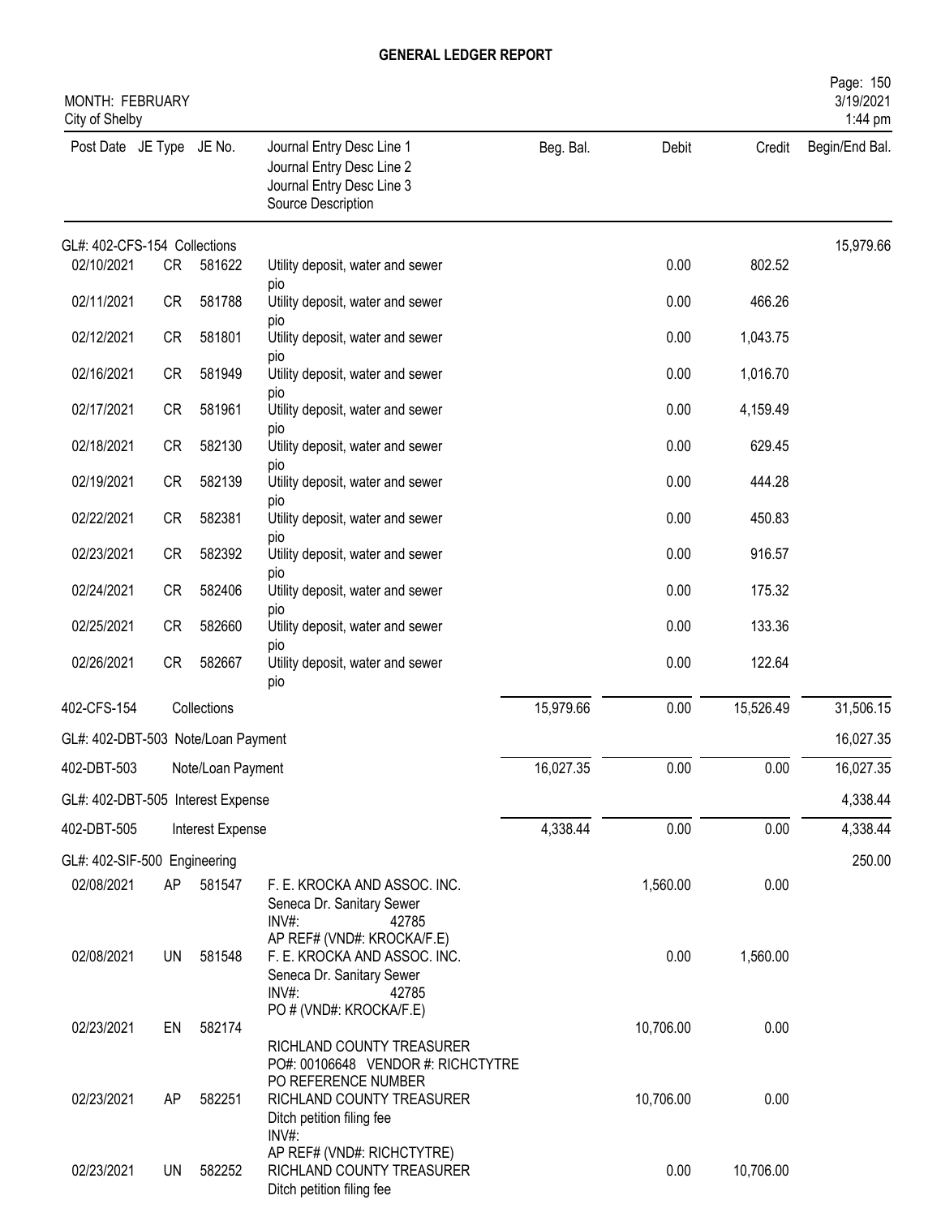# GENERAL LEDGER REPORT

MONTH: FEBRUARY
City of Shelby

3/19/2021
1:44 pm

| Post Date | JE Type | JE No. | Journal Entry Desc Line 1<br>Journal Entry Desc Line 2<br>Journal Entry Desc Line 3<br>Source Description | Beg. Bal. | Debit | Credit | Begin/End Bal. |
|---|---|---|---|---|---|---|---|
| GL#: 402-CFS-154 Collections | | | | | | | 15,979.66 |
| 02/10/2021 | CR | 581622 | Utility deposit, water and sewer<br>pio | | 0.00 | 802.52 | |
| 02/11/2021 | CR | 581788 | Utility deposit, water and sewer<br>pio | | 0.00 | 466.26 | |
| 02/12/2021 | CR | 581801 | Utility deposit, water and sewer<br>pio | | 0.00 | 1,043.75 | |
| 02/16/2021 | CR | 581949 | Utility deposit, water and sewer<br>pio | | 0.00 | 1,016.70 | |
| 02/17/2021 | CR | 581961 | Utility deposit, water and sewer<br>pio | | 0.00 | 4,159.49 | |
| 02/18/2021 | CR | 582130 | Utility deposit, water and sewer<br>pio | | 0.00 | 629.45 | |
| 02/19/2021 | CR | 582139 | Utility deposit, water and sewer<br>pio | | 0.00 | 444.28 | |
| 02/22/2021 | CR | 582381 | Utility deposit, water and sewer<br>pio | | 0.00 | 450.83 | |
| 02/23/2021 | CR | 582392 | Utility deposit, water and sewer<br>pio | | 0.00 | 916.57 | |
| 02/24/2021 | CR | 582406 | Utility deposit, water and sewer<br>pio | | 0.00 | 175.32 | |
| 02/25/2021 | CR | 582660 | Utility deposit, water and sewer<br>pio | | 0.00 | 133.36 | |
| 02/26/2021 | CR | 582667 | Utility deposit, water and sewer<br>pio | | 0.00 | 122.64 | |
| 402-CFS-154 | | Collections | | 15,979.66 | 0.00 | 15,526.49 | 31,506.15 |
| GL#: 402-DBT-503 Note/Loan Payment | | | | | | | 16,027.35 |
| 402-DBT-503 | | Note/Loan Payment | | 16,027.35 | 0.00 | 0.00 | 16,027.35 |
| GL#: 402-DBT-505 Interest Expense | | | | | | | 4,338.44 |
| 402-DBT-505 | | Interest Expense | | 4,338.44 | 0.00 | 0.00 | 4,338.44 |
| GL#: 402-SIF-500 Engineering | | | | | | | 250.00 |
| 02/08/2021 | AP | 581547 | F. E. KROCKA AND ASSOC. INC.<br>Seneca Dr. Sanitary Sewer<br>INV#: 42785<br>AP REF# (VND#: KROCKA/F.E) | | 1,560.00 | 0.00 | |
| 02/08/2021 | UN | 581548 | F. E. KROCKA AND ASSOC. INC.<br>Seneca Dr. Sanitary Sewer<br>INV#: 42785<br>PO # (VND#: KROCKA/F.E) | | 0.00 | 1,560.00 | |
| 02/23/2021 | EN | 582174 | RICHLAND COUNTY TREASURER<br>PO#: 00106648 VENDOR #: RICHCTYTRE<br>PO REFERENCE NUMBER | | 10,706.00 | 0.00 | |
| 02/23/2021 | AP | 582251 | RICHLAND COUNTY TREASURER<br>Ditch petition filing fee<br>INV#:<br>AP REF# (VND#: RICHCTYTRE) | | 10,706.00 | 0.00 | |
| 02/23/2021 | UN | 582252 | RICHLAND COUNTY TREASURER<br>Ditch petition filing fee | | 0.00 | 10,706.00 | |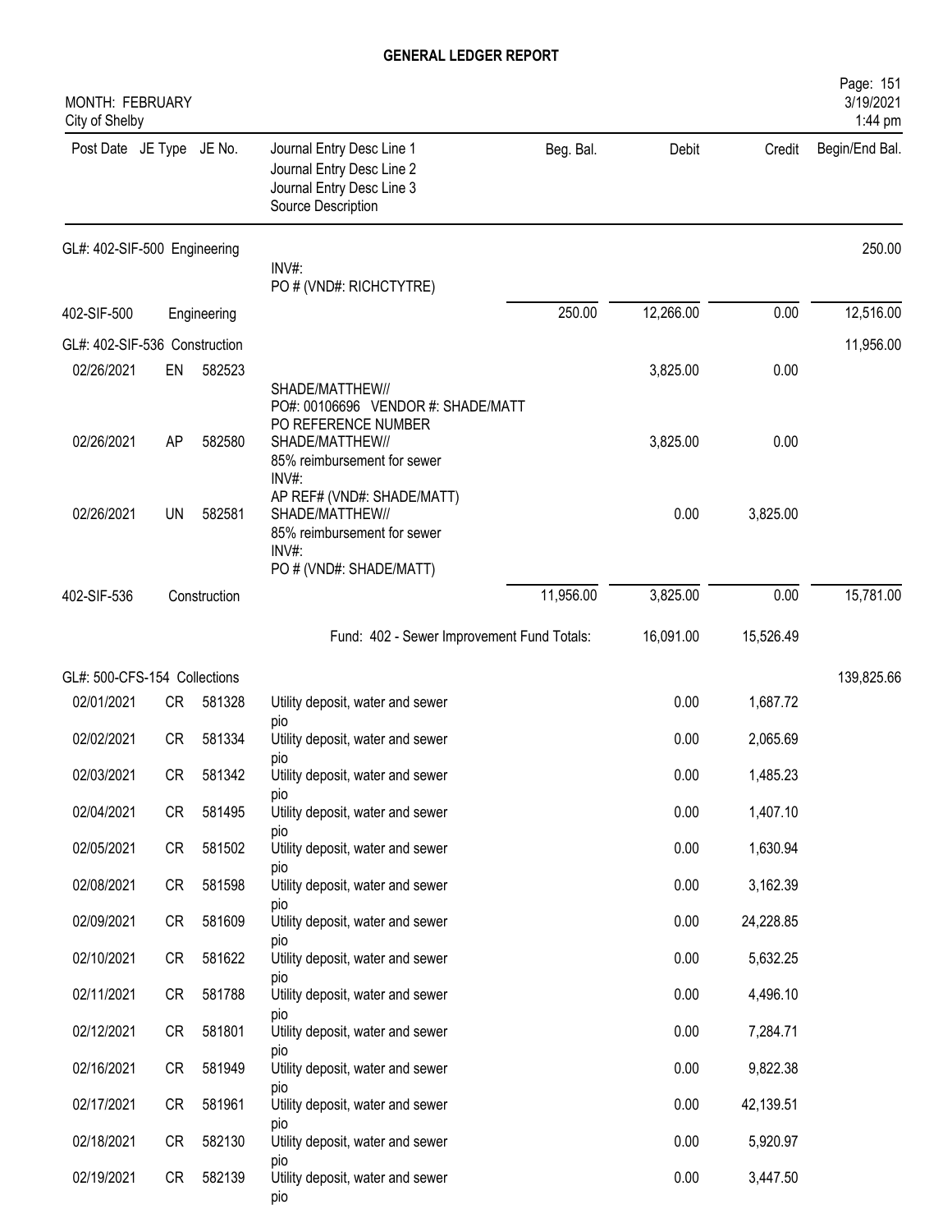# GENERAL LEDGER REPORT

MONTH: FEBRUARY
City of Shelby

| Post Date | JE Type | JE No. | Journal Entry Desc Line 1 / Journal Entry Desc Line 2 / Journal Entry Desc Line 3 / Source Description | Beg. Bal. | Debit | Credit | Begin/End Bal. |
|---|---|---|---|---|---|---|---|
| GL#: 402-SIF-500 Engineering | | | | | | | 250.00 |
| | | | INV#: PO # (VND#: RICHCTYTRE) | | | | |
| 402-SIF-500 | | Engineering | | 250.00 | 12,266.00 | 0.00 | 12,516.00 |
| GL#: 402-SIF-536 Construction | | | | | | | 11,956.00 |
| 02/26/2021 | EN | 582523 | SHADE/MATTHEW// PO#: 00106696 VENDOR #: SHADE/MATT PO REFERENCE NUMBER | | 3,825.00 | 0.00 | |
| 02/26/2021 | AP | 582580 | SHADE/MATTHEW// 85% reimbursement for sewer INV#: AP REF# (VND#: SHADE/MATT) | | 3,825.00 | 0.00 | |
| 02/26/2021 | UN | 582581 | SHADE/MATTHEW// 85% reimbursement for sewer INV#: PO # (VND#: SHADE/MATT) | | 0.00 | 3,825.00 | |
| 402-SIF-536 | | Construction | | 11,956.00 | 3,825.00 | 0.00 | 15,781.00 |
| | | | Fund: 402 - Sewer Improvement Fund Totals: | | 16,091.00 | 15,526.49 | |
| GL#: 500-CFS-154 Collections | | | | | | | 139,825.66 |
| 02/01/2021 | CR | 581328 | Utility deposit, water and sewer pio | | 0.00 | 1,687.72 | |
| 02/02/2021 | CR | 581334 | Utility deposit, water and sewer pio | | 0.00 | 2,065.69 | |
| 02/03/2021 | CR | 581342 | Utility deposit, water and sewer pio | | 0.00 | 1,485.23 | |
| 02/04/2021 | CR | 581495 | Utility deposit, water and sewer pio | | 0.00 | 1,407.10 | |
| 02/05/2021 | CR | 581502 | Utility deposit, water and sewer pio | | 0.00 | 1,630.94 | |
| 02/08/2021 | CR | 581598 | Utility deposit, water and sewer pio | | 0.00 | 3,162.39 | |
| 02/09/2021 | CR | 581609 | Utility deposit, water and sewer pio | | 0.00 | 24,228.85 | |
| 02/10/2021 | CR | 581622 | Utility deposit, water and sewer pio | | 0.00 | 5,632.25 | |
| 02/11/2021 | CR | 581788 | Utility deposit, water and sewer pio | | 0.00 | 4,496.10 | |
| 02/12/2021 | CR | 581801 | Utility deposit, water and sewer pio | | 0.00 | 7,284.71 | |
| 02/16/2021 | CR | 581949 | Utility deposit, water and sewer pio | | 0.00 | 9,822.38 | |
| 02/17/2021 | CR | 581961 | Utility deposit, water and sewer pio | | 0.00 | 42,139.51 | |
| 02/18/2021 | CR | 582130 | Utility deposit, water and sewer pio | | 0.00 | 5,920.97 | |
| 02/19/2021 | CR | 582139 | Utility deposit, water and sewer pio | | 0.00 | 3,447.50 | |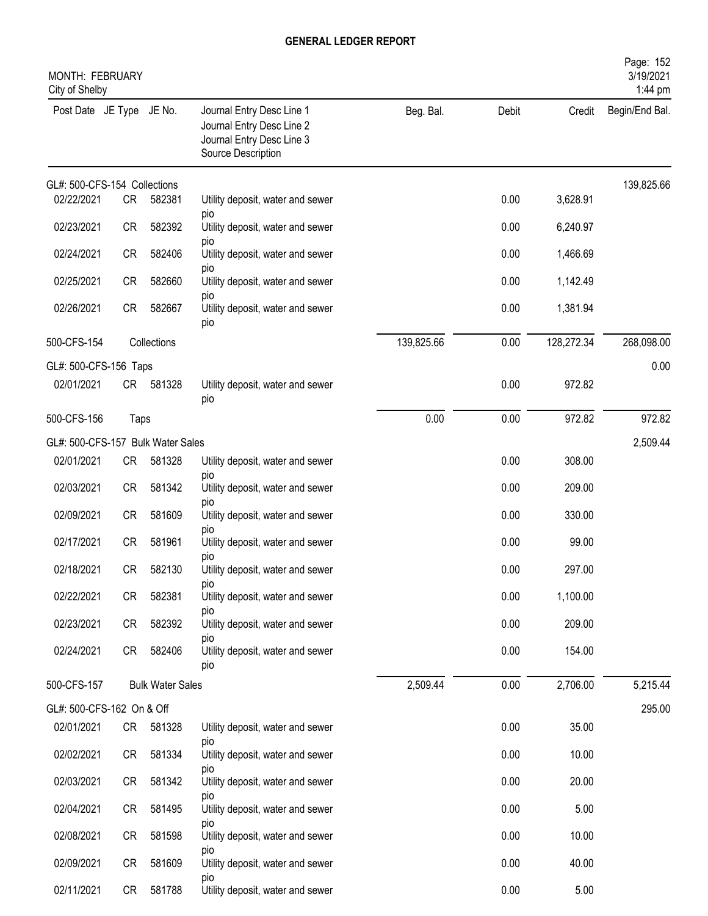# GENERAL LEDGER REPORT

MONTH: FEBRUARY
City of Shelby

| Post Date | JE Type | JE No. | Journal Entry Desc Line 1<br>Journal Entry Desc Line 2<br>Journal Entry Desc Line 3<br>Source Description | Beg. Bal. | Debit | Credit | Begin/End Bal. |
|---|---|---|---|---|---|---|---|
| GL#: 500-CFS-154 Collections | | | | | | | 139,825.66 |
| 02/22/2021 | CR | 582381 | Utility deposit, water and sewer pio | | 0.00 | 3,628.91 | |
| 02/23/2021 | CR | 582392 | Utility deposit, water and sewer pio | | 0.00 | 6,240.97 | |
| 02/24/2021 | CR | 582406 | Utility deposit, water and sewer pio | | 0.00 | 1,466.69 | |
| 02/25/2021 | CR | 582660 | Utility deposit, water and sewer pio | | 0.00 | 1,142.49 | |
| 02/26/2021 | CR | 582667 | Utility deposit, water and sewer pio | | 0.00 | 1,381.94 | |
| 500-CFS-154 | | Collections | | 139,825.66 | 0.00 | 128,272.34 | 268,098.00 |
| GL#: 500-CFS-156 Taps | | | | | | | 0.00 |
| 02/01/2021 | CR | 581328 | Utility deposit, water and sewer pio | | 0.00 | 972.82 | |
| 500-CFS-156 | | Taps | | 0.00 | 0.00 | 972.82 | 972.82 |
| GL#: 500-CFS-157 Bulk Water Sales | | | | | | | 2,509.44 |
| 02/01/2021 | CR | 581328 | Utility deposit, water and sewer pio | | 0.00 | 308.00 | |
| 02/03/2021 | CR | 581342 | Utility deposit, water and sewer pio | | 0.00 | 209.00 | |
| 02/09/2021 | CR | 581609 | Utility deposit, water and sewer pio | | 0.00 | 330.00 | |
| 02/17/2021 | CR | 581961 | Utility deposit, water and sewer pio | | 0.00 | 99.00 | |
| 02/18/2021 | CR | 582130 | Utility deposit, water and sewer pio | | 0.00 | 297.00 | |
| 02/22/2021 | CR | 582381 | Utility deposit, water and sewer pio | | 0.00 | 1,100.00 | |
| 02/23/2021 | CR | 582392 | Utility deposit, water and sewer pio | | 0.00 | 209.00 | |
| 02/24/2021 | CR | 582406 | Utility deposit, water and sewer pio | | 0.00 | 154.00 | |
| 500-CFS-157 | | Bulk Water Sales | | 2,509.44 | 0.00 | 2,706.00 | 5,215.44 |
| GL#: 500-CFS-162 On & Off | | | | | | | 295.00 |
| 02/01/2021 | CR | 581328 | Utility deposit, water and sewer pio | | 0.00 | 35.00 | |
| 02/02/2021 | CR | 581334 | Utility deposit, water and sewer pio | | 0.00 | 10.00 | |
| 02/03/2021 | CR | 581342 | Utility deposit, water and sewer pio | | 0.00 | 20.00 | |
| 02/04/2021 | CR | 581495 | Utility deposit, water and sewer pio | | 0.00 | 5.00 | |
| 02/08/2021 | CR | 581598 | Utility deposit, water and sewer pio | | 0.00 | 10.00 | |
| 02/09/2021 | CR | 581609 | Utility deposit, water and sewer pio | | 0.00 | 40.00 | |
| 02/11/2021 | CR | 581788 | Utility deposit, water and sewer | | 0.00 | 5.00 | |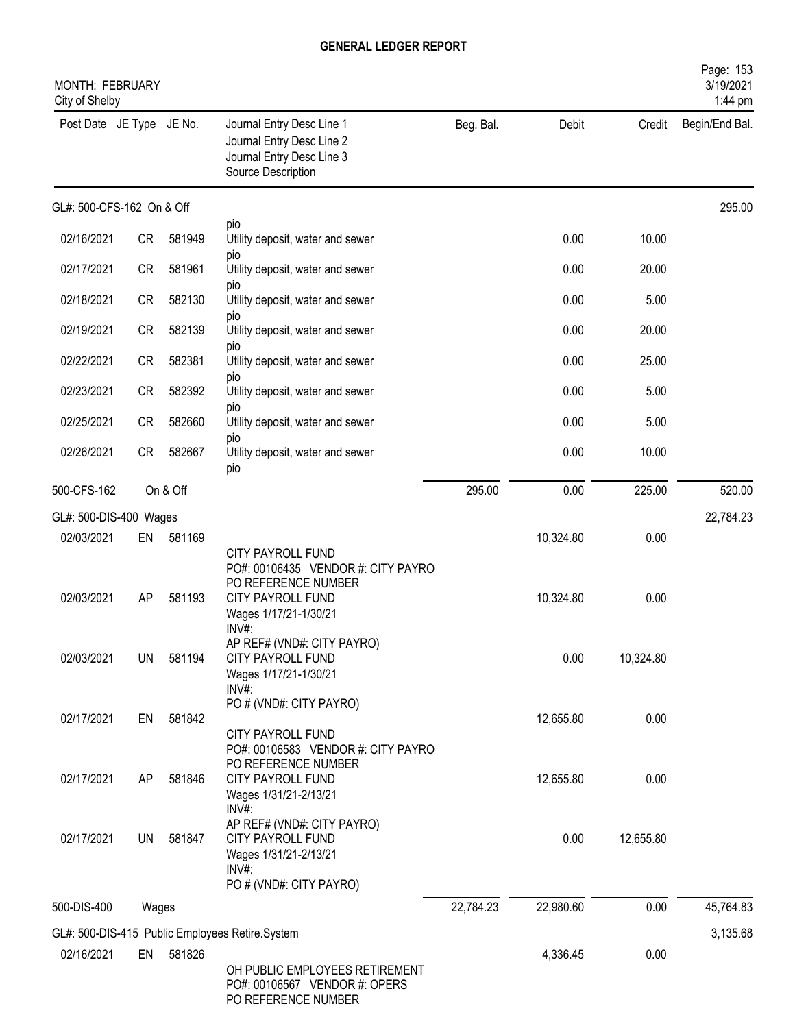# GENERAL LEDGER REPORT

MONTH: FEBRUARY
City of Shelby

| Post Date | JE Type | JE No. | Journal Entry Desc Line 1 / Journal Entry Desc Line 2 / Journal Entry Desc Line 3 / Source Description | Beg. Bal. | Debit | Credit | Begin/End Bal. |
|---|---|---|---|---|---|---|---|
| **GL#: 500-CFS-162 On & Off** | | | | | | | 295.00 |
| | | | pio | | | | |
| 02/16/2021 | CR | 581949 | Utility deposit, water and sewer pio | | 0.00 | 10.00 | |
| 02/17/2021 | CR | 581961 | Utility deposit, water and sewer pio | | 0.00 | 20.00 | |
| 02/18/2021 | CR | 582130 | Utility deposit, water and sewer pio | | 0.00 | 5.00 | |
| 02/19/2021 | CR | 582139 | Utility deposit, water and sewer pio | | 0.00 | 20.00 | |
| 02/22/2021 | CR | 582381 | Utility deposit, water and sewer pio | | 0.00 | 25.00 | |
| 02/23/2021 | CR | 582392 | Utility deposit, water and sewer pio | | 0.00 | 5.00 | |
| 02/25/2021 | CR | 582660 | Utility deposit, water and sewer pio | | 0.00 | 5.00 | |
| 02/26/2021 | CR | 582667 | Utility deposit, water and sewer pio | | 0.00 | 10.00 | |
| 500-CFS-162 | | On & Off | | 295.00 | 0.00 | 225.00 | 520.00 |
| **GL#: 500-DIS-400 Wages** | | | | | | | 22,784.23 |
| 02/03/2021 | EN | 581169 | CITY PAYROLL FUND PO#: 00106435 VENDOR #: CITY PAYRO PO REFERENCE NUMBER | | 10,324.80 | 0.00 | |
| 02/03/2021 | AP | 581193 | CITY PAYROLL FUND Wages 1/17/21-1/30/21 INV#: AP REF# (VND#: CITY PAYRO) | | 10,324.80 | 0.00 | |
| 02/03/2021 | UN | 581194 | CITY PAYROLL FUND Wages 1/17/21-1/30/21 INV#: PO # (VND#: CITY PAYRO) | | 0.00 | 10,324.80 | |
| 02/17/2021 | EN | 581842 | CITY PAYROLL FUND PO#: 00106583 VENDOR #: CITY PAYRO PO REFERENCE NUMBER | | 12,655.80 | 0.00 | |
| 02/17/2021 | AP | 581846 | CITY PAYROLL FUND Wages 1/31/21-2/13/21 INV#: AP REF# (VND#: CITY PAYRO) | | 12,655.80 | 0.00 | |
| 02/17/2021 | UN | 581847 | CITY PAYROLL FUND Wages 1/31/21-2/13/21 INV#: PO # (VND#: CITY PAYRO) | | 0.00 | 12,655.80 | |
| 500-DIS-400 | | Wages | | 22,784.23 | 22,980.60 | 0.00 | 45,764.83 |
| **GL#: 500-DIS-415 Public Employees Retire.System** | | | | | | | 3,135.68 |
| 02/16/2021 | EN | 581826 | OH PUBLIC EMPLOYEES RETIREMENT PO#: 00106567 VENDOR #: OPERS PO REFERENCE NUMBER | | 4,336.45 | 0.00 | |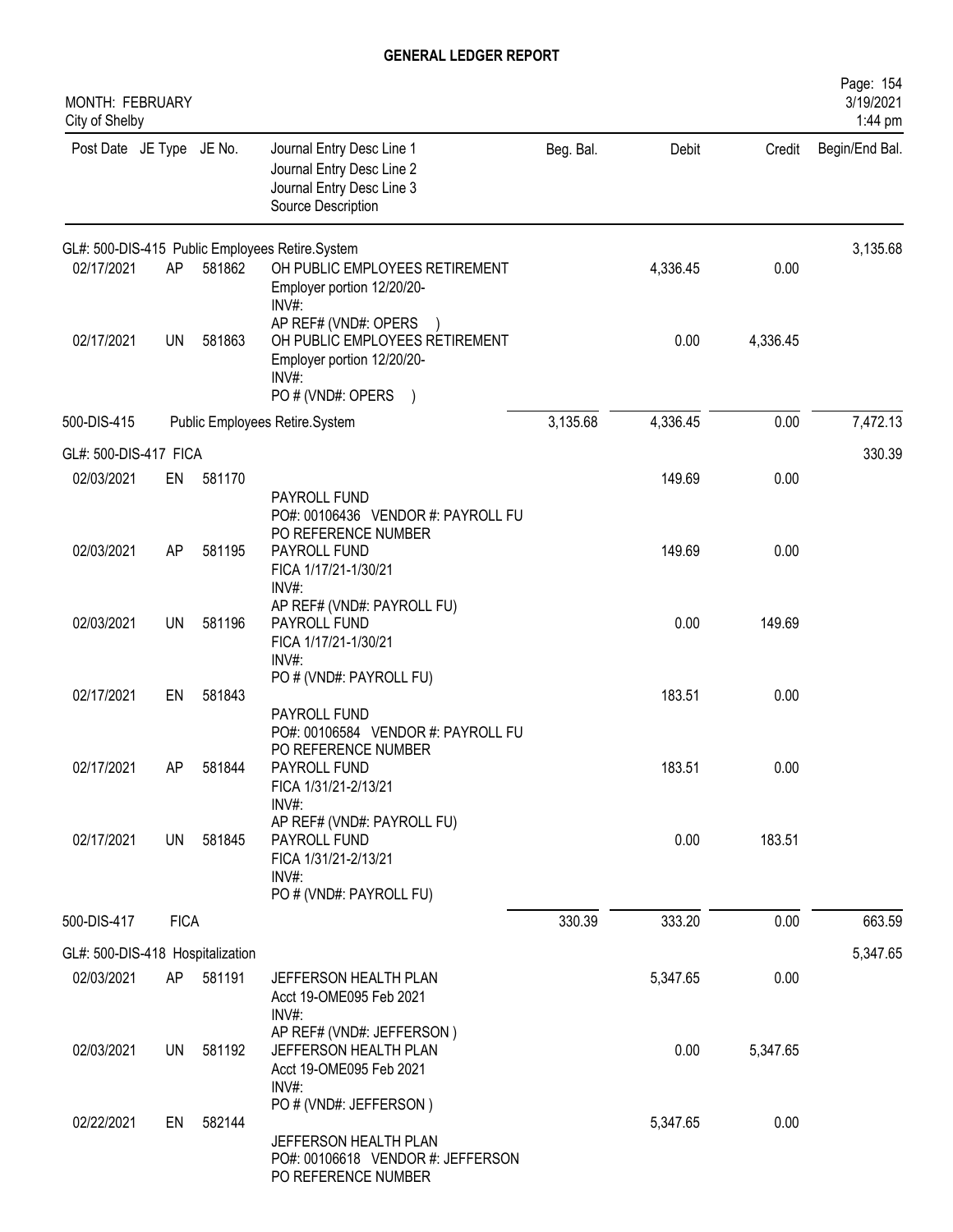# GENERAL LEDGER REPORT

MONTH: FEBRUARY
City of Shelby

| Post Date | JE Type | JE No. | Journal Entry Desc Line 1 / Journal Entry Desc Line 2 / Journal Entry Desc Line 3 / Source Description | Beg. Bal. | Debit | Credit | Begin/End Bal. |
|---|---|---|---|---|---|---|---|
| GL#: 500-DIS-415 Public Employees Retire.System | | | | | | | 3,135.68 |
| 02/17/2021 | AP | 581862 | OH PUBLIC EMPLOYEES RETIREMENT<br>Employer portion 12/20/20-<br>INV#:<br>AP REF# (VND#: OPERS ) | | 4,336.45 | 0.00 | |
| 02/17/2021 | UN | 581863 | OH PUBLIC EMPLOYEES RETIREMENT<br>Employer portion 12/20/20-<br>INV#:<br>PO # (VND#: OPERS ) | | 0.00 | 4,336.45 | |
| 500-DIS-415 | | | Public Employees Retire.System | 3,135.68 | 4,336.45 | 0.00 | 7,472.13 |
| GL#: 500-DIS-417 FICA | | | | | | | 330.39 |
| 02/03/2021 | EN | 581170 | PAYROLL FUND<br>PO#: 00106436 VENDOR #: PAYROLL FU<br>PO REFERENCE NUMBER | | 149.69 | 0.00 | |
| 02/03/2021 | AP | 581195 | PAYROLL FUND<br>FICA 1/17/21-1/30/21<br>INV#:<br>AP REF# (VND#: PAYROLL FU) | | 149.69 | 0.00 | |
| 02/03/2021 | UN | 581196 | PAYROLL FUND<br>FICA 1/17/21-1/30/21<br>INV#:<br>PO # (VND#: PAYROLL FU) | | 0.00 | 149.69 | |
| 02/17/2021 | EN | 581843 | PAYROLL FUND<br>PO#: 00106584 VENDOR #: PAYROLL FU<br>PO REFERENCE NUMBER | | 183.51 | 0.00 | |
| 02/17/2021 | AP | 581844 | PAYROLL FUND<br>FICA 1/31/21-2/13/21<br>INV#:<br>AP REF# (VND#: PAYROLL FU) | | 183.51 | 0.00 | |
| 02/17/2021 | UN | 581845 | PAYROLL FUND<br>FICA 1/31/21-2/13/21<br>INV#:<br>PO # (VND#: PAYROLL FU) | | 0.00 | 183.51 | |
| 500-DIS-417 | FICA | | | 330.39 | 333.20 | 0.00 | 663.59 |
| GL#: 500-DIS-418 Hospitalization | | | | | | | 5,347.65 |
| 02/03/2021 | AP | 581191 | JEFFERSON HEALTH PLAN<br>Acct 19-OME095 Feb 2021<br>INV#:<br>AP REF# (VND#: JEFFERSON ) | | 5,347.65 | 0.00 | |
| 02/03/2021 | UN | 581192 | JEFFERSON HEALTH PLAN<br>Acct 19-OME095 Feb 2021<br>INV#:<br>PO # (VND#: JEFFERSON ) | | 0.00 | 5,347.65 | |
| 02/22/2021 | EN | 582144 | JEFFERSON HEALTH PLAN<br>PO#: 00106618 VENDOR #: JEFFERSON<br>PO REFERENCE NUMBER | | 5,347.65 | 0.00 | |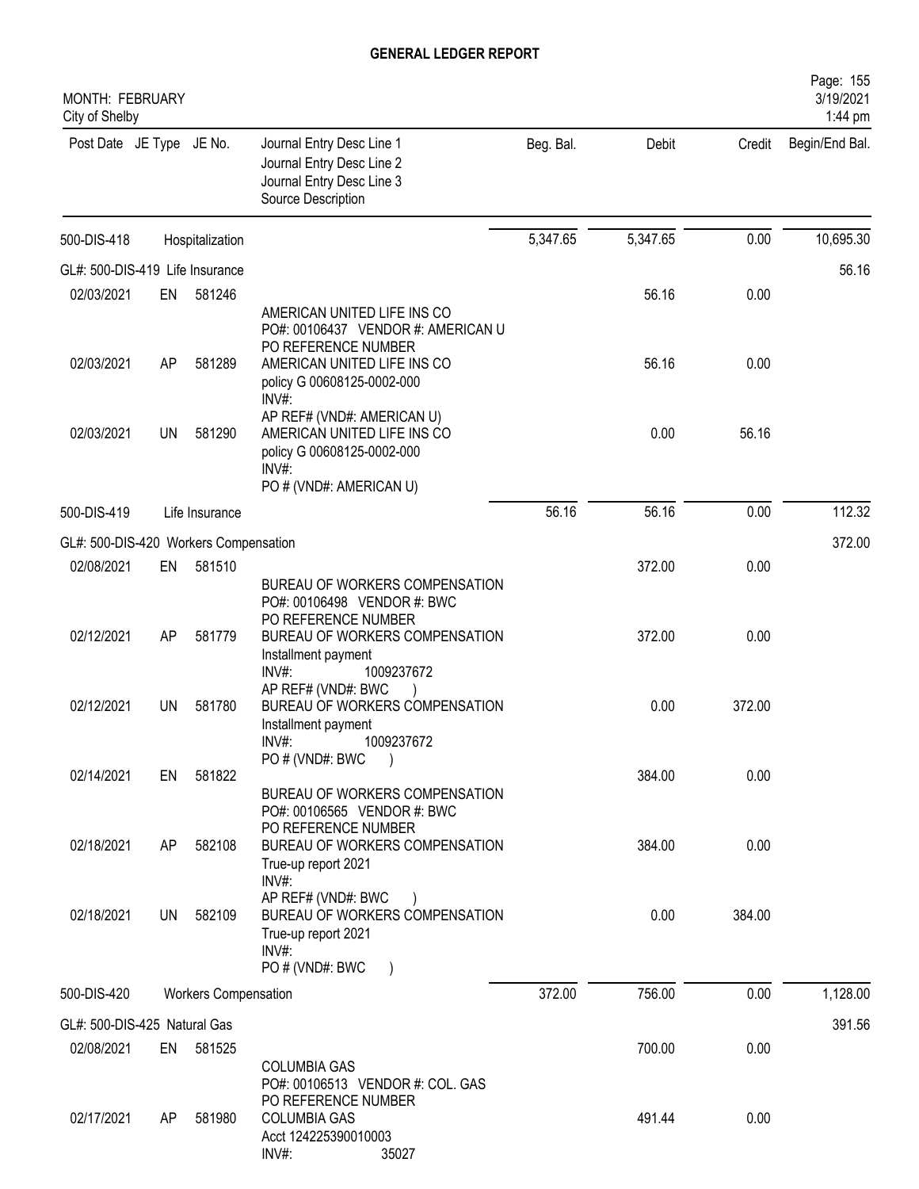# GENERAL LEDGER REPORT

MONTH: FEBRUARY
City of Shelby

| Post Date | JE Type | JE No. | Journal Entry Desc Line 1 / Journal Entry Desc Line 2 / Journal Entry Desc Line 3 / Source Description | Beg. Bal. | Debit | Credit | Begin/End Bal. |
|---|---|---|---|---|---|---|---|
| 500-DIS-418 | | Hospitalization | | 5,347.65 | 5,347.65 | 0.00 | 10,695.30 |
| GL#: 500-DIS-419 Life Insurance | | | | | | | 56.16 |
| 02/03/2021 | EN | 581246 | AMERICAN UNITED LIFE INS CO<br>PO#: 00106437 VENDOR #: AMERICAN U<br>PO REFERENCE NUMBER | | 56.16 | 0.00 | |
| 02/03/2021 | AP | 581289 | AMERICAN UNITED LIFE INS CO<br>policy G 00608125-0002-000<br>INV#:<br>AP REF# (VND#: AMERICAN U) | | 56.16 | 0.00 | |
| 02/03/2021 | UN | 581290 | AMERICAN UNITED LIFE INS CO<br>policy G 00608125-0002-000<br>INV#:<br>PO # (VND#: AMERICAN U) | | 0.00 | 56.16 | |
| 500-DIS-419 | | Life Insurance | | 56.16 | 56.16 | 0.00 | 112.32 |
| GL#: 500-DIS-420 Workers Compensation | | | | | | | 372.00 |
| 02/08/2021 | EN | 581510 | BUREAU OF WORKERS COMPENSATION<br>PO#: 00106498 VENDOR #: BWC<br>PO REFERENCE NUMBER | | 372.00 | 0.00 | |
| 02/12/2021 | AP | 581779 | BUREAU OF WORKERS COMPENSATION<br>Installment payment<br>INV#: 1009237672<br>AP REF# (VND#: BWC ) | | 372.00 | 0.00 | |
| 02/12/2021 | UN | 581780 | BUREAU OF WORKERS COMPENSATION<br>Installment payment<br>INV#: 1009237672<br>PO # (VND#: BWC ) | | 0.00 | 372.00 | |
| 02/14/2021 | EN | 581822 | BUREAU OF WORKERS COMPENSATION<br>PO#: 00106565 VENDOR #: BWC<br>PO REFERENCE NUMBER | | 384.00 | 0.00 | |
| 02/18/2021 | AP | 582108 | BUREAU OF WORKERS COMPENSATION<br>True-up report 2021<br>INV#:<br>AP REF# (VND#: BWC ) | | 384.00 | 0.00 | |
| 02/18/2021 | UN | 582109 | BUREAU OF WORKERS COMPENSATION<br>True-up report 2021<br>INV#:<br>PO # (VND#: BWC ) | | 0.00 | 384.00 | |
| 500-DIS-420 | | Workers Compensation | | 372.00 | 756.00 | 0.00 | 1,128.00 |
| GL#: 500-DIS-425 Natural Gas | | | | | | | 391.56 |
| 02/08/2021 | EN | 581525 | COLUMBIA GAS<br>PO#: 00106513 VENDOR #: COL. GAS<br>PO REFERENCE NUMBER | | 700.00 | 0.00 | |
| 02/17/2021 | AP | 581980 | COLUMBIA GAS<br>Acct 124225390010003<br>INV#: 35027 | | 491.44 | 0.00 | |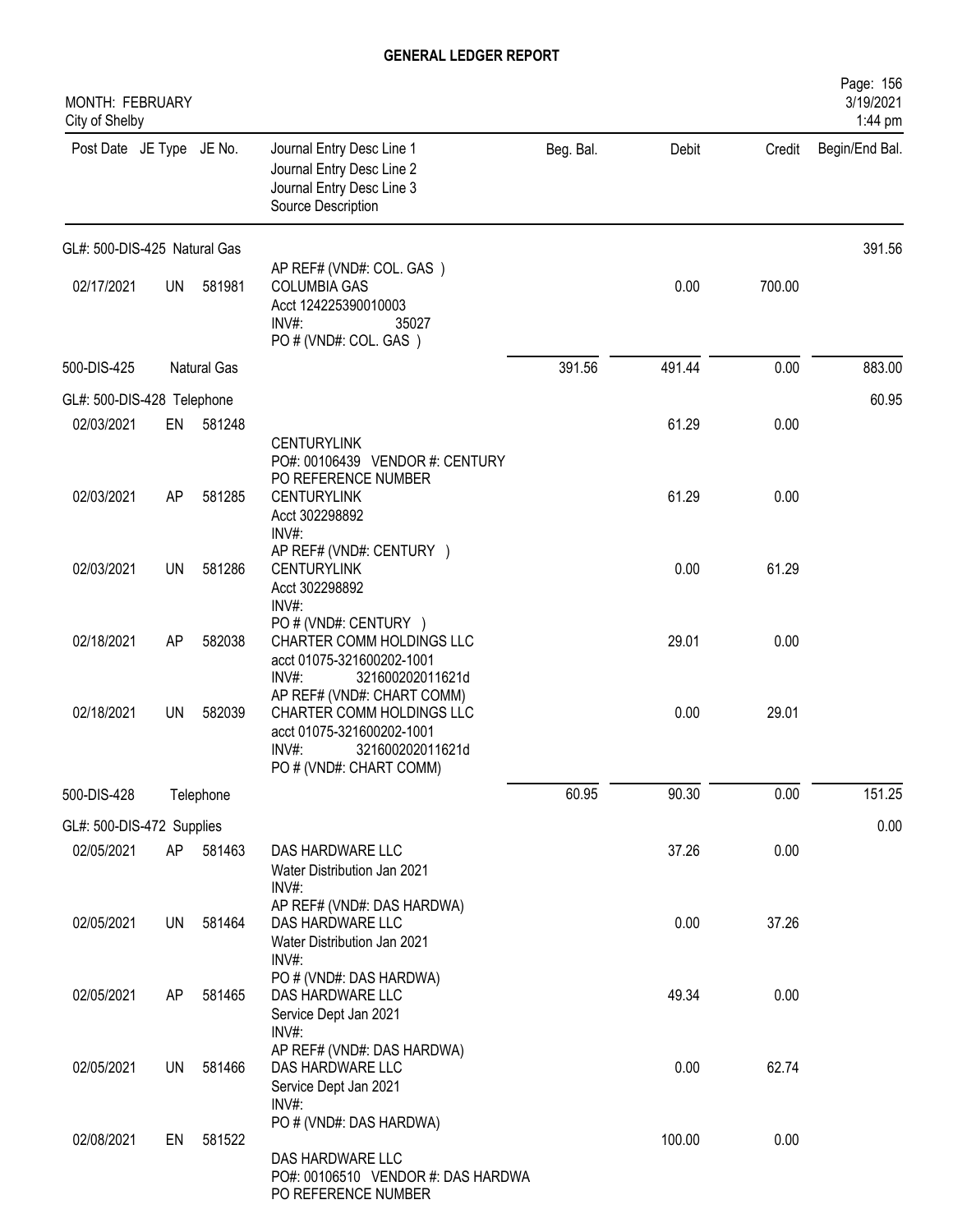# GENERAL LEDGER REPORT

MONTH: FEBRUARY
City of Shelby

Page: 156
3/19/2021
1:44 pm

| Post Date | JE Type | JE No. | Journal Entry Desc Line 1 / Journal Entry Desc Line 2 / Journal Entry Desc Line 3 / Source Description | Beg. Bal. | Debit | Credit | Begin/End Bal. |
|---|---|---|---|---|---|---|---|
| GL#: 500-DIS-425 Natural Gas | | | | | | | 391.56 |
| 02/17/2021 | UN | 581981 | AP REF# (VND#: COL. GAS ) COLUMBIA GAS Acct 124225390010003 INV#: 35027 PO # (VND#: COL. GAS ) | | 0.00 | 700.00 | |
| 500-DIS-425 | | Natural Gas | | 391.56 | 491.44 | 0.00 | 883.00 |
| GL#: 500-DIS-428 Telephone | | | | | | | 60.95 |
| 02/03/2021 | EN | 581248 | CENTURYLINK PO#: 00106439 VENDOR #: CENTURY PO REFERENCE NUMBER | | 61.29 | 0.00 | |
| 02/03/2021 | AP | 581285 | CENTURYLINK Acct 302298892 INV#: AP REF# (VND#: CENTURY ) | | 61.29 | 0.00 | |
| 02/03/2021 | UN | 581286 | CENTURYLINK Acct 302298892 INV#: PO # (VND#: CENTURY ) | | 0.00 | 61.29 | |
| 02/18/2021 | AP | 582038 | CHARTER COMM HOLDINGS LLC acct 01075-321600202-1001 INV#: 321600202011621d AP REF# (VND#: CHART COMM) | | 29.01 | 0.00 | |
| 02/18/2021 | UN | 582039 | CHARTER COMM HOLDINGS LLC acct 01075-321600202-1001 INV#: 321600202011621d PO # (VND#: CHART COMM) | | 0.00 | 29.01 | |
| 500-DIS-428 | | Telephone | | 60.95 | 90.30 | 0.00 | 151.25 |
| GL#: 500-DIS-472 Supplies | | | | | | | 0.00 |
| 02/05/2021 | AP | 581463 | DAS HARDWARE LLC Water Distribution Jan 2021 INV#: AP REF# (VND#: DAS HARDWA) | | 37.26 | 0.00 | |
| 02/05/2021 | UN | 581464 | DAS HARDWARE LLC Water Distribution Jan 2021 INV#: PO # (VND#: DAS HARDWA) | | 0.00 | 37.26 | |
| 02/05/2021 | AP | 581465 | DAS HARDWARE LLC Service Dept Jan 2021 INV#: AP REF# (VND#: DAS HARDWA) | | 49.34 | 0.00 | |
| 02/05/2021 | UN | 581466 | DAS HARDWARE LLC Service Dept Jan 2021 INV#: PO # (VND#: DAS HARDWA) | | 0.00 | 62.74 | |
| 02/08/2021 | EN | 581522 | DAS HARDWARE LLC PO#: 00106510 VENDOR #: DAS HARDWA PO REFERENCE NUMBER | | 100.00 | 0.00 | |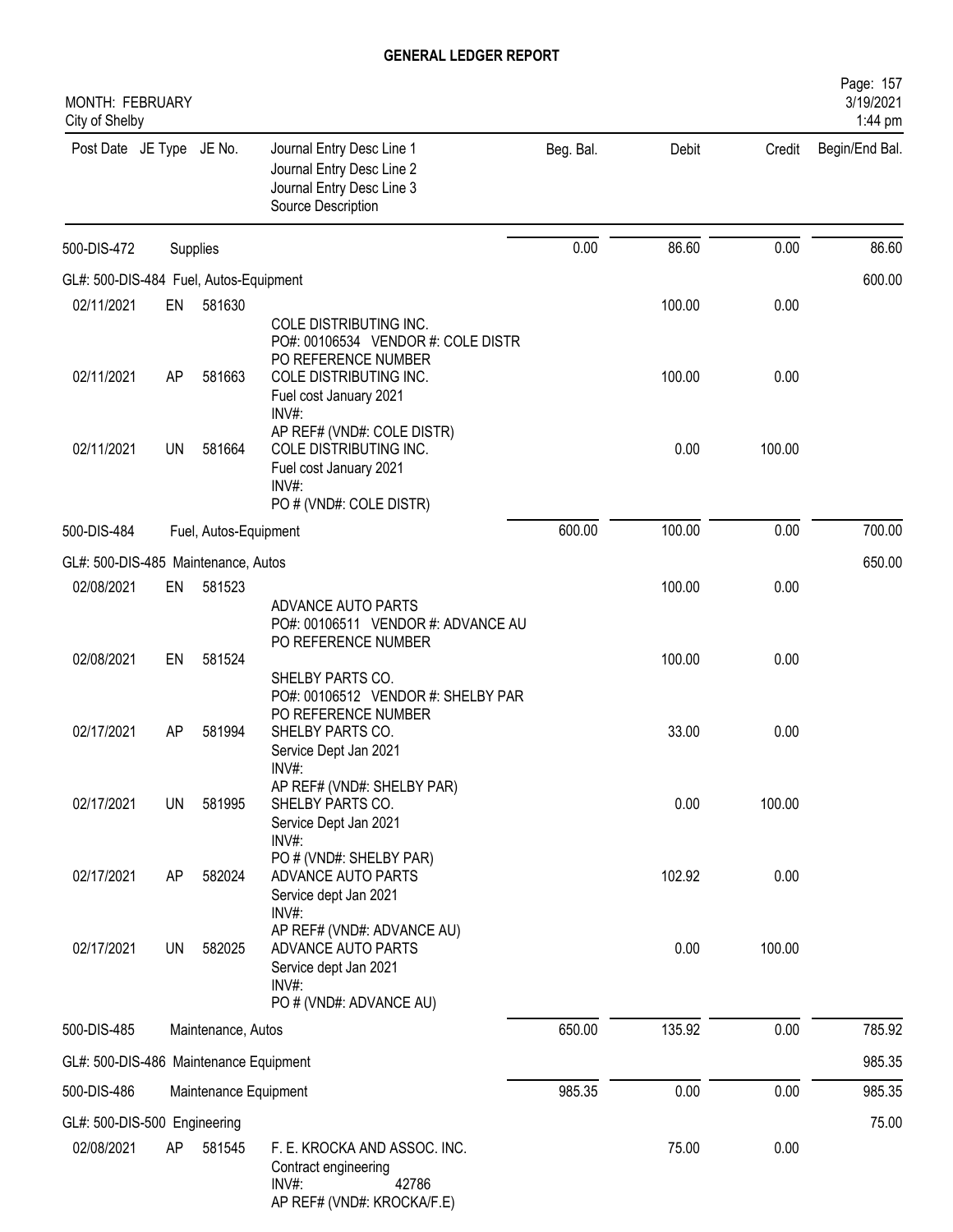# GENERAL LEDGER REPORT

MONTH: FEBRUARY
City of Shelby

| Post Date | JE Type | JE No. | Journal Entry Desc Line 1 / Journal Entry Desc Line 2 / Journal Entry Desc Line 3 / Source Description | Beg. Bal. | Debit | Credit | Begin/End Bal. |
|---|---|---|---|---|---|---|---|
| 500-DIS-472 | | | Supplies | 0.00 | 86.60 | 0.00 | 86.60 |
| GL#: 500-DIS-484 Fuel, Autos-Equipment | | | | | | | 600.00 |
| 02/11/2021 | EN | 581630 | COLE DISTRIBUTING INC. PO#: 00106534 VENDOR #: COLE DISTR PO REFERENCE NUMBER | | 100.00 | 0.00 | |
| 02/11/2021 | AP | 581663 | COLE DISTRIBUTING INC. Fuel cost January 2021 INV#: AP REF# (VND#: COLE DISTR) | | 100.00 | 0.00 | |
| 02/11/2021 | UN | 581664 | COLE DISTRIBUTING INC. Fuel cost January 2021 INV#: PO # (VND#: COLE DISTR) | | 0.00 | 100.00 | |
| 500-DIS-484 | | | Fuel, Autos-Equipment | 600.00 | 100.00 | 0.00 | 700.00 |
| GL#: 500-DIS-485 Maintenance, Autos | | | | | | | 650.00 |
| 02/08/2021 | EN | 581523 | ADVANCE AUTO PARTS PO#: 00106511 VENDOR #: ADVANCE AU PO REFERENCE NUMBER | | 100.00 | 0.00 | |
| 02/08/2021 | EN | 581524 | SHELBY PARTS CO. PO#: 00106512 VENDOR #: SHELBY PAR PO REFERENCE NUMBER | | 100.00 | 0.00 | |
| 02/17/2021 | AP | 581994 | SHELBY PARTS CO. Service Dept Jan 2021 INV#: AP REF# (VND#: SHELBY PAR) | | 33.00 | 0.00 | |
| 02/17/2021 | UN | 581995 | SHELBY PARTS CO. Service Dept Jan 2021 INV#: PO # (VND#: SHELBY PAR) | | 0.00 | 100.00 | |
| 02/17/2021 | AP | 582024 | ADVANCE AUTO PARTS Service dept Jan 2021 INV#: AP REF# (VND#: ADVANCE AU) | | 102.92 | 0.00 | |
| 02/17/2021 | UN | 582025 | ADVANCE AUTO PARTS Service dept Jan 2021 INV#: PO # (VND#: ADVANCE AU) | | 0.00 | 100.00 | |
| 500-DIS-485 | | | Maintenance, Autos | 650.00 | 135.92 | 0.00 | 785.92 |
| GL#: 500-DIS-486 Maintenance Equipment | | | | | | | 985.35 |
| 500-DIS-486 | | | Maintenance Equipment | 985.35 | 0.00 | 0.00 | 985.35 |
| GL#: 500-DIS-500 Engineering | | | | | | | 75.00 |
| 02/08/2021 | AP | 581545 | F. E. KROCKA AND ASSOC. INC. Contract engineering INV#: 42786 AP REF# (VND#: KROCKA/F.E) | | 75.00 | 0.00 | |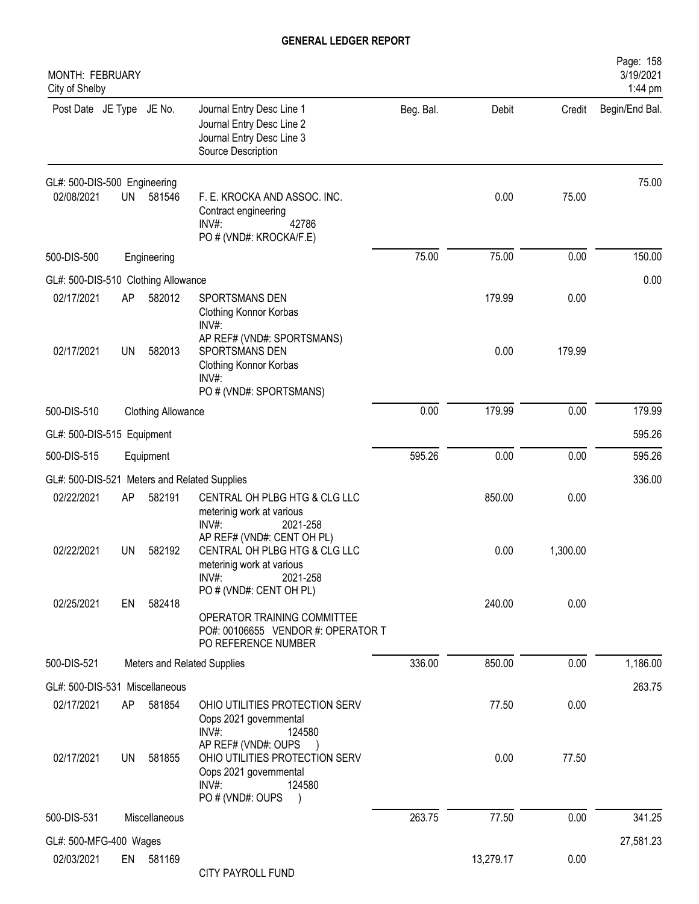# GENERAL LEDGER REPORT

MONTH: FEBRUARY
City of Shelby

| Post Date | JE Type | JE No. | Journal Entry Desc Line 1 / Journal Entry Desc Line 2 / Journal Entry Desc Line 3 / Source Description | Beg. Bal. | Debit | Credit | Begin/End Bal. |
|---|---|---|---|---|---|---|---|
| GL#: 500-DIS-500 Engineering | | | | | | | 75.00 |
| 02/08/2021 | UN | 581546 | F. E. KROCKA AND ASSOC. INC. Contract engineering INV#: 42786 PO # (VND#: KROCKA/F.E) | | 0.00 | 75.00 | |
| 500-DIS-500 | | | Engineering | 75.00 | 75.00 | 0.00 | 150.00 |
| GL#: 500-DIS-510 Clothing Allowance | | | | | | | 0.00 |
| 02/17/2021 | AP | 582012 | SPORTSMANS DEN Clothing Konnor Korbas INV#: AP REF# (VND#: SPORTSMANS) | | 179.99 | 0.00 | |
| 02/17/2021 | UN | 582013 | SPORTSMANS DEN Clothing Konnor Korbas INV#: PO # (VND#: SPORTSMANS) | | 0.00 | 179.99 | |
| 500-DIS-510 | | | Clothing Allowance | 0.00 | 179.99 | 0.00 | 179.99 |
| GL#: 500-DIS-515 Equipment | | | | | | | 595.26 |
| 500-DIS-515 | | | Equipment | 595.26 | 0.00 | 0.00 | 595.26 |
| GL#: 500-DIS-521 Meters and Related Supplies | | | | | | | 336.00 |
| 02/22/2021 | AP | 582191 | CENTRAL OH PLBG HTG & CLG LLC meterinig work at various INV#: 2021-258 AP REF# (VND#: CENT OH PL) | | 850.00 | 0.00 | |
| 02/22/2021 | UN | 582192 | CENTRAL OH PLBG HTG & CLG LLC meterinig work at various INV#: 2021-258 PO # (VND#: CENT OH PL) | | 0.00 | 1,300.00 | |
| 02/25/2021 | EN | 582418 | OPERATOR TRAINING COMMITTEE PO#: 00106655 VENDOR #: OPERATOR T PO REFERENCE NUMBER | | 240.00 | 0.00 | |
| 500-DIS-521 | | | Meters and Related Supplies | 336.00 | 850.00 | 0.00 | 1,186.00 |
| GL#: 500-DIS-531 Miscellaneous | | | | | | | 263.75 |
| 02/17/2021 | AP | 581854 | OHIO UTILITIES PROTECTION SERV Oops 2021 governmental INV#: 124580 AP REF# (VND#: OUPS ) | | 77.50 | 0.00 | |
| 02/17/2021 | UN | 581855 | OHIO UTILITIES PROTECTION SERV Oops 2021 governmental INV#: 124580 PO # (VND#: OUPS ) | | 0.00 | 77.50 | |
| 500-DIS-531 | | | Miscellaneous | 263.75 | 77.50 | 0.00 | 341.25 |
| GL#: 500-MFG-400 Wages | | | | | | | 27,581.23 |
| 02/03/2021 | EN | 581169 | CITY PAYROLL FUND | | 13,279.17 | 0.00 | |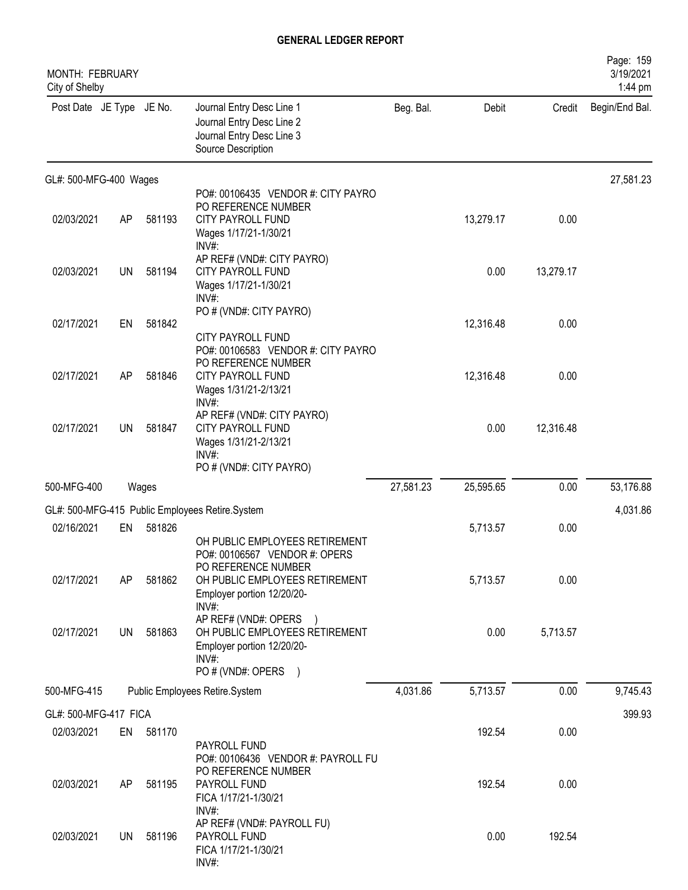# GENERAL LEDGER REPORT

MONTH: FEBRUARY
City of Shelby

| Post Date | JE Type | JE No. | Journal Entry Desc Line 1 / Journal Entry Desc Line 2 / Journal Entry Desc Line 3 / Source Description | Beg. Bal. | Debit | Credit | Begin/End Bal. |
|---|---|---|---|---|---|---|---|
| **GL#: 500-MFG-400 Wages** | | | | | | | 27,581.23 |
| 02/03/2021 | AP | 581193 | PO#: 00106435 VENDOR #: CITY PAYRO / PO REFERENCE NUMBER / CITY PAYROLL FUND / Wages 1/17/21-1/30/21 / INV#: | | 13,279.17 | 0.00 | |
| 02/03/2021 | UN | 581194 | AP REF# (VND#: CITY PAYRO) / CITY PAYROLL FUND / Wages 1/17/21-1/30/21 / INV#: | | 0.00 | 13,279.17 | |
| 02/17/2021 | EN | 581842 | PO # (VND#: CITY PAYRO) / CITY PAYROLL FUND | | 12,316.48 | 0.00 | |
| 02/17/2021 | AP | 581846 | PO#: 00106583 VENDOR #: CITY PAYRO / PO REFERENCE NUMBER / CITY PAYROLL FUND / Wages 1/31/21-2/13/21 / INV#: | | 12,316.48 | 0.00 | |
| 02/17/2021 | UN | 581847 | AP REF# (VND#: CITY PAYRO) / CITY PAYROLL FUND / Wages 1/31/21-2/13/21 / INV#: / PO # (VND#: CITY PAYRO) | | 0.00 | 12,316.48 | |
| 500-MFG-400 | | Wages | | 27,581.23 | 25,595.65 | 0.00 | 53,176.88 |
| **GL#: 500-MFG-415 Public Employees Retire.System** | | | | | | | 4,031.86 |
| 02/16/2021 | EN | 581826 | OH PUBLIC EMPLOYEES RETIREMENT | | 5,713.57 | 0.00 | |
| 02/17/2021 | AP | 581862 | PO#: 00106567 VENDOR #: OPERS / PO REFERENCE NUMBER / OH PUBLIC EMPLOYEES RETIREMENT / Employer portion 12/20/20- / INV#: | | 5,713.57 | 0.00 | |
| 02/17/2021 | UN | 581863 | AP REF# (VND#: OPERS ) / OH PUBLIC EMPLOYEES RETIREMENT / Employer portion 12/20/20- / INV#: / PO # (VND#: OPERS ) | | 0.00 | 5,713.57 | |
| 500-MFG-415 | | Public Employees Retire.System | | 4,031.86 | 5,713.57 | 0.00 | 9,745.43 |
| **GL#: 500-MFG-417 FICA** | | | | | | | 399.93 |
| 02/03/2021 | EN | 581170 | PAYROLL FUND | | 192.54 | 0.00 | |
| 02/03/2021 | AP | 581195 | PO#: 00106436 VENDOR #: PAYROLL FU / PO REFERENCE NUMBER / PAYROLL FUND / FICA 1/17/21-1/30/21 / INV#: | | 192.54 | 0.00 | |
| 02/03/2021 | UN | 581196 | AP REF# (VND#: PAYROLL FU) / PAYROLL FUND / FICA 1/17/21-1/30/21 / INV#: | | 0.00 | 192.54 | |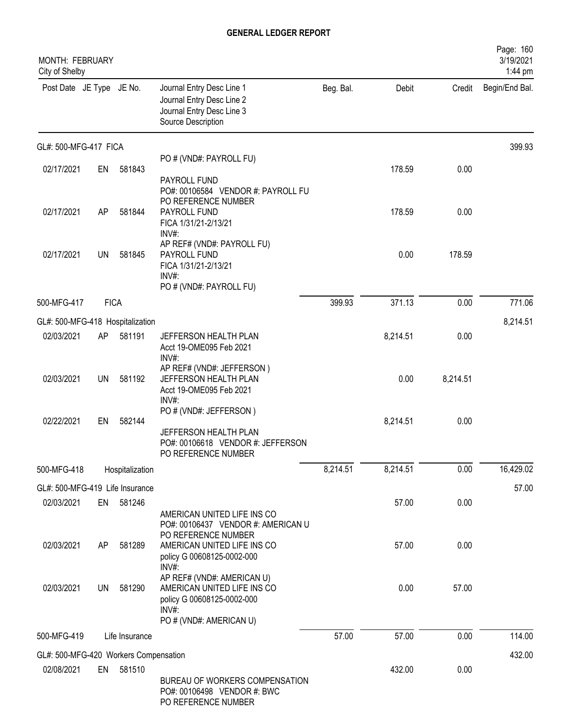# GENERAL LEDGER REPORT

MONTH: FEBRUARY
City of Shelby

Page: 160
3/19/2021
1:44 pm

| Post Date | JE Type | JE No. | Journal Entry Desc Line 1 / Journal Entry Desc Line 2 / Journal Entry Desc Line 3 / Source Description | Beg. Bal. | Debit | Credit | Begin/End Bal. |
|---|---|---|---|---|---|---|---|
| GL#: 500-MFG-417 FICA | | | | | | | 399.93 |
| | | | PO # (VND#: PAYROLL FU) | | | | |
| 02/17/2021 | EN | 581843 | PAYROLL FUND<br>PO#: 00106584 VENDOR #: PAYROLL FU<br>PO REFERENCE NUMBER | | 178.59 | 0.00 | |
| 02/17/2021 | AP | 581844 | PAYROLL FUND<br>FICA 1/31/21-2/13/21<br>INV#:<br>AP REF# (VND#: PAYROLL FU) | | 178.59 | 0.00 | |
| 02/17/2021 | UN | 581845 | PAYROLL FUND<br>FICA 1/31/21-2/13/21<br>INV#:<br>PO # (VND#: PAYROLL FU) | | 0.00 | 178.59 | |
| 500-MFG-417 | FICA | | | 399.93 | 371.13 | 0.00 | 771.06 |
| GL#: 500-MFG-418 Hospitalization | | | | | | | 8,214.51 |
| 02/03/2021 | AP | 581191 | JEFFERSON HEALTH PLAN<br>Acct 19-OME095 Feb 2021<br>INV#:<br>AP REF# (VND#: JEFFERSON ) | | 8,214.51 | 0.00 | |
| 02/03/2021 | UN | 581192 | JEFFERSON HEALTH PLAN<br>Acct 19-OME095 Feb 2021<br>INV#:<br>PO # (VND#: JEFFERSON ) | | 0.00 | 8,214.51 | |
| 02/22/2021 | EN | 582144 | JEFFERSON HEALTH PLAN<br>PO#: 00106618 VENDOR #: JEFFERSON<br>PO REFERENCE NUMBER | | 8,214.51 | 0.00 | |
| 500-MFG-418 | Hospitalization | | | 8,214.51 | 8,214.51 | 0.00 | 16,429.02 |
| GL#: 500-MFG-419 Life Insurance | | | | | | | 57.00 |
| 02/03/2021 | EN | 581246 | AMERICAN UNITED LIFE INS CO<br>PO#: 00106437 VENDOR #: AMERICAN U<br>PO REFERENCE NUMBER | | 57.00 | 0.00 | |
| 02/03/2021 | AP | 581289 | AMERICAN UNITED LIFE INS CO<br>policy G 00608125-0002-000<br>INV#:<br>AP REF# (VND#: AMERICAN U) | | 57.00 | 0.00 | |
| 02/03/2021 | UN | 581290 | AMERICAN UNITED LIFE INS CO<br>policy G 00608125-0002-000<br>INV#:<br>PO # (VND#: AMERICAN U) | | 0.00 | 57.00 | |
| 500-MFG-419 | Life Insurance | | | 57.00 | 57.00 | 0.00 | 114.00 |
| GL#: 500-MFG-420 Workers Compensation | | | | | | | 432.00 |
| 02/08/2021 | EN | 581510 | BUREAU OF WORKERS COMPENSATION<br>PO#: 00106498 VENDOR #: BWC<br>PO REFERENCE NUMBER | | 432.00 | 0.00 | |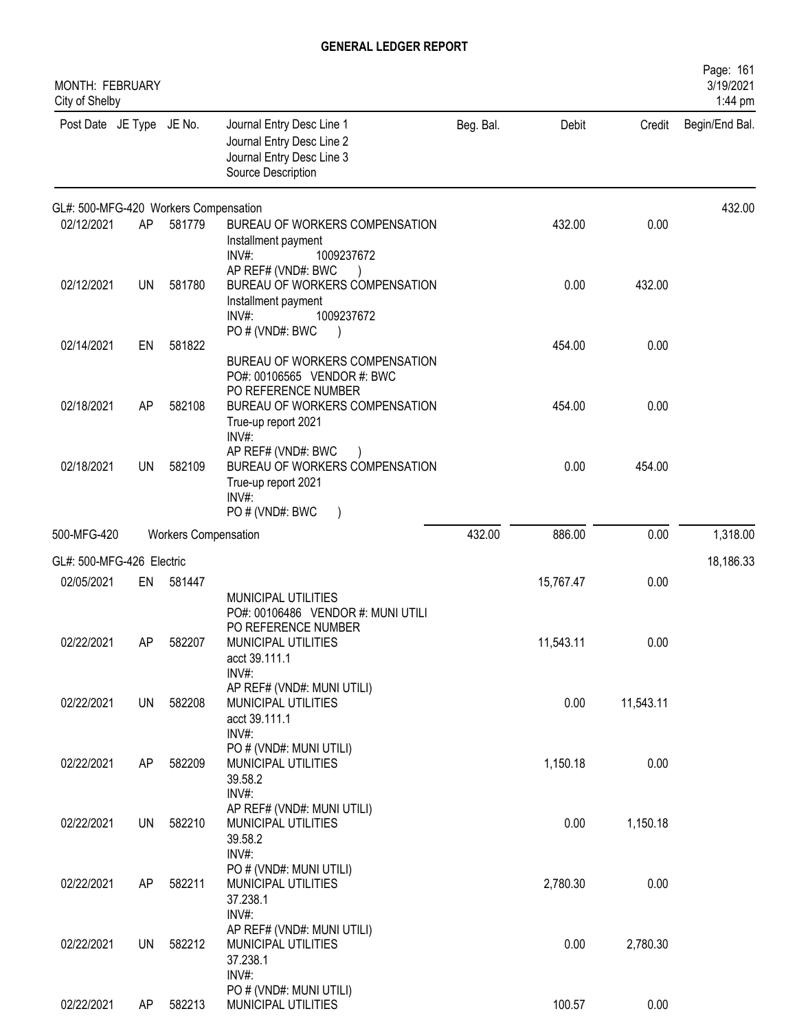# GENERAL LEDGER REPORT

MONTH: FEBRUARY
City of Shelby

Page: 161
3/19/2021
1:44 pm

| Post Date | JE Type | JE No. | Journal Entry Desc Line 1<br>Journal Entry Desc Line 2<br>Journal Entry Desc Line 3<br>Source Description | Beg. Bal. | Debit | Credit | Begin/End Bal. |
|---|---|---|---|---|---|---|---|
| GL#: 500-MFG-420 Workers Compensation | | | | | | | 432.00 |
| 02/12/2021 | AP | 581779 | BUREAU OF WORKERS COMPENSATION<br>Installment payment<br>INV#: 1009237672<br>AP REF# (VND#: BWC ) | | 432.00 | 0.00 | |
| 02/12/2021 | UN | 581780 | BUREAU OF WORKERS COMPENSATION<br>Installment payment<br>INV#: 1009237672<br>PO # (VND#: BWC ) | | 0.00 | 432.00 | |
| 02/14/2021 | EN | 581822 | BUREAU OF WORKERS COMPENSATION<br>PO#: 00106565 VENDOR #: BWC<br>PO REFERENCE NUMBER | | 454.00 | 0.00 | |
| 02/18/2021 | AP | 582108 | BUREAU OF WORKERS COMPENSATION<br>True-up report 2021<br>INV#:<br>AP REF# (VND#: BWC ) | | 454.00 | 0.00 | |
| 02/18/2021 | UN | 582109 | BUREAU OF WORKERS COMPENSATION<br>True-up report 2021<br>INV#:<br>PO # (VND#: BWC ) | | 0.00 | 454.00 | |
| 500-MFG-420 | | | Workers Compensation | 432.00 | 886.00 | 0.00 | 1,318.00 |
| GL#: 500-MFG-426 Electric | | | | | | | 18,186.33 |
| 02/05/2021 | EN | 581447 | MUNICIPAL UTILITIES<br>PO#: 00106486 VENDOR #: MUNI UTILI<br>PO REFERENCE NUMBER | | 15,767.47 | 0.00 | |
| 02/22/2021 | AP | 582207 | MUNICIPAL UTILITIES<br>acct 39.111.1<br>INV#:<br>AP REF# (VND#: MUNI UTILI) | | 11,543.11 | 0.00 | |
| 02/22/2021 | UN | 582208 | MUNICIPAL UTILITIES<br>acct 39.111.1<br>INV#:<br>PO # (VND#: MUNI UTILI) | | 0.00 | 11,543.11 | |
| 02/22/2021 | AP | 582209 | MUNICIPAL UTILITIES<br>39.58.2<br>INV#:<br>AP REF# (VND#: MUNI UTILI) | | 1,150.18 | 0.00 | |
| 02/22/2021 | UN | 582210 | MUNICIPAL UTILITIES<br>39.58.2<br>INV#:<br>PO # (VND#: MUNI UTILI) | | 0.00 | 1,150.18 | |
| 02/22/2021 | AP | 582211 | MUNICIPAL UTILITIES<br>37.238.1<br>INV#:<br>AP REF# (VND#: MUNI UTILI) | | 2,780.30 | 0.00 | |
| 02/22/2021 | UN | 582212 | MUNICIPAL UTILITIES<br>37.238.1<br>INV#:<br>PO # (VND#: MUNI UTILI) | | 0.00 | 2,780.30 | |
| 02/22/2021 | AP | 582213 | MUNICIPAL UTILITIES | | 100.57 | 0.00 | |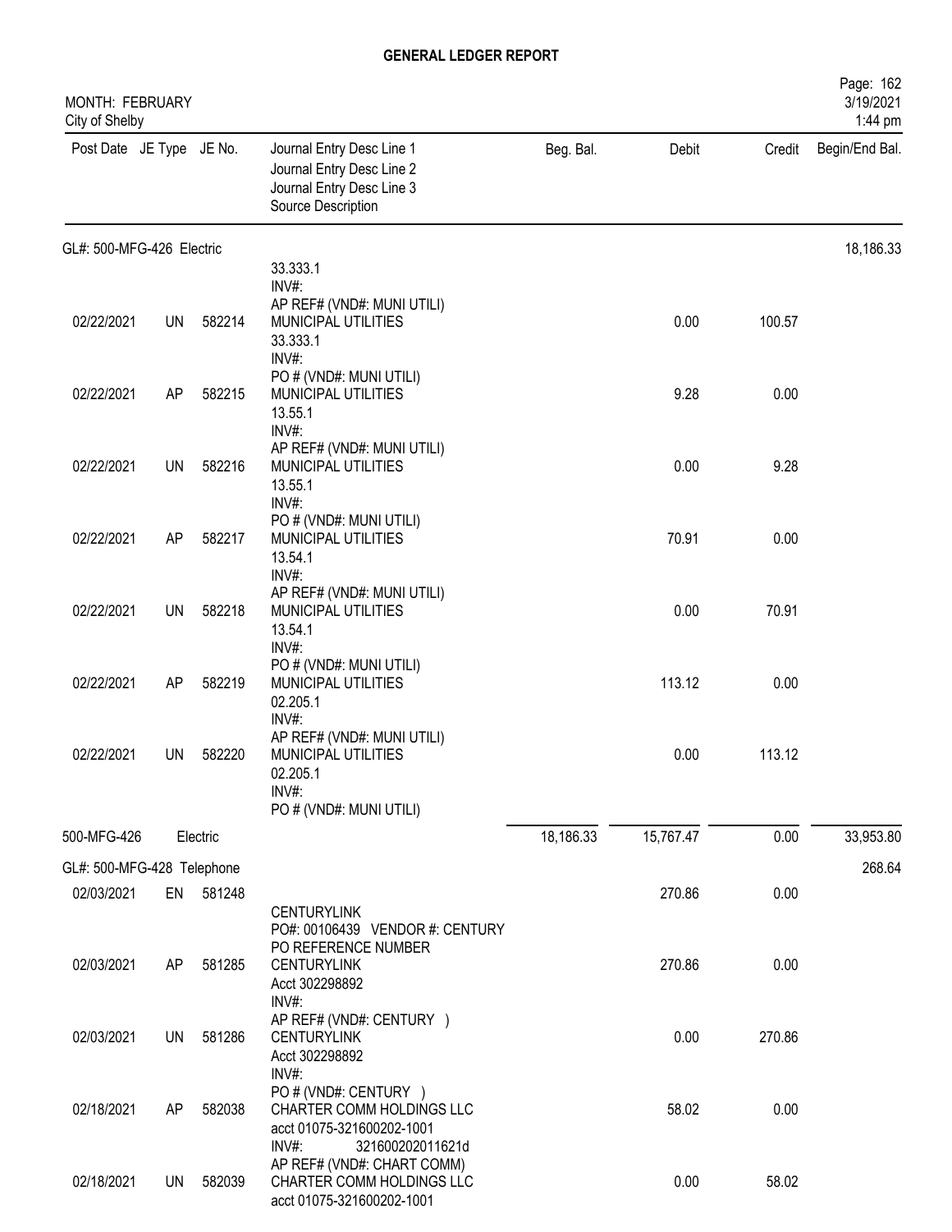# GENERAL LEDGER REPORT

MONTH: FEBRUARY
City of Shelby

| Post Date | JE Type | JE No. | Journal Entry Desc Line 1 / Journal Entry Desc Line 2 / Journal Entry Desc Line 3 / Source Description | Beg. Bal. | Debit | Credit | Begin/End Bal. |
|---|---|---|---|---|---|---|---|
| **GL#: 500-MFG-426 Electric** | | | | | | | 18,186.33 |
| | | | 33.333.1<br>INV#:<br>AP REF# (VND#: MUNI UTILI) | | | | |
| 02/22/2021 | UN | 582214 | MUNICIPAL UTILITIES<br>33.333.1<br>INV#:<br>PO # (VND#: MUNI UTILI) | | 0.00 | 100.57 | |
| 02/22/2021 | AP | 582215 | MUNICIPAL UTILITIES<br>13.55.1<br>INV#:<br>AP REF# (VND#: MUNI UTILI) | | 9.28 | 0.00 | |
| 02/22/2021 | UN | 582216 | MUNICIPAL UTILITIES<br>13.55.1<br>INV#:<br>PO # (VND#: MUNI UTILI) | | 0.00 | 9.28 | |
| 02/22/2021 | AP | 582217 | MUNICIPAL UTILITIES<br>13.54.1<br>INV#:<br>AP REF# (VND#: MUNI UTILI) | | 70.91 | 0.00 | |
| 02/22/2021 | UN | 582218 | MUNICIPAL UTILITIES<br>13.54.1<br>INV#:<br>PO # (VND#: MUNI UTILI) | | 0.00 | 70.91 | |
| 02/22/2021 | AP | 582219 | MUNICIPAL UTILITIES<br>02.205.1<br>INV#:<br>AP REF# (VND#: MUNI UTILI) | | 113.12 | 0.00 | |
| 02/22/2021 | UN | 582220 | MUNICIPAL UTILITIES<br>02.205.1<br>INV#:<br>PO # (VND#: MUNI UTILI) | | 0.00 | 113.12 | |
| 500-MFG-426 | | Electric | | 18,186.33 | 15,767.47 | 0.00 | 33,953.80 |
| **GL#: 500-MFG-428 Telephone** | | | | | | | 268.64 |
| 02/03/2021 | EN | 581248 | CENTURYLINK<br>PO#: 00106439 VENDOR #: CENTURY<br>PO REFERENCE NUMBER | | 270.86 | 0.00 | |
| 02/03/2021 | AP | 581285 | CENTURYLINK<br>Acct 302298892<br>INV#:<br>AP REF# (VND#: CENTURY ) | | 270.86 | 0.00 | |
| 02/03/2021 | UN | 581286 | CENTURYLINK<br>Acct 302298892<br>INV#:<br>PO # (VND#: CENTURY ) | | 0.00 | 270.86 | |
| 02/18/2021 | AP | 582038 | CHARTER COMM HOLDINGS LLC<br>acct 01075-321600202-1001<br>INV#: 321600202011621d<br>AP REF# (VND#: CHART COMM) | | 58.02 | 0.00 | |
| 02/18/2021 | UN | 582039 | CHARTER COMM HOLDINGS LLC<br>acct 01075-321600202-1001 | | 0.00 | 58.02 | |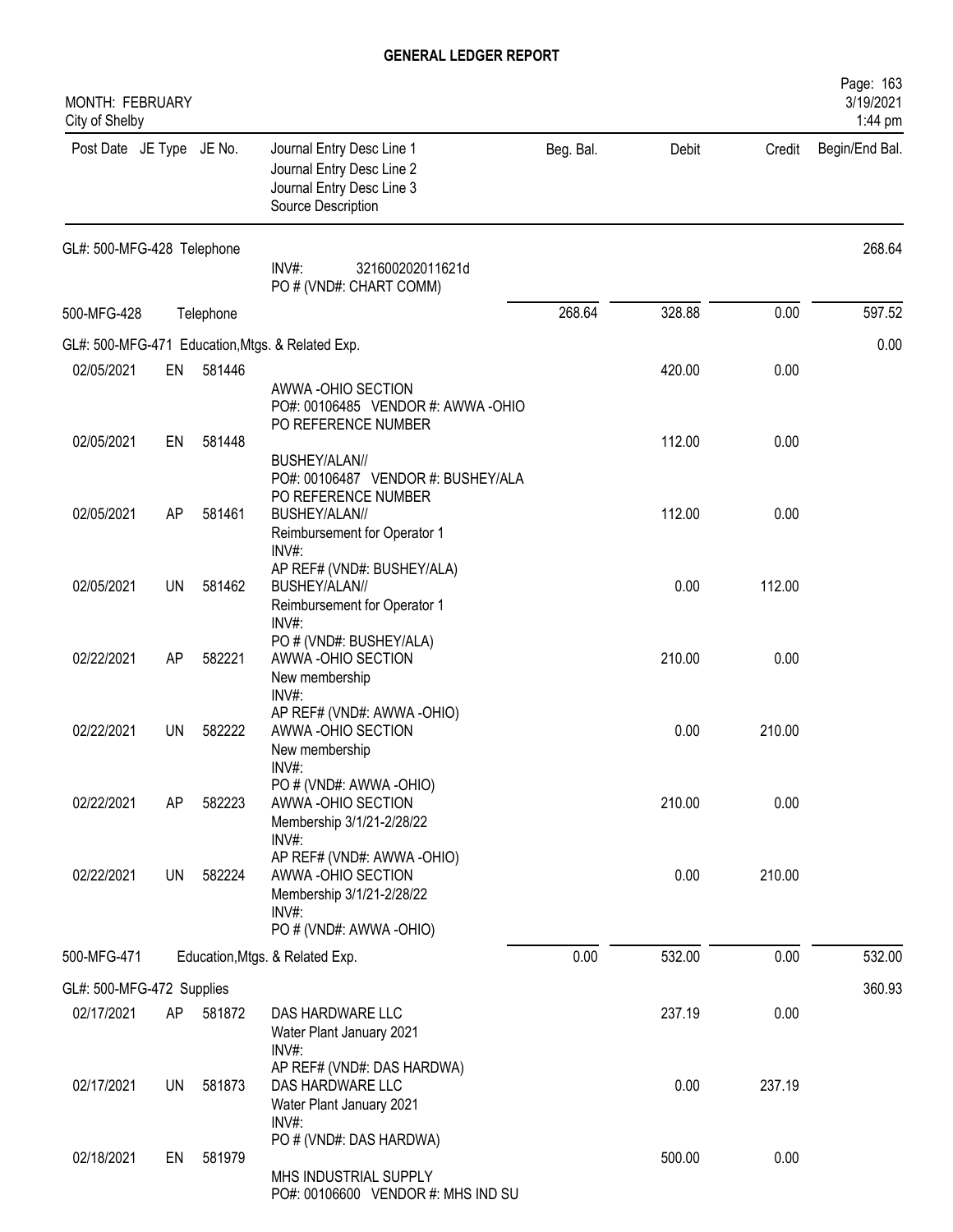# GENERAL LEDGER REPORT

MONTH: FEBRUARY
City of Shelby

Page: 163
3/19/2021
1:44 pm

| Post Date | JE Type | JE No. | Journal Entry Desc Line 1 / Journal Entry Desc Line 2 / Journal Entry Desc Line 3 / Source Description | Beg. Bal. | Debit | Credit | Begin/End Bal. |
|---|---|---|---|---|---|---|---|
| GL#: 500-MFG-428 Telephone | | | | | | | 268.64 |
| | | | INV#: 321600202011621d<br>PO # (VND#: CHART COMM) | | | | |
| 500-MFG-428 | | Telephone | | 268.64 | 328.88 | 0.00 | 597.52 |
| GL#: 500-MFG-471 Education, Mtgs. & Related Exp. | | | | | | | 0.00 |
| 02/05/2021 | EN | 581446 | AWWA -OHIO SECTION<br>PO#: 00106485 VENDOR #: AWWA -OHIO<br>PO REFERENCE NUMBER | | 420.00 | 0.00 | |
| 02/05/2021 | EN | 581448 | BUSHEY/ALAN//<br>PO#: 00106487 VENDOR #: BUSHEY/ALA<br>PO REFERENCE NUMBER | | 112.00 | 0.00 | |
| 02/05/2021 | AP | 581461 | BUSHEY/ALAN//<br>Reimbursement for Operator 1<br>INV#:<br>AP REF# (VND#: BUSHEY/ALA) | | 112.00 | 0.00 | |
| 02/05/2021 | UN | 581462 | BUSHEY/ALAN//<br>Reimbursement for Operator 1<br>INV#:<br>PO # (VND#: BUSHEY/ALA) | | 0.00 | 112.00 | |
| 02/22/2021 | AP | 582221 | AWWA -OHIO SECTION<br>New membership<br>INV#:<br>AP REF# (VND#: AWWA -OHIO) | | 210.00 | 0.00 | |
| 02/22/2021 | UN | 582222 | AWWA -OHIO SECTION<br>New membership<br>INV#:<br>PO # (VND#: AWWA -OHIO) | | 0.00 | 210.00 | |
| 02/22/2021 | AP | 582223 | AWWA -OHIO SECTION<br>Membership 3/1/21-2/28/22<br>INV#:<br>AP REF# (VND#: AWWA -OHIO) | | 210.00 | 0.00 | |
| 02/22/2021 | UN | 582224 | AWWA -OHIO SECTION<br>Membership 3/1/21-2/28/22<br>INV#:<br>PO # (VND#: AWWA -OHIO) | | 0.00 | 210.00 | |
| 500-MFG-471 | | Education, Mtgs. & Related Exp. | | 0.00 | 532.00 | 0.00 | 532.00 |
| GL#: 500-MFG-472 Supplies | | | | | | | 360.93 |
| 02/17/2021 | AP | 581872 | DAS HARDWARE LLC<br>Water Plant January 2021<br>INV#:<br>AP REF# (VND#: DAS HARDWA) | | 237.19 | 0.00 | |
| 02/17/2021 | UN | 581873 | DAS HARDWARE LLC<br>Water Plant January 2021<br>INV#:<br>PO # (VND#: DAS HARDWA) | | 0.00 | 237.19 | |
| 02/18/2021 | EN | 581979 | MHS INDUSTRIAL SUPPLY<br>PO#: 00106600 VENDOR #: MHS IND SU | | 500.00 | 0.00 | |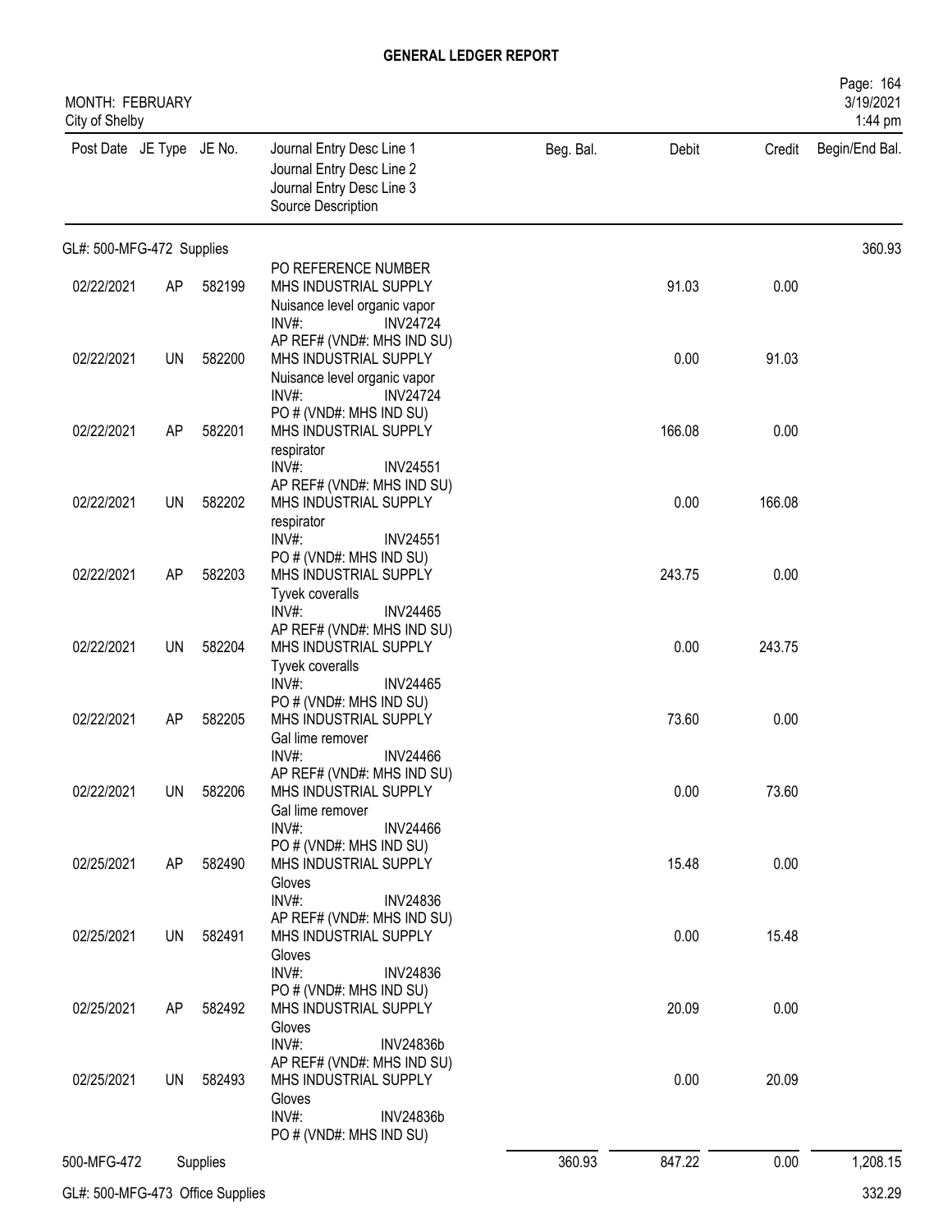# GENERAL LEDGER REPORT

MONTH: FEBRUARY
City of Shelby

| Post Date | JE Type | JE No. | Journal Entry Desc Line 1 / Journal Entry Desc Line 2 / Journal Entry Desc Line 3 / Source Description | Beg. Bal. | Debit | Credit | Begin/End Bal. |
|---|---|---|---|---|---|---|---|
| GL#: 500-MFG-472 Supplies | | | | | | | 360.93 |
| 02/22/2021 | AP | 582199 | PO REFERENCE NUMBER<br>MHS INDUSTRIAL SUPPLY<br>Nuisance level organic vapor<br>INV#: INV24724<br>AP REF# (VND#: MHS IND SU) | | 91.03 | 0.00 | |
| 02/22/2021 | UN | 582200 | MHS INDUSTRIAL SUPPLY<br>Nuisance level organic vapor<br>INV#: INV24724<br>PO # (VND#: MHS IND SU) | | 0.00 | 91.03 | |
| 02/22/2021 | AP | 582201 | MHS INDUSTRIAL SUPPLY<br>respirator<br>INV#: INV24551<br>AP REF# (VND#: MHS IND SU) | | 166.08 | 0.00 | |
| 02/22/2021 | UN | 582202 | MHS INDUSTRIAL SUPPLY<br>respirator<br>INV#: INV24551<br>PO # (VND#: MHS IND SU) | | 0.00 | 166.08 | |
| 02/22/2021 | AP | 582203 | MHS INDUSTRIAL SUPPLY<br>Tyvek coveralls<br>INV#: INV24465<br>AP REF# (VND#: MHS IND SU) | | 243.75 | 0.00 | |
| 02/22/2021 | UN | 582204 | MHS INDUSTRIAL SUPPLY<br>Tyvek coveralls<br>INV#: INV24465<br>PO # (VND#: MHS IND SU) | | 0.00 | 243.75 | |
| 02/22/2021 | AP | 582205 | MHS INDUSTRIAL SUPPLY<br>Gal lime remover<br>INV#: INV24466<br>AP REF# (VND#: MHS IND SU) | | 73.60 | 0.00 | |
| 02/22/2021 | UN | 582206 | MHS INDUSTRIAL SUPPLY<br>Gal lime remover<br>INV#: INV24466<br>PO # (VND#: MHS IND SU) | | 0.00 | 73.60 | |
| 02/25/2021 | AP | 582490 | MHS INDUSTRIAL SUPPLY<br>Gloves<br>INV#: INV24836<br>AP REF# (VND#: MHS IND SU) | | 15.48 | 0.00 | |
| 02/25/2021 | UN | 582491 | MHS INDUSTRIAL SUPPLY<br>Gloves<br>INV#: INV24836<br>PO # (VND#: MHS IND SU) | | 0.00 | 15.48 | |
| 02/25/2021 | AP | 582492 | MHS INDUSTRIAL SUPPLY<br>Gloves<br>INV#: INV24836b<br>AP REF# (VND#: MHS IND SU) | | 20.09 | 0.00 | |
| 02/25/2021 | UN | 582493 | MHS INDUSTRIAL SUPPLY<br>Gloves<br>INV#: INV24836b<br>PO # (VND#: MHS IND SU) | | 0.00 | 20.09 | |
| 500-MFG-472 | | Supplies | | 360.93 | 847.22 | 0.00 | 1,208.15 |
| GL#: 500-MFG-473 Office Supplies | | | | | | | 332.29 |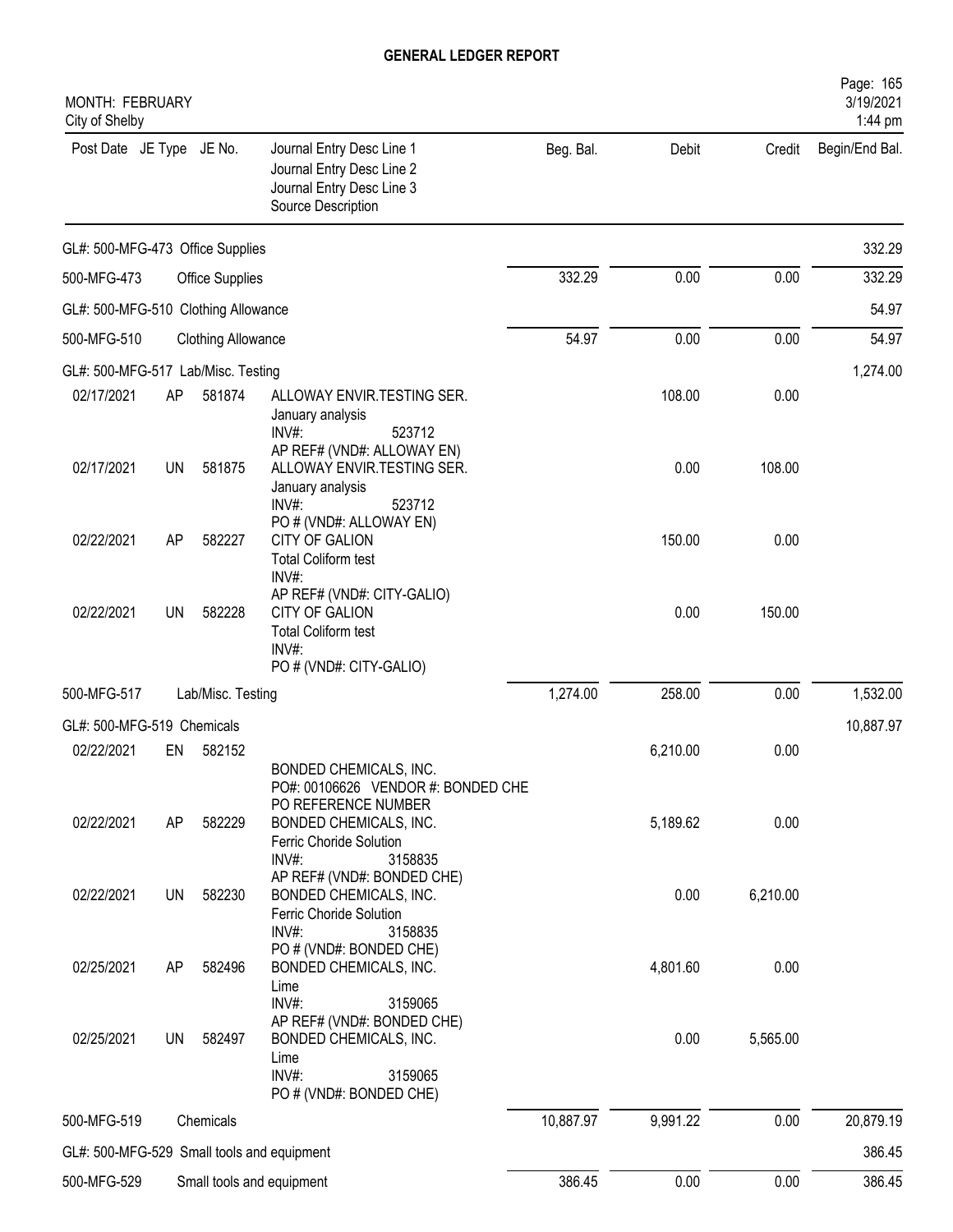# GENERAL LEDGER REPORT

MONTH: FEBRUARY
City of Shelby

| Post Date | JE Type | JE No. | Journal Entry Desc Line 1 / Journal Entry Desc Line 2 / Journal Entry Desc Line 3 / Source Description | Beg. Bal. | Debit | Credit | Begin/End Bal. |
|---|---|---|---|---|---|---|---|
| GL#: 500-MFG-473 Office Supplies | | | | | | | 332.29 |
| 500-MFG-473 | | | Office Supplies | 332.29 | 0.00 | 0.00 | 332.29 |
| GL#: 500-MFG-510 Clothing Allowance | | | | | | | 54.97 |
| 500-MFG-510 | | | Clothing Allowance | 54.97 | 0.00 | 0.00 | 54.97 |
| GL#: 500-MFG-517 Lab/Misc. Testing | | | | | | | 1,274.00 |
| 02/17/2021 | AP | 581874 | ALLOWAY ENVIR.TESTING SER. January analysis INV#: 523712 AP REF# (VND#: ALLOWAY EN) | | 108.00 | 0.00 | |
| 02/17/2021 | UN | 581875 | ALLOWAY ENVIR.TESTING SER. January analysis INV#: 523712 PO # (VND#: ALLOWAY EN) | | 0.00 | 108.00 | |
| 02/22/2021 | AP | 582227 | CITY OF GALION Total Coliform test INV#: AP REF# (VND#: CITY-GALIO) | | 150.00 | 0.00 | |
| 02/22/2021 | UN | 582228 | CITY OF GALION Total Coliform test INV#: PO # (VND#: CITY-GALIO) | | 0.00 | 150.00 | |
| 500-MFG-517 | | | Lab/Misc. Testing | 1,274.00 | 258.00 | 0.00 | 1,532.00 |
| GL#: 500-MFG-519 Chemicals | | | | | | | 10,887.97 |
| 02/22/2021 | EN | 582152 | BONDED CHEMICALS, INC. PO#: 00106626 VENDOR #: BONDED CHE PO REFERENCE NUMBER | | 6,210.00 | 0.00 | |
| 02/22/2021 | AP | 582229 | BONDED CHEMICALS, INC. Ferric Choride Solution INV#: 3158835 AP REF# (VND#: BONDED CHE) | | 5,189.62 | 0.00 | |
| 02/22/2021 | UN | 582230 | BONDED CHEMICALS, INC. Ferric Choride Solution INV#: 3158835 PO # (VND#: BONDED CHE) | | 0.00 | 6,210.00 | |
| 02/25/2021 | AP | 582496 | BONDED CHEMICALS, INC. Lime INV#: 3159065 AP REF# (VND#: BONDED CHE) | | 4,801.60 | 0.00 | |
| 02/25/2021 | UN | 582497 | BONDED CHEMICALS, INC. Lime INV#: 3159065 PO # (VND#: BONDED CHE) | | 0.00 | 5,565.00 | |
| 500-MFG-519 | | | Chemicals | 10,887.97 | 9,991.22 | 0.00 | 20,879.19 |
| GL#: 500-MFG-529 Small tools and equipment | | | | | | | 386.45 |
| 500-MFG-529 | | | Small tools and equipment | 386.45 | 0.00 | 0.00 | 386.45 |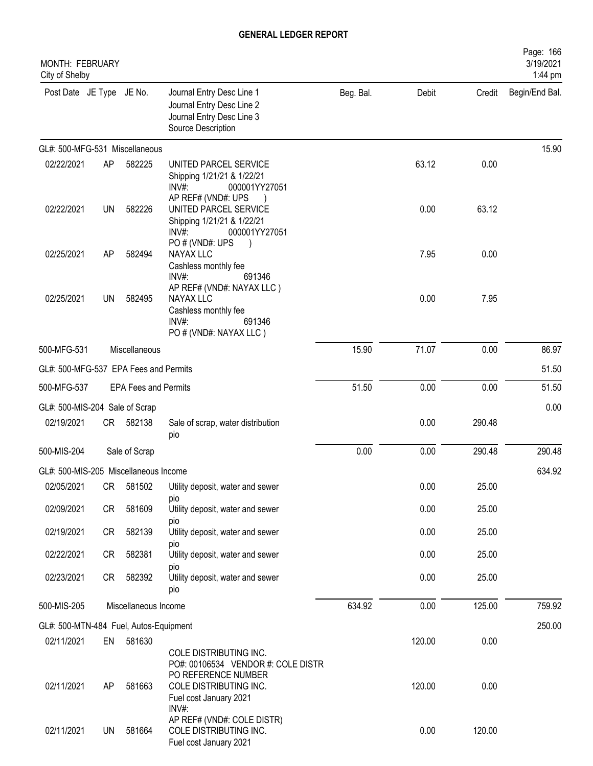# GENERAL LEDGER REPORT

MONTH: FEBRUARY
City of Shelby

| Post Date | JE Type | JE No. | Journal Entry Desc Line 1 / Journal Entry Desc Line 2 / Journal Entry Desc Line 3 / Source Description | Beg. Bal. | Debit | Credit | Begin/End Bal. |
|---|---|---|---|---|---|---|---|
| GL#: 500-MFG-531 Miscellaneous | | | | | | | 15.90 |
| 02/22/2021 | AP | 582225 | UNITED PARCEL SERVICE<br>Shipping 1/21/21 & 1/22/21<br>INV#: 000001YY27051<br>AP REF# (VND#: UPS ) | | 63.12 | 0.00 | |
| 02/22/2021 | UN | 582226 | UNITED PARCEL SERVICE<br>Shipping 1/21/21 & 1/22/21<br>INV#: 000001YY27051<br>PO # (VND#: UPS ) | | 0.00 | 63.12 | |
| 02/25/2021 | AP | 582494 | NAYAX LLC<br>Cashless monthly fee<br>INV#: 691346<br>AP REF# (VND#: NAYAX LLC ) | | 7.95 | 0.00 | |
| 02/25/2021 | UN | 582495 | NAYAX LLC<br>Cashless monthly fee<br>INV#: 691346<br>PO # (VND#: NAYAX LLC ) | | 0.00 | 7.95 | |
| 500-MFG-531 | | Miscellaneous | | 15.90 | 71.07 | 0.00 | 86.97 |
| GL#: 500-MFG-537 EPA Fees and Permits | | | | | | | 51.50 |
| 500-MFG-537 | | EPA Fees and Permits | | 51.50 | 0.00 | 0.00 | 51.50 |
| GL#: 500-MIS-204 Sale of Scrap | | | | | | | 0.00 |
| 02/19/2021 | CR | 582138 | Sale of scrap, water distribution<br>pio | | 0.00 | 290.48 | |
| 500-MIS-204 | | Sale of Scrap | | 0.00 | 0.00 | 290.48 | 290.48 |
| GL#: 500-MIS-205 Miscellaneous Income | | | | | | | 634.92 |
| 02/05/2021 | CR | 581502 | Utility deposit, water and sewer<br>pio | | 0.00 | 25.00 | |
| 02/09/2021 | CR | 581609 | Utility deposit, water and sewer<br>pio | | 0.00 | 25.00 | |
| 02/19/2021 | CR | 582139 | Utility deposit, water and sewer<br>pio | | 0.00 | 25.00 | |
| 02/22/2021 | CR | 582381 | Utility deposit, water and sewer<br>pio | | 0.00 | 25.00 | |
| 02/23/2021 | CR | 582392 | Utility deposit, water and sewer<br>pio | | 0.00 | 25.00 | |
| 500-MIS-205 | | Miscellaneous Income | | 634.92 | 0.00 | 125.00 | 759.92 |
| GL#: 500-MTN-484 Fuel, Autos-Equipment | | | | | | | 250.00 |
| 02/11/2021 | EN | 581630 | COLE DISTRIBUTING INC.<br>PO#: 00106534 VENDOR #: COLE DISTR<br>PO REFERENCE NUMBER | | 120.00 | 0.00 | |
| 02/11/2021 | AP | 581663 | COLE DISTRIBUTING INC.<br>Fuel cost January 2021<br>INV#:<br>AP REF# (VND#: COLE DISTR) | | 120.00 | 0.00 | |
| 02/11/2021 | UN | 581664 | COLE DISTRIBUTING INC.<br>Fuel cost January 2021 | | 0.00 | 120.00 | |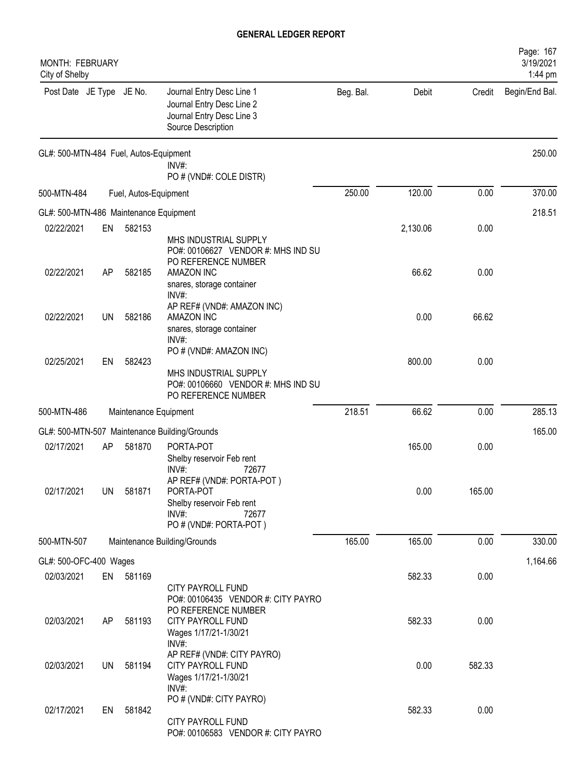# GENERAL LEDGER REPORT

MONTH: FEBRUARY
City of Shelby

Page: 167
3/19/2021
1:44 pm

| Post Date | JE Type | JE No. | Journal Entry Desc Line 1 / Journal Entry Desc Line 2 / Journal Entry Desc Line 3 / Source Description | Beg. Bal. | Debit | Credit | Begin/End Bal. |
|---|---|---|---|---|---|---|---|
| GL#: 500-MTN-484 Fuel, Autos-Equipment | | | | | | | 250.00 |
| | | | INV#: PO # (VND#: COLE DISTR) | | | | |
| 500-MTN-484 | | | Fuel, Autos-Equipment | 250.00 | 120.00 | 0.00 | 370.00 |
| GL#: 500-MTN-486 Maintenance Equipment | | | | | | | 218.51 |
| 02/22/2021 | EN | 582153 | MHS INDUSTRIAL SUPPLY PO#: 00106627 VENDOR #: MHS IND SU PO REFERENCE NUMBER | | 2,130.06 | 0.00 | |
| 02/22/2021 | AP | 582185 | AMAZON INC snares, storage container INV#: AP REF# (VND#: AMAZON INC) | | 66.62 | 0.00 | |
| 02/22/2021 | UN | 582186 | AMAZON INC snares, storage container INV#: PO # (VND#: AMAZON INC) | | 0.00 | 66.62 | |
| 02/25/2021 | EN | 582423 | MHS INDUSTRIAL SUPPLY PO#: 00106660 VENDOR #: MHS IND SU PO REFERENCE NUMBER | | 800.00 | 0.00 | |
| 500-MTN-486 | | | Maintenance Equipment | 218.51 | 66.62 | 0.00 | 285.13 |
| GL#: 500-MTN-507 Maintenance Building/Grounds | | | | | | | 165.00 |
| 02/17/2021 | AP | 581870 | PORTA-POT Shelby reservoir Feb rent INV#: 72677 AP REF# (VND#: PORTA-POT ) | | 165.00 | 0.00 | |
| 02/17/2021 | UN | 581871 | PORTA-POT Shelby reservoir Feb rent INV#: 72677 PO # (VND#: PORTA-POT ) | | 0.00 | 165.00 | |
| 500-MTN-507 | | | Maintenance Building/Grounds | 165.00 | 165.00 | 0.00 | 330.00 |
| GL#: 500-OFC-400 Wages | | | | | | | 1,164.66 |
| 02/03/2021 | EN | 581169 | CITY PAYROLL FUND PO#: 00106435 VENDOR #: CITY PAYRO PO REFERENCE NUMBER | | 582.33 | 0.00 | |
| 02/03/2021 | AP | 581193 | CITY PAYROLL FUND Wages 1/17/21-1/30/21 INV#: AP REF# (VND#: CITY PAYRO) | | 582.33 | 0.00 | |
| 02/03/2021 | UN | 581194 | CITY PAYROLL FUND Wages 1/17/21-1/30/21 INV#: PO # (VND#: CITY PAYRO) | | 0.00 | 582.33 | |
| 02/17/2021 | EN | 581842 | CITY PAYROLL FUND PO#: 00106583 VENDOR #: CITY PAYRO | | 582.33 | 0.00 | |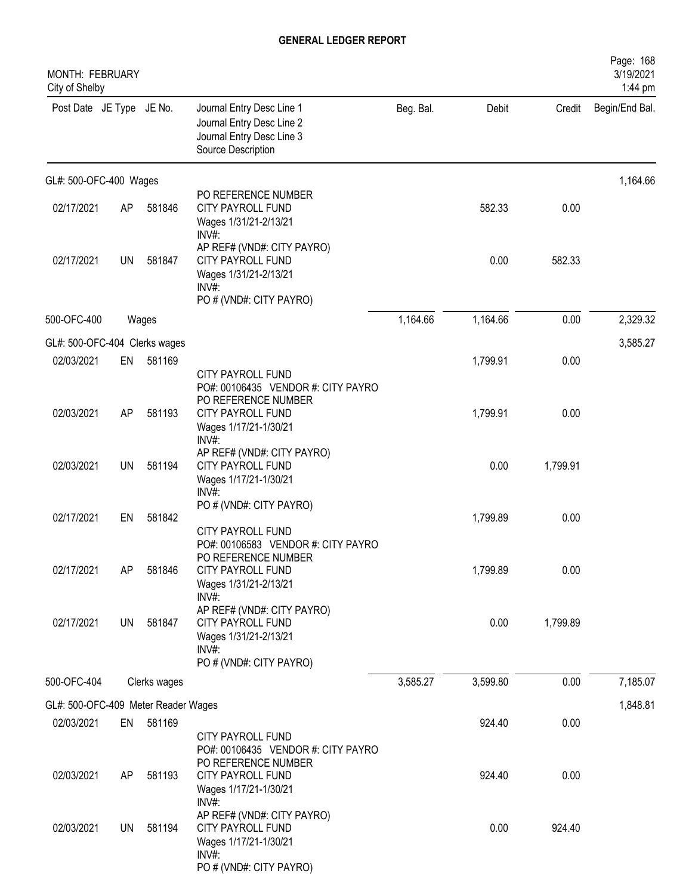**GENERAL LEDGER REPORT**

MONTH: FEBRUARY
City of Shelby

| Post Date | JE Type | JE No. | Journal Entry Desc Line 1 / Journal Entry Desc Line 2 / Journal Entry Desc Line 3 / Source Description | Beg. Bal. | Debit | Credit | Begin/End Bal. |
|---|---|---|---|---|---|---|---|
| GL#: 500-OFC-400 Wages | | | | | | | 1,164.66 |
| 02/17/2021 | AP | 581846 | PO REFERENCE NUMBER<br>CITY PAYROLL FUND<br>Wages 1/31/21-2/13/21<br>INV#: | | 582.33 | 0.00 | |
| 02/17/2021 | UN | 581847 | AP REF# (VND#: CITY PAYRO)<br>CITY PAYROLL FUND<br>Wages 1/31/21-2/13/21<br>INV#:<br>PO # (VND#: CITY PAYRO) | | 0.00 | 582.33 | |
| 500-OFC-400 | | Wages | | 1,164.66 | 1,164.66 | 0.00 | 2,329.32 |
| GL#: 500-OFC-404 Clerks wages | | | | | | | 3,585.27 |
| 02/03/2021 | EN | 581169 | CITY PAYROLL FUND<br>PO#: 00106435 VENDOR #: CITY PAYRO | | 1,799.91 | 0.00 | |
| 02/03/2021 | AP | 581193 | PO REFERENCE NUMBER<br>CITY PAYROLL FUND<br>Wages 1/17/21-1/30/21<br>INV#: | | 1,799.91 | 0.00 | |
| 02/03/2021 | UN | 581194 | AP REF# (VND#: CITY PAYRO)<br>CITY PAYROLL FUND<br>Wages 1/17/21-1/30/21<br>INV#:<br>PO # (VND#: CITY PAYRO) | | 0.00 | 1,799.91 | |
| 02/17/2021 | EN | 581842 | CITY PAYROLL FUND<br>PO#: 00106583 VENDOR #: CITY PAYRO | | 1,799.89 | 0.00 | |
| 02/17/2021 | AP | 581846 | PO REFERENCE NUMBER<br>CITY PAYROLL FUND<br>Wages 1/31/21-2/13/21<br>INV#: | | 1,799.89 | 0.00 | |
| 02/17/2021 | UN | 581847 | AP REF# (VND#: CITY PAYRO)<br>CITY PAYROLL FUND<br>Wages 1/31/21-2/13/21<br>INV#:<br>PO # (VND#: CITY PAYRO) | | 0.00 | 1,799.89 | |
| 500-OFC-404 | | Clerks wages | | 3,585.27 | 3,599.80 | 0.00 | 7,185.07 |
| GL#: 500-OFC-409 Meter Reader Wages | | | | | | | 1,848.81 |
| 02/03/2021 | EN | 581169 | CITY PAYROLL FUND<br>PO#: 00106435 VENDOR #: CITY PAYRO | | 924.40 | 0.00 | |
| 02/03/2021 | AP | 581193 | PO REFERENCE NUMBER<br>CITY PAYROLL FUND<br>Wages 1/17/21-1/30/21<br>INV#: | | 924.40 | 0.00 | |
| 02/03/2021 | UN | 581194 | AP REF# (VND#: CITY PAYRO)<br>CITY PAYROLL FUND<br>Wages 1/17/21-1/30/21<br>INV#:<br>PO # (VND#: CITY PAYRO) | | 0.00 | 924.40 | |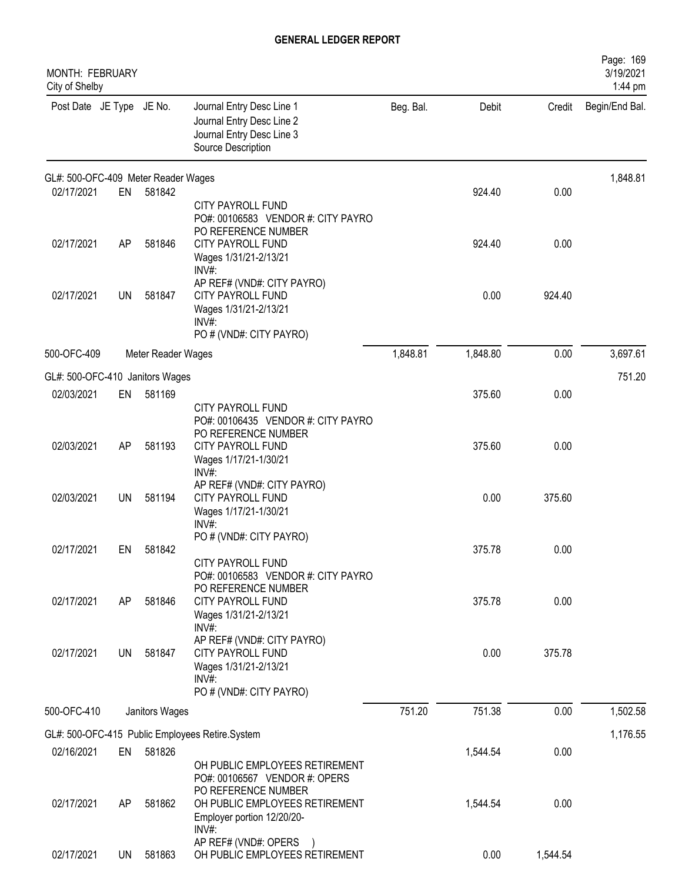# GENERAL LEDGER REPORT

MONTH: FEBRUARY
City of Shelby

| Post Date | JE Type | JE No. | Journal Entry Desc Line 1 / Journal Entry Desc Line 2 / Journal Entry Desc Line 3 / Source Description | Beg. Bal. | Debit | Credit | Begin/End Bal. |
|---|---|---|---|---|---|---|---|
| GL#: 500-OFC-409 Meter Reader Wages | | | | | | | 1,848.81 |
| 02/17/2021 | EN | 581842 | CITY PAYROLL FUND<br>PO#: 00106583 VENDOR #: CITY PAYRO<br>PO REFERENCE NUMBER | | 924.40 | 0.00 | |
| 02/17/2021 | AP | 581846 | CITY PAYROLL FUND<br>Wages 1/31/21-2/13/21<br>INV#:<br>AP REF# (VND#: CITY PAYRO) | | 924.40 | 0.00 | |
| 02/17/2021 | UN | 581847 | CITY PAYROLL FUND<br>Wages 1/31/21-2/13/21<br>INV#:<br>PO # (VND#: CITY PAYRO) | | 0.00 | 924.40 | |
| 500-OFC-409 | | | Meter Reader Wages | 1,848.81 | 1,848.80 | 0.00 | 3,697.61 |
| GL#: 500-OFC-410 Janitors Wages | | | | | | | 751.20 |
| 02/03/2021 | EN | 581169 | CITY PAYROLL FUND<br>PO#: 00106435 VENDOR #: CITY PAYRO<br>PO REFERENCE NUMBER | | 375.60 | 0.00 | |
| 02/03/2021 | AP | 581193 | CITY PAYROLL FUND<br>Wages 1/17/21-1/30/21<br>INV#:<br>AP REF# (VND#: CITY PAYRO) | | 375.60 | 0.00 | |
| 02/03/2021 | UN | 581194 | CITY PAYROLL FUND<br>Wages 1/17/21-1/30/21<br>INV#:<br>PO # (VND#: CITY PAYRO) | | 0.00 | 375.60 | |
| 02/17/2021 | EN | 581842 | CITY PAYROLL FUND<br>PO#: 00106583 VENDOR #: CITY PAYRO<br>PO REFERENCE NUMBER | | 375.78 | 0.00 | |
| 02/17/2021 | AP | 581846 | CITY PAYROLL FUND<br>Wages 1/31/21-2/13/21<br>INV#:<br>AP REF# (VND#: CITY PAYRO) | | 375.78 | 0.00 | |
| 02/17/2021 | UN | 581847 | CITY PAYROLL FUND<br>Wages 1/31/21-2/13/21<br>INV#:<br>PO # (VND#: CITY PAYRO) | | 0.00 | 375.78 | |
| 500-OFC-410 | | | Janitors Wages | 751.20 | 751.38 | 0.00 | 1,502.58 |
| GL#: 500-OFC-415 Public Employees Retire.System | | | | | | | 1,176.55 |
| 02/16/2021 | EN | 581826 | OH PUBLIC EMPLOYEES RETIREMENT<br>PO#: 00106567 VENDOR #: OPERS<br>PO REFERENCE NUMBER | | 1,544.54 | 0.00 | |
| 02/17/2021 | AP | 581862 | OH PUBLIC EMPLOYEES RETIREMENT<br>Employer portion 12/20/20-<br>INV#:<br>AP REF# (VND#: OPERS ) | | 1,544.54 | 0.00 | |
| 02/17/2021 | UN | 581863 | OH PUBLIC EMPLOYEES RETIREMENT | | 0.00 | 1,544.54 | |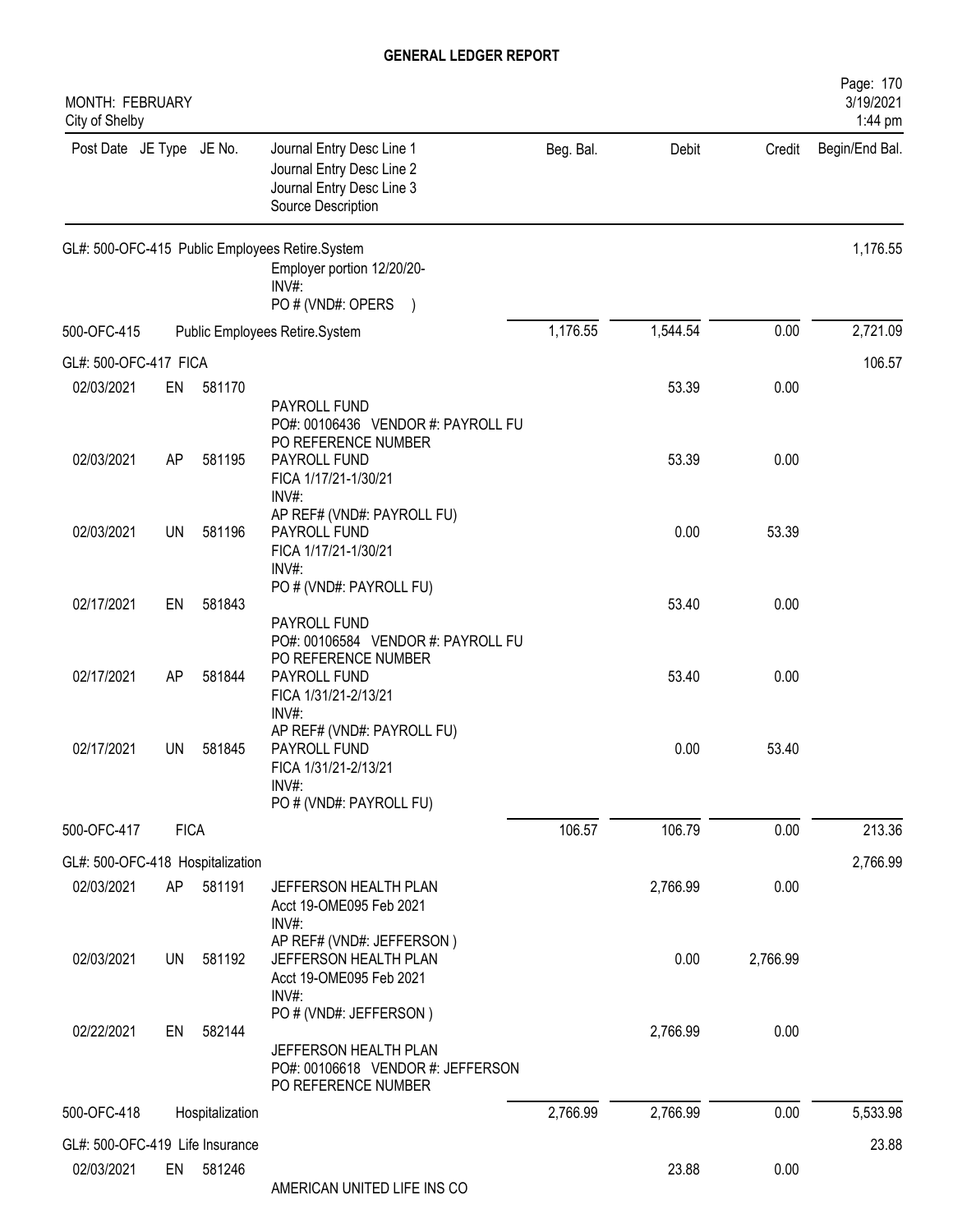# GENERAL LEDGER REPORT

MONTH: FEBRUARY
City of Shelby

3/19/2021
1:44 pm

| Post Date | JE Type | JE No. | Journal Entry Desc Line 1 / Journal Entry Desc Line 2 / Journal Entry Desc Line 3 / Source Description | Beg. Bal. | Debit | Credit | Begin/End Bal. |
|---|---|---|---|---|---|---|---|
| GL#: 500-OFC-415 Public Employees Retire.System | | | | | | | 1,176.55 |
| | | | Employer portion 12/20/20- INV#: PO # (VND#: OPERS ) | | | | |
| 500-OFC-415 | | | Public Employees Retire.System | 1,176.55 | 1,544.54 | 0.00 | 2,721.09 |
| GL#: 500-OFC-417 FICA | | | | | | | 106.57 |
| 02/03/2021 | EN | 581170 | PAYROLL FUND PO#: 00106436 VENDOR #: PAYROLL FU PO REFERENCE NUMBER | | 53.39 | 0.00 | |
| 02/03/2021 | AP | 581195 | PAYROLL FUND FICA 1/17/21-1/30/21 INV#: AP REF# (VND#: PAYROLL FU) | | 53.39 | 0.00 | |
| 02/03/2021 | UN | 581196 | PAYROLL FUND FICA 1/17/21-1/30/21 INV#: PO # (VND#: PAYROLL FU) | | 0.00 | 53.39 | |
| 02/17/2021 | EN | 581843 | PAYROLL FUND PO#: 00106584 VENDOR #: PAYROLL FU PO REFERENCE NUMBER | | 53.40 | 0.00 | |
| 02/17/2021 | AP | 581844 | PAYROLL FUND FICA 1/31/21-2/13/21 INV#: AP REF# (VND#: PAYROLL FU) | | 53.40 | 0.00 | |
| 02/17/2021 | UN | 581845 | PAYROLL FUND FICA 1/31/21-2/13/21 INV#: PO # (VND#: PAYROLL FU) | | 0.00 | 53.40 | |
| 500-OFC-417 | FICA | | | 106.57 | 106.79 | 0.00 | 213.36 |
| GL#: 500-OFC-418 Hospitalization | | | | | | | 2,766.99 |
| 02/03/2021 | AP | 581191 | JEFFERSON HEALTH PLAN Acct 19-OME095 Feb 2021 INV#: AP REF# (VND#: JEFFERSON ) | | 2,766.99 | 0.00 | |
| 02/03/2021 | UN | 581192 | JEFFERSON HEALTH PLAN Acct 19-OME095 Feb 2021 INV#: PO # (VND#: JEFFERSON ) | | 0.00 | 2,766.99 | |
| 02/22/2021 | EN | 582144 | JEFFERSON HEALTH PLAN PO#: 00106618 VENDOR #: JEFFERSON PO REFERENCE NUMBER | | 2,766.99 | 0.00 | |
| 500-OFC-418 | Hospitalization | | | 2,766.99 | 2,766.99 | 0.00 | 5,533.98 |
| GL#: 500-OFC-419 Life Insurance | | | | | | | 23.88 |
| 02/03/2021 | EN | 581246 | AMERICAN UNITED LIFE INS CO | | 23.88 | 0.00 | |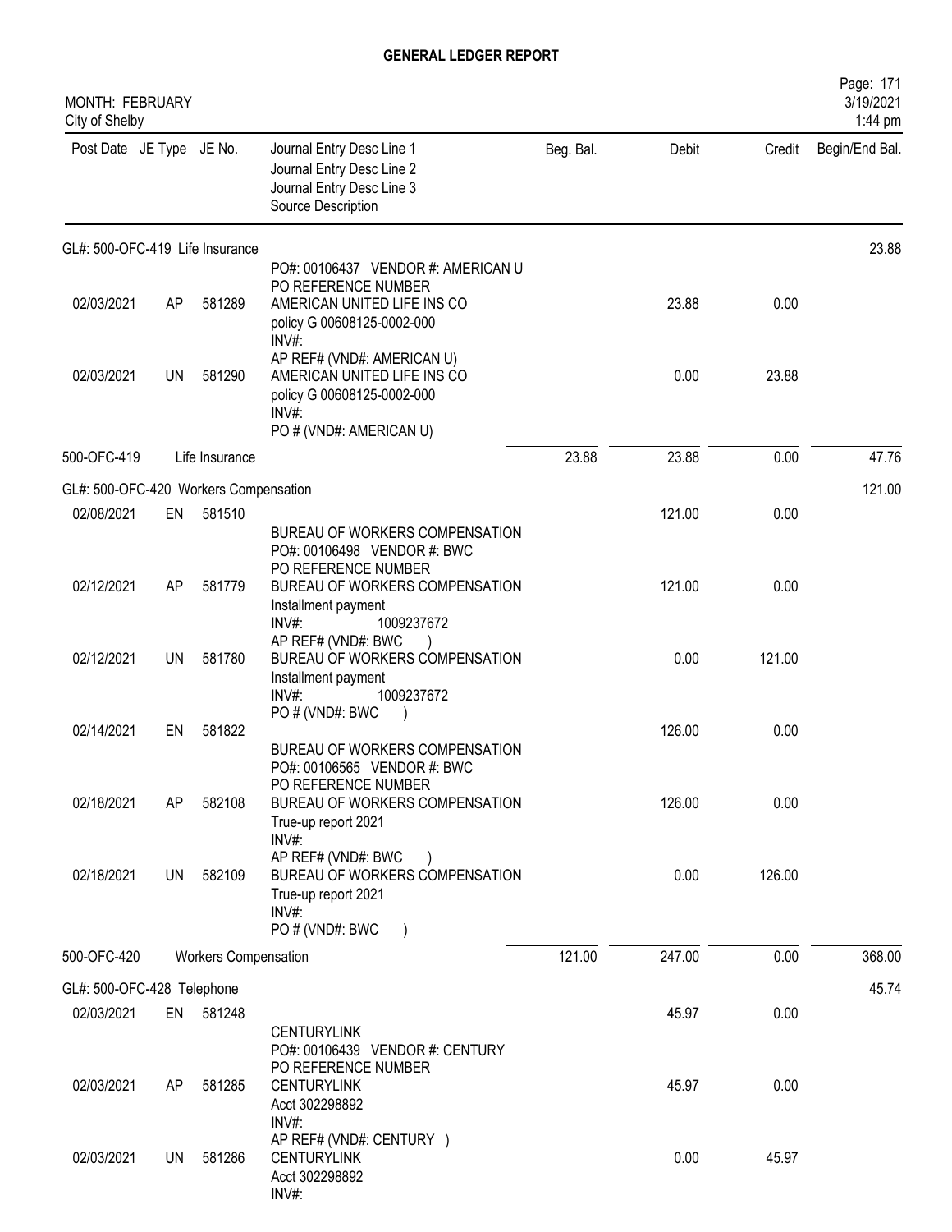# GENERAL LEDGER REPORT

MONTH: FEBRUARY
City of Shelby

| Post Date | JE Type | JE No. | Journal Entry Desc Line 1 / Journal Entry Desc Line 2 / Journal Entry Desc Line 3 / Source Description | Beg. Bal. | Debit | Credit | Begin/End Bal. |
|---|---|---|---|---|---|---|---|
| GL#: 500-OFC-419 Life Insurance | | | | | | | 23.88 |
| 02/03/2021 | AP | 581289 | PO#: 00106437 VENDOR #: AMERICAN U<br>PO REFERENCE NUMBER<br>AMERICAN UNITED LIFE INS CO<br>policy G 00608125-0002-000<br>INV#: | | 23.88 | 0.00 | |
| 02/03/2021 | UN | 581290 | AP REF# (VND#: AMERICAN U)<br>AMERICAN UNITED LIFE INS CO<br>policy G 00608125-0002-000<br>INV#:<br>PO # (VND#: AMERICAN U) | | 0.00 | 23.88 | |
| 500-OFC-419 | | Life Insurance | | 23.88 | 23.88 | 0.00 | 47.76 |
| GL#: 500-OFC-420 Workers Compensation | | | | | | | 121.00 |
| 02/08/2021 | EN | 581510 | | | 121.00 | 0.00 | |
| 02/12/2021 | AP | 581779 | BUREAU OF WORKERS COMPENSATION<br>PO#: 00106498 VENDOR #: BWC<br>PO REFERENCE NUMBER<br>BUREAU OF WORKERS COMPENSATION<br>Installment payment<br>INV#: 1009237672 | | 121.00 | 0.00 | |
| 02/12/2021 | UN | 581780 | AP REF# (VND#: BWC )<br>BUREAU OF WORKERS COMPENSATION<br>Installment payment<br>INV#: 1009237672<br>PO # (VND#: BWC ) | | 0.00 | 121.00 | |
| 02/14/2021 | EN | 581822 | | | 126.00 | 0.00 | |
| 02/18/2021 | AP | 582108 | BUREAU OF WORKERS COMPENSATION<br>PO#: 00106565 VENDOR #: BWC<br>PO REFERENCE NUMBER<br>BUREAU OF WORKERS COMPENSATION<br>True-up report 2021<br>INV#: | | 126.00 | 0.00 | |
| 02/18/2021 | UN | 582109 | AP REF# (VND#: BWC )<br>BUREAU OF WORKERS COMPENSATION<br>True-up report 2021<br>INV#:<br>PO # (VND#: BWC ) | | 0.00 | 126.00 | |
| 500-OFC-420 | | Workers Compensation | | 121.00 | 247.00 | 0.00 | 368.00 |
| GL#: 500-OFC-428 Telephone | | | | | | | 45.74 |
| 02/03/2021 | EN | 581248 | | | 45.97 | 0.00 | |
| 02/03/2021 | AP | 581285 | CENTURYLINK<br>PO#: 00106439 VENDOR #: CENTURY<br>PO REFERENCE NUMBER<br>CENTURYLINK<br>Acct 302298892<br>INV#: | | 45.97 | 0.00 | |
| 02/03/2021 | UN | 581286 | AP REF# (VND#: CENTURY )<br>CENTURYLINK<br>Acct 302298892<br>INV#: | | 0.00 | 45.97 | |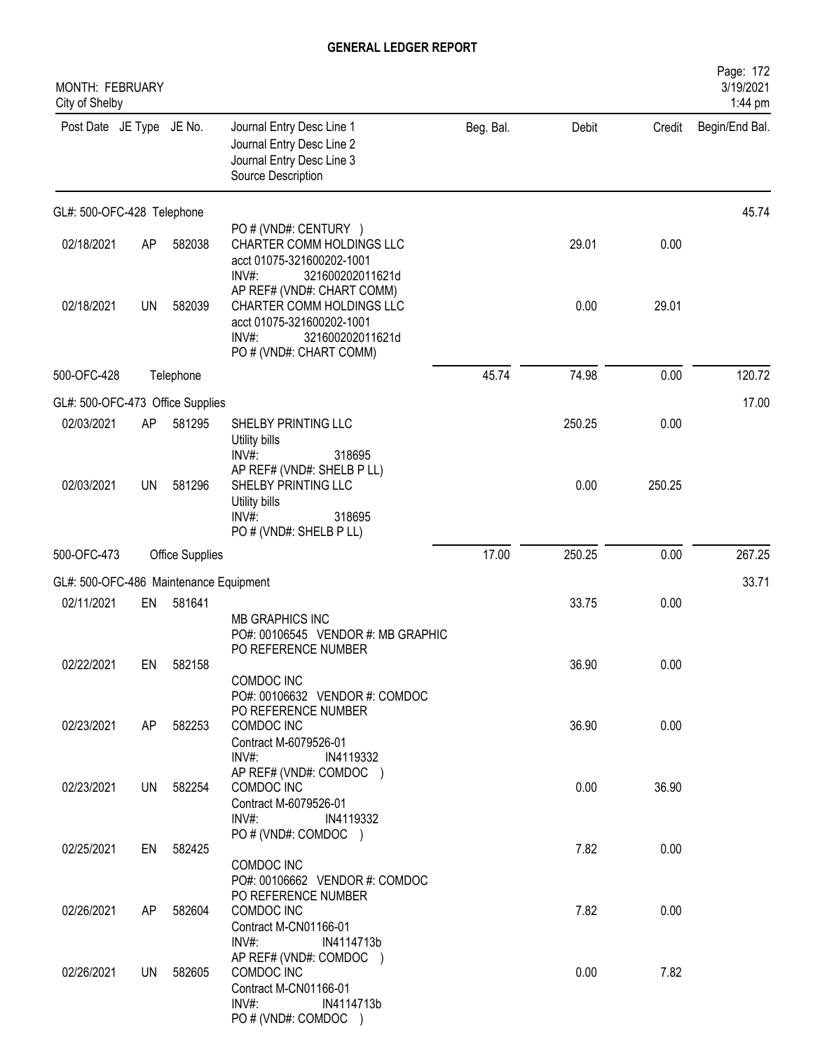# GENERAL LEDGER REPORT

MONTH: FEBRUARY
City of Shelby

3/19/2021
1:44 pm

| Post Date | JE Type | JE No. | Journal Entry Desc Line 1 / Journal Entry Desc Line 2 / Journal Entry Desc Line 3 / Source Description | Beg. Bal. | Debit | Credit | Begin/End Bal. |
|---|---|---|---|---|---|---|---|
| **GL#: 500-OFC-428 Telephone** | | | | | | | 45.74 |
| 02/18/2021 | AP | 582038 | PO # (VND#: CENTURY ) CHARTER COMM HOLDINGS LLC acct 01075-321600202-1001 INV#: 321600202011621d | | 29.01 | 0.00 | |
| 02/18/2021 | UN | 582039 | AP REF# (VND#: CHART COMM) CHARTER COMM HOLDINGS LLC acct 01075-321600202-1001 INV#: 321600202011621d PO # (VND#: CHART COMM) | | 0.00 | 29.01 | |
| 500-OFC-428 | | Telephone | | 45.74 | 74.98 | 0.00 | 120.72 |
| **GL#: 500-OFC-473 Office Supplies** | | | | | | | 17.00 |
| 02/03/2021 | AP | 581295 | SHELBY PRINTING LLC Utility bills INV#: 318695 | | 250.25 | 0.00 | |
| 02/03/2021 | UN | 581296 | AP REF# (VND#: SHELB P LL) SHELBY PRINTING LLC Utility bills INV#: 318695 PO # (VND#: SHELB P LL) | | 0.00 | 250.25 | |
| 500-OFC-473 | | Office Supplies | | 17.00 | 250.25 | 0.00 | 267.25 |
| **GL#: 500-OFC-486 Maintenance Equipment** | | | | | | | 33.71 |
| 02/11/2021 | EN | 581641 | MB GRAPHICS INC PO#: 00106545 VENDOR #: MB GRAPHIC PO REFERENCE NUMBER | | 33.75 | 0.00 | |
| 02/22/2021 | EN | 582158 | COMDOC INC PO#: 00106632 VENDOR #: COMDOC PO REFERENCE NUMBER | | 36.90 | 0.00 | |
| 02/23/2021 | AP | 582253 | COMDOC INC Contract M-6079526-01 INV#: IN4119332 | | 36.90 | 0.00 | |
| 02/23/2021 | UN | 582254 | AP REF# (VND#: COMDOC ) COMDOC INC Contract M-6079526-01 INV#: IN4119332 PO # (VND#: COMDOC ) | | 0.00 | 36.90 | |
| 02/25/2021 | EN | 582425 | COMDOC INC PO#: 00106662 VENDOR #: COMDOC PO REFERENCE NUMBER | | 7.82 | 0.00 | |
| 02/26/2021 | AP | 582604 | COMDOC INC Contract M-CN01166-01 INV#: IN4114713b | | 7.82 | 0.00 | |
| 02/26/2021 | UN | 582605 | AP REF# (VND#: COMDOC ) COMDOC INC Contract M-CN01166-01 INV#: IN4114713b PO # (VND#: COMDOC ) | | 0.00 | 7.82 | |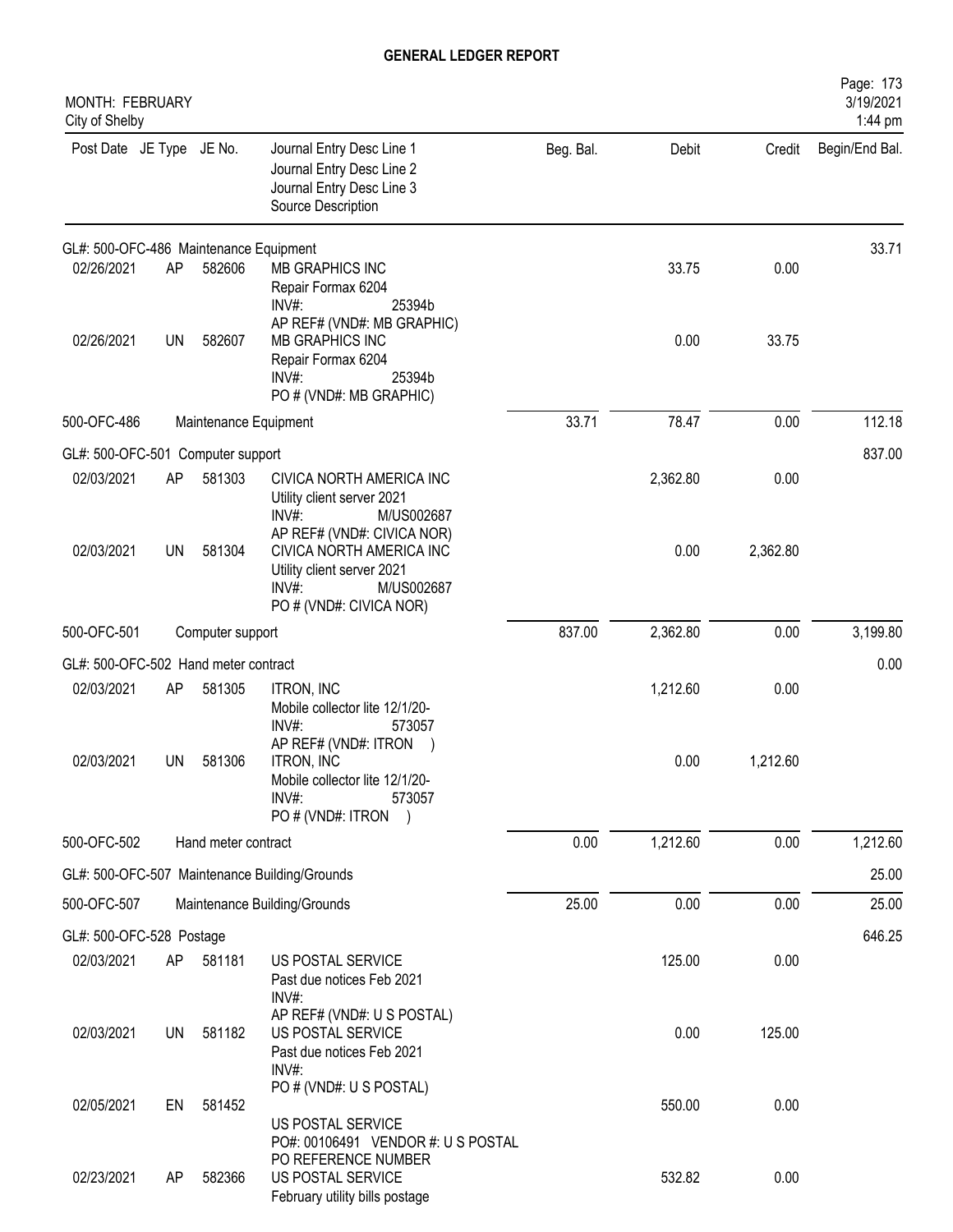# GENERAL LEDGER REPORT

MONTH: FEBRUARY
City of Shelby

| Post Date | JE Type | JE No. | Journal Entry Desc Line 1 / Journal Entry Desc Line 2 / Journal Entry Desc Line 3 / Source Description | Beg. Bal. | Debit | Credit | Begin/End Bal. |
|---|---|---|---|---|---|---|---|
| GL#: 500-OFC-486 Maintenance Equipment | | | | | | | 33.71 |
| 02/26/2021 | AP | 582606 | MB GRAPHICS INC<br>Repair Formax 6204<br>INV#: 25394b<br>AP REF# (VND#: MB GRAPHIC) | | 33.75 | 0.00 | |
| 02/26/2021 | UN | 582607 | MB GRAPHICS INC<br>Repair Formax 6204<br>INV#: 25394b<br>PO # (VND#: MB GRAPHIC) | | 0.00 | 33.75 | |
| 500-OFC-486 | | | Maintenance Equipment | 33.71 | 78.47 | 0.00 | 112.18 |
| GL#: 500-OFC-501 Computer support | | | | | | | 837.00 |
| 02/03/2021 | AP | 581303 | CIVICA NORTH AMERICA INC<br>Utility client server 2021<br>INV#: M/US002687<br>AP REF# (VND#: CIVICA NOR) | | 2,362.80 | 0.00 | |
| 02/03/2021 | UN | 581304 | CIVICA NORTH AMERICA INC<br>Utility client server 2021<br>INV#: M/US002687<br>PO # (VND#: CIVICA NOR) | | 0.00 | 2,362.80 | |
| 500-OFC-501 | | | Computer support | 837.00 | 2,362.80 | 0.00 | 3,199.80 |
| GL#: 500-OFC-502 Hand meter contract | | | | | | | 0.00 |
| 02/03/2021 | AP | 581305 | ITRON, INC<br>Mobile collector lite 12/1/20-<br>INV#: 573057<br>AP REF# (VND#: ITRON ) | | 1,212.60 | 0.00 | |
| 02/03/2021 | UN | 581306 | ITRON, INC<br>Mobile collector lite 12/1/20-<br>INV#: 573057<br>PO # (VND#: ITRON ) | | 0.00 | 1,212.60 | |
| 500-OFC-502 | | | Hand meter contract | 0.00 | 1,212.60 | 0.00 | 1,212.60 |
| GL#: 500-OFC-507 Maintenance Building/Grounds | | | | | | | 25.00 |
| 500-OFC-507 | | | Maintenance Building/Grounds | 25.00 | 0.00 | 0.00 | 25.00 |
| GL#: 500-OFC-528 Postage | | | | | | | 646.25 |
| 02/03/2021 | AP | 581181 | US POSTAL SERVICE<br>Past due notices Feb 2021<br>INV#:<br>AP REF# (VND#: U S POSTAL) | | 125.00 | 0.00 | |
| 02/03/2021 | UN | 581182 | US POSTAL SERVICE<br>Past due notices Feb 2021<br>INV#:<br>PO # (VND#: U S POSTAL) | | 0.00 | 125.00 | |
| 02/05/2021 | EN | 581452 | US POSTAL SERVICE<br>PO#: 00106491 VENDOR #: U S POSTAL<br>PO REFERENCE NUMBER | | 550.00 | 0.00 | |
| 02/23/2021 | AP | 582366 | US POSTAL SERVICE<br>February utility bills postage | | 532.82 | 0.00 | |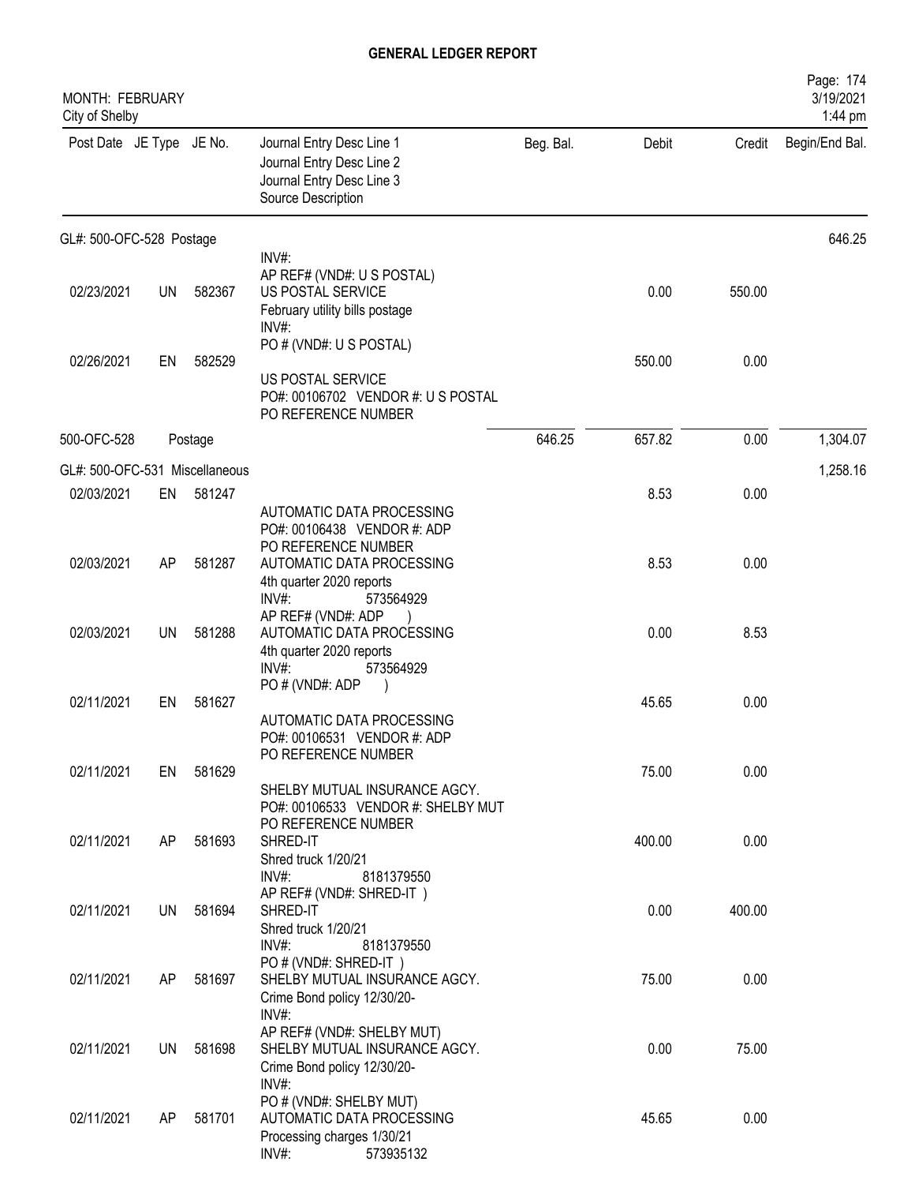# GENERAL LEDGER REPORT

MONTH: FEBRUARY
City of Shelby

| Post Date | JE Type | JE No. | Journal Entry Desc Line 1 / Journal Entry Desc Line 2 / Journal Entry Desc Line 3 / Source Description | Beg. Bal. | Debit | Credit | Begin/End Bal. |
|---|---|---|---|---|---|---|---|
| GL#: 500-OFC-528 Postage | | | | | | | 646.25 |
| | | | INV#: AP REF# (VND#: U S POSTAL) | | | | |
| 02/23/2021 | UN | 582367 | US POSTAL SERVICE February utility bills postage INV#: PO # (VND#: U S POSTAL) | | 0.00 | 550.00 | |
| 02/26/2021 | EN | 582529 | US POSTAL SERVICE PO#: 00106702 VENDOR #: U S POSTAL PO REFERENCE NUMBER | | 550.00 | 0.00 | |
| 500-OFC-528 | | Postage | | 646.25 | 657.82 | 0.00 | 1,304.07 |
| GL#: 500-OFC-531 Miscellaneous | | | | | | | 1,258.16 |
| 02/03/2021 | EN | 581247 | AUTOMATIC DATA PROCESSING PO#: 00106438 VENDOR #: ADP PO REFERENCE NUMBER | | 8.53 | 0.00 | |
| 02/03/2021 | AP | 581287 | AUTOMATIC DATA PROCESSING 4th quarter 2020 reports INV#: 573564929 AP REF# (VND#: ADP ) | | 8.53 | 0.00 | |
| 02/03/2021 | UN | 581288 | AUTOMATIC DATA PROCESSING 4th quarter 2020 reports INV#: 573564929 PO # (VND#: ADP ) | | 0.00 | 8.53 | |
| 02/11/2021 | EN | 581627 | AUTOMATIC DATA PROCESSING PO#: 00106531 VENDOR #: ADP PO REFERENCE NUMBER | | 45.65 | 0.00 | |
| 02/11/2021 | EN | 581629 | SHELBY MUTUAL INSURANCE AGCY. PO#: 00106533 VENDOR #: SHELBY MUT PO REFERENCE NUMBER | | 75.00 | 0.00 | |
| 02/11/2021 | AP | 581693 | SHRED-IT Shred truck 1/20/21 INV#: 8181379550 AP REF# (VND#: SHRED-IT ) | | 400.00 | 0.00 | |
| 02/11/2021 | UN | 581694 | SHRED-IT Shred truck 1/20/21 INV#: 8181379550 PO # (VND#: SHRED-IT ) | | 0.00 | 400.00 | |
| 02/11/2021 | AP | 581697 | SHELBY MUTUAL INSURANCE AGCY. Crime Bond policy 12/30/20- INV#: AP REF# (VND#: SHELBY MUT) | | 75.00 | 0.00 | |
| 02/11/2021 | UN | 581698 | SHELBY MUTUAL INSURANCE AGCY. Crime Bond policy 12/30/20- INV#: PO # (VND#: SHELBY MUT) | | 0.00 | 75.00 | |
| 02/11/2021 | AP | 581701 | AUTOMATIC DATA PROCESSING Processing charges 1/30/21 INV#: 573935132 | | 45.65 | 0.00 | |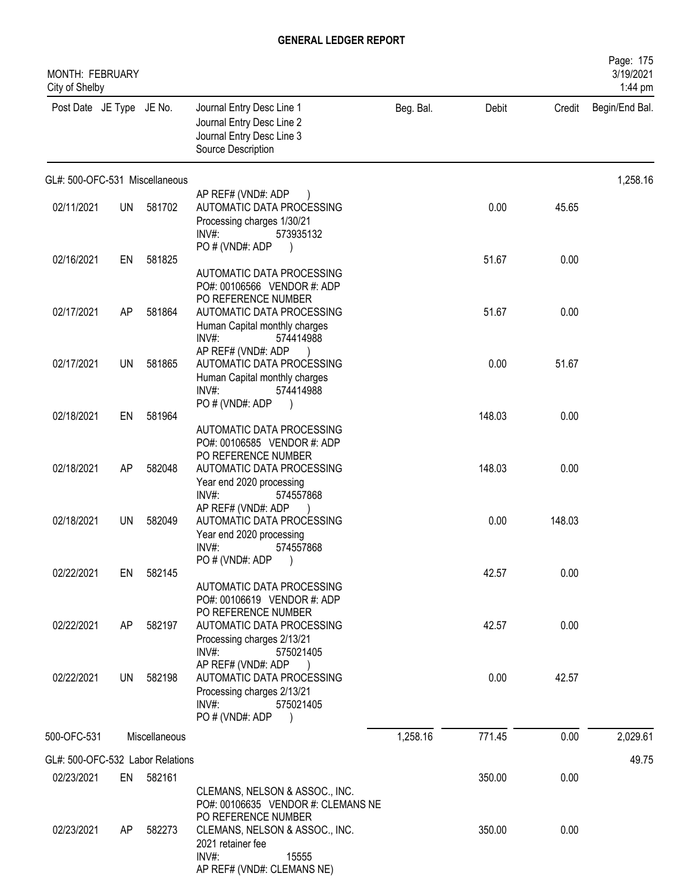# GENERAL LEDGER REPORT

MONTH: FEBRUARY
City of Shelby

| Post Date | JE Type | JE No. | Journal Entry Desc Line 1 / Journal Entry Desc Line 2 / Journal Entry Desc Line 3 / Source Description | Beg. Bal. | Debit | Credit | Begin/End Bal. |
|---|---|---|---|---|---|---|---|
| GL#: 500-OFC-531 Miscellaneous | | | | | | | 1,258.16 |
| 02/11/2021 | UN | 581702 | AP REF# (VND#: ADP ) AUTOMATIC DATA PROCESSING Processing charges 1/30/21 INV#: 573935132 | | 0.00 | 45.65 | |
| 02/16/2021 | EN | 581825 | PO # (VND#: ADP ) AUTOMATIC DATA PROCESSING PO#: 00106566 VENDOR #: ADP | | 51.67 | 0.00 | |
| 02/17/2021 | AP | 581864 | PO REFERENCE NUMBER AUTOMATIC DATA PROCESSING Human Capital monthly charges INV#: 574414988 | | 51.67 | 0.00 | |
| 02/17/2021 | UN | 581865 | AP REF# (VND#: ADP ) AUTOMATIC DATA PROCESSING Human Capital monthly charges INV#: 574414988 | | 0.00 | 51.67 | |
| 02/18/2021 | EN | 581964 | PO # (VND#: ADP ) AUTOMATIC DATA PROCESSING PO#: 00106585 VENDOR #: ADP | | 148.03 | 0.00 | |
| 02/18/2021 | AP | 582048 | PO REFERENCE NUMBER AUTOMATIC DATA PROCESSING Year end 2020 processing INV#: 574557868 | | 148.03 | 0.00 | |
| 02/18/2021 | UN | 582049 | AP REF# (VND#: ADP ) AUTOMATIC DATA PROCESSING Year end 2020 processing INV#: 574557868 | | 0.00 | 148.03 | |
| 02/22/2021 | EN | 582145 | PO # (VND#: ADP ) AUTOMATIC DATA PROCESSING PO#: 00106619 VENDOR #: ADP | | 42.57 | 0.00 | |
| 02/22/2021 | AP | 582197 | PO REFERENCE NUMBER AUTOMATIC DATA PROCESSING Processing charges 2/13/21 INV#: 575021405 | | 42.57 | 0.00 | |
| 02/22/2021 | UN | 582198 | AP REF# (VND#: ADP ) AUTOMATIC DATA PROCESSING Processing charges 2/13/21 INV#: 575021405 PO # (VND#: ADP ) | | 0.00 | 42.57 | |
| 500-OFC-531 | | Miscellaneous | | 1,258.16 | 771.45 | 0.00 | 2,029.61 |
| GL#: 500-OFC-532 Labor Relations | | | | | | | 49.75 |
| 02/23/2021 | EN | 582161 | CLEMANS, NELSON & ASSOC., INC. PO#: 00106635 VENDOR #: CLEMANS NE | | 350.00 | 0.00 | |
| 02/23/2021 | AP | 582273 | PO REFERENCE NUMBER CLEMANS, NELSON & ASSOC., INC. 2021 retainer fee INV#: 15555 AP REF# (VND#: CLEMANS NE) | | 350.00 | 0.00 | |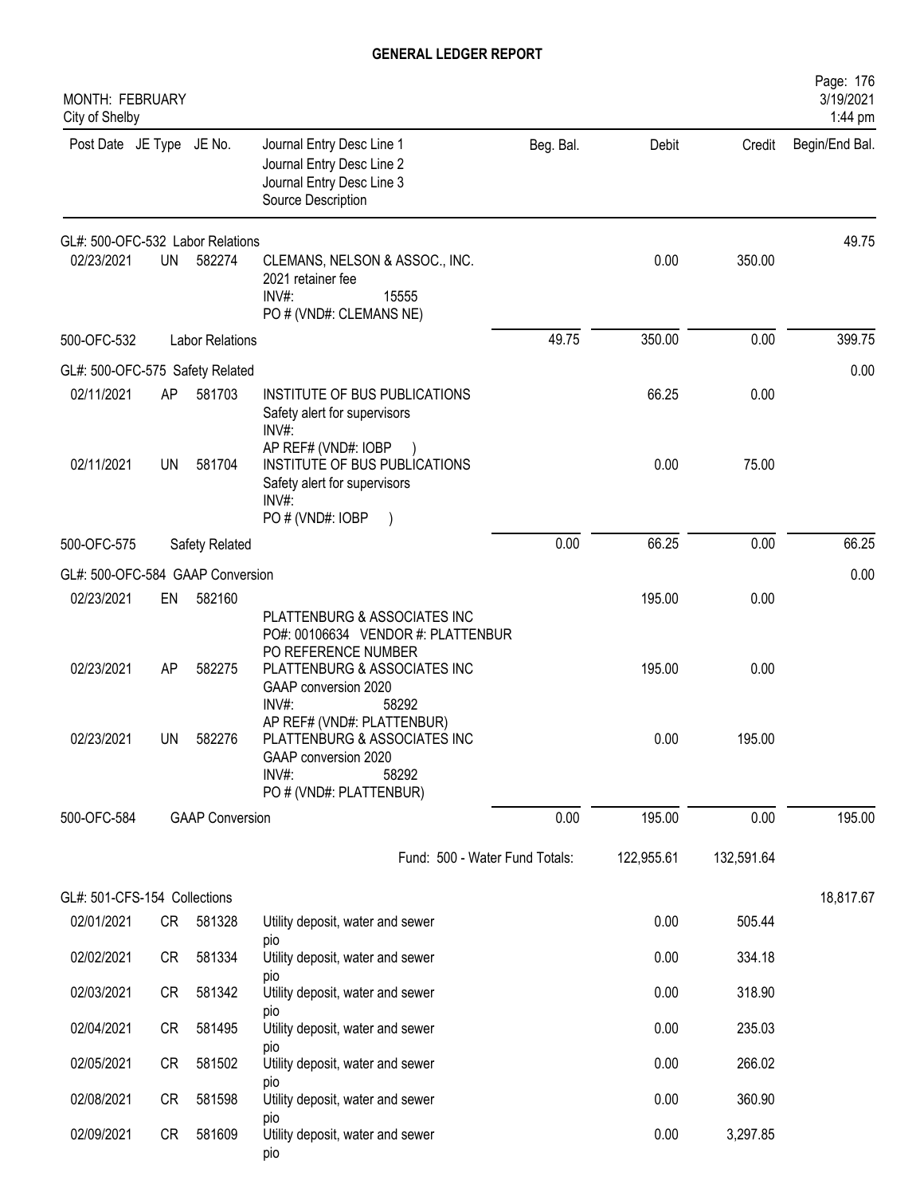# GENERAL LEDGER REPORT

MONTH: FEBRUARY
City of Shelby

| Post Date | JE Type | JE No. | Journal Entry Desc Line 1 / Journal Entry Desc Line 2 / Journal Entry Desc Line 3 / Source Description | Beg. Bal. | Debit | Credit | Begin/End Bal. |
|---|---|---|---|---|---|---|---|
| GL#: 500-OFC-532 Labor Relations | | | | | | | 49.75 |
| 02/23/2021 | UN | 582274 | CLEMANS, NELSON & ASSOC., INC. 2021 retainer fee INV#: 15555 PO # (VND#: CLEMANS NE) | | 0.00 | 350.00 | |
| 500-OFC-532 | | Labor Relations | | 49.75 | 350.00 | 0.00 | 399.75 |
| GL#: 500-OFC-575 Safety Related | | | | | | | 0.00 |
| 02/11/2021 | AP | 581703 | INSTITUTE OF BUS PUBLICATIONS Safety alert for supervisors INV#: AP REF# (VND#: IOBP ) | | 66.25 | 0.00 | |
| 02/11/2021 | UN | 581704 | INSTITUTE OF BUS PUBLICATIONS Safety alert for supervisors INV#: PO # (VND#: IOBP ) | | 0.00 | 75.00 | |
| 500-OFC-575 | | Safety Related | | 0.00 | 66.25 | 0.00 | 66.25 |
| GL#: 500-OFC-584 GAAP Conversion | | | | | | | 0.00 |
| 02/23/2021 | EN | 582160 | PLATTENBURG & ASSOCIATES INC PO#: 00106634 VENDOR #: PLATTENBUR PO REFERENCE NUMBER | | 195.00 | 0.00 | |
| 02/23/2021 | AP | 582275 | PLATTENBURG & ASSOCIATES INC GAAP conversion 2020 INV#: 58292 AP REF# (VND#: PLATTENBUR) | | 195.00 | 0.00 | |
| 02/23/2021 | UN | 582276 | PLATTENBURG & ASSOCIATES INC GAAP conversion 2020 INV#: 58292 PO # (VND#: PLATTENBUR) | | 0.00 | 195.00 | |
| 500-OFC-584 | | GAAP Conversion | | 0.00 | 195.00 | 0.00 | 195.00 |
| | | | Fund: 500 - Water Fund Totals: | | 122,955.61 | 132,591.64 | |
| GL#: 501-CFS-154 Collections | | | | | | | 18,817.67 |
| 02/01/2021 | CR | 581328 | Utility deposit, water and sewer pio | | 0.00 | 505.44 | |
| 02/02/2021 | CR | 581334 | Utility deposit, water and sewer pio | | 0.00 | 334.18 | |
| 02/03/2021 | CR | 581342 | Utility deposit, water and sewer pio | | 0.00 | 318.90 | |
| 02/04/2021 | CR | 581495 | Utility deposit, water and sewer pio | | 0.00 | 235.03 | |
| 02/05/2021 | CR | 581502 | Utility deposit, water and sewer pio | | 0.00 | 266.02 | |
| 02/08/2021 | CR | 581598 | Utility deposit, water and sewer pio | | 0.00 | 360.90 | |
| 02/09/2021 | CR | 581609 | Utility deposit, water and sewer pio | | 0.00 | 3,297.85 | |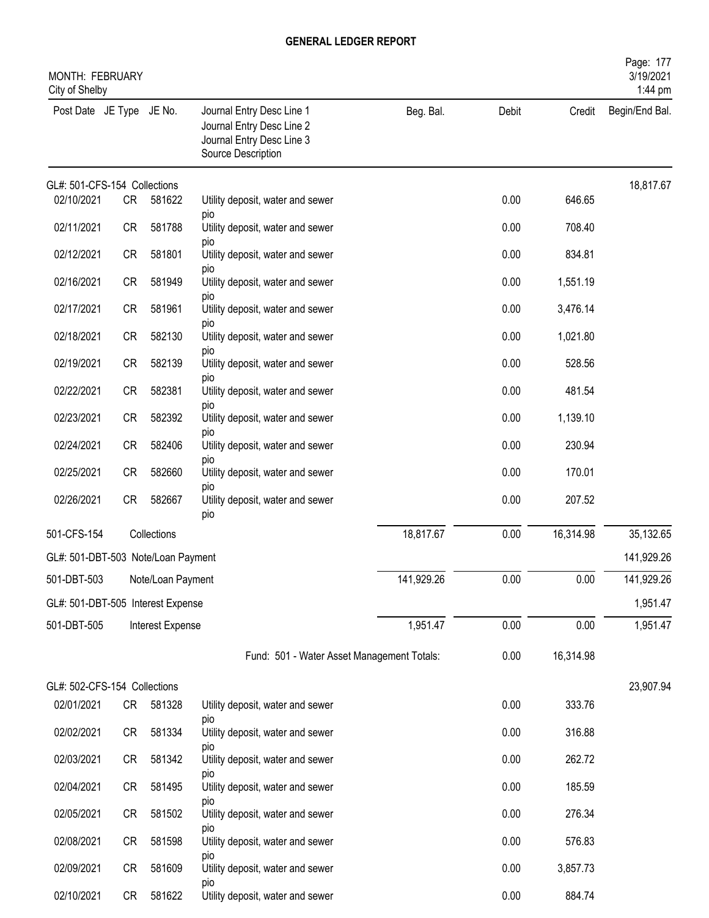# GENERAL LEDGER REPORT

MONTH: FEBRUARY
City of Shelby

| Post Date | JE Type | JE No. | Journal Entry Desc Line 1 / Journal Entry Desc Line 2 / Journal Entry Desc Line 3 / Source Description | Beg. Bal. | Debit | Credit | Begin/End Bal. |
|---|---|---|---|---|---|---|---|
| GL#: 501-CFS-154 Collections | | | | | | | 18,817.67 |
| 02/10/2021 | CR | 581622 | Utility deposit, water and sewer pio | | 0.00 | 646.65 | |
| 02/11/2021 | CR | 581788 | Utility deposit, water and sewer pio | | 0.00 | 708.40 | |
| 02/12/2021 | CR | 581801 | Utility deposit, water and sewer pio | | 0.00 | 834.81 | |
| 02/16/2021 | CR | 581949 | Utility deposit, water and sewer pio | | 0.00 | 1,551.19 | |
| 02/17/2021 | CR | 581961 | Utility deposit, water and sewer pio | | 0.00 | 3,476.14 | |
| 02/18/2021 | CR | 582130 | Utility deposit, water and sewer pio | | 0.00 | 1,021.80 | |
| 02/19/2021 | CR | 582139 | Utility deposit, water and sewer pio | | 0.00 | 528.56 | |
| 02/22/2021 | CR | 582381 | Utility deposit, water and sewer pio | | 0.00 | 481.54 | |
| 02/23/2021 | CR | 582392 | Utility deposit, water and sewer pio | | 0.00 | 1,139.10 | |
| 02/24/2021 | CR | 582406 | Utility deposit, water and sewer pio | | 0.00 | 230.94 | |
| 02/25/2021 | CR | 582660 | Utility deposit, water and sewer pio | | 0.00 | 170.01 | |
| 02/26/2021 | CR | 582667 | Utility deposit, water and sewer pio | | 0.00 | 207.52 | |
| 501-CFS-154 | | Collections | | 18,817.67 | 0.00 | 16,314.98 | 35,132.65 |
| GL#: 501-DBT-503 Note/Loan Payment | | | | | | | 141,929.26 |
| 501-DBT-503 | | Note/Loan Payment | | 141,929.26 | 0.00 | 0.00 | 141,929.26 |
| GL#: 501-DBT-505 Interest Expense | | | | | | | 1,951.47 |
| 501-DBT-505 | | Interest Expense | | 1,951.47 | 0.00 | 0.00 | 1,951.47 |
| | | | Fund: 501 - Water Asset Management Totals: | | 0.00 | 16,314.98 | |
| GL#: 502-CFS-154 Collections | | | | | | | 23,907.94 |
| 02/01/2021 | CR | 581328 | Utility deposit, water and sewer pio | | 0.00 | 333.76 | |
| 02/02/2021 | CR | 581334 | Utility deposit, water and sewer pio | | 0.00 | 316.88 | |
| 02/03/2021 | CR | 581342 | Utility deposit, water and sewer pio | | 0.00 | 262.72 | |
| 02/04/2021 | CR | 581495 | Utility deposit, water and sewer pio | | 0.00 | 185.59 | |
| 02/05/2021 | CR | 581502 | Utility deposit, water and sewer pio | | 0.00 | 276.34 | |
| 02/08/2021 | CR | 581598 | Utility deposit, water and sewer pio | | 0.00 | 576.83 | |
| 02/09/2021 | CR | 581609 | Utility deposit, water and sewer pio | | 0.00 | 3,857.73 | |
| 02/10/2021 | CR | 581622 | Utility deposit, water and sewer | | 0.00 | 884.74 | |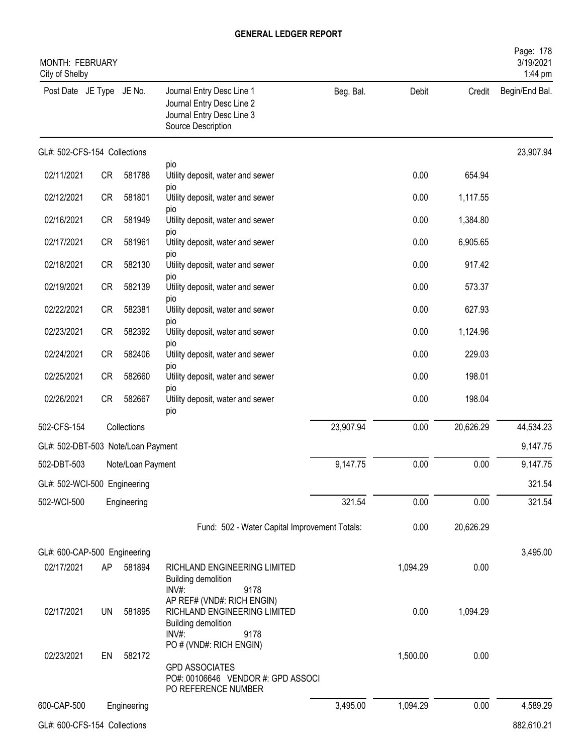# GENERAL LEDGER REPORT

MONTH: FEBRUARY
City of Shelby

| Post Date | JE Type | JE No. | Journal Entry Desc Line 1 / Journal Entry Desc Line 2 / Journal Entry Desc Line 3 / Source Description | Beg. Bal. | Debit | Credit | Begin/End Bal. |
|---|---|---|---|---|---|---|---|
| GL#: 502-CFS-154 Collections | | | | | | | 23,907.94 |
| | | | pio | | | | |
| 02/11/2021 | CR | 581788 | Utility deposit, water and sewer pio | | 0.00 | 654.94 | |
| 02/12/2021 | CR | 581801 | Utility deposit, water and sewer pio | | 0.00 | 1,117.55 | |
| 02/16/2021 | CR | 581949 | Utility deposit, water and sewer pio | | 0.00 | 1,384.80 | |
| 02/17/2021 | CR | 581961 | Utility deposit, water and sewer pio | | 0.00 | 6,905.65 | |
| 02/18/2021 | CR | 582130 | Utility deposit, water and sewer pio | | 0.00 | 917.42 | |
| 02/19/2021 | CR | 582139 | Utility deposit, water and sewer pio | | 0.00 | 573.37 | |
| 02/22/2021 | CR | 582381 | Utility deposit, water and sewer pio | | 0.00 | 627.93 | |
| 02/23/2021 | CR | 582392 | Utility deposit, water and sewer pio | | 0.00 | 1,124.96 | |
| 02/24/2021 | CR | 582406 | Utility deposit, water and sewer pio | | 0.00 | 229.03 | |
| 02/25/2021 | CR | 582660 | Utility deposit, water and sewer pio | | 0.00 | 198.01 | |
| 02/26/2021 | CR | 582667 | Utility deposit, water and sewer pio | | 0.00 | 198.04 | |
| 502-CFS-154 | | Collections | | 23,907.94 | 0.00 | 20,626.29 | 44,534.23 |
| GL#: 502-DBT-503 Note/Loan Payment | | | | | | | 9,147.75 |
| 502-DBT-503 | | Note/Loan Payment | | 9,147.75 | 0.00 | 0.00 | 9,147.75 |
| GL#: 502-WCI-500 Engineering | | | | | | | 321.54 |
| 502-WCI-500 | | Engineering | | 321.54 | 0.00 | 0.00 | 321.54 |
| | | | Fund: 502 - Water Capital Improvement Totals: | | 0.00 | 20,626.29 | |
| GL#: 600-CAP-500 Engineering | | | | | | | 3,495.00 |
| 02/17/2021 | AP | 581894 | RICHLAND ENGINEERING LIMITED Building demolition INV#: 9178 AP REF# (VND#: RICH ENGIN) | | 1,094.29 | 0.00 | |
| 02/17/2021 | UN | 581895 | RICHLAND ENGINEERING LIMITED Building demolition INV#: 9178 PO # (VND#: RICH ENGIN) | | 0.00 | 1,094.29 | |
| 02/23/2021 | EN | 582172 | GPD ASSOCIATES PO#: 00106646 VENDOR #: GPD ASSOCI PO REFERENCE NUMBER | | 1,500.00 | 0.00 | |
| 600-CAP-500 | | Engineering | | 3,495.00 | 1,094.29 | 0.00 | 4,589.29 |
| GL#: 600-CFS-154 Collections | | | | | | | 882,610.21 |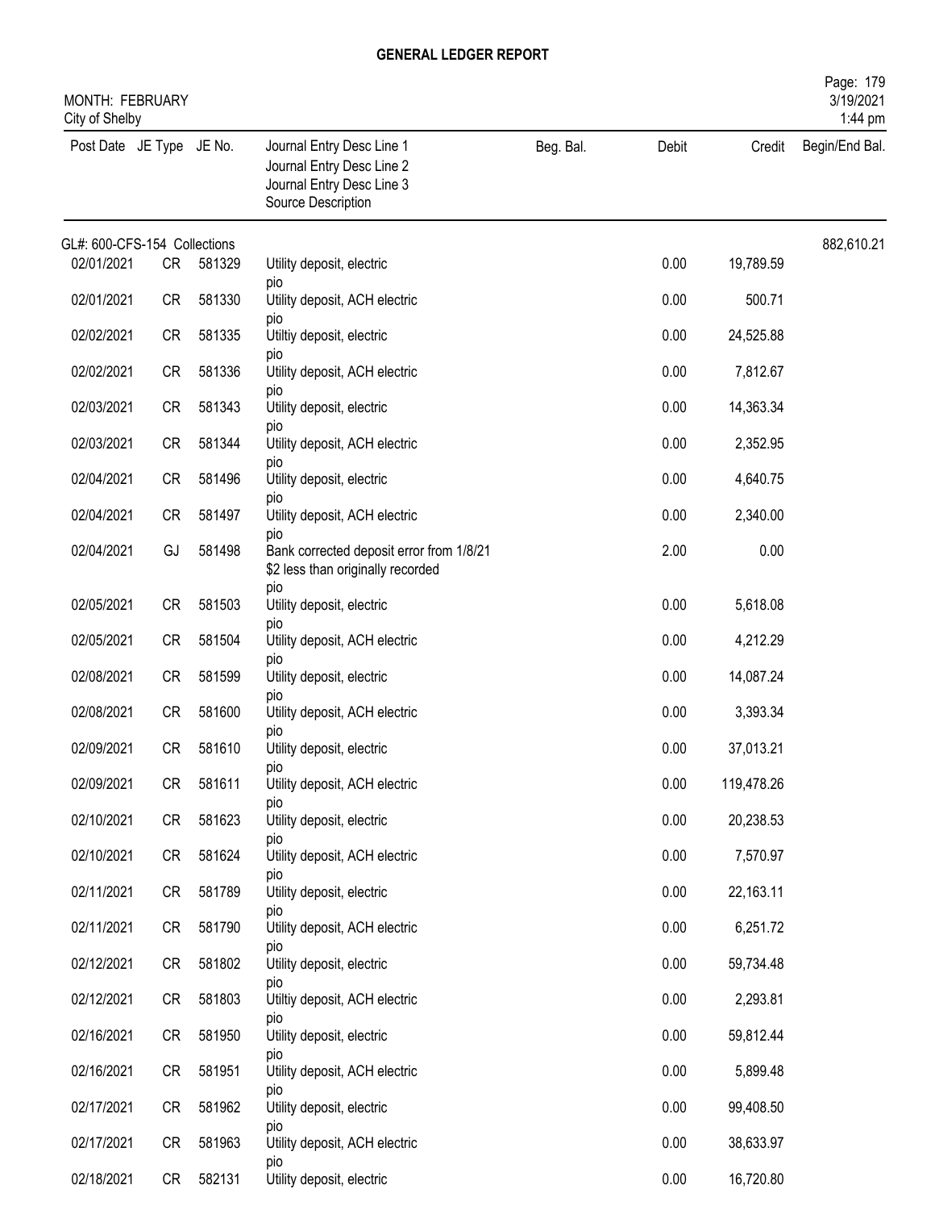# GENERAL LEDGER REPORT

MONTH: FEBRUARY
City of Shelby

Page: 179
3/19/2021
1:44 pm

| Post Date | JE Type | JE No. | Journal Entry Desc Line 1 / Journal Entry Desc Line 2 / Journal Entry Desc Line 3 / Source Description | Beg. Bal. | Debit | Credit | Begin/End Bal. |
|---|---|---|---|---|---|---|---|
| GL#: 600-CFS-154 Collections | | | | | | | 882,610.21 |
| 02/01/2021 | CR | 581329 | Utility deposit, electric pio | | 0.00 | 19,789.59 | |
| 02/01/2021 | CR | 581330 | Utility deposit, ACH electric pio | | 0.00 | 500.71 | |
| 02/02/2021 | CR | 581335 | Utiltiy deposit, electric pio | | 0.00 | 24,525.88 | |
| 02/02/2021 | CR | 581336 | Utility deposit, ACH electric pio | | 0.00 | 7,812.67 | |
| 02/03/2021 | CR | 581343 | Utility deposit, electric pio | | 0.00 | 14,363.34 | |
| 02/03/2021 | CR | 581344 | Utility deposit, ACH electric pio | | 0.00 | 2,352.95 | |
| 02/04/2021 | CR | 581496 | Utility deposit, electric pio | | 0.00 | 4,640.75 | |
| 02/04/2021 | CR | 581497 | Utility deposit, ACH electric pio | | 0.00 | 2,340.00 | |
| 02/04/2021 | GJ | 581498 | Bank corrected deposit error from 1/8/21 $2 less than originally recorded pio | | 2.00 | 0.00 | |
| 02/05/2021 | CR | 581503 | Utility deposit, electric pio | | 0.00 | 5,618.08 | |
| 02/05/2021 | CR | 581504 | Utility deposit, ACH electric pio | | 0.00 | 4,212.29 | |
| 02/08/2021 | CR | 581599 | Utility deposit, electric pio | | 0.00 | 14,087.24 | |
| 02/08/2021 | CR | 581600 | Utility deposit, ACH electric pio | | 0.00 | 3,393.34 | |
| 02/09/2021 | CR | 581610 | Utility deposit, electric pio | | 0.00 | 37,013.21 | |
| 02/09/2021 | CR | 581611 | Utility deposit, ACH electric pio | | 0.00 | 119,478.26 | |
| 02/10/2021 | CR | 581623 | Utility deposit, electric pio | | 0.00 | 20,238.53 | |
| 02/10/2021 | CR | 581624 | Utility deposit, ACH electric pio | | 0.00 | 7,570.97 | |
| 02/11/2021 | CR | 581789 | Utility deposit, electric pio | | 0.00 | 22,163.11 | |
| 02/11/2021 | CR | 581790 | Utility deposit, ACH electric pio | | 0.00 | 6,251.72 | |
| 02/12/2021 | CR | 581802 | Utility deposit, electric pio | | 0.00 | 59,734.48 | |
| 02/12/2021 | CR | 581803 | Utiltiy deposit, ACH electric pio | | 0.00 | 2,293.81 | |
| 02/16/2021 | CR | 581950 | Utility deposit, electric pio | | 0.00 | 59,812.44 | |
| 02/16/2021 | CR | 581951 | Utility deposit, ACH electric pio | | 0.00 | 5,899.48 | |
| 02/17/2021 | CR | 581962 | Utility deposit, electric pio | | 0.00 | 99,408.50 | |
| 02/17/2021 | CR | 581963 | Utility deposit, ACH electric pio | | 0.00 | 38,633.97 | |
| 02/18/2021 | CR | 582131 | Utility deposit, electric | | 0.00 | 16,720.80 | |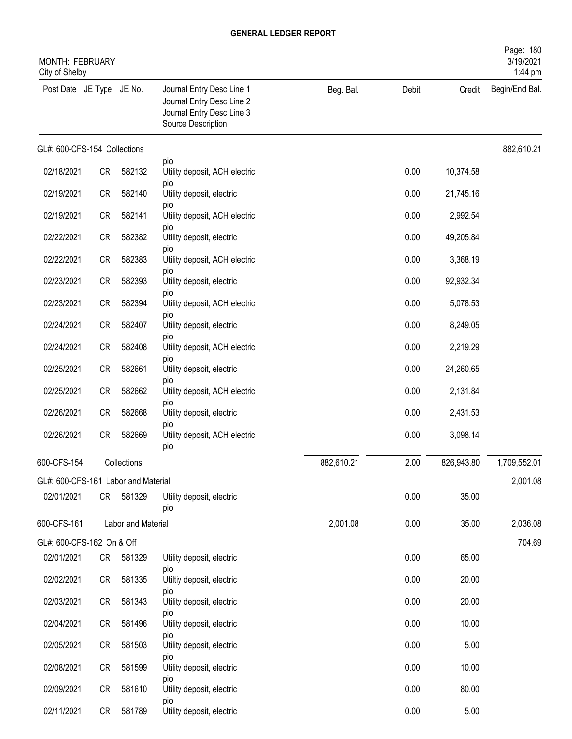# GENERAL LEDGER REPORT

MONTH: FEBRUARY
City of Shelby

3/19/2021
1:44 pm

| Post Date | JE Type | JE No. | Journal Entry Desc Line 1 / Journal Entry Desc Line 2 / Journal Entry Desc Line 3 / Source Description | Beg. Bal. | Debit | Credit | Begin/End Bal. |
|---|---|---|---|---|---|---|---|
| GL#: 600-CFS-154 Collections | | | | | | | 882,610.21 |
| | | | pio | | | | |
| 02/18/2021 | CR | 582132 | Utility deposit, ACH electric pio | | 0.00 | 10,374.58 | |
| 02/19/2021 | CR | 582140 | Utility deposit, electric pio | | 0.00 | 21,745.16 | |
| 02/19/2021 | CR | 582141 | Utility deposit, ACH electric pio | | 0.00 | 2,992.54 | |
| 02/22/2021 | CR | 582382 | Utility deposit, electric pio | | 0.00 | 49,205.84 | |
| 02/22/2021 | CR | 582383 | Utility deposit, ACH electric pio | | 0.00 | 3,368.19 | |
| 02/23/2021 | CR | 582393 | Utility deposit, electric pio | | 0.00 | 92,932.34 | |
| 02/23/2021 | CR | 582394 | Utility deposit, ACH electric pio | | 0.00 | 5,078.53 | |
| 02/24/2021 | CR | 582407 | Utility deposit, electric pio | | 0.00 | 8,249.05 | |
| 02/24/2021 | CR | 582408 | Utility deposit, ACH electric pio | | 0.00 | 2,219.29 | |
| 02/25/2021 | CR | 582661 | Utility depsoit, electric pio | | 0.00 | 24,260.65 | |
| 02/25/2021 | CR | 582662 | Utility deposit, ACH electric pio | | 0.00 | 2,131.84 | |
| 02/26/2021 | CR | 582668 | Utility deposit, electric pio | | 0.00 | 2,431.53 | |
| 02/26/2021 | CR | 582669 | Utility deposit, ACH electric pio | | 0.00 | 3,098.14 | |
| 600-CFS-154 | | Collections | | 882,610.21 | 2.00 | 826,943.80 | 1,709,552.01 |
| GL#: 600-CFS-161 Labor and Material | | | | | | | 2,001.08 |
| 02/01/2021 | CR | 581329 | Utility deposit, electric pio | | 0.00 | 35.00 | |
| 600-CFS-161 | | Labor and Material | | 2,001.08 | 0.00 | 35.00 | 2,036.08 |
| GL#: 600-CFS-162 On & Off | | | | | | | 704.69 |
| 02/01/2021 | CR | 581329 | Utility deposit, electric pio | | 0.00 | 65.00 | |
| 02/02/2021 | CR | 581335 | Utiltiy deposit, electric pio | | 0.00 | 20.00 | |
| 02/03/2021 | CR | 581343 | Utility deposit, electric pio | | 0.00 | 20.00 | |
| 02/04/2021 | CR | 581496 | Utility deposit, electric pio | | 0.00 | 10.00 | |
| 02/05/2021 | CR | 581503 | Utility deposit, electric pio | | 0.00 | 5.00 | |
| 02/08/2021 | CR | 581599 | Utility deposit, electric pio | | 0.00 | 10.00 | |
| 02/09/2021 | CR | 581610 | Utility deposit, electric pio | | 0.00 | 80.00 | |
| 02/11/2021 | CR | 581789 | Utility deposit, electric | | 0.00 | 5.00 | |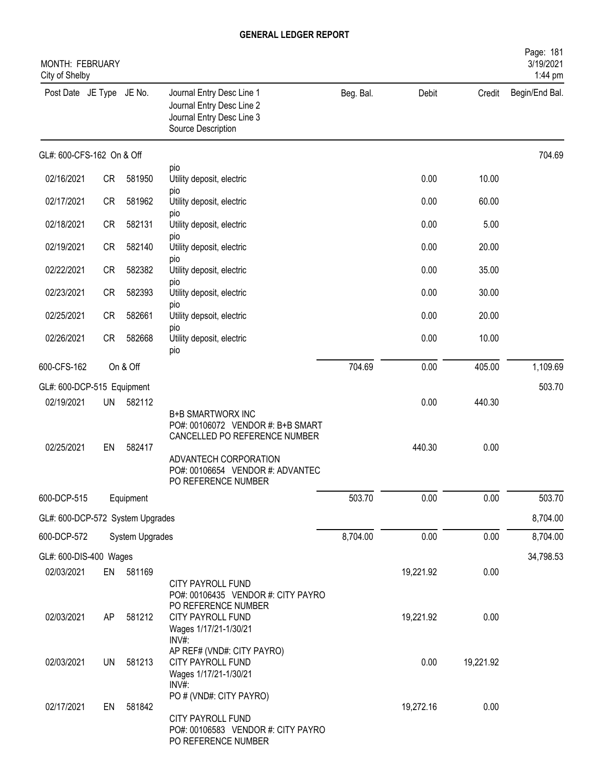## GENERAL LEDGER REPORT

MONTH: FEBRUARY
City of Shelby

| Post Date | JE Type | JE No. | Journal Entry Desc Line 1 / Journal Entry Desc Line 2 / Journal Entry Desc Line 3 / Source Description | Beg. Bal. | Debit | Credit | Begin/End Bal. |
|---|---|---|---|---|---|---|---|
| GL#: 600-CFS-162 On & Off | | | | | | | 704.69 |
| | | | pio | | | | |
| 02/16/2021 | CR | 581950 | Utility deposit, electric pio | | 0.00 | 10.00 | |
| 02/17/2021 | CR | 581962 | Utility deposit, electric pio | | 0.00 | 60.00 | |
| 02/18/2021 | CR | 582131 | Utility deposit, electric pio | | 0.00 | 5.00 | |
| 02/19/2021 | CR | 582140 | Utility deposit, electric pio | | 0.00 | 20.00 | |
| 02/22/2021 | CR | 582382 | Utility deposit, electric pio | | 0.00 | 35.00 | |
| 02/23/2021 | CR | 582393 | Utility deposit, electric pio | | 0.00 | 30.00 | |
| 02/25/2021 | CR | 582661 | Utility depsoit, electric pio | | 0.00 | 20.00 | |
| 02/26/2021 | CR | 582668 | Utility deposit, electric pio | | 0.00 | 10.00 | |
| 600-CFS-162 | | On & Off | | 704.69 | 0.00 | 405.00 | 1,109.69 |
| GL#: 600-DCP-515 Equipment | | | | | | | 503.70 |
| 02/19/2021 | UN | 582112 | B+B SMARTWORX INC PO#: 00106072 VENDOR #: B+B SMART CANCELLED PO REFERENCE NUMBER | | 0.00 | 440.30 | |
| 02/25/2021 | EN | 582417 | ADVANTECH CORPORATION PO#: 00106654 VENDOR #: ADVANTEC PO REFERENCE NUMBER | | 440.30 | 0.00 | |
| 600-DCP-515 | | Equipment | | 503.70 | 0.00 | 0.00 | 503.70 |
| GL#: 600-DCP-572 System Upgrades | | | | | | | 8,704.00 |
| 600-DCP-572 | | System Upgrades | | 8,704.00 | 0.00 | 0.00 | 8,704.00 |
| GL#: 600-DIS-400 Wages | | | | | | | 34,798.53 |
| 02/03/2021 | EN | 581169 | CITY PAYROLL FUND PO#: 00106435 VENDOR #: CITY PAYRO PO REFERENCE NUMBER | | 19,221.92 | 0.00 | |
| 02/03/2021 | AP | 581212 | CITY PAYROLL FUND Wages 1/17/21-1/30/21 INV#: AP REF# (VND#: CITY PAYRO) | | 19,221.92 | 0.00 | |
| 02/03/2021 | UN | 581213 | CITY PAYROLL FUND Wages 1/17/21-1/30/21 INV#: PO # (VND#: CITY PAYRO) | | 0.00 | 19,221.92 | |
| 02/17/2021 | EN | 581842 | CITY PAYROLL FUND PO#: 00106583 VENDOR #: CITY PAYRO PO REFERENCE NUMBER | | 19,272.16 | 0.00 | |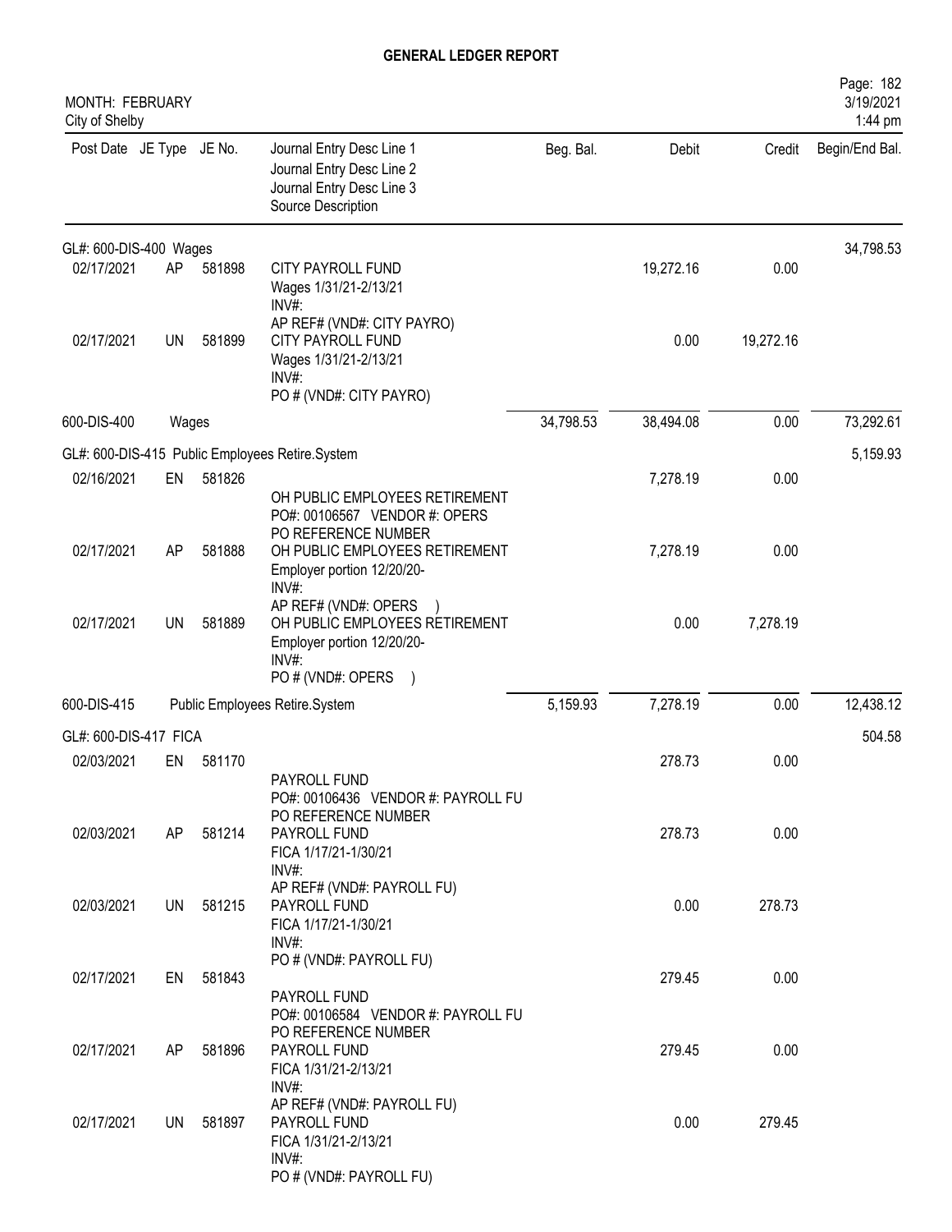# GENERAL LEDGER REPORT

MONTH: FEBRUARY
City of Shelby

| Post Date | JE Type | JE No. | Journal Entry Desc Line 1<br>Journal Entry Desc Line 2<br>Journal Entry Desc Line 3<br>Source Description | Beg. Bal. | Debit | Credit | Begin/End Bal. |
|---|---|---|---|---|---|---|---|
| GL#: 600-DIS-400 Wages | | | | | | | 34,798.53 |
| 02/17/2021 | AP | 581898 | CITY PAYROLL FUND<br>Wages 1/31/21-2/13/21<br>INV#:<br>AP REF# (VND#: CITY PAYRO) | | 19,272.16 | 0.00 | |
| 02/17/2021 | UN | 581899 | CITY PAYROLL FUND<br>Wages 1/31/21-2/13/21<br>INV#:<br>PO # (VND#: CITY PAYRO) | | 0.00 | 19,272.16 | |
| 600-DIS-400 | Wages | | | 34,798.53 | 38,494.08 | 0.00 | 73,292.61 |
| GL#: 600-DIS-415 Public Employees Retire.System | | | | | | | 5,159.93 |
| 02/16/2021 | EN | 581826 | OH PUBLIC EMPLOYEES RETIREMENT<br>PO#: 00106567 VENDOR #: OPERS<br>PO REFERENCE NUMBER | | 7,278.19 | 0.00 | |
| 02/17/2021 | AP | 581888 | OH PUBLIC EMPLOYEES RETIREMENT<br>Employer portion 12/20/20-<br>INV#:<br>AP REF# (VND#: OPERS ) | | 7,278.19 | 0.00 | |
| 02/17/2021 | UN | 581889 | OH PUBLIC EMPLOYEES RETIREMENT<br>Employer portion 12/20/20-<br>INV#:<br>PO # (VND#: OPERS ) | | 0.00 | 7,278.19 | |
| 600-DIS-415 | Public Employees Retire.System | | | 5,159.93 | 7,278.19 | 0.00 | 12,438.12 |
| GL#: 600-DIS-417 FICA | | | | | | | 504.58 |
| 02/03/2021 | EN | 581170 | PAYROLL FUND<br>PO#: 00106436 VENDOR #: PAYROLL FU<br>PO REFERENCE NUMBER | | 278.73 | 0.00 | |
| 02/03/2021 | AP | 581214 | PAYROLL FUND<br>FICA 1/17/21-1/30/21<br>INV#:<br>AP REF# (VND#: PAYROLL FU) | | 278.73 | 0.00 | |
| 02/03/2021 | UN | 581215 | PAYROLL FUND<br>FICA 1/17/21-1/30/21<br>INV#:<br>PO # (VND#: PAYROLL FU) | | 0.00 | 278.73 | |
| 02/17/2021 | EN | 581843 | PAYROLL FUND<br>PO#: 00106584 VENDOR #: PAYROLL FU<br>PO REFERENCE NUMBER | | 279.45 | 0.00 | |
| 02/17/2021 | AP | 581896 | PAYROLL FUND<br>FICA 1/31/21-2/13/21<br>INV#:<br>AP REF# (VND#: PAYROLL FU) | | 279.45 | 0.00 | |
| 02/17/2021 | UN | 581897 | PAYROLL FUND<br>FICA 1/31/21-2/13/21<br>INV#:<br>PO # (VND#: PAYROLL FU) | | 0.00 | 279.45 | |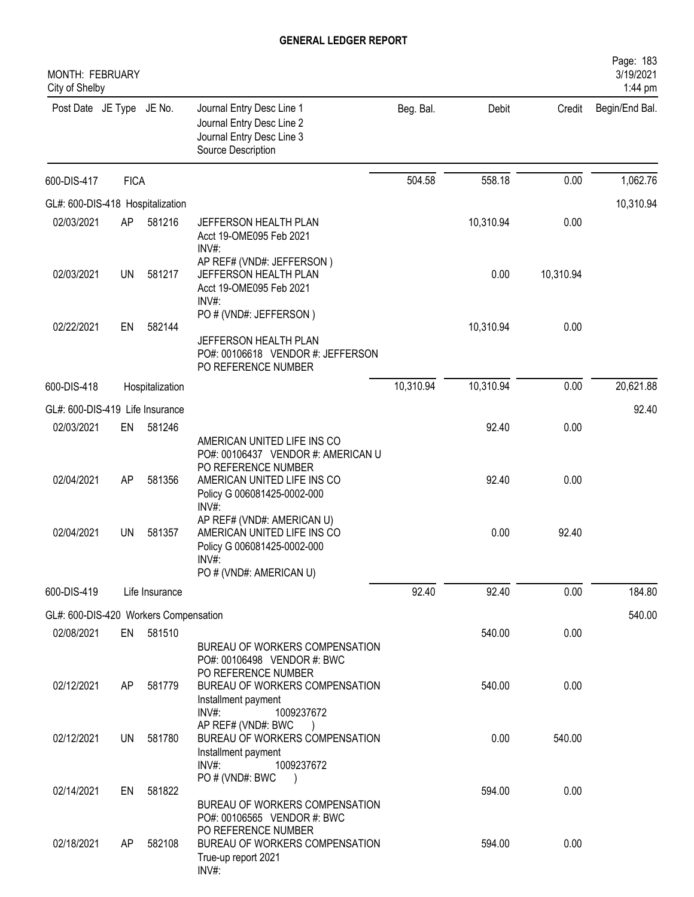# GENERAL LEDGER REPORT

MONTH: FEBRUARY
City of Shelby

Page: 183
3/19/2021
1:44 pm

| Post Date | JE Type | JE No. | Journal Entry Desc Line 1 / Journal Entry Desc Line 2 / Journal Entry Desc Line 3 / Source Description | Beg. Bal. | Debit | Credit | Begin/End Bal. |
|---|---|---|---|---|---|---|---|
| 600-DIS-417 | FICA | | | 504.58 | 558.18 | 0.00 | 1,062.76 |
| GL#: 600-DIS-418 Hospitalization | | | | | | | 10,310.94 |
| 02/03/2021 | AP | 581216 | JEFFERSON HEALTH PLAN<br>Acct 19-OME095 Feb 2021<br>INV#:<br>AP REF# (VND#: JEFFERSON ) | | 10,310.94 | 0.00 | |
| 02/03/2021 | UN | 581217 | JEFFERSON HEALTH PLAN<br>Acct 19-OME095 Feb 2021<br>INV#:<br>PO # (VND#: JEFFERSON ) | | 0.00 | 10,310.94 | |
| 02/22/2021 | EN | 582144 | JEFFERSON HEALTH PLAN<br>PO#: 00106618 VENDOR #: JEFFERSON<br>PO REFERENCE NUMBER | | 10,310.94 | 0.00 | |
| 600-DIS-418 | Hospitalization | | | 10,310.94 | 10,310.94 | 0.00 | 20,621.88 |
| GL#: 600-DIS-419 Life Insurance | | | | | | | 92.40 |
| 02/03/2021 | EN | 581246 | AMERICAN UNITED LIFE INS CO<br>PO#: 00106437 VENDOR #: AMERICAN U<br>PO REFERENCE NUMBER | | 92.40 | 0.00 | |
| 02/04/2021 | AP | 581356 | AMERICAN UNITED LIFE INS CO<br>Policy G 006081425-0002-000<br>INV#:<br>AP REF# (VND#: AMERICAN U) | | 92.40 | 0.00 | |
| 02/04/2021 | UN | 581357 | AMERICAN UNITED LIFE INS CO<br>Policy G 006081425-0002-000<br>INV#:<br>PO # (VND#: AMERICAN U) | | 0.00 | 92.40 | |
| 600-DIS-419 | Life Insurance | | | 92.40 | 92.40 | 0.00 | 184.80 |
| GL#: 600-DIS-420 Workers Compensation | | | | | | | 540.00 |
| 02/08/2021 | EN | 581510 | BUREAU OF WORKERS COMPENSATION<br>PO#: 00106498 VENDOR #: BWC<br>PO REFERENCE NUMBER | | 540.00 | 0.00 | |
| 02/12/2021 | AP | 581779 | BUREAU OF WORKERS COMPENSATION<br>Installment payment<br>INV#: 1009237672<br>AP REF# (VND#: BWC ) | | 540.00 | 0.00 | |
| 02/12/2021 | UN | 581780 | BUREAU OF WORKERS COMPENSATION<br>Installment payment<br>INV#: 1009237672<br>PO # (VND#: BWC ) | | 0.00 | 540.00 | |
| 02/14/2021 | EN | 581822 | BUREAU OF WORKERS COMPENSATION<br>PO#: 00106565 VENDOR #: BWC<br>PO REFERENCE NUMBER | | 594.00 | 0.00 | |
| 02/18/2021 | AP | 582108 | BUREAU OF WORKERS COMPENSATION<br>True-up report 2021<br>INV#: | | 594.00 | 0.00 | |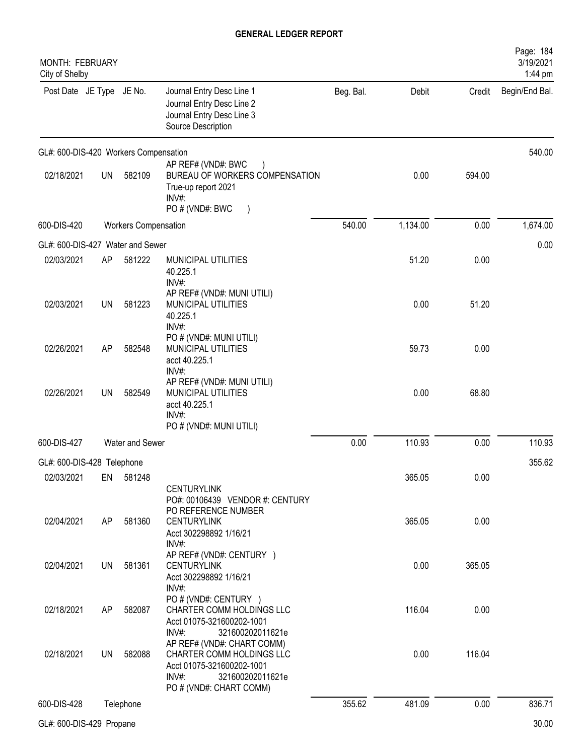# GENERAL LEDGER REPORT

MONTH: FEBRUARY
City of Shelby

3/19/2021
1:44 pm

| Post Date | JE Type | JE No. | Journal Entry Desc Line 1 / Journal Entry Desc Line 2 / Journal Entry Desc Line 3 / Source Description | Beg. Bal. | Debit | Credit | Begin/End Bal. |
|---|---|---|---|---|---|---|---|
| GL#: 600-DIS-420 Workers Compensation | | | | | | | 540.00 |
| | | | AP REF# (VND#: BWC ) | | | | |
| 02/18/2021 | UN | 582109 | BUREAU OF WORKERS COMPENSATION<br>True-up report 2021<br>INV#:<br>PO # (VND#: BWC ) | | 0.00 | 594.00 | |
| 600-DIS-420 | | Workers Compensation | | 540.00 | 1,134.00 | 0.00 | 1,674.00 |
| GL#: 600-DIS-427 Water and Sewer | | | | | | | 0.00 |
| 02/03/2021 | AP | 581222 | MUNICIPAL UTILITIES<br>40.225.1<br>INV#:<br>AP REF# (VND#: MUNI UTILI) | | 51.20 | 0.00 | |
| 02/03/2021 | UN | 581223 | MUNICIPAL UTILITIES<br>40.225.1<br>INV#:<br>PO # (VND#: MUNI UTILI) | | 0.00 | 51.20 | |
| 02/26/2021 | AP | 582548 | MUNICIPAL UTILITIES<br>acct 40.225.1<br>INV#:<br>AP REF# (VND#: MUNI UTILI) | | 59.73 | 0.00 | |
| 02/26/2021 | UN | 582549 | MUNICIPAL UTILITIES<br>acct 40.225.1<br>INV#:<br>PO # (VND#: MUNI UTILI) | | 0.00 | 68.80 | |
| 600-DIS-427 | | Water and Sewer | | 0.00 | 110.93 | 0.00 | 110.93 |
| GL#: 600-DIS-428 Telephone | | | | | | | 355.62 |
| 02/03/2021 | EN | 581248 | CENTURYLINK<br>PO#: 00106439 VENDOR #: CENTURY<br>PO REFERENCE NUMBER | | 365.05 | 0.00 | |
| 02/04/2021 | AP | 581360 | CENTURYLINK<br>Acct 302298892 1/16/21<br>INV#:<br>AP REF# (VND#: CENTURY ) | | 365.05 | 0.00 | |
| 02/04/2021 | UN | 581361 | CENTURYLINK<br>Acct 302298892 1/16/21<br>INV#:<br>PO # (VND#: CENTURY ) | | 0.00 | 365.05 | |
| 02/18/2021 | AP | 582087 | CHARTER COMM HOLDINGS LLC<br>Acct 01075-321600202-1001<br>INV#: 321600202011621e<br>AP REF# (VND#: CHART COMM) | | 116.04 | 0.00 | |
| 02/18/2021 | UN | 582088 | CHARTER COMM HOLDINGS LLC<br>Acct 01075-321600202-1001<br>INV#: 321600202011621e<br>PO # (VND#: CHART COMM) | | 0.00 | 116.04 | |
| 600-DIS-428 | | Telephone | | 355.62 | 481.09 | 0.00 | 836.71 |
| GL#: 600-DIS-429 Propane | | | | | | | 30.00 |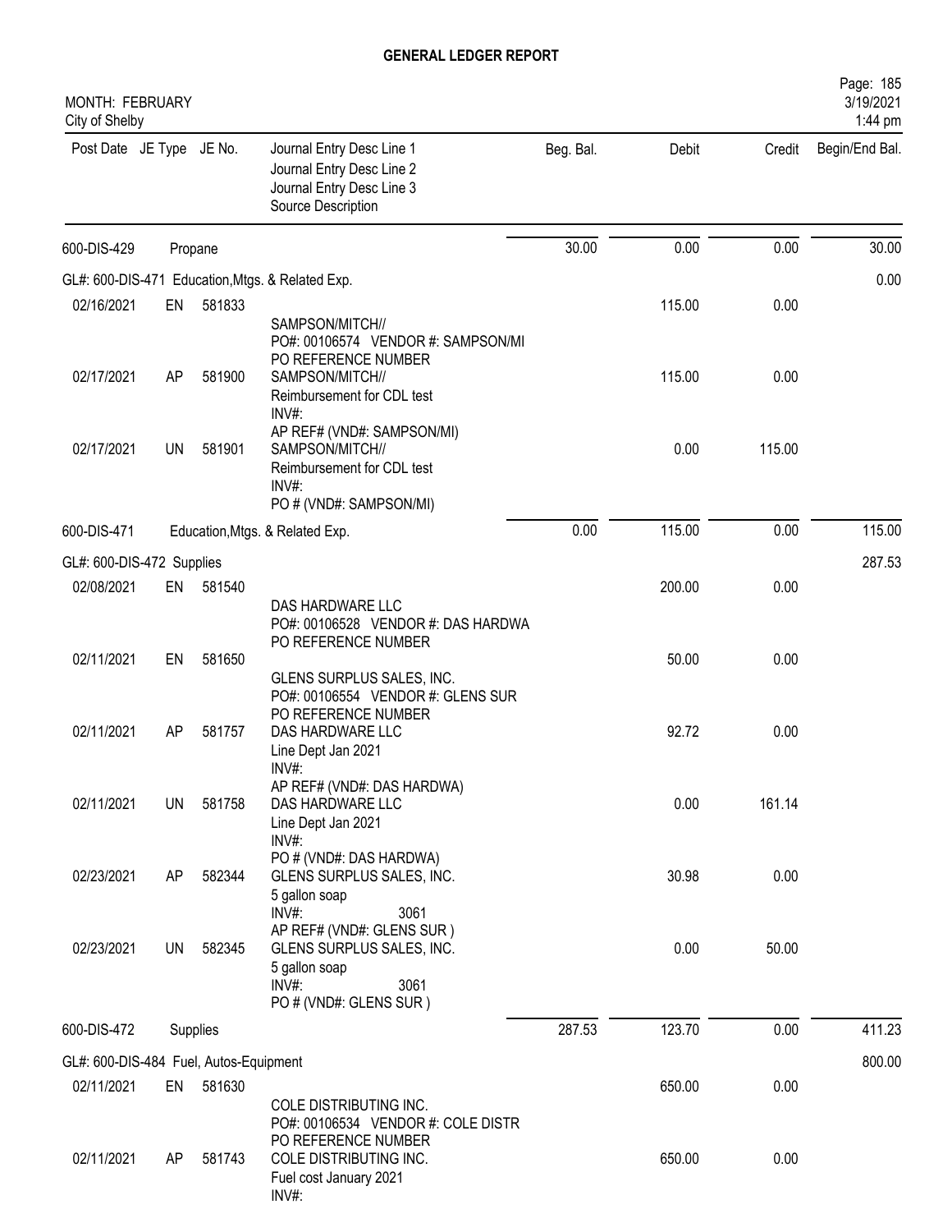# GENERAL LEDGER REPORT

MONTH: FEBRUARY
City of Shelby

3/19/2021
1:44 pm

| Post Date | JE Type | JE No. | Journal Entry Desc Line 1 / Journal Entry Desc Line 2 / Journal Entry Desc Line 3 / Source Description | Beg. Bal. | Debit | Credit | Begin/End Bal. |
|---|---|---|---|---|---|---|---|
| 600-DIS-429 | | | Propane | 30.00 | 0.00 | 0.00 | 30.00 |
| GL#: 600-DIS-471 Education,Mtgs. & Related Exp. | | | | | | | 0.00 |
| 02/16/2021 | EN | 581833 | SAMPSON/MITCH// PO#: 00106574 VENDOR #: SAMPSON/MI PO REFERENCE NUMBER | | 115.00 | 0.00 | |
| 02/17/2021 | AP | 581900 | SAMPSON/MITCH// Reimbursement for CDL test INV#: AP REF# (VND#: SAMPSON/MI) | | 115.00 | 0.00 | |
| 02/17/2021 | UN | 581901 | SAMPSON/MITCH// Reimbursement for CDL test INV#: PO # (VND#: SAMPSON/MI) | | 0.00 | 115.00 | |
| 600-DIS-471 | | | Education,Mtgs. & Related Exp. | 0.00 | 115.00 | 0.00 | 115.00 |
| GL#: 600-DIS-472 Supplies | | | | | | | 287.53 |
| 02/08/2021 | EN | 581540 | DAS HARDWARE LLC PO#: 00106528 VENDOR #: DAS HARDWA PO REFERENCE NUMBER | | 200.00 | 0.00 | |
| 02/11/2021 | EN | 581650 | GLENS SURPLUS SALES, INC. PO#: 00106554 VENDOR #: GLENS SUR PO REFERENCE NUMBER | | 50.00 | 0.00 | |
| 02/11/2021 | AP | 581757 | DAS HARDWARE LLC Line Dept Jan 2021 INV#: AP REF# (VND#: DAS HARDWA) | | 92.72 | 0.00 | |
| 02/11/2021 | UN | 581758 | DAS HARDWARE LLC Line Dept Jan 2021 INV#: PO # (VND#: DAS HARDWA) | | 0.00 | 161.14 | |
| 02/23/2021 | AP | 582344 | GLENS SURPLUS SALES, INC. 5 gallon soap INV#: 3061 AP REF# (VND#: GLENS SUR ) | | 30.98 | 0.00 | |
| 02/23/2021 | UN | 582345 | GLENS SURPLUS SALES, INC. 5 gallon soap INV#: 3061 PO # (VND#: GLENS SUR ) | | 0.00 | 50.00 | |
| 600-DIS-472 | | | Supplies | 287.53 | 123.70 | 0.00 | 411.23 |
| GL#: 600-DIS-484 Fuel, Autos-Equipment | | | | | | | 800.00 |
| 02/11/2021 | EN | 581630 | COLE DISTRIBUTING INC. PO#: 00106534 VENDOR #: COLE DISTR PO REFERENCE NUMBER | | 650.00 | 0.00 | |
| 02/11/2021 | AP | 581743 | COLE DISTRIBUTING INC. Fuel cost January 2021 INV#: | | 650.00 | 0.00 | |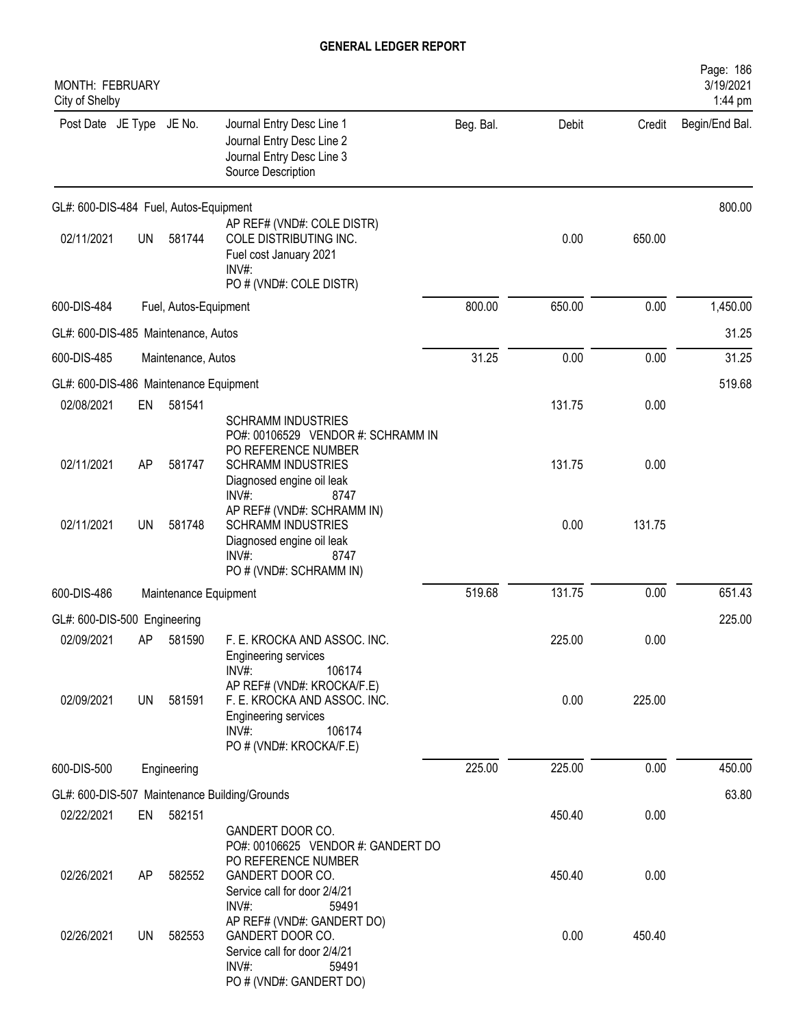## GENERAL LEDGER REPORT

MONTH: FEBRUARY
City of Shelby

| Post Date | JE Type | JE No. | Journal Entry Desc Line 1 / Journal Entry Desc Line 2 / Journal Entry Desc Line 3 / Source Description | Beg. Bal. | Debit | Credit | Begin/End Bal. |
|---|---|---|---|---|---|---|---|
| **GL#: 600-DIS-484 Fuel, Autos-Equipment** | | | | | | | 800.00 |
| 02/11/2021 | UN | 581744 | AP REF# (VND#: COLE DISTR) COLE DISTRIBUTING INC. Fuel cost January 2021 INV#: PO # (VND#: COLE DISTR) | | 0.00 | 650.00 | |
| 600-DIS-484 | | | Fuel, Autos-Equipment | 800.00 | 650.00 | 0.00 | 1,450.00 |
| **GL#: 600-DIS-485 Maintenance, Autos** | | | | | | | 31.25 |
| 600-DIS-485 | | | Maintenance, Autos | 31.25 | 0.00 | 0.00 | 31.25 |
| **GL#: 600-DIS-486 Maintenance Equipment** | | | | | | | 519.68 |
| 02/08/2021 | EN | 581541 | SCHRAMM INDUSTRIES PO#: 00106529 VENDOR #: SCHRAMM IN PO REFERENCE NUMBER | | 131.75 | 0.00 | |
| 02/11/2021 | AP | 581747 | SCHRAMM INDUSTRIES Diagnosed engine oil leak INV#: 8747 AP REF# (VND#: SCHRAMM IN) | | 131.75 | 0.00 | |
| 02/11/2021 | UN | 581748 | SCHRAMM INDUSTRIES Diagnosed engine oil leak INV#: 8747 PO # (VND#: SCHRAMM IN) | | 0.00 | 131.75 | |
| 600-DIS-486 | | | Maintenance Equipment | 519.68 | 131.75 | 0.00 | 651.43 |
| **GL#: 600-DIS-500 Engineering** | | | | | | | 225.00 |
| 02/09/2021 | AP | 581590 | F. E. KROCKA AND ASSOC. INC. Engineering services INV#: 106174 AP REF# (VND#: KROCKA/F.E) | | 225.00 | 0.00 | |
| 02/09/2021 | UN | 581591 | F. E. KROCKA AND ASSOC. INC. Engineering services INV#: 106174 PO # (VND#: KROCKA/F.E) | | 0.00 | 225.00 | |
| 600-DIS-500 | | | Engineering | 225.00 | 225.00 | 0.00 | 450.00 |
| **GL#: 600-DIS-507 Maintenance Building/Grounds** | | | | | | | 63.80 |
| 02/22/2021 | EN | 582151 | GANDERT DOOR CO. PO#: 00106625 VENDOR #: GANDERT DO PO REFERENCE NUMBER | | 450.40 | 0.00 | |
| 02/26/2021 | AP | 582552 | GANDERT DOOR CO. Service call for door 2/4/21 INV#: 59491 AP REF# (VND#: GANDERT DO) | | 450.40 | 0.00 | |
| 02/26/2021 | UN | 582553 | GANDERT DOOR CO. Service call for door 2/4/21 INV#: 59491 PO # (VND#: GANDERT DO) | | 0.00 | 450.40 | |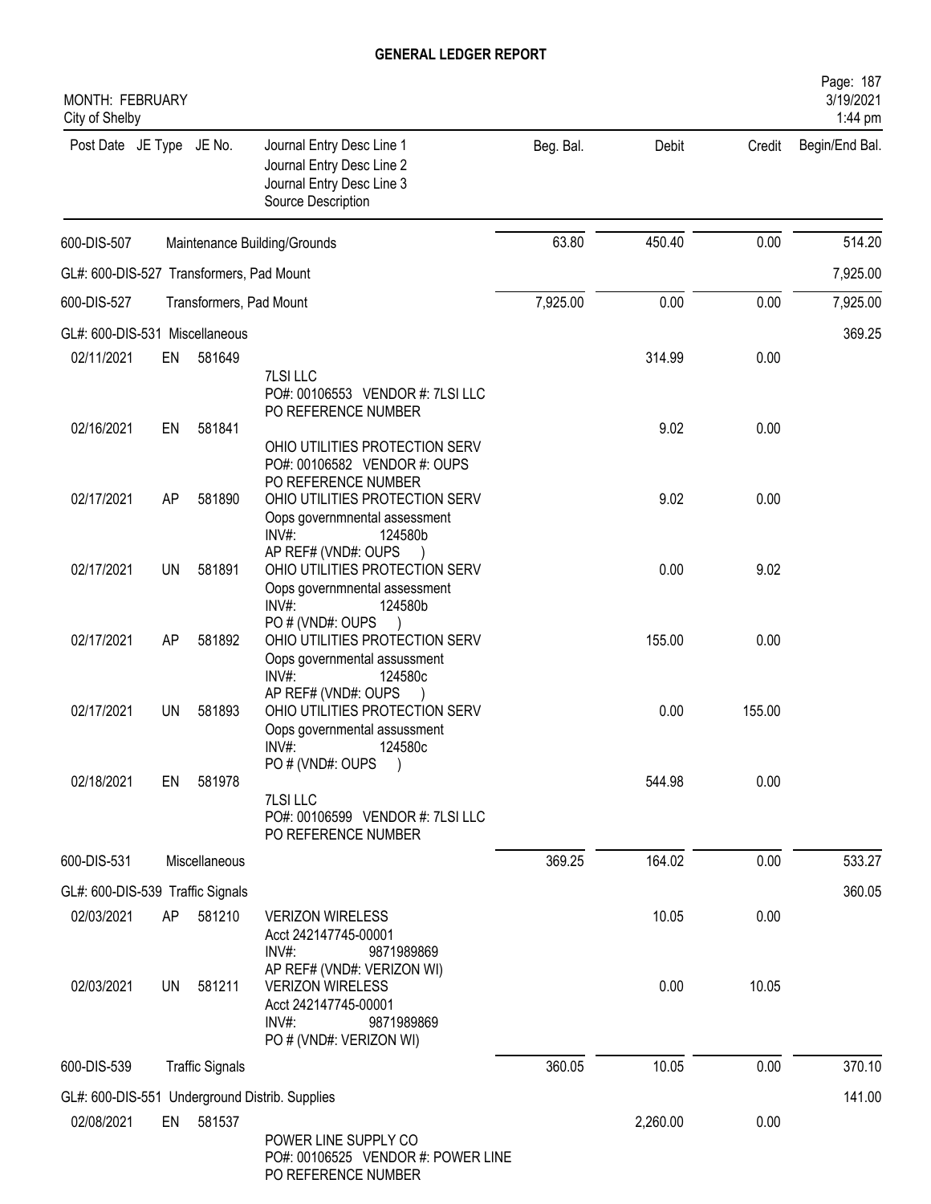# GENERAL LEDGER REPORT

MONTH: FEBRUARY
City of Shelby

| Post Date | JE Type | JE No. | Journal Entry Desc Line 1 / Journal Entry Desc Line 2 / Journal Entry Desc Line 3 / Source Description | Beg. Bal. | Debit | Credit | Begin/End Bal. |
|---|---|---|---|---|---|---|---|
| 600-DIS-507 | | | Maintenance Building/Grounds | 63.80 | 450.40 | 0.00 | 514.20 |
| GL#: 600-DIS-527 Transformers, Pad Mount | | | | | | | 7,925.00 |
| 600-DIS-527 | | | Transformers, Pad Mount | 7,925.00 | 0.00 | 0.00 | 7,925.00 |
| GL#: 600-DIS-531 Miscellaneous | | | | | | | 369.25 |
| 02/11/2021 | EN | 581649 | 7LSI LLC<br>PO#: 00106553 VENDOR #: 7LSI LLC<br>PO REFERENCE NUMBER | | 314.99 | 0.00 | |
| 02/16/2021 | EN | 581841 | OHIO UTILITIES PROTECTION SERV<br>PO#: 00106582 VENDOR #: OUPS<br>PO REFERENCE NUMBER | | 9.02 | 0.00 | |
| 02/17/2021 | AP | 581890 | OHIO UTILITIES PROTECTION SERV<br>Oops governmnental assessment<br>INV#: 124580b<br>AP REF# (VND#: OUPS ) | | 9.02 | 0.00 | |
| 02/17/2021 | UN | 581891 | OHIO UTILITIES PROTECTION SERV<br>Oops governmnental assessment<br>INV#: 124580b<br>PO # (VND#: OUPS ) | | 0.00 | 9.02 | |
| 02/17/2021 | AP | 581892 | OHIO UTILITIES PROTECTION SERV<br>Oops governmental assussment<br>INV#: 124580c<br>AP REF# (VND#: OUPS ) | | 155.00 | 0.00 | |
| 02/17/2021 | UN | 581893 | OHIO UTILITIES PROTECTION SERV<br>Oops governmental assussment<br>INV#: 124580c<br>PO # (VND#: OUPS ) | | 0.00 | 155.00 | |
| 02/18/2021 | EN | 581978 | 7LSI LLC<br>PO#: 00106599 VENDOR #: 7LSI LLC<br>PO REFERENCE NUMBER | | 544.98 | 0.00 | |
| 600-DIS-531 | | | Miscellaneous | 369.25 | 164.02 | 0.00 | 533.27 |
| GL#: 600-DIS-539 Traffic Signals | | | | | | | 360.05 |
| 02/03/2021 | AP | 581210 | VERIZON WIRELESS<br>Acct 242147745-00001<br>INV#: 9871989869<br>AP REF# (VND#: VERIZON WI) | | 10.05 | 0.00 | |
| 02/03/2021 | UN | 581211 | VERIZON WIRELESS<br>Acct 242147745-00001<br>INV#: 9871989869<br>PO # (VND#: VERIZON WI) | | 0.00 | 10.05 | |
| 600-DIS-539 | | | Traffic Signals | 360.05 | 10.05 | 0.00 | 370.10 |
| GL#: 600-DIS-551 Underground Distrib. Supplies | | | | | | | 141.00 |
| 02/08/2021 | EN | 581537 | POWER LINE SUPPLY CO<br>PO#: 00106525 VENDOR #: POWER LINE<br>PO REFERENCE NUMBER | | 2,260.00 | 0.00 | |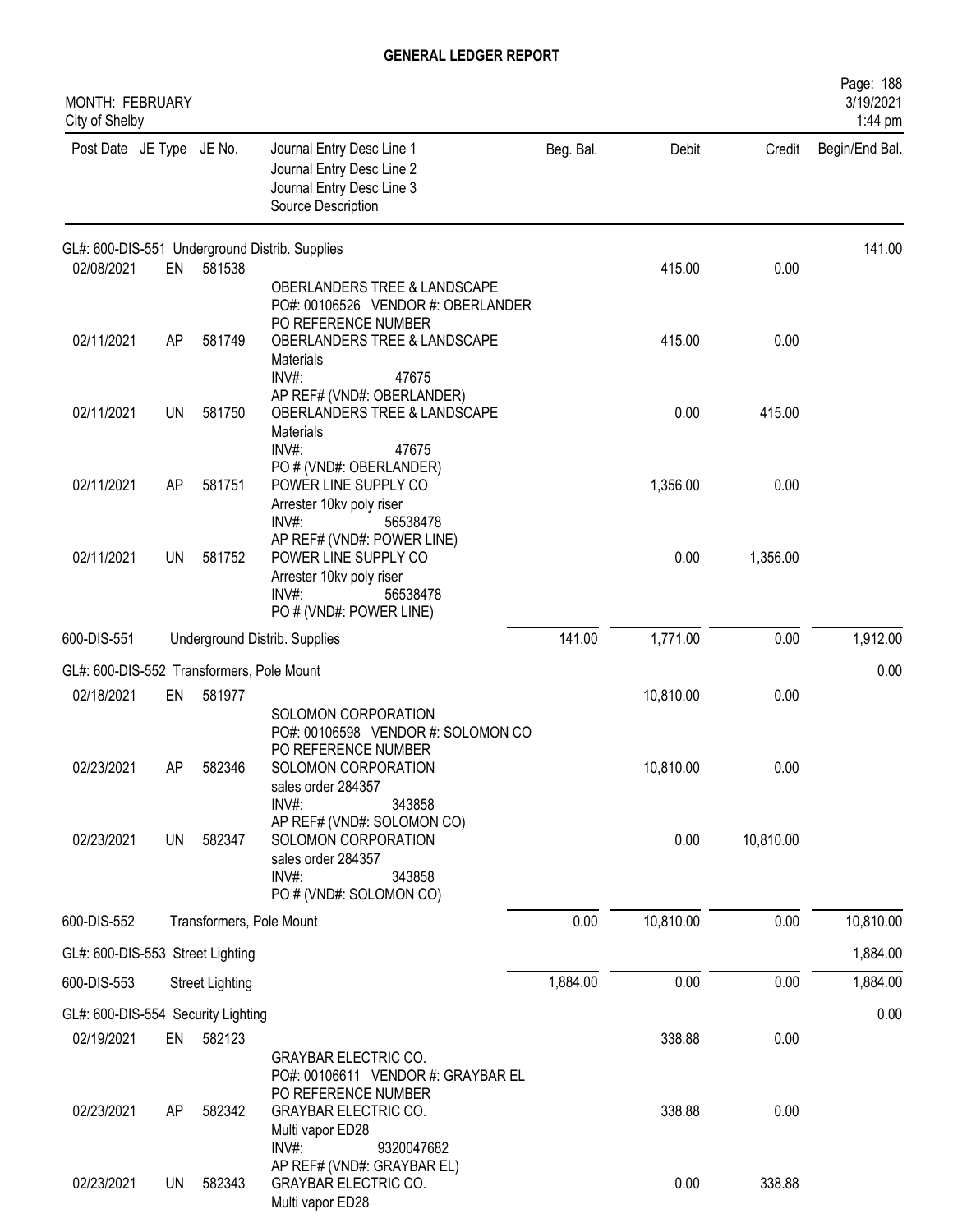# GENERAL LEDGER REPORT

MONTH: FEBRUARY
City of Shelby

| Post Date | JE Type | JE No. | Journal Entry Desc Line 1 / Journal Entry Desc Line 2 / Journal Entry Desc Line 3 / Source Description | Beg. Bal. | Debit | Credit | Begin/End Bal. |
|---|---|---|---|---|---|---|---|
| GL#: 600-DIS-551 Underground Distrib. Supplies | | | | | | | 141.00 |
| 02/08/2021 | EN | 581538 | OBERLANDERS TREE & LANDSCAPE<br>PO#: 00106526 VENDOR #: OBERLANDER<br>PO REFERENCE NUMBER | | 415.00 | 0.00 | |
| 02/11/2021 | AP | 581749 | OBERLANDERS TREE & LANDSCAPE<br>Materials<br>INV#: 47675<br>AP REF# (VND#: OBERLANDER) | | 415.00 | 0.00 | |
| 02/11/2021 | UN | 581750 | OBERLANDERS TREE & LANDSCAPE<br>Materials<br>INV#: 47675<br>PO # (VND#: OBERLANDER) | | 0.00 | 415.00 | |
| 02/11/2021 | AP | 581751 | POWER LINE SUPPLY CO<br>Arrester 10kv poly riser<br>INV#: 56538478<br>AP REF# (VND#: POWER LINE) | | 1,356.00 | 0.00 | |
| 02/11/2021 | UN | 581752 | POWER LINE SUPPLY CO<br>Arrester 10kv poly riser<br>INV#: 56538478<br>PO # (VND#: POWER LINE) | | 0.00 | 1,356.00 | |
| 600-DIS-551 | | | Underground Distrib. Supplies | 141.00 | 1,771.00 | 0.00 | 1,912.00 |
| GL#: 600-DIS-552 Transformers, Pole Mount | | | | | | | 0.00 |
| 02/18/2021 | EN | 581977 | SOLOMON CORPORATION<br>PO#: 00106598 VENDOR #: SOLOMON CO<br>PO REFERENCE NUMBER | | 10,810.00 | 0.00 | |
| 02/23/2021 | AP | 582346 | SOLOMON CORPORATION<br>sales order 284357<br>INV#: 343858<br>AP REF# (VND#: SOLOMON CO) | | 10,810.00 | 0.00 | |
| 02/23/2021 | UN | 582347 | SOLOMON CORPORATION<br>sales order 284357<br>INV#: 343858<br>PO # (VND#: SOLOMON CO) | | 0.00 | 10,810.00 | |
| 600-DIS-552 | | | Transformers, Pole Mount | 0.00 | 10,810.00 | 0.00 | 10,810.00 |
| GL#: 600-DIS-553 Street Lighting | | | | | | | 1,884.00 |
| 600-DIS-553 | | | Street Lighting | 1,884.00 | 0.00 | 0.00 | 1,884.00 |
| GL#: 600-DIS-554 Security Lighting | | | | | | | 0.00 |
| 02/19/2021 | EN | 582123 | GRAYBAR ELECTRIC CO.<br>PO#: 00106611 VENDOR #: GRAYBAR EL<br>PO REFERENCE NUMBER | | 338.88 | 0.00 | |
| 02/23/2021 | AP | 582342 | GRAYBAR ELECTRIC CO.<br>Multi vapor ED28<br>INV#: 9320047682<br>AP REF# (VND#: GRAYBAR EL) | | 338.88 | 0.00 | |
| 02/23/2021 | UN | 582343 | GRAYBAR ELECTRIC CO.<br>Multi vapor ED28 | | 0.00 | 338.88 | |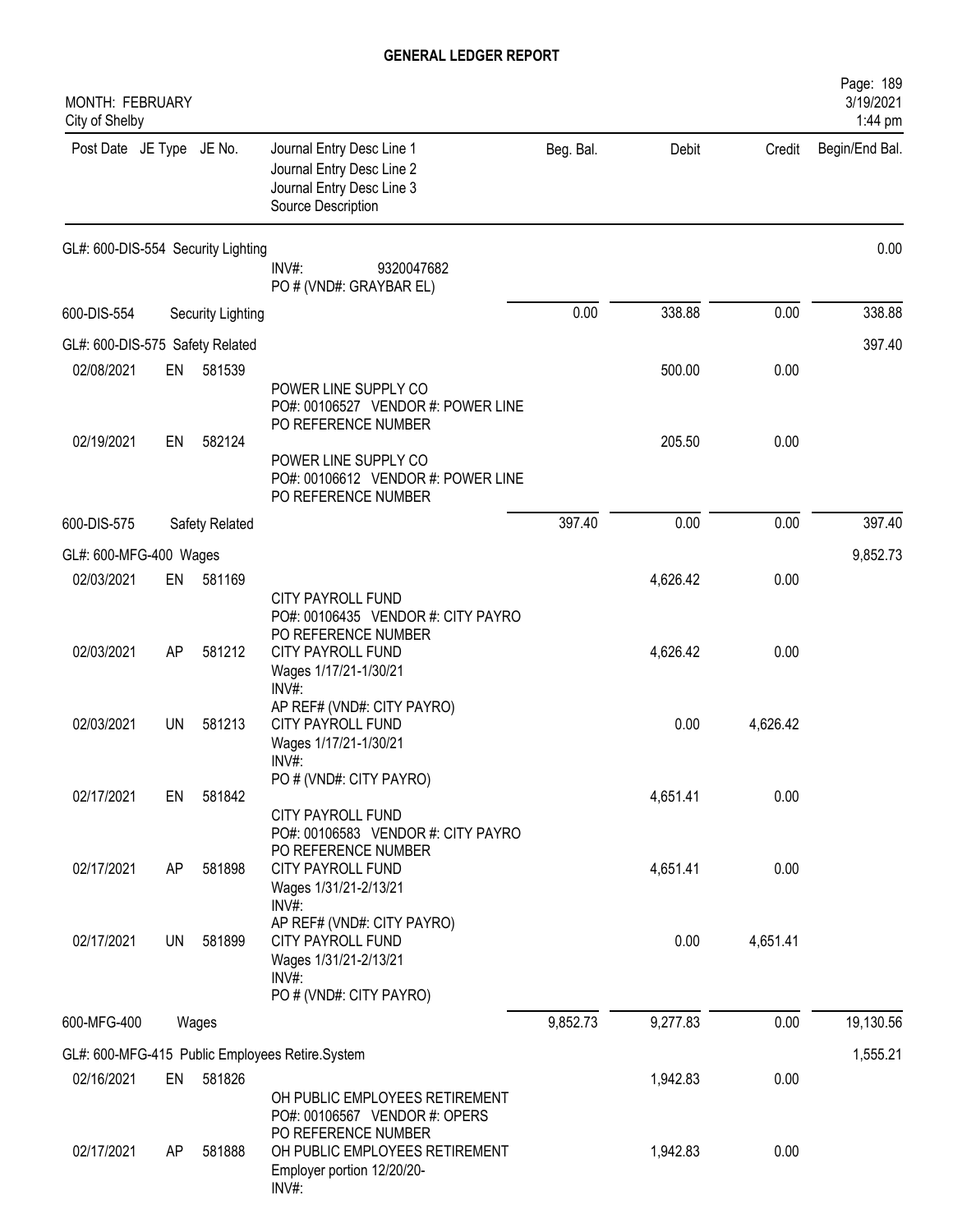# GENERAL LEDGER REPORT

MONTH: FEBRUARY
City of Shelby

| Post Date | JE Type | JE No. | Journal Entry Desc Line 1 / Journal Entry Desc Line 2 / Journal Entry Desc Line 3 / Source Description | Beg. Bal. | Debit | Credit | Begin/End Bal. |
|---|---|---|---|---|---|---|---|
| GL#: 600-DIS-554 Security Lighting | | | | | | | 0.00 |
| | | | INV#: 9320047682<br>PO # (VND#: GRAYBAR EL) | | | | |
| 600-DIS-554 | | Security Lighting | | 0.00 | 338.88 | 0.00 | 338.88 |
| GL#: 600-DIS-575 Safety Related | | | | | | | 397.40 |
| 02/08/2021 | EN | 581539 | POWER LINE SUPPLY CO<br>PO#: 00106527 VENDOR #: POWER LINE<br>PO REFERENCE NUMBER | | 500.00 | 0.00 | |
| 02/19/2021 | EN | 582124 | POWER LINE SUPPLY CO<br>PO#: 00106612 VENDOR #: POWER LINE<br>PO REFERENCE NUMBER | | 205.50 | 0.00 | |
| 600-DIS-575 | | Safety Related | | 397.40 | 0.00 | 0.00 | 397.40 |
| GL#: 600-MFG-400 Wages | | | | | | | 9,852.73 |
| 02/03/2021 | EN | 581169 | CITY PAYROLL FUND<br>PO#: 00106435 VENDOR #: CITY PAYRO<br>PO REFERENCE NUMBER | | 4,626.42 | 0.00 | |
| 02/03/2021 | AP | 581212 | CITY PAYROLL FUND<br>Wages 1/17/21-1/30/21<br>INV#:<br>AP REF# (VND#: CITY PAYRO) | | 4,626.42 | 0.00 | |
| 02/03/2021 | UN | 581213 | CITY PAYROLL FUND<br>Wages 1/17/21-1/30/21<br>INV#:<br>PO # (VND#: CITY PAYRO) | | 0.00 | 4,626.42 | |
| 02/17/2021 | EN | 581842 | CITY PAYROLL FUND<br>PO#: 00106583 VENDOR #: CITY PAYRO<br>PO REFERENCE NUMBER | | 4,651.41 | 0.00 | |
| 02/17/2021 | AP | 581898 | CITY PAYROLL FUND<br>Wages 1/31/21-2/13/21<br>INV#:<br>AP REF# (VND#: CITY PAYRO) | | 4,651.41 | 0.00 | |
| 02/17/2021 | UN | 581899 | CITY PAYROLL FUND<br>Wages 1/31/21-2/13/21<br>INV#:<br>PO # (VND#: CITY PAYRO) | | 0.00 | 4,651.41 | |
| 600-MFG-400 | | Wages | | 9,852.73 | 9,277.83 | 0.00 | 19,130.56 |
| GL#: 600-MFG-415 Public Employees Retire.System | | | | | | | 1,555.21 |
| 02/16/2021 | EN | 581826 | OH PUBLIC EMPLOYEES RETIREMENT<br>PO#: 00106567 VENDOR #: OPERS<br>PO REFERENCE NUMBER | | 1,942.83 | 0.00 | |
| 02/17/2021 | AP | 581888 | OH PUBLIC EMPLOYEES RETIREMENT<br>Employer portion 12/20/20-<br>INV#: | | 1,942.83 | 0.00 | |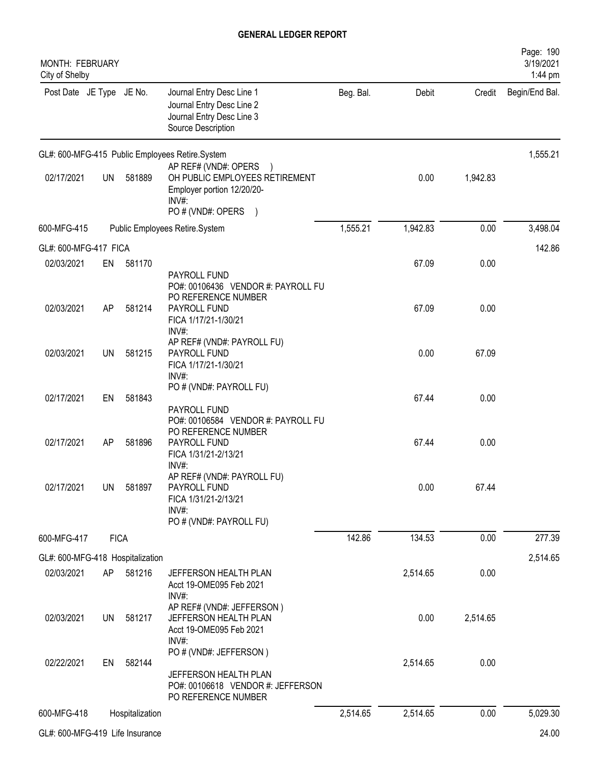# GENERAL LEDGER REPORT

MONTH: FEBRUARY
City of Shelby

Page: 190
3/19/2021
1:44 pm

| Post Date | JE Type | JE No. | Journal Entry Desc Line 1 / Journal Entry Desc Line 2 / Journal Entry Desc Line 3 / Source Description | Beg. Bal. | Debit | Credit | Begin/End Bal. |
|---|---|---|---|---|---|---|---|
| GL#: 600-MFG-415 Public Employees Retire.System | | | | | | | 1,555.21 |
| 02/17/2021 | UN | 581889 | AP REF# (VND#: OPERS ) OH PUBLIC EMPLOYEES RETIREMENT Employer portion 12/20/20- INV#: PO # (VND#: OPERS ) | | 0.00 | 1,942.83 | |
| 600-MFG-415 | | | Public Employees Retire.System | 1,555.21 | 1,942.83 | 0.00 | 3,498.04 |
| GL#: 600-MFG-417 FICA | | | | | | | 142.86 |
| 02/03/2021 | EN | 581170 | PAYROLL FUND PO#: 00106436 VENDOR #: PAYROLL FU PO REFERENCE NUMBER | | 67.09 | 0.00 | |
| 02/03/2021 | AP | 581214 | PAYROLL FUND FICA 1/17/21-1/30/21 INV#: AP REF# (VND#: PAYROLL FU) | | 67.09 | 0.00 | |
| 02/03/2021 | UN | 581215 | PAYROLL FUND FICA 1/17/21-1/30/21 INV#: PO # (VND#: PAYROLL FU) | | 0.00 | 67.09 | |
| 02/17/2021 | EN | 581843 | PAYROLL FUND PO#: 00106584 VENDOR #: PAYROLL FU PO REFERENCE NUMBER | | 67.44 | 0.00 | |
| 02/17/2021 | AP | 581896 | PAYROLL FUND FICA 1/31/21-2/13/21 INV#: AP REF# (VND#: PAYROLL FU) | | 67.44 | 0.00 | |
| 02/17/2021 | UN | 581897 | PAYROLL FUND FICA 1/31/21-2/13/21 INV#: PO # (VND#: PAYROLL FU) | | 0.00 | 67.44 | |
| 600-MFG-417 | FICA | | | 142.86 | 134.53 | 0.00 | 277.39 |
| GL#: 600-MFG-418 Hospitalization | | | | | | | 2,514.65 |
| 02/03/2021 | AP | 581216 | JEFFERSON HEALTH PLAN Acct 19-OME095 Feb 2021 INV#: AP REF# (VND#: JEFFERSON ) | | 2,514.65 | 0.00 | |
| 02/03/2021 | UN | 581217 | JEFFERSON HEALTH PLAN Acct 19-OME095 Feb 2021 INV#: PO # (VND#: JEFFERSON ) | | 0.00 | 2,514.65 | |
| 02/22/2021 | EN | 582144 | JEFFERSON HEALTH PLAN PO#: 00106618 VENDOR #: JEFFERSON PO REFERENCE NUMBER | | 2,514.65 | 0.00 | |
| 600-MFG-418 | Hospitalization | | | 2,514.65 | 2,514.65 | 0.00 | 5,029.30 |
| GL#: 600-MFG-419 Life Insurance | | | | | | | 24.00 |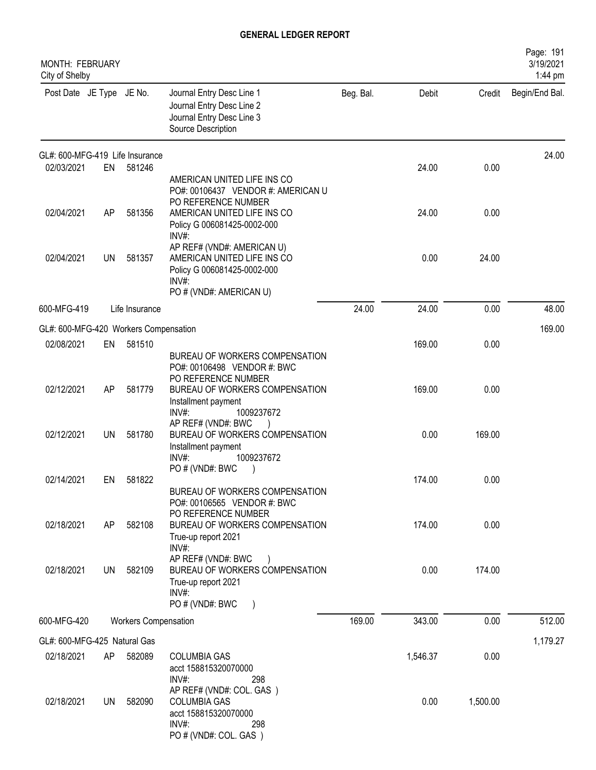# GENERAL LEDGER REPORT

MONTH: FEBRUARY
City of Shelby

| Post Date | JE Type | JE No. | Journal Entry Desc Line 1 / Journal Entry Desc Line 2 / Journal Entry Desc Line 3 / Source Description | Beg. Bal. | Debit | Credit | Begin/End Bal. |
|---|---|---|---|---|---|---|---|
| GL#: 600-MFG-419 Life Insurance | | | | | | | 24.00 |
| 02/03/2021 | EN | 581246 | AMERICAN UNITED LIFE INS CO<br>PO#: 00106437 VENDOR #: AMERICAN U<br>PO REFERENCE NUMBER | | 24.00 | 0.00 | |
| 02/04/2021 | AP | 581356 | AMERICAN UNITED LIFE INS CO<br>Policy G 006081425-0002-000<br>INV#:<br>AP REF# (VND#: AMERICAN U) | | 24.00 | 0.00 | |
| 02/04/2021 | UN | 581357 | AMERICAN UNITED LIFE INS CO<br>Policy G 006081425-0002-000<br>INV#:<br>PO # (VND#: AMERICAN U) | | 0.00 | 24.00 | |
| 600-MFG-419 | | Life Insurance | | 24.00 | 24.00 | 0.00 | 48.00 |
| GL#: 600-MFG-420 Workers Compensation | | | | | | | 169.00 |
| 02/08/2021 | EN | 581510 | BUREAU OF WORKERS COMPENSATION<br>PO#: 00106498 VENDOR #: BWC<br>PO REFERENCE NUMBER | | 169.00 | 0.00 | |
| 02/12/2021 | AP | 581779 | BUREAU OF WORKERS COMPENSATION<br>Installment payment<br>INV#: 1009237672<br>AP REF# (VND#: BWC ) | | 169.00 | 0.00 | |
| 02/12/2021 | UN | 581780 | BUREAU OF WORKERS COMPENSATION<br>Installment payment<br>INV#: 1009237672<br>PO # (VND#: BWC ) | | 0.00 | 169.00 | |
| 02/14/2021 | EN | 581822 | BUREAU OF WORKERS COMPENSATION<br>PO#: 00106565 VENDOR #: BWC<br>PO REFERENCE NUMBER | | 174.00 | 0.00 | |
| 02/18/2021 | AP | 582108 | BUREAU OF WORKERS COMPENSATION<br>True-up report 2021<br>INV#:<br>AP REF# (VND#: BWC ) | | 174.00 | 0.00 | |
| 02/18/2021 | UN | 582109 | BUREAU OF WORKERS COMPENSATION<br>True-up report 2021<br>INV#:<br>PO # (VND#: BWC ) | | 0.00 | 174.00 | |
| 600-MFG-420 | | Workers Compensation | | 169.00 | 343.00 | 0.00 | 512.00 |
| GL#: 600-MFG-425 Natural Gas | | | | | | | 1,179.27 |
| 02/18/2021 | AP | 582089 | COLUMBIA GAS<br>acct 158815320070000<br>INV#: 298<br>AP REF# (VND#: COL. GAS ) | | 1,546.37 | 0.00 | |
| 02/18/2021 | UN | 582090 | COLUMBIA GAS<br>acct 158815320070000<br>INV#: 298<br>PO # (VND#: COL. GAS ) | | 0.00 | 1,500.00 | |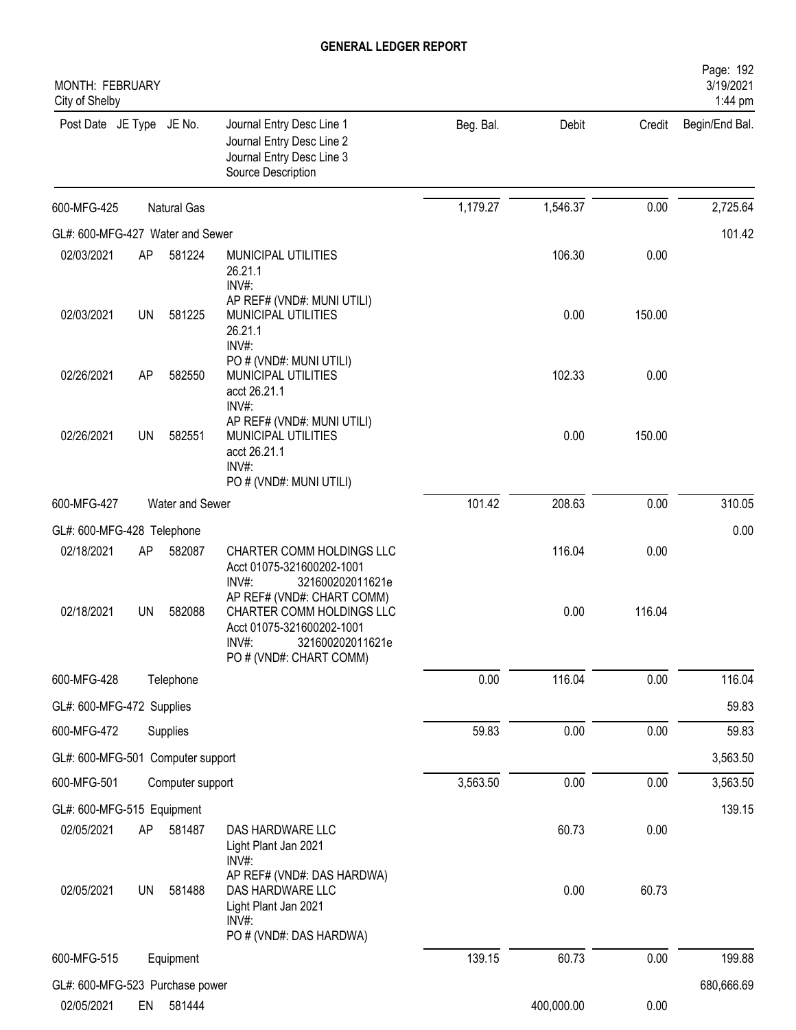# GENERAL LEDGER REPORT

MONTH: FEBRUARY
City of Shelby

| Post Date | JE Type | JE No. | Journal Entry Desc Line 1 / Journal Entry Desc Line 2 / Journal Entry Desc Line 3 / Source Description | Beg. Bal. | Debit | Credit | Begin/End Bal. |
|---|---|---|---|---|---|---|---|
| 600-MFG-425 | | | Natural Gas | 1,179.27 | 1,546.37 | 0.00 | 2,725.64 |
| GL#: 600-MFG-427 Water and Sewer | | | | | | | 101.42 |
| 02/03/2021 | AP | 581224 | MUNICIPAL UTILITIES<br>26.21.1<br>INV#:<br>AP REF# (VND#: MUNI UTILI) | | 106.30 | 0.00 | |
| 02/03/2021 | UN | 581225 | MUNICIPAL UTILITIES<br>26.21.1<br>INV#:<br>PO # (VND#: MUNI UTILI) | | 0.00 | 150.00 | |
| 02/26/2021 | AP | 582550 | MUNICIPAL UTILITIES<br>acct 26.21.1<br>INV#:<br>AP REF# (VND#: MUNI UTILI) | | 102.33 | 0.00 | |
| 02/26/2021 | UN | 582551 | MUNICIPAL UTILITIES<br>acct 26.21.1<br>INV#:<br>PO # (VND#: MUNI UTILI) | | 0.00 | 150.00 | |
| 600-MFG-427 | | | Water and Sewer | 101.42 | 208.63 | 0.00 | 310.05 |
| GL#: 600-MFG-428 Telephone | | | | | | | 0.00 |
| 02/18/2021 | AP | 582087 | CHARTER COMM HOLDINGS LLC<br>Acct 01075-321600202-1001<br>INV#: 321600202011621e<br>AP REF# (VND#: CHART COMM) | | 116.04 | 0.00 | |
| 02/18/2021 | UN | 582088 | CHARTER COMM HOLDINGS LLC<br>Acct 01075-321600202-1001<br>INV#: 321600202011621e<br>PO # (VND#: CHART COMM) | | 0.00 | 116.04 | |
| 600-MFG-428 | | | Telephone | 0.00 | 116.04 | 0.00 | 116.04 |
| GL#: 600-MFG-472 Supplies | | | | | | | 59.83 |
| 600-MFG-472 | | | Supplies | 59.83 | 0.00 | 0.00 | 59.83 |
| GL#: 600-MFG-501 Computer support | | | | | | | 3,563.50 |
| 600-MFG-501 | | | Computer support | 3,563.50 | 0.00 | 0.00 | 3,563.50 |
| GL#: 600-MFG-515 Equipment | | | | | | | 139.15 |
| 02/05/2021 | AP | 581487 | DAS HARDWARE LLC<br>Light Plant Jan 2021<br>INV#:<br>AP REF# (VND#: DAS HARDWA) | | 60.73 | 0.00 | |
| 02/05/2021 | UN | 581488 | DAS HARDWARE LLC<br>Light Plant Jan 2021<br>INV#:<br>PO # (VND#: DAS HARDWA) | | 0.00 | 60.73 | |
| 600-MFG-515 | | | Equipment | 139.15 | 60.73 | 0.00 | 199.88 |
| GL#: 600-MFG-523 Purchase power | | | | | | | 680,666.69 |
| 02/05/2021 | EN | 581444 | | | 400,000.00 | 0.00 | |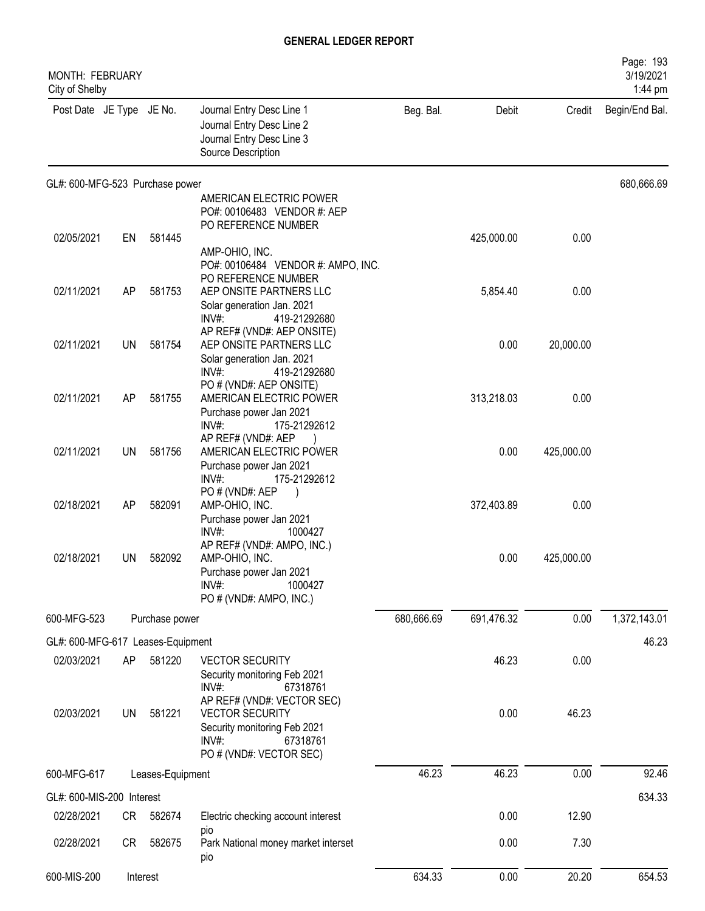# GENERAL LEDGER REPORT

MONTH: FEBRUARY
City of Shelby

3/19/2021
1:44 pm

| Post Date | JE Type | JE No. | Journal Entry Desc Line 1 / Journal Entry Desc Line 2 / Journal Entry Desc Line 3 / Source Description | Beg. Bal. | Debit | Credit | Begin/End Bal. |
|---|---|---|---|---|---|---|---|
| **GL#: 600-MFG-523 Purchase power** | | | | | | | 680,666.69 |
| | | | AMERICAN ELECTRIC POWER<br>PO#: 00106483 VENDOR #: AEP<br>PO REFERENCE NUMBER | | | | |
| 02/05/2021 | EN | 581445 | AMP-OHIO, INC.<br>PO#: 00106484 VENDOR #: AMPO, INC.<br>PO REFERENCE NUMBER | | 425,000.00 | 0.00 | |
| 02/11/2021 | AP | 581753 | AEP ONSITE PARTNERS LLC<br>Solar generation Jan. 2021<br>INV#: 419-21292680<br>AP REF# (VND#: AEP ONSITE) | | 5,854.40 | 0.00 | |
| 02/11/2021 | UN | 581754 | AEP ONSITE PARTNERS LLC<br>Solar generation Jan. 2021<br>INV#: 419-21292680<br>PO # (VND#: AEP ONSITE) | | 0.00 | 20,000.00 | |
| 02/11/2021 | AP | 581755 | AMERICAN ELECTRIC POWER<br>Purchase power Jan 2021<br>INV#: 175-21292612<br>AP REF# (VND#: AEP ) | | 313,218.03 | 0.00 | |
| 02/11/2021 | UN | 581756 | AMERICAN ELECTRIC POWER<br>Purchase power Jan 2021<br>INV#: 175-21292612<br>PO # (VND#: AEP ) | | 0.00 | 425,000.00 | |
| 02/18/2021 | AP | 582091 | AMP-OHIO, INC.<br>Purchase power Jan 2021<br>INV#: 1000427<br>AP REF# (VND#: AMPO, INC.) | | 372,403.89 | 0.00 | |
| 02/18/2021 | UN | 582092 | AMP-OHIO, INC.<br>Purchase power Jan 2021<br>INV#: 1000427<br>PO # (VND#: AMPO, INC.) | | 0.00 | 425,000.00 | |
| 600-MFG-523 | | Purchase power | | 680,666.69 | 691,476.32 | 0.00 | 1,372,143.01 |
| **GL#: 600-MFG-617 Leases-Equipment** | | | | | | | 46.23 |
| 02/03/2021 | AP | 581220 | VECTOR SECURITY<br>Security monitoring Feb 2021<br>INV#: 67318761<br>AP REF# (VND#: VECTOR SEC) | | 46.23 | 0.00 | |
| 02/03/2021 | UN | 581221 | VECTOR SECURITY<br>Security monitoring Feb 2021<br>INV#: 67318761<br>PO # (VND#: VECTOR SEC) | | 0.00 | 46.23 | |
| 600-MFG-617 | | Leases-Equipment | | 46.23 | 46.23 | 0.00 | 92.46 |
| **GL#: 600-MIS-200 Interest** | | | | | | | 634.33 |
| 02/28/2021 | CR | 582674 | Electric checking account interest<br>pio | | 0.00 | 12.90 | |
| 02/28/2021 | CR | 582675 | Park National money market interset<br>pio | | 0.00 | 7.30 | |
| 600-MIS-200 | | Interest | | 634.33 | 0.00 | 20.20 | 654.53 |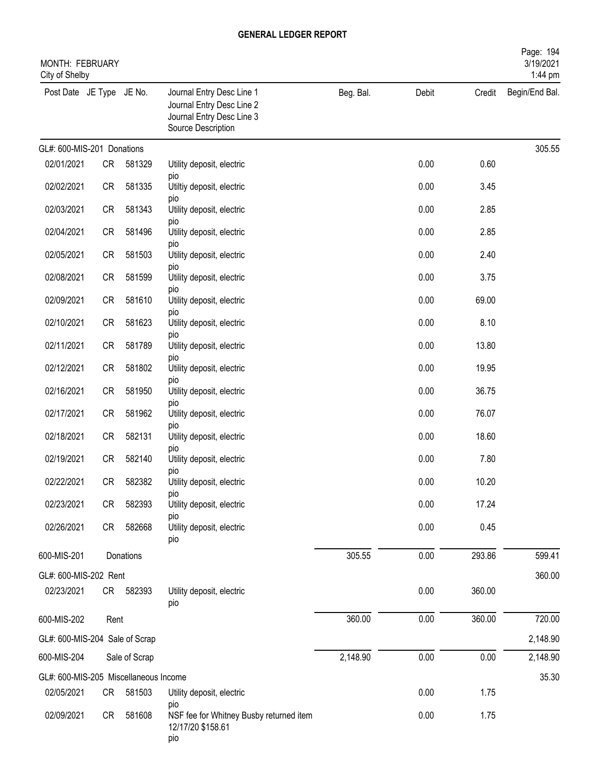# GENERAL LEDGER REPORT

MONTH: FEBRUARY
City of Shelby

3/19/2021
1:44 pm

| Post Date | JE Type | JE No. | Journal Entry Desc Line 1<br>Journal Entry Desc Line 2<br>Journal Entry Desc Line 3<br>Source Description | Beg. Bal. | Debit | Credit | Begin/End Bal. |
|---|---|---|---|---|---|---|---|
| GL#: 600-MIS-201 Donations | | | | | | | 305.55 |
| 02/01/2021 | CR | 581329 | Utility deposit, electric<br>pio | | 0.00 | 0.60 | |
| 02/02/2021 | CR | 581335 | Utiltiy deposit, electric<br>pio | | 0.00 | 3.45 | |
| 02/03/2021 | CR | 581343 | Utility deposit, electric<br>pio | | 0.00 | 2.85 | |
| 02/04/2021 | CR | 581496 | Utility deposit, electric<br>pio | | 0.00 | 2.85 | |
| 02/05/2021 | CR | 581503 | Utility deposit, electric<br>pio | | 0.00 | 2.40 | |
| 02/08/2021 | CR | 581599 | Utility deposit, electric<br>pio | | 0.00 | 3.75 | |
| 02/09/2021 | CR | 581610 | Utility deposit, electric<br>pio | | 0.00 | 69.00 | |
| 02/10/2021 | CR | 581623 | Utility deposit, electric<br>pio | | 0.00 | 8.10 | |
| 02/11/2021 | CR | 581789 | Utility deposit, electric<br>pio | | 0.00 | 13.80 | |
| 02/12/2021 | CR | 581802 | Utility deposit, electric<br>pio | | 0.00 | 19.95 | |
| 02/16/2021 | CR | 581950 | Utility deposit, electric<br>pio | | 0.00 | 36.75 | |
| 02/17/2021 | CR | 581962 | Utility deposit, electric<br>pio | | 0.00 | 76.07 | |
| 02/18/2021 | CR | 582131 | Utility deposit, electric<br>pio | | 0.00 | 18.60 | |
| 02/19/2021 | CR | 582140 | Utility deposit, electric<br>pio | | 0.00 | 7.80 | |
| 02/22/2021 | CR | 582382 | Utility deposit, electric<br>pio | | 0.00 | 10.20 | |
| 02/23/2021 | CR | 582393 | Utility deposit, electric<br>pio | | 0.00 | 17.24 | |
| 02/26/2021 | CR | 582668 | Utility deposit, electric<br>pio | | 0.00 | 0.45 | |
| 600-MIS-201 | | Donations | | 305.55 | 0.00 | 293.86 | 599.41 |
| GL#: 600-MIS-202 Rent | | | | | | | 360.00 |
| 02/23/2021 | CR | 582393 | Utility deposit, electric<br>pio | | 0.00 | 360.00 | |
| 600-MIS-202 | Rent | | | 360.00 | 0.00 | 360.00 | 720.00 |
| GL#: 600-MIS-204 Sale of Scrap | | | | | | | 2,148.90 |
| 600-MIS-204 | | Sale of Scrap | | 2,148.90 | 0.00 | 0.00 | 2,148.90 |
| GL#: 600-MIS-205 Miscellaneous Income | | | | | | | 35.30 |
| 02/05/2021 | CR | 581503 | Utility deposit, electric<br>pio | | 0.00 | 1.75 | |
| 02/09/2021 | CR | 581608 | NSF fee for Whitney Busby returned item<br>12/17/20 $158.61<br>pio | | 0.00 | 1.75 | |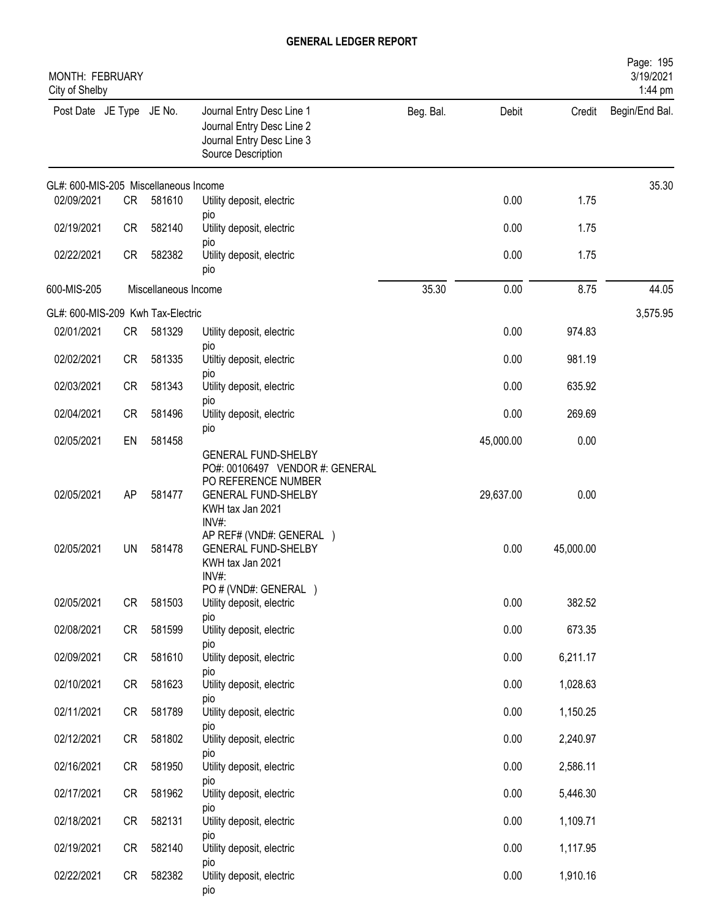# GENERAL LEDGER REPORT

MONTH: FEBRUARY
City of Shelby

| Post Date | JE Type | JE No. | Journal Entry Desc Line 1 / Journal Entry Desc Line 2 / Journal Entry Desc Line 3 / Source Description | Beg. Bal. | Debit | Credit | Begin/End Bal. |
|---|---|---|---|---|---|---|---|
| GL#: 600-MIS-205 Miscellaneous Income | | | | | | | 35.30 |
| 02/09/2021 | CR | 581610 | Utility deposit, electric pio | | 0.00 | 1.75 | |
| 02/19/2021 | CR | 582140 | Utility deposit, electric pio | | 0.00 | 1.75 | |
| 02/22/2021 | CR | 582382 | Utility deposit, electric pio | | 0.00 | 1.75 | |
| 600-MIS-205 | | Miscellaneous Income | | 35.30 | 0.00 | 8.75 | 44.05 |
| GL#: 600-MIS-209 Kwh Tax-Electric | | | | | | | 3,575.95 |
| 02/01/2021 | CR | 581329 | Utility deposit, electric pio | | 0.00 | 974.83 | |
| 02/02/2021 | CR | 581335 | Utiltiy deposit, electric pio | | 0.00 | 981.19 | |
| 02/03/2021 | CR | 581343 | Utility deposit, electric pio | | 0.00 | 635.92 | |
| 02/04/2021 | CR | 581496 | Utility deposit, electric pio | | 0.00 | 269.69 | |
| 02/05/2021 | EN | 581458 | GENERAL FUND-SHELBY PO#: 00106497 VENDOR #: GENERAL PO REFERENCE NUMBER | | 45,000.00 | 0.00 | |
| 02/05/2021 | AP | 581477 | GENERAL FUND-SHELBY KWH tax Jan 2021 INV#: AP REF# (VND#: GENERAL ) | | 29,637.00 | 0.00 | |
| 02/05/2021 | UN | 581478 | GENERAL FUND-SHELBY KWH tax Jan 2021 INV#: PO # (VND#: GENERAL ) | | 0.00 | 45,000.00 | |
| 02/05/2021 | CR | 581503 | Utility deposit, electric pio | | 0.00 | 382.52 | |
| 02/08/2021 | CR | 581599 | Utility deposit, electric pio | | 0.00 | 673.35 | |
| 02/09/2021 | CR | 581610 | Utility deposit, electric pio | | 0.00 | 6,211.17 | |
| 02/10/2021 | CR | 581623 | Utility deposit, electric pio | | 0.00 | 1,028.63 | |
| 02/11/2021 | CR | 581789 | Utility deposit, electric pio | | 0.00 | 1,150.25 | |
| 02/12/2021 | CR | 581802 | Utility deposit, electric pio | | 0.00 | 2,240.97 | |
| 02/16/2021 | CR | 581950 | Utility deposit, electric pio | | 0.00 | 2,586.11 | |
| 02/17/2021 | CR | 581962 | Utility deposit, electric pio | | 0.00 | 5,446.30 | |
| 02/18/2021 | CR | 582131 | Utility deposit, electric pio | | 0.00 | 1,109.71 | |
| 02/19/2021 | CR | 582140 | Utility deposit, electric pio | | 0.00 | 1,117.95 | |
| 02/22/2021 | CR | 582382 | Utility deposit, electric pio | | 0.00 | 1,910.16 | |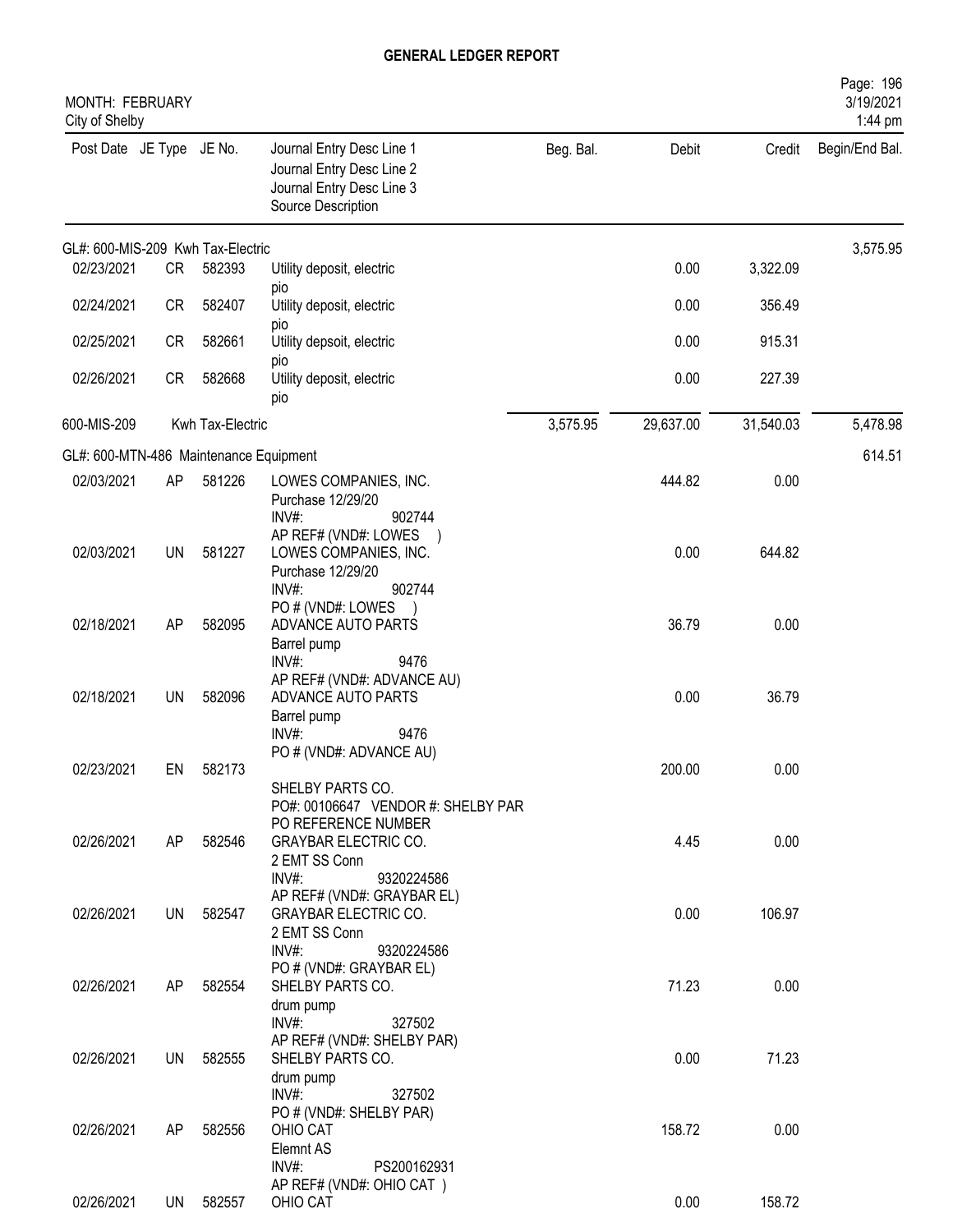# GENERAL LEDGER REPORT

MONTH: FEBRUARY
City of Shelby

| Post Date | JE Type | JE No. | Journal Entry Desc Line 1<br>Journal Entry Desc Line 2<br>Journal Entry Desc Line 3<br>Source Description | Beg. Bal. | Debit | Credit | Begin/End Bal. |
|---|---|---|---|---|---|---|---|
| GL#: 600-MIS-209 Kwh Tax-Electric | | | | | | | 3,575.95 |
| 02/23/2021 | CR | 582393 | Utility deposit, electric<br>pio | | 0.00 | 3,322.09 | |
| 02/24/2021 | CR | 582407 | Utility deposit, electric<br>pio | | 0.00 | 356.49 | |
| 02/25/2021 | CR | 582661 | Utility depsoit, electric<br>pio | | 0.00 | 915.31 | |
| 02/26/2021 | CR | 582668 | Utility deposit, electric<br>pio | | 0.00 | 227.39 | |
| 600-MIS-209 | | Kwh Tax-Electric | | 3,575.95 | 29,637.00 | 31,540.03 | 5,478.98 |
| GL#: 600-MTN-486 Maintenance Equipment | | | | | | | 614.51 |
| 02/03/2021 | AP | 581226 | LOWES COMPANIES, INC.<br>Purchase 12/29/20<br>INV#: 902744<br>AP REF# (VND#: LOWES ) | | 444.82 | 0.00 | |
| 02/03/2021 | UN | 581227 | LOWES COMPANIES, INC.<br>Purchase 12/29/20<br>INV#: 902744<br>PO # (VND#: LOWES ) | | 0.00 | 644.82 | |
| 02/18/2021 | AP | 582095 | ADVANCE AUTO PARTS<br>Barrel pump<br>INV#: 9476<br>AP REF# (VND#: ADVANCE AU) | | 36.79 | 0.00 | |
| 02/18/2021 | UN | 582096 | ADVANCE AUTO PARTS<br>Barrel pump<br>INV#: 9476<br>PO # (VND#: ADVANCE AU) | | 0.00 | 36.79 | |
| 02/23/2021 | EN | 582173 | SHELBY PARTS CO.<br>PO#: 00106647 VENDOR #: SHELBY PAR<br>PO REFERENCE NUMBER | | 200.00 | 0.00 | |
| 02/26/2021 | AP | 582546 | GRAYBAR ELECTRIC CO.<br>2 EMT SS Conn<br>INV#: 9320224586<br>AP REF# (VND#: GRAYBAR EL) | | 4.45 | 0.00 | |
| 02/26/2021 | UN | 582547 | GRAYBAR ELECTRIC CO.<br>2 EMT SS Conn<br>INV#: 9320224586<br>PO # (VND#: GRAYBAR EL) | | 0.00 | 106.97 | |
| 02/26/2021 | AP | 582554 | SHELBY PARTS CO.<br>drum pump<br>INV#: 327502<br>AP REF# (VND#: SHELBY PAR) | | 71.23 | 0.00 | |
| 02/26/2021 | UN | 582555 | SHELBY PARTS CO.<br>drum pump<br>INV#: 327502<br>PO # (VND#: SHELBY PAR) | | 0.00 | 71.23 | |
| 02/26/2021 | AP | 582556 | OHIO CAT<br>Elemnt AS<br>INV#: PS200162931<br>AP REF# (VND#: OHIO CAT ) | | 158.72 | 0.00 | |
| 02/26/2021 | UN | 582557 | OHIO CAT | | 0.00 | 158.72 | |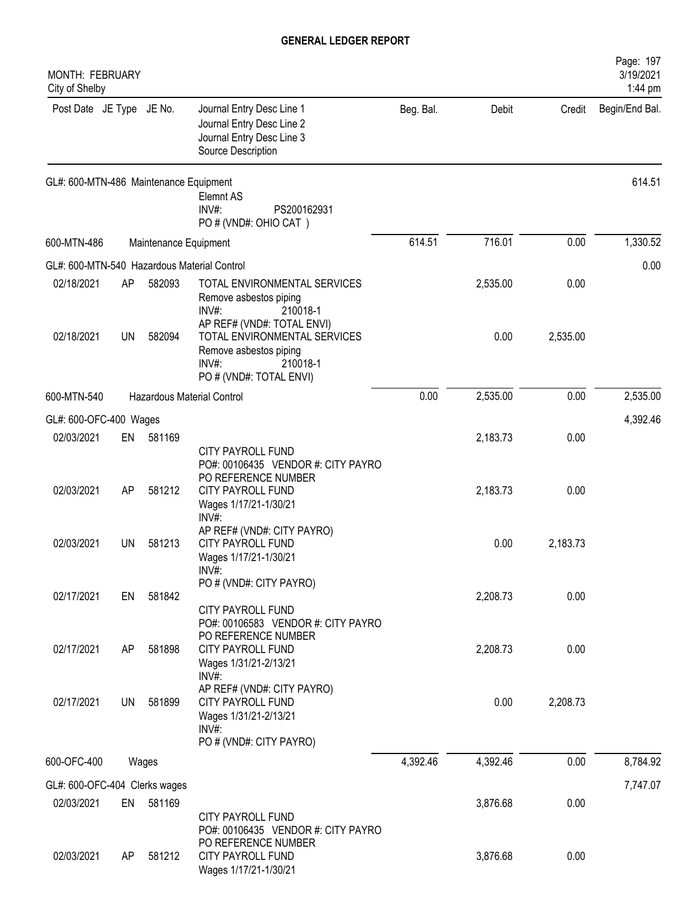# GENERAL LEDGER REPORT

MONTH: FEBRUARY
City of Shelby

| Post Date | JE Type | JE No. | Journal Entry Desc Line 1 / Journal Entry Desc Line 2 / Journal Entry Desc Line 3 / Source Description | Beg. Bal. | Debit | Credit | Begin/End Bal. |
|---|---|---|---|---|---|---|---|
| GL#: 600-MTN-486 Maintenance Equipment | | | | | | | 614.51 |
| | | | Elemnt AS<br>INV#: PS200162931<br>PO # (VND#: OHIO CAT ) | | | | |
| 600-MTN-486 | | | Maintenance Equipment | 614.51 | 716.01 | 0.00 | 1,330.52 |
| GL#: 600-MTN-540 Hazardous Material Control | | | | | | | 0.00 |
| 02/18/2021 | AP | 582093 | TOTAL ENVIRONMENTAL SERVICES<br>Remove asbestos piping<br>INV#: 210018-1<br>AP REF# (VND#: TOTAL ENVI) | | 2,535.00 | 0.00 | |
| 02/18/2021 | UN | 582094 | TOTAL ENVIRONMENTAL SERVICES<br>Remove asbestos piping<br>INV#: 210018-1<br>PO # (VND#: TOTAL ENVI) | | 0.00 | 2,535.00 | |
| 600-MTN-540 | | | Hazardous Material Control | 0.00 | 2,535.00 | 0.00 | 2,535.00 |
| GL#: 600-OFC-400 Wages | | | | | | | 4,392.46 |
| 02/03/2021 | EN | 581169 | CITY PAYROLL FUND<br>PO#: 00106435 VENDOR #: CITY PAYRO<br>PO REFERENCE NUMBER | | 2,183.73 | 0.00 | |
| 02/03/2021 | AP | 581212 | CITY PAYROLL FUND<br>Wages 1/17/21-1/30/21<br>INV#:<br>AP REF# (VND#: CITY PAYRO) | | 2,183.73 | 0.00 | |
| 02/03/2021 | UN | 581213 | CITY PAYROLL FUND<br>Wages 1/17/21-1/30/21<br>INV#:<br>PO # (VND#: CITY PAYRO) | | 0.00 | 2,183.73 | |
| 02/17/2021 | EN | 581842 | CITY PAYROLL FUND<br>PO#: 00106583 VENDOR #: CITY PAYRO<br>PO REFERENCE NUMBER | | 2,208.73 | 0.00 | |
| 02/17/2021 | AP | 581898 | CITY PAYROLL FUND<br>Wages 1/31/21-2/13/21<br>INV#:<br>AP REF# (VND#: CITY PAYRO) | | 2,208.73 | 0.00 | |
| 02/17/2021 | UN | 581899 | CITY PAYROLL FUND<br>Wages 1/31/21-2/13/21<br>INV#:<br>PO # (VND#: CITY PAYRO) | | 0.00 | 2,208.73 | |
| 600-OFC-400 | | | Wages | 4,392.46 | 4,392.46 | 0.00 | 8,784.92 |
| GL#: 600-OFC-404 Clerks wages | | | | | | | 7,747.07 |
| 02/03/2021 | EN | 581169 | CITY PAYROLL FUND<br>PO#: 00106435 VENDOR #: CITY PAYRO<br>PO REFERENCE NUMBER | | 3,876.68 | 0.00 | |
| 02/03/2021 | AP | 581212 | CITY PAYROLL FUND<br>Wages 1/17/21-1/30/21 | | 3,876.68 | 0.00 | |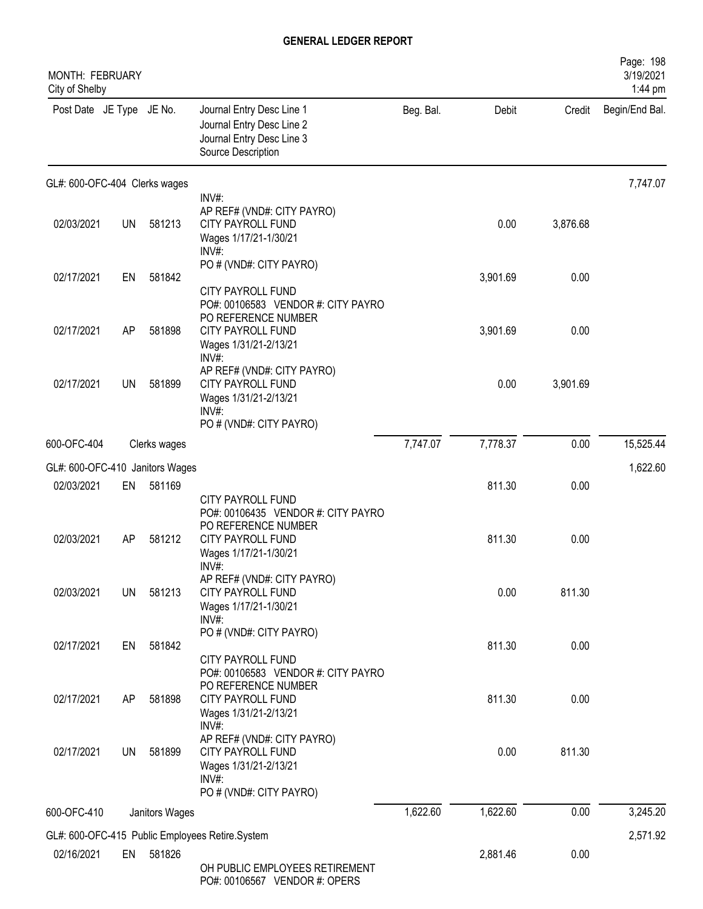# GENERAL LEDGER REPORT

MONTH: FEBRUARY
City of Shelby

3/19/2021
1:44 pm

| Post Date | JE Type | JE No. | Journal Entry Desc Line 1 / Journal Entry Desc Line 2 / Journal Entry Desc Line 3 / Source Description | Beg. Bal. | Debit | Credit | Begin/End Bal. |
|---|---|---|---|---|---|---|---|
| GL#: 600-OFC-404 Clerks wages | | | | | | | 7,747.07 |
| | | | INV#: | | | | |
| 02/03/2021 | UN | 581213 | AP REF# (VND#: CITY PAYRO) CITY PAYROLL FUND Wages 1/17/21-1/30/21 INV#: PO # (VND#: CITY PAYRO) | | 0.00 | 3,876.68 | |
| 02/17/2021 | EN | 581842 | CITY PAYROLL FUND PO#: 00106583 VENDOR #: CITY PAYRO PO REFERENCE NUMBER | | 3,901.69 | 0.00 | |
| 02/17/2021 | AP | 581898 | CITY PAYROLL FUND Wages 1/31/21-2/13/21 INV#: AP REF# (VND#: CITY PAYRO) | | 3,901.69 | 0.00 | |
| 02/17/2021 | UN | 581899 | CITY PAYROLL FUND Wages 1/31/21-2/13/21 INV#: PO # (VND#: CITY PAYRO) | | 0.00 | 3,901.69 | |
| 600-OFC-404 | | Clerks wages | | 7,747.07 | 7,778.37 | 0.00 | 15,525.44 |
| GL#: 600-OFC-410 Janitors Wages | | | | | | | 1,622.60 |
| 02/03/2021 | EN | 581169 | CITY PAYROLL FUND PO#: 00106435 VENDOR #: CITY PAYRO PO REFERENCE NUMBER | | 811.30 | 0.00 | |
| 02/03/2021 | AP | 581212 | CITY PAYROLL FUND Wages 1/17/21-1/30/21 INV#: AP REF# (VND#: CITY PAYRO) | | 811.30 | 0.00 | |
| 02/03/2021 | UN | 581213 | CITY PAYROLL FUND Wages 1/17/21-1/30/21 INV#: PO # (VND#: CITY PAYRO) | | 0.00 | 811.30 | |
| 02/17/2021 | EN | 581842 | CITY PAYROLL FUND PO#: 00106583 VENDOR #: CITY PAYRO PO REFERENCE NUMBER | | 811.30 | 0.00 | |
| 02/17/2021 | AP | 581898 | CITY PAYROLL FUND Wages 1/31/21-2/13/21 INV#: AP REF# (VND#: CITY PAYRO) | | 811.30 | 0.00 | |
| 02/17/2021 | UN | 581899 | CITY PAYROLL FUND Wages 1/31/21-2/13/21 INV#: PO # (VND#: CITY PAYRO) | | 0.00 | 811.30 | |
| 600-OFC-410 | | Janitors Wages | | 1,622.60 | 1,622.60 | 0.00 | 3,245.20 |
| GL#: 600-OFC-415 Public Employees Retire.System | | | | | | | 2,571.92 |
| 02/16/2021 | EN | 581826 | OH PUBLIC EMPLOYEES RETIREMENT PO#: 00106567 VENDOR #: OPERS | | 2,881.46 | 0.00 | |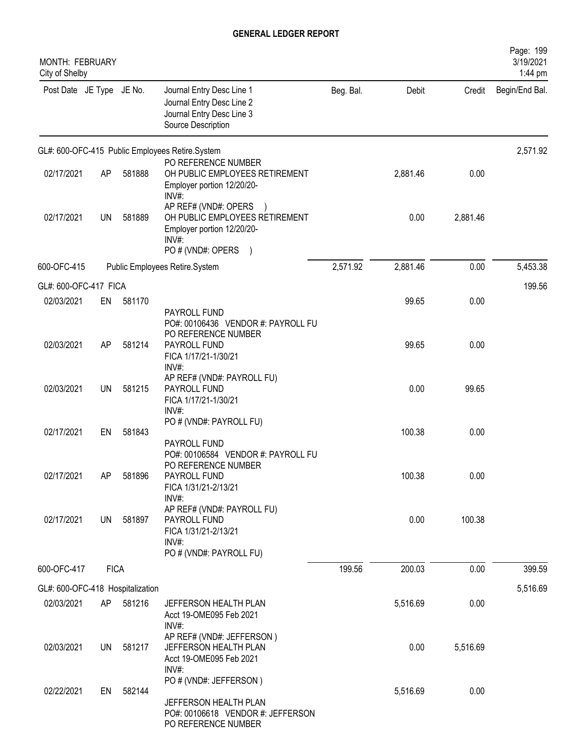# GENERAL LEDGER REPORT

MONTH: FEBRUARY
City of Shelby

| Post Date | JE Type | JE No. | Journal Entry Desc Line 1 / Journal Entry Desc Line 2 / Journal Entry Desc Line 3 / Source Description | Beg. Bal. | Debit | Credit | Begin/End Bal. |
|---|---|---|---|---|---|---|---|
| GL#: 600-OFC-415 Public Employees Retire.System | | | | | | | 2,571.92 |
| | | | PO REFERENCE NUMBER | | | | |
| 02/17/2021 | AP | 581888 | OH PUBLIC EMPLOYEES RETIREMENT Employer portion 12/20/20- INV#: AP REF# (VND#: OPERS ) | | 2,881.46 | 0.00 | |
| 02/17/2021 | UN | 581889 | OH PUBLIC EMPLOYEES RETIREMENT Employer portion 12/20/20- INV#: PO # (VND#: OPERS ) | | 0.00 | 2,881.46 | |
| 600-OFC-415 | | | Public Employees Retire.System | 2,571.92 | 2,881.46 | 0.00 | 5,453.38 |
| GL#: 600-OFC-417 FICA | | | | | | | 199.56 |
| 02/03/2021 | EN | 581170 | PAYROLL FUND PO#: 00106436 VENDOR #: PAYROLL FU PO REFERENCE NUMBER | | 99.65 | 0.00 | |
| 02/03/2021 | AP | 581214 | PAYROLL FUND FICA 1/17/21-1/30/21 INV#: AP REF# (VND#: PAYROLL FU) | | 99.65 | 0.00 | |
| 02/03/2021 | UN | 581215 | PAYROLL FUND FICA 1/17/21-1/30/21 INV#: PO # (VND#: PAYROLL FU) | | 0.00 | 99.65 | |
| 02/17/2021 | EN | 581843 | PAYROLL FUND PO#: 00106584 VENDOR #: PAYROLL FU PO REFERENCE NUMBER | | 100.38 | 0.00 | |
| 02/17/2021 | AP | 581896 | PAYROLL FUND FICA 1/31/21-2/13/21 INV#: AP REF# (VND#: PAYROLL FU) | | 100.38 | 0.00 | |
| 02/17/2021 | UN | 581897 | PAYROLL FUND FICA 1/31/21-2/13/21 INV#: PO # (VND#: PAYROLL FU) | | 0.00 | 100.38 | |
| 600-OFC-417 | FICA | | | 199.56 | 200.03 | 0.00 | 399.59 |
| GL#: 600-OFC-418 Hospitalization | | | | | | | 5,516.69 |
| 02/03/2021 | AP | 581216 | JEFFERSON HEALTH PLAN Acct 19-OME095 Feb 2021 INV#: AP REF# (VND#: JEFFERSON ) | | 5,516.69 | 0.00 | |
| 02/03/2021 | UN | 581217 | JEFFERSON HEALTH PLAN Acct 19-OME095 Feb 2021 INV#: PO # (VND#: JEFFERSON ) | | 0.00 | 5,516.69 | |
| 02/22/2021 | EN | 582144 | JEFFERSON HEALTH PLAN PO#: 00106618 VENDOR #: JEFFERSON PO REFERENCE NUMBER | | 5,516.69 | 0.00 | |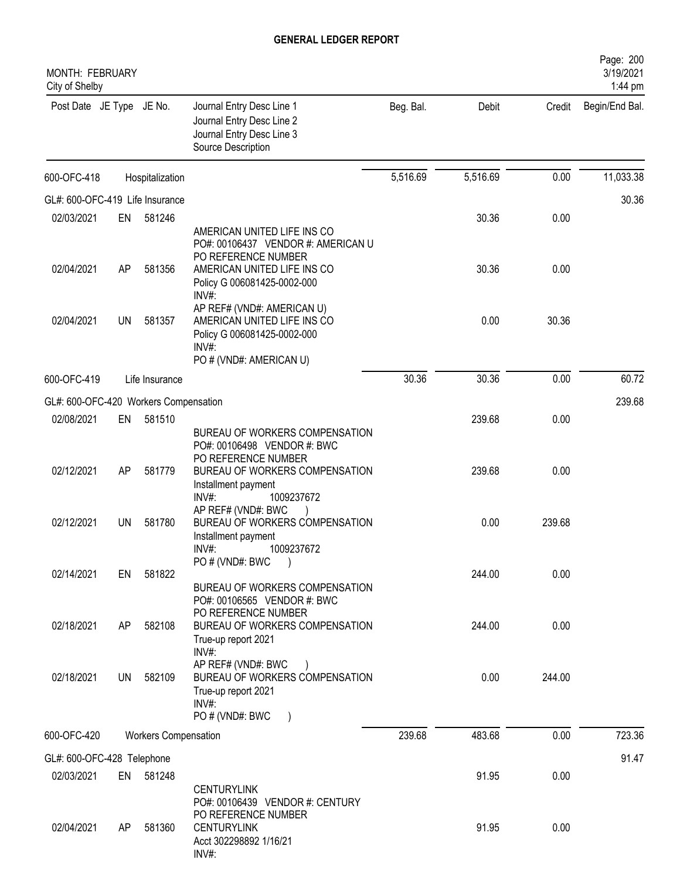# GENERAL LEDGER REPORT

MONTH: FEBRUARY
City of Shelby

| Post Date | JE Type | JE No. | Journal Entry Desc Line 1 / Journal Entry Desc Line 2 / Journal Entry Desc Line 3 / Source Description | Beg. Bal. | Debit | Credit | Begin/End Bal. |
|---|---|---|---|---|---|---|---|
| 600-OFC-418 | | Hospitalization | | 5,516.69 | 5,516.69 | 0.00 | 11,033.38 |
| GL#: 600-OFC-419 Life Insurance | | | | | | | 30.36 |
| 02/03/2021 | EN | 581246 | AMERICAN UNITED LIFE INS CO PO#: 00106437 VENDOR #: AMERICAN U PO REFERENCE NUMBER | | 30.36 | 0.00 | |
| 02/04/2021 | AP | 581356 | AMERICAN UNITED LIFE INS CO Policy G 006081425-0002-000 INV#: AP REF# (VND#: AMERICAN U) | | 30.36 | 0.00 | |
| 02/04/2021 | UN | 581357 | AMERICAN UNITED LIFE INS CO Policy G 006081425-0002-000 INV#: PO # (VND#: AMERICAN U) | | 0.00 | 30.36 | |
| 600-OFC-419 | | Life Insurance | | 30.36 | 30.36 | 0.00 | 60.72 |
| GL#: 600-OFC-420 Workers Compensation | | | | | | | 239.68 |
| 02/08/2021 | EN | 581510 | BUREAU OF WORKERS COMPENSATION PO#: 00106498 VENDOR #: BWC PO REFERENCE NUMBER | | 239.68 | 0.00 | |
| 02/12/2021 | AP | 581779 | BUREAU OF WORKERS COMPENSATION Installment payment INV#: 1009237672 AP REF# (VND#: BWC ) | | 239.68 | 0.00 | |
| 02/12/2021 | UN | 581780 | BUREAU OF WORKERS COMPENSATION Installment payment INV#: 1009237672 PO # (VND#: BWC ) | | 0.00 | 239.68 | |
| 02/14/2021 | EN | 581822 | BUREAU OF WORKERS COMPENSATION PO#: 00106565 VENDOR #: BWC PO REFERENCE NUMBER | | 244.00 | 0.00 | |
| 02/18/2021 | AP | 582108 | BUREAU OF WORKERS COMPENSATION True-up report 2021 INV#: AP REF# (VND#: BWC ) | | 244.00 | 0.00 | |
| 02/18/2021 | UN | 582109 | BUREAU OF WORKERS COMPENSATION True-up report 2021 INV#: PO # (VND#: BWC ) | | 0.00 | 244.00 | |
| 600-OFC-420 | | Workers Compensation | | 239.68 | 483.68 | 0.00 | 723.36 |
| GL#: 600-OFC-428 Telephone | | | | | | | 91.47 |
| 02/03/2021 | EN | 581248 | CENTURYLINK PO#: 00106439 VENDOR #: CENTURY PO REFERENCE NUMBER | | 91.95 | 0.00 | |
| 02/04/2021 | AP | 581360 | CENTURYLINK Acct 302298892 1/16/21 INV#: | | 91.95 | 0.00 | |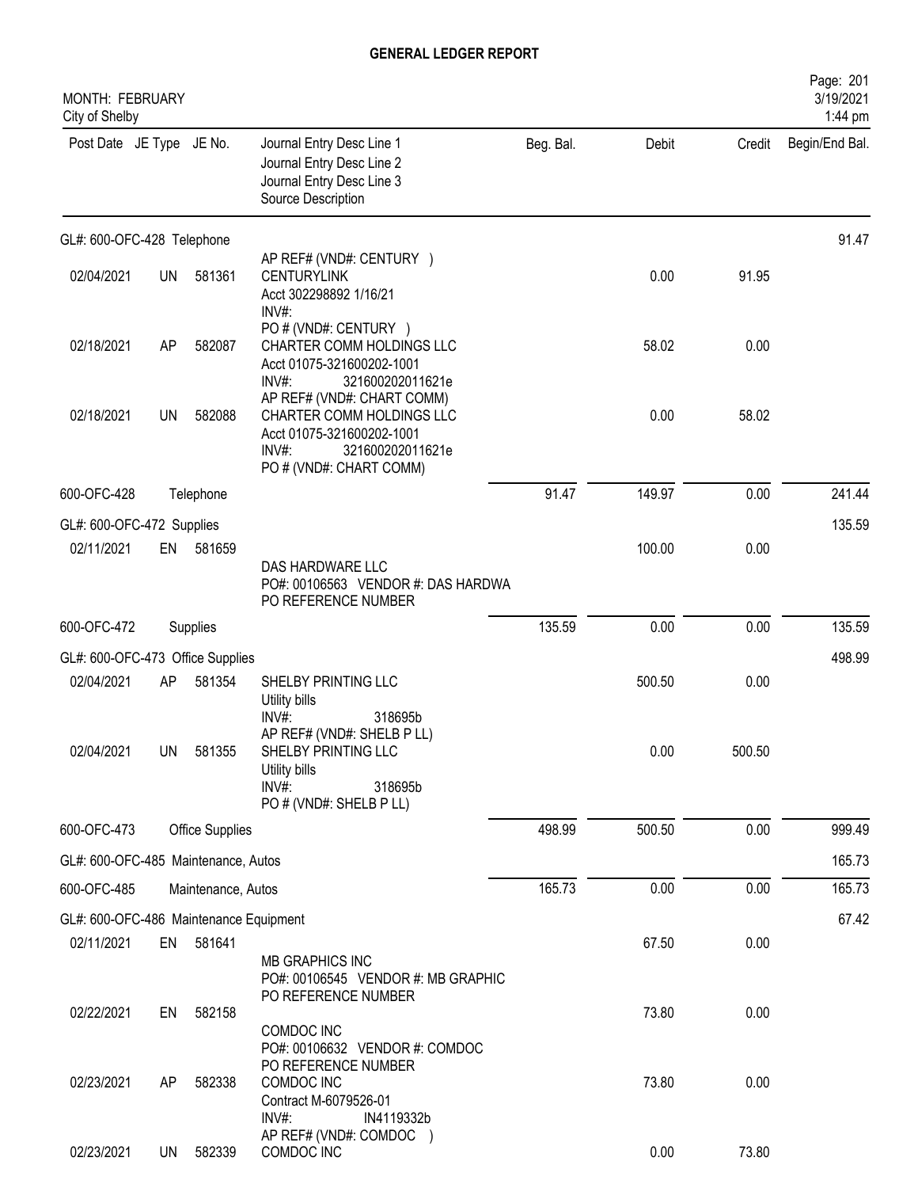# GENERAL LEDGER REPORT

MONTH: FEBRUARY
City of Shelby

| Post Date | JE Type | JE No. | Journal Entry Desc Line 1 / Journal Entry Desc Line 2 / Journal Entry Desc Line 3 / Source Description | Beg. Bal. | Debit | Credit | Begin/End Bal. |
|---|---|---|---|---|---|---|---|
| GL#: 600-OFC-428 Telephone | | | | | | | 91.47 |
| 02/04/2021 | UN | 581361 | AP REF# (VND#: CENTURY ) CENTURYLINK Acct 302298892 1/16/21 INV#: | | 0.00 | 91.95 | |
| 02/18/2021 | AP | 582087 | PO # (VND#: CENTURY ) CHARTER COMM HOLDINGS LLC Acct 01075-321600202-1001 INV#: 321600202011621e | | 58.02 | 0.00 | |
| 02/18/2021 | UN | 582088 | AP REF# (VND#: CHART COMM) CHARTER COMM HOLDINGS LLC Acct 01075-321600202-1001 INV#: 321600202011621e PO # (VND#: CHART COMM) | | 0.00 | 58.02 | |
| 600-OFC-428 | | | Telephone | 91.47 | 149.97 | 0.00 | 241.44 |
| GL#: 600-OFC-472 Supplies | | | | | | | 135.59 |
| 02/11/2021 | EN | 581659 | DAS HARDWARE LLC PO#: 00106563 VENDOR #: DAS HARDWA PO REFERENCE NUMBER | | 100.00 | 0.00 | |
| 600-OFC-472 | | | Supplies | 135.59 | 0.00 | 0.00 | 135.59 |
| GL#: 600-OFC-473 Office Supplies | | | | | | | 498.99 |
| 02/04/2021 | AP | 581354 | SHELBY PRINTING LLC Utility bills INV#: 318695b | | 500.50 | 0.00 | |
| 02/04/2021 | UN | 581355 | AP REF# (VND#: SHELB P LL) SHELBY PRINTING LLC Utility bills INV#: 318695b PO # (VND#: SHELB P LL) | | 0.00 | 500.50 | |
| 600-OFC-473 | | | Office Supplies | 498.99 | 500.50 | 0.00 | 999.49 |
| GL#: 600-OFC-485 Maintenance, Autos | | | | | | | 165.73 |
| 600-OFC-485 | | | Maintenance, Autos | 165.73 | 0.00 | 0.00 | 165.73 |
| GL#: 600-OFC-486 Maintenance Equipment | | | | | | | 67.42 |
| 02/11/2021 | EN | 581641 | MB GRAPHICS INC PO#: 00106545 VENDOR #: MB GRAPHIC PO REFERENCE NUMBER | | 67.50 | 0.00 | |
| 02/22/2021 | EN | 582158 | COMDOC INC PO#: 00106632 VENDOR #: COMDOC PO REFERENCE NUMBER | | 73.80 | 0.00 | |
| 02/23/2021 | AP | 582338 | COMDOC INC Contract M-6079526-01 INV#: IN4119332b | | 73.80 | 0.00 | |
| 02/23/2021 | UN | 582339 | AP REF# (VND#: COMDOC ) COMDOC INC | | 0.00 | 73.80 | |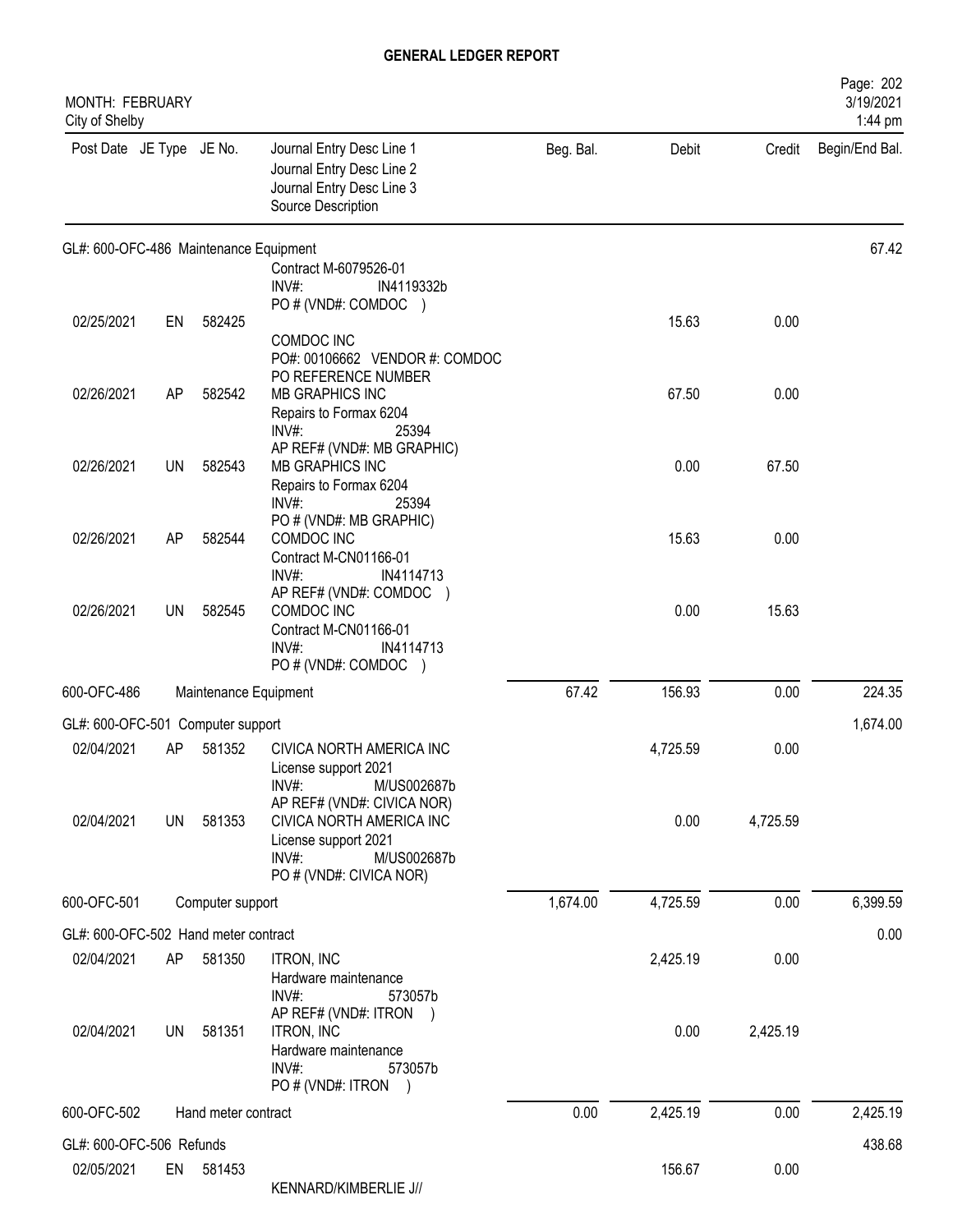# GENERAL LEDGER REPORT

MONTH: FEBRUARY
City of Shelby

| Post Date | JE Type | JE No. | Journal Entry Desc Line 1 / Journal Entry Desc Line 2 / Journal Entry Desc Line 3 / Source Description | Beg. Bal. | Debit | Credit | Begin/End Bal. |
|---|---|---|---|---|---|---|---|
| GL#: 600-OFC-486 Maintenance Equipment | | | | | | | 67.42 |
| | | | Contract M-6079526-01 INV#: IN4119332b PO # (VND#: COMDOC ) | | | | |
| 02/25/2021 | EN | 582425 | COMDOC INC PO#: 00106662 VENDOR #: COMDOC PO REFERENCE NUMBER | | 15.63 | 0.00 | |
| 02/26/2021 | AP | 582542 | MB GRAPHICS INC Repairs to Formax 6204 INV#: 25394 AP REF# (VND#: MB GRAPHIC) | | 67.50 | 0.00 | |
| 02/26/2021 | UN | 582543 | MB GRAPHICS INC Repairs to Formax 6204 INV#: 25394 PO # (VND#: MB GRAPHIC) | | 0.00 | 67.50 | |
| 02/26/2021 | AP | 582544 | COMDOC INC Contract M-CN01166-01 INV#: IN4114713 AP REF# (VND#: COMDOC ) | | 15.63 | 0.00 | |
| 02/26/2021 | UN | 582545 | COMDOC INC Contract M-CN01166-01 INV#: IN4114713 PO # (VND#: COMDOC ) | | 0.00 | 15.63 | |
| 600-OFC-486 | | | Maintenance Equipment | 67.42 | 156.93 | 0.00 | 224.35 |
| GL#: 600-OFC-501 Computer support | | | | | | | 1,674.00 |
| 02/04/2021 | AP | 581352 | CIVICA NORTH AMERICA INC License support 2021 INV#: M/US002687b AP REF# (VND#: CIVICA NOR) | | 4,725.59 | 0.00 | |
| 02/04/2021 | UN | 581353 | CIVICA NORTH AMERICA INC License support 2021 INV#: M/US002687b PO # (VND#: CIVICA NOR) | | 0.00 | 4,725.59 | |
| 600-OFC-501 | | | Computer support | 1,674.00 | 4,725.59 | 0.00 | 6,399.59 |
| GL#: 600-OFC-502 Hand meter contract | | | | | | | 0.00 |
| 02/04/2021 | AP | 581350 | ITRON, INC Hardware maintenance INV#: 573057b AP REF# (VND#: ITRON ) | | 2,425.19 | 0.00 | |
| 02/04/2021 | UN | 581351 | ITRON, INC Hardware maintenance INV#: 573057b PO # (VND#: ITRON ) | | 0.00 | 2,425.19 | |
| 600-OFC-502 | | | Hand meter contract | 0.00 | 2,425.19 | 0.00 | 2,425.19 |
| GL#: 600-OFC-506 Refunds | | | | | | | 438.68 |
| 02/05/2021 | EN | 581453 | KENNARD/KIMBERLIE J// | | 156.67 | 0.00 | |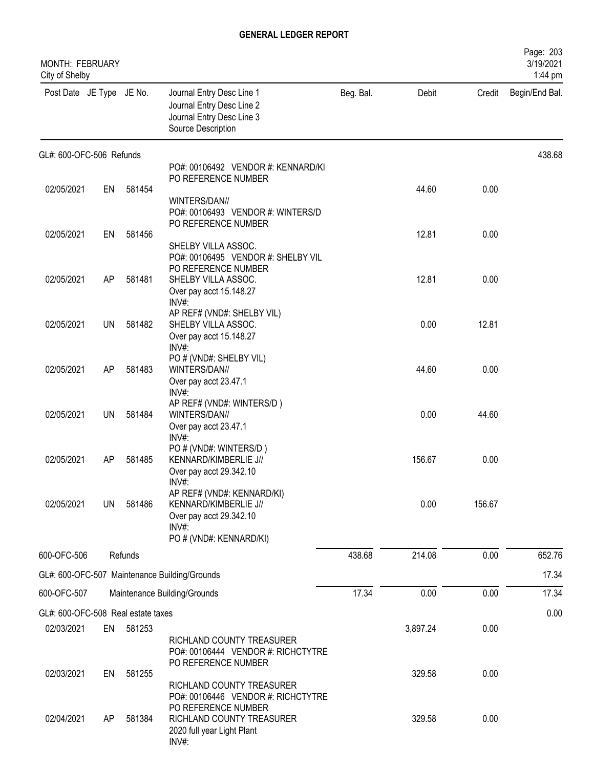# GENERAL LEDGER REPORT

MONTH: FEBRUARY
City of Shelby

| Post Date | JE Type | JE No. | Journal Entry Desc Line 1 / Journal Entry Desc Line 2 / Journal Entry Desc Line 3 / Source Description | Beg. Bal. | Debit | Credit | Begin/End Bal. |
|---|---|---|---|---|---|---|---|
| GL#: 600-OFC-506 Refunds | | | | | | | 438.68 |
| | | | PO#: 00106492 VENDOR #: KENNARD/KI PO REFERENCE NUMBER | | | | |
| 02/05/2021 | EN | 581454 | WINTERS/DAN// PO#: 00106493 VENDOR #: WINTERS/D PO REFERENCE NUMBER | | 44.60 | 0.00 | |
| 02/05/2021 | EN | 581456 | SHELBY VILLA ASSOC. PO#: 00106495 VENDOR #: SHELBY VIL PO REFERENCE NUMBER | | 12.81 | 0.00 | |
| 02/05/2021 | AP | 581481 | SHELBY VILLA ASSOC. Over pay acct 15.148.27 INV#: AP REF# (VND#: SHELBY VIL) | | 12.81 | 0.00 | |
| 02/05/2021 | UN | 581482 | SHELBY VILLA ASSOC. Over pay acct 15.148.27 INV#: PO # (VND#: SHELBY VIL) | | 0.00 | 12.81 | |
| 02/05/2021 | AP | 581483 | WINTERS/DAN// Over pay acct 23.47.1 INV#: AP REF# (VND#: WINTERS/D ) | | 44.60 | 0.00 | |
| 02/05/2021 | UN | 581484 | WINTERS/DAN// Over pay acct 23.47.1 INV#: PO # (VND#: WINTERS/D ) | | 0.00 | 44.60 | |
| 02/05/2021 | AP | 581485 | KENNARD/KIMBERLIE J// Over pay acct 29.342.10 INV#: AP REF# (VND#: KENNARD/KI) | | 156.67 | 0.00 | |
| 02/05/2021 | UN | 581486 | KENNARD/KIMBERLIE J// Over pay acct 29.342.10 INV#: PO # (VND#: KENNARD/KI) | | 0.00 | 156.67 | |
| 600-OFC-506 | | Refunds | | 438.68 | 214.08 | 0.00 | 652.76 |
| GL#: 600-OFC-507 Maintenance Building/Grounds | | | | | | | 17.34 |
| 600-OFC-507 | | Maintenance Building/Grounds | | 17.34 | 0.00 | 0.00 | 17.34 |
| GL#: 600-OFC-508 Real estate taxes | | | | | | | 0.00 |
| 02/03/2021 | EN | 581253 | RICHLAND COUNTY TREASURER PO#: 00106444 VENDOR #: RICHCTYTRE PO REFERENCE NUMBER | | 3,897.24 | 0.00 | |
| 02/03/2021 | EN | 581255 | RICHLAND COUNTY TREASURER PO#: 00106446 VENDOR #: RICHCTYTRE PO REFERENCE NUMBER | | 329.58 | 0.00 | |
| 02/04/2021 | AP | 581384 | RICHLAND COUNTY TREASURER 2020 full year Light Plant INV#: | | 329.58 | 0.00 | |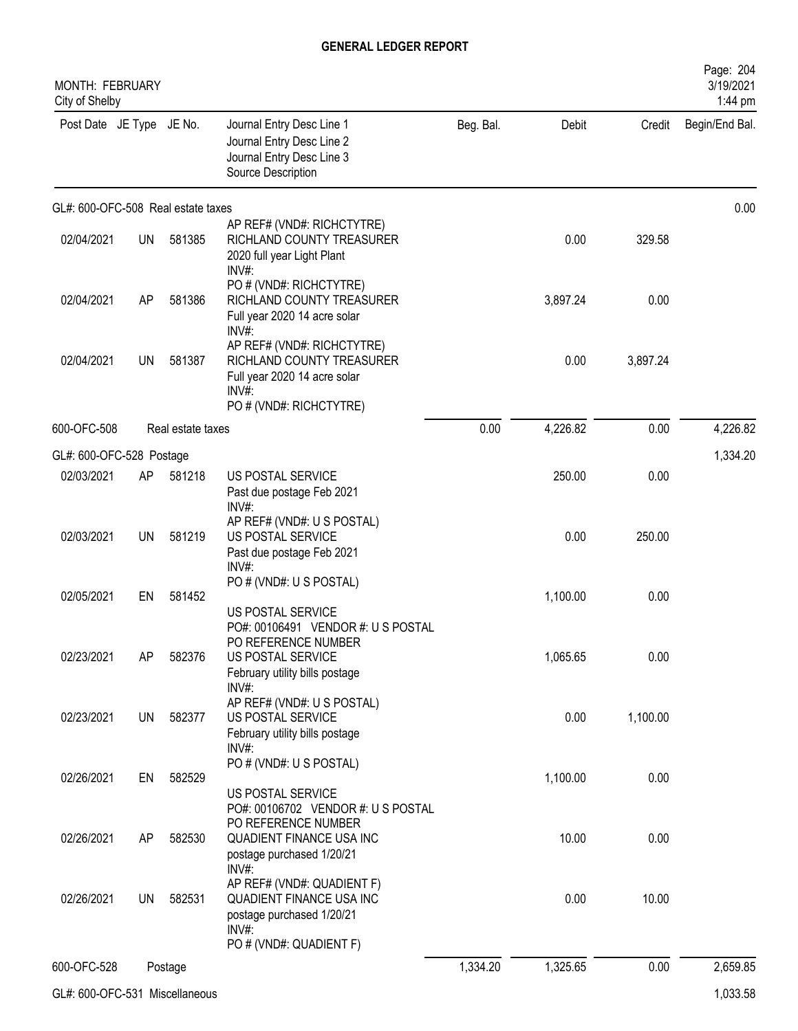# GENERAL LEDGER REPORT

MONTH: FEBRUARY
City of Shelby

| Post Date | JE Type | JE No. | Journal Entry Desc Line 1 / Journal Entry Desc Line 2 / Journal Entry Desc Line 3 / Source Description | Beg. Bal. | Debit | Credit | Begin/End Bal. |
|---|---|---|---|---|---|---|---|
| **GL#: 600-OFC-508 Real estate taxes** | | | | | | | 0.00 |
| 02/04/2021 | UN | 581385 | AP REF# (VND#: RICHCTYTRE) RICHLAND COUNTY TREASURER 2020 full year Light Plant INV#: | | 0.00 | 329.58 | |
| 02/04/2021 | AP | 581386 | PO # (VND#: RICHCTYTRE) RICHLAND COUNTY TREASURER Full year 2020 14 acre solar INV#: | | 3,897.24 | 0.00 | |
| 02/04/2021 | UN | 581387 | AP REF# (VND#: RICHCTYTRE) RICHLAND COUNTY TREASURER Full year 2020 14 acre solar INV#: PO # (VND#: RICHCTYTRE) | | 0.00 | 3,897.24 | |
| 600-OFC-508 | | Real estate taxes | | 0.00 | 4,226.82 | 0.00 | 4,226.82 |
| **GL#: 600-OFC-528 Postage** | | | | | | | 1,334.20 |
| 02/03/2021 | AP | 581218 | US POSTAL SERVICE Past due postage Feb 2021 INV#: | | 250.00 | 0.00 | |
| 02/03/2021 | UN | 581219 | AP REF# (VND#: U S POSTAL) US POSTAL SERVICE Past due postage Feb 2021 INV#: | | 0.00 | 250.00 | |
| 02/05/2021 | EN | 581452 | PO # (VND#: U S POSTAL) US POSTAL SERVICE PO#: 00106491 VENDOR #: U S POSTAL | | 1,100.00 | 0.00 | |
| 02/23/2021 | AP | 582376 | PO REFERENCE NUMBER US POSTAL SERVICE February utility bills postage INV#: | | 1,065.65 | 0.00 | |
| 02/23/2021 | UN | 582377 | AP REF# (VND#: U S POSTAL) US POSTAL SERVICE February utility bills postage INV#: | | 0.00 | 1,100.00 | |
| 02/26/2021 | EN | 582529 | PO # (VND#: U S POSTAL) US POSTAL SERVICE PO#: 00106702 VENDOR #: U S POSTAL | | 1,100.00 | 0.00 | |
| 02/26/2021 | AP | 582530 | PO REFERENCE NUMBER QUADIENT FINANCE USA INC postage purchased 1/20/21 INV#: | | 10.00 | 0.00 | |
| 02/26/2021 | UN | 582531 | AP REF# (VND#: QUADIENT F) QUADIENT FINANCE USA INC postage purchased 1/20/21 INV#: PO # (VND#: QUADIENT F) | | 0.00 | 10.00 | |
| 600-OFC-528 | | Postage | | 1,334.20 | 1,325.65 | 0.00 | 2,659.85 |
| **GL#: 600-OFC-531 Miscellaneous** | | | | | | | 1,033.58 |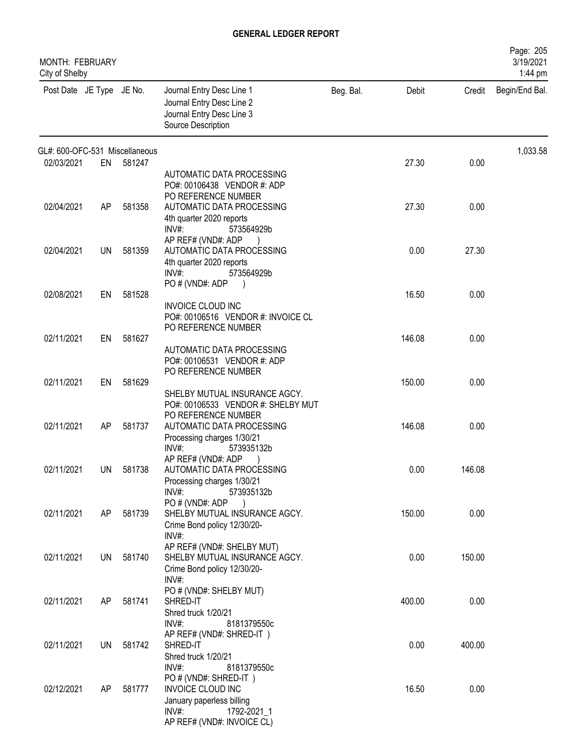# GENERAL LEDGER REPORT

MONTH: FEBRUARY
City of Shelby

Page: 205
3/19/2021
1:44 pm

| Post Date | JE Type | JE No. | Journal Entry Desc Line 1 / Journal Entry Desc Line 2 / Journal Entry Desc Line 3 / Source Description | Beg. Bal. | Debit | Credit | Begin/End Bal. |
|---|---|---|---|---|---|---|---|
| GL#: 600-OFC-531 Miscellaneous | | | | | | | 1,033.58 |
| 02/03/2021 | EN | 581247 | AUTOMATIC DATA PROCESSING<br>PO#: 00106438 VENDOR #: ADP<br>PO REFERENCE NUMBER | | 27.30 | 0.00 | |
| 02/04/2021 | AP | 581358 | AUTOMATIC DATA PROCESSING<br>4th quarter 2020 reports<br>INV#: 573564929b<br>AP REF# (VND#: ADP ) | | 27.30 | 0.00 | |
| 02/04/2021 | UN | 581359 | AUTOMATIC DATA PROCESSING<br>4th quarter 2020 reports<br>INV#: 573564929b<br>PO # (VND#: ADP ) | | 0.00 | 27.30 | |
| 02/08/2021 | EN | 581528 | INVOICE CLOUD INC<br>PO#: 00106516 VENDOR #: INVOICE CL<br>PO REFERENCE NUMBER | | 16.50 | 0.00 | |
| 02/11/2021 | EN | 581627 | AUTOMATIC DATA PROCESSING<br>PO#: 00106531 VENDOR #: ADP<br>PO REFERENCE NUMBER | | 146.08 | 0.00 | |
| 02/11/2021 | EN | 581629 | SHELBY MUTUAL INSURANCE AGCY.<br>PO#: 00106533 VENDOR #: SHELBY MUT<br>PO REFERENCE NUMBER | | 150.00 | 0.00 | |
| 02/11/2021 | AP | 581737 | AUTOMATIC DATA PROCESSING<br>Processing charges 1/30/21<br>INV#: 573935132b<br>AP REF# (VND#: ADP ) | | 146.08 | 0.00 | |
| 02/11/2021 | UN | 581738 | AUTOMATIC DATA PROCESSING<br>Processing charges 1/30/21<br>INV#: 573935132b<br>PO # (VND#: ADP ) | | 0.00 | 146.08 | |
| 02/11/2021 | AP | 581739 | SHELBY MUTUAL INSURANCE AGCY.<br>Crime Bond policy 12/30/20-<br>INV#:<br>AP REF# (VND#: SHELBY MUT) | | 150.00 | 0.00 | |
| 02/11/2021 | UN | 581740 | SHELBY MUTUAL INSURANCE AGCY.<br>Crime Bond policy 12/30/20-<br>INV#:<br>PO # (VND#: SHELBY MUT) | | 0.00 | 150.00 | |
| 02/11/2021 | AP | 581741 | SHRED-IT<br>Shred truck 1/20/21<br>INV#: 8181379550c<br>AP REF# (VND#: SHRED-IT ) | | 400.00 | 0.00 | |
| 02/11/2021 | UN | 581742 | SHRED-IT<br>Shred truck 1/20/21<br>INV#: 8181379550c<br>PO # (VND#: SHRED-IT ) | | 0.00 | 400.00 | |
| 02/12/2021 | AP | 581777 | INVOICE CLOUD INC<br>January paperless billing<br>INV#: 1792-2021_1<br>AP REF# (VND#: INVOICE CL) | | 16.50 | 0.00 | |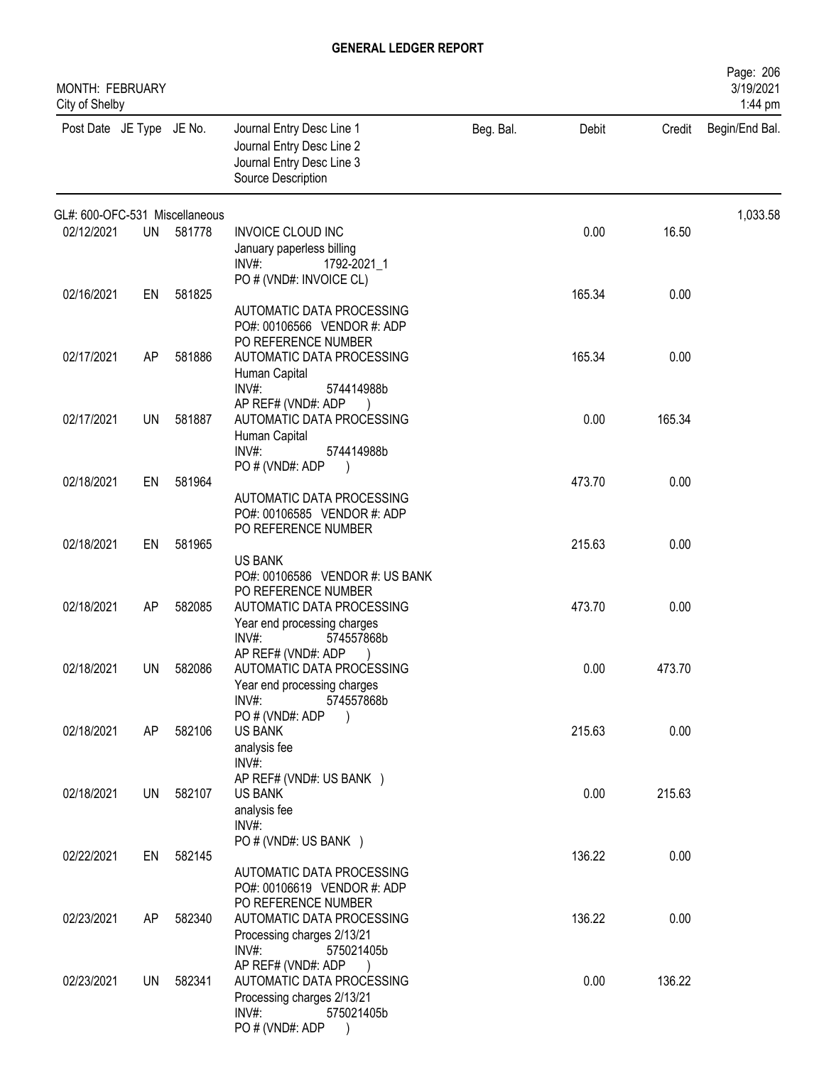# GENERAL LEDGER REPORT

MONTH: FEBRUARY
City of Shelby

3/19/2021
1:44 pm

| Post Date | JE Type | JE No. | Journal Entry Desc Line 1<br>Journal Entry Desc Line 2<br>Journal Entry Desc Line 3<br>Source Description | Beg. Bal. | Debit | Credit | Begin/End Bal. |
|---|---|---|---|---|---|---|---|
| GL#: 600-OFC-531 Miscellaneous | | | | | | | 1,033.58 |
| 02/12/2021 | UN | 581778 | INVOICE CLOUD INC<br>January paperless billing<br>INV#: 1792-2021_1<br>PO # (VND#: INVOICE CL) | | 0.00 | 16.50 | |
| 02/16/2021 | EN | 581825 | AUTOMATIC DATA PROCESSING<br>PO#: 00106566 VENDOR #: ADP<br>PO REFERENCE NUMBER | | 165.34 | 0.00 | |
| 02/17/2021 | AP | 581886 | AUTOMATIC DATA PROCESSING<br>Human Capital<br>INV#: 574414988b<br>AP REF# (VND#: ADP ) | | 165.34 | 0.00 | |
| 02/17/2021 | UN | 581887 | AUTOMATIC DATA PROCESSING<br>Human Capital<br>INV#: 574414988b<br>PO # (VND#: ADP ) | | 0.00 | 165.34 | |
| 02/18/2021 | EN | 581964 | AUTOMATIC DATA PROCESSING<br>PO#: 00106585 VENDOR #: ADP<br>PO REFERENCE NUMBER | | 473.70 | 0.00 | |
| 02/18/2021 | EN | 581965 | US BANK<br>PO#: 00106586 VENDOR #: US BANK<br>PO REFERENCE NUMBER | | 215.63 | 0.00 | |
| 02/18/2021 | AP | 582085 | AUTOMATIC DATA PROCESSING<br>Year end processing charges<br>INV#: 574557868b<br>AP REF# (VND#: ADP ) | | 473.70 | 0.00 | |
| 02/18/2021 | UN | 582086 | AUTOMATIC DATA PROCESSING<br>Year end processing charges<br>INV#: 574557868b<br>PO # (VND#: ADP ) | | 0.00 | 473.70 | |
| 02/18/2021 | AP | 582106 | US BANK<br>analysis fee<br>INV#:<br>AP REF# (VND#: US BANK ) | | 215.63 | 0.00 | |
| 02/18/2021 | UN | 582107 | US BANK<br>analysis fee<br>INV#:<br>PO # (VND#: US BANK ) | | 0.00 | 215.63 | |
| 02/22/2021 | EN | 582145 | AUTOMATIC DATA PROCESSING<br>PO#: 00106619 VENDOR #: ADP<br>PO REFERENCE NUMBER | | 136.22 | 0.00 | |
| 02/23/2021 | AP | 582340 | AUTOMATIC DATA PROCESSING<br>Processing charges 2/13/21<br>INV#: 575021405b<br>AP REF# (VND#: ADP ) | | 136.22 | 0.00 | |
| 02/23/2021 | UN | 582341 | AUTOMATIC DATA PROCESSING<br>Processing charges 2/13/21<br>INV#: 575021405b<br>PO # (VND#: ADP ) | | 0.00 | 136.22 | |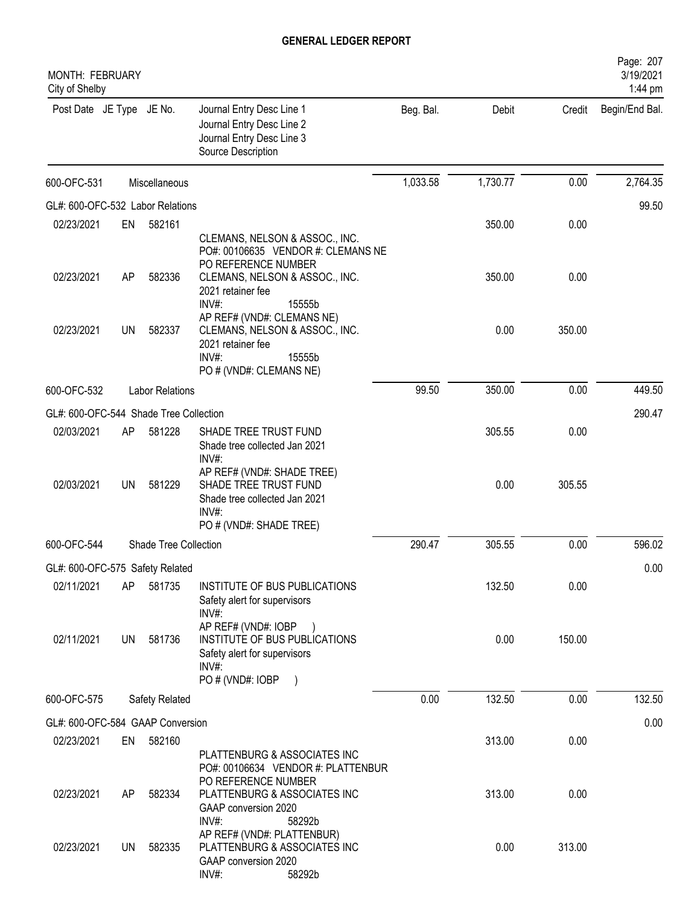# GENERAL LEDGER REPORT

MONTH: FEBRUARY
City of Shelby

| Post Date | JE Type | JE No. | Journal Entry Desc Line 1 / Journal Entry Desc Line 2 / Journal Entry Desc Line 3 / Source Description | Beg. Bal. | Debit | Credit | Begin/End Bal. |
|---|---|---|---|---|---|---|---|
| 600-OFC-531 | | Miscellaneous | | 1,033.58 | 1,730.77 | 0.00 | 2,764.35 |
| GL#: 600-OFC-532 Labor Relations | | | | | | | 99.50 |
| 02/23/2021 | EN | 582161 | CLEMANS, NELSON & ASSOC., INC. PO#: 00106635 VENDOR #: CLEMANS NE PO REFERENCE NUMBER | | 350.00 | 0.00 | |
| 02/23/2021 | AP | 582336 | CLEMANS, NELSON & ASSOC., INC. 2021 retainer fee INV#: 15555b AP REF# (VND#: CLEMANS NE) | | 350.00 | 0.00 | |
| 02/23/2021 | UN | 582337 | CLEMANS, NELSON & ASSOC., INC. 2021 retainer fee INV#: 15555b PO # (VND#: CLEMANS NE) | | 0.00 | 350.00 | |
| 600-OFC-532 | | Labor Relations | | 99.50 | 350.00 | 0.00 | 449.50 |
| GL#: 600-OFC-544 Shade Tree Collection | | | | | | | 290.47 |
| 02/03/2021 | AP | 581228 | SHADE TREE TRUST FUND Shade tree collected Jan 2021 INV#: AP REF# (VND#: SHADE TREE) | | 305.55 | 0.00 | |
| 02/03/2021 | UN | 581229 | SHADE TREE TRUST FUND Shade tree collected Jan 2021 INV#: PO # (VND#: SHADE TREE) | | 0.00 | 305.55 | |
| 600-OFC-544 | | Shade Tree Collection | | 290.47 | 305.55 | 0.00 | 596.02 |
| GL#: 600-OFC-575 Safety Related | | | | | | | 0.00 |
| 02/11/2021 | AP | 581735 | INSTITUTE OF BUS PUBLICATIONS Safety alert for supervisors INV#: AP REF# (VND#: IOBP ) | | 132.50 | 0.00 | |
| 02/11/2021 | UN | 581736 | INSTITUTE OF BUS PUBLICATIONS Safety alert for supervisors INV#: PO # (VND#: IOBP ) | | 0.00 | 150.00 | |
| 600-OFC-575 | | Safety Related | | 0.00 | 132.50 | 0.00 | 132.50 |
| GL#: 600-OFC-584 GAAP Conversion | | | | | | | 0.00 |
| 02/23/2021 | EN | 582160 | PLATTENBURG & ASSOCIATES INC PO#: 00106634 VENDOR #: PLATTENBUR PO REFERENCE NUMBER | | 313.00 | 0.00 | |
| 02/23/2021 | AP | 582334 | PLATTENBURG & ASSOCIATES INC GAAP conversion 2020 INV#: 58292b AP REF# (VND#: PLATTENBUR) | | 313.00 | 0.00 | |
| 02/23/2021 | UN | 582335 | PLATTENBURG & ASSOCIATES INC GAAP conversion 2020 INV#: 58292b | | 0.00 | 313.00 | |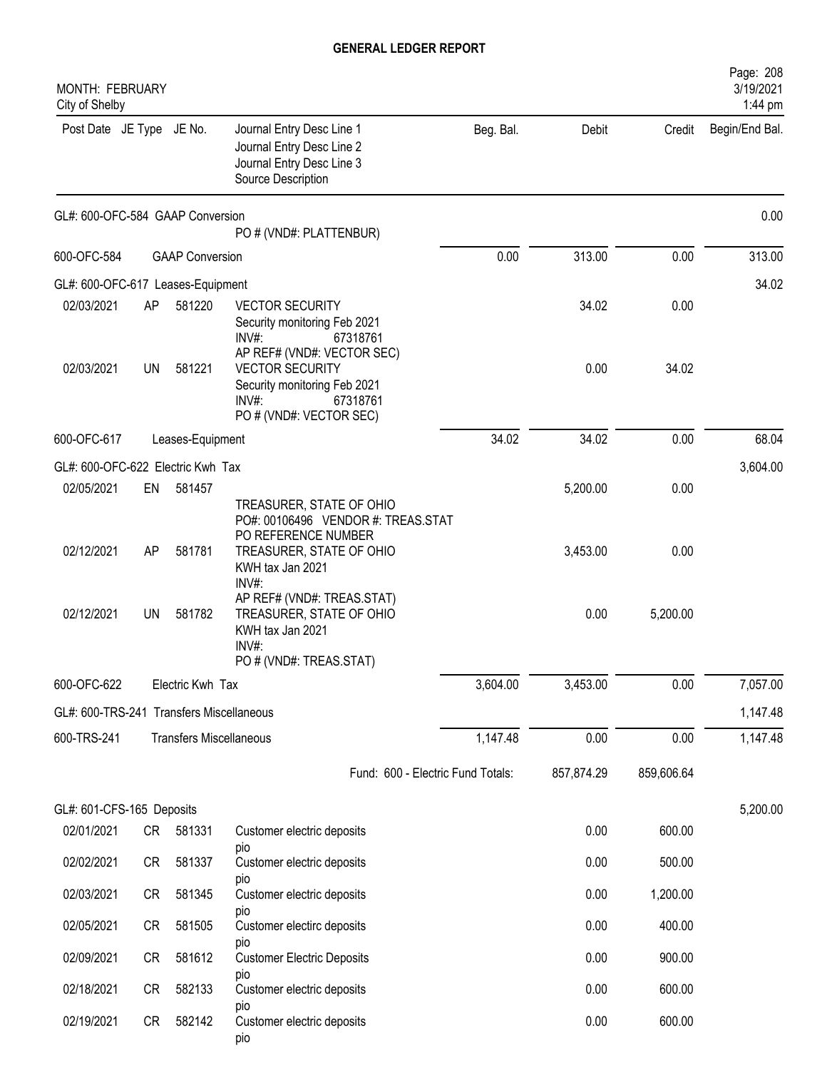# GENERAL LEDGER REPORT

MONTH: FEBRUARY
City of Shelby

| Post Date | JE Type | JE No. | Journal Entry Desc Line 1 / Journal Entry Desc Line 2 / Journal Entry Desc Line 3 / Source Description | Beg. Bal. | Debit | Credit | Begin/End Bal. |
|---|---|---|---|---|---|---|---|
| GL#: 600-OFC-584 GAAP Conversion | | | | | | | 0.00 |
| | | | PO # (VND#: PLATTENBUR) | | | | |
| 600-OFC-584 | | GAAP Conversion | | 0.00 | 313.00 | 0.00 | 313.00 |
| GL#: 600-OFC-617 Leases-Equipment | | | | | | | 34.02 |
| 02/03/2021 | AP | 581220 | VECTOR SECURITY<br>Security monitoring Feb 2021<br>INV#: 67318761<br>AP REF# (VND#: VECTOR SEC) | | 34.02 | 0.00 | |
| 02/03/2021 | UN | 581221 | VECTOR SECURITY<br>Security monitoring Feb 2021<br>INV#: 67318761<br>PO # (VND#: VECTOR SEC) | | 0.00 | 34.02 | |
| 600-OFC-617 | | Leases-Equipment | | 34.02 | 34.02 | 0.00 | 68.04 |
| GL#: 600-OFC-622 Electric Kwh Tax | | | | | | | 3,604.00 |
| 02/05/2021 | EN | 581457 | TREASURER, STATE OF OHIO<br>PO#: 00106496 VENDOR #: TREAS.STAT<br>PO REFERENCE NUMBER | | 5,200.00 | 0.00 | |
| 02/12/2021 | AP | 581781 | TREASURER, STATE OF OHIO<br>KWH tax Jan 2021<br>INV#:<br>AP REF# (VND#: TREAS.STAT) | | 3,453.00 | 0.00 | |
| 02/12/2021 | UN | 581782 | TREASURER, STATE OF OHIO<br>KWH tax Jan 2021<br>INV#:<br>PO # (VND#: TREAS.STAT) | | 0.00 | 5,200.00 | |
| 600-OFC-622 | | Electric Kwh Tax | | 3,604.00 | 3,453.00 | 0.00 | 7,057.00 |
| GL#: 600-TRS-241 Transfers Miscellaneous | | | | | | | 1,147.48 |
| 600-TRS-241 | | Transfers Miscellaneous | | 1,147.48 | 0.00 | 0.00 | 1,147.48 |
| | | | Fund: 600 - Electric Fund Totals: | | 857,874.29 | 859,606.64 | |
| GL#: 601-CFS-165 Deposits | | | | | | | 5,200.00 |
| 02/01/2021 | CR | 581331 | Customer electric deposits<br>pio | | 0.00 | 600.00 | |
| 02/02/2021 | CR | 581337 | Customer electric deposits<br>pio | | 0.00 | 500.00 | |
| 02/03/2021 | CR | 581345 | Customer electric deposits<br>pio | | 0.00 | 1,200.00 | |
| 02/05/2021 | CR | 581505 | Customer electirc deposits<br>pio | | 0.00 | 400.00 | |
| 02/09/2021 | CR | 581612 | Customer Electric Deposits<br>pio | | 0.00 | 900.00 | |
| 02/18/2021 | CR | 582133 | Customer electric deposits<br>pio | | 0.00 | 600.00 | |
| 02/19/2021 | CR | 582142 | Customer electric deposits<br>pio | | 0.00 | 600.00 | |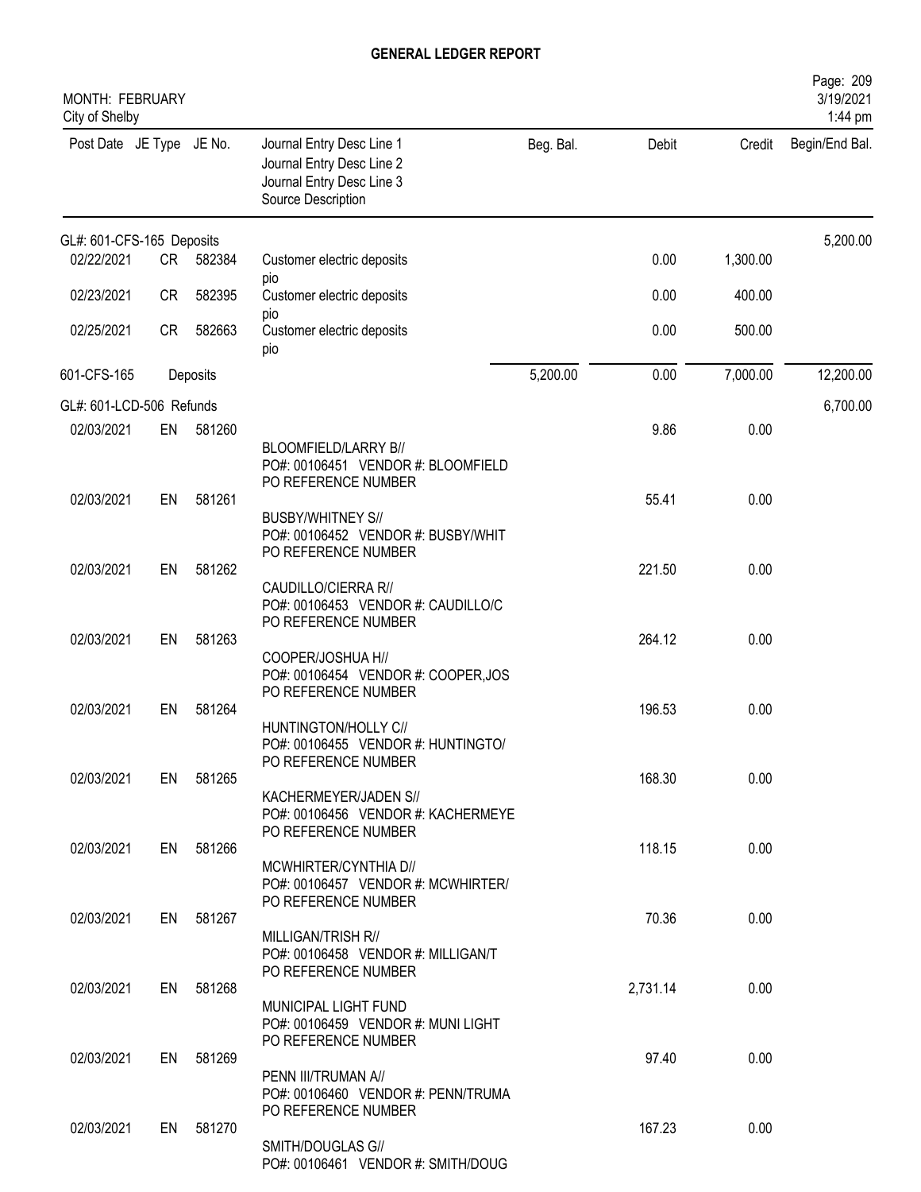# GENERAL LEDGER REPORT

MONTH: FEBRUARY
City of Shelby

| Post Date | JE Type | JE No. | Journal Entry Desc Line 1 / Journal Entry Desc Line 2 / Journal Entry Desc Line 3 / Source Description | Beg. Bal. | Debit | Credit | Begin/End Bal. |
|---|---|---|---|---|---|---|---|
| GL#: 601-CFS-165 Deposits | | | | | | | 5,200.00 |
| 02/22/2021 | CR | 582384 | Customer electric deposits pio | | 0.00 | 1,300.00 | |
| 02/23/2021 | CR | 582395 | Customer electric deposits pio | | 0.00 | 400.00 | |
| 02/25/2021 | CR | 582663 | Customer electric deposits pio | | 0.00 | 500.00 | |
| 601-CFS-165 | | Deposits | | 5,200.00 | 0.00 | 7,000.00 | 12,200.00 |
| GL#: 601-LCD-506 Refunds | | | | | | | 6,700.00 |
| 02/03/2021 | EN | 581260 | BLOOMFIELD/LARRY B// PO#: 00106451 VENDOR #: BLOOMFIELD PO REFERENCE NUMBER | | 9.86 | 0.00 | |
| 02/03/2021 | EN | 581261 | BUSBY/WHITNEY S// PO#: 00106452 VENDOR #: BUSBY/WHIT PO REFERENCE NUMBER | | 55.41 | 0.00 | |
| 02/03/2021 | EN | 581262 | CAUDILLO/CIERRA R// PO#: 00106453 VENDOR #: CAUDILLO/C PO REFERENCE NUMBER | | 221.50 | 0.00 | |
| 02/03/2021 | EN | 581263 | COOPER/JOSHUA H// PO#: 00106454 VENDOR #: COOPER,JOS PO REFERENCE NUMBER | | 264.12 | 0.00 | |
| 02/03/2021 | EN | 581264 | HUNTINGTON/HOLLY C// PO#: 00106455 VENDOR #: HUNTINGTO/ PO REFERENCE NUMBER | | 196.53 | 0.00 | |
| 02/03/2021 | EN | 581265 | KACHERMEYER/JADEN S// PO#: 00106456 VENDOR #: KACHERMEYE PO REFERENCE NUMBER | | 168.30 | 0.00 | |
| 02/03/2021 | EN | 581266 | MCWHIRTER/CYNTHIA D// PO#: 00106457 VENDOR #: MCWHIRTER/ PO REFERENCE NUMBER | | 118.15 | 0.00 | |
| 02/03/2021 | EN | 581267 | MILLIGAN/TRISH R// PO#: 00106458 VENDOR #: MILLIGAN/T PO REFERENCE NUMBER | | 70.36 | 0.00 | |
| 02/03/2021 | EN | 581268 | MUNICIPAL LIGHT FUND PO#: 00106459 VENDOR #: MUNI LIGHT PO REFERENCE NUMBER | | 2,731.14 | 0.00 | |
| 02/03/2021 | EN | 581269 | PENN III/TRUMAN A// PO#: 00106460 VENDOR #: PENN/TRUMA PO REFERENCE NUMBER | | 97.40 | 0.00 | |
| 02/03/2021 | EN | 581270 | SMITH/DOUGLAS G// PO#: 00106461 VENDOR #: SMITH/DOUG | | 167.23 | 0.00 | |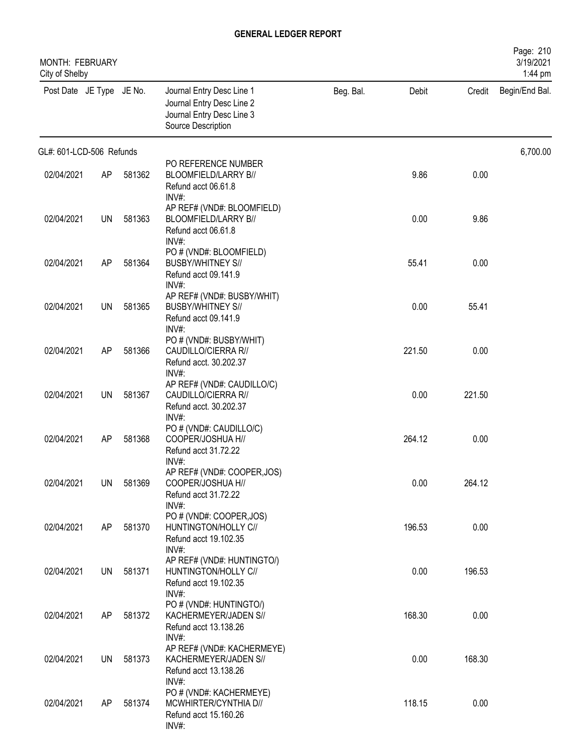# GENERAL LEDGER REPORT

MONTH: FEBRUARY
City of Shelby

| Post Date | JE Type | JE No. | Journal Entry Desc Line 1 / Journal Entry Desc Line 2 / Journal Entry Desc Line 3 / Source Description | Beg. Bal. | Debit | Credit | Begin/End Bal. |
|---|---|---|---|---|---|---|---|
| GL#: 601-LCD-506 Refunds | | | | | | | 6,700.00 |
| | | | PO REFERENCE NUMBER | | | | |
| 02/04/2021 | AP | 581362 | BLOOMFIELD/LARRY B// Refund acct 06.61.8 INV#: | | 9.86 | 0.00 | |
| | | | AP REF# (VND#: BLOOMFIELD) | | | | |
| 02/04/2021 | UN | 581363 | BLOOMFIELD/LARRY B// Refund acct 06.61.8 INV#: | | 0.00 | 9.86 | |
| | | | PO # (VND#: BLOOMFIELD) | | | | |
| 02/04/2021 | AP | 581364 | BUSBY/WHITNEY S// Refund acct 09.141.9 INV#: | | 55.41 | 0.00 | |
| | | | AP REF# (VND#: BUSBY/WHIT) | | | | |
| 02/04/2021 | UN | 581365 | BUSBY/WHITNEY S// Refund acct 09.141.9 INV#: | | 0.00 | 55.41 | |
| | | | PO # (VND#: BUSBY/WHIT) | | | | |
| 02/04/2021 | AP | 581366 | CAUDILLO/CIERRA R// Refund acct. 30.202.37 INV#: | | 221.50 | 0.00 | |
| | | | AP REF# (VND#: CAUDILLO/C) | | | | |
| 02/04/2021 | UN | 581367 | CAUDILLO/CIERRA R// Refund acct. 30.202.37 INV#: | | 0.00 | 221.50 | |
| | | | PO # (VND#: CAUDILLO/C) | | | | |
| 02/04/2021 | AP | 581368 | COOPER/JOSHUA H// Refund acct 31.72.22 INV#: | | 264.12 | 0.00 | |
| | | | AP REF# (VND#: COOPER,JOS) | | | | |
| 02/04/2021 | UN | 581369 | COOPER/JOSHUA H// Refund acct 31.72.22 INV#: | | 0.00 | 264.12 | |
| | | | PO # (VND#: COOPER,JOS) | | | | |
| 02/04/2021 | AP | 581370 | HUNTINGTON/HOLLY C// Refund acct 19.102.35 INV#: | | 196.53 | 0.00 | |
| | | | AP REF# (VND#: HUNTINGTO/) | | | | |
| 02/04/2021 | UN | 581371 | HUNTINGTON/HOLLY C// Refund acct 19.102.35 INV#: | | 0.00 | 196.53 | |
| | | | PO # (VND#: HUNTINGTO/) | | | | |
| 02/04/2021 | AP | 581372 | KACHERMEYER/JADEN S// Refund acct 13.138.26 INV#: | | 168.30 | 0.00 | |
| | | | AP REF# (VND#: KACHERMEYE) | | | | |
| 02/04/2021 | UN | 581373 | KACHERMEYER/JADEN S// Refund acct 13.138.26 INV#: | | 0.00 | 168.30 | |
| | | | PO # (VND#: KACHERMEYE) | | | | |
| 02/04/2021 | AP | 581374 | MCWHIRTER/CYNTHIA D// Refund acct 15.160.26 INV#: | | 118.15 | 0.00 | |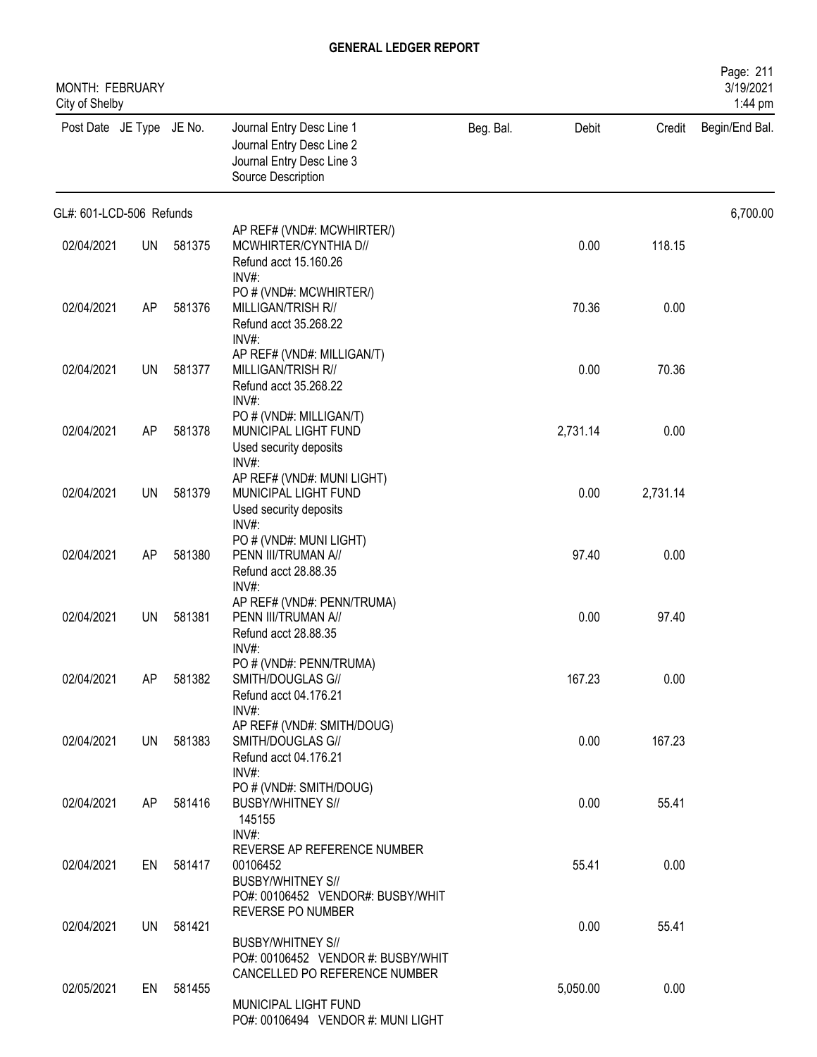# GENERAL LEDGER REPORT

MONTH: FEBRUARY
City of Shelby

3/19/2021
1:44 pm

| Post Date | JE Type | JE No. | Journal Entry Desc Line 1 / Journal Entry Desc Line 2 / Journal Entry Desc Line 3 / Source Description | Beg. Bal. | Debit | Credit | Begin/End Bal. |
|---|---|---|---|---|---|---|---|
| GL#: 601-LCD-506 Refunds | | | | | | | 6,700.00 |
| | | | AP REF# (VND#: MCWHIRTER/) | | | | |
| 02/04/2021 | UN | 581375 | MCWHIRTER/CYNTHIA D// Refund acct 15.160.26 INV#: | | 0.00 | 118.15 | |
| | | | PO # (VND#: MCWHIRTER/) | | | | |
| 02/04/2021 | AP | 581376 | MILLIGAN/TRISH R// Refund acct 35.268.22 INV#: | | 70.36 | 0.00 | |
| | | | AP REF# (VND#: MILLIGAN/T) | | | | |
| 02/04/2021 | UN | 581377 | MILLIGAN/TRISH R// Refund acct 35.268.22 INV#: | | 0.00 | 70.36 | |
| | | | PO # (VND#: MILLIGAN/T) | | | | |
| 02/04/2021 | AP | 581378 | MUNICIPAL LIGHT FUND Used security deposits INV#: | | 2,731.14 | 0.00 | |
| | | | AP REF# (VND#: MUNI LIGHT) | | | | |
| 02/04/2021 | UN | 581379 | MUNICIPAL LIGHT FUND Used security deposits INV#: | | 0.00 | 2,731.14 | |
| | | | PO # (VND#: MUNI LIGHT) | | | | |
| 02/04/2021 | AP | 581380 | PENN III/TRUMAN A// Refund acct 28.88.35 INV#: | | 97.40 | 0.00 | |
| | | | AP REF# (VND#: PENN/TRUMA) | | | | |
| 02/04/2021 | UN | 581381 | PENN III/TRUMAN A// Refund acct 28.88.35 INV#: | | 0.00 | 97.40 | |
| | | | PO # (VND#: PENN/TRUMA) | | | | |
| 02/04/2021 | AP | 581382 | SMITH/DOUGLAS G// Refund acct 04.176.21 INV#: | | 167.23 | 0.00 | |
| | | | AP REF# (VND#: SMITH/DOUG) | | | | |
| 02/04/2021 | UN | 581383 | SMITH/DOUGLAS G// Refund acct 04.176.21 INV#: | | 0.00 | 167.23 | |
| | | | PO # (VND#: SMITH/DOUG) | | | | |
| 02/04/2021 | AP | 581416 | BUSBY/WHITNEY S// 145155 INV#: | | 0.00 | 55.41 | |
| | | | REVERSE AP REFERENCE NUMBER | | | | |
| 02/04/2021 | EN | 581417 | 00106452 BUSBY/WHITNEY S// PO#: 00106452 VENDOR#: BUSBY/WHIT | | 55.41 | 0.00 | |
| | | | REVERSE PO NUMBER | | | | |
| 02/04/2021 | UN | 581421 | BUSBY/WHITNEY S// PO#: 00106452 VENDOR #: BUSBY/WHIT | | 0.00 | 55.41 | |
| | | | CANCELLED PO REFERENCE NUMBER | | | | |
| 02/05/2021 | EN | 581455 | MUNICIPAL LIGHT FUND PO#: 00106494 VENDOR #: MUNI LIGHT | | 5,050.00 | 0.00 | |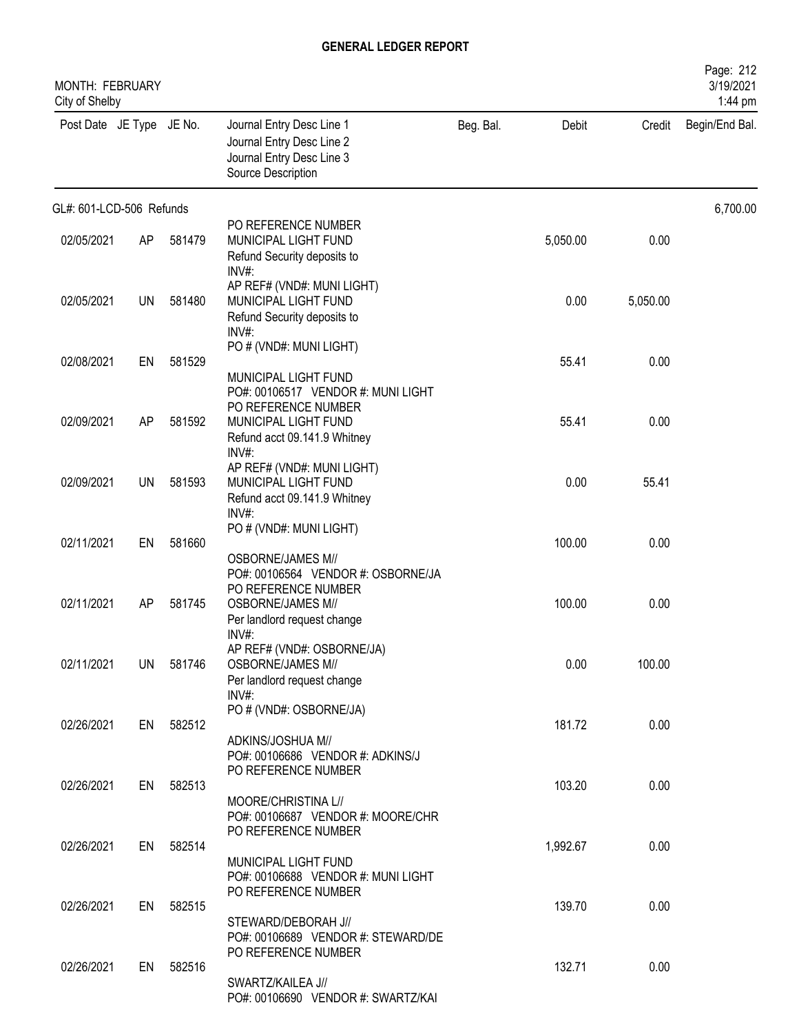# GENERAL LEDGER REPORT

MONTH: FEBRUARY
City of Shelby

Page: 212
3/19/2021
1:44 pm

| Post Date | JE Type | JE No. | Journal Entry Desc Line 1 / Journal Entry Desc Line 2 / Journal Entry Desc Line 3 / Source Description | Beg. Bal. | Debit | Credit | Begin/End Bal. |
|---|---|---|---|---|---|---|---|
| GL#: 601-LCD-506 Refunds | | | | | | | 6,700.00 |
| | | | PO REFERENCE NUMBER | | | | |
| 02/05/2021 | AP | 581479 | MUNICIPAL LIGHT FUND<br>Refund Security deposits to<br>INV#:<br>AP REF# (VND#: MUNI LIGHT) | | 5,050.00 | 0.00 | |
| 02/05/2021 | UN | 581480 | MUNICIPAL LIGHT FUND<br>Refund Security deposits to<br>INV#:<br>PO # (VND#: MUNI LIGHT) | | 0.00 | 5,050.00 | |
| 02/08/2021 | EN | 581529 | MUNICIPAL LIGHT FUND<br>PO#: 00106517 VENDOR #: MUNI LIGHT<br>PO REFERENCE NUMBER | | 55.41 | 0.00 | |
| 02/09/2021 | AP | 581592 | MUNICIPAL LIGHT FUND<br>Refund acct 09.141.9 Whitney<br>INV#:<br>AP REF# (VND#: MUNI LIGHT) | | 55.41 | 0.00 | |
| 02/09/2021 | UN | 581593 | MUNICIPAL LIGHT FUND<br>Refund acct 09.141.9 Whitney<br>INV#:<br>PO # (VND#: MUNI LIGHT) | | 0.00 | 55.41 | |
| 02/11/2021 | EN | 581660 | OSBORNE/JAMES M//<br>PO#: 00106564 VENDOR #: OSBORNE/JA<br>PO REFERENCE NUMBER | | 100.00 | 0.00 | |
| 02/11/2021 | AP | 581745 | OSBORNE/JAMES M//<br>Per landlord request change<br>INV#:<br>AP REF# (VND#: OSBORNE/JA) | | 100.00 | 0.00 | |
| 02/11/2021 | UN | 581746 | OSBORNE/JAMES M//<br>Per landlord request change<br>INV#:<br>PO # (VND#: OSBORNE/JA) | | 0.00 | 100.00 | |
| 02/26/2021 | EN | 582512 | ADKINS/JOSHUA M//<br>PO#: 00106686 VENDOR #: ADKINS/J<br>PO REFERENCE NUMBER | | 181.72 | 0.00 | |
| 02/26/2021 | EN | 582513 | MOORE/CHRISTINA L//<br>PO#: 00106687 VENDOR #: MOORE/CHR<br>PO REFERENCE NUMBER | | 103.20 | 0.00 | |
| 02/26/2021 | EN | 582514 | MUNICIPAL LIGHT FUND<br>PO#: 00106688 VENDOR #: MUNI LIGHT<br>PO REFERENCE NUMBER | | 1,992.67 | 0.00 | |
| 02/26/2021 | EN | 582515 | STEWARD/DEBORAH J//<br>PO#: 00106689 VENDOR #: STEWARD/DE<br>PO REFERENCE NUMBER | | 139.70 | 0.00 | |
| 02/26/2021 | EN | 582516 | SWARTZ/KAILEA J//<br>PO#: 00106690 VENDOR #: SWARTZ/KAI | | 132.71 | 0.00 | |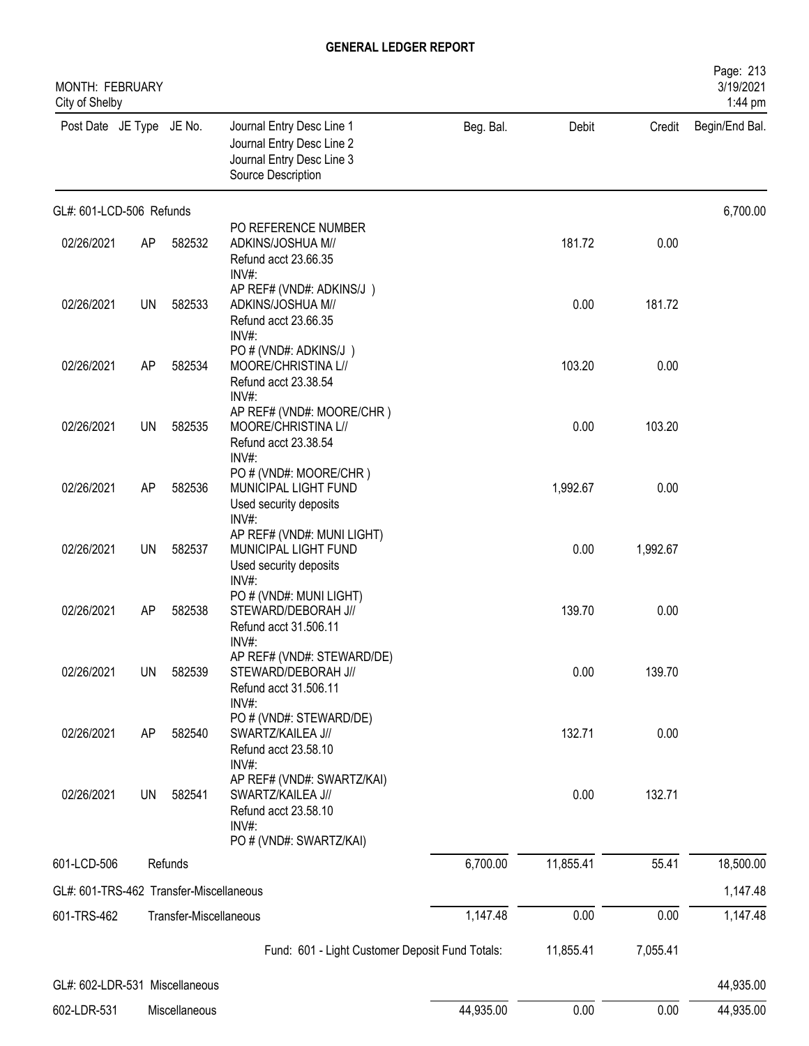# GENERAL LEDGER REPORT

MONTH: FEBRUARY
City of Shelby

| Post Date | JE Type | JE No. | Journal Entry Desc Line 1 / Journal Entry Desc Line 2 / Journal Entry Desc Line 3 / Source Description | Beg. Bal. | Debit | Credit | Begin/End Bal. |
|---|---|---|---|---|---|---|---|
| GL#: 601-LCD-506 Refunds | | | | | | | 6,700.00 |
| 02/26/2021 | AP | 582532 | PO REFERENCE NUMBER<br>ADKINS/JOSHUA M//<br>Refund acct 23.66.35<br>INV#: | | 181.72 | 0.00 | |
| 02/26/2021 | UN | 582533 | AP REF# (VND#: ADKINS/J )<br>ADKINS/JOSHUA M//<br>Refund acct 23.66.35<br>INV#: | | 0.00 | 181.72 | |
| 02/26/2021 | AP | 582534 | PO # (VND#: ADKINS/J )<br>MOORE/CHRISTINA L//<br>Refund acct 23.38.54<br>INV#: | | 103.20 | 0.00 | |
| 02/26/2021 | UN | 582535 | AP REF# (VND#: MOORE/CHR )<br>MOORE/CHRISTINA L//<br>Refund acct 23.38.54<br>INV#: | | 0.00 | 103.20 | |
| 02/26/2021 | AP | 582536 | PO # (VND#: MOORE/CHR )<br>MUNICIPAL LIGHT FUND<br>Used security deposits<br>INV#: | | 1,992.67 | 0.00 | |
| 02/26/2021 | UN | 582537 | AP REF# (VND#: MUNI LIGHT)<br>MUNICIPAL LIGHT FUND<br>Used security deposits<br>INV#: | | 0.00 | 1,992.67 | |
| 02/26/2021 | AP | 582538 | PO # (VND#: MUNI LIGHT)<br>STEWARD/DEBORAH J//<br>Refund acct 31.506.11<br>INV#: | | 139.70 | 0.00 | |
| 02/26/2021 | UN | 582539 | AP REF# (VND#: STEWARD/DE)<br>STEWARD/DEBORAH J//<br>Refund acct 31.506.11<br>INV#: | | 0.00 | 139.70 | |
| 02/26/2021 | AP | 582540 | PO # (VND#: STEWARD/DE)<br>SWARTZ/KAILEA J//<br>Refund acct 23.58.10<br>INV#: | | 132.71 | 0.00 | |
| 02/26/2021 | UN | 582541 | AP REF# (VND#: SWARTZ/KAI)<br>SWARTZ/KAILEA J//<br>Refund acct 23.58.10<br>INV#:<br>PO # (VND#: SWARTZ/KAI) | | 0.00 | 132.71 | |
| 601-LCD-506 | | | Refunds | 6,700.00 | 11,855.41 | 55.41 | 18,500.00 |
| GL#: 601-TRS-462 Transfer-Miscellaneous | | | | | | | 1,147.48 |
| 601-TRS-462 | | | Transfer-Miscellaneous | 1,147.48 | 0.00 | 0.00 | 1,147.48 |
| | | | Fund: 601 - Light Customer Deposit Fund Totals: | | 11,855.41 | 7,055.41 | |
| GL#: 602-LDR-531 Miscellaneous | | | | | | | 44,935.00 |
| 602-LDR-531 | | | Miscellaneous | 44,935.00 | 0.00 | 0.00 | 44,935.00 |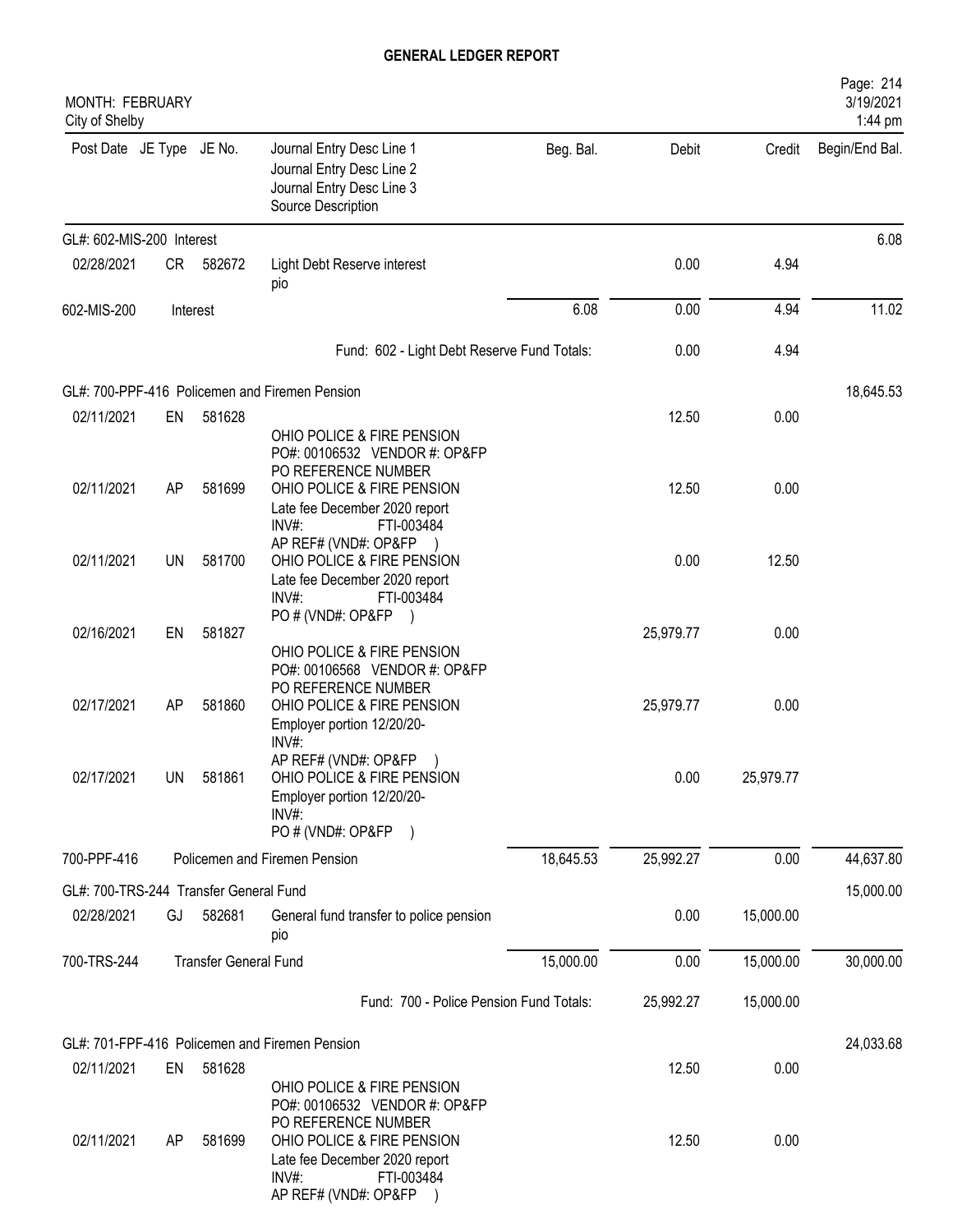# GENERAL LEDGER REPORT

MONTH: FEBRUARY
City of Shelby

| Post Date | JE Type | JE No. | Journal Entry Desc Line 1 / Journal Entry Desc Line 2 / Journal Entry Desc Line 3 / Source Description | Beg. Bal. | Debit | Credit | Begin/End Bal. |
|---|---|---|---|---|---|---|---|
| GL#: 602-MIS-200 Interest | | | | | | | 6.08 |
| 02/28/2021 | CR | 582672 | Light Debt Reserve interest pio | | 0.00 | 4.94 | |
| 602-MIS-200 | | | Interest | 6.08 | 0.00 | 4.94 | 11.02 |
| | | | Fund: 602 - Light Debt Reserve Fund Totals: | | 0.00 | 4.94 | |
| GL#: 700-PPF-416 Policemen and Firemen Pension | | | | | | | 18,645.53 |
| 02/11/2021 | EN | 581628 | OHIO POLICE & FIRE PENSION PO#: 00106532 VENDOR #: OP&FP PO REFERENCE NUMBER | | 12.50 | 0.00 | |
| 02/11/2021 | AP | 581699 | OHIO POLICE & FIRE PENSION Late fee December 2020 report INV#: FTI-003484 AP REF# (VND#: OP&FP ) | | 12.50 | 0.00 | |
| 02/11/2021 | UN | 581700 | OHIO POLICE & FIRE PENSION Late fee December 2020 report INV#: FTI-003484 PO # (VND#: OP&FP ) | | 0.00 | 12.50 | |
| 02/16/2021 | EN | 581827 | OHIO POLICE & FIRE PENSION PO#: 00106568 VENDOR #: OP&FP PO REFERENCE NUMBER | | 25,979.77 | 0.00 | |
| 02/17/2021 | AP | 581860 | OHIO POLICE & FIRE PENSION Employer portion 12/20/20- INV#: AP REF# (VND#: OP&FP ) | | 25,979.77 | 0.00 | |
| 02/17/2021 | UN | 581861 | OHIO POLICE & FIRE PENSION Employer portion 12/20/20- INV#: PO # (VND#: OP&FP ) | | 0.00 | 25,979.77 | |
| 700-PPF-416 | | | Policemen and Firemen Pension | 18,645.53 | 25,992.27 | 0.00 | 44,637.80 |
| GL#: 700-TRS-244 Transfer General Fund | | | | | | | 15,000.00 |
| 02/28/2021 | GJ | 582681 | General fund transfer to police pension pio | | 0.00 | 15,000.00 | |
| 700-TRS-244 | | | Transfer General Fund | 15,000.00 | 0.00 | 15,000.00 | 30,000.00 |
| | | | Fund: 700 - Police Pension Fund Totals: | | 25,992.27 | 15,000.00 | |
| GL#: 701-FPF-416 Policemen and Firemen Pension | | | | | | | 24,033.68 |
| 02/11/2021 | EN | 581628 | OHIO POLICE & FIRE PENSION PO#: 00106532 VENDOR #: OP&FP PO REFERENCE NUMBER | | 12.50 | 0.00 | |
| 02/11/2021 | AP | 581699 | OHIO POLICE & FIRE PENSION Late fee December 2020 report INV#: FTI-003484 AP REF# (VND#: OP&FP ) | | 12.50 | 0.00 | |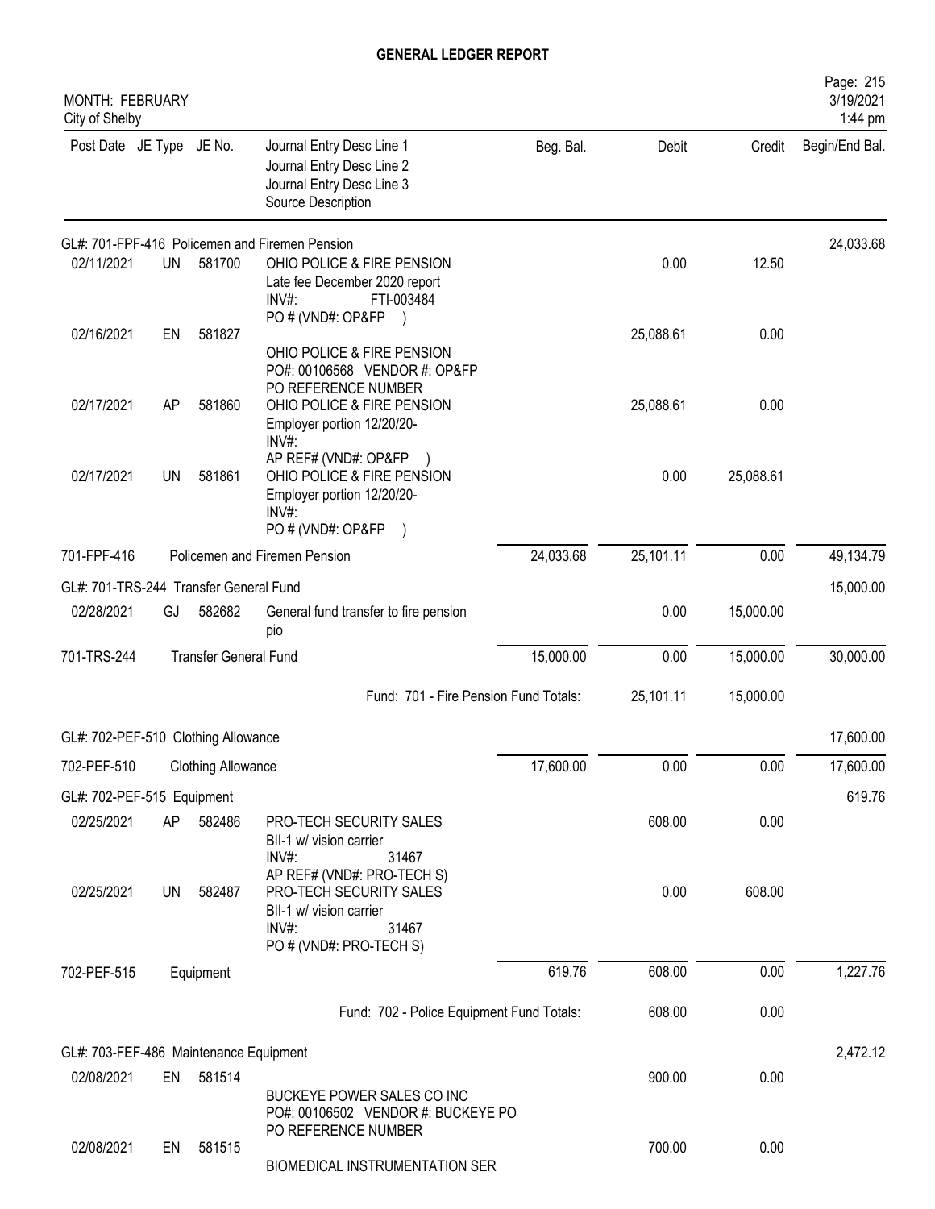# GENERAL LEDGER REPORT

MONTH: FEBRUARY
City of Shelby

| Post Date | JE Type | JE No. | Journal Entry Desc Line 1 / Journal Entry Desc Line 2 / Journal Entry Desc Line 3 / Source Description | Beg. Bal. | Debit | Credit | Begin/End Bal. |
|---|---|---|---|---|---|---|---|
| GL#: 701-FPF-416 Policemen and Firemen Pension | | | | | | | 24,033.68 |
| 02/11/2021 | UN | 581700 | OHIO POLICE & FIRE PENSION<br>Late fee December 2020 report<br>INV#: FTI-003484<br>PO # (VND#: OP&FP ) | | 0.00 | 12.50 | |
| 02/16/2021 | EN | 581827 | OHIO POLICE & FIRE PENSION<br>PO#: 00106568 VENDOR #: OP&FP<br>PO REFERENCE NUMBER | | 25,088.61 | 0.00 | |
| 02/17/2021 | AP | 581860 | OHIO POLICE & FIRE PENSION<br>Employer portion 12/20/20-<br>INV#:<br>AP REF# (VND#: OP&FP ) | | 25,088.61 | 0.00 | |
| 02/17/2021 | UN | 581861 | OHIO POLICE & FIRE PENSION<br>Employer portion 12/20/20-<br>INV#:<br>PO # (VND#: OP&FP ) | | 0.00 | 25,088.61 | |
| 701-FPF-416 | | | Policemen and Firemen Pension | 24,033.68 | 25,101.11 | 0.00 | 49,134.79 |
| GL#: 701-TRS-244 Transfer General Fund | | | | | | | 15,000.00 |
| 02/28/2021 | GJ | 582682 | General fund transfer to fire pension<br>pio | | 0.00 | 15,000.00 | |
| 701-TRS-244 | | | Transfer General Fund | 15,000.00 | 0.00 | 15,000.00 | 30,000.00 |
| | | | Fund: 701 - Fire Pension Fund Totals: | | 25,101.11 | 15,000.00 | |
| GL#: 702-PEF-510 Clothing Allowance | | | | | | | 17,600.00 |
| 702-PEF-510 | | | Clothing Allowance | 17,600.00 | 0.00 | 0.00 | 17,600.00 |
| GL#: 702-PEF-515 Equipment | | | | | | | 619.76 |
| 02/25/2021 | AP | 582486 | PRO-TECH SECURITY SALES<br>BII-1 w/ vision carrier<br>INV#: 31467<br>AP REF# (VND#: PRO-TECH S) | | 608.00 | 0.00 | |
| 02/25/2021 | UN | 582487 | PRO-TECH SECURITY SALES<br>BII-1 w/ vision carrier<br>INV#: 31467<br>PO # (VND#: PRO-TECH S) | | 0.00 | 608.00 | |
| 702-PEF-515 | | | Equipment | 619.76 | 608.00 | 0.00 | 1,227.76 |
| | | | Fund: 702 - Police Equipment Fund Totals: | | 608.00 | 0.00 | |
| GL#: 703-FEF-486 Maintenance Equipment | | | | | | | 2,472.12 |
| 02/08/2021 | EN | 581514 | BUCKEYE POWER SALES CO INC<br>PO#: 00106502 VENDOR #: BUCKEYE PO<br>PO REFERENCE NUMBER | | 900.00 | 0.00 | |
| 02/08/2021 | EN | 581515 | BIOMEDICAL INSTRUMENTATION SER | | 700.00 | 0.00 | |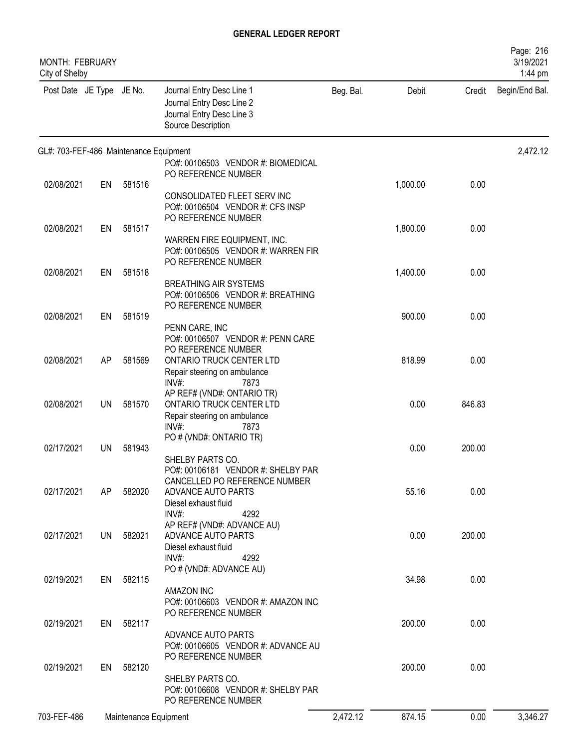**GENERAL LEDGER REPORT**

MONTH: FEBRUARY
City of Shelby

Page: 216
3/19/2021
1:44 pm

| Post Date | JE Type | JE No. | Journal Entry Desc Line 1 / Journal Entry Desc Line 2 / Journal Entry Desc Line 3 / Source Description | Beg. Bal. | Debit | Credit | Begin/End Bal. |
|---|---|---|---|---|---|---|---|
| GL#: 703-FEF-486 Maintenance Equipment | | | | | | | 2,472.12 |
| | | | PO#: 00106503 VENDOR #: BIOMEDICAL<br>PO REFERENCE NUMBER | | | | |
| 02/08/2021 | EN | 581516 | CONSOLIDATED FLEET SERV INC<br>PO#: 00106504 VENDOR #: CFS INSP<br>PO REFERENCE NUMBER | | 1,000.00 | 0.00 | |
| 02/08/2021 | EN | 581517 | WARREN FIRE EQUIPMENT, INC.<br>PO#: 00106505 VENDOR #: WARREN FIR<br>PO REFERENCE NUMBER | | 1,800.00 | 0.00 | |
| 02/08/2021 | EN | 581518 | BREATHING AIR SYSTEMS<br>PO#: 00106506 VENDOR #: BREATHING<br>PO REFERENCE NUMBER | | 1,400.00 | 0.00 | |
| 02/08/2021 | EN | 581519 | PENN CARE, INC<br>PO#: 00106507 VENDOR #: PENN CARE<br>PO REFERENCE NUMBER | | 900.00 | 0.00 | |
| 02/08/2021 | AP | 581569 | ONTARIO TRUCK CENTER LTD<br>Repair steering on ambulance<br>INV#: 7873<br>AP REF# (VND#: ONTARIO TR) | | 818.99 | 0.00 | |
| 02/08/2021 | UN | 581570 | ONTARIO TRUCK CENTER LTD<br>Repair steering on ambulance<br>INV#: 7873<br>PO # (VND#: ONTARIO TR) | | 0.00 | 846.83 | |
| 02/17/2021 | UN | 581943 | SHELBY PARTS CO.<br>PO#: 00106181 VENDOR #: SHELBY PAR<br>CANCELLED PO REFERENCE NUMBER | | 0.00 | 200.00 | |
| 02/17/2021 | AP | 582020 | ADVANCE AUTO PARTS<br>Diesel exhaust fluid<br>INV#: 4292<br>AP REF# (VND#: ADVANCE AU) | | 55.16 | 0.00 | |
| 02/17/2021 | UN | 582021 | ADVANCE AUTO PARTS<br>Diesel exhaust fluid<br>INV#: 4292<br>PO # (VND#: ADVANCE AU) | | 0.00 | 200.00 | |
| 02/19/2021 | EN | 582115 | AMAZON INC<br>PO#: 00106603 VENDOR #: AMAZON INC<br>PO REFERENCE NUMBER | | 34.98 | 0.00 | |
| 02/19/2021 | EN | 582117 | ADVANCE AUTO PARTS<br>PO#: 00106605 VENDOR #: ADVANCE AU<br>PO REFERENCE NUMBER | | 200.00 | 0.00 | |
| 02/19/2021 | EN | 582120 | SHELBY PARTS CO.<br>PO#: 00106608 VENDOR #: SHELBY PAR<br>PO REFERENCE NUMBER | | 200.00 | 0.00 | |
| 703-FEF-486 | Maintenance Equipment | | | 2,472.12 | 874.15 | 0.00 | 3,346.27 |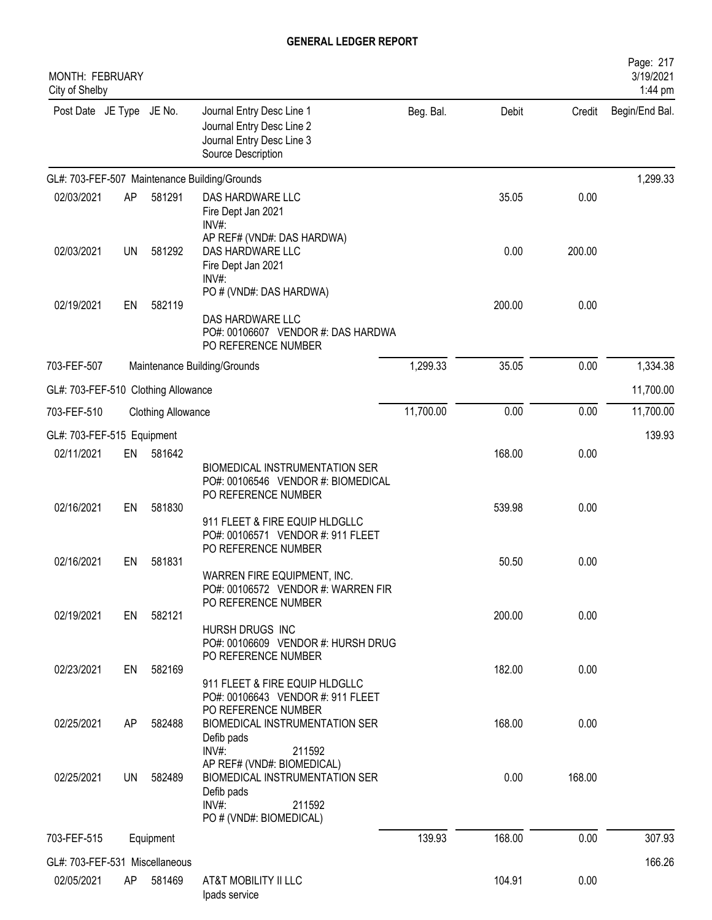# GENERAL LEDGER REPORT

MONTH: FEBRUARY
City of Shelby

| Post Date | JE Type | JE No. | Journal Entry Desc Line 1 / Journal Entry Desc Line 2 / Journal Entry Desc Line 3 / Source Description | Beg. Bal. | Debit | Credit | Begin/End Bal. |
|---|---|---|---|---|---|---|---|
| GL#: 703-FEF-507 Maintenance Building/Grounds | | | | | | | 1,299.33 |
| 02/03/2021 | AP | 581291 | DAS HARDWARE LLC<br>Fire Dept Jan 2021<br>INV#:<br>AP REF# (VND#: DAS HARDWA) | | 35.05 | 0.00 | |
| 02/03/2021 | UN | 581292 | DAS HARDWARE LLC<br>Fire Dept Jan 2021<br>INV#:<br>PO # (VND#: DAS HARDWA) | | 0.00 | 200.00 | |
| 02/19/2021 | EN | 582119 | DAS HARDWARE LLC<br>PO#: 00106607 VENDOR #: DAS HARDWA<br>PO REFERENCE NUMBER | | 200.00 | 0.00 | |
| 703-FEF-507 | | | Maintenance Building/Grounds | 1,299.33 | 35.05 | 0.00 | 1,334.38 |
| GL#: 703-FEF-510 Clothing Allowance | | | | | | | 11,700.00 |
| 703-FEF-510 | | | Clothing Allowance | 11,700.00 | 0.00 | 0.00 | 11,700.00 |
| GL#: 703-FEF-515 Equipment | | | | | | | 139.93 |
| 02/11/2021 | EN | 581642 | BIOMEDICAL INSTRUMENTATION SER<br>PO#: 00106546 VENDOR #: BIOMEDICAL<br>PO REFERENCE NUMBER | | 168.00 | 0.00 | |
| 02/16/2021 | EN | 581830 | 911 FLEET & FIRE EQUIP HLDGLLC<br>PO#: 00106571 VENDOR #: 911 FLEET<br>PO REFERENCE NUMBER | | 539.98 | 0.00 | |
| 02/16/2021 | EN | 581831 | WARREN FIRE EQUIPMENT, INC.<br>PO#: 00106572 VENDOR #: WARREN FIR<br>PO REFERENCE NUMBER | | 50.50 | 0.00 | |
| 02/19/2021 | EN | 582121 | HURSH DRUGS INC<br>PO#: 00106609 VENDOR #: HURSH DRUG<br>PO REFERENCE NUMBER | | 200.00 | 0.00 | |
| 02/23/2021 | EN | 582169 | 911 FLEET & FIRE EQUIP HLDGLLC<br>PO#: 00106643 VENDOR #: 911 FLEET<br>PO REFERENCE NUMBER | | 182.00 | 0.00 | |
| 02/25/2021 | AP | 582488 | BIOMEDICAL INSTRUMENTATION SER<br>Defib pads<br>INV#: 211592<br>AP REF# (VND#: BIOMEDICAL) | | 168.00 | 0.00 | |
| 02/25/2021 | UN | 582489 | BIOMEDICAL INSTRUMENTATION SER<br>Defib pads<br>INV#: 211592<br>PO # (VND#: BIOMEDICAL) | | 0.00 | 168.00 | |
| 703-FEF-515 | | | Equipment | 139.93 | 168.00 | 0.00 | 307.93 |
| GL#: 703-FEF-531 Miscellaneous | | | | | | | 166.26 |
| 02/05/2021 | AP | 581469 | AT&T MOBILITY II LLC<br>Ipads service | | 104.91 | 0.00 | |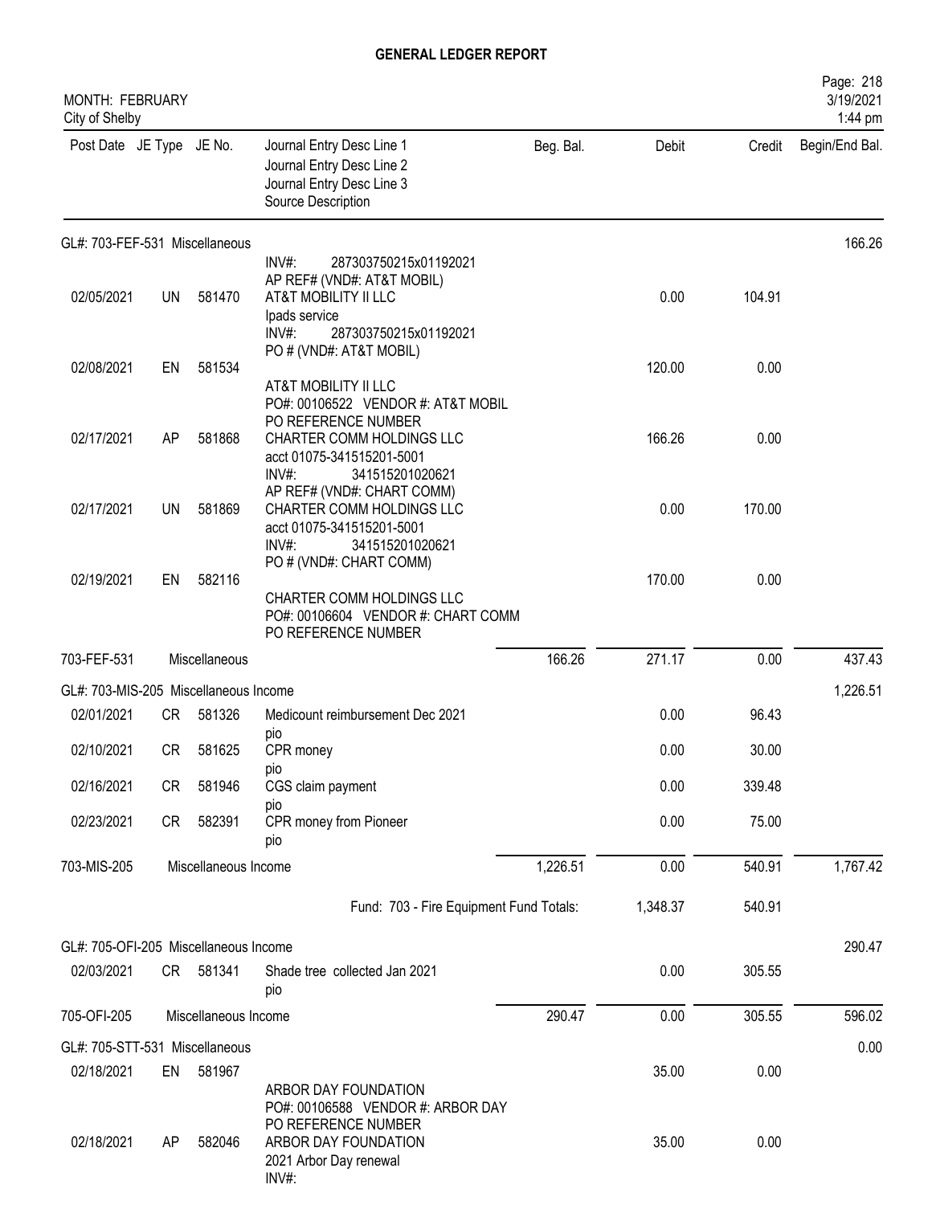# GENERAL LEDGER REPORT

MONTH: FEBRUARY
City of Shelby

3/19/2021
1:44 pm

| Post Date | JE Type | JE No. | Journal Entry Desc Line 1 / Journal Entry Desc Line 2 / Journal Entry Desc Line 3 / Source Description | Beg. Bal. | Debit | Credit | Begin/End Bal. |
|---|---|---|---|---|---|---|---|
| GL#: 703-FEF-531 Miscellaneous | | | | | | | 166.26 |
| | | | INV#: 287303750215x01192021 AP REF# (VND#: AT&T MOBIL) | | | | |
| 02/05/2021 | UN | 581470 | AT&T MOBILITY II LLC Ipads service INV#: 287303750215x01192021 PO # (VND#: AT&T MOBIL) | | 0.00 | 104.91 | |
| 02/08/2021 | EN | 581534 | AT&T MOBILITY II LLC PO#: 00106522 VENDOR #: AT&T MOBIL PO REFERENCE NUMBER | | 120.00 | 0.00 | |
| 02/17/2021 | AP | 581868 | CHARTER COMM HOLDINGS LLC acct 01075-341515201-5001 INV#: 341515201020621 AP REF# (VND#: CHART COMM) | | 166.26 | 0.00 | |
| 02/17/2021 | UN | 581869 | CHARTER COMM HOLDINGS LLC acct 01075-341515201-5001 INV#: 341515201020621 PO # (VND#: CHART COMM) | | 0.00 | 170.00 | |
| 02/19/2021 | EN | 582116 | CHARTER COMM HOLDINGS LLC PO#: 00106604 VENDOR #: CHART COMM PO REFERENCE NUMBER | | 170.00 | 0.00 | |
| 703-FEF-531 | | Miscellaneous | | 166.26 | 271.17 | 0.00 | 437.43 |
| GL#: 703-MIS-205 Miscellaneous Income | | | | | | | 1,226.51 |
| 02/01/2021 | CR | 581326 | Medicount reimbursement Dec 2021 pio | | 0.00 | 96.43 | |
| 02/10/2021 | CR | 581625 | CPR money pio | | 0.00 | 30.00 | |
| 02/16/2021 | CR | 581946 | CGS claim payment pio | | 0.00 | 339.48 | |
| 02/23/2021 | CR | 582391 | CPR money from Pioneer pio | | 0.00 | 75.00 | |
| 703-MIS-205 | | Miscellaneous Income | | 1,226.51 | 0.00 | 540.91 | 1,767.42 |
| | | | Fund: 703 - Fire Equipment Fund Totals: | | 1,348.37 | 540.91 | |
| GL#: 705-OFI-205 Miscellaneous Income | | | | | | | 290.47 |
| 02/03/2021 | CR | 581341 | Shade tree collected Jan 2021 pio | | 0.00 | 305.55 | |
| 705-OFI-205 | | Miscellaneous Income | | 290.47 | 0.00 | 305.55 | 596.02 |
| GL#: 705-STT-531 Miscellaneous | | | | | | | 0.00 |
| 02/18/2021 | EN | 581967 | ARBOR DAY FOUNDATION PO#: 00106588 VENDOR #: ARBOR DAY PO REFERENCE NUMBER | | 35.00 | 0.00 | |
| 02/18/2021 | AP | 582046 | ARBOR DAY FOUNDATION 2021 Arbor Day renewal INV#: | | 35.00 | 0.00 | |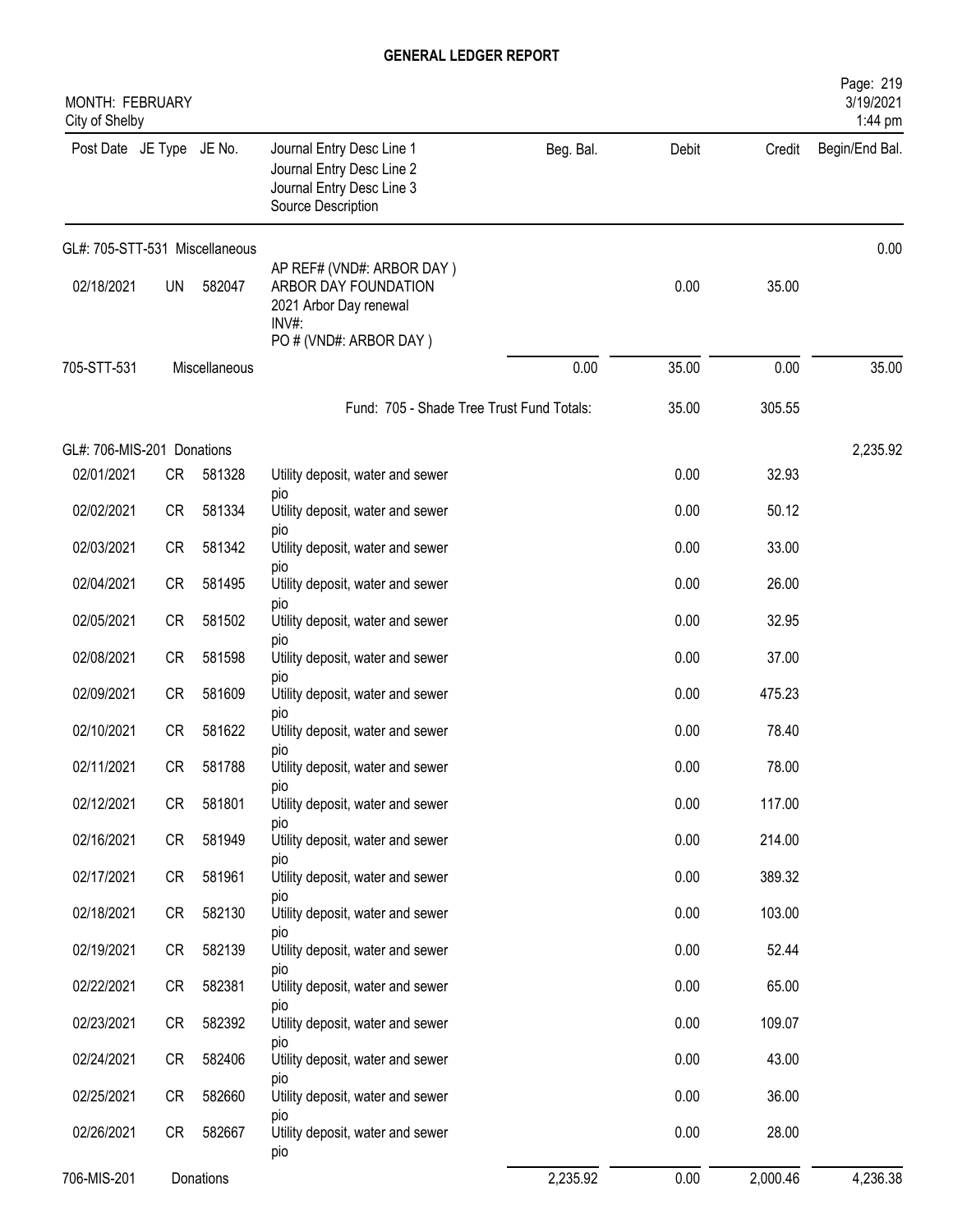# GENERAL LEDGER REPORT

MONTH: FEBRUARY
City of Shelby

3/19/2021
1:44 pm

| Post Date | JE Type | JE No. | Journal Entry Desc Line 1 / Journal Entry Desc Line 2 / Journal Entry Desc Line 3 / Source Description | Beg. Bal. | Debit | Credit | Begin/End Bal. |
|---|---|---|---|---|---|---|---|
| GL#: 705-STT-531 Miscellaneous | | | | | | | 0.00 |
| 02/18/2021 | UN | 582047 | AP REF# (VND#: ARBOR DAY ) ARBOR DAY FOUNDATION 2021 Arbor Day renewal INV#: PO # (VND#: ARBOR DAY ) | | 0.00 | 35.00 | |
| 705-STT-531 | | Miscellaneous | | 0.00 | 35.00 | 0.00 | 35.00 |
| | | | Fund: 705 - Shade Tree Trust Fund Totals: | | 35.00 | 305.55 | |
| GL#: 706-MIS-201 Donations | | | | | | | 2,235.92 |
| 02/01/2021 | CR | 581328 | Utility deposit, water and sewer pio | | 0.00 | 32.93 | |
| 02/02/2021 | CR | 581334 | Utility deposit, water and sewer pio | | 0.00 | 50.12 | |
| 02/03/2021 | CR | 581342 | Utility deposit, water and sewer pio | | 0.00 | 33.00 | |
| 02/04/2021 | CR | 581495 | Utility deposit, water and sewer pio | | 0.00 | 26.00 | |
| 02/05/2021 | CR | 581502 | Utility deposit, water and sewer pio | | 0.00 | 32.95 | |
| 02/08/2021 | CR | 581598 | Utility deposit, water and sewer pio | | 0.00 | 37.00 | |
| 02/09/2021 | CR | 581609 | Utility deposit, water and sewer pio | | 0.00 | 475.23 | |
| 02/10/2021 | CR | 581622 | Utility deposit, water and sewer pio | | 0.00 | 78.40 | |
| 02/11/2021 | CR | 581788 | Utility deposit, water and sewer pio | | 0.00 | 78.00 | |
| 02/12/2021 | CR | 581801 | Utility deposit, water and sewer pio | | 0.00 | 117.00 | |
| 02/16/2021 | CR | 581949 | Utility deposit, water and sewer pio | | 0.00 | 214.00 | |
| 02/17/2021 | CR | 581961 | Utility deposit, water and sewer pio | | 0.00 | 389.32 | |
| 02/18/2021 | CR | 582130 | Utility deposit, water and sewer pio | | 0.00 | 103.00 | |
| 02/19/2021 | CR | 582139 | Utility deposit, water and sewer pio | | 0.00 | 52.44 | |
| 02/22/2021 | CR | 582381 | Utility deposit, water and sewer pio | | 0.00 | 65.00 | |
| 02/23/2021 | CR | 582392 | Utility deposit, water and sewer pio | | 0.00 | 109.07 | |
| 02/24/2021 | CR | 582406 | Utility deposit, water and sewer pio | | 0.00 | 43.00 | |
| 02/25/2021 | CR | 582660 | Utility deposit, water and sewer pio | | 0.00 | 36.00 | |
| 02/26/2021 | CR | 582667 | Utility deposit, water and sewer pio | | 0.00 | 28.00 | |
| 706-MIS-201 | | Donations | | 2,235.92 | 0.00 | 2,000.46 | 4,236.38 |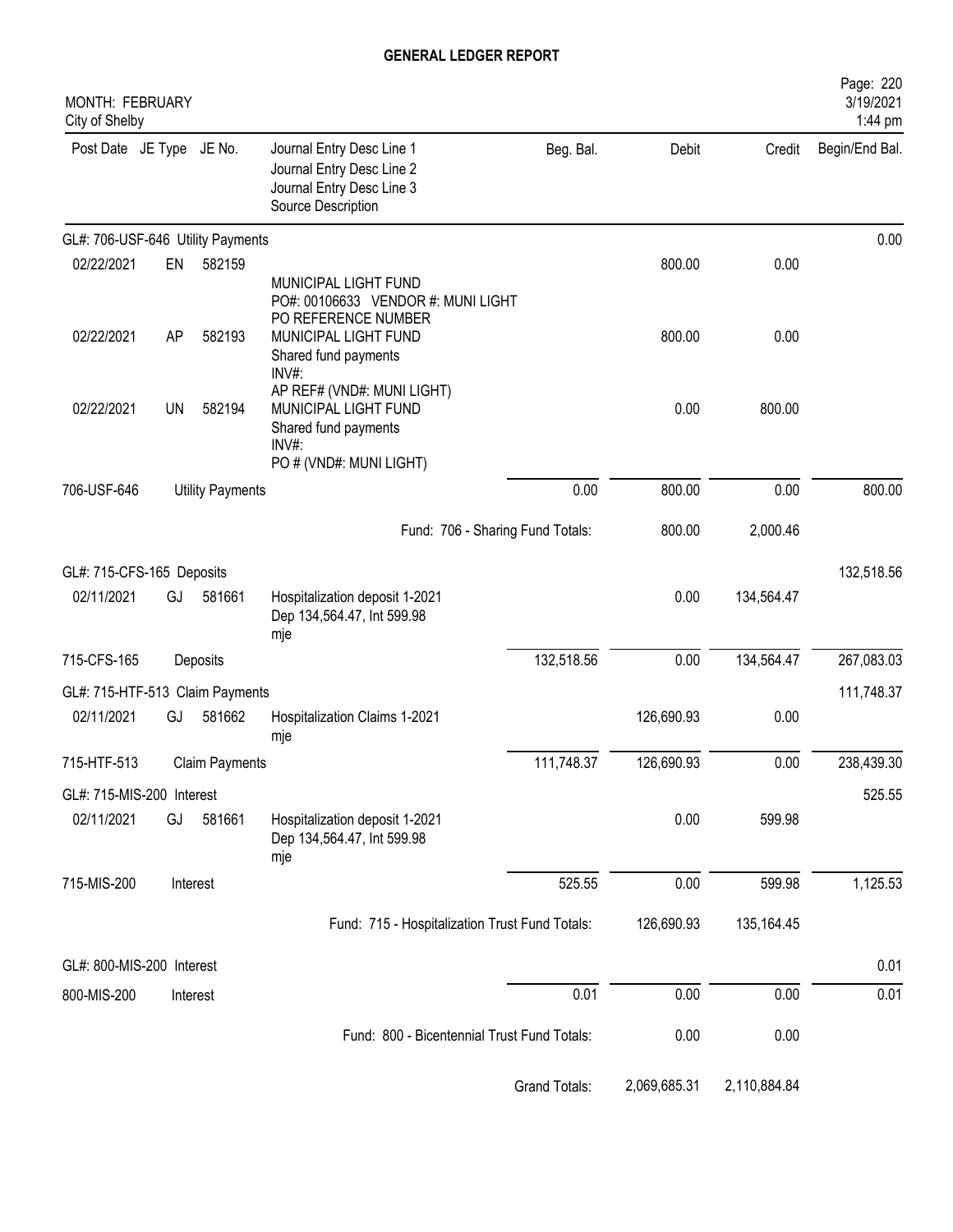# GENERAL LEDGER REPORT

MONTH: FEBRUARY
City of Shelby

| Post Date | JE Type | JE No. | Journal Entry Desc Line 1 / Journal Entry Desc Line 2 / Journal Entry Desc Line 3 / Source Description | Beg. Bal. | Debit | Credit | Begin/End Bal. |
|---|---|---|---|---|---|---|---|
| GL#: 706-USF-646 Utility Payments | | | | | | | 0.00 |
| 02/22/2021 | EN | 582159 | MUNICIPAL LIGHT FUND<br>PO#: 00106633 VENDOR #: MUNI LIGHT<br>PO REFERENCE NUMBER | | 800.00 | 0.00 | |
| 02/22/2021 | AP | 582193 | MUNICIPAL LIGHT FUND<br>Shared fund payments<br>INV#:<br>AP REF# (VND#: MUNI LIGHT) | | 800.00 | 0.00 | |
| 02/22/2021 | UN | 582194 | MUNICIPAL LIGHT FUND<br>Shared fund payments<br>INV#:<br>PO # (VND#: MUNI LIGHT) | | 0.00 | 800.00 | |
| 706-USF-646 | | Utility Payments | | 0.00 | 800.00 | 0.00 | 800.00 |
| | | | Fund: 706 - Sharing Fund Totals: | | 800.00 | 2,000.46 | |
| GL#: 715-CFS-165 Deposits | | | | | | | 132,518.56 |
| 02/11/2021 | GJ | 581661 | Hospitalization deposit 1-2021<br>Dep 134,564.47, Int 599.98<br>mje | | 0.00 | 134,564.47 | |
| 715-CFS-165 | | Deposits | | 132,518.56 | 0.00 | 134,564.47 | 267,083.03 |
| GL#: 715-HTF-513 Claim Payments | | | | | | | 111,748.37 |
| 02/11/2021 | GJ | 581662 | Hospitalization Claims 1-2021<br>mje | | 126,690.93 | 0.00 | |
| 715-HTF-513 | | Claim Payments | | 111,748.37 | 126,690.93 | 0.00 | 238,439.30 |
| GL#: 715-MIS-200 Interest | | | | | | | 525.55 |
| 02/11/2021 | GJ | 581661 | Hospitalization deposit 1-2021<br>Dep 134,564.47, Int 599.98<br>mje | | 0.00 | 599.98 | |
| 715-MIS-200 | | Interest | | 525.55 | 0.00 | 599.98 | 1,125.53 |
| | | | Fund: 715 - Hospitalization Trust Fund Totals: | | 126,690.93 | 135,164.45 | |
| GL#: 800-MIS-200 Interest | | | | | | | 0.01 |
| 800-MIS-200 | | Interest | | 0.01 | 0.00 | 0.00 | 0.01 |
| | | | Fund: 800 - Bicentennial Trust Fund Totals: | | 0.00 | 0.00 | |
| | | | Grand Totals: | | 2,069,685.31 | 2,110,884.84 | |